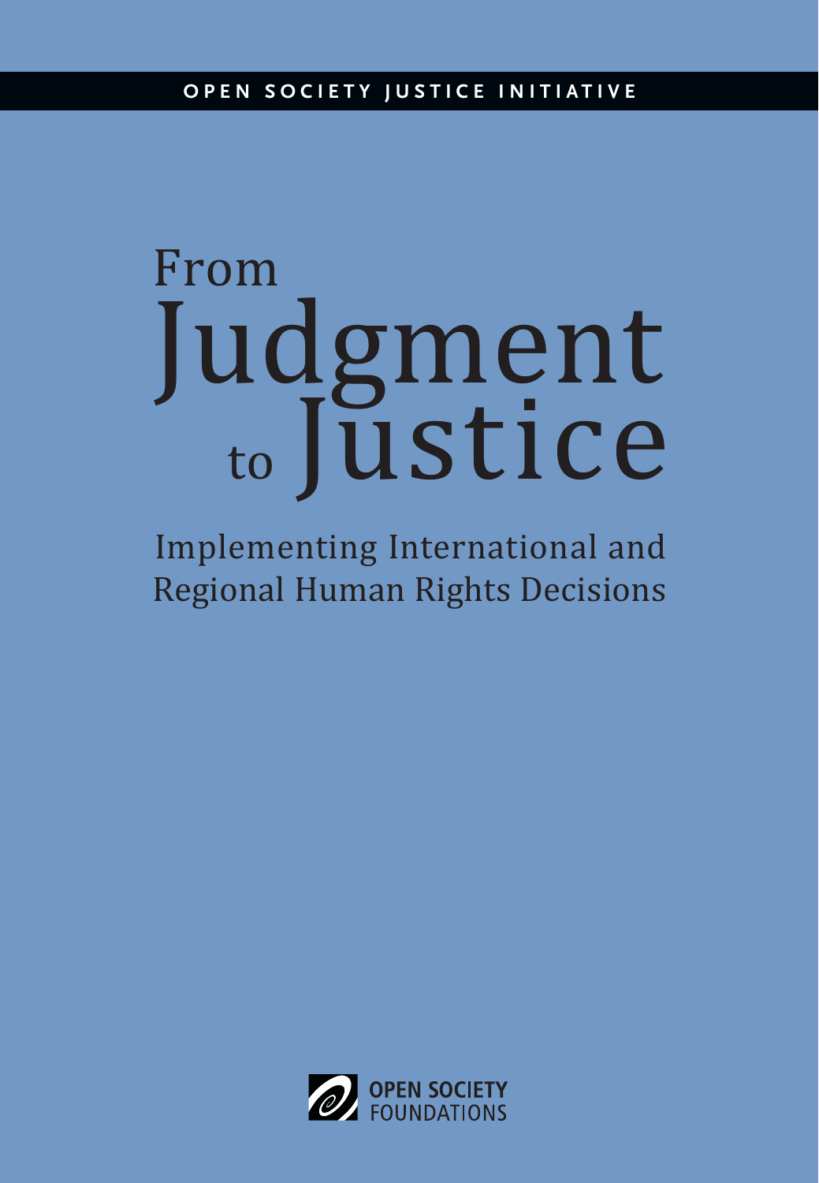OPEN SOCIETY JUSTICE INITIATIVE

# From Judgment to Justice

## Implementing International and Regional Human Rights Decisions

OPEN SOCIETY FOUNDATIONS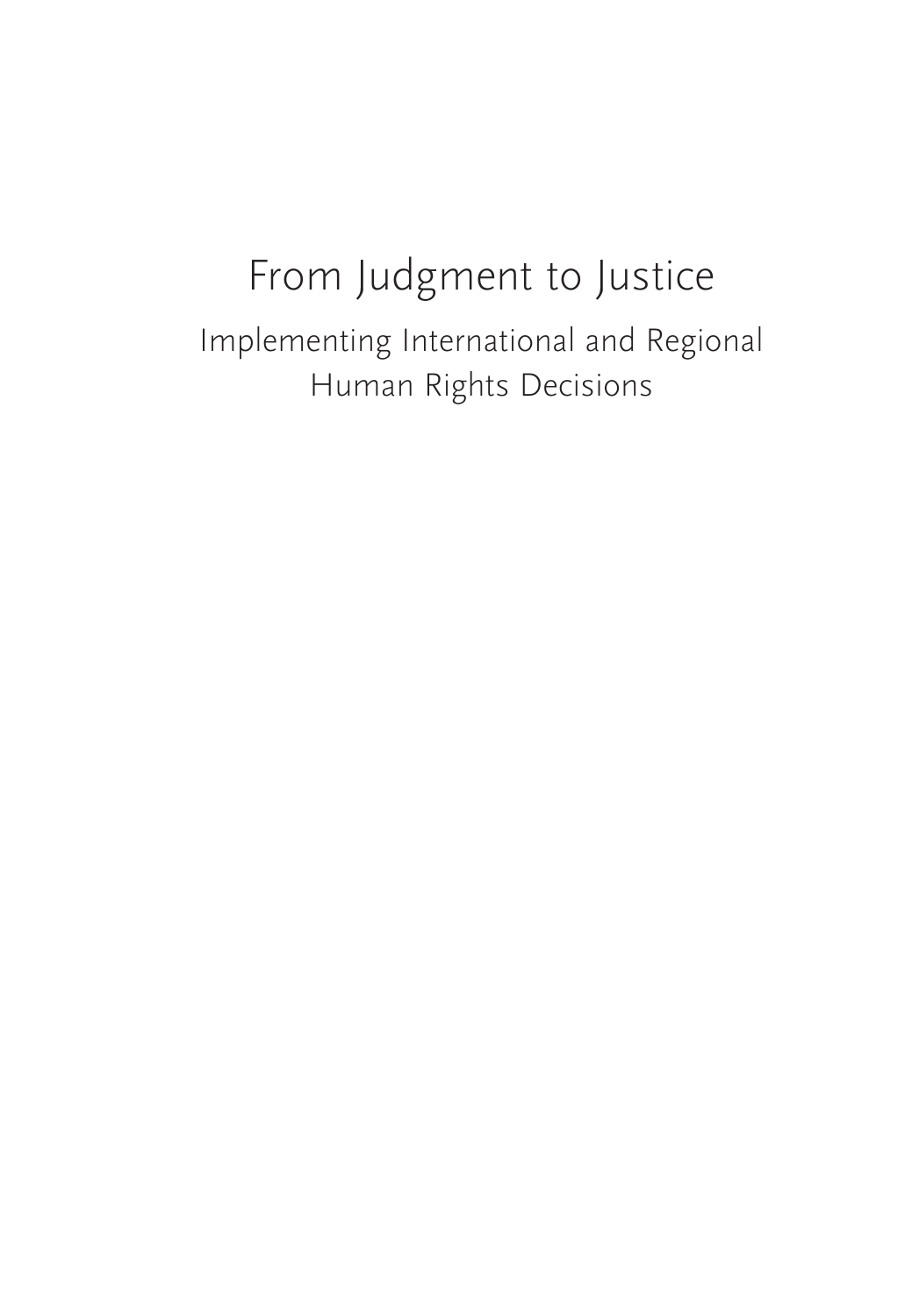# From Judgment to Justice

## Implementing International and Regional Human Rights Decisions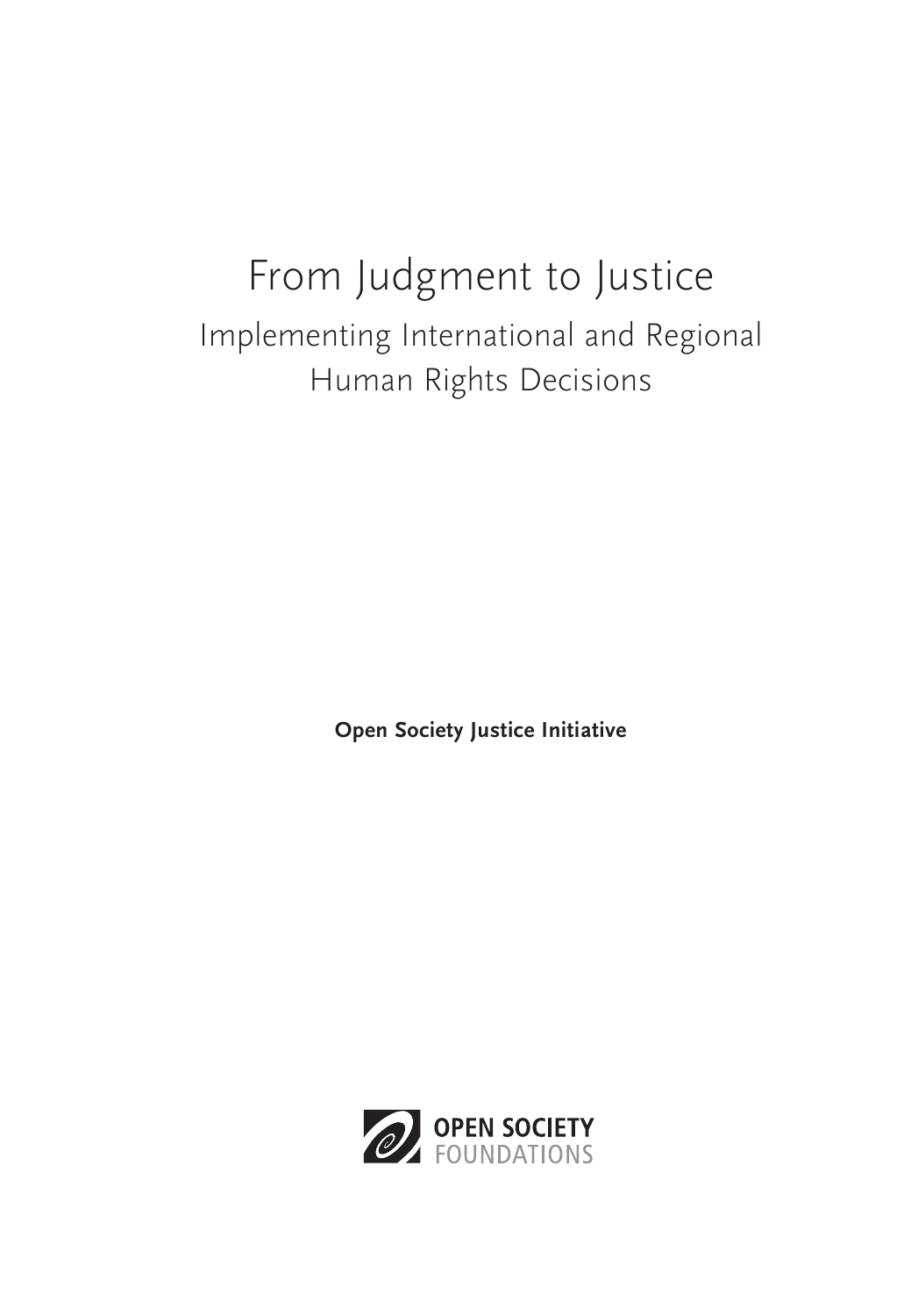# From Judgment to Justice

## Implementing International and Regional Human Rights Decisions

**Open Society Justice Initiative**

**OPEN SOCIETY**
FOUNDATIONS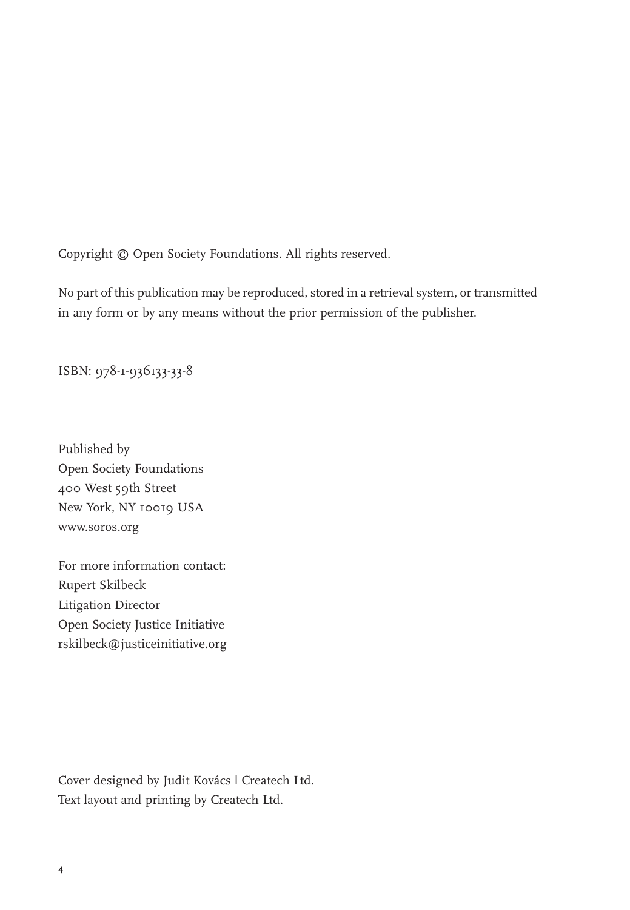Copyright © Open Society Foundations. All rights reserved.

No part of this publication may be reproduced, stored in a retrieval system, or transmitted in any form or by any means without the prior permission of the publisher.

ISBN: 978-1-936133-33-8

Published by
Open Society Foundations
400 West 59th Street
New York, NY 10019 USA
www.soros.org

For more information contact:
Rupert Skilbeck
Litigation Director
Open Society Justice Initiative
rskilbeck@justiceinitiative.org

Cover designed by Judit Kovács | Createch Ltd.
Text layout and printing by Createch Ltd.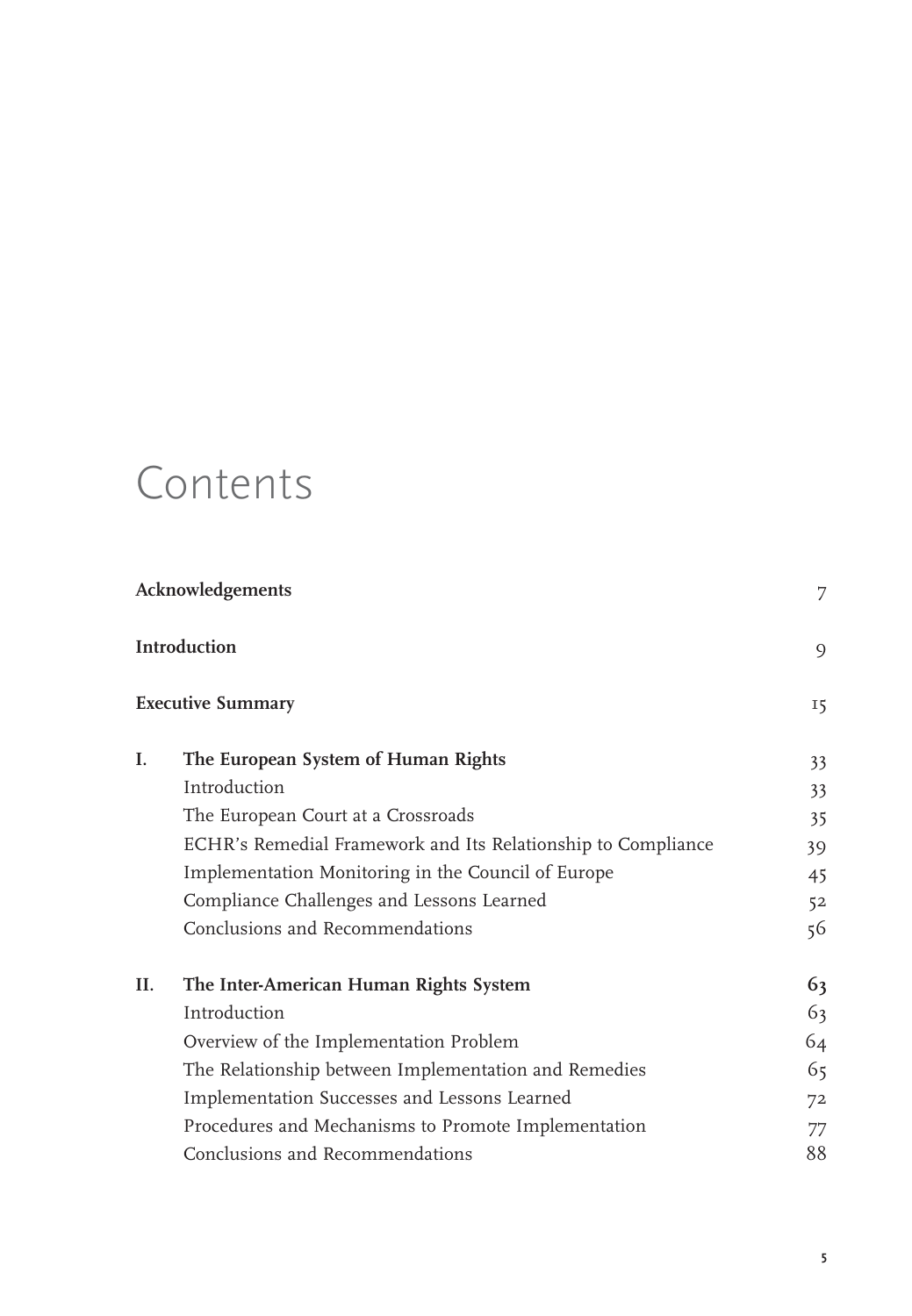# Contents

| | | |
|---|---|---|
| **Acknowledgements** | | 7 |
| **Introduction** | | 9 |
| **Executive Summary** | | 15 |
| **I.** | **The European System of Human Rights** | 33 |
| | Introduction | 33 |
| | The European Court at a Crossroads | 35 |
| | ECHR's Remedial Framework and Its Relationship to Compliance | 39 |
| | Implementation Monitoring in the Council of Europe | 45 |
| | Compliance Challenges and Lessons Learned | 52 |
| | Conclusions and Recommendations | 56 |
| **II.** | **The Inter-American Human Rights System** | 63 |
| | Introduction | 63 |
| | Overview of the Implementation Problem | 64 |
| | The Relationship between Implementation and Remedies | 65 |
| | Implementation Successes and Lessons Learned | 72 |
| | Procedures and Mechanisms to Promote Implementation | 77 |
| | Conclusions and Recommendations | 88 |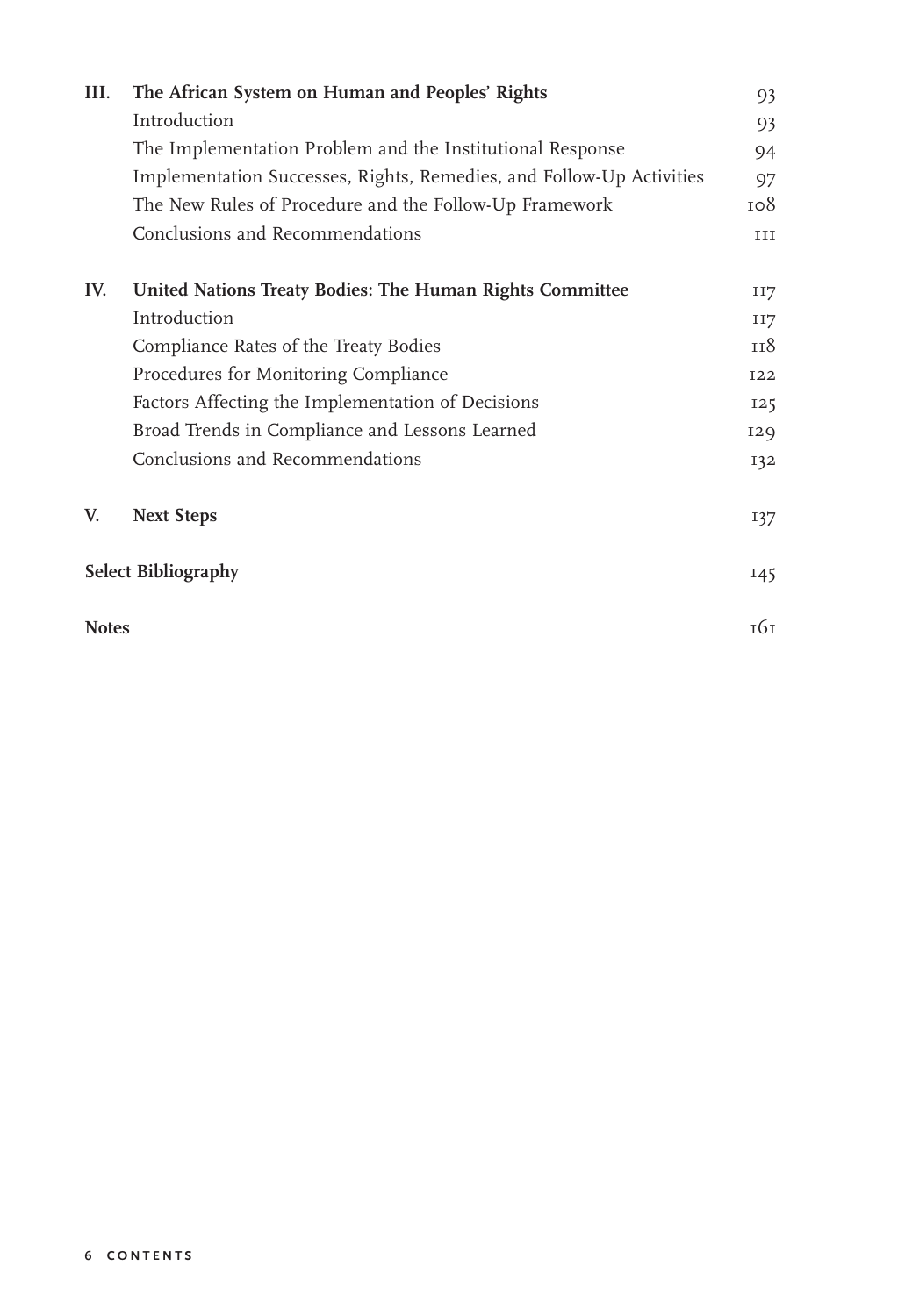| | | |
|---|---|---|
| **III.** | **The African System on Human and Peoples' Rights** | 93 |
| | Introduction | 93 |
| | The Implementation Problem and the Institutional Response | 94 |
| | Implementation Successes, Rights, Remedies, and Follow-Up Activities | 97 |
| | The New Rules of Procedure and the Follow-Up Framework | 108 |
| | Conclusions and Recommendations | 111 |
| **IV.** | **United Nations Treaty Bodies: The Human Rights Committee** | 117 |
| | Introduction | 117 |
| | Compliance Rates of the Treaty Bodies | 118 |
| | Procedures for Monitoring Compliance | 122 |
| | Factors Affecting the Implementation of Decisions | 125 |
| | Broad Trends in Compliance and Lessons Learned | 129 |
| | Conclusions and Recommendations | 132 |
| **V.** | **Next Steps** | 137 |
| **Select Bibliography** | | 145 |
| **Notes** | | 161 |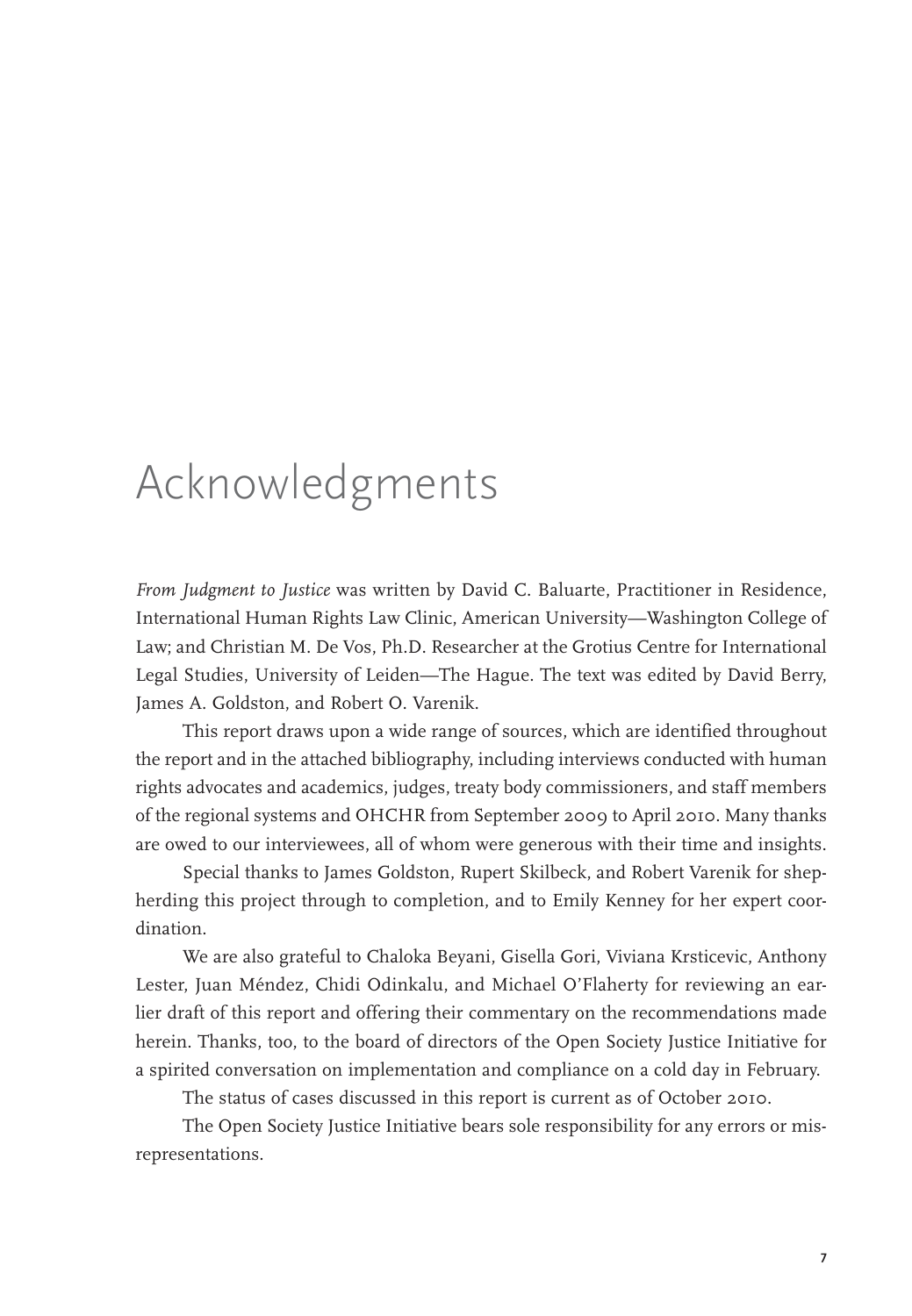# Acknowledgments

*From Judgment to Justice* was written by David C. Baluarte, Practitioner in Residence, International Human Rights Law Clinic, American University—Washington College of Law; and Christian M. De Vos, Ph.D. Researcher at the Grotius Centre for International Legal Studies, University of Leiden—The Hague. The text was edited by David Berry, James A. Goldston, and Robert O. Varenik.

This report draws upon a wide range of sources, which are identified throughout the report and in the attached bibliography, including interviews conducted with human rights advocates and academics, judges, treaty body commissioners, and staff members of the regional systems and OHCHR from September 2009 to April 2010. Many thanks are owed to our interviewees, all of whom were generous with their time and insights.

Special thanks to James Goldston, Rupert Skilbeck, and Robert Varenik for shepherding this project through to completion, and to Emily Kenney for her expert coordination.

We are also grateful to Chaloka Beyani, Gisella Gori, Viviana Krsticevic, Anthony Lester, Juan Méndez, Chidi Odinkalu, and Michael O'Flaherty for reviewing an earlier draft of this report and offering their commentary on the recommendations made herein. Thanks, too, to the board of directors of the Open Society Justice Initiative for a spirited conversation on implementation and compliance on a cold day in February.

The status of cases discussed in this report is current as of October 2010.

The Open Society Justice Initiative bears sole responsibility for any errors or misrepresentations.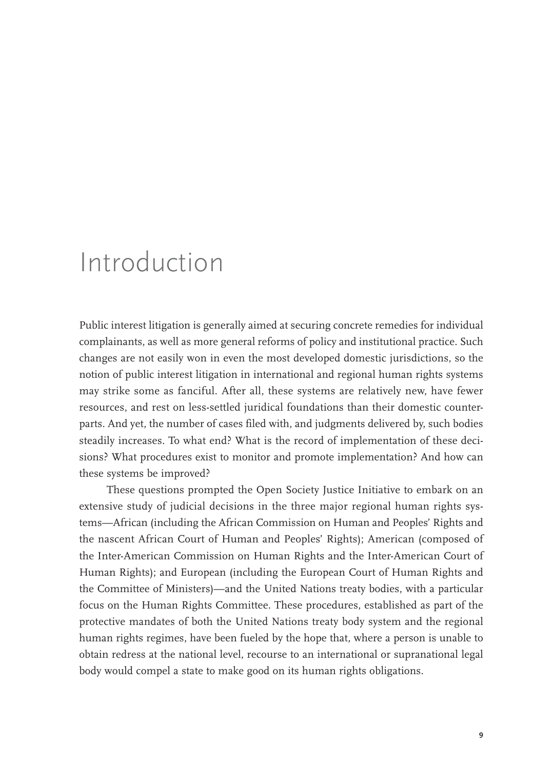# Introduction

Public interest litigation is generally aimed at securing concrete remedies for individual complainants, as well as more general reforms of policy and institutional practice. Such changes are not easily won in even the most developed domestic jurisdictions, so the notion of public interest litigation in international and regional human rights systems may strike some as fanciful. After all, these systems are relatively new, have fewer resources, and rest on less-settled juridical foundations than their domestic counterparts. And yet, the number of cases filed with, and judgments delivered by, such bodies steadily increases. To what end? What is the record of implementation of these decisions? What procedures exist to monitor and promote implementation? And how can these systems be improved?

These questions prompted the Open Society Justice Initiative to embark on an extensive study of judicial decisions in the three major regional human rights systems—African (including the African Commission on Human and Peoples' Rights and the nascent African Court of Human and Peoples' Rights); American (composed of the Inter-American Commission on Human Rights and the Inter-American Court of Human Rights); and European (including the European Court of Human Rights and the Committee of Ministers)—and the United Nations treaty bodies, with a particular focus on the Human Rights Committee. These procedures, established as part of the protective mandates of both the United Nations treaty body system and the regional human rights regimes, have been fueled by the hope that, where a person is unable to obtain redress at the national level, recourse to an international or supranational legal body would compel a state to make good on its human rights obligations.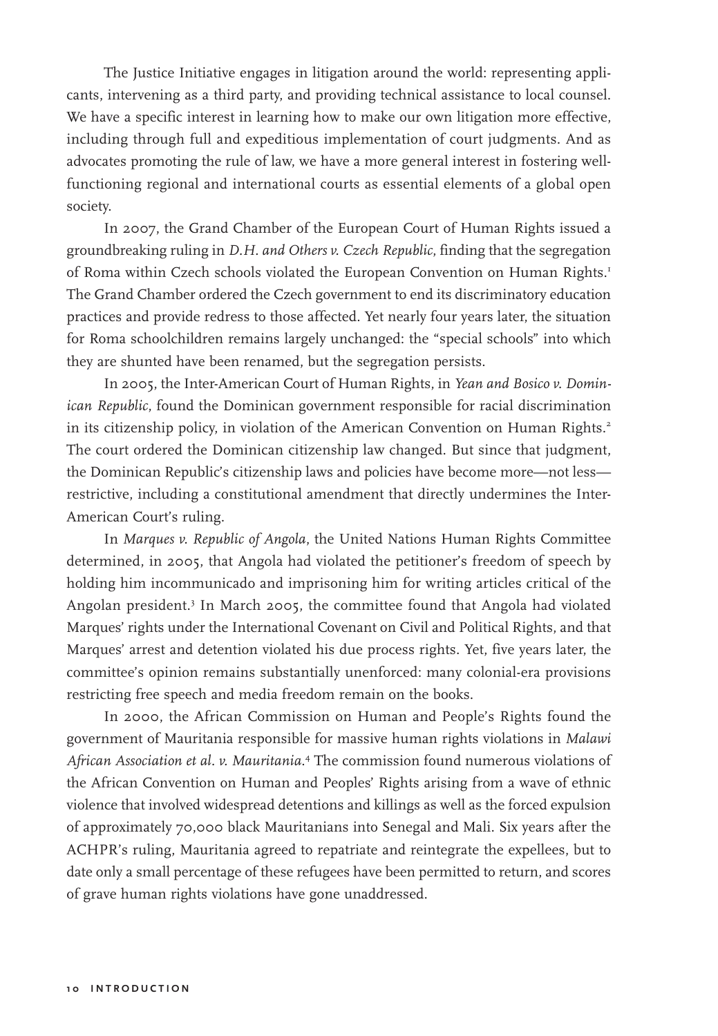The Justice Initiative engages in litigation around the world: representing applicants, intervening as a third party, and providing technical assistance to local counsel. We have a specific interest in learning how to make our own litigation more effective, including through full and expeditious implementation of court judgments. And as advocates promoting the rule of law, we have a more general interest in fostering well-functioning regional and international courts as essential elements of a global open society.

In 2007, the Grand Chamber of the European Court of Human Rights issued a groundbreaking ruling in *D.H. and Others v. Czech Republic*, finding that the segregation of Roma within Czech schools violated the European Convention on Human Rights.[1] The Grand Chamber ordered the Czech government to end its discriminatory education practices and provide redress to those affected. Yet nearly four years later, the situation for Roma schoolchildren remains largely unchanged: the "special schools" into which they are shunted have been renamed, but the segregation persists.

In 2005, the Inter-American Court of Human Rights, in *Yean and Bosico v. Dominican Republic*, found the Dominican government responsible for racial discrimination in its citizenship policy, in violation of the American Convention on Human Rights.[2] The court ordered the Dominican citizenship law changed. But since that judgment, the Dominican Republic's citizenship laws and policies have become more—not less—restrictive, including a constitutional amendment that directly undermines the Inter-American Court's ruling.

In *Marques v. Republic of Angola*, the United Nations Human Rights Committee determined, in 2005, that Angola had violated the petitioner's freedom of speech by holding him incommunicado and imprisoning him for writing articles critical of the Angolan president.[3] In March 2005, the committee found that Angola had violated Marques' rights under the International Covenant on Civil and Political Rights, and that Marques' arrest and detention violated his due process rights. Yet, five years later, the committee's opinion remains substantially unenforced: many colonial-era provisions restricting free speech and media freedom remain on the books.

In 2000, the African Commission on Human and People's Rights found the government of Mauritania responsible for massive human rights violations in *Malawi African Association et al. v. Mauritania*.[4] The commission found numerous violations of the African Convention on Human and Peoples' Rights arising from a wave of ethnic violence that involved widespread detentions and killings as well as the forced expulsion of approximately 70,000 black Mauritanians into Senegal and Mali. Six years after the ACHPR's ruling, Mauritania agreed to repatriate and reintegrate the expellees, but to date only a small percentage of these refugees have been permitted to return, and scores of grave human rights violations have gone unaddressed.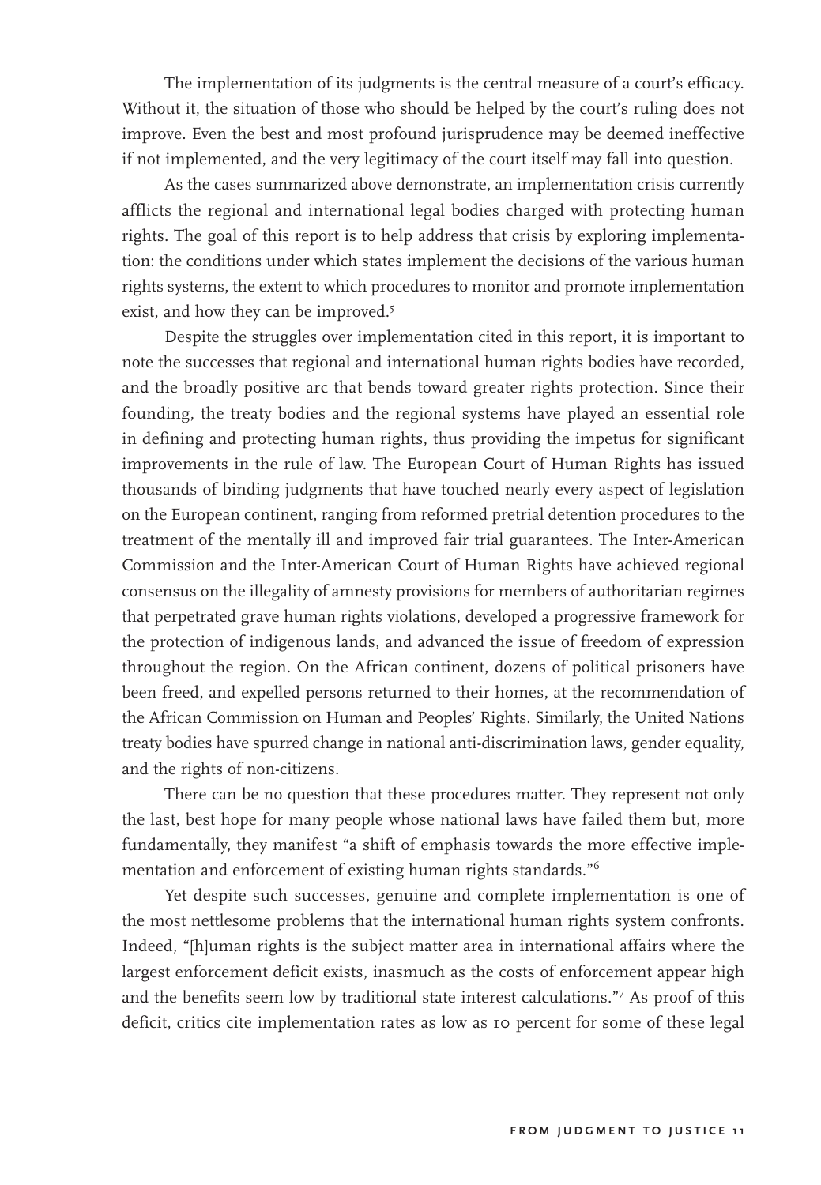The implementation of its judgments is the central measure of a court's efficacy. Without it, the situation of those who should be helped by the court's ruling does not improve. Even the best and most profound jurisprudence may be deemed ineffective if not implemented, and the very legitimacy of the court itself may fall into question.

As the cases summarized above demonstrate, an implementation crisis currently afflicts the regional and international legal bodies charged with protecting human rights. The goal of this report is to help address that crisis by exploring implementation: the conditions under which states implement the decisions of the various human rights systems, the extent to which procedures to monitor and promote implementation exist, and how they can be improved.[5]

Despite the struggles over implementation cited in this report, it is important to note the successes that regional and international human rights bodies have recorded, and the broadly positive arc that bends toward greater rights protection. Since their founding, the treaty bodies and the regional systems have played an essential role in defining and protecting human rights, thus providing the impetus for significant improvements in the rule of law. The European Court of Human Rights has issued thousands of binding judgments that have touched nearly every aspect of legislation on the European continent, ranging from reformed pretrial detention procedures to the treatment of the mentally ill and improved fair trial guarantees. The Inter-American Commission and the Inter-American Court of Human Rights have achieved regional consensus on the illegality of amnesty provisions for members of authoritarian regimes that perpetrated grave human rights violations, developed a progressive framework for the protection of indigenous lands, and advanced the issue of freedom of expression throughout the region. On the African continent, dozens of political prisoners have been freed, and expelled persons returned to their homes, at the recommendation of the African Commission on Human and Peoples' Rights. Similarly, the United Nations treaty bodies have spurred change in national anti-discrimination laws, gender equality, and the rights of non-citizens.

There can be no question that these procedures matter. They represent not only the last, best hope for many people whose national laws have failed them but, more fundamentally, they manifest "a shift of emphasis towards the more effective implementation and enforcement of existing human rights standards."[6]

Yet despite such successes, genuine and complete implementation is one of the most nettlesome problems that the international human rights system confronts. Indeed, "[h]uman rights is the subject matter area in international affairs where the largest enforcement deficit exists, inasmuch as the costs of enforcement appear high and the benefits seem low by traditional state interest calculations."[7] As proof of this deficit, critics cite implementation rates as low as 10 percent for some of these legal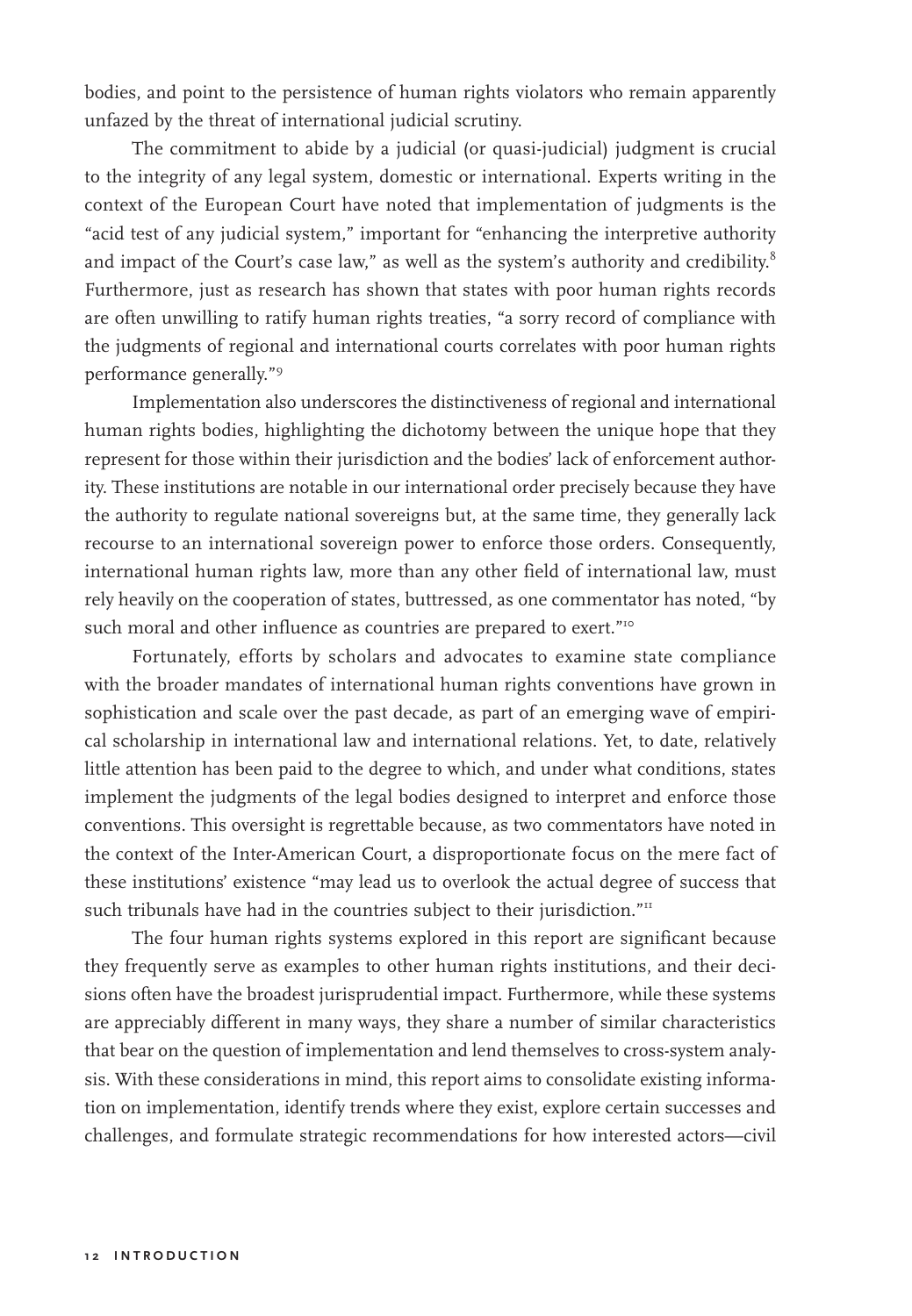bodies, and point to the persistence of human rights violators who remain apparently unfazed by the threat of international judicial scrutiny.

The commitment to abide by a judicial (or quasi-judicial) judgment is crucial to the integrity of any legal system, domestic or international. Experts writing in the context of the European Court have noted that implementation of judgments is the "acid test of any judicial system," important for "enhancing the interpretive authority and impact of the Court's case law," as well as the system's authority and credibility.[8] Furthermore, just as research has shown that states with poor human rights records are often unwilling to ratify human rights treaties, "a sorry record of compliance with the judgments of regional and international courts correlates with poor human rights performance generally."[9]

Implementation also underscores the distinctiveness of regional and international human rights bodies, highlighting the dichotomy between the unique hope that they represent for those within their jurisdiction and the bodies' lack of enforcement authority. These institutions are notable in our international order precisely because they have the authority to regulate national sovereigns but, at the same time, they generally lack recourse to an international sovereign power to enforce those orders. Consequently, international human rights law, more than any other field of international law, must rely heavily on the cooperation of states, buttressed, as one commentator has noted, "by such moral and other influence as countries are prepared to exert."[10]

Fortunately, efforts by scholars and advocates to examine state compliance with the broader mandates of international human rights conventions have grown in sophistication and scale over the past decade, as part of an emerging wave of empirical scholarship in international law and international relations. Yet, to date, relatively little attention has been paid to the degree to which, and under what conditions, states implement the judgments of the legal bodies designed to interpret and enforce those conventions. This oversight is regrettable because, as two commentators have noted in the context of the Inter-American Court, a disproportionate focus on the mere fact of these institutions' existence "may lead us to overlook the actual degree of success that such tribunals have had in the countries subject to their jurisdiction."[11]

The four human rights systems explored in this report are significant because they frequently serve as examples to other human rights institutions, and their decisions often have the broadest jurisprudential impact. Furthermore, while these systems are appreciably different in many ways, they share a number of similar characteristics that bear on the question of implementation and lend themselves to cross-system analysis. With these considerations in mind, this report aims to consolidate existing information on implementation, identify trends where they exist, explore certain successes and challenges, and formulate strategic recommendations for how interested actors—civil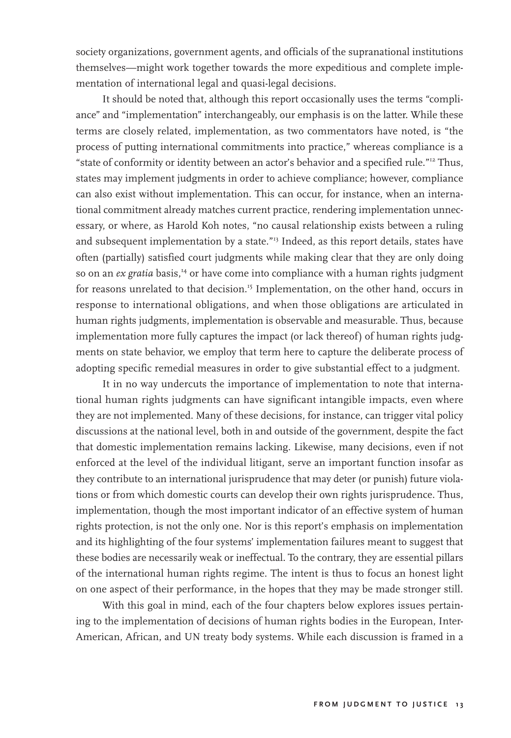society organizations, government agents, and officials of the supranational institutions themselves—might work together towards the more expeditious and complete implementation of international legal and quasi-legal decisions.

It should be noted that, although this report occasionally uses the terms "compliance" and "implementation" interchangeably, our emphasis is on the latter. While these terms are closely related, implementation, as two commentators have noted, is "the process of putting international commitments into practice," whereas compliance is a "state of conformity or identity between an actor's behavior and a specified rule."[12] Thus, states may implement judgments in order to achieve compliance; however, compliance can also exist without implementation. This can occur, for instance, when an international commitment already matches current practice, rendering implementation unnecessary, or where, as Harold Koh notes, "no causal relationship exists between a ruling and subsequent implementation by a state."[13] Indeed, as this report details, states have often (partially) satisfied court judgments while making clear that they are only doing so on an *ex gratia* basis,[14] or have come into compliance with a human rights judgment for reasons unrelated to that decision.[15] Implementation, on the other hand, occurs in response to international obligations, and when those obligations are articulated in human rights judgments, implementation is observable and measurable. Thus, because implementation more fully captures the impact (or lack thereof) of human rights judgments on state behavior, we employ that term here to capture the deliberate process of adopting specific remedial measures in order to give substantial effect to a judgment.

It in no way undercuts the importance of implementation to note that international human rights judgments can have significant intangible impacts, even where they are not implemented. Many of these decisions, for instance, can trigger vital policy discussions at the national level, both in and outside of the government, despite the fact that domestic implementation remains lacking. Likewise, many decisions, even if not enforced at the level of the individual litigant, serve an important function insofar as they contribute to an international jurisprudence that may deter (or punish) future violations or from which domestic courts can develop their own rights jurisprudence. Thus, implementation, though the most important indicator of an effective system of human rights protection, is not the only one. Nor is this report's emphasis on implementation and its highlighting of the four systems' implementation failures meant to suggest that these bodies are necessarily weak or ineffectual. To the contrary, they are essential pillars of the international human rights regime. The intent is thus to focus an honest light on one aspect of their performance, in the hopes that they may be made stronger still.

With this goal in mind, each of the four chapters below explores issues pertaining to the implementation of decisions of human rights bodies in the European, Inter-American, African, and UN treaty body systems. While each discussion is framed in a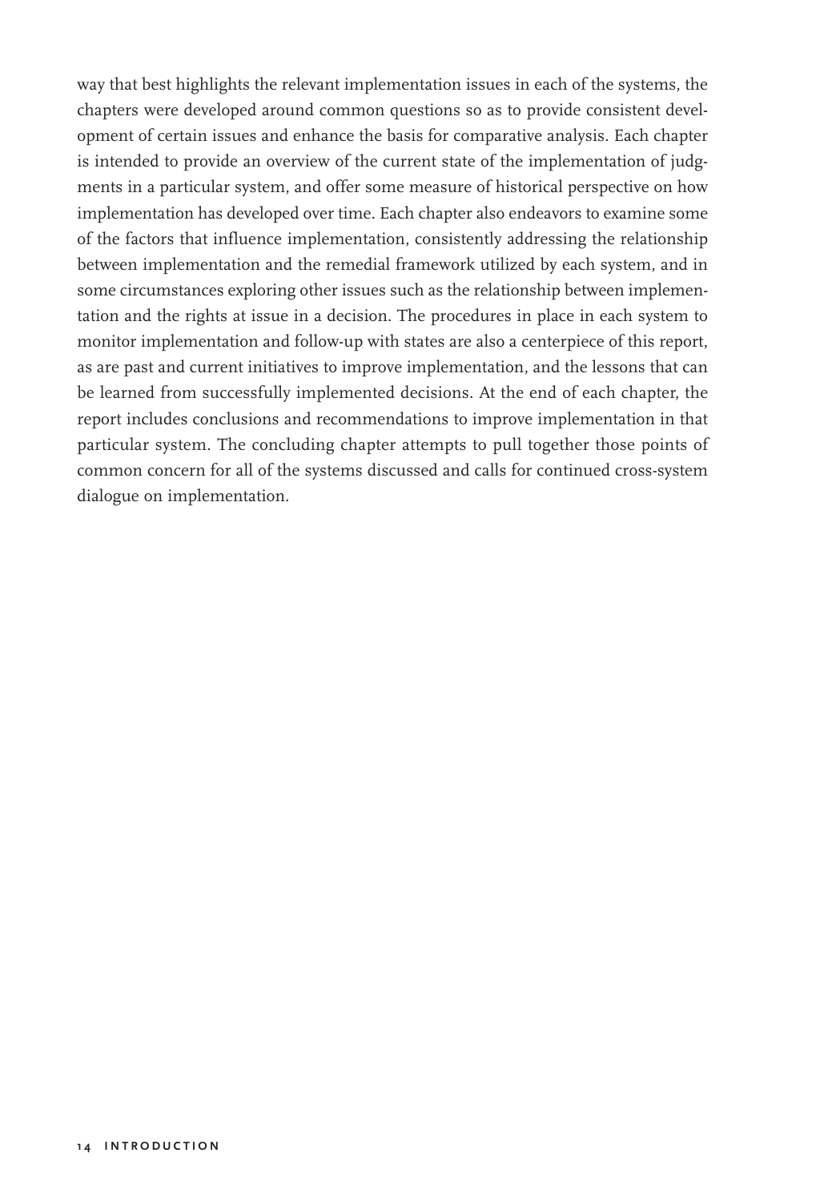way that best highlights the relevant implementation issues in each of the systems, the chapters were developed around common questions so as to provide consistent development of certain issues and enhance the basis for comparative analysis. Each chapter is intended to provide an overview of the current state of the implementation of judgments in a particular system, and offer some measure of historical perspective on how implementation has developed over time. Each chapter also endeavors to examine some of the factors that influence implementation, consistently addressing the relationship between implementation and the remedial framework utilized by each system, and in some circumstances exploring other issues such as the relationship between implementation and the rights at issue in a decision. The procedures in place in each system to monitor implementation and follow-up with states are also a centerpiece of this report, as are past and current initiatives to improve implementation, and the lessons that can be learned from successfully implemented decisions. At the end of each chapter, the report includes conclusions and recommendations to improve implementation in that particular system. The concluding chapter attempts to pull together those points of common concern for all of the systems discussed and calls for continued cross-system dialogue on implementation.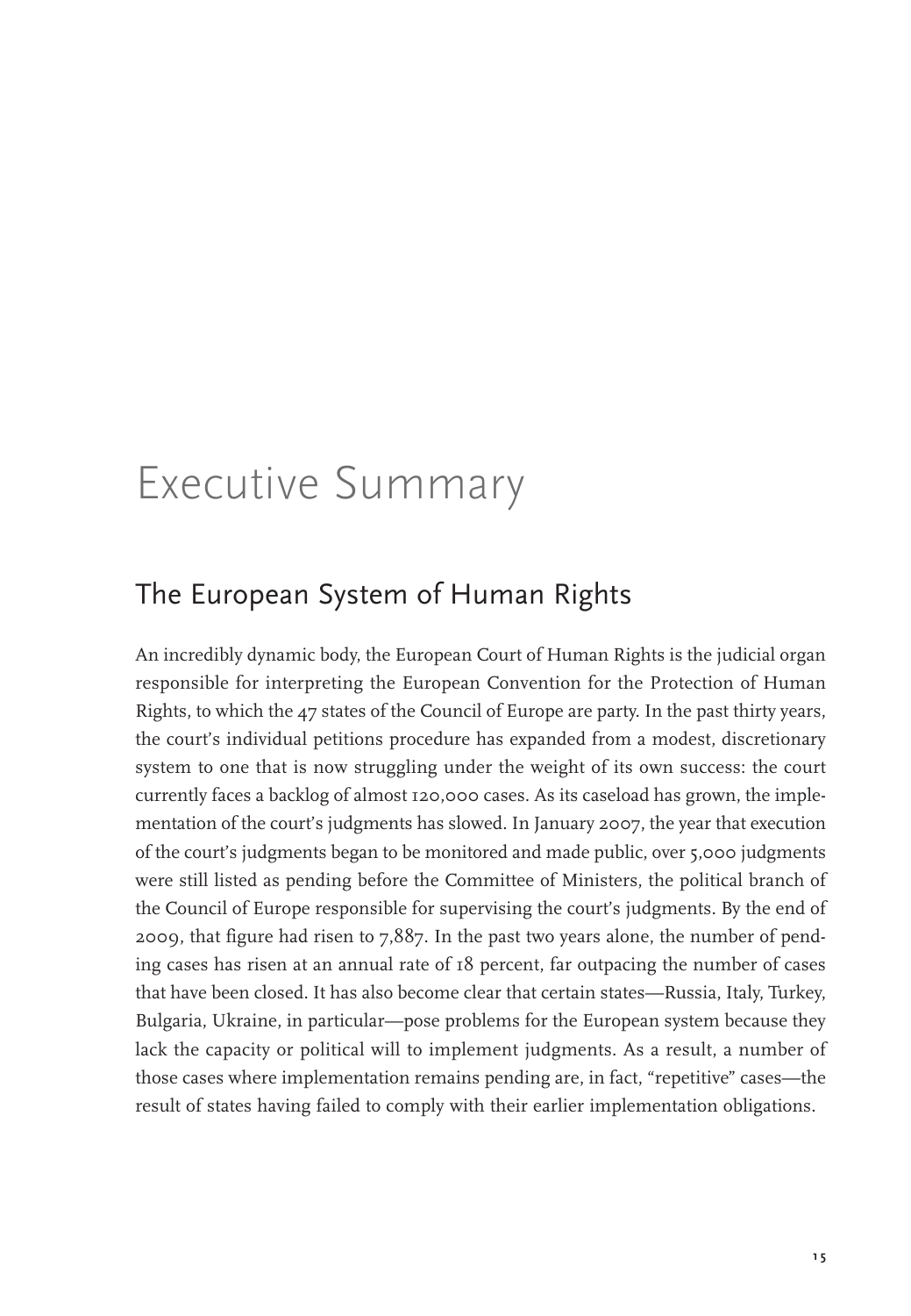# Executive Summary

## The European System of Human Rights

An incredibly dynamic body, the European Court of Human Rights is the judicial organ responsible for interpreting the European Convention for the Protection of Human Rights, to which the 47 states of the Council of Europe are party. In the past thirty years, the court's individual petitions procedure has expanded from a modest, discretionary system to one that is now struggling under the weight of its own success: the court currently faces a backlog of almost 120,000 cases. As its caseload has grown, the implementation of the court's judgments has slowed. In January 2007, the year that execution of the court's judgments began to be monitored and made public, over 5,000 judgments were still listed as pending before the Committee of Ministers, the political branch of the Council of Europe responsible for supervising the court's judgments. By the end of 2009, that figure had risen to 7,887. In the past two years alone, the number of pending cases has risen at an annual rate of 18 percent, far outpacing the number of cases that have been closed. It has also become clear that certain states—Russia, Italy, Turkey, Bulgaria, Ukraine, in particular—pose problems for the European system because they lack the capacity or political will to implement judgments. As a result, a number of those cases where implementation remains pending are, in fact, "repetitive" cases—the result of states having failed to comply with their earlier implementation obligations.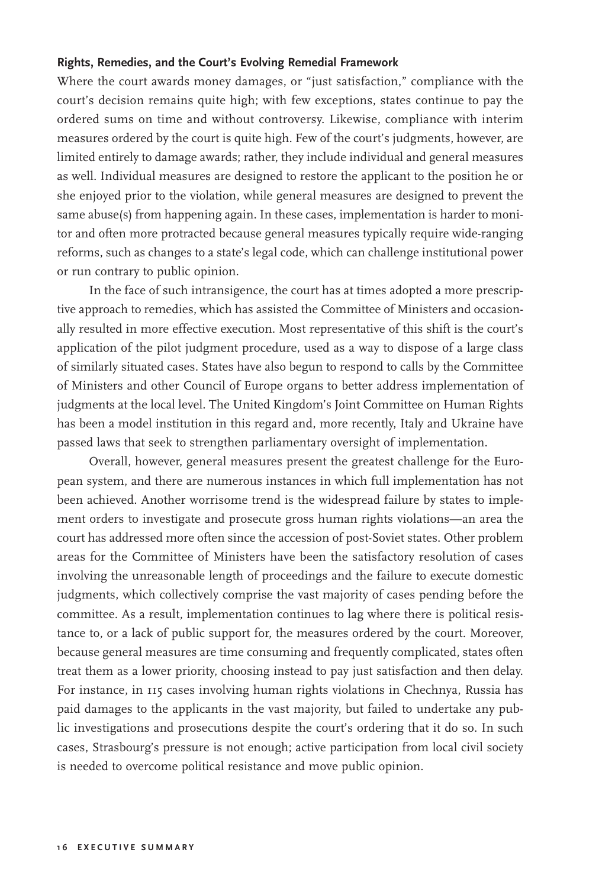### Rights, Remedies, and the Court's Evolving Remedial Framework

Where the court awards money damages, or "just satisfaction," compliance with the court's decision remains quite high; with few exceptions, states continue to pay the ordered sums on time and without controversy. Likewise, compliance with interim measures ordered by the court is quite high. Few of the court's judgments, however, are limited entirely to damage awards; rather, they include individual and general measures as well. Individual measures are designed to restore the applicant to the position he or she enjoyed prior to the violation, while general measures are designed to prevent the same abuse(s) from happening again. In these cases, implementation is harder to monitor and often more protracted because general measures typically require wide-ranging reforms, such as changes to a state's legal code, which can challenge institutional power or run contrary to public opinion.

In the face of such intransigence, the court has at times adopted a more prescriptive approach to remedies, which has assisted the Committee of Ministers and occasionally resulted in more effective execution. Most representative of this shift is the court's application of the pilot judgment procedure, used as a way to dispose of a large class of similarly situated cases. States have also begun to respond to calls by the Committee of Ministers and other Council of Europe organs to better address implementation of judgments at the local level. The United Kingdom's Joint Committee on Human Rights has been a model institution in this regard and, more recently, Italy and Ukraine have passed laws that seek to strengthen parliamentary oversight of implementation.

Overall, however, general measures present the greatest challenge for the European system, and there are numerous instances in which full implementation has not been achieved. Another worrisome trend is the widespread failure by states to implement orders to investigate and prosecute gross human rights violations—an area the court has addressed more often since the accession of post-Soviet states. Other problem areas for the Committee of Ministers have been the satisfactory resolution of cases involving the unreasonable length of proceedings and the failure to execute domestic judgments, which collectively comprise the vast majority of cases pending before the committee. As a result, implementation continues to lag where there is political resistance to, or a lack of public support for, the measures ordered by the court. Moreover, because general measures are time consuming and frequently complicated, states often treat them as a lower priority, choosing instead to pay just satisfaction and then delay. For instance, in 115 cases involving human rights violations in Chechnya, Russia has paid damages to the applicants in the vast majority, but failed to undertake any public investigations and prosecutions despite the court's ordering that it do so. In such cases, Strasbourg's pressure is not enough; active participation from local civil society is needed to overcome political resistance and move public opinion.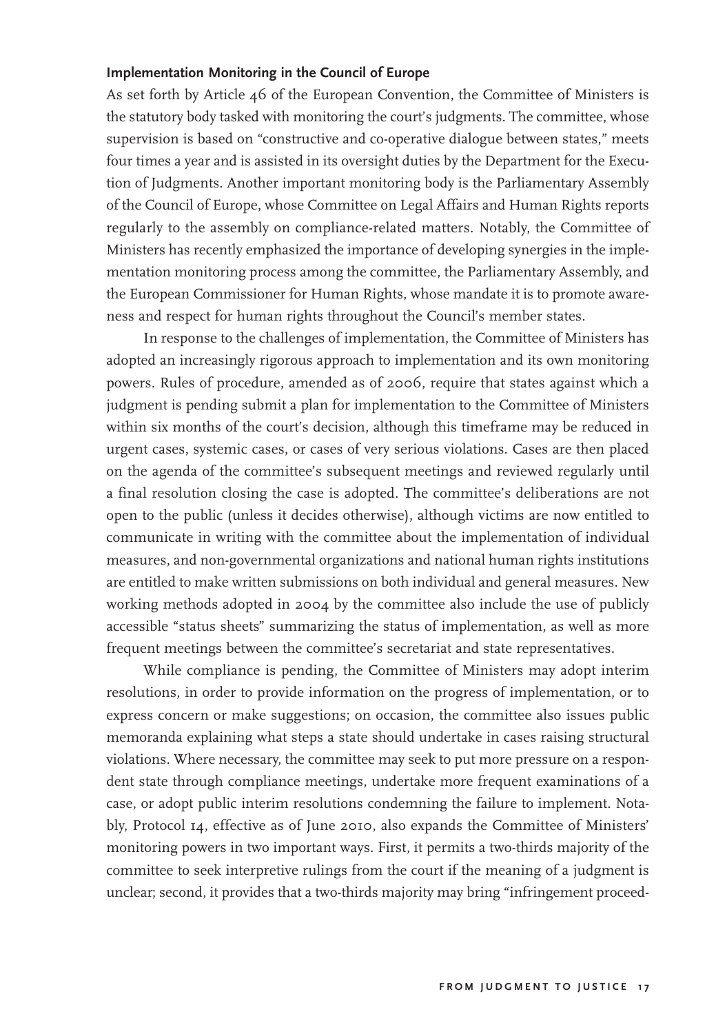### Implementation Monitoring in the Council of Europe

As set forth by Article 46 of the European Convention, the Committee of Ministers is the statutory body tasked with monitoring the court's judgments. The committee, whose supervision is based on "constructive and co-operative dialogue between states," meets four times a year and is assisted in its oversight duties by the Department for the Execution of Judgments. Another important monitoring body is the Parliamentary Assembly of the Council of Europe, whose Committee on Legal Affairs and Human Rights reports regularly to the assembly on compliance-related matters. Notably, the Committee of Ministers has recently emphasized the importance of developing synergies in the implementation monitoring process among the committee, the Parliamentary Assembly, and the European Commissioner for Human Rights, whose mandate it is to promote awareness and respect for human rights throughout the Council's member states.

In response to the challenges of implementation, the Committee of Ministers has adopted an increasingly rigorous approach to implementation and its own monitoring powers. Rules of procedure, amended as of 2006, require that states against which a judgment is pending submit a plan for implementation to the Committee of Ministers within six months of the court's decision, although this timeframe may be reduced in urgent cases, systemic cases, or cases of very serious violations. Cases are then placed on the agenda of the committee's subsequent meetings and reviewed regularly until a final resolution closing the case is adopted. The committee's deliberations are not open to the public (unless it decides otherwise), although victims are now entitled to communicate in writing with the committee about the implementation of individual measures, and non-governmental organizations and national human rights institutions are entitled to make written submissions on both individual and general measures. New working methods adopted in 2004 by the committee also include the use of publicly accessible "status sheets" summarizing the status of implementation, as well as more frequent meetings between the committee's secretariat and state representatives.

While compliance is pending, the Committee of Ministers may adopt interim resolutions, in order to provide information on the progress of implementation, or to express concern or make suggestions; on occasion, the committee also issues public memoranda explaining what steps a state should undertake in cases raising structural violations. Where necessary, the committee may seek to put more pressure on a respondent state through compliance meetings, undertake more frequent examinations of a case, or adopt public interim resolutions condemning the failure to implement. Notably, Protocol 14, effective as of June 2010, also expands the Committee of Ministers' monitoring powers in two important ways. First, it permits a two-thirds majority of the committee to seek interpretive rulings from the court if the meaning of a judgment is unclear; second, it provides that a two-thirds majority may bring "infringement proceed-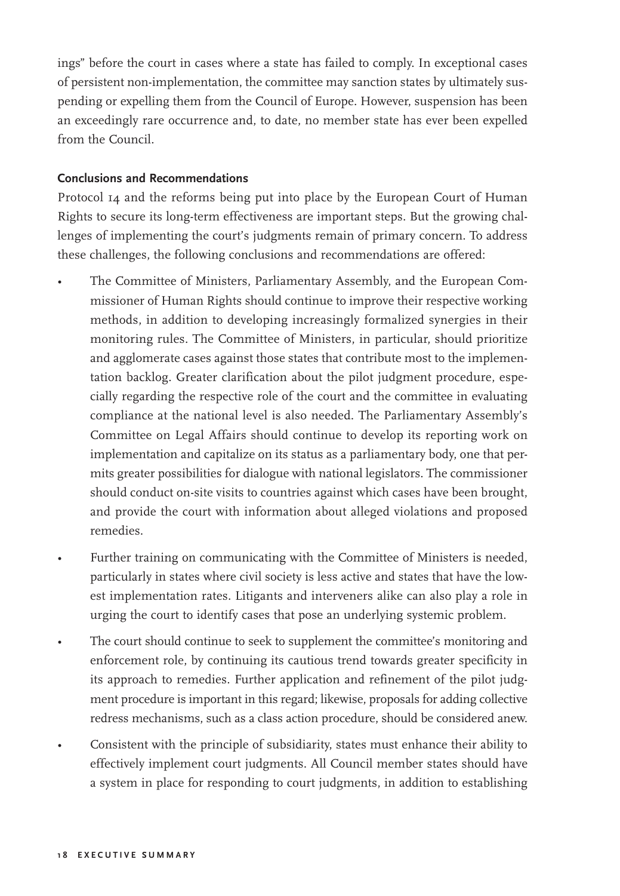ings" before the court in cases where a state has failed to comply. In exceptional cases of persistent non-implementation, the committee may sanction states by ultimately suspending or expelling them from the Council of Europe. However, suspension has been an exceedingly rare occurrence and, to date, no member state has ever been expelled from the Council.

**Conclusions and Recommendations**

Protocol 14 and the reforms being put into place by the European Court of Human Rights to secure its long-term effectiveness are important steps. But the growing challenges of implementing the court's judgments remain of primary concern. To address these challenges, the following conclusions and recommendations are offered:

- The Committee of Ministers, Parliamentary Assembly, and the European Commissioner of Human Rights should continue to improve their respective working methods, in addition to developing increasingly formalized synergies in their monitoring rules. The Committee of Ministers, in particular, should prioritize and agglomerate cases against those states that contribute most to the implementation backlog. Greater clarification about the pilot judgment procedure, especially regarding the respective role of the court and the committee in evaluating compliance at the national level is also needed. The Parliamentary Assembly's Committee on Legal Affairs should continue to develop its reporting work on implementation and capitalize on its status as a parliamentary body, one that permits greater possibilities for dialogue with national legislators. The commissioner should conduct on-site visits to countries against which cases have been brought, and provide the court with information about alleged violations and proposed remedies.
- Further training on communicating with the Committee of Ministers is needed, particularly in states where civil society is less active and states that have the lowest implementation rates. Litigants and interveners alike can also play a role in urging the court to identify cases that pose an underlying systemic problem.
- The court should continue to seek to supplement the committee's monitoring and enforcement role, by continuing its cautious trend towards greater specificity in its approach to remedies. Further application and refinement of the pilot judgment procedure is important in this regard; likewise, proposals for adding collective redress mechanisms, such as a class action procedure, should be considered anew.
- Consistent with the principle of subsidiarity, states must enhance their ability to effectively implement court judgments. All Council member states should have a system in place for responding to court judgments, in addition to establishing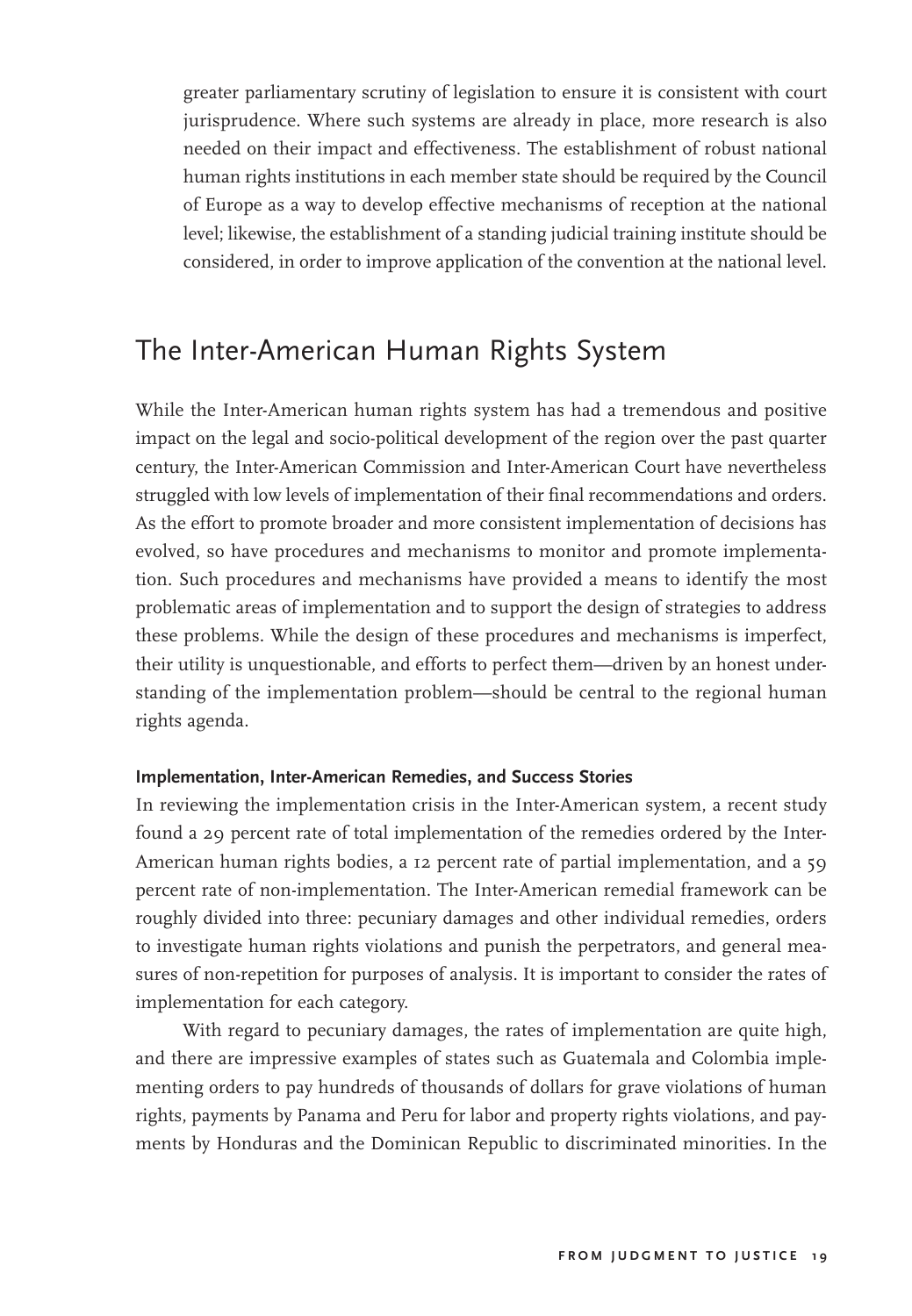greater parliamentary scrutiny of legislation to ensure it is consistent with court jurisprudence. Where such systems are already in place, more research is also needed on their impact and effectiveness. The establishment of robust national human rights institutions in each member state should be required by the Council of Europe as a way to develop effective mechanisms of reception at the national level; likewise, the establishment of a standing judicial training institute should be considered, in order to improve application of the convention at the national level.

## The Inter-American Human Rights System

While the Inter-American human rights system has had a tremendous and positive impact on the legal and socio-political development of the region over the past quarter century, the Inter-American Commission and Inter-American Court have nevertheless struggled with low levels of implementation of their final recommendations and orders. As the effort to promote broader and more consistent implementation of decisions has evolved, so have procedures and mechanisms to monitor and promote implementation. Such procedures and mechanisms have provided a means to identify the most problematic areas of implementation and to support the design of strategies to address these problems. While the design of these procedures and mechanisms is imperfect, their utility is unquestionable, and efforts to perfect them—driven by an honest understanding of the implementation problem—should be central to the regional human rights agenda.

### Implementation, Inter-American Remedies, and Success Stories

In reviewing the implementation crisis in the Inter-American system, a recent study found a 29 percent rate of total implementation of the remedies ordered by the Inter-American human rights bodies, a 12 percent rate of partial implementation, and a 59 percent rate of non-implementation. The Inter-American remedial framework can be roughly divided into three: pecuniary damages and other individual remedies, orders to investigate human rights violations and punish the perpetrators, and general measures of non-repetition for purposes of analysis. It is important to consider the rates of implementation for each category.

With regard to pecuniary damages, the rates of implementation are quite high, and there are impressive examples of states such as Guatemala and Colombia implementing orders to pay hundreds of thousands of dollars for grave violations of human rights, payments by Panama and Peru for labor and property rights violations, and payments by Honduras and the Dominican Republic to discriminated minorities. In the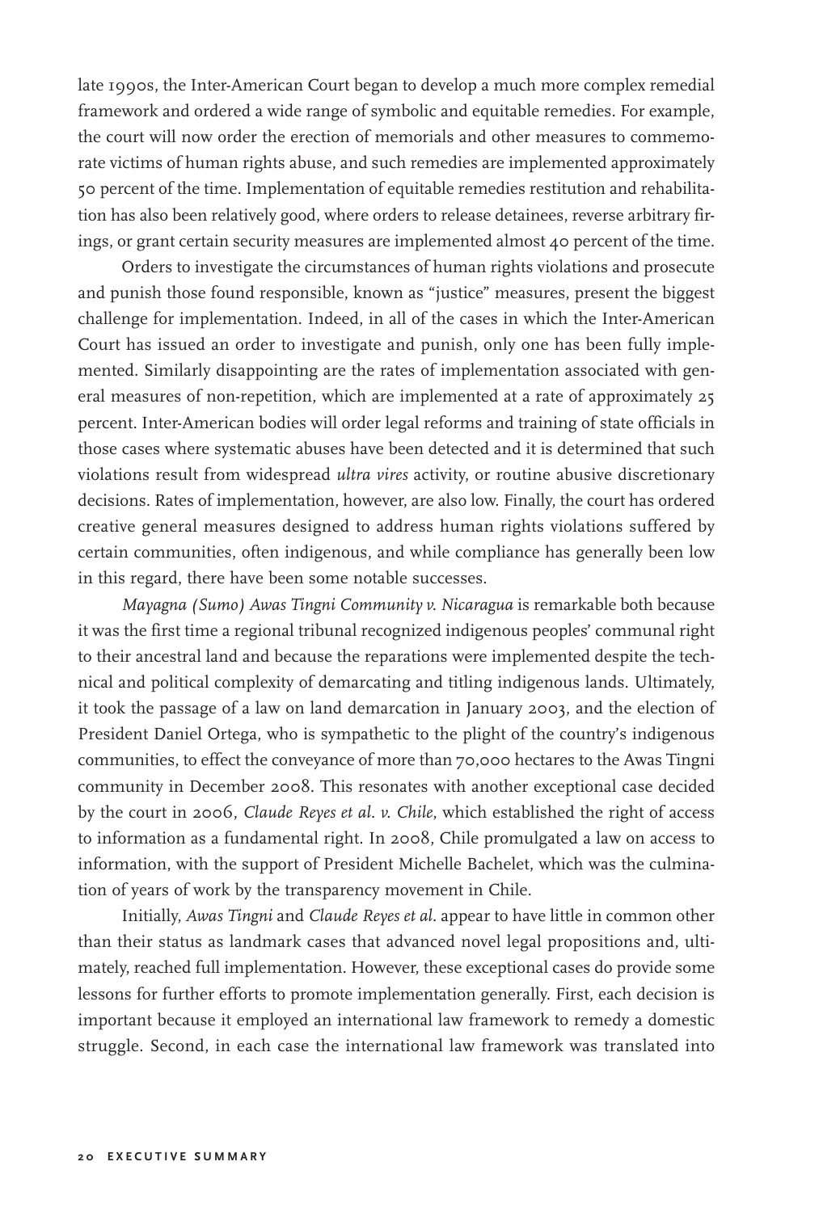late 1990s, the Inter-American Court began to develop a much more complex remedial framework and ordered a wide range of symbolic and equitable remedies. For example, the court will now order the erection of memorials and other measures to commemorate victims of human rights abuse, and such remedies are implemented approximately 50 percent of the time. Implementation of equitable remedies restitution and rehabilitation has also been relatively good, where orders to release detainees, reverse arbitrary firings, or grant certain security measures are implemented almost 40 percent of the time.

Orders to investigate the circumstances of human rights violations and prosecute and punish those found responsible, known as "justice" measures, present the biggest challenge for implementation. Indeed, in all of the cases in which the Inter-American Court has issued an order to investigate and punish, only one has been fully implemented. Similarly disappointing are the rates of implementation associated with general measures of non-repetition, which are implemented at a rate of approximately 25 percent. Inter-American bodies will order legal reforms and training of state officials in those cases where systematic abuses have been detected and it is determined that such violations result from widespread *ultra vires* activity, or routine abusive discretionary decisions. Rates of implementation, however, are also low. Finally, the court has ordered creative general measures designed to address human rights violations suffered by certain communities, often indigenous, and while compliance has generally been low in this regard, there have been some notable successes.

*Mayagna (Sumo) Awas Tingni Community v. Nicaragua* is remarkable both because it was the first time a regional tribunal recognized indigenous peoples' communal right to their ancestral land and because the reparations were implemented despite the technical and political complexity of demarcating and titling indigenous lands. Ultimately, it took the passage of a law on land demarcation in January 2003, and the election of President Daniel Ortega, who is sympathetic to the plight of the country's indigenous communities, to effect the conveyance of more than 70,000 hectares to the Awas Tingni community in December 2008. This resonates with another exceptional case decided by the court in 2006, *Claude Reyes et al. v. Chile*, which established the right of access to information as a fundamental right. In 2008, Chile promulgated a law on access to information, with the support of President Michelle Bachelet, which was the culmination of years of work by the transparency movement in Chile.

Initially, *Awas Tingni* and *Claude Reyes et al.* appear to have little in common other than their status as landmark cases that advanced novel legal propositions and, ultimately, reached full implementation. However, these exceptional cases do provide some lessons for further efforts to promote implementation generally. First, each decision is important because it employed an international law framework to remedy a domestic struggle. Second, in each case the international law framework was translated into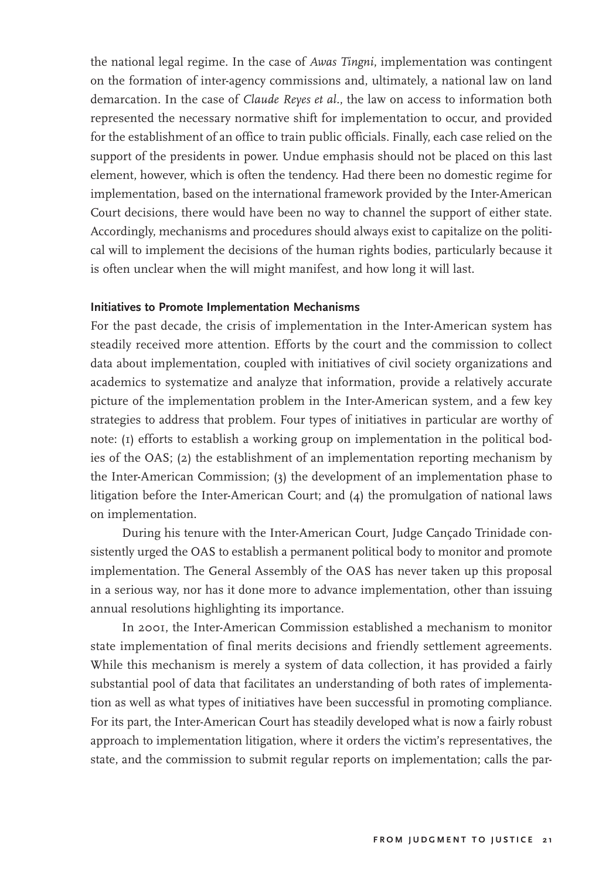the national legal regime. In the case of *Awas Tingni*, implementation was contingent on the formation of inter-agency commissions and, ultimately, a national law on land demarcation. In the case of *Claude Reyes et al.*, the law on access to information both represented the necessary normative shift for implementation to occur, and provided for the establishment of an office to train public officials. Finally, each case relied on the support of the presidents in power. Undue emphasis should not be placed on this last element, however, which is often the tendency. Had there been no domestic regime for implementation, based on the international framework provided by the Inter-American Court decisions, there would have been no way to channel the support of either state. Accordingly, mechanisms and procedures should always exist to capitalize on the political will to implement the decisions of the human rights bodies, particularly because it is often unclear when the will might manifest, and how long it will last.

#### Initiatives to Promote Implementation Mechanisms

For the past decade, the crisis of implementation in the Inter-American system has steadily received more attention. Efforts by the court and the commission to collect data about implementation, coupled with initiatives of civil society organizations and academics to systematize and analyze that information, provide a relatively accurate picture of the implementation problem in the Inter-American system, and a few key strategies to address that problem. Four types of initiatives in particular are worthy of note: (1) efforts to establish a working group on implementation in the political bodies of the OAS; (2) the establishment of an implementation reporting mechanism by the Inter-American Commission; (3) the development of an implementation phase to litigation before the Inter-American Court; and (4) the promulgation of national laws on implementation.

During his tenure with the Inter-American Court, Judge Cançado Trinidade consistently urged the OAS to establish a permanent political body to monitor and promote implementation. The General Assembly of the OAS has never taken up this proposal in a serious way, nor has it done more to advance implementation, other than issuing annual resolutions highlighting its importance.

In 2001, the Inter-American Commission established a mechanism to monitor state implementation of final merits decisions and friendly settlement agreements. While this mechanism is merely a system of data collection, it has provided a fairly substantial pool of data that facilitates an understanding of both rates of implementation as well as what types of initiatives have been successful in promoting compliance. For its part, the Inter-American Court has steadily developed what is now a fairly robust approach to implementation litigation, where it orders the victim's representatives, the state, and the commission to submit regular reports on implementation; calls the par-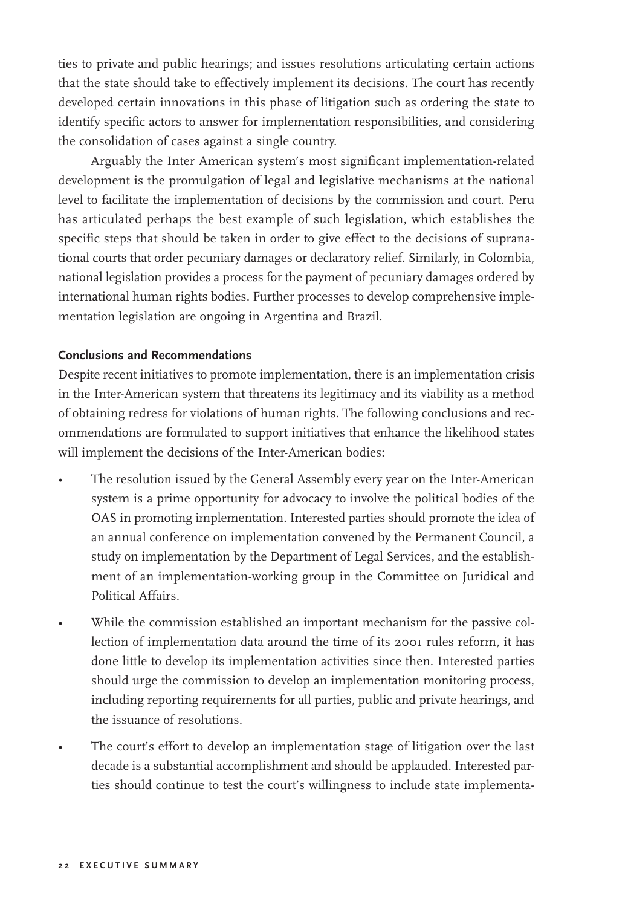ties to private and public hearings; and issues resolutions articulating certain actions that the state should take to effectively implement its decisions. The court has recently developed certain innovations in this phase of litigation such as ordering the state to identify specific actors to answer for implementation responsibilities, and considering the consolidation of cases against a single country.

Arguably the Inter American system's most significant implementation-related development is the promulgation of legal and legislative mechanisms at the national level to facilitate the implementation of decisions by the commission and court. Peru has articulated perhaps the best example of such legislation, which establishes the specific steps that should be taken in order to give effect to the decisions of supranational courts that order pecuniary damages or declaratory relief. Similarly, in Colombia, national legislation provides a process for the payment of pecuniary damages ordered by international human rights bodies. Further processes to develop comprehensive implementation legislation are ongoing in Argentina and Brazil.

### Conclusions and Recommendations

Despite recent initiatives to promote implementation, there is an implementation crisis in the Inter-American system that threatens its legitimacy and its viability as a method of obtaining redress for violations of human rights. The following conclusions and recommendations are formulated to support initiatives that enhance the likelihood states will implement the decisions of the Inter-American bodies:

- The resolution issued by the General Assembly every year on the Inter-American system is a prime opportunity for advocacy to involve the political bodies of the OAS in promoting implementation. Interested parties should promote the idea of an annual conference on implementation convened by the Permanent Council, a study on implementation by the Department of Legal Services, and the establishment of an implementation-working group in the Committee on Juridical and Political Affairs.
- While the commission established an important mechanism for the passive collection of implementation data around the time of its 2001 rules reform, it has done little to develop its implementation activities since then. Interested parties should urge the commission to develop an implementation monitoring process, including reporting requirements for all parties, public and private hearings, and the issuance of resolutions.
- The court's effort to develop an implementation stage of litigation over the last decade is a substantial accomplishment and should be applauded. Interested parties should continue to test the court's willingness to include state implementa-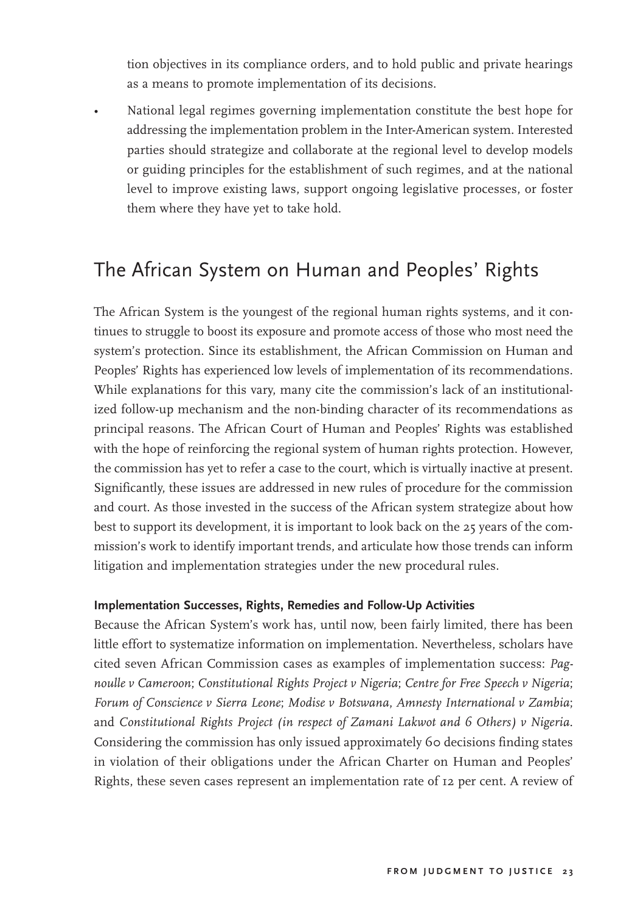tion objectives in its compliance orders, and to hold public and private hearings as a means to promote implementation of its decisions.

- National legal regimes governing implementation constitute the best hope for addressing the implementation problem in the Inter-American system. Interested parties should strategize and collaborate at the regional level to develop models or guiding principles for the establishment of such regimes, and at the national level to improve existing laws, support ongoing legislative processes, or foster them where they have yet to take hold.

## The African System on Human and Peoples' Rights

The African System is the youngest of the regional human rights systems, and it continues to struggle to boost its exposure and promote access of those who most need the system's protection. Since its establishment, the African Commission on Human and Peoples' Rights has experienced low levels of implementation of its recommendations. While explanations for this vary, many cite the commission's lack of an institutionalized follow-up mechanism and the non-binding character of its recommendations as principal reasons. The African Court of Human and Peoples' Rights was established with the hope of reinforcing the regional system of human rights protection. However, the commission has yet to refer a case to the court, which is virtually inactive at present. Significantly, these issues are addressed in new rules of procedure for the commission and court. As those invested in the success of the African system strategize about how best to support its development, it is important to look back on the 25 years of the commission's work to identify important trends, and articulate how those trends can inform litigation and implementation strategies under the new procedural rules.

#### Implementation Successes, Rights, Remedies and Follow-Up Activities

Because the African System's work has, until now, been fairly limited, there has been little effort to systematize information on implementation. Nevertheless, scholars have cited seven African Commission cases as examples of implementation success: *Pagnoulle v Cameroon*; *Constitutional Rights Project v Nigeria*; *Centre for Free Speech v Nigeria*; *Forum of Conscience v Sierra Leone*; *Modise v Botswana*, *Amnesty International v Zambia*; and *Constitutional Rights Project (in respect of Zamani Lakwot and 6 Others) v Nigeria*. Considering the commission has only issued approximately 60 decisions finding states in violation of their obligations under the African Charter on Human and Peoples' Rights, these seven cases represent an implementation rate of 12 per cent. A review of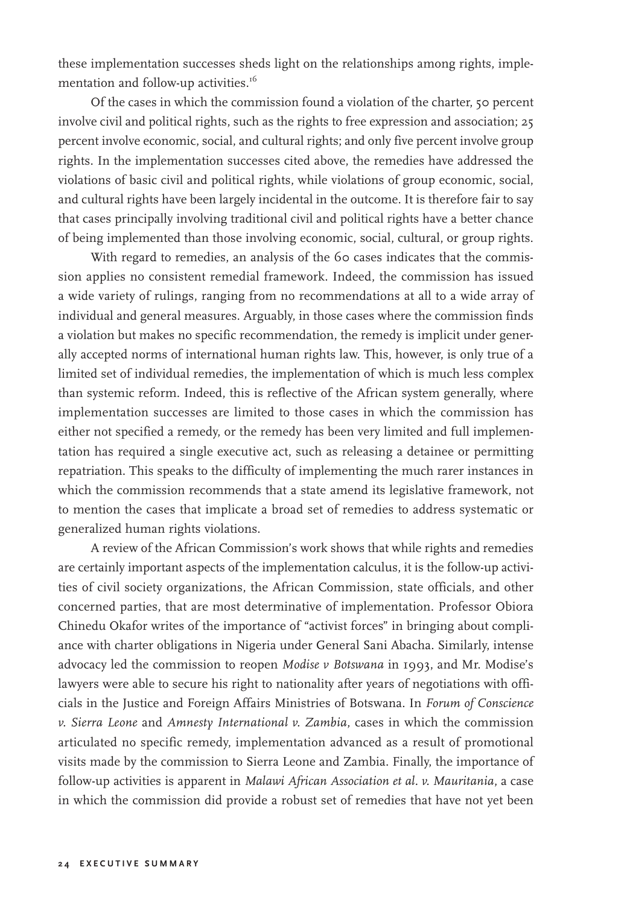these implementation successes sheds light on the relationships among rights, implementation and follow-up activities.[16]

Of the cases in which the commission found a violation of the charter, 50 percent involve civil and political rights, such as the rights to free expression and association; 25 percent involve economic, social, and cultural rights; and only five percent involve group rights. In the implementation successes cited above, the remedies have addressed the violations of basic civil and political rights, while violations of group economic, social, and cultural rights have been largely incidental in the outcome. It is therefore fair to say that cases principally involving traditional civil and political rights have a better chance of being implemented than those involving economic, social, cultural, or group rights.

With regard to remedies, an analysis of the 60 cases indicates that the commission applies no consistent remedial framework. Indeed, the commission has issued a wide variety of rulings, ranging from no recommendations at all to a wide array of individual and general measures. Arguably, in those cases where the commission finds a violation but makes no specific recommendation, the remedy is implicit under generally accepted norms of international human rights law. This, however, is only true of a limited set of individual remedies, the implementation of which is much less complex than systemic reform. Indeed, this is reflective of the African system generally, where implementation successes are limited to those cases in which the commission has either not specified a remedy, or the remedy has been very limited and full implementation has required a single executive act, such as releasing a detainee or permitting repatriation. This speaks to the difficulty of implementing the much rarer instances in which the commission recommends that a state amend its legislative framework, not to mention the cases that implicate a broad set of remedies to address systematic or generalized human rights violations.

A review of the African Commission's work shows that while rights and remedies are certainly important aspects of the implementation calculus, it is the follow-up activities of civil society organizations, the African Commission, state officials, and other concerned parties, that are most determinative of implementation. Professor Obiora Chinedu Okafor writes of the importance of "activist forces" in bringing about compliance with charter obligations in Nigeria under General Sani Abacha. Similarly, intense advocacy led the commission to reopen *Modise v Botswana* in 1993, and Mr. Modise's lawyers were able to secure his right to nationality after years of negotiations with officials in the Justice and Foreign Affairs Ministries of Botswana. In *Forum of Conscience v. Sierra Leone* and *Amnesty International v. Zambia*, cases in which the commission articulated no specific remedy, implementation advanced as a result of promotional visits made by the commission to Sierra Leone and Zambia. Finally, the importance of follow-up activities is apparent in *Malawi African Association et al. v. Mauritania*, a case in which the commission did provide a robust set of remedies that have not yet been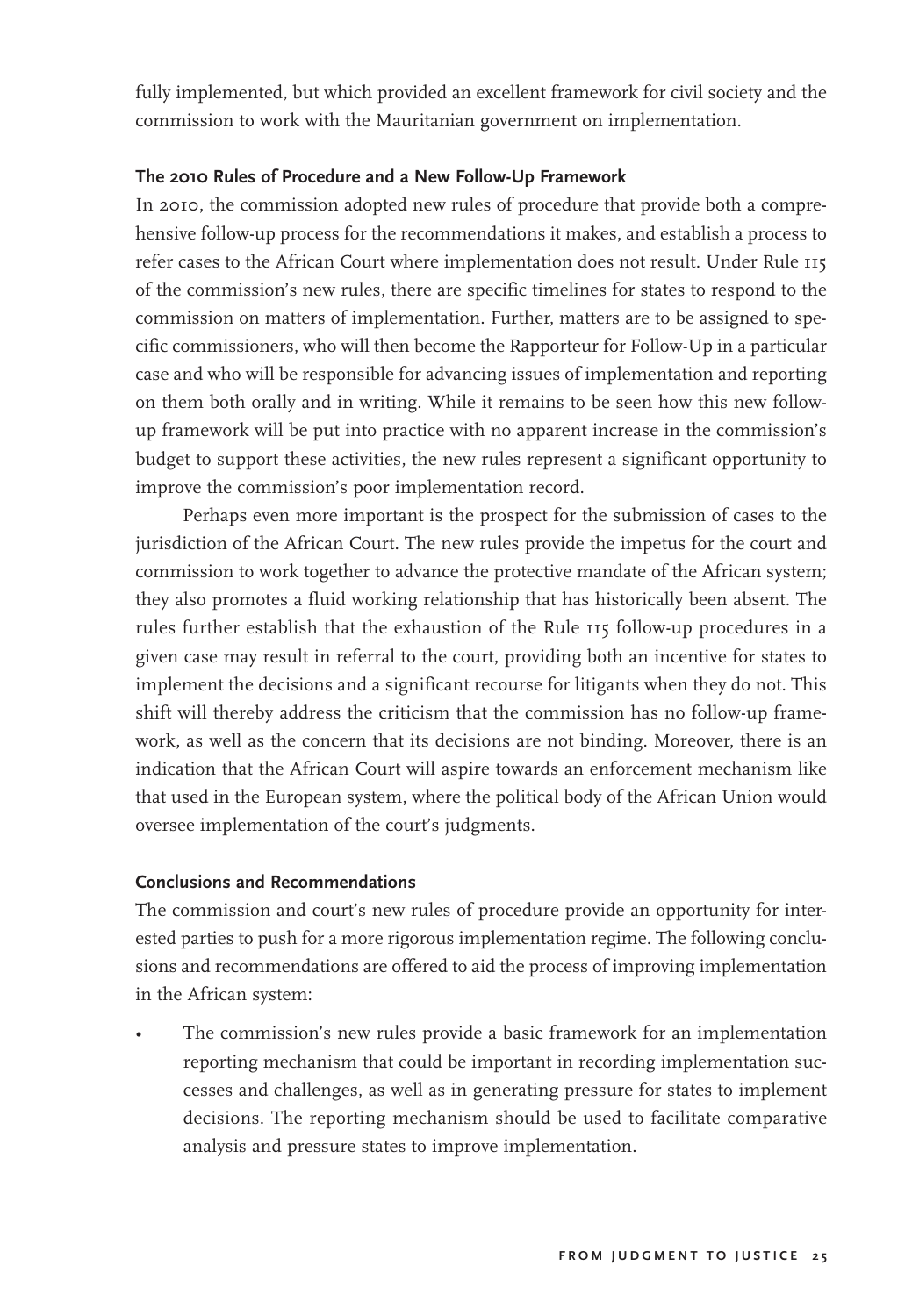fully implemented, but which provided an excellent framework for civil society and the commission to work with the Mauritanian government on implementation.

### The 2010 Rules of Procedure and a New Follow-Up Framework

In 2010, the commission adopted new rules of procedure that provide both a comprehensive follow-up process for the recommendations it makes, and establish a process to refer cases to the African Court where implementation does not result. Under Rule 115 of the commission's new rules, there are specific timelines for states to respond to the commission on matters of implementation. Further, matters are to be assigned to specific commissioners, who will then become the Rapporteur for Follow-Up in a particular case and who will be responsible for advancing issues of implementation and reporting on them both orally and in writing. While it remains to be seen how this new follow-up framework will be put into practice with no apparent increase in the commission's budget to support these activities, the new rules represent a significant opportunity to improve the commission's poor implementation record.

Perhaps even more important is the prospect for the submission of cases to the jurisdiction of the African Court. The new rules provide the impetus for the court and commission to work together to advance the protective mandate of the African system; they also promotes a fluid working relationship that has historically been absent. The rules further establish that the exhaustion of the Rule 115 follow-up procedures in a given case may result in referral to the court, providing both an incentive for states to implement the decisions and a significant recourse for litigants when they do not. This shift will thereby address the criticism that the commission has no follow-up framework, as well as the concern that its decisions are not binding. Moreover, there is an indication that the African Court will aspire towards an enforcement mechanism like that used in the European system, where the political body of the African Union would oversee implementation of the court's judgments.

### Conclusions and Recommendations

The commission and court's new rules of procedure provide an opportunity for interested parties to push for a more rigorous implementation regime. The following conclusions and recommendations are offered to aid the process of improving implementation in the African system:

- The commission's new rules provide a basic framework for an implementation reporting mechanism that could be important in recording implementation successes and challenges, as well as in generating pressure for states to implement decisions. The reporting mechanism should be used to facilitate comparative analysis and pressure states to improve implementation.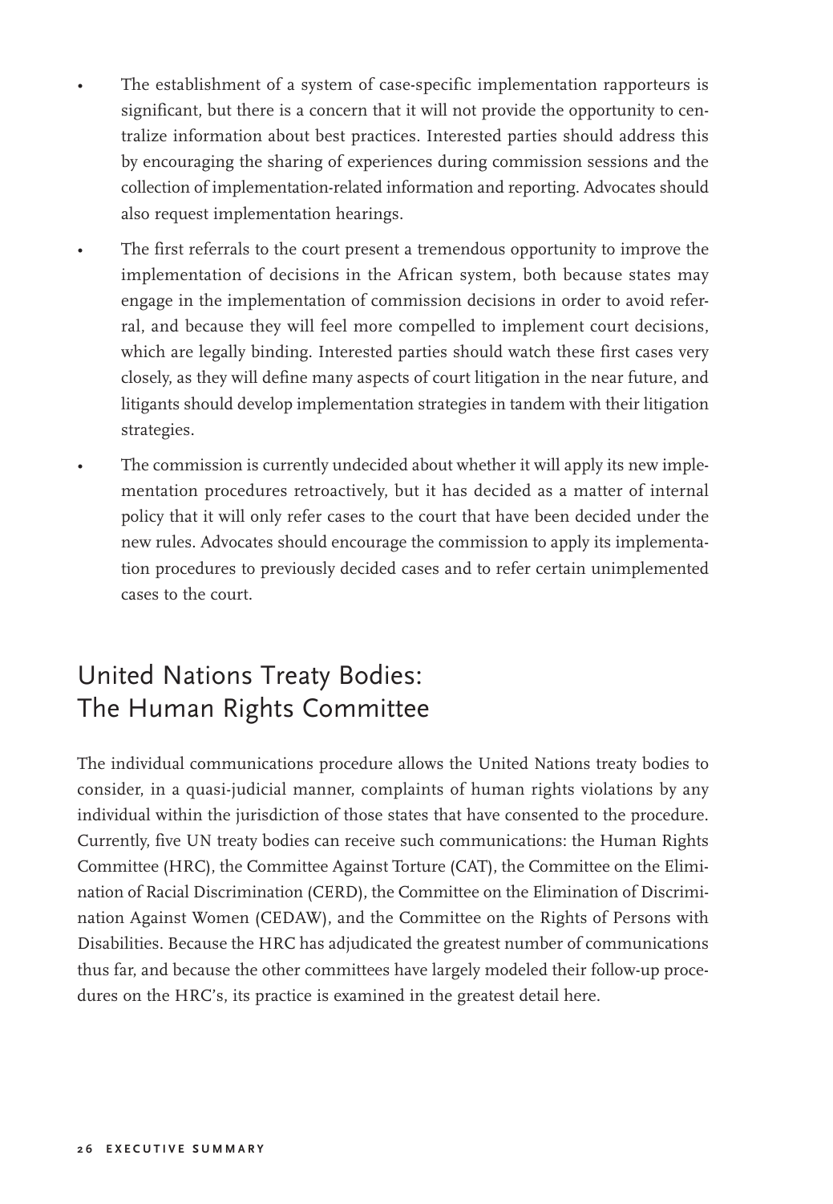- The establishment of a system of case-specific implementation rapporteurs is significant, but there is a concern that it will not provide the opportunity to centralize information about best practices. Interested parties should address this by encouraging the sharing of experiences during commission sessions and the collection of implementation-related information and reporting. Advocates should also request implementation hearings.
- The first referrals to the court present a tremendous opportunity to improve the implementation of decisions in the African system, both because states may engage in the implementation of commission decisions in order to avoid referral, and because they will feel more compelled to implement court decisions, which are legally binding. Interested parties should watch these first cases very closely, as they will define many aspects of court litigation in the near future, and litigants should develop implementation strategies in tandem with their litigation strategies.
- The commission is currently undecided about whether it will apply its new implementation procedures retroactively, but it has decided as a matter of internal policy that it will only refer cases to the court that have been decided under the new rules. Advocates should encourage the commission to apply its implementation procedures to previously decided cases and to refer certain unimplemented cases to the court.

## United Nations Treaty Bodies: The Human Rights Committee

The individual communications procedure allows the United Nations treaty bodies to consider, in a quasi-judicial manner, complaints of human rights violations by any individual within the jurisdiction of those states that have consented to the procedure. Currently, five UN treaty bodies can receive such communications: the Human Rights Committee (HRC), the Committee Against Torture (CAT), the Committee on the Elimination of Racial Discrimination (CERD), the Committee on the Elimination of Discrimination Against Women (CEDAW), and the Committee on the Rights of Persons with Disabilities. Because the HRC has adjudicated the greatest number of communications thus far, and because the other committees have largely modeled their follow-up procedures on the HRC's, its practice is examined in the greatest detail here.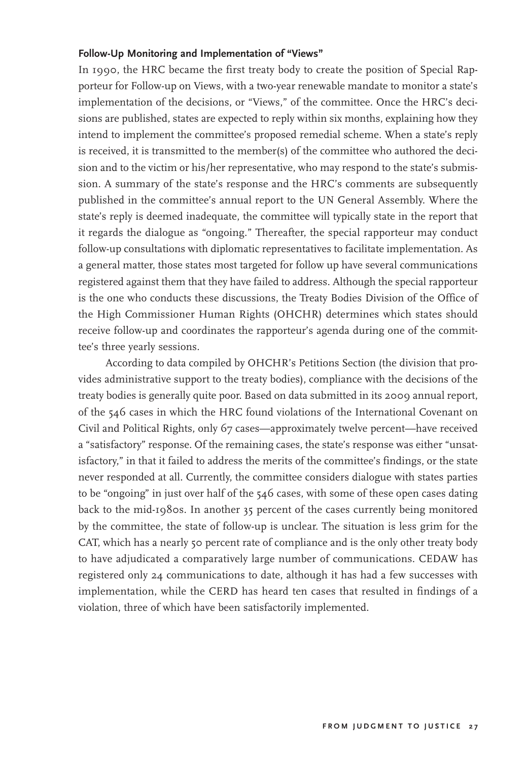### Follow-Up Monitoring and Implementation of "Views"

In 1990, the HRC became the first treaty body to create the position of Special Rapporteur for Follow-up on Views, with a two-year renewable mandate to monitor a state's implementation of the decisions, or "Views," of the committee. Once the HRC's decisions are published, states are expected to reply within six months, explaining how they intend to implement the committee's proposed remedial scheme. When a state's reply is received, it is transmitted to the member(s) of the committee who authored the decision and to the victim or his/her representative, who may respond to the state's submission. A summary of the state's response and the HRC's comments are subsequently published in the committee's annual report to the UN General Assembly. Where the state's reply is deemed inadequate, the committee will typically state in the report that it regards the dialogue as "ongoing." Thereafter, the special rapporteur may conduct follow-up consultations with diplomatic representatives to facilitate implementation. As a general matter, those states most targeted for follow up have several communications registered against them that they have failed to address. Although the special rapporteur is the one who conducts these discussions, the Treaty Bodies Division of the Office of the High Commissioner Human Rights (OHCHR) determines which states should receive follow-up and coordinates the rapporteur's agenda during one of the committee's three yearly sessions.

According to data compiled by OHCHR's Petitions Section (the division that provides administrative support to the treaty bodies), compliance with the decisions of the treaty bodies is generally quite poor. Based on data submitted in its 2009 annual report, of the 546 cases in which the HRC found violations of the International Covenant on Civil and Political Rights, only 67 cases—approximately twelve percent—have received a "satisfactory" response. Of the remaining cases, the state's response was either "unsatisfactory," in that it failed to address the merits of the committee's findings, or the state never responded at all. Currently, the committee considers dialogue with states parties to be "ongoing" in just over half of the 546 cases, with some of these open cases dating back to the mid-1980s. In another 35 percent of the cases currently being monitored by the committee, the state of follow-up is unclear. The situation is less grim for the CAT, which has a nearly 50 percent rate of compliance and is the only other treaty body to have adjudicated a comparatively large number of communications. CEDAW has registered only 24 communications to date, although it has had a few successes with implementation, while the CERD has heard ten cases that resulted in findings of a violation, three of which have been satisfactorily implemented.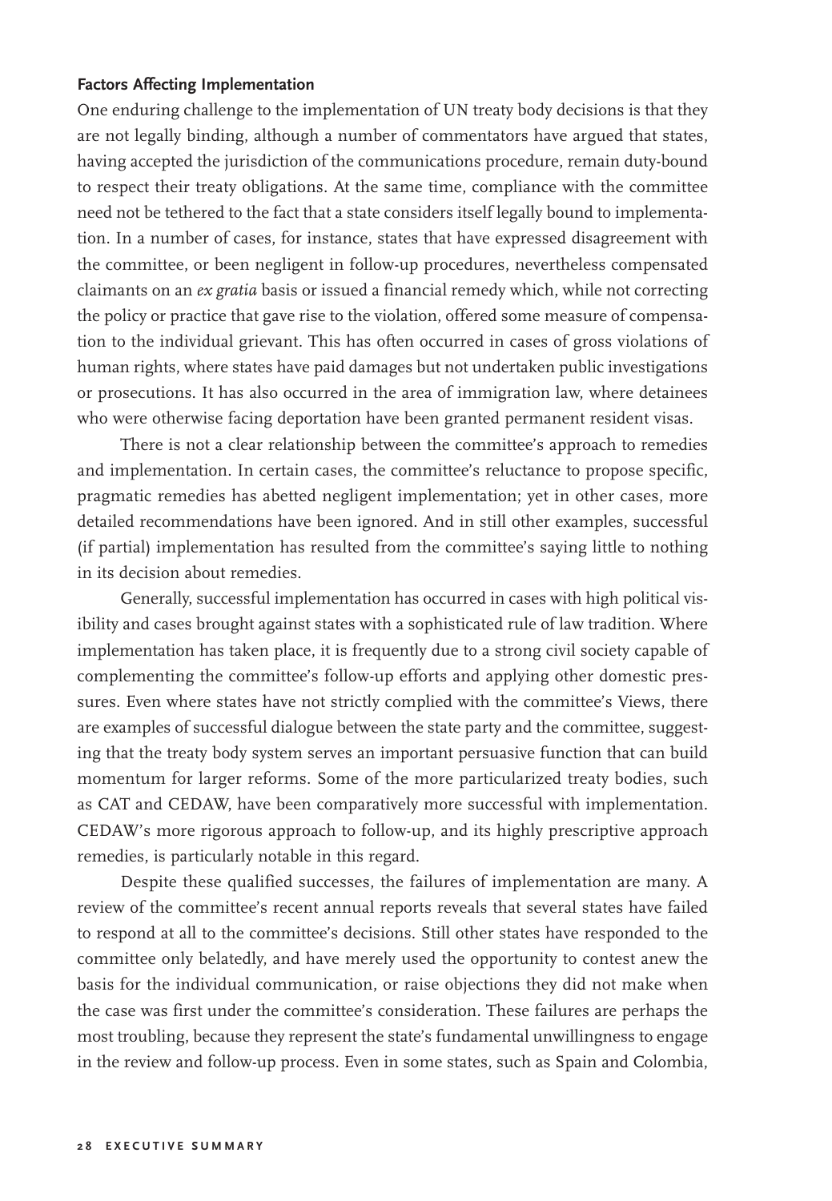### Factors Affecting Implementation

One enduring challenge to the implementation of UN treaty body decisions is that they are not legally binding, although a number of commentators have argued that states, having accepted the jurisdiction of the communications procedure, remain duty-bound to respect their treaty obligations. At the same time, compliance with the committee need not be tethered to the fact that a state considers itself legally bound to implementation. In a number of cases, for instance, states that have expressed disagreement with the committee, or been negligent in follow-up procedures, nevertheless compensated claimants on an *ex gratia* basis or issued a financial remedy which, while not correcting the policy or practice that gave rise to the violation, offered some measure of compensation to the individual grievant. This has often occurred in cases of gross violations of human rights, where states have paid damages but not undertaken public investigations or prosecutions. It has also occurred in the area of immigration law, where detainees who were otherwise facing deportation have been granted permanent resident visas.

There is not a clear relationship between the committee's approach to remedies and implementation. In certain cases, the committee's reluctance to propose specific, pragmatic remedies has abetted negligent implementation; yet in other cases, more detailed recommendations have been ignored. And in still other examples, successful (if partial) implementation has resulted from the committee's saying little to nothing in its decision about remedies.

Generally, successful implementation has occurred in cases with high political visibility and cases brought against states with a sophisticated rule of law tradition. Where implementation has taken place, it is frequently due to a strong civil society capable of complementing the committee's follow-up efforts and applying other domestic pressures. Even where states have not strictly complied with the committee's Views, there are examples of successful dialogue between the state party and the committee, suggesting that the treaty body system serves an important persuasive function that can build momentum for larger reforms. Some of the more particularized treaty bodies, such as CAT and CEDAW, have been comparatively more successful with implementation. CEDAW's more rigorous approach to follow-up, and its highly prescriptive approach remedies, is particularly notable in this regard.

Despite these qualified successes, the failures of implementation are many. A review of the committee's recent annual reports reveals that several states have failed to respond at all to the committee's decisions. Still other states have responded to the committee only belatedly, and have merely used the opportunity to contest anew the basis for the individual communication, or raise objections they did not make when the case was first under the committee's consideration. These failures are perhaps the most troubling, because they represent the state's fundamental unwillingness to engage in the review and follow-up process. Even in some states, such as Spain and Colombia,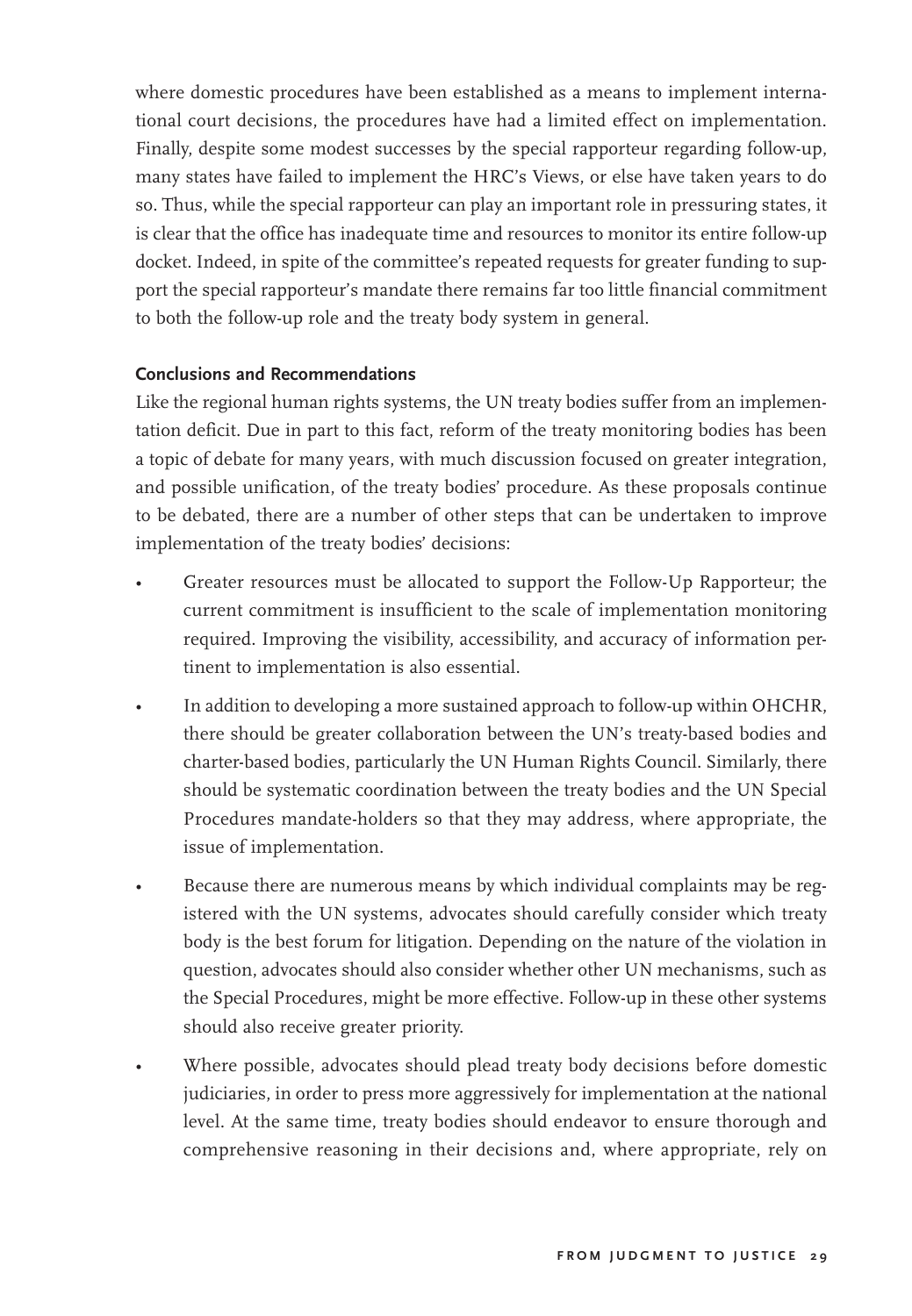where domestic procedures have been established as a means to implement international court decisions, the procedures have had a limited effect on implementation. Finally, despite some modest successes by the special rapporteur regarding follow-up, many states have failed to implement the HRC's Views, or else have taken years to do so. Thus, while the special rapporteur can play an important role in pressuring states, it is clear that the office has inadequate time and resources to monitor its entire follow-up docket. Indeed, in spite of the committee's repeated requests for greater funding to support the special rapporteur's mandate there remains far too little financial commitment to both the follow-up role and the treaty body system in general.

**Conclusions and Recommendations**

Like the regional human rights systems, the UN treaty bodies suffer from an implementation deficit. Due in part to this fact, reform of the treaty monitoring bodies has been a topic of debate for many years, with much discussion focused on greater integration, and possible unification, of the treaty bodies' procedure. As these proposals continue to be debated, there are a number of other steps that can be undertaken to improve implementation of the treaty bodies' decisions:

- Greater resources must be allocated to support the Follow-Up Rapporteur; the current commitment is insufficient to the scale of implementation monitoring required. Improving the visibility, accessibility, and accuracy of information pertinent to implementation is also essential.
- In addition to developing a more sustained approach to follow-up within OHCHR, there should be greater collaboration between the UN's treaty-based bodies and charter-based bodies, particularly the UN Human Rights Council. Similarly, there should be systematic coordination between the treaty bodies and the UN Special Procedures mandate-holders so that they may address, where appropriate, the issue of implementation.
- Because there are numerous means by which individual complaints may be registered with the UN systems, advocates should carefully consider which treaty body is the best forum for litigation. Depending on the nature of the violation in question, advocates should also consider whether other UN mechanisms, such as the Special Procedures, might be more effective. Follow-up in these other systems should also receive greater priority.
- Where possible, advocates should plead treaty body decisions before domestic judiciaries, in order to press more aggressively for implementation at the national level. At the same time, treaty bodies should endeavor to ensure thorough and comprehensive reasoning in their decisions and, where appropriate, rely on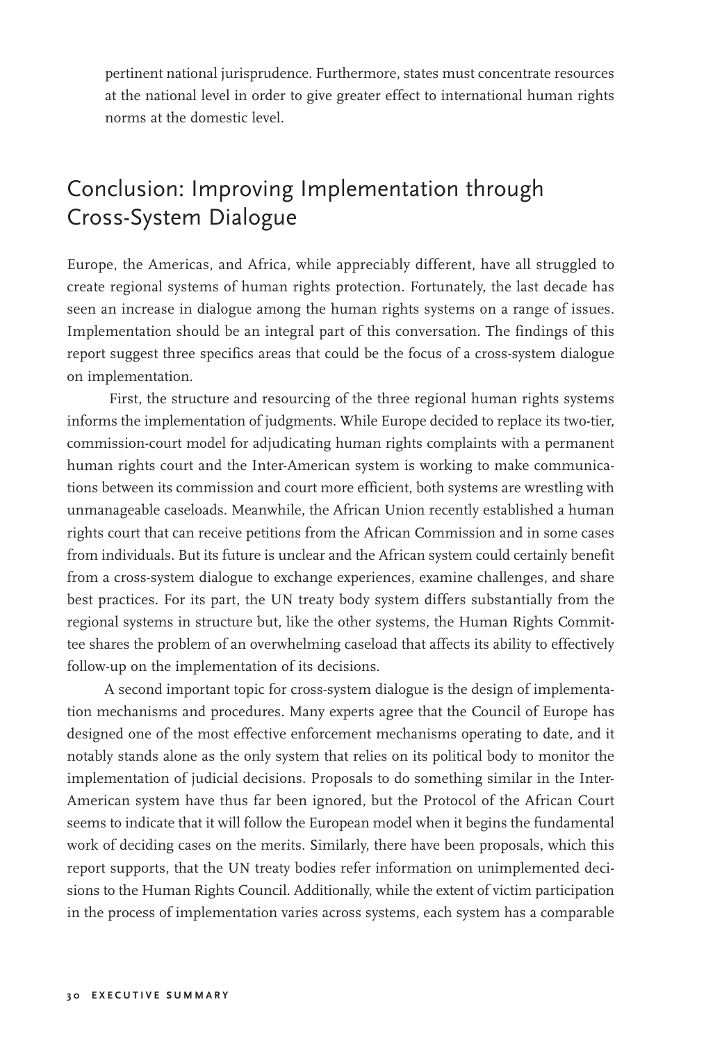pertinent national jurisprudence. Furthermore, states must concentrate resources at the national level in order to give greater effect to international human rights norms at the domestic level.

## Conclusion: Improving Implementation through Cross-System Dialogue

Europe, the Americas, and Africa, while appreciably different, have all struggled to create regional systems of human rights protection. Fortunately, the last decade has seen an increase in dialogue among the human rights systems on a range of issues. Implementation should be an integral part of this conversation. The findings of this report suggest three specifics areas that could be the focus of a cross-system dialogue on implementation.

First, the structure and resourcing of the three regional human rights systems informs the implementation of judgments. While Europe decided to replace its two-tier, commission-court model for adjudicating human rights complaints with a permanent human rights court and the Inter-American system is working to make communications between its commission and court more efficient, both systems are wrestling with unmanageable caseloads. Meanwhile, the African Union recently established a human rights court that can receive petitions from the African Commission and in some cases from individuals. But its future is unclear and the African system could certainly benefit from a cross-system dialogue to exchange experiences, examine challenges, and share best practices. For its part, the UN treaty body system differs substantially from the regional systems in structure but, like the other systems, the Human Rights Committee shares the problem of an overwhelming caseload that affects its ability to effectively follow-up on the implementation of its decisions.

A second important topic for cross-system dialogue is the design of implementation mechanisms and procedures. Many experts agree that the Council of Europe has designed one of the most effective enforcement mechanisms operating to date, and it notably stands alone as the only system that relies on its political body to monitor the implementation of judicial decisions. Proposals to do something similar in the Inter-American system have thus far been ignored, but the Protocol of the African Court seems to indicate that it will follow the European model when it begins the fundamental work of deciding cases on the merits. Similarly, there have been proposals, which this report supports, that the UN treaty bodies refer information on unimplemented decisions to the Human Rights Council. Additionally, while the extent of victim participation in the process of implementation varies across systems, each system has a comparable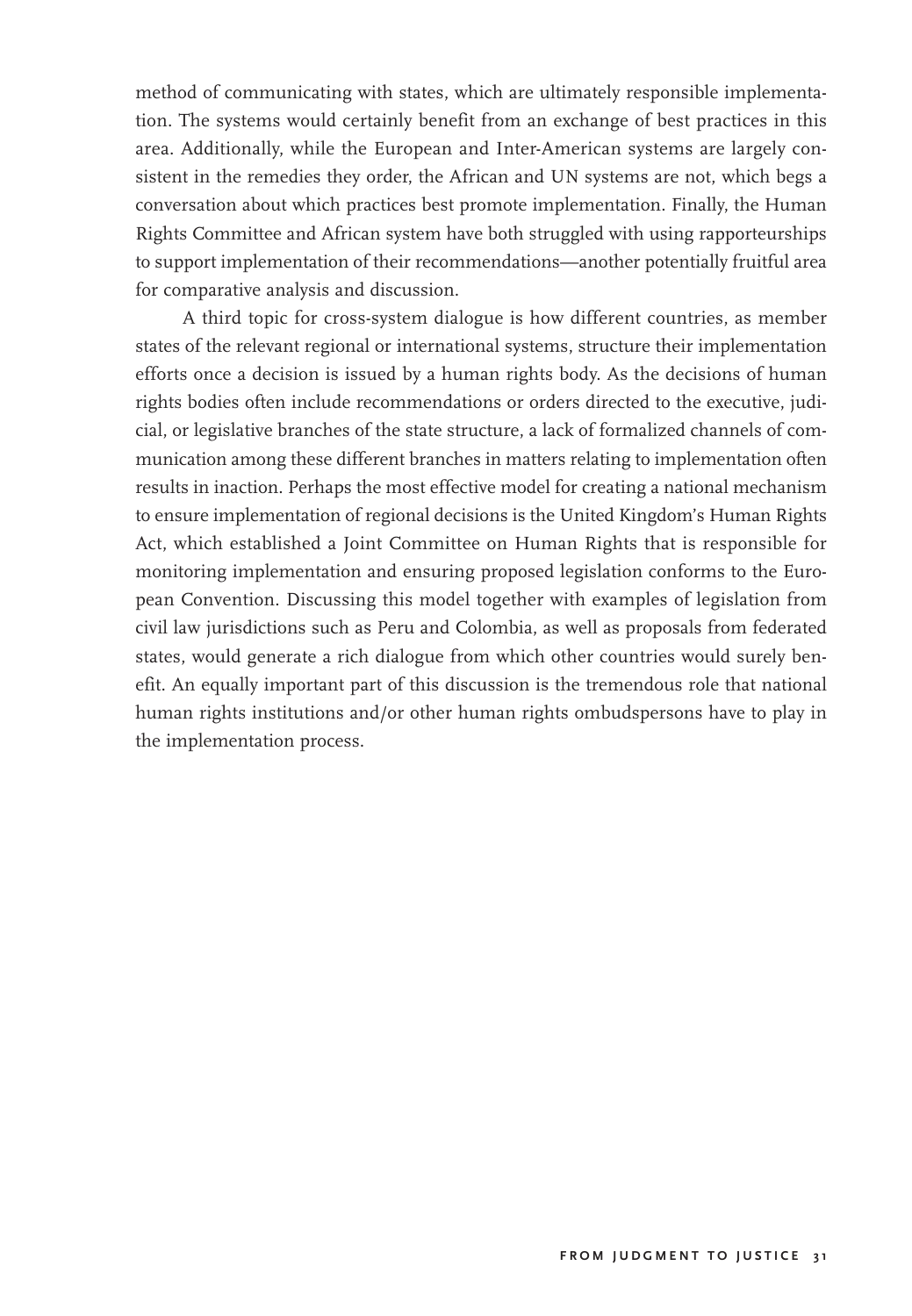method of communicating with states, which are ultimately responsible implementation. The systems would certainly benefit from an exchange of best practices in this area. Additionally, while the European and Inter-American systems are largely consistent in the remedies they order, the African and UN systems are not, which begs a conversation about which practices best promote implementation. Finally, the Human Rights Committee and African system have both struggled with using rapporteurships to support implementation of their recommendations—another potentially fruitful area for comparative analysis and discussion.

A third topic for cross-system dialogue is how different countries, as member states of the relevant regional or international systems, structure their implementation efforts once a decision is issued by a human rights body. As the decisions of human rights bodies often include recommendations or orders directed to the executive, judicial, or legislative branches of the state structure, a lack of formalized channels of communication among these different branches in matters relating to implementation often results in inaction. Perhaps the most effective model for creating a national mechanism to ensure implementation of regional decisions is the United Kingdom's Human Rights Act, which established a Joint Committee on Human Rights that is responsible for monitoring implementation and ensuring proposed legislation conforms to the European Convention. Discussing this model together with examples of legislation from civil law jurisdictions such as Peru and Colombia, as well as proposals from federated states, would generate a rich dialogue from which other countries would surely benefit. An equally important part of this discussion is the tremendous role that national human rights institutions and/or other human rights ombudspersons have to play in the implementation process.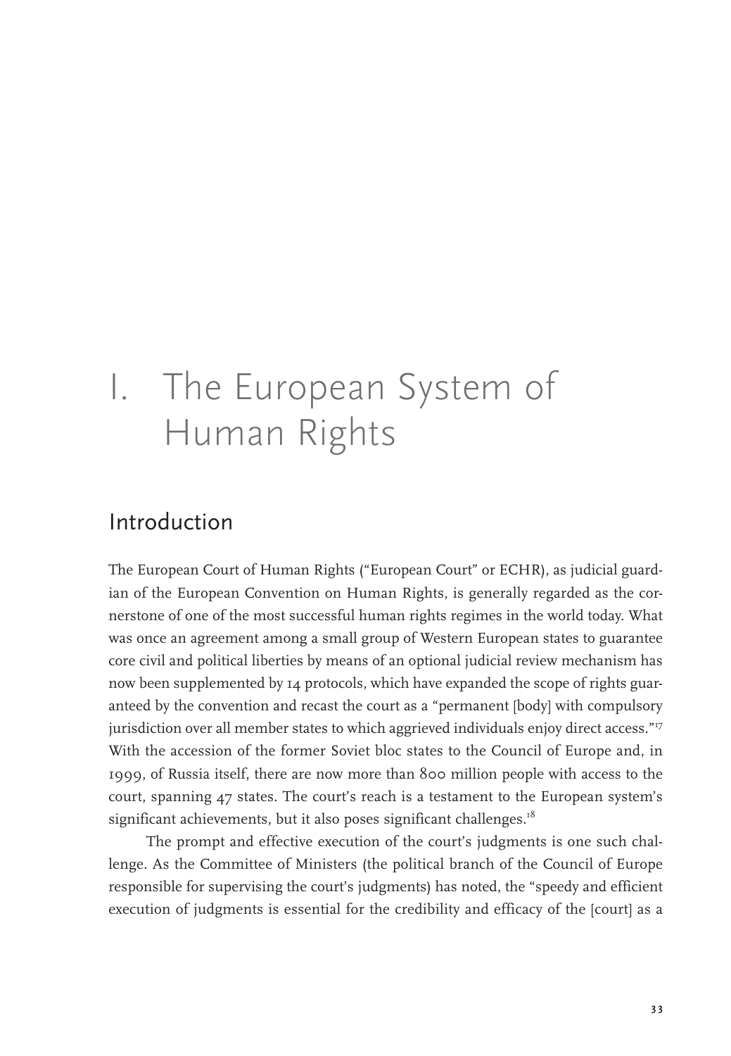# I. The European System of Human Rights

## Introduction

The European Court of Human Rights ("European Court" or ECHR), as judicial guardian of the European Convention on Human Rights, is generally regarded as the cornerstone of one of the most successful human rights regimes in the world today. What was once an agreement among a small group of Western European states to guarantee core civil and political liberties by means of an optional judicial review mechanism has now been supplemented by 14 protocols, which have expanded the scope of rights guaranteed by the convention and recast the court as a "permanent [body] with compulsory jurisdiction over all member states to which aggrieved individuals enjoy direct access."[17] With the accession of the former Soviet bloc states to the Council of Europe and, in 1999, of Russia itself, there are now more than 800 million people with access to the court, spanning 47 states. The court's reach is a testament to the European system's significant achievements, but it also poses significant challenges.[18]

The prompt and effective execution of the court's judgments is one such challenge. As the Committee of Ministers (the political branch of the Council of Europe responsible for supervising the court's judgments) has noted, the "speedy and efficient execution of judgments is essential for the credibility and efficacy of the [court] as a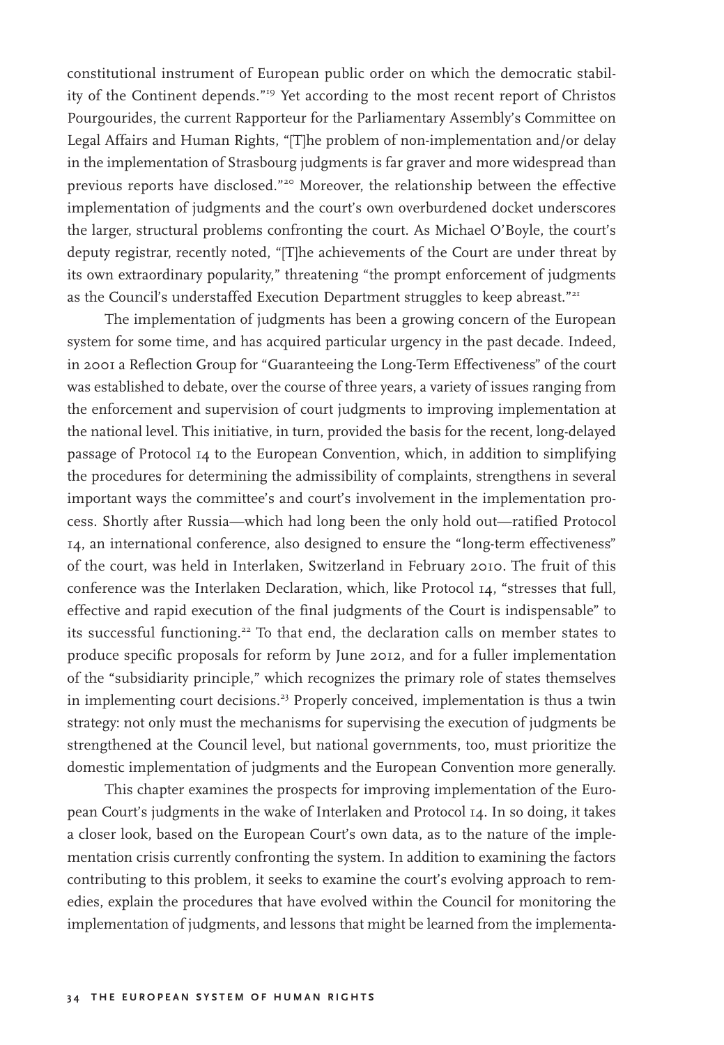constitutional instrument of European public order on which the democratic stability of the Continent depends."[19] Yet according to the most recent report of Christos Pourgourides, the current Rapporteur for the Parliamentary Assembly's Committee on Legal Affairs and Human Rights, "[T]he problem of non-implementation and/or delay in the implementation of Strasbourg judgments is far graver and more widespread than previous reports have disclosed."[20] Moreover, the relationship between the effective implementation of judgments and the court's own overburdened docket underscores the larger, structural problems confronting the court. As Michael O'Boyle, the court's deputy registrar, recently noted, "[T]he achievements of the Court are under threat by its own extraordinary popularity," threatening "the prompt enforcement of judgments as the Council's understaffed Execution Department struggles to keep abreast."[21]

The implementation of judgments has been a growing concern of the European system for some time, and has acquired particular urgency in the past decade. Indeed, in 2001 a Reflection Group for "Guaranteeing the Long-Term Effectiveness" of the court was established to debate, over the course of three years, a variety of issues ranging from the enforcement and supervision of court judgments to improving implementation at the national level. This initiative, in turn, provided the basis for the recent, long-delayed passage of Protocol 14 to the European Convention, which, in addition to simplifying the procedures for determining the admissibility of complaints, strengthens in several important ways the committee's and court's involvement in the implementation process. Shortly after Russia—which had long been the only hold out—ratified Protocol 14, an international conference, also designed to ensure the "long-term effectiveness" of the court, was held in Interlaken, Switzerland in February 2010. The fruit of this conference was the Interlaken Declaration, which, like Protocol 14, "stresses that full, effective and rapid execution of the final judgments of the Court is indispensable" to its successful functioning.[22] To that end, the declaration calls on member states to produce specific proposals for reform by June 2012, and for a fuller implementation of the "subsidiarity principle," which recognizes the primary role of states themselves in implementing court decisions.[23] Properly conceived, implementation is thus a twin strategy: not only must the mechanisms for supervising the execution of judgments be strengthened at the Council level, but national governments, too, must prioritize the domestic implementation of judgments and the European Convention more generally.

This chapter examines the prospects for improving implementation of the European Court's judgments in the wake of Interlaken and Protocol 14. In so doing, it takes a closer look, based on the European Court's own data, as to the nature of the implementation crisis currently confronting the system. In addition to examining the factors contributing to this problem, it seeks to examine the court's evolving approach to remedies, explain the procedures that have evolved within the Council for monitoring the implementation of judgments, and lessons that might be learned from the implementa-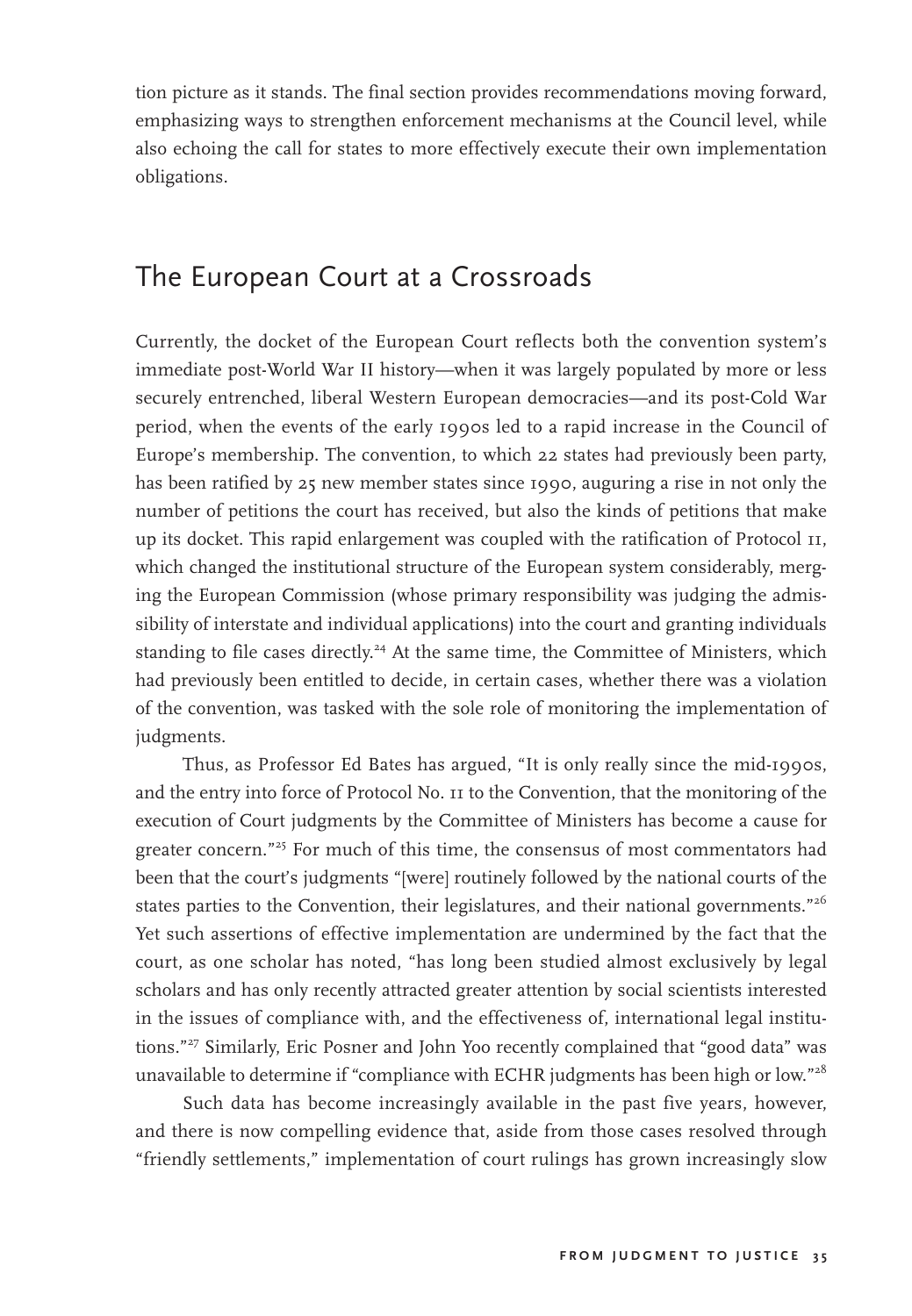tion picture as it stands. The final section provides recommendations moving forward, emphasizing ways to strengthen enforcement mechanisms at the Council level, while also echoing the call for states to more effectively execute their own implementation obligations.

## The European Court at a Crossroads

Currently, the docket of the European Court reflects both the convention system's immediate post-World War II history—when it was largely populated by more or less securely entrenched, liberal Western European democracies—and its post-Cold War period, when the events of the early 1990s led to a rapid increase in the Council of Europe's membership. The convention, to which 22 states had previously been party, has been ratified by 25 new member states since 1990, auguring a rise in not only the number of petitions the court has received, but also the kinds of petitions that make up its docket. This rapid enlargement was coupled with the ratification of Protocol 11, which changed the institutional structure of the European system considerably, merging the European Commission (whose primary responsibility was judging the admissibility of interstate and individual applications) into the court and granting individuals standing to file cases directly.[24] At the same time, the Committee of Ministers, which had previously been entitled to decide, in certain cases, whether there was a violation of the convention, was tasked with the sole role of monitoring the implementation of judgments.

Thus, as Professor Ed Bates has argued, "It is only really since the mid-1990s, and the entry into force of Protocol No. 11 to the Convention, that the monitoring of the execution of Court judgments by the Committee of Ministers has become a cause for greater concern."[25] For much of this time, the consensus of most commentators had been that the court's judgments "[were] routinely followed by the national courts of the states parties to the Convention, their legislatures, and their national governments."[26] Yet such assertions of effective implementation are undermined by the fact that the court, as one scholar has noted, "has long been studied almost exclusively by legal scholars and has only recently attracted greater attention by social scientists interested in the issues of compliance with, and the effectiveness of, international legal institutions."[27] Similarly, Eric Posner and John Yoo recently complained that "good data" was unavailable to determine if "compliance with ECHR judgments has been high or low."[28]

Such data has become increasingly available in the past five years, however, and there is now compelling evidence that, aside from those cases resolved through "friendly settlements," implementation of court rulings has grown increasingly slow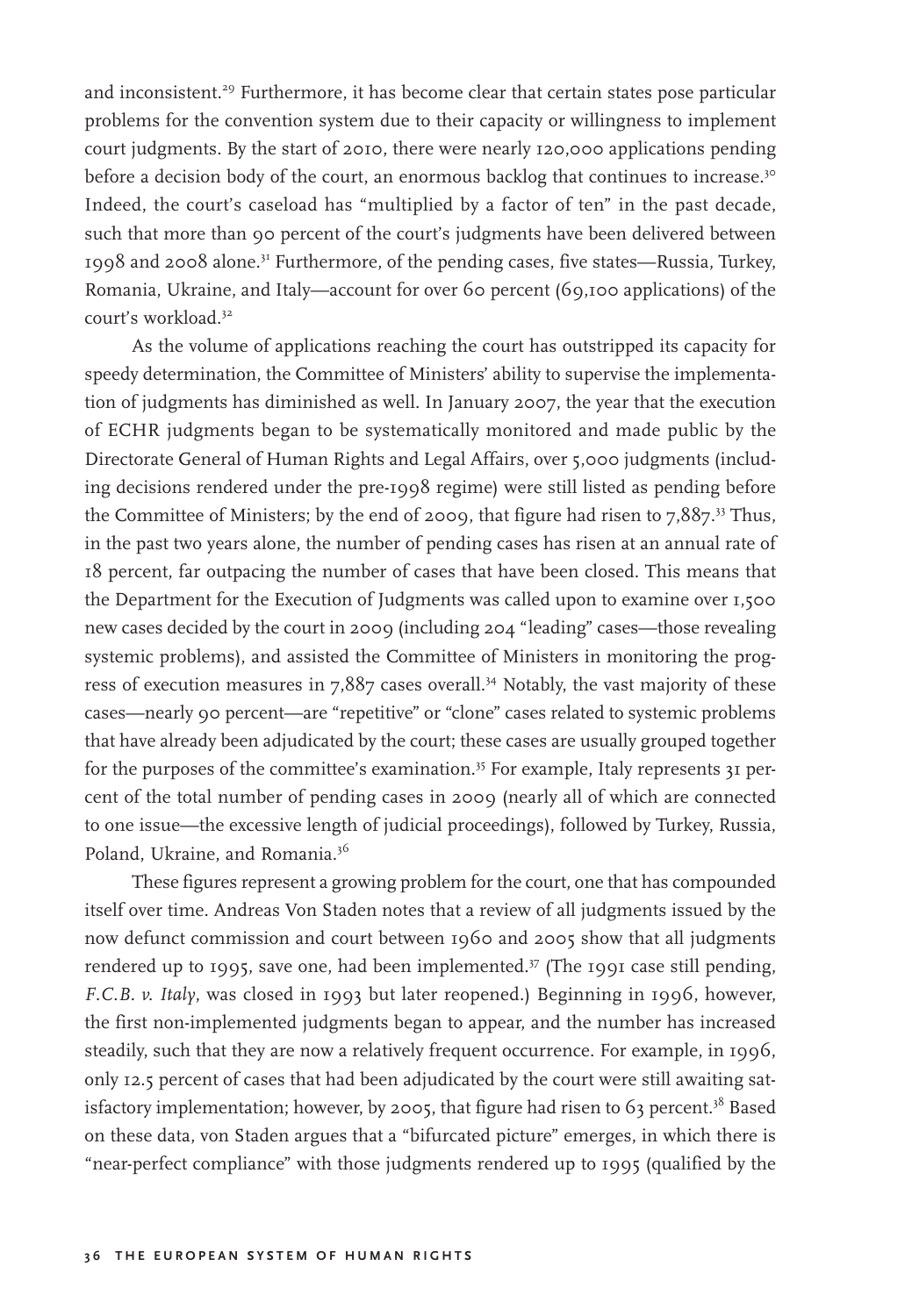and inconsistent.[29] Furthermore, it has become clear that certain states pose particular problems for the convention system due to their capacity or willingness to implement court judgments. By the start of 2010, there were nearly 120,000 applications pending before a decision body of the court, an enormous backlog that continues to increase.[30] Indeed, the court's caseload has "multiplied by a factor of ten" in the past decade, such that more than 90 percent of the court's judgments have been delivered between 1998 and 2008 alone.[31] Furthermore, of the pending cases, five states—Russia, Turkey, Romania, Ukraine, and Italy—account for over 60 percent (69,100 applications) of the court's workload.[32]

As the volume of applications reaching the court has outstripped its capacity for speedy determination, the Committee of Ministers' ability to supervise the implementation of judgments has diminished as well. In January 2007, the year that the execution of ECHR judgments began to be systematically monitored and made public by the Directorate General of Human Rights and Legal Affairs, over 5,000 judgments (including decisions rendered under the pre-1998 regime) were still listed as pending before the Committee of Ministers; by the end of 2009, that figure had risen to 7,887.[33] Thus, in the past two years alone, the number of pending cases has risen at an annual rate of 18 percent, far outpacing the number of cases that have been closed. This means that the Department for the Execution of Judgments was called upon to examine over 1,500 new cases decided by the court in 2009 (including 204 "leading" cases—those revealing systemic problems), and assisted the Committee of Ministers in monitoring the progress of execution measures in 7,887 cases overall.[34] Notably, the vast majority of these cases—nearly 90 percent—are "repetitive" or "clone" cases related to systemic problems that have already been adjudicated by the court; these cases are usually grouped together for the purposes of the committee's examination.[35] For example, Italy represents 31 percent of the total number of pending cases in 2009 (nearly all of which are connected to one issue—the excessive length of judicial proceedings), followed by Turkey, Russia, Poland, Ukraine, and Romania.[36]

These figures represent a growing problem for the court, one that has compounded itself over time. Andreas Von Staden notes that a review of all judgments issued by the now defunct commission and court between 1960 and 2005 show that all judgments rendered up to 1995, save one, had been implemented.[37] (The 1991 case still pending, *F.C.B. v. Italy*, was closed in 1993 but later reopened.) Beginning in 1996, however, the first non-implemented judgments began to appear, and the number has increased steadily, such that they are now a relatively frequent occurrence. For example, in 1996, only 12.5 percent of cases that had been adjudicated by the court were still awaiting satisfactory implementation; however, by 2005, that figure had risen to 63 percent.[38] Based on these data, von Staden argues that a "bifurcated picture" emerges, in which there is "near-perfect compliance" with those judgments rendered up to 1995 (qualified by the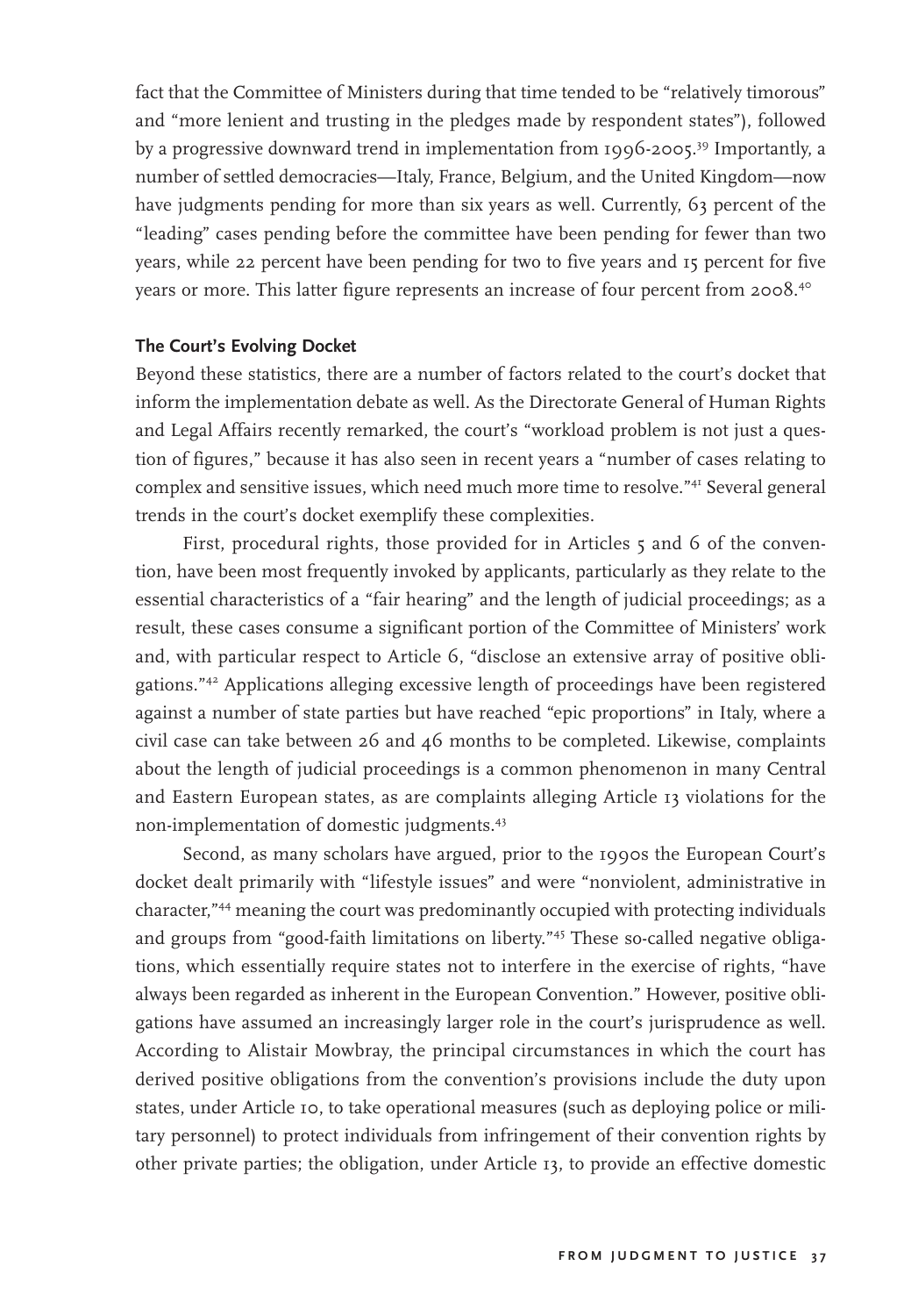fact that the Committee of Ministers during that time tended to be "relatively timorous" and "more lenient and trusting in the pledges made by respondent states"), followed by a progressive downward trend in implementation from 1996-2005.[39] Importantly, a number of settled democracies—Italy, France, Belgium, and the United Kingdom—now have judgments pending for more than six years as well. Currently, 63 percent of the "leading" cases pending before the committee have been pending for fewer than two years, while 22 percent have been pending for two to five years and 15 percent for five years or more. This latter figure represents an increase of four percent from 2008.[40]

**The Court's Evolving Docket**

Beyond these statistics, there are a number of factors related to the court's docket that inform the implementation debate as well. As the Directorate General of Human Rights and Legal Affairs recently remarked, the court's "workload problem is not just a question of figures," because it has also seen in recent years a "number of cases relating to complex and sensitive issues, which need much more time to resolve."[41] Several general trends in the court's docket exemplify these complexities.

First, procedural rights, those provided for in Articles 5 and 6 of the convention, have been most frequently invoked by applicants, particularly as they relate to the essential characteristics of a "fair hearing" and the length of judicial proceedings; as a result, these cases consume a significant portion of the Committee of Ministers' work and, with particular respect to Article 6, "disclose an extensive array of positive obligations."[42] Applications alleging excessive length of proceedings have been registered against a number of state parties but have reached "epic proportions" in Italy, where a civil case can take between 26 and 46 months to be completed. Likewise, complaints about the length of judicial proceedings is a common phenomenon in many Central and Eastern European states, as are complaints alleging Article 13 violations for the non-implementation of domestic judgments.[43]

Second, as many scholars have argued, prior to the 1990s the European Court's docket dealt primarily with "lifestyle issues" and were "nonviolent, administrative in character,"[44] meaning the court was predominantly occupied with protecting individuals and groups from "good-faith limitations on liberty."[45] These so-called negative obligations, which essentially require states not to interfere in the exercise of rights, "have always been regarded as inherent in the European Convention." However, positive obligations have assumed an increasingly larger role in the court's jurisprudence as well. According to Alistair Mowbray, the principal circumstances in which the court has derived positive obligations from the convention's provisions include the duty upon states, under Article 10, to take operational measures (such as deploying police or military personnel) to protect individuals from infringement of their convention rights by other private parties; the obligation, under Article 13, to provide an effective domestic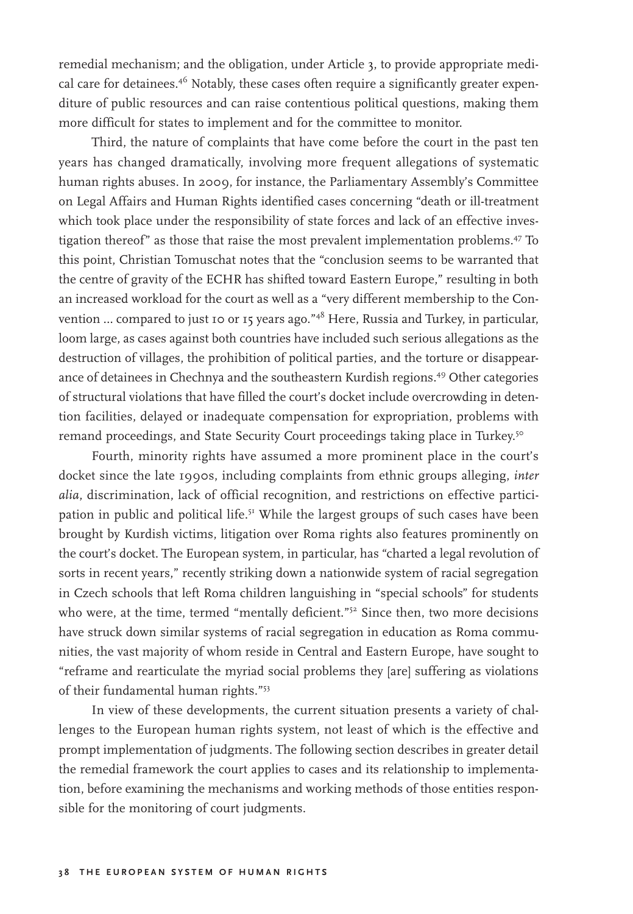remedial mechanism; and the obligation, under Article 3, to provide appropriate medical care for detainees.[46] Notably, these cases often require a significantly greater expenditure of public resources and can raise contentious political questions, making them more difficult for states to implement and for the committee to monitor.

Third, the nature of complaints that have come before the court in the past ten years has changed dramatically, involving more frequent allegations of systematic human rights abuses. In 2009, for instance, the Parliamentary Assembly's Committee on Legal Affairs and Human Rights identified cases concerning "death or ill-treatment which took place under the responsibility of state forces and lack of an effective investigation thereof" as those that raise the most prevalent implementation problems.[47] To this point, Christian Tomuschat notes that the "conclusion seems to be warranted that the centre of gravity of the ECHR has shifted toward Eastern Europe," resulting in both an increased workload for the court as well as a "very different membership to the Convention ... compared to just 10 or 15 years ago."[48] Here, Russia and Turkey, in particular, loom large, as cases against both countries have included such serious allegations as the destruction of villages, the prohibition of political parties, and the torture or disappearance of detainees in Chechnya and the southeastern Kurdish regions.[49] Other categories of structural violations that have filled the court's docket include overcrowding in detention facilities, delayed or inadequate compensation for expropriation, problems with remand proceedings, and State Security Court proceedings taking place in Turkey.[50]

Fourth, minority rights have assumed a more prominent place in the court's docket since the late 1990s, including complaints from ethnic groups alleging, *inter alia*, discrimination, lack of official recognition, and restrictions on effective participation in public and political life.[51] While the largest groups of such cases have been brought by Kurdish victims, litigation over Roma rights also features prominently on the court's docket. The European system, in particular, has "charted a legal revolution of sorts in recent years," recently striking down a nationwide system of racial segregation in Czech schools that left Roma children languishing in "special schools" for students who were, at the time, termed "mentally deficient."[52] Since then, two more decisions have struck down similar systems of racial segregation in education as Roma communities, the vast majority of whom reside in Central and Eastern Europe, have sought to "reframe and rearticulate the myriad social problems they [are] suffering as violations of their fundamental human rights."[53]

In view of these developments, the current situation presents a variety of challenges to the European human rights system, not least of which is the effective and prompt implementation of judgments. The following section describes in greater detail the remedial framework the court applies to cases and its relationship to implementation, before examining the mechanisms and working methods of those entities responsible for the monitoring of court judgments.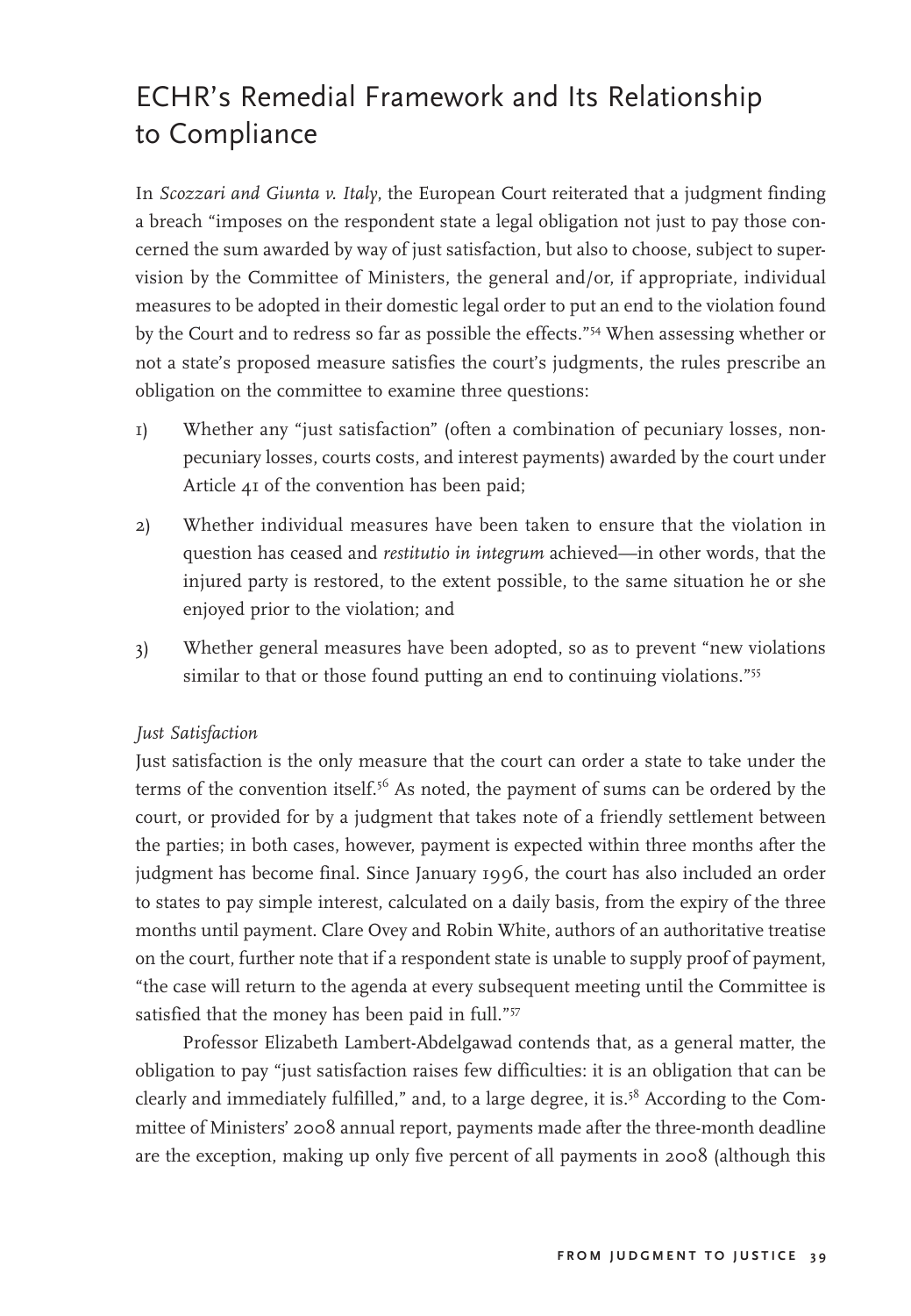# ECHR's Remedial Framework and Its Relationship to Compliance

In *Scozzari and Giunta v. Italy*, the European Court reiterated that a judgment finding a breach "imposes on the respondent state a legal obligation not just to pay those concerned the sum awarded by way of just satisfaction, but also to choose, subject to supervision by the Committee of Ministers, the general and/or, if appropriate, individual measures to be adopted in their domestic legal order to put an end to the violation found by the Court and to redress so far as possible the effects."[54] When assessing whether or not a state's proposed measure satisfies the court's judgments, the rules prescribe an obligation on the committee to examine three questions:

1) Whether any "just satisfaction" (often a combination of pecuniary losses, non-pecuniary losses, courts costs, and interest payments) awarded by the court under Article 41 of the convention has been paid;

2) Whether individual measures have been taken to ensure that the violation in question has ceased and *restitutio in integrum* achieved—in other words, that the injured party is restored, to the extent possible, to the same situation he or she enjoyed prior to the violation; and

3) Whether general measures have been adopted, so as to prevent "new violations similar to that or those found putting an end to continuing violations."[55]

*Just Satisfaction*

Just satisfaction is the only measure that the court can order a state to take under the terms of the convention itself.[56] As noted, the payment of sums can be ordered by the court, or provided for by a judgment that takes note of a friendly settlement between the parties; in both cases, however, payment is expected within three months after the judgment has become final. Since January 1996, the court has also included an order to states to pay simple interest, calculated on a daily basis, from the expiry of the three months until payment. Clare Ovey and Robin White, authors of an authoritative treatise on the court, further note that if a respondent state is unable to supply proof of payment, "the case will return to the agenda at every subsequent meeting until the Committee is satisfied that the money has been paid in full."[57]

Professor Elizabeth Lambert-Abdelgawad contends that, as a general matter, the obligation to pay "just satisfaction raises few difficulties: it is an obligation that can be clearly and immediately fulfilled," and, to a large degree, it is.[58] According to the Committee of Ministers' 2008 annual report, payments made after the three-month deadline are the exception, making up only five percent of all payments in 2008 (although this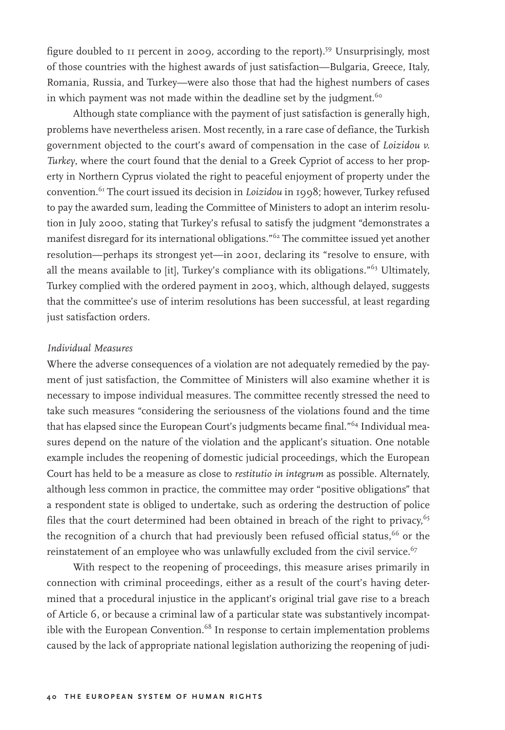figure doubled to 11 percent in 2009, according to the report).[59] Unsurprisingly, most of those countries with the highest awards of just satisfaction—Bulgaria, Greece, Italy, Romania, Russia, and Turkey—were also those that had the highest numbers of cases in which payment was not made within the deadline set by the judgment.[60]

Although state compliance with the payment of just satisfaction is generally high, problems have nevertheless arisen. Most recently, in a rare case of defiance, the Turkish government objected to the court's award of compensation in the case of *Loizidou v. Turkey*, where the court found that the denial to a Greek Cypriot of access to her property in Northern Cyprus violated the right to peaceful enjoyment of property under the convention.[61] The court issued its decision in *Loizidou* in 1998; however, Turkey refused to pay the awarded sum, leading the Committee of Ministers to adopt an interim resolution in July 2000, stating that Turkey's refusal to satisfy the judgment "demonstrates a manifest disregard for its international obligations."[62] The committee issued yet another resolution—perhaps its strongest yet—in 2001, declaring its "resolve to ensure, with all the means available to [it], Turkey's compliance with its obligations."[63] Ultimately, Turkey complied with the ordered payment in 2003, which, although delayed, suggests that the committee's use of interim resolutions has been successful, at least regarding just satisfaction orders.

### *Individual Measures*

Where the adverse consequences of a violation are not adequately remedied by the payment of just satisfaction, the Committee of Ministers will also examine whether it is necessary to impose individual measures. The committee recently stressed the need to take such measures "considering the seriousness of the violations found and the time that has elapsed since the European Court's judgments became final."[64] Individual measures depend on the nature of the violation and the applicant's situation. One notable example includes the reopening of domestic judicial proceedings, which the European Court has held to be a measure as close to *restitutio in integrum* as possible. Alternately, although less common in practice, the committee may order "positive obligations" that a respondent state is obliged to undertake, such as ordering the destruction of police files that the court determined had been obtained in breach of the right to privacy,[65] the recognition of a church that had previously been refused official status,[66] or the reinstatement of an employee who was unlawfully excluded from the civil service.[67]

With respect to the reopening of proceedings, this measure arises primarily in connection with criminal proceedings, either as a result of the court's having determined that a procedural injustice in the applicant's original trial gave rise to a breach of Article 6, or because a criminal law of a particular state was substantively incompatible with the European Convention.[68] In response to certain implementation problems caused by the lack of appropriate national legislation authorizing the reopening of judi-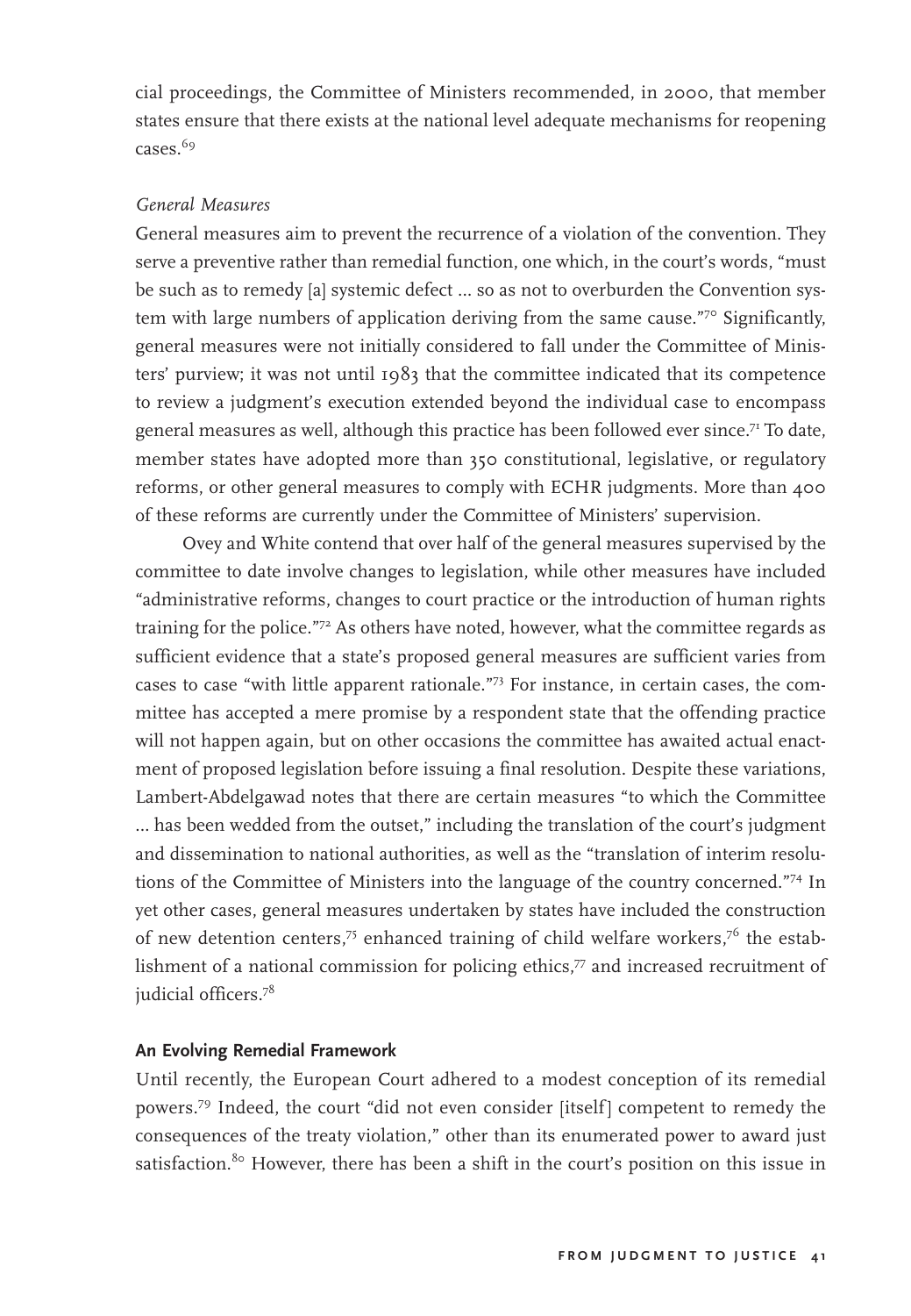cial proceedings, the Committee of Ministers recommended, in 2000, that member states ensure that there exists at the national level adequate mechanisms for reopening cases.[69]

*General Measures*

General measures aim to prevent the recurrence of a violation of the convention. They serve a preventive rather than remedial function, one which, in the court's words, "must be such as to remedy [a] systemic defect ... so as not to overburden the Convention system with large numbers of application deriving from the same cause."[70] Significantly, general measures were not initially considered to fall under the Committee of Ministers' purview; it was not until 1983 that the committee indicated that its competence to review a judgment's execution extended beyond the individual case to encompass general measures as well, although this practice has been followed ever since.[71] To date, member states have adopted more than 350 constitutional, legislative, or regulatory reforms, or other general measures to comply with ECHR judgments. More than 400 of these reforms are currently under the Committee of Ministers' supervision.

Ovey and White contend that over half of the general measures supervised by the committee to date involve changes to legislation, while other measures have included "administrative reforms, changes to court practice or the introduction of human rights training for the police."[72] As others have noted, however, what the committee regards as sufficient evidence that a state's proposed general measures are sufficient varies from cases to case "with little apparent rationale."[73] For instance, in certain cases, the committee has accepted a mere promise by a respondent state that the offending practice will not happen again, but on other occasions the committee has awaited actual enactment of proposed legislation before issuing a final resolution. Despite these variations, Lambert-Abdelgawad notes that there are certain measures "to which the Committee ... has been wedded from the outset," including the translation of the court's judgment and dissemination to national authorities, as well as the "translation of interim resolutions of the Committee of Ministers into the language of the country concerned."[74] In yet other cases, general measures undertaken by states have included the construction of new detention centers,[75] enhanced training of child welfare workers,[76] the establishment of a national commission for policing ethics,[77] and increased recruitment of judicial officers.[78]

**An Evolving Remedial Framework**

Until recently, the European Court adhered to a modest conception of its remedial powers.[79] Indeed, the court "did not even consider [itself] competent to remedy the consequences of the treaty violation," other than its enumerated power to award just satisfaction.[80] However, there has been a shift in the court's position on this issue in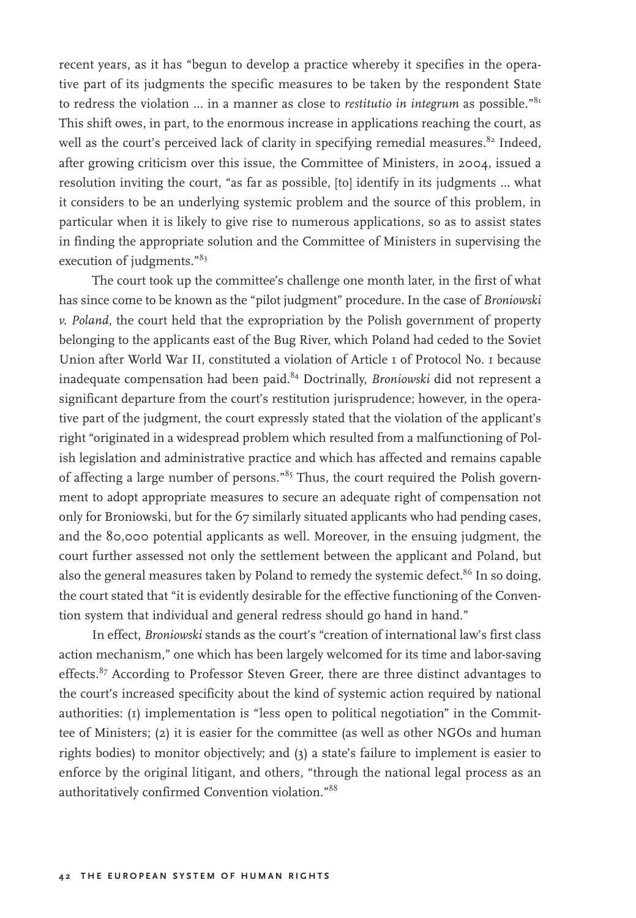recent years, as it has "begun to develop a practice whereby it specifies in the operative part of its judgments the specific measures to be taken by the respondent State to redress the violation ... in a manner as close to *restitutio in integrum* as possible."[81] This shift owes, in part, to the enormous increase in applications reaching the court, as well as the court's perceived lack of clarity in specifying remedial measures.[82] Indeed, after growing criticism over this issue, the Committee of Ministers, in 2004, issued a resolution inviting the court, "as far as possible, [to] identify in its judgments ... what it considers to be an underlying systemic problem and the source of this problem, in particular when it is likely to give rise to numerous applications, so as to assist states in finding the appropriate solution and the Committee of Ministers in supervising the execution of judgments."[83]

The court took up the committee's challenge one month later, in the first of what has since come to be known as the "pilot judgment" procedure. In the case of *Broniowski v. Poland*, the court held that the expropriation by the Polish government of property belonging to the applicants east of the Bug River, which Poland had ceded to the Soviet Union after World War II, constituted a violation of Article 1 of Protocol No. 1 because inadequate compensation had been paid.[84] Doctrinally, *Broniowski* did not represent a significant departure from the court's restitution jurisprudence; however, in the operative part of the judgment, the court expressly stated that the violation of the applicant's right "originated in a widespread problem which resulted from a malfunctioning of Polish legislation and administrative practice and which has affected and remains capable of affecting a large number of persons."[85] Thus, the court required the Polish government to adopt appropriate measures to secure an adequate right of compensation not only for Broniowski, but for the 67 similarly situated applicants who had pending cases, and the 80,000 potential applicants as well. Moreover, in the ensuing judgment, the court further assessed not only the settlement between the applicant and Poland, but also the general measures taken by Poland to remedy the systemic defect.[86] In so doing, the court stated that "it is evidently desirable for the effective functioning of the Convention system that individual and general redress should go hand in hand."

In effect, *Broniowski* stands as the court's "creation of international law's first class action mechanism," one which has been largely welcomed for its time and labor-saving effects.[87] According to Professor Steven Greer, there are three distinct advantages to the court's increased specificity about the kind of systemic action required by national authorities: (1) implementation is "less open to political negotiation" in the Committee of Ministers; (2) it is easier for the committee (as well as other NGOs and human rights bodies) to monitor objectively; and (3) a state's failure to implement is easier to enforce by the original litigant, and others, "through the national legal process as an authoritatively confirmed Convention violation."[88]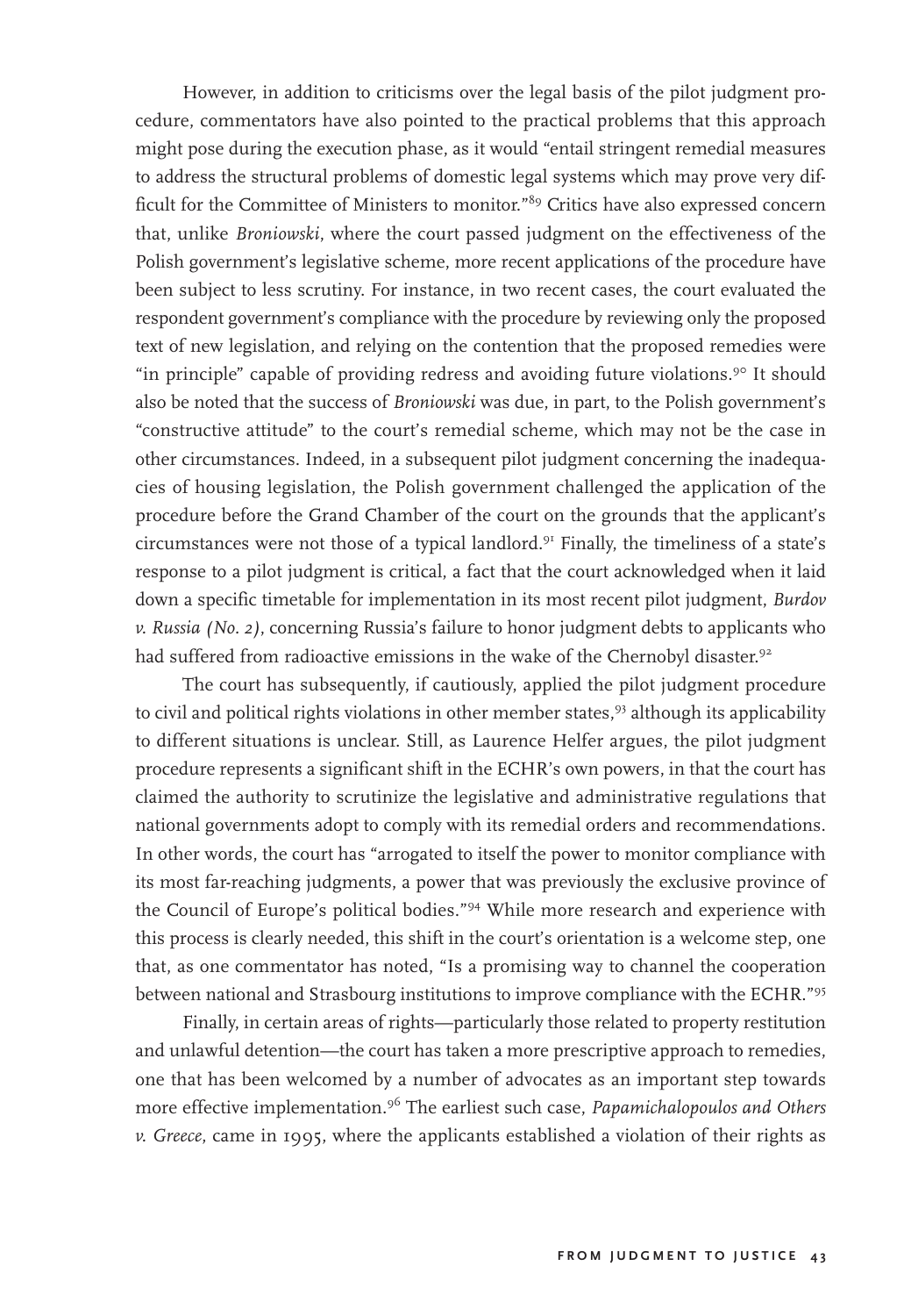However, in addition to criticisms over the legal basis of the pilot judgment procedure, commentators have also pointed to the practical problems that this approach might pose during the execution phase, as it would "entail stringent remedial measures to address the structural problems of domestic legal systems which may prove very difficult for the Committee of Ministers to monitor."[89] Critics have also expressed concern that, unlike *Broniowski*, where the court passed judgment on the effectiveness of the Polish government's legislative scheme, more recent applications of the procedure have been subject to less scrutiny. For instance, in two recent cases, the court evaluated the respondent government's compliance with the procedure by reviewing only the proposed text of new legislation, and relying on the contention that the proposed remedies were "in principle" capable of providing redress and avoiding future violations.[90] It should also be noted that the success of *Broniowski* was due, in part, to the Polish government's "constructive attitude" to the court's remedial scheme, which may not be the case in other circumstances. Indeed, in a subsequent pilot judgment concerning the inadequacies of housing legislation, the Polish government challenged the application of the procedure before the Grand Chamber of the court on the grounds that the applicant's circumstances were not those of a typical landlord.[91] Finally, the timeliness of a state's response to a pilot judgment is critical, a fact that the court acknowledged when it laid down a specific timetable for implementation in its most recent pilot judgment, *Burdov v. Russia (No. 2)*, concerning Russia's failure to honor judgment debts to applicants who had suffered from radioactive emissions in the wake of the Chernobyl disaster.[92]

The court has subsequently, if cautiously, applied the pilot judgment procedure to civil and political rights violations in other member states,[93] although its applicability to different situations is unclear. Still, as Laurence Helfer argues, the pilot judgment procedure represents a significant shift in the ECHR's own powers, in that the court has claimed the authority to scrutinize the legislative and administrative regulations that national governments adopt to comply with its remedial orders and recommendations. In other words, the court has "arrogated to itself the power to monitor compliance with its most far-reaching judgments, a power that was previously the exclusive province of the Council of Europe's political bodies."[94] While more research and experience with this process is clearly needed, this shift in the court's orientation is a welcome step, one that, as one commentator has noted, "Is a promising way to channel the cooperation between national and Strasbourg institutions to improve compliance with the ECHR."[95]

Finally, in certain areas of rights—particularly those related to property restitution and unlawful detention—the court has taken a more prescriptive approach to remedies, one that has been welcomed by a number of advocates as an important step towards more effective implementation.[96] The earliest such case, *Papamichalopoulos and Others v. Greece*, came in 1995, where the applicants established a violation of their rights as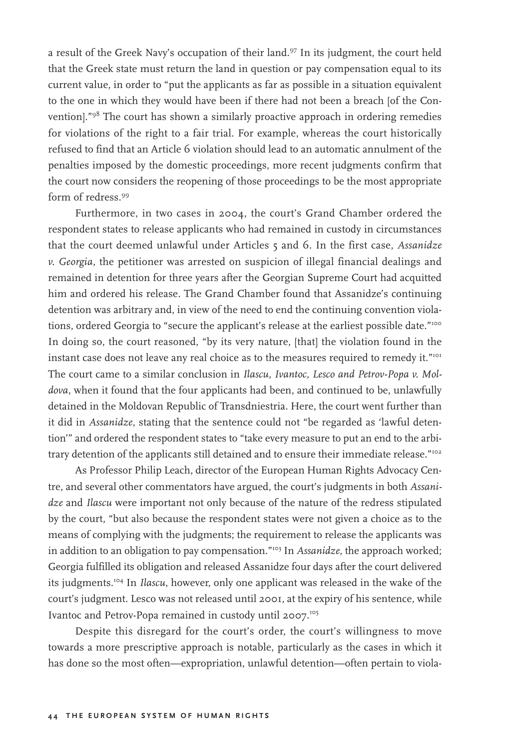a result of the Greek Navy's occupation of their land.[97] In its judgment, the court held that the Greek state must return the land in question or pay compensation equal to its current value, in order to "put the applicants as far as possible in a situation equivalent to the one in which they would have been if there had not been a breach [of the Convention]."[98] The court has shown a similarly proactive approach in ordering remedies for violations of the right to a fair trial. For example, whereas the court historically refused to find that an Article 6 violation should lead to an automatic annulment of the penalties imposed by the domestic proceedings, more recent judgments confirm that the court now considers the reopening of those proceedings to be the most appropriate form of redress.[99]

Furthermore, in two cases in 2004, the court's Grand Chamber ordered the respondent states to release applicants who had remained in custody in circumstances that the court deemed unlawful under Articles 5 and 6. In the first case, *Assanidze v. Georgia*, the petitioner was arrested on suspicion of illegal financial dealings and remained in detention for three years after the Georgian Supreme Court had acquitted him and ordered his release. The Grand Chamber found that Assanidze's continuing detention was arbitrary and, in view of the need to end the continuing convention violations, ordered Georgia to "secure the applicant's release at the earliest possible date."[100] In doing so, the court reasoned, "by its very nature, [that] the violation found in the instant case does not leave any real choice as to the measures required to remedy it."[101] The court came to a similar conclusion in *Ilascu, Ivantoc, Lesco and Petrov-Popa v. Moldova*, when it found that the four applicants had been, and continued to be, unlawfully detained in the Moldovan Republic of Transdniestria. Here, the court went further than it did in *Assanidze*, stating that the sentence could not "be regarded as 'lawful detention'" and ordered the respondent states to "take every measure to put an end to the arbitrary detention of the applicants still detained and to ensure their immediate release."[102]

As Professor Philip Leach, director of the European Human Rights Advocacy Centre, and several other commentators have argued, the court's judgments in both *Assanidze* and *Ilascu* were important not only because of the nature of the redress stipulated by the court, "but also because the respondent states were not given a choice as to the means of complying with the judgments; the requirement to release the applicants was in addition to an obligation to pay compensation."[103] In *Assanidze*, the approach worked; Georgia fulfilled its obligation and released Assanidze four days after the court delivered its judgments.[104] In *Ilascu*, however, only one applicant was released in the wake of the court's judgment. Lesco was not released until 2001, at the expiry of his sentence, while Ivantoc and Petrov-Popa remained in custody until 2007.[105]

Despite this disregard for the court's order, the court's willingness to move towards a more prescriptive approach is notable, particularly as the cases in which it has done so the most often—expropriation, unlawful detention—often pertain to viola-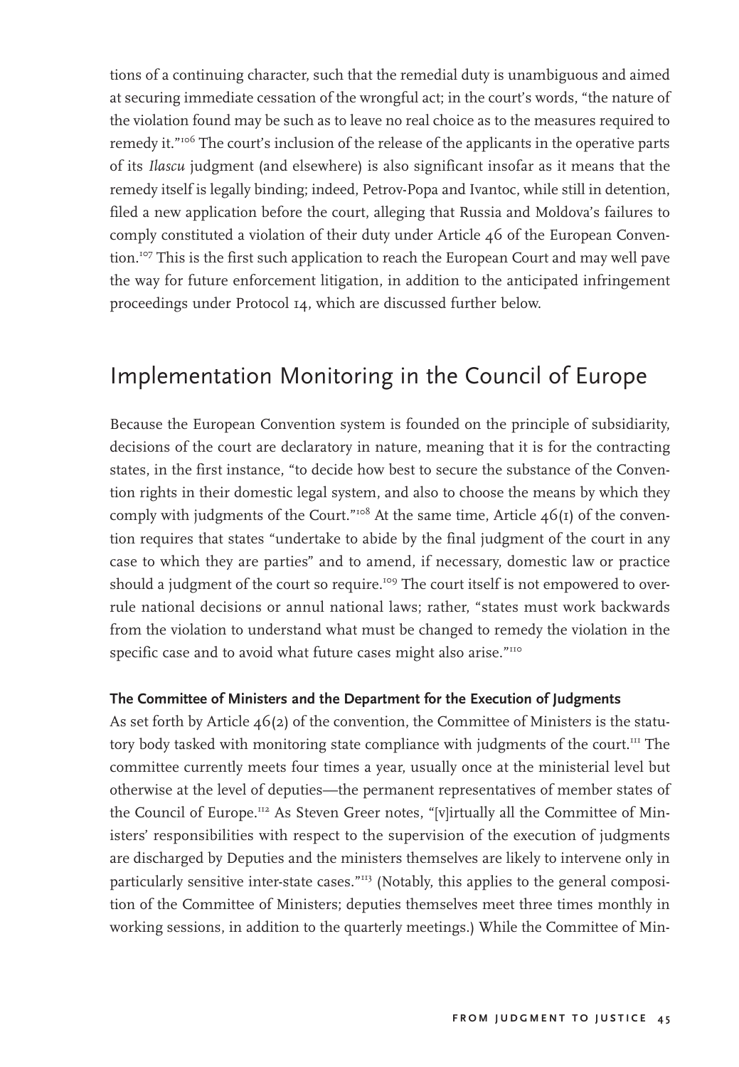tions of a continuing character, such that the remedial duty is unambiguous and aimed at securing immediate cessation of the wrongful act; in the court's words, "the nature of the violation found may be such as to leave no real choice as to the measures required to remedy it."[106] The court's inclusion of the release of the applicants in the operative parts of its *Ilascu* judgment (and elsewhere) is also significant insofar as it means that the remedy itself is legally binding; indeed, Petrov-Popa and Ivantoc, while still in detention, filed a new application before the court, alleging that Russia and Moldova's failures to comply constituted a violation of their duty under Article 46 of the European Convention.[107] This is the first such application to reach the European Court and may well pave the way for future enforcement litigation, in addition to the anticipated infringement proceedings under Protocol 14, which are discussed further below.

## Implementation Monitoring in the Council of Europe

Because the European Convention system is founded on the principle of subsidiarity, decisions of the court are declaratory in nature, meaning that it is for the contracting states, in the first instance, "to decide how best to secure the substance of the Convention rights in their domestic legal system, and also to choose the means by which they comply with judgments of the Court."[108] At the same time, Article 46(1) of the convention requires that states "undertake to abide by the final judgment of the court in any case to which they are parties" and to amend, if necessary, domestic law or practice should a judgment of the court so require.[109] The court itself is not empowered to overrule national decisions or annul national laws; rather, "states must work backwards from the violation to understand what must be changed to remedy the violation in the specific case and to avoid what future cases might also arise."[110]

### The Committee of Ministers and the Department for the Execution of Judgments

As set forth by Article 46(2) of the convention, the Committee of Ministers is the statutory body tasked with monitoring state compliance with judgments of the court.[111] The committee currently meets four times a year, usually once at the ministerial level but otherwise at the level of deputies—the permanent representatives of member states of the Council of Europe.[112] As Steven Greer notes, "[v]irtually all the Committee of Ministers' responsibilities with respect to the supervision of the execution of judgments are discharged by Deputies and the ministers themselves are likely to intervene only in particularly sensitive inter-state cases."[113] (Notably, this applies to the general composition of the Committee of Ministers; deputies themselves meet three times monthly in working sessions, in addition to the quarterly meetings.) While the Committee of Min-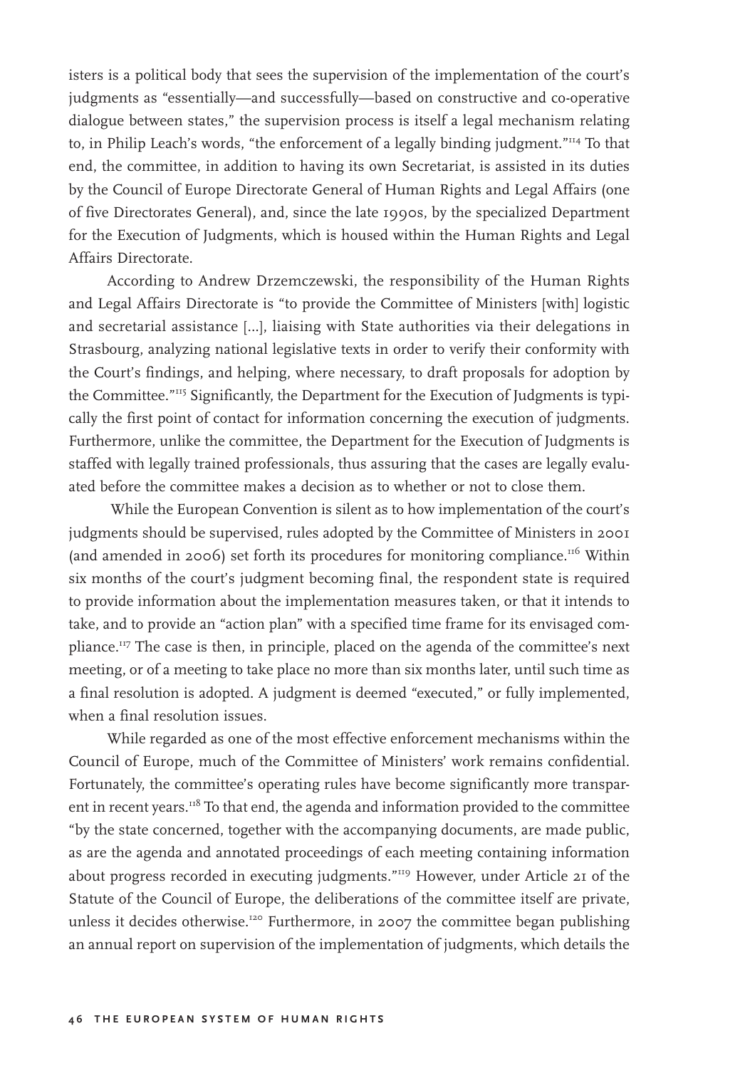isters is a political body that sees the supervision of the implementation of the court's judgments as "essentially—and successfully—based on constructive and co-operative dialogue between states," the supervision process is itself a legal mechanism relating to, in Philip Leach's words, "the enforcement of a legally binding judgment."[114] To that end, the committee, in addition to having its own Secretariat, is assisted in its duties by the Council of Europe Directorate General of Human Rights and Legal Affairs (one of five Directorates General), and, since the late 1990s, by the specialized Department for the Execution of Judgments, which is housed within the Human Rights and Legal Affairs Directorate.

According to Andrew Drzemczewski, the responsibility of the Human Rights and Legal Affairs Directorate is "to provide the Committee of Ministers [with] logistic and secretarial assistance [...], liaising with State authorities via their delegations in Strasbourg, analyzing national legislative texts in order to verify their conformity with the Court's findings, and helping, where necessary, to draft proposals for adoption by the Committee."[115] Significantly, the Department for the Execution of Judgments is typically the first point of contact for information concerning the execution of judgments. Furthermore, unlike the committee, the Department for the Execution of Judgments is staffed with legally trained professionals, thus assuring that the cases are legally evaluated before the committee makes a decision as to whether or not to close them.

While the European Convention is silent as to how implementation of the court's judgments should be supervised, rules adopted by the Committee of Ministers in 2001 (and amended in 2006) set forth its procedures for monitoring compliance.[116] Within six months of the court's judgment becoming final, the respondent state is required to provide information about the implementation measures taken, or that it intends to take, and to provide an "action plan" with a specified time frame for its envisaged compliance.[117] The case is then, in principle, placed on the agenda of the committee's next meeting, or of a meeting to take place no more than six months later, until such time as a final resolution is adopted. A judgment is deemed "executed," or fully implemented, when a final resolution issues.

While regarded as one of the most effective enforcement mechanisms within the Council of Europe, much of the Committee of Ministers' work remains confidential. Fortunately, the committee's operating rules have become significantly more transparent in recent years.[118] To that end, the agenda and information provided to the committee "by the state concerned, together with the accompanying documents, are made public, as are the agenda and annotated proceedings of each meeting containing information about progress recorded in executing judgments."[119] However, under Article 21 of the Statute of the Council of Europe, the deliberations of the committee itself are private, unless it decides otherwise.[120] Furthermore, in 2007 the committee began publishing an annual report on supervision of the implementation of judgments, which details the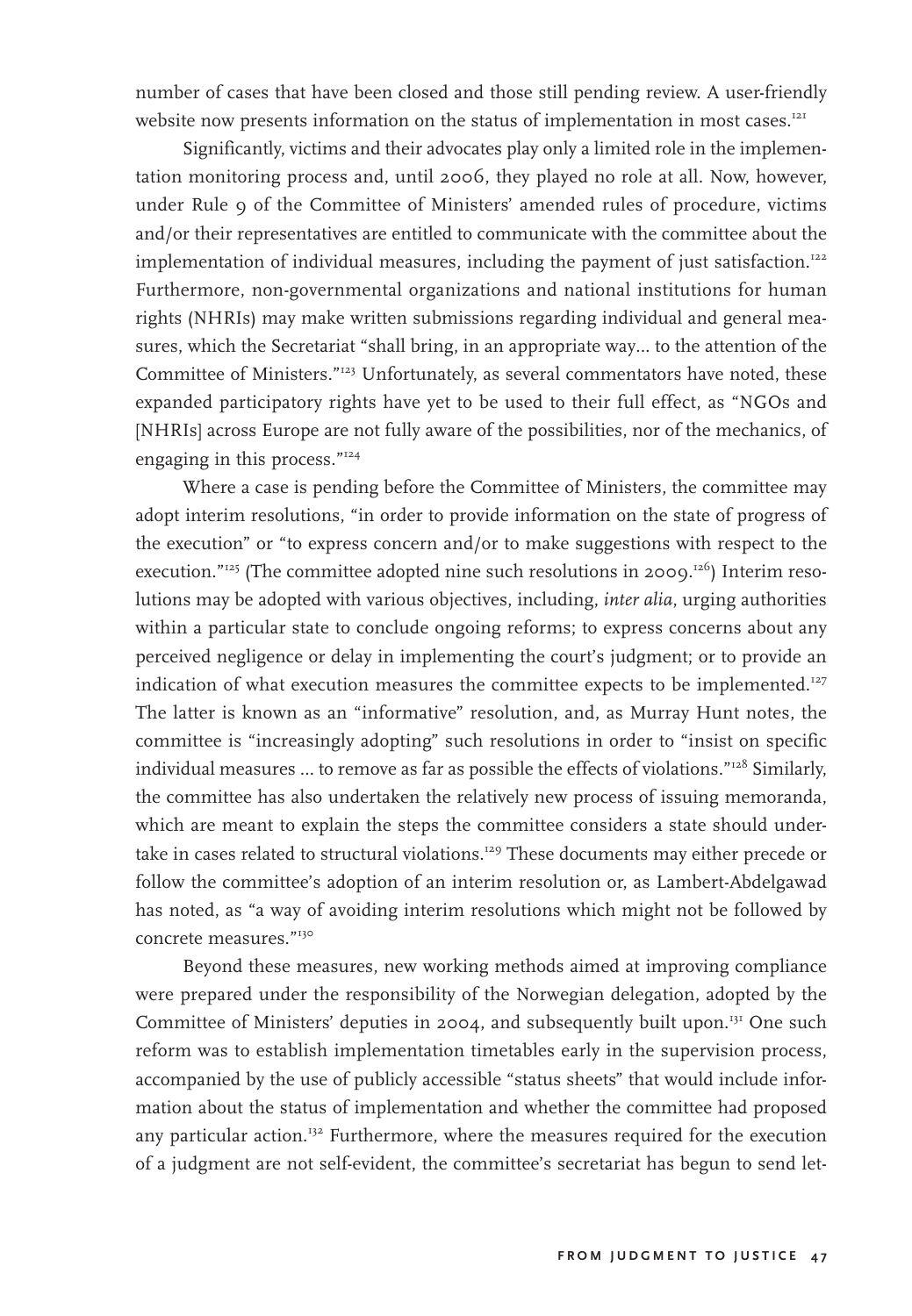number of cases that have been closed and those still pending review. A user-friendly website now presents information on the status of implementation in most cases.[121]

Significantly, victims and their advocates play only a limited role in the implementation monitoring process and, until 2006, they played no role at all. Now, however, under Rule 9 of the Committee of Ministers' amended rules of procedure, victims and/or their representatives are entitled to communicate with the committee about the implementation of individual measures, including the payment of just satisfaction.[122] Furthermore, non-governmental organizations and national institutions for human rights (NHRIs) may make written submissions regarding individual and general measures, which the Secretariat "shall bring, in an appropriate way… to the attention of the Committee of Ministers."[123] Unfortunately, as several commentators have noted, these expanded participatory rights have yet to be used to their full effect, as "NGOs and [NHRIs] across Europe are not fully aware of the possibilities, nor of the mechanics, of engaging in this process."[124]

Where a case is pending before the Committee of Ministers, the committee may adopt interim resolutions, "in order to provide information on the state of progress of the execution" or "to express concern and/or to make suggestions with respect to the execution."[125] (The committee adopted nine such resolutions in 2009.[126]) Interim resolutions may be adopted with various objectives, including, *inter alia*, urging authorities within a particular state to conclude ongoing reforms; to express concerns about any perceived negligence or delay in implementing the court's judgment; or to provide an indication of what execution measures the committee expects to be implemented.[127] The latter is known as an "informative" resolution, and, as Murray Hunt notes, the committee is "increasingly adopting" such resolutions in order to "insist on specific individual measures … to remove as far as possible the effects of violations."[128] Similarly, the committee has also undertaken the relatively new process of issuing memoranda, which are meant to explain the steps the committee considers a state should undertake in cases related to structural violations.[129] These documents may either precede or follow the committee's adoption of an interim resolution or, as Lambert-Abdelgawad has noted, as "a way of avoiding interim resolutions which might not be followed by concrete measures."[130]

Beyond these measures, new working methods aimed at improving compliance were prepared under the responsibility of the Norwegian delegation, adopted by the Committee of Ministers' deputies in 2004, and subsequently built upon.[131] One such reform was to establish implementation timetables early in the supervision process, accompanied by the use of publicly accessible "status sheets" that would include information about the status of implementation and whether the committee had proposed any particular action.[132] Furthermore, where the measures required for the execution of a judgment are not self-evident, the committee's secretariat has begun to send let-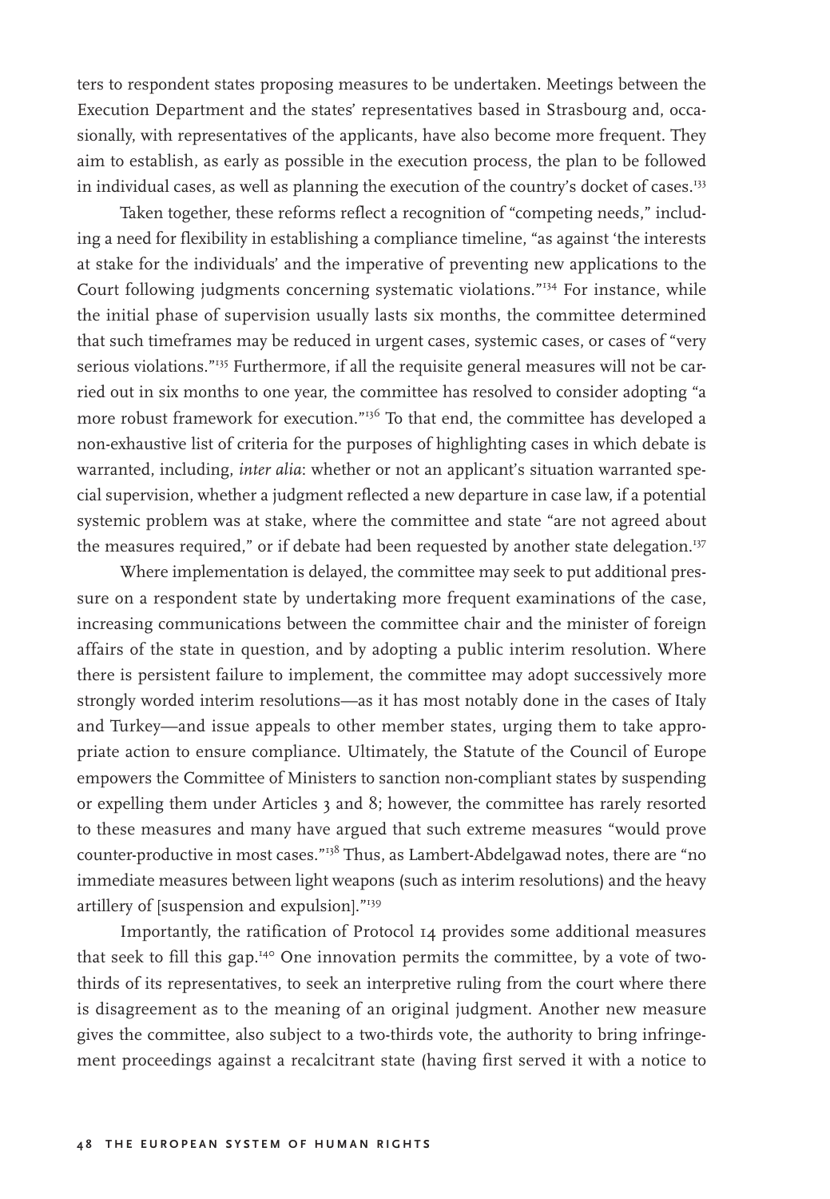ters to respondent states proposing measures to be undertaken. Meetings between the Execution Department and the states' representatives based in Strasbourg and, occasionally, with representatives of the applicants, have also become more frequent. They aim to establish, as early as possible in the execution process, the plan to be followed in individual cases, as well as planning the execution of the country's docket of cases.[133]

Taken together, these reforms reflect a recognition of "competing needs," including a need for flexibility in establishing a compliance timeline, "as against 'the interests at stake for the individuals' and the imperative of preventing new applications to the Court following judgments concerning systematic violations."[134] For instance, while the initial phase of supervision usually lasts six months, the committee determined that such timeframes may be reduced in urgent cases, systemic cases, or cases of "very serious violations."[135] Furthermore, if all the requisite general measures will not be carried out in six months to one year, the committee has resolved to consider adopting "a more robust framework for execution."[136] To that end, the committee has developed a non-exhaustive list of criteria for the purposes of highlighting cases in which debate is warranted, including, *inter alia*: whether or not an applicant's situation warranted special supervision, whether a judgment reflected a new departure in case law, if a potential systemic problem was at stake, where the committee and state "are not agreed about the measures required," or if debate had been requested by another state delegation.[137]

Where implementation is delayed, the committee may seek to put additional pressure on a respondent state by undertaking more frequent examinations of the case, increasing communications between the committee chair and the minister of foreign affairs of the state in question, and by adopting a public interim resolution. Where there is persistent failure to implement, the committee may adopt successively more strongly worded interim resolutions—as it has most notably done in the cases of Italy and Turkey—and issue appeals to other member states, urging them to take appropriate action to ensure compliance. Ultimately, the Statute of the Council of Europe empowers the Committee of Ministers to sanction non-compliant states by suspending or expelling them under Articles 3 and 8; however, the committee has rarely resorted to these measures and many have argued that such extreme measures "would prove counter-productive in most cases."[138] Thus, as Lambert-Abdelgawad notes, there are "no immediate measures between light weapons (such as interim resolutions) and the heavy artillery of [suspension and expulsion]."[139]

Importantly, the ratification of Protocol 14 provides some additional measures that seek to fill this gap.[140] One innovation permits the committee, by a vote of two-thirds of its representatives, to seek an interpretive ruling from the court where there is disagreement as to the meaning of an original judgment. Another new measure gives the committee, also subject to a two-thirds vote, the authority to bring infringement proceedings against a recalcitrant state (having first served it with a notice to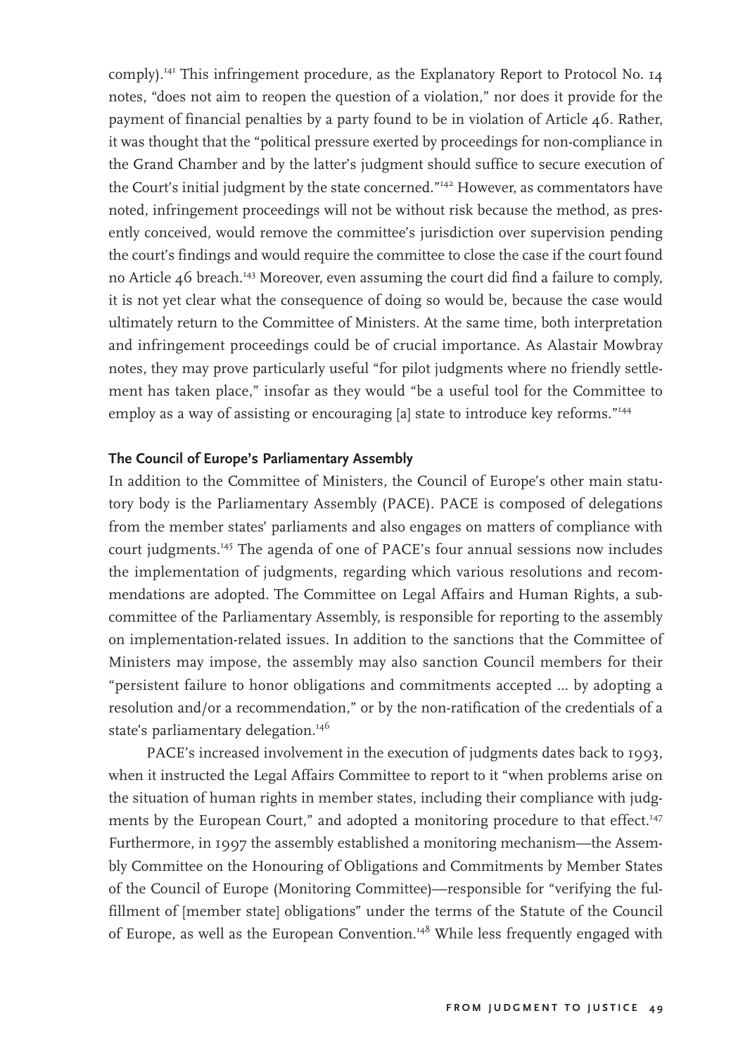comply).[141] This infringement procedure, as the Explanatory Report to Protocol No. 14 notes, "does not aim to reopen the question of a violation," nor does it provide for the payment of financial penalties by a party found to be in violation of Article 46. Rather, it was thought that the "political pressure exerted by proceedings for non-compliance in the Grand Chamber and by the latter's judgment should suffice to secure execution of the Court's initial judgment by the state concerned."[142] However, as commentators have noted, infringement proceedings will not be without risk because the method, as presently conceived, would remove the committee's jurisdiction over supervision pending the court's findings and would require the committee to close the case if the court found no Article 46 breach.[143] Moreover, even assuming the court did find a failure to comply, it is not yet clear what the consequence of doing so would be, because the case would ultimately return to the Committee of Ministers. At the same time, both interpretation and infringement proceedings could be of crucial importance. As Alastair Mowbray notes, they may prove particularly useful "for pilot judgments where no friendly settlement has taken place," insofar as they would "be a useful tool for the Committee to employ as a way of assisting or encouraging [a] state to introduce key reforms."[144]

### The Council of Europe's Parliamentary Assembly

In addition to the Committee of Ministers, the Council of Europe's other main statutory body is the Parliamentary Assembly (PACE). PACE is composed of delegations from the member states' parliaments and also engages on matters of compliance with court judgments.[145] The agenda of one of PACE's four annual sessions now includes the implementation of judgments, regarding which various resolutions and recommendations are adopted. The Committee on Legal Affairs and Human Rights, a subcommittee of the Parliamentary Assembly, is responsible for reporting to the assembly on implementation-related issues. In addition to the sanctions that the Committee of Ministers may impose, the assembly may also sanction Council members for their "persistent failure to honor obligations and commitments accepted ... by adopting a resolution and/or a recommendation," or by the non-ratification of the credentials of a state's parliamentary delegation.[146]

PACE's increased involvement in the execution of judgments dates back to 1993, when it instructed the Legal Affairs Committee to report to it "when problems arise on the situation of human rights in member states, including their compliance with judgments by the European Court," and adopted a monitoring procedure to that effect.[147] Furthermore, in 1997 the assembly established a monitoring mechanism—the Assembly Committee on the Honouring of Obligations and Commitments by Member States of the Council of Europe (Monitoring Committee)—responsible for "verifying the fulfillment of [member state] obligations" under the terms of the Statute of the Council of Europe, as well as the European Convention.[148] While less frequently engaged with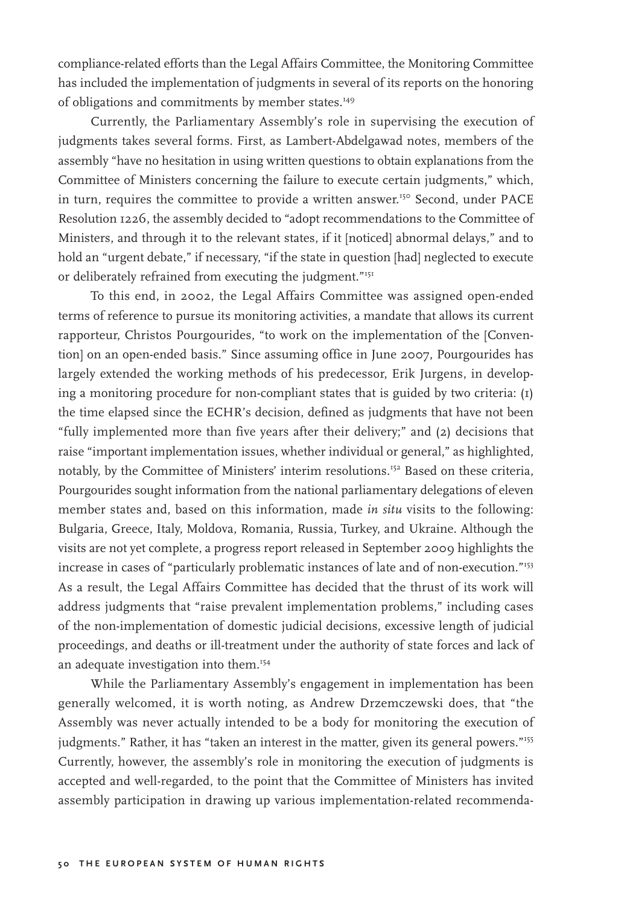compliance-related efforts than the Legal Affairs Committee, the Monitoring Committee has included the implementation of judgments in several of its reports on the honoring of obligations and commitments by member states.[149]

Currently, the Parliamentary Assembly's role in supervising the execution of judgments takes several forms. First, as Lambert-Abdelgawad notes, members of the assembly "have no hesitation in using written questions to obtain explanations from the Committee of Ministers concerning the failure to execute certain judgments," which, in turn, requires the committee to provide a written answer.[150] Second, under PACE Resolution 1226, the assembly decided to "adopt recommendations to the Committee of Ministers, and through it to the relevant states, if it [noticed] abnormal delays," and to hold an "urgent debate," if necessary, "if the state in question [had] neglected to execute or deliberately refrained from executing the judgment."[151]

To this end, in 2002, the Legal Affairs Committee was assigned open-ended terms of reference to pursue its monitoring activities, a mandate that allows its current rapporteur, Christos Pourgourides, "to work on the implementation of the [Convention] on an open-ended basis." Since assuming office in June 2007, Pourgourides has largely extended the working methods of his predecessor, Erik Jurgens, in developing a monitoring procedure for non-compliant states that is guided by two criteria: (1) the time elapsed since the ECHR's decision, defined as judgments that have not been "fully implemented more than five years after their delivery;" and (2) decisions that raise "important implementation issues, whether individual or general," as highlighted, notably, by the Committee of Ministers' interim resolutions.[152] Based on these criteria, Pourgourides sought information from the national parliamentary delegations of eleven member states and, based on this information, made *in situ* visits to the following: Bulgaria, Greece, Italy, Moldova, Romania, Russia, Turkey, and Ukraine. Although the visits are not yet complete, a progress report released in September 2009 highlights the increase in cases of "particularly problematic instances of late and of non-execution."[153] As a result, the Legal Affairs Committee has decided that the thrust of its work will address judgments that "raise prevalent implementation problems," including cases of the non-implementation of domestic judicial decisions, excessive length of judicial proceedings, and deaths or ill-treatment under the authority of state forces and lack of an adequate investigation into them.[154]

While the Parliamentary Assembly's engagement in implementation has been generally welcomed, it is worth noting, as Andrew Drzemczewski does, that "the Assembly was never actually intended to be a body for monitoring the execution of judgments." Rather, it has "taken an interest in the matter, given its general powers."[155] Currently, however, the assembly's role in monitoring the execution of judgments is accepted and well-regarded, to the point that the Committee of Ministers has invited assembly participation in drawing up various implementation-related recommenda-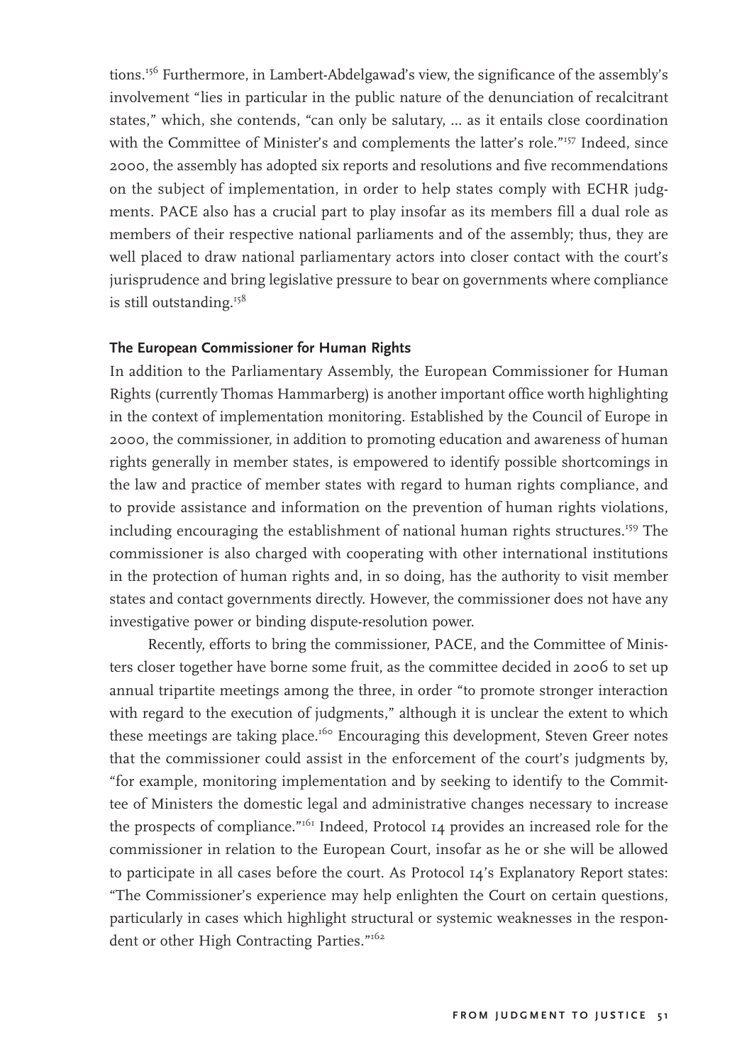tions.[156] Furthermore, in Lambert-Abdelgawad's view, the significance of the assembly's involvement "lies in particular in the public nature of the denunciation of recalcitrant states," which, she contends, "can only be salutary, ... as it entails close coordination with the Committee of Minister's and complements the latter's role."[157] Indeed, since 2000, the assembly has adopted six reports and resolutions and five recommendations on the subject of implementation, in order to help states comply with ECHR judgments. PACE also has a crucial part to play insofar as its members fill a dual role as members of their respective national parliaments and of the assembly; thus, they are well placed to draw national parliamentary actors into closer contact with the court's jurisprudence and bring legislative pressure to bear on governments where compliance is still outstanding.[158]

**The European Commissioner for Human Rights**

In addition to the Parliamentary Assembly, the European Commissioner for Human Rights (currently Thomas Hammarberg) is another important office worth highlighting in the context of implementation monitoring. Established by the Council of Europe in 2000, the commissioner, in addition to promoting education and awareness of human rights generally in member states, is empowered to identify possible shortcomings in the law and practice of member states with regard to human rights compliance, and to provide assistance and information on the prevention of human rights violations, including encouraging the establishment of national human rights structures.[159] The commissioner is also charged with cooperating with other international institutions in the protection of human rights and, in so doing, has the authority to visit member states and contact governments directly. However, the commissioner does not have any investigative power or binding dispute-resolution power.

Recently, efforts to bring the commissioner, PACE, and the Committee of Ministers closer together have borne some fruit, as the committee decided in 2006 to set up annual tripartite meetings among the three, in order "to promote stronger interaction with regard to the execution of judgments," although it is unclear the extent to which these meetings are taking place.[160] Encouraging this development, Steven Greer notes that the commissioner could assist in the enforcement of the court's judgments by, "for example, monitoring implementation and by seeking to identify to the Committee of Ministers the domestic legal and administrative changes necessary to increase the prospects of compliance."[161] Indeed, Protocol 14 provides an increased role for the commissioner in relation to the European Court, insofar as he or she will be allowed to participate in all cases before the court. As Protocol 14's Explanatory Report states: "The Commissioner's experience may help enlighten the Court on certain questions, particularly in cases which highlight structural or systemic weaknesses in the respondent or other High Contracting Parties."[162]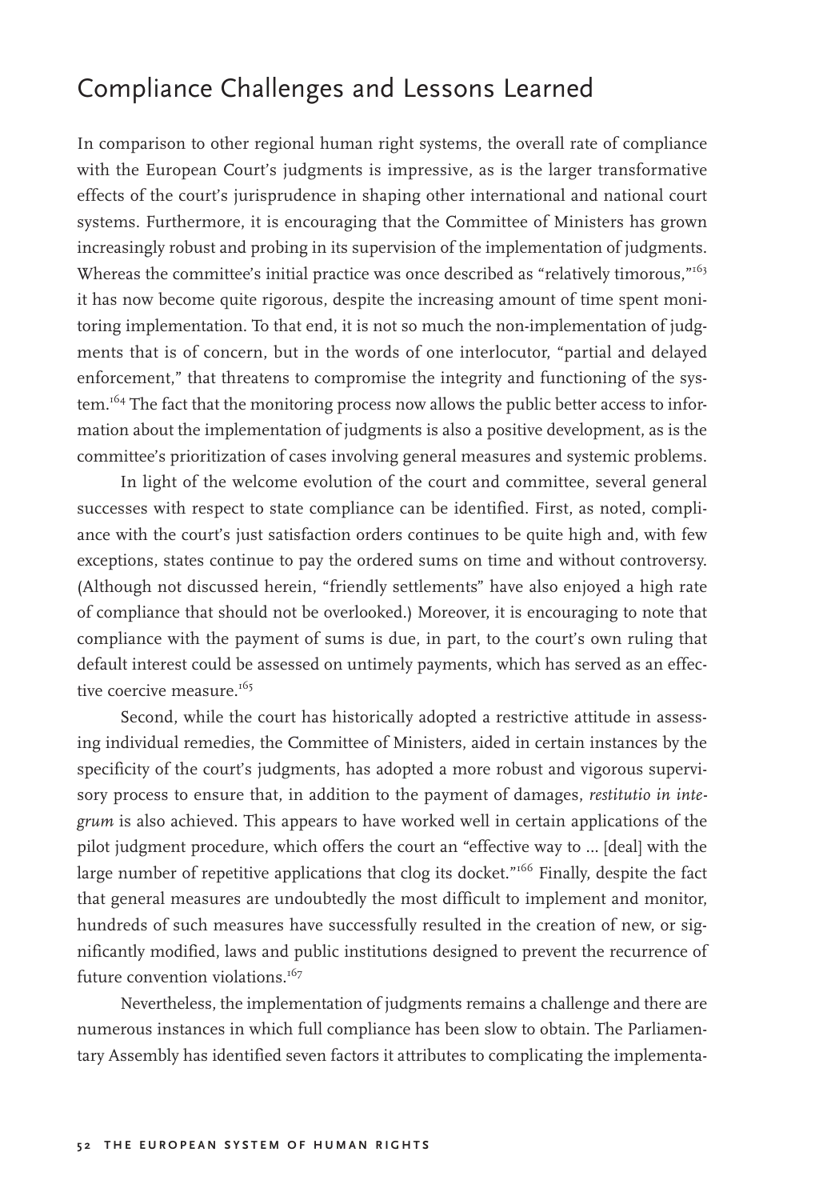## Compliance Challenges and Lessons Learned

In comparison to other regional human right systems, the overall rate of compliance with the European Court's judgments is impressive, as is the larger transformative effects of the court's jurisprudence in shaping other international and national court systems. Furthermore, it is encouraging that the Committee of Ministers has grown increasingly robust and probing in its supervision of the implementation of judgments. Whereas the committee's initial practice was once described as "relatively timorous,"[163] it has now become quite rigorous, despite the increasing amount of time spent monitoring implementation. To that end, it is not so much the non-implementation of judgments that is of concern, but in the words of one interlocutor, "partial and delayed enforcement," that threatens to compromise the integrity and functioning of the system.[164] The fact that the monitoring process now allows the public better access to information about the implementation of judgments is also a positive development, as is the committee's prioritization of cases involving general measures and systemic problems.

In light of the welcome evolution of the court and committee, several general successes with respect to state compliance can be identified. First, as noted, compliance with the court's just satisfaction orders continues to be quite high and, with few exceptions, states continue to pay the ordered sums on time and without controversy. (Although not discussed herein, "friendly settlements" have also enjoyed a high rate of compliance that should not be overlooked.) Moreover, it is encouraging to note that compliance with the payment of sums is due, in part, to the court's own ruling that default interest could be assessed on untimely payments, which has served as an effective coercive measure.[165]

Second, while the court has historically adopted a restrictive attitude in assessing individual remedies, the Committee of Ministers, aided in certain instances by the specificity of the court's judgments, has adopted a more robust and vigorous supervisory process to ensure that, in addition to the payment of damages, *restitutio in integrum* is also achieved. This appears to have worked well in certain applications of the pilot judgment procedure, which offers the court an "effective way to ... [deal] with the large number of repetitive applications that clog its docket."[166] Finally, despite the fact that general measures are undoubtedly the most difficult to implement and monitor, hundreds of such measures have successfully resulted in the creation of new, or significantly modified, laws and public institutions designed to prevent the recurrence of future convention violations.[167]

Nevertheless, the implementation of judgments remains a challenge and there are numerous instances in which full compliance has been slow to obtain. The Parliamentary Assembly has identified seven factors it attributes to complicating the implementa-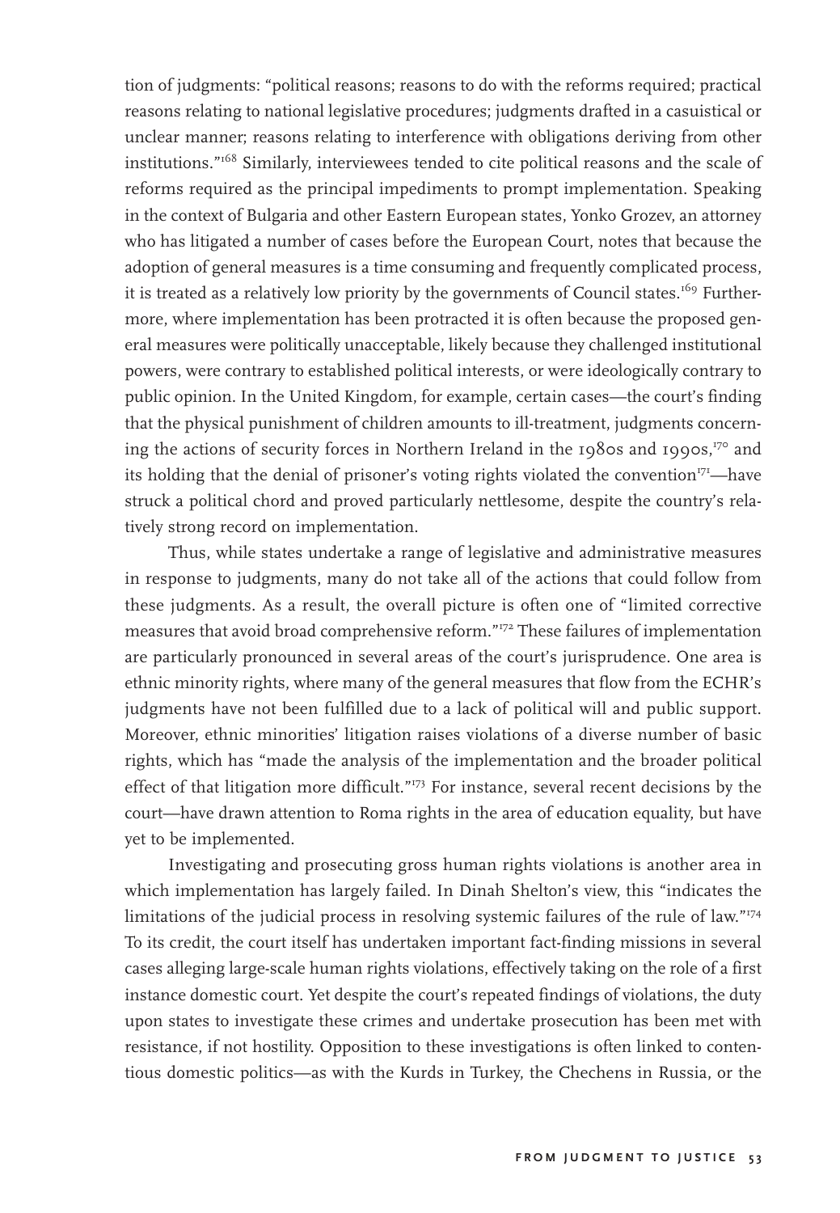tion of judgments: "political reasons; reasons to do with the reforms required; practical reasons relating to national legislative procedures; judgments drafted in a casuistical or unclear manner; reasons relating to interference with obligations deriving from other institutions."[168] Similarly, interviewees tended to cite political reasons and the scale of reforms required as the principal impediments to prompt implementation. Speaking in the context of Bulgaria and other Eastern European states, Yonko Grozev, an attorney who has litigated a number of cases before the European Court, notes that because the adoption of general measures is a time consuming and frequently complicated process, it is treated as a relatively low priority by the governments of Council states.[169] Furthermore, where implementation has been protracted it is often because the proposed general measures were politically unacceptable, likely because they challenged institutional powers, were contrary to established political interests, or were ideologically contrary to public opinion. In the United Kingdom, for example, certain cases—the court's finding that the physical punishment of children amounts to ill-treatment, judgments concerning the actions of security forces in Northern Ireland in the 1980s and 1990s,[170] and its holding that the denial of prisoner's voting rights violated the convention[171]—have struck a political chord and proved particularly nettlesome, despite the country's relatively strong record on implementation.

Thus, while states undertake a range of legislative and administrative measures in response to judgments, many do not take all of the actions that could follow from these judgments. As a result, the overall picture is often one of "limited corrective measures that avoid broad comprehensive reform."[172] These failures of implementation are particularly pronounced in several areas of the court's jurisprudence. One area is ethnic minority rights, where many of the general measures that flow from the ECHR's judgments have not been fulfilled due to a lack of political will and public support. Moreover, ethnic minorities' litigation raises violations of a diverse number of basic rights, which has "made the analysis of the implementation and the broader political effect of that litigation more difficult."[173] For instance, several recent decisions by the court—have drawn attention to Roma rights in the area of education equality, but have yet to be implemented.

Investigating and prosecuting gross human rights violations is another area in which implementation has largely failed. In Dinah Shelton's view, this "indicates the limitations of the judicial process in resolving systemic failures of the rule of law."[174] To its credit, the court itself has undertaken important fact-finding missions in several cases alleging large-scale human rights violations, effectively taking on the role of a first instance domestic court. Yet despite the court's repeated findings of violations, the duty upon states to investigate these crimes and undertake prosecution has been met with resistance, if not hostility. Opposition to these investigations is often linked to contentious domestic politics—as with the Kurds in Turkey, the Chechens in Russia, or the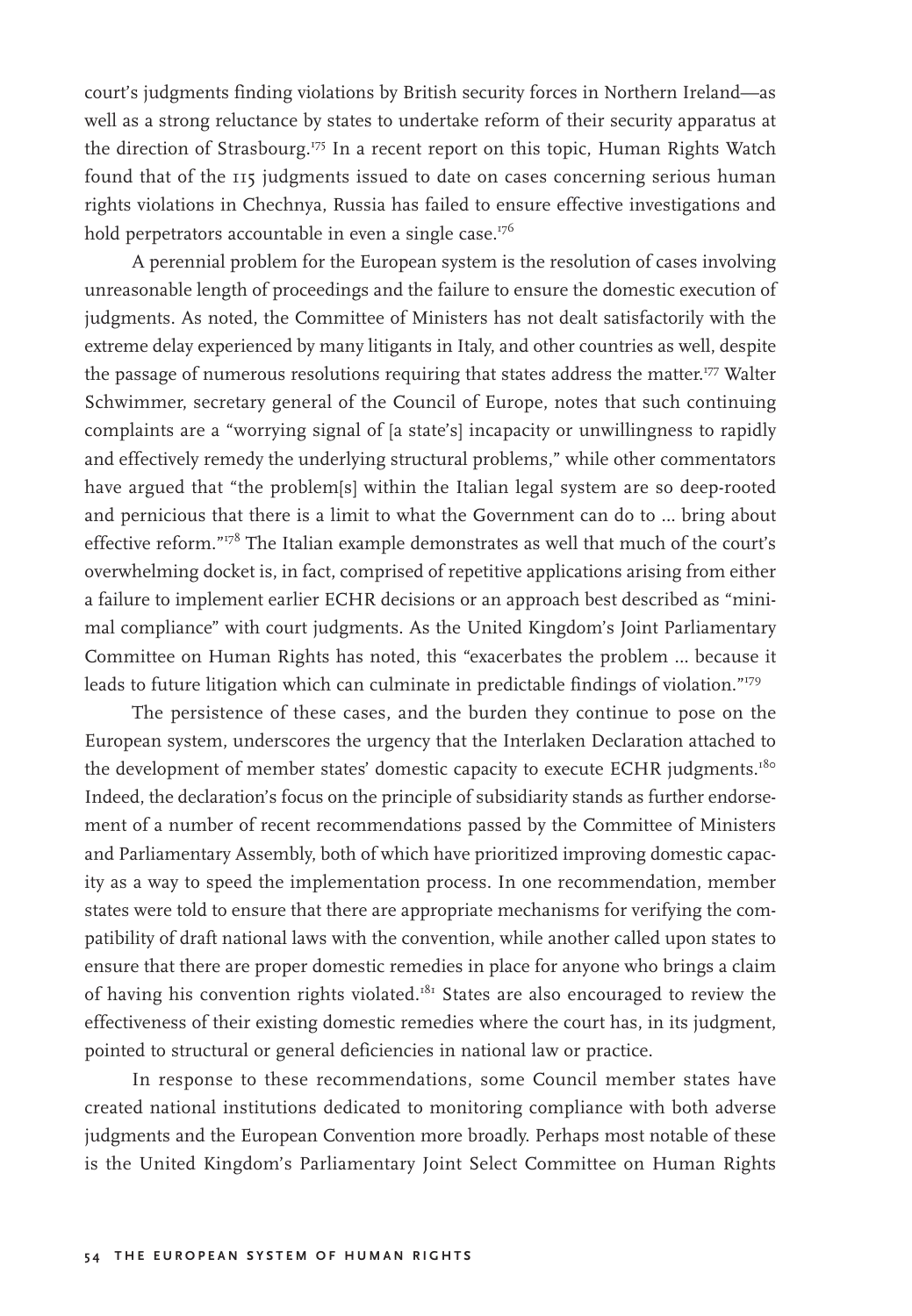court's judgments finding violations by British security forces in Northern Ireland—as well as a strong reluctance by states to undertake reform of their security apparatus at the direction of Strasbourg.[175] In a recent report on this topic, Human Rights Watch found that of the 115 judgments issued to date on cases concerning serious human rights violations in Chechnya, Russia has failed to ensure effective investigations and hold perpetrators accountable in even a single case.[176]

A perennial problem for the European system is the resolution of cases involving unreasonable length of proceedings and the failure to ensure the domestic execution of judgments. As noted, the Committee of Ministers has not dealt satisfactorily with the extreme delay experienced by many litigants in Italy, and other countries as well, despite the passage of numerous resolutions requiring that states address the matter.[177] Walter Schwimmer, secretary general of the Council of Europe, notes that such continuing complaints are a "worrying signal of [a state's] incapacity or unwillingness to rapidly and effectively remedy the underlying structural problems," while other commentators have argued that "the problem[s] within the Italian legal system are so deep-rooted and pernicious that there is a limit to what the Government can do to ... bring about effective reform."[178] The Italian example demonstrates as well that much of the court's overwhelming docket is, in fact, comprised of repetitive applications arising from either a failure to implement earlier ECHR decisions or an approach best described as "minimal compliance" with court judgments. As the United Kingdom's Joint Parliamentary Committee on Human Rights has noted, this "exacerbates the problem ... because it leads to future litigation which can culminate in predictable findings of violation."[179]

The persistence of these cases, and the burden they continue to pose on the European system, underscores the urgency that the Interlaken Declaration attached to the development of member states' domestic capacity to execute ECHR judgments.[180] Indeed, the declaration's focus on the principle of subsidiarity stands as further endorsement of a number of recent recommendations passed by the Committee of Ministers and Parliamentary Assembly, both of which have prioritized improving domestic capacity as a way to speed the implementation process. In one recommendation, member states were told to ensure that there are appropriate mechanisms for verifying the compatibility of draft national laws with the convention, while another called upon states to ensure that there are proper domestic remedies in place for anyone who brings a claim of having his convention rights violated.[181] States are also encouraged to review the effectiveness of their existing domestic remedies where the court has, in its judgment, pointed to structural or general deficiencies in national law or practice.

In response to these recommendations, some Council member states have created national institutions dedicated to monitoring compliance with both adverse judgments and the European Convention more broadly. Perhaps most notable of these is the United Kingdom's Parliamentary Joint Select Committee on Human Rights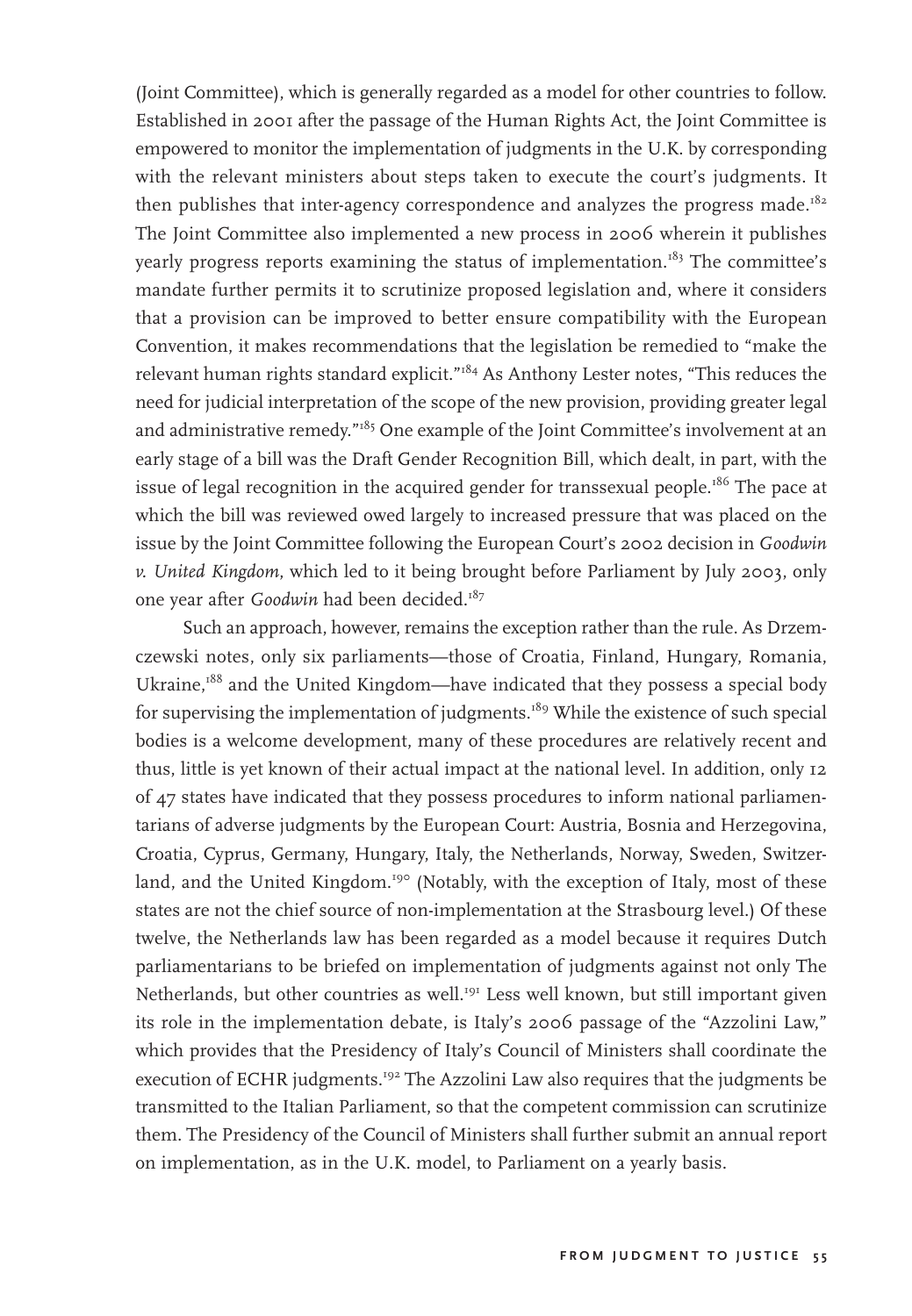(Joint Committee), which is generally regarded as a model for other countries to follow. Established in 2001 after the passage of the Human Rights Act, the Joint Committee is empowered to monitor the implementation of judgments in the U.K. by corresponding with the relevant ministers about steps taken to execute the court's judgments. It then publishes that inter-agency correspondence and analyzes the progress made.[182] The Joint Committee also implemented a new process in 2006 wherein it publishes yearly progress reports examining the status of implementation.[183] The committee's mandate further permits it to scrutinize proposed legislation and, where it considers that a provision can be improved to better ensure compatibility with the European Convention, it makes recommendations that the legislation be remedied to "make the relevant human rights standard explicit."[184] As Anthony Lester notes, "This reduces the need for judicial interpretation of the scope of the new provision, providing greater legal and administrative remedy."[185] One example of the Joint Committee's involvement at an early stage of a bill was the Draft Gender Recognition Bill, which dealt, in part, with the issue of legal recognition in the acquired gender for transsexual people.[186] The pace at which the bill was reviewed owed largely to increased pressure that was placed on the issue by the Joint Committee following the European Court's 2002 decision in *Goodwin v. United Kingdom*, which led to it being brought before Parliament by July 2003, only one year after *Goodwin* had been decided.[187]

Such an approach, however, remains the exception rather than the rule. As Drzemczewski notes, only six parliaments—those of Croatia, Finland, Hungary, Romania, Ukraine,[188] and the United Kingdom—have indicated that they possess a special body for supervising the implementation of judgments.[189] While the existence of such special bodies is a welcome development, many of these procedures are relatively recent and thus, little is yet known of their actual impact at the national level. In addition, only 12 of 47 states have indicated that they possess procedures to inform national parliamentarians of adverse judgments by the European Court: Austria, Bosnia and Herzegovina, Croatia, Cyprus, Germany, Hungary, Italy, the Netherlands, Norway, Sweden, Switzerland, and the United Kingdom.[190] (Notably, with the exception of Italy, most of these states are not the chief source of non-implementation at the Strasbourg level.) Of these twelve, the Netherlands law has been regarded as a model because it requires Dutch parliamentarians to be briefed on implementation of judgments against not only The Netherlands, but other countries as well.[191] Less well known, but still important given its role in the implementation debate, is Italy's 2006 passage of the "Azzolini Law," which provides that the Presidency of Italy's Council of Ministers shall coordinate the execution of ECHR judgments.[192] The Azzolini Law also requires that the judgments be transmitted to the Italian Parliament, so that the competent commission can scrutinize them. The Presidency of the Council of Ministers shall further submit an annual report on implementation, as in the U.K. model, to Parliament on a yearly basis.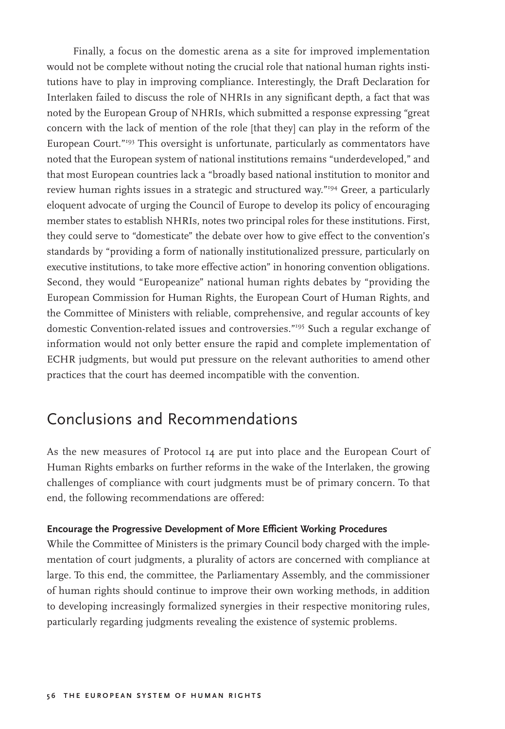Finally, a focus on the domestic arena as a site for improved implementation would not be complete without noting the crucial role that national human rights institutions have to play in improving compliance. Interestingly, the Draft Declaration for Interlaken failed to discuss the role of NHRIs in any significant depth, a fact that was noted by the European Group of NHRIs, which submitted a response expressing "great concern with the lack of mention of the role [that they] can play in the reform of the European Court."[193] This oversight is unfortunate, particularly as commentators have noted that the European system of national institutions remains "underdeveloped," and that most European countries lack a "broadly based national institution to monitor and review human rights issues in a strategic and structured way."[194] Greer, a particularly eloquent advocate of urging the Council of Europe to develop its policy of encouraging member states to establish NHRIs, notes two principal roles for these institutions. First, they could serve to "domesticate" the debate over how to give effect to the convention's standards by "providing a form of nationally institutionalized pressure, particularly on executive institutions, to take more effective action" in honoring convention obligations. Second, they would "Europeanize" national human rights debates by "providing the European Commission for Human Rights, the European Court of Human Rights, and the Committee of Ministers with reliable, comprehensive, and regular accounts of key domestic Convention-related issues and controversies."[195] Such a regular exchange of information would not only better ensure the rapid and complete implementation of ECHR judgments, but would put pressure on the relevant authorities to amend other practices that the court has deemed incompatible with the convention.

## Conclusions and Recommendations

As the new measures of Protocol 14 are put into place and the European Court of Human Rights embarks on further reforms in the wake of the Interlaken, the growing challenges of compliance with court judgments must be of primary concern. To that end, the following recommendations are offered:

### Encourage the Progressive Development of More Efficient Working Procedures

While the Committee of Ministers is the primary Council body charged with the implementation of court judgments, a plurality of actors are concerned with compliance at large. To this end, the committee, the Parliamentary Assembly, and the commissioner of human rights should continue to improve their own working methods, in addition to developing increasingly formalized synergies in their respective monitoring rules, particularly regarding judgments revealing the existence of systemic problems.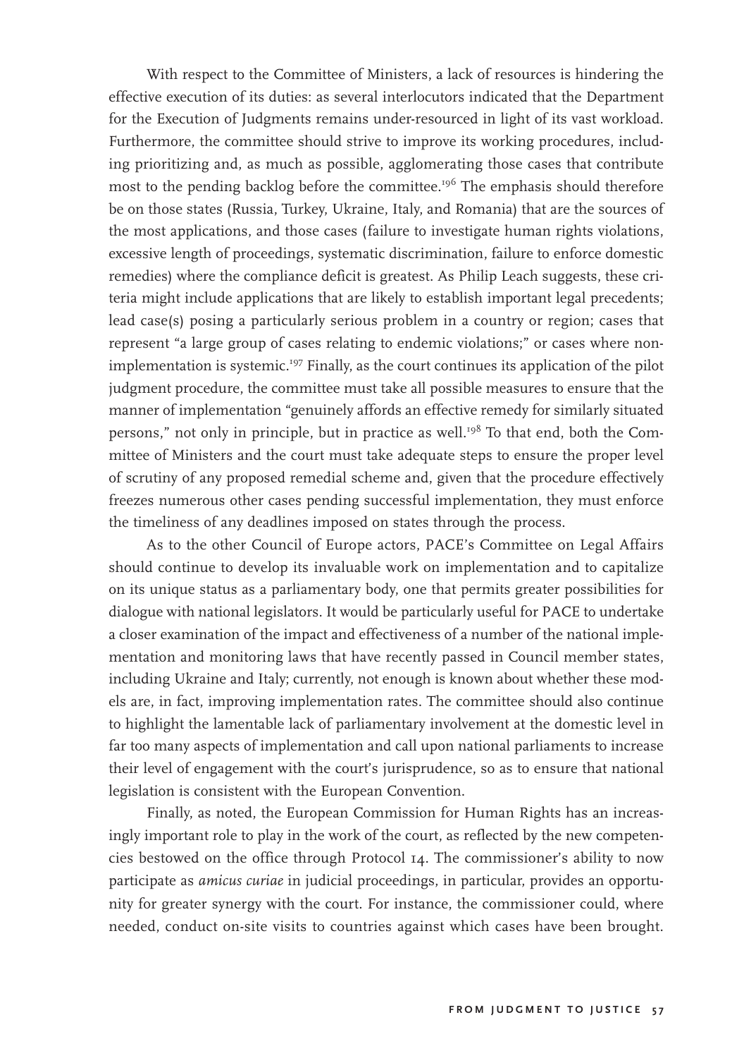With respect to the Committee of Ministers, a lack of resources is hindering the effective execution of its duties: as several interlocutors indicated that the Department for the Execution of Judgments remains under-resourced in light of its vast workload. Furthermore, the committee should strive to improve its working procedures, including prioritizing and, as much as possible, agglomerating those cases that contribute most to the pending backlog before the committee.[196] The emphasis should therefore be on those states (Russia, Turkey, Ukraine, Italy, and Romania) that are the sources of the most applications, and those cases (failure to investigate human rights violations, excessive length of proceedings, systematic discrimination, failure to enforce domestic remedies) where the compliance deficit is greatest. As Philip Leach suggests, these criteria might include applications that are likely to establish important legal precedents; lead case(s) posing a particularly serious problem in a country or region; cases that represent "a large group of cases relating to endemic violations;" or cases where non-implementation is systemic.[197] Finally, as the court continues its application of the pilot judgment procedure, the committee must take all possible measures to ensure that the manner of implementation "genuinely affords an effective remedy for similarly situated persons," not only in principle, but in practice as well.[198] To that end, both the Committee of Ministers and the court must take adequate steps to ensure the proper level of scrutiny of any proposed remedial scheme and, given that the procedure effectively freezes numerous other cases pending successful implementation, they must enforce the timeliness of any deadlines imposed on states through the process.

As to the other Council of Europe actors, PACE's Committee on Legal Affairs should continue to develop its invaluable work on implementation and to capitalize on its unique status as a parliamentary body, one that permits greater possibilities for dialogue with national legislators. It would be particularly useful for PACE to undertake a closer examination of the impact and effectiveness of a number of the national implementation and monitoring laws that have recently passed in Council member states, including Ukraine and Italy; currently, not enough is known about whether these models are, in fact, improving implementation rates. The committee should also continue to highlight the lamentable lack of parliamentary involvement at the domestic level in far too many aspects of implementation and call upon national parliaments to increase their level of engagement with the court's jurisprudence, so as to ensure that national legislation is consistent with the European Convention.

Finally, as noted, the European Commission for Human Rights has an increasingly important role to play in the work of the court, as reflected by the new competencies bestowed on the office through Protocol 14. The commissioner's ability to now participate as *amicus curiae* in judicial proceedings, in particular, provides an opportunity for greater synergy with the court. For instance, the commissioner could, where needed, conduct on-site visits to countries against which cases have been brought.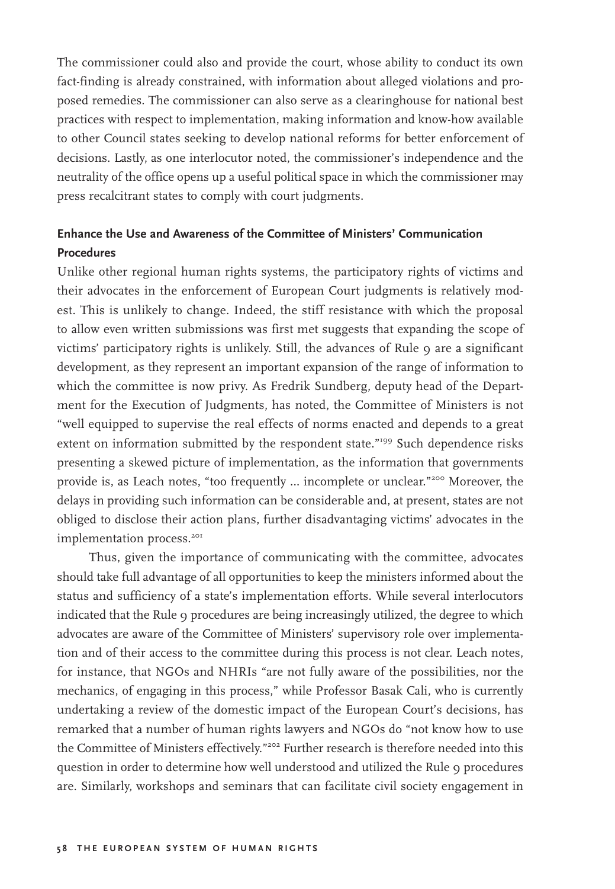The commissioner could also and provide the court, whose ability to conduct its own fact-finding is already constrained, with information about alleged violations and proposed remedies. The commissioner can also serve as a clearinghouse for national best practices with respect to implementation, making information and know-how available to other Council states seeking to develop national reforms for better enforcement of decisions. Lastly, as one interlocutor noted, the commissioner's independence and the neutrality of the office opens up a useful political space in which the commissioner may press recalcitrant states to comply with court judgments.

### Enhance the Use and Awareness of the Committee of Ministers' Communication Procedures

Unlike other regional human rights systems, the participatory rights of victims and their advocates in the enforcement of European Court judgments is relatively modest. This is unlikely to change. Indeed, the stiff resistance with which the proposal to allow even written submissions was first met suggests that expanding the scope of victims' participatory rights is unlikely. Still, the advances of Rule 9 are a significant development, as they represent an important expansion of the range of information to which the committee is now privy. As Fredrik Sundberg, deputy head of the Department for the Execution of Judgments, has noted, the Committee of Ministers is not "well equipped to supervise the real effects of norms enacted and depends to a great extent on information submitted by the respondent state."[199] Such dependence risks presenting a skewed picture of implementation, as the information that governments provide is, as Leach notes, "too frequently ... incomplete or unclear."[200] Moreover, the delays in providing such information can be considerable and, at present, states are not obliged to disclose their action plans, further disadvantaging victims' advocates in the implementation process.[201]

Thus, given the importance of communicating with the committee, advocates should take full advantage of all opportunities to keep the ministers informed about the status and sufficiency of a state's implementation efforts. While several interlocutors indicated that the Rule 9 procedures are being increasingly utilized, the degree to which advocates are aware of the Committee of Ministers' supervisory role over implementation and of their access to the committee during this process is not clear. Leach notes, for instance, that NGOs and NHRIs "are not fully aware of the possibilities, nor the mechanics, of engaging in this process," while Professor Basak Cali, who is currently undertaking a review of the domestic impact of the European Court's decisions, has remarked that a number of human rights lawyers and NGOs do "not know how to use the Committee of Ministers effectively."[202] Further research is therefore needed into this question in order to determine how well understood and utilized the Rule 9 procedures are. Similarly, workshops and seminars that can facilitate civil society engagement in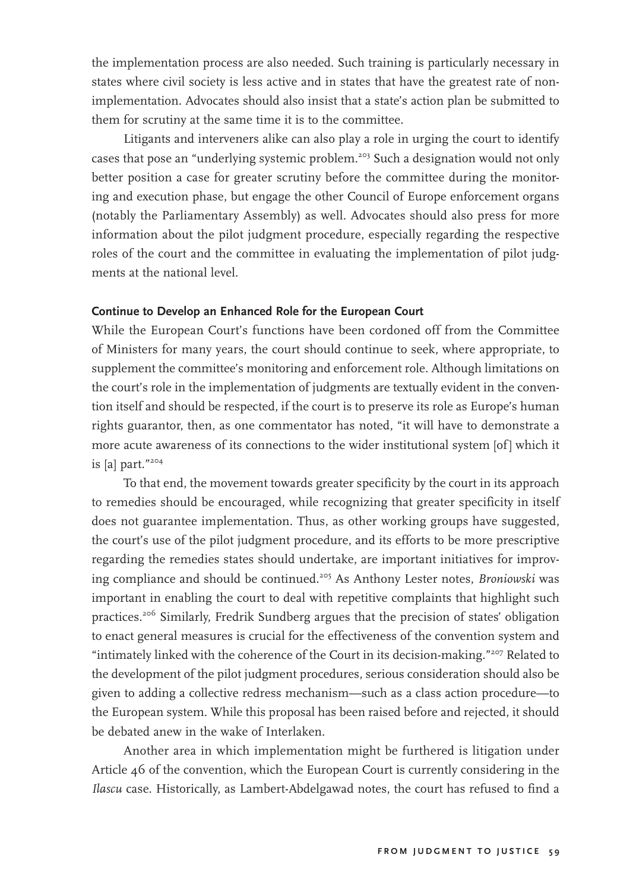the implementation process are also needed. Such training is particularly necessary in states where civil society is less active and in states that have the greatest rate of non-implementation. Advocates should also insist that a state's action plan be submitted to them for scrutiny at the same time it is to the committee.

Litigants and interveners alike can also play a role in urging the court to identify cases that pose an "underlying systemic problem.[203] Such a designation would not only better position a case for greater scrutiny before the committee during the monitoring and execution phase, but engage the other Council of Europe enforcement organs (notably the Parliamentary Assembly) as well. Advocates should also press for more information about the pilot judgment procedure, especially regarding the respective roles of the court and the committee in evaluating the implementation of pilot judgments at the national level.

### Continue to Develop an Enhanced Role for the European Court

While the European Court's functions have been cordoned off from the Committee of Ministers for many years, the court should continue to seek, where appropriate, to supplement the committee's monitoring and enforcement role. Although limitations on the court's role in the implementation of judgments are textually evident in the convention itself and should be respected, if the court is to preserve its role as Europe's human rights guarantor, then, as one commentator has noted, "it will have to demonstrate a more acute awareness of its connections to the wider institutional system [of] which it is [a] part."[204]

To that end, the movement towards greater specificity by the court in its approach to remedies should be encouraged, while recognizing that greater specificity in itself does not guarantee implementation. Thus, as other working groups have suggested, the court's use of the pilot judgment procedure, and its efforts to be more prescriptive regarding the remedies states should undertake, are important initiatives for improving compliance and should be continued.[205] As Anthony Lester notes, *Broniowski* was important in enabling the court to deal with repetitive complaints that highlight such practices.[206] Similarly, Fredrik Sundberg argues that the precision of states' obligation to enact general measures is crucial for the effectiveness of the convention system and "intimately linked with the coherence of the Court in its decision-making."[207] Related to the development of the pilot judgment procedures, serious consideration should also be given to adding a collective redress mechanism—such as a class action procedure—to the European system. While this proposal has been raised before and rejected, it should be debated anew in the wake of Interlaken.

Another area in which implementation might be furthered is litigation under Article 46 of the convention, which the European Court is currently considering in the *Ilascu* case. Historically, as Lambert-Abdelgawad notes, the court has refused to find a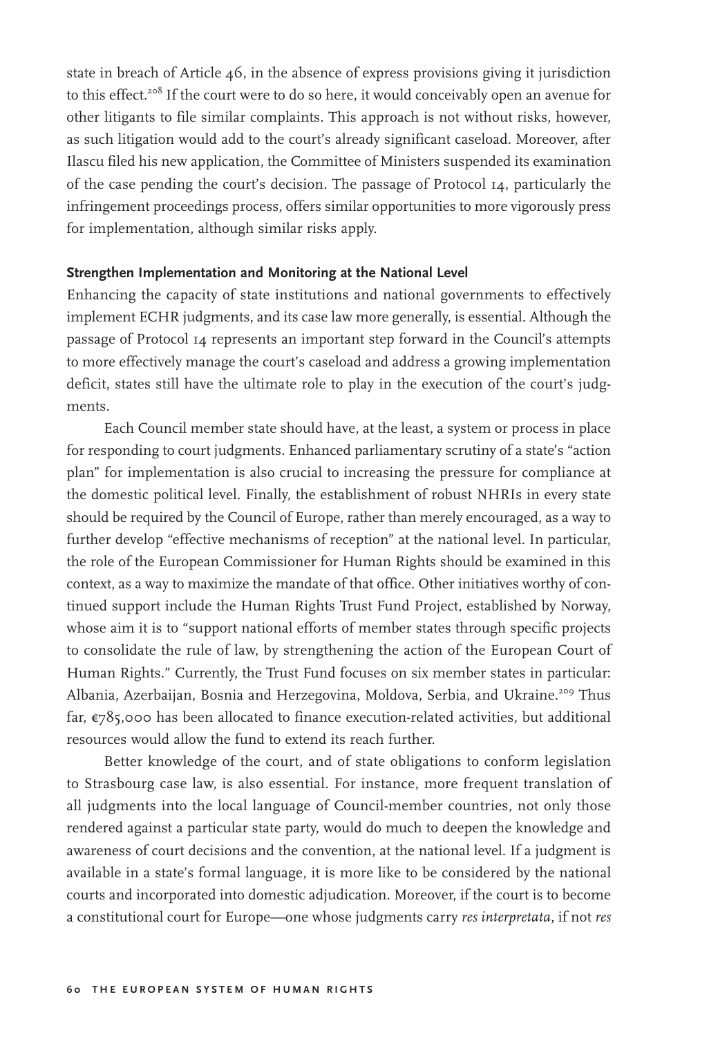state in breach of Article 46, in the absence of express provisions giving it jurisdiction to this effect.[208] If the court were to do so here, it would conceivably open an avenue for other litigants to file similar complaints. This approach is not without risks, however, as such litigation would add to the court's already significant caseload. Moreover, after Ilascu filed his new application, the Committee of Ministers suspended its examination of the case pending the court's decision. The passage of Protocol 14, particularly the infringement proceedings process, offers similar opportunities to more vigorously press for implementation, although similar risks apply.

**Strengthen Implementation and Monitoring at the National Level**

Enhancing the capacity of state institutions and national governments to effectively implement ECHR judgments, and its case law more generally, is essential. Although the passage of Protocol 14 represents an important step forward in the Council's attempts to more effectively manage the court's caseload and address a growing implementation deficit, states still have the ultimate role to play in the execution of the court's judgments.

Each Council member state should have, at the least, a system or process in place for responding to court judgments. Enhanced parliamentary scrutiny of a state's "action plan" for implementation is also crucial to increasing the pressure for compliance at the domestic political level. Finally, the establishment of robust NHRIs in every state should be required by the Council of Europe, rather than merely encouraged, as a way to further develop "effective mechanisms of reception" at the national level. In particular, the role of the European Commissioner for Human Rights should be examined in this context, as a way to maximize the mandate of that office. Other initiatives worthy of continued support include the Human Rights Trust Fund Project, established by Norway, whose aim it is to "support national efforts of member states through specific projects to consolidate the rule of law, by strengthening the action of the European Court of Human Rights." Currently, the Trust Fund focuses on six member states in particular: Albania, Azerbaijan, Bosnia and Herzegovina, Moldova, Serbia, and Ukraine.[209] Thus far, €785,000 has been allocated to finance execution-related activities, but additional resources would allow the fund to extend its reach further.

Better knowledge of the court, and of state obligations to conform legislation to Strasbourg case law, is also essential. For instance, more frequent translation of all judgments into the local language of Council-member countries, not only those rendered against a particular state party, would do much to deepen the knowledge and awareness of court decisions and the convention, at the national level. If a judgment is available in a state's formal language, it is more like to be considered by the national courts and incorporated into domestic adjudication. Moreover, if the court is to become a constitutional court for Europe—one whose judgments carry *res interpretata*, if not *res*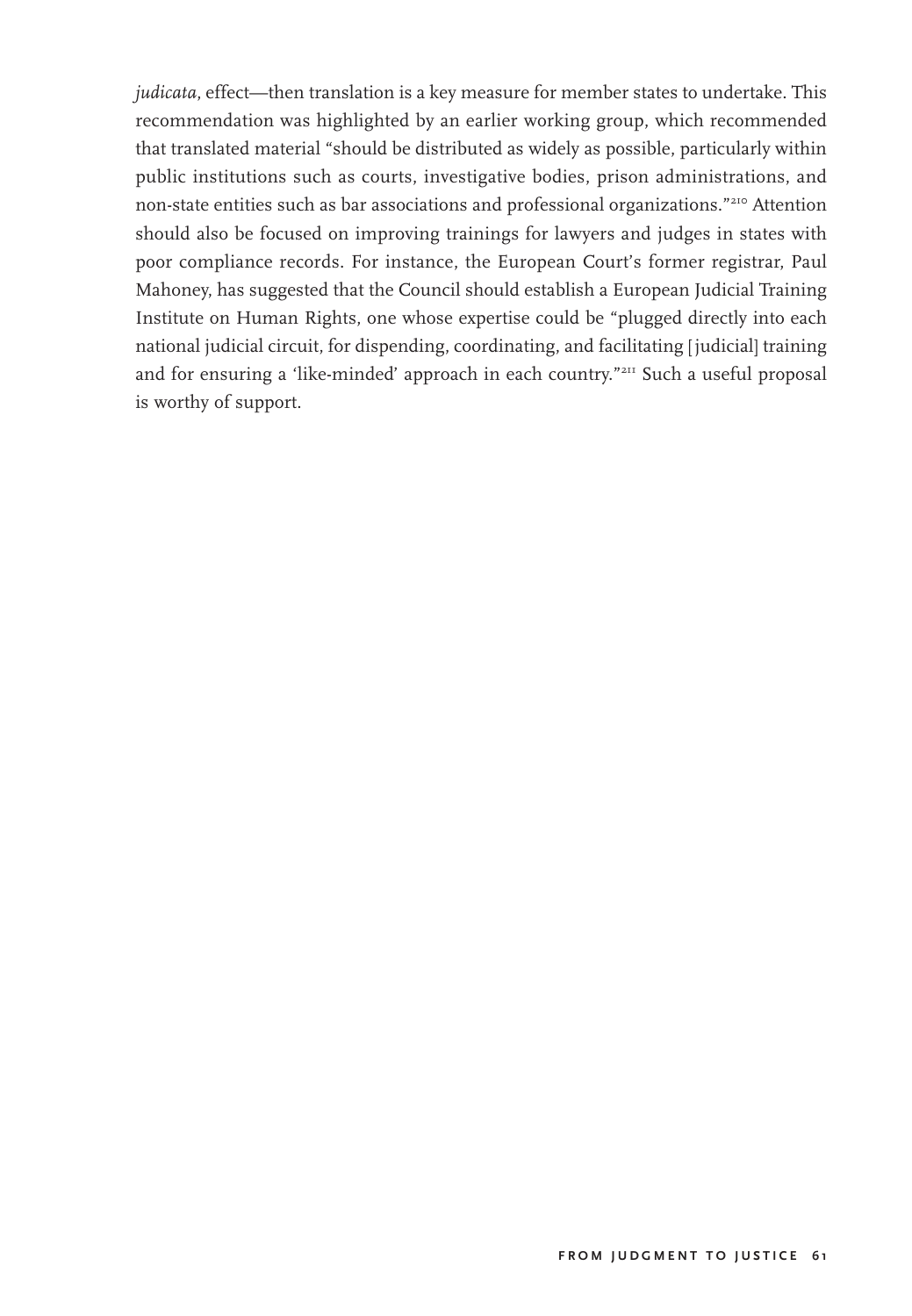*judicata*, effect—then translation is a key measure for member states to undertake. This recommendation was highlighted by an earlier working group, which recommended that translated material "should be distributed as widely as possible, particularly within public institutions such as courts, investigative bodies, prison administrations, and non-state entities such as bar associations and professional organizations."[210] Attention should also be focused on improving trainings for lawyers and judges in states with poor compliance records. For instance, the European Court's former registrar, Paul Mahoney, has suggested that the Council should establish a European Judicial Training Institute on Human Rights, one whose expertise could be "plugged directly into each national judicial circuit, for dispending, coordinating, and facilitating [judicial] training and for ensuring a 'like-minded' approach in each country."[211] Such a useful proposal is worthy of support.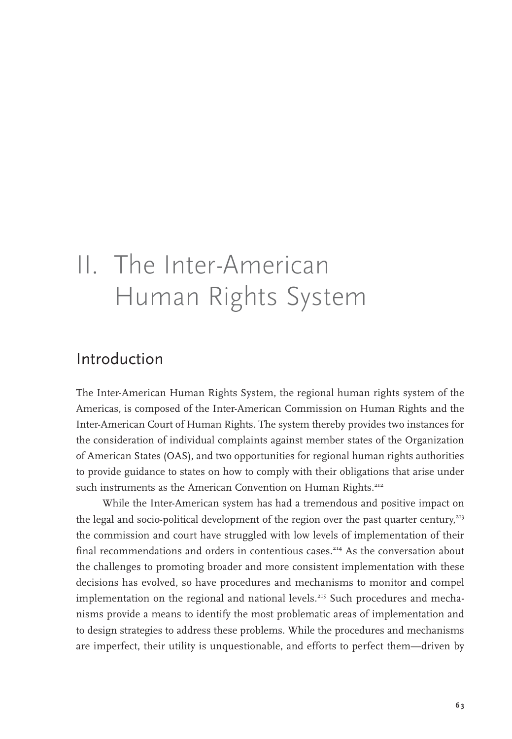# II. The Inter-American Human Rights System

## Introduction

The Inter-American Human Rights System, the regional human rights system of the Americas, is composed of the Inter-American Commission on Human Rights and the Inter-American Court of Human Rights. The system thereby provides two instances for the consideration of individual complaints against member states of the Organization of American States (OAS), and two opportunities for regional human rights authorities to provide guidance to states on how to comply with their obligations that arise under such instruments as the American Convention on Human Rights.[212]

While the Inter-American system has had a tremendous and positive impact on the legal and socio-political development of the region over the past quarter century,[213] the commission and court have struggled with low levels of implementation of their final recommendations and orders in contentious cases.[214] As the conversation about the challenges to promoting broader and more consistent implementation with these decisions has evolved, so have procedures and mechanisms to monitor and compel implementation on the regional and national levels.[215] Such procedures and mechanisms provide a means to identify the most problematic areas of implementation and to design strategies to address these problems. While the procedures and mechanisms are imperfect, their utility is unquestionable, and efforts to perfect them—driven by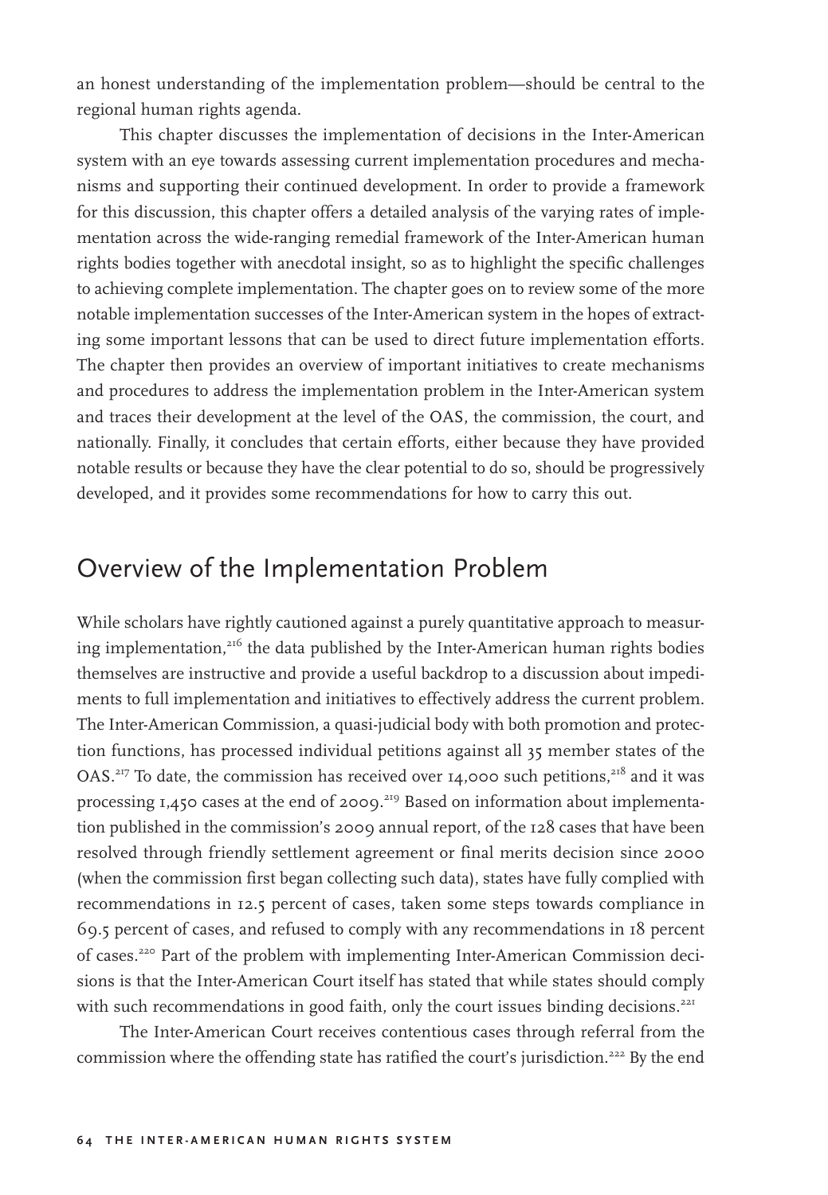an honest understanding of the implementation problem—should be central to the regional human rights agenda.

This chapter discusses the implementation of decisions in the Inter-American system with an eye towards assessing current implementation procedures and mechanisms and supporting their continued development. In order to provide a framework for this discussion, this chapter offers a detailed analysis of the varying rates of implementation across the wide-ranging remedial framework of the Inter-American human rights bodies together with anecdotal insight, so as to highlight the specific challenges to achieving complete implementation. The chapter goes on to review some of the more notable implementation successes of the Inter-American system in the hopes of extracting some important lessons that can be used to direct future implementation efforts. The chapter then provides an overview of important initiatives to create mechanisms and procedures to address the implementation problem in the Inter-American system and traces their development at the level of the OAS, the commission, the court, and nationally. Finally, it concludes that certain efforts, either because they have provided notable results or because they have the clear potential to do so, should be progressively developed, and it provides some recommendations for how to carry this out.

## Overview of the Implementation Problem

While scholars have rightly cautioned against a purely quantitative approach to measuring implementation,[216] the data published by the Inter-American human rights bodies themselves are instructive and provide a useful backdrop to a discussion about impediments to full implementation and initiatives to effectively address the current problem. The Inter-American Commission, a quasi-judicial body with both promotion and protection functions, has processed individual petitions against all 35 member states of the OAS.[217] To date, the commission has received over 14,000 such petitions,[218] and it was processing 1,450 cases at the end of 2009.[219] Based on information about implementation published in the commission's 2009 annual report, of the 128 cases that have been resolved through friendly settlement agreement or final merits decision since 2000 (when the commission first began collecting such data), states have fully complied with recommendations in 12.5 percent of cases, taken some steps towards compliance in 69.5 percent of cases, and refused to comply with any recommendations in 18 percent of cases.[220] Part of the problem with implementing Inter-American Commission decisions is that the Inter-American Court itself has stated that while states should comply with such recommendations in good faith, only the court issues binding decisions.[221]

The Inter-American Court receives contentious cases through referral from the commission where the offending state has ratified the court's jurisdiction.[222] By the end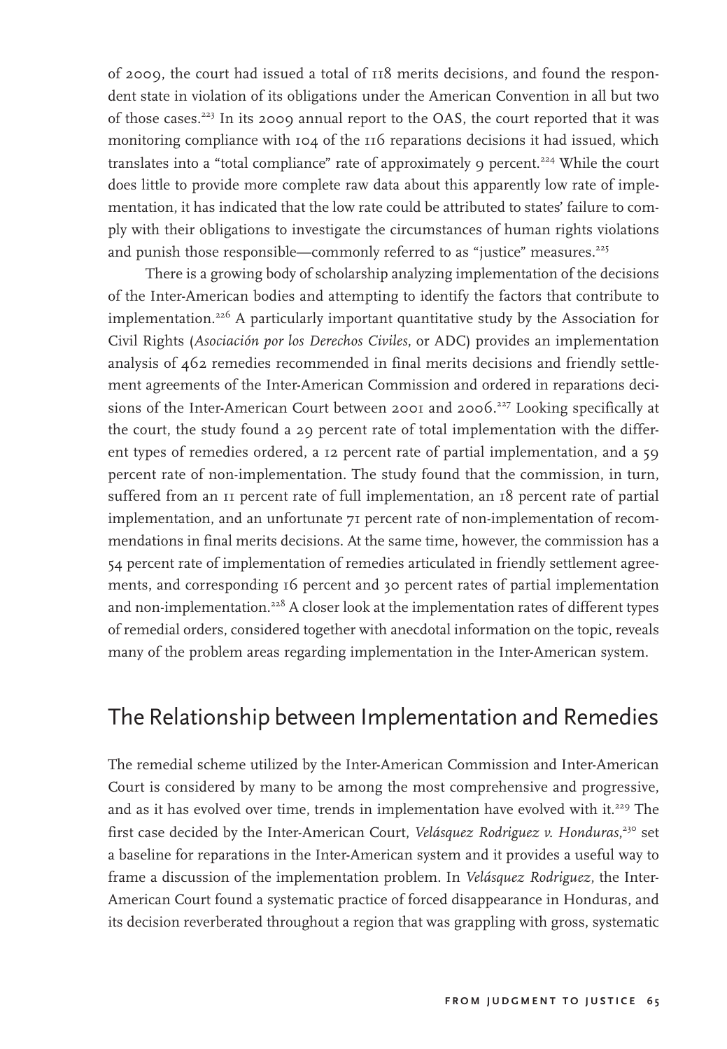of 2009, the court had issued a total of 118 merits decisions, and found the respondent state in violation of its obligations under the American Convention in all but two of those cases.[223] In its 2009 annual report to the OAS, the court reported that it was monitoring compliance with 104 of the 116 reparations decisions it had issued, which translates into a "total compliance" rate of approximately 9 percent.[224] While the court does little to provide more complete raw data about this apparently low rate of implementation, it has indicated that the low rate could be attributed to states' failure to comply with their obligations to investigate the circumstances of human rights violations and punish those responsible—commonly referred to as "justice" measures.[225]

There is a growing body of scholarship analyzing implementation of the decisions of the Inter-American bodies and attempting to identify the factors that contribute to implementation.[226] A particularly important quantitative study by the Association for Civil Rights (*Asociación por los Derechos Civiles*, or ADC) provides an implementation analysis of 462 remedies recommended in final merits decisions and friendly settlement agreements of the Inter-American Commission and ordered in reparations decisions of the Inter-American Court between 2001 and 2006.[227] Looking specifically at the court, the study found a 29 percent rate of total implementation with the different types of remedies ordered, a 12 percent rate of partial implementation, and a 59 percent rate of non-implementation. The study found that the commission, in turn, suffered from an 11 percent rate of full implementation, an 18 percent rate of partial implementation, and an unfortunate 71 percent rate of non-implementation of recommendations in final merits decisions. At the same time, however, the commission has a 54 percent rate of implementation of remedies articulated in friendly settlement agreements, and corresponding 16 percent and 30 percent rates of partial implementation and non-implementation.[228] A closer look at the implementation rates of different types of remedial orders, considered together with anecdotal information on the topic, reveals many of the problem areas regarding implementation in the Inter-American system.

## The Relationship between Implementation and Remedies

The remedial scheme utilized by the Inter-American Commission and Inter-American Court is considered by many to be among the most comprehensive and progressive, and as it has evolved over time, trends in implementation have evolved with it.[229] The first case decided by the Inter-American Court, *Velásquez Rodriguez v. Honduras*,[230] set a baseline for reparations in the Inter-American system and it provides a useful way to frame a discussion of the implementation problem. In *Velásquez Rodriguez*, the Inter-American Court found a systematic practice of forced disappearance in Honduras, and its decision reverberated throughout a region that was grappling with gross, systematic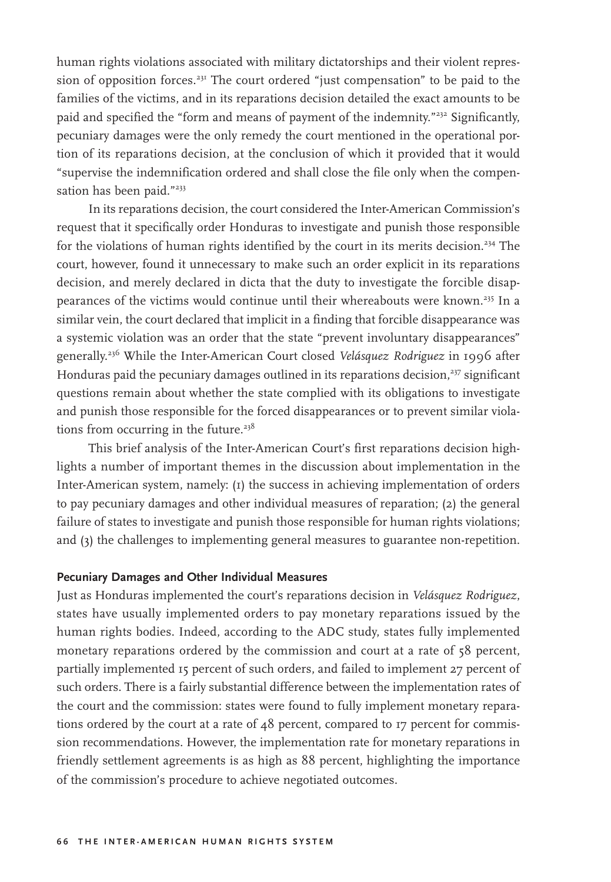human rights violations associated with military dictatorships and their violent repression of opposition forces.[231] The court ordered "just compensation" to be paid to the families of the victims, and in its reparations decision detailed the exact amounts to be paid and specified the "form and means of payment of the indemnity."[232] Significantly, pecuniary damages were the only remedy the court mentioned in the operational portion of its reparations decision, at the conclusion of which it provided that it would "supervise the indemnification ordered and shall close the file only when the compensation has been paid."[233]

In its reparations decision, the court considered the Inter-American Commission's request that it specifically order Honduras to investigate and punish those responsible for the violations of human rights identified by the court in its merits decision.[234] The court, however, found it unnecessary to make such an order explicit in its reparations decision, and merely declared in dicta that the duty to investigate the forcible disappearances of the victims would continue until their whereabouts were known.[235] In a similar vein, the court declared that implicit in a finding that forcible disappearance was a systemic violation was an order that the state "prevent involuntary disappearances" generally.[236] While the Inter-American Court closed *Velásquez Rodriguez* in 1996 after Honduras paid the pecuniary damages outlined in its reparations decision,[237] significant questions remain about whether the state complied with its obligations to investigate and punish those responsible for the forced disappearances or to prevent similar violations from occurring in the future.[238]

This brief analysis of the Inter-American Court's first reparations decision highlights a number of important themes in the discussion about implementation in the Inter-American system, namely: (1) the success in achieving implementation of orders to pay pecuniary damages and other individual measures of reparation; (2) the general failure of states to investigate and punish those responsible for human rights violations; and (3) the challenges to implementing general measures to guarantee non-repetition.

### Pecuniary Damages and Other Individual Measures

Just as Honduras implemented the court's reparations decision in *Velásquez Rodriguez*, states have usually implemented orders to pay monetary reparations issued by the human rights bodies. Indeed, according to the ADC study, states fully implemented monetary reparations ordered by the commission and court at a rate of 58 percent, partially implemented 15 percent of such orders, and failed to implement 27 percent of such orders. There is a fairly substantial difference between the implementation rates of the court and the commission: states were found to fully implement monetary reparations ordered by the court at a rate of 48 percent, compared to 17 percent for commission recommendations. However, the implementation rate for monetary reparations in friendly settlement agreements is as high as 88 percent, highlighting the importance of the commission's procedure to achieve negotiated outcomes.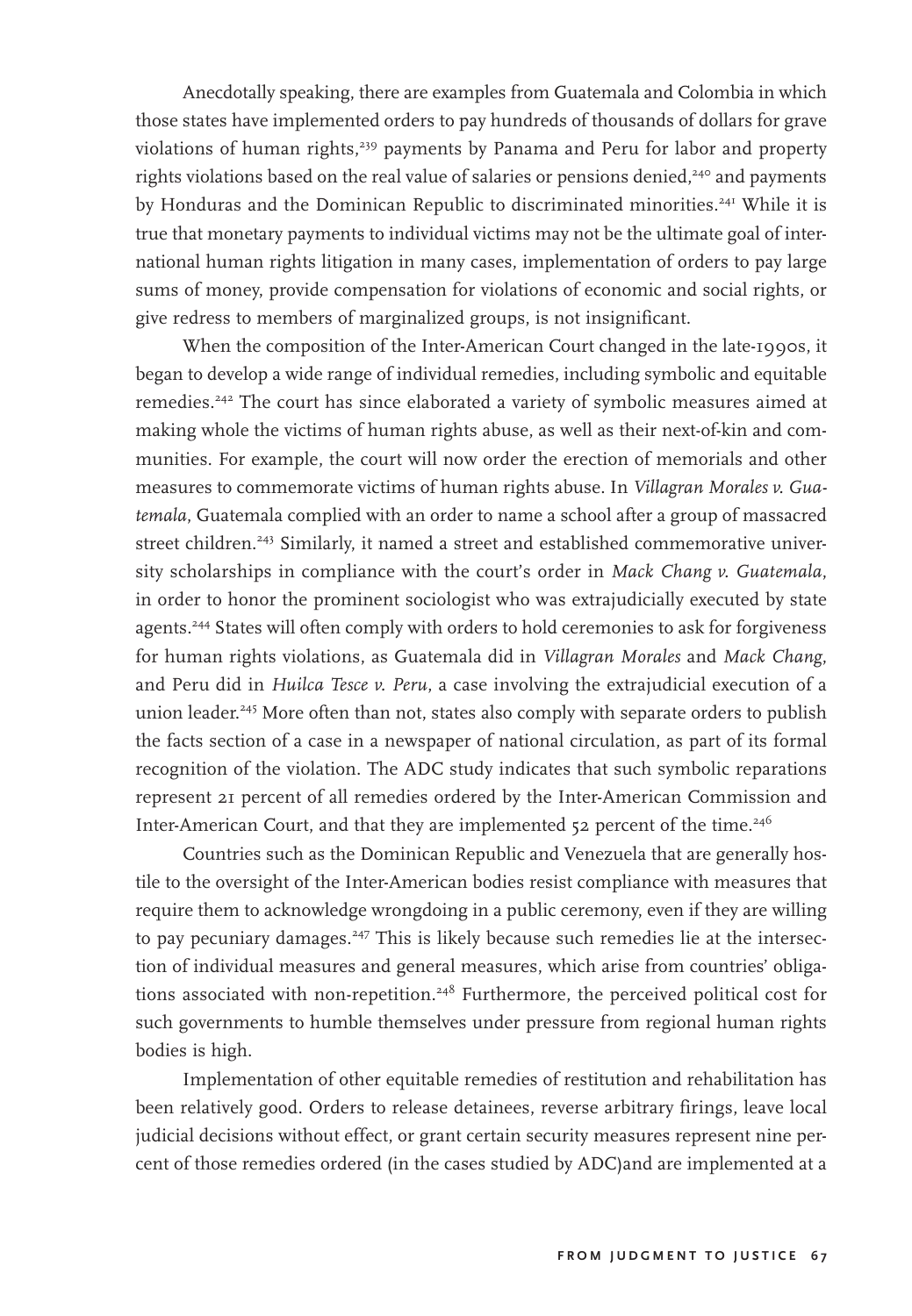Anecdotally speaking, there are examples from Guatemala and Colombia in which those states have implemented orders to pay hundreds of thousands of dollars for grave violations of human rights,[239] payments by Panama and Peru for labor and property rights violations based on the real value of salaries or pensions denied,[240] and payments by Honduras and the Dominican Republic to discriminated minorities.[241] While it is true that monetary payments to individual victims may not be the ultimate goal of international human rights litigation in many cases, implementation of orders to pay large sums of money, provide compensation for violations of economic and social rights, or give redress to members of marginalized groups, is not insignificant.

When the composition of the Inter-American Court changed in the late-1990s, it began to develop a wide range of individual remedies, including symbolic and equitable remedies.[242] The court has since elaborated a variety of symbolic measures aimed at making whole the victims of human rights abuse, as well as their next-of-kin and communities. For example, the court will now order the erection of memorials and other measures to commemorate victims of human rights abuse. In *Villagran Morales v. Guatemala*, Guatemala complied with an order to name a school after a group of massacred street children.[243] Similarly, it named a street and established commemorative university scholarships in compliance with the court's order in *Mack Chang v. Guatemala*, in order to honor the prominent sociologist who was extrajudicially executed by state agents.[244] States will often comply with orders to hold ceremonies to ask for forgiveness for human rights violations, as Guatemala did in *Villagran Morales* and *Mack Chang*, and Peru did in *Huilca Tesce v. Peru*, a case involving the extrajudicial execution of a union leader.[245] More often than not, states also comply with separate orders to publish the facts section of a case in a newspaper of national circulation, as part of its formal recognition of the violation. The ADC study indicates that such symbolic reparations represent 21 percent of all remedies ordered by the Inter-American Commission and Inter-American Court, and that they are implemented 52 percent of the time.[246]

Countries such as the Dominican Republic and Venezuela that are generally hostile to the oversight of the Inter-American bodies resist compliance with measures that require them to acknowledge wrongdoing in a public ceremony, even if they are willing to pay pecuniary damages.[247] This is likely because such remedies lie at the intersection of individual measures and general measures, which arise from countries' obligations associated with non-repetition.[248] Furthermore, the perceived political cost for such governments to humble themselves under pressure from regional human rights bodies is high.

Implementation of other equitable remedies of restitution and rehabilitation has been relatively good. Orders to release detainees, reverse arbitrary firings, leave local judicial decisions without effect, or grant certain security measures represent nine percent of those remedies ordered (in the cases studied by ADC)and are implemented at a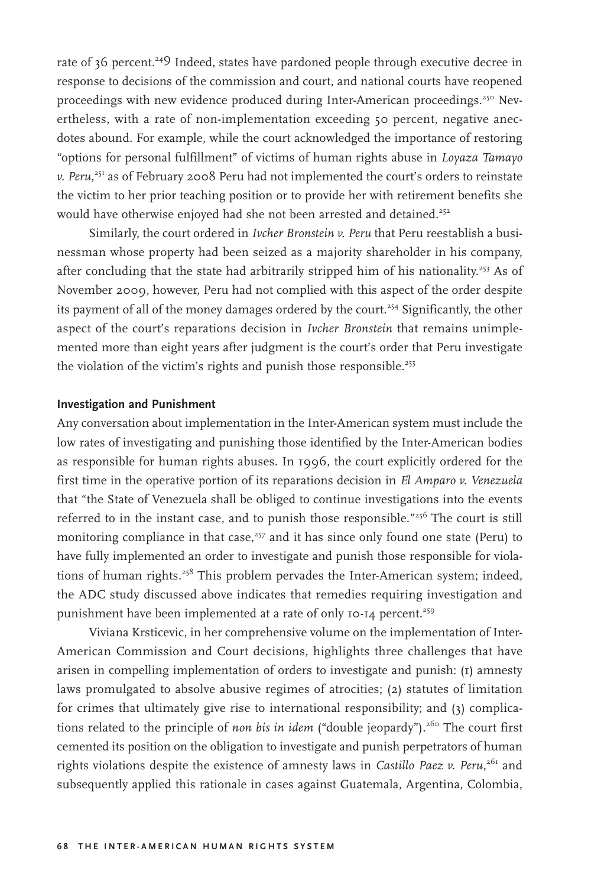rate of 36 percent.[249] Indeed, states have pardoned people through executive decree in response to decisions of the commission and court, and national courts have reopened proceedings with new evidence produced during Inter-American proceedings.[250] Nevertheless, with a rate of non-implementation exceeding 50 percent, negative anecdotes abound. For example, while the court acknowledged the importance of restoring "options for personal fulfillment" of victims of human rights abuse in *Loyaza Tamayo v. Peru*,[251] as of February 2008 Peru had not implemented the court's orders to reinstate the victim to her prior teaching position or to provide her with retirement benefits she would have otherwise enjoyed had she not been arrested and detained.[252]

Similarly, the court ordered in *Ivcher Bronstein v. Peru* that Peru reestablish a businessman whose property had been seized as a majority shareholder in his company, after concluding that the state had arbitrarily stripped him of his nationality.[253] As of November 2009, however, Peru had not complied with this aspect of the order despite its payment of all of the money damages ordered by the court.[254] Significantly, the other aspect of the court's reparations decision in *Ivcher Bronstein* that remains unimplemented more than eight years after judgment is the court's order that Peru investigate the violation of the victim's rights and punish those responsible.[255]

### Investigation and Punishment

Any conversation about implementation in the Inter-American system must include the low rates of investigating and punishing those identified by the Inter-American bodies as responsible for human rights abuses. In 1996, the court explicitly ordered for the first time in the operative portion of its reparations decision in *El Amparo v. Venezuela* that "the State of Venezuela shall be obliged to continue investigations into the events referred to in the instant case, and to punish those responsible."[256] The court is still monitoring compliance in that case,[257] and it has since only found one state (Peru) to have fully implemented an order to investigate and punish those responsible for violations of human rights.[258] This problem pervades the Inter-American system; indeed, the ADC study discussed above indicates that remedies requiring investigation and punishment have been implemented at a rate of only 10-14 percent.[259]

Viviana Krsticevic, in her comprehensive volume on the implementation of Inter-American Commission and Court decisions, highlights three challenges that have arisen in compelling implementation of orders to investigate and punish: (1) amnesty laws promulgated to absolve abusive regimes of atrocities; (2) statutes of limitation for crimes that ultimately give rise to international responsibility; and (3) complications related to the principle of *non bis in idem* ("double jeopardy").[260] The court first cemented its position on the obligation to investigate and punish perpetrators of human rights violations despite the existence of amnesty laws in *Castillo Paez v. Peru*,[261] and subsequently applied this rationale in cases against Guatemala, Argentina, Colombia,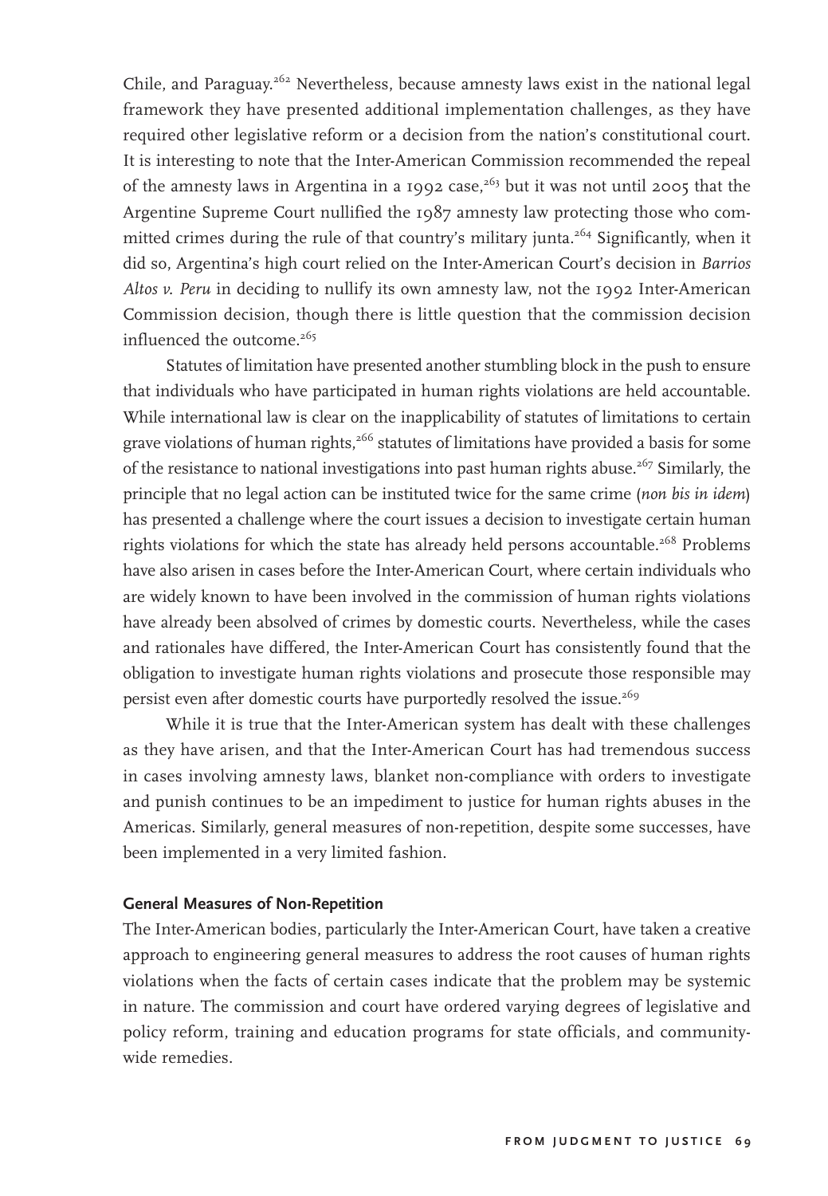Chile, and Paraguay.[262] Nevertheless, because amnesty laws exist in the national legal framework they have presented additional implementation challenges, as they have required other legislative reform or a decision from the nation's constitutional court. It is interesting to note that the Inter-American Commission recommended the repeal of the amnesty laws in Argentina in a 1992 case,[263] but it was not until 2005 that the Argentine Supreme Court nullified the 1987 amnesty law protecting those who committed crimes during the rule of that country's military junta.[264] Significantly, when it did so, Argentina's high court relied on the Inter-American Court's decision in *Barrios Altos v. Peru* in deciding to nullify its own amnesty law, not the 1992 Inter-American Commission decision, though there is little question that the commission decision influenced the outcome.[265]

Statutes of limitation have presented another stumbling block in the push to ensure that individuals who have participated in human rights violations are held accountable. While international law is clear on the inapplicability of statutes of limitations to certain grave violations of human rights,[266] statutes of limitations have provided a basis for some of the resistance to national investigations into past human rights abuse.[267] Similarly, the principle that no legal action can be instituted twice for the same crime (*non bis in idem*) has presented a challenge where the court issues a decision to investigate certain human rights violations for which the state has already held persons accountable.[268] Problems have also arisen in cases before the Inter-American Court, where certain individuals who are widely known to have been involved in the commission of human rights violations have already been absolved of crimes by domestic courts. Nevertheless, while the cases and rationales have differed, the Inter-American Court has consistently found that the obligation to investigate human rights violations and prosecute those responsible may persist even after domestic courts have purportedly resolved the issue.[269]

While it is true that the Inter-American system has dealt with these challenges as they have arisen, and that the Inter-American Court has had tremendous success in cases involving amnesty laws, blanket non-compliance with orders to investigate and punish continues to be an impediment to justice for human rights abuses in the Americas. Similarly, general measures of non-repetition, despite some successes, have been implemented in a very limited fashion.

### General Measures of Non-Repetition

The Inter-American bodies, particularly the Inter-American Court, have taken a creative approach to engineering general measures to address the root causes of human rights violations when the facts of certain cases indicate that the problem may be systemic in nature. The commission and court have ordered varying degrees of legislative and policy reform, training and education programs for state officials, and community-wide remedies.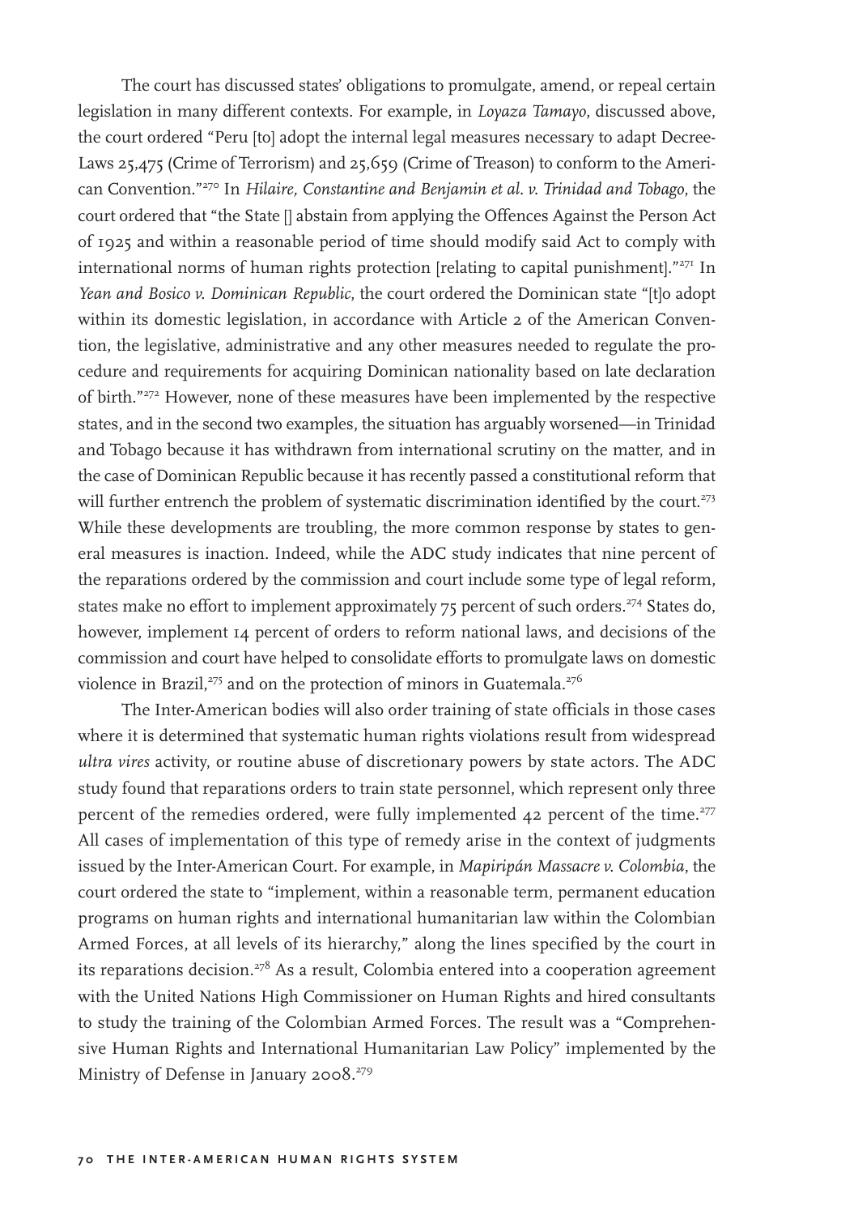The court has discussed states' obligations to promulgate, amend, or repeal certain legislation in many different contexts. For example, in *Loyaza Tamayo*, discussed above, the court ordered "Peru [to] adopt the internal legal measures necessary to adapt Decree-Laws 25,475 (Crime of Terrorism) and 25,659 (Crime of Treason) to conform to the American Convention."[270] In *Hilaire, Constantine and Benjamin et al. v. Trinidad and Tobago*, the court ordered that "the State [] abstain from applying the Offences Against the Person Act of 1925 and within a reasonable period of time should modify said Act to comply with international norms of human rights protection [relating to capital punishment]."[271] In *Yean and Bosico v. Dominican Republic*, the court ordered the Dominican state "[t]o adopt within its domestic legislation, in accordance with Article 2 of the American Convention, the legislative, administrative and any other measures needed to regulate the procedure and requirements for acquiring Dominican nationality based on late declaration of birth."[272] However, none of these measures have been implemented by the respective states, and in the second two examples, the situation has arguably worsened—in Trinidad and Tobago because it has withdrawn from international scrutiny on the matter, and in the case of Dominican Republic because it has recently passed a constitutional reform that will further entrench the problem of systematic discrimination identified by the court.[273] While these developments are troubling, the more common response by states to general measures is inaction. Indeed, while the ADC study indicates that nine percent of the reparations ordered by the commission and court include some type of legal reform, states make no effort to implement approximately 75 percent of such orders.[274] States do, however, implement 14 percent of orders to reform national laws, and decisions of the commission and court have helped to consolidate efforts to promulgate laws on domestic violence in Brazil,[275] and on the protection of minors in Guatemala.[276]

The Inter-American bodies will also order training of state officials in those cases where it is determined that systematic human rights violations result from widespread *ultra vires* activity, or routine abuse of discretionary powers by state actors. The ADC study found that reparations orders to train state personnel, which represent only three percent of the remedies ordered, were fully implemented 42 percent of the time.[277] All cases of implementation of this type of remedy arise in the context of judgments issued by the Inter-American Court. For example, in *Mapiripán Massacre v. Colombia*, the court ordered the state to "implement, within a reasonable term, permanent education programs on human rights and international humanitarian law within the Colombian Armed Forces, at all levels of its hierarchy," along the lines specified by the court in its reparations decision.[278] As a result, Colombia entered into a cooperation agreement with the United Nations High Commissioner on Human Rights and hired consultants to study the training of the Colombian Armed Forces. The result was a "Comprehensive Human Rights and International Humanitarian Law Policy" implemented by the Ministry of Defense in January 2008.[279]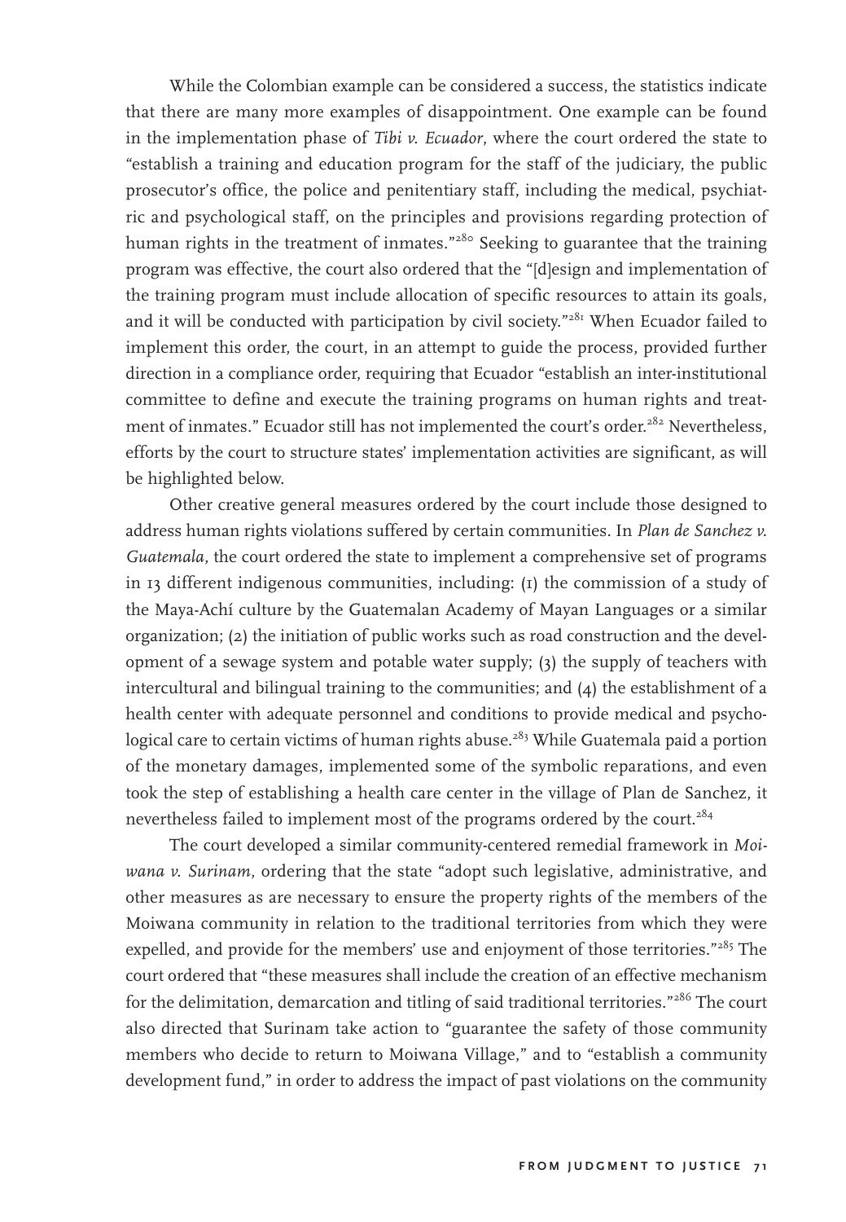While the Colombian example can be considered a success, the statistics indicate that there are many more examples of disappointment. One example can be found in the implementation phase of *Tibi v. Ecuador*, where the court ordered the state to "establish a training and education program for the staff of the judiciary, the public prosecutor's office, the police and penitentiary staff, including the medical, psychiatric and psychological staff, on the principles and provisions regarding protection of human rights in the treatment of inmates."[280] Seeking to guarantee that the training program was effective, the court also ordered that the "[d]esign and implementation of the training program must include allocation of specific resources to attain its goals, and it will be conducted with participation by civil society."[281] When Ecuador failed to implement this order, the court, in an attempt to guide the process, provided further direction in a compliance order, requiring that Ecuador "establish an inter-institutional committee to define and execute the training programs on human rights and treatment of inmates." Ecuador still has not implemented the court's order.[282] Nevertheless, efforts by the court to structure states' implementation activities are significant, as will be highlighted below.

Other creative general measures ordered by the court include those designed to address human rights violations suffered by certain communities. In *Plan de Sanchez v. Guatemala*, the court ordered the state to implement a comprehensive set of programs in 13 different indigenous communities, including: (1) the commission of a study of the Maya-Achí culture by the Guatemalan Academy of Mayan Languages or a similar organization; (2) the initiation of public works such as road construction and the development of a sewage system and potable water supply; (3) the supply of teachers with intercultural and bilingual training to the communities; and (4) the establishment of a health center with adequate personnel and conditions to provide medical and psychological care to certain victims of human rights abuse.[283] While Guatemala paid a portion of the monetary damages, implemented some of the symbolic reparations, and even took the step of establishing a health care center in the village of Plan de Sanchez, it nevertheless failed to implement most of the programs ordered by the court.[284]

The court developed a similar community-centered remedial framework in *Moiwana v. Surinam*, ordering that the state "adopt such legislative, administrative, and other measures as are necessary to ensure the property rights of the members of the Moiwana community in relation to the traditional territories from which they were expelled, and provide for the members' use and enjoyment of those territories."[285] The court ordered that "these measures shall include the creation of an effective mechanism for the delimitation, demarcation and titling of said traditional territories."[286] The court also directed that Surinam take action to "guarantee the safety of those community members who decide to return to Moiwana Village," and to "establish a community development fund," in order to address the impact of past violations on the community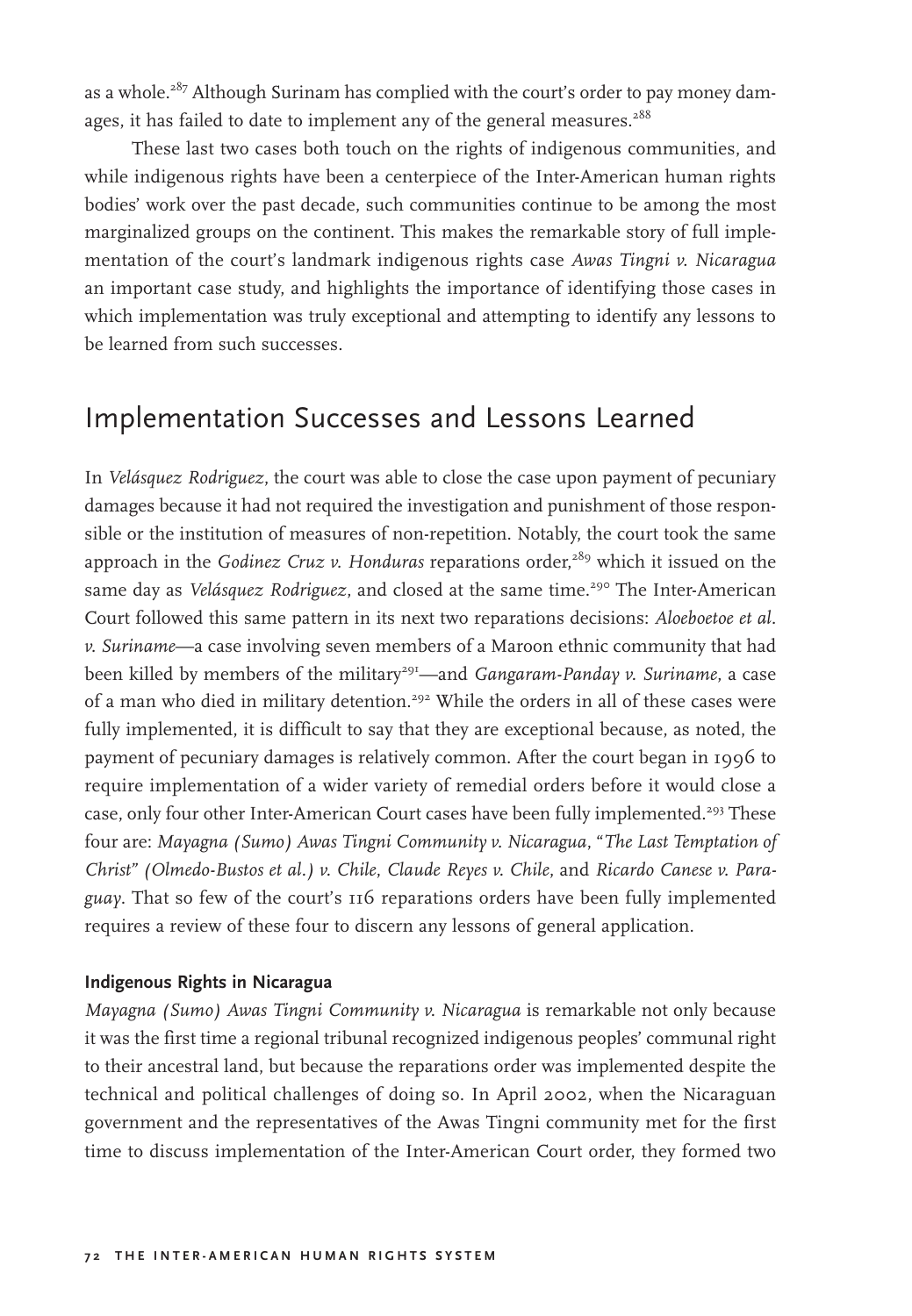as a whole.[287] Although Surinam has complied with the court's order to pay money damages, it has failed to date to implement any of the general measures.[288]

These last two cases both touch on the rights of indigenous communities, and while indigenous rights have been a centerpiece of the Inter-American human rights bodies' work over the past decade, such communities continue to be among the most marginalized groups on the continent. This makes the remarkable story of full implementation of the court's landmark indigenous rights case *Awas Tingni v. Nicaragua* an important case study, and highlights the importance of identifying those cases in which implementation was truly exceptional and attempting to identify any lessons to be learned from such successes.

## Implementation Successes and Lessons Learned

In *Velásquez Rodriguez*, the court was able to close the case upon payment of pecuniary damages because it had not required the investigation and punishment of those responsible or the institution of measures of non-repetition. Notably, the court took the same approach in the *Godinez Cruz v. Honduras* reparations order,[289] which it issued on the same day as *Velásquez Rodriguez*, and closed at the same time.[290] The Inter-American Court followed this same pattern in its next two reparations decisions: *Aloeboetoe et al. v. Suriname*—a case involving seven members of a Maroon ethnic community that had been killed by members of the military[291]—and *Gangaram-Panday v. Suriname*, a case of a man who died in military detention.[292] While the orders in all of these cases were fully implemented, it is difficult to say that they are exceptional because, as noted, the payment of pecuniary damages is relatively common. After the court began in 1996 to require implementation of a wider variety of remedial orders before it would close a case, only four other Inter-American Court cases have been fully implemented.[293] These four are: *Mayagna (Sumo) Awas Tingni Community v. Nicaragua*, *"The Last Temptation of Christ" (Olmedo-Bustos et al.) v. Chile*, *Claude Reyes v. Chile*, and *Ricardo Canese v. Paraguay*. That so few of the court's 116 reparations orders have been fully implemented requires a review of these four to discern any lessons of general application.

### Indigenous Rights in Nicaragua

*Mayagna (Sumo) Awas Tingni Community v. Nicaragua* is remarkable not only because it was the first time a regional tribunal recognized indigenous peoples' communal right to their ancestral land, but because the reparations order was implemented despite the technical and political challenges of doing so. In April 2002, when the Nicaraguan government and the representatives of the Awas Tingni community met for the first time to discuss implementation of the Inter-American Court order, they formed two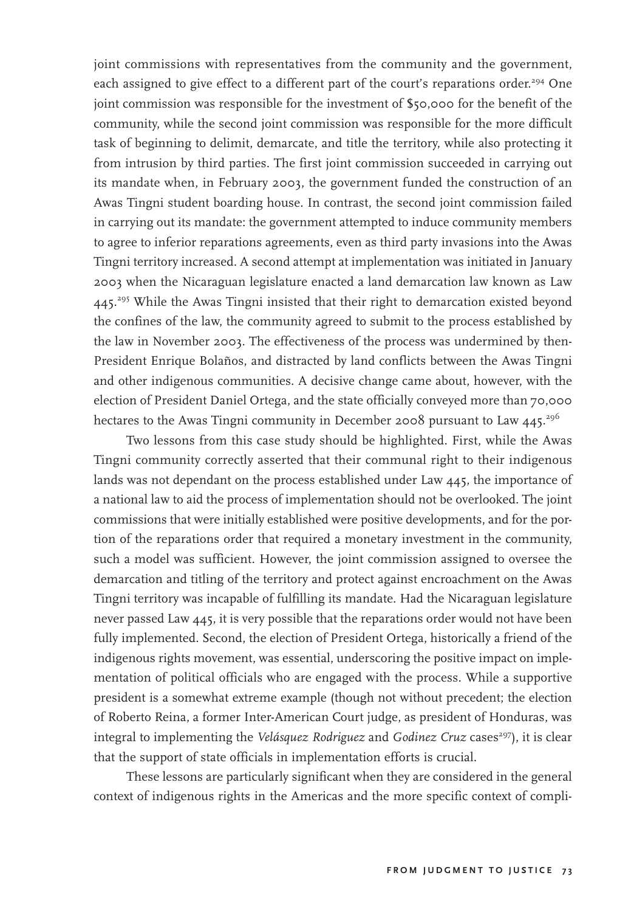joint commissions with representatives from the community and the government, each assigned to give effect to a different part of the court's reparations order.[294] One joint commission was responsible for the investment of $50,000 for the benefit of the community, while the second joint commission was responsible for the more difficult task of beginning to delimit, demarcate, and title the territory, while also protecting it from intrusion by third parties. The first joint commission succeeded in carrying out its mandate when, in February 2003, the government funded the construction of an Awas Tingni student boarding house. In contrast, the second joint commission failed in carrying out its mandate: the government attempted to induce community members to agree to inferior reparations agreements, even as third party invasions into the Awas Tingni territory increased. A second attempt at implementation was initiated in January 2003 when the Nicaraguan legislature enacted a land demarcation law known as Law 445.[295] While the Awas Tingni insisted that their right to demarcation existed beyond the confines of the law, the community agreed to submit to the process established by the law in November 2003. The effectiveness of the process was undermined by then-President Enrique Bolaños, and distracted by land conflicts between the Awas Tingni and other indigenous communities. A decisive change came about, however, with the election of President Daniel Ortega, and the state officially conveyed more than 70,000 hectares to the Awas Tingni community in December 2008 pursuant to Law 445.[296]

Two lessons from this case study should be highlighted. First, while the Awas Tingni community correctly asserted that their communal right to their indigenous lands was not dependant on the process established under Law 445, the importance of a national law to aid the process of implementation should not be overlooked. The joint commissions that were initially established were positive developments, and for the portion of the reparations order that required a monetary investment in the community, such a model was sufficient. However, the joint commission assigned to oversee the demarcation and titling of the territory and protect against encroachment on the Awas Tingni territory was incapable of fulfilling its mandate. Had the Nicaraguan legislature never passed Law 445, it is very possible that the reparations order would not have been fully implemented. Second, the election of President Ortega, historically a friend of the indigenous rights movement, was essential, underscoring the positive impact on implementation of political officials who are engaged with the process. While a supportive president is a somewhat extreme example (though not without precedent; the election of Roberto Reina, a former Inter-American Court judge, as president of Honduras, was integral to implementing the *Velásquez Rodriguez* and *Godinez Cruz* cases[297]), it is clear that the support of state officials in implementation efforts is crucial.

These lessons are particularly significant when they are considered in the general context of indigenous rights in the Americas and the more specific context of compli-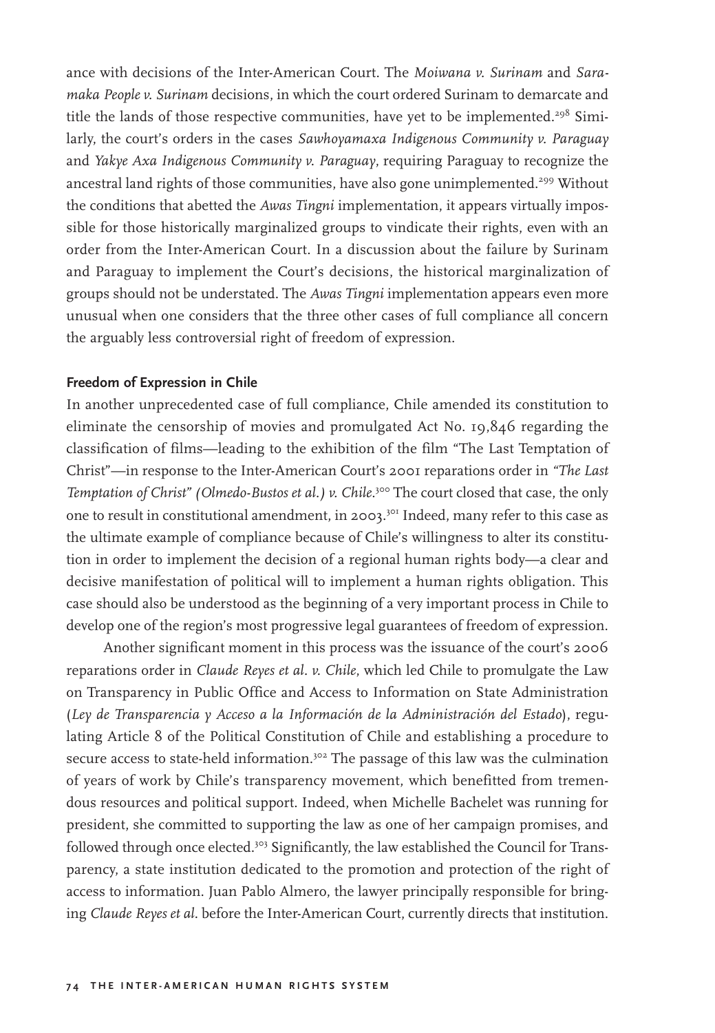ance with decisions of the Inter-American Court. The *Moiwana v. Surinam* and *Saramaka People v. Surinam* decisions, in which the court ordered Surinam to demarcate and title the lands of those respective communities, have yet to be implemented.[298] Similarly, the court's orders in the cases *Sawhoyamaxa Indigenous Community v. Paraguay* and *Yakye Axa Indigenous Community v. Paraguay*, requiring Paraguay to recognize the ancestral land rights of those communities, have also gone unimplemented.[299] Without the conditions that abetted the *Awas Tingni* implementation, it appears virtually impossible for those historically marginalized groups to vindicate their rights, even with an order from the Inter-American Court. In a discussion about the failure by Surinam and Paraguay to implement the Court's decisions, the historical marginalization of groups should not be understated. The *Awas Tingni* implementation appears even more unusual when one considers that the three other cases of full compliance all concern the arguably less controversial right of freedom of expression.

### Freedom of Expression in Chile

In another unprecedented case of full compliance, Chile amended its constitution to eliminate the censorship of movies and promulgated Act No. 19,846 regarding the classification of films—leading to the exhibition of the film "The Last Temptation of Christ"—in response to the Inter-American Court's 2001 reparations order in *"The Last Temptation of Christ" (Olmedo-Bustos et al.) v. Chile*.[300] The court closed that case, the only one to result in constitutional amendment, in 2003.[301] Indeed, many refer to this case as the ultimate example of compliance because of Chile's willingness to alter its constitution in order to implement the decision of a regional human rights body—a clear and decisive manifestation of political will to implement a human rights obligation. This case should also be understood as the beginning of a very important process in Chile to develop one of the region's most progressive legal guarantees of freedom of expression.

Another significant moment in this process was the issuance of the court's 2006 reparations order in *Claude Reyes et al. v. Chile*, which led Chile to promulgate the Law on Transparency in Public Office and Access to Information on State Administration (*Ley de Transparencia y Acceso a la Información de la Administración del Estado*), regulating Article 8 of the Political Constitution of Chile and establishing a procedure to secure access to state-held information.[302] The passage of this law was the culmination of years of work by Chile's transparency movement, which benefitted from tremendous resources and political support. Indeed, when Michelle Bachelet was running for president, she committed to supporting the law as one of her campaign promises, and followed through once elected.[303] Significantly, the law established the Council for Transparency, a state institution dedicated to the promotion and protection of the right of access to information. Juan Pablo Almero, the lawyer principally responsible for bringing *Claude Reyes et al.* before the Inter-American Court, currently directs that institution.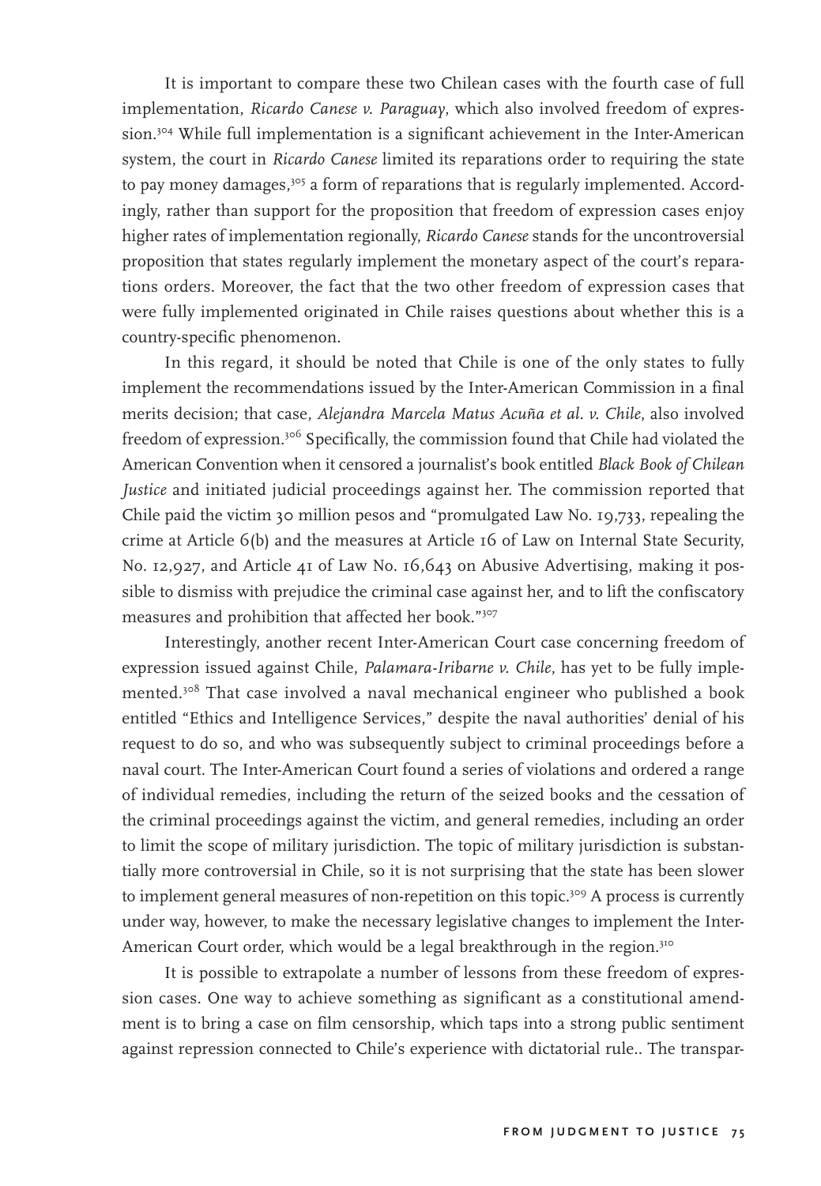It is important to compare these two Chilean cases with the fourth case of full implementation, *Ricardo Canese v. Paraguay*, which also involved freedom of expression.[304] While full implementation is a significant achievement in the Inter-American system, the court in *Ricardo Canese* limited its reparations order to requiring the state to pay money damages,[305] a form of reparations that is regularly implemented. Accordingly, rather than support for the proposition that freedom of expression cases enjoy higher rates of implementation regionally, *Ricardo Canese* stands for the uncontroversial proposition that states regularly implement the monetary aspect of the court's reparations orders. Moreover, the fact that the two other freedom of expression cases that were fully implemented originated in Chile raises questions about whether this is a country-specific phenomenon.

In this regard, it should be noted that Chile is one of the only states to fully implement the recommendations issued by the Inter-American Commission in a final merits decision; that case, *Alejandra Marcela Matus Acuña et al. v. Chile*, also involved freedom of expression.[306] Specifically, the commission found that Chile had violated the American Convention when it censored a journalist's book entitled *Black Book of Chilean Justice* and initiated judicial proceedings against her. The commission reported that Chile paid the victim 30 million pesos and "promulgated Law No. 19,733, repealing the crime at Article 6(b) and the measures at Article 16 of Law on Internal State Security, No. 12,927, and Article 41 of Law No. 16,643 on Abusive Advertising, making it possible to dismiss with prejudice the criminal case against her, and to lift the confiscatory measures and prohibition that affected her book."[307]

Interestingly, another recent Inter-American Court case concerning freedom of expression issued against Chile, *Palamara-Iribarne v. Chile*, has yet to be fully implemented.[308] That case involved a naval mechanical engineer who published a book entitled "Ethics and Intelligence Services," despite the naval authorities' denial of his request to do so, and who was subsequently subject to criminal proceedings before a naval court. The Inter-American Court found a series of violations and ordered a range of individual remedies, including the return of the seized books and the cessation of the criminal proceedings against the victim, and general remedies, including an order to limit the scope of military jurisdiction. The topic of military jurisdiction is substantially more controversial in Chile, so it is not surprising that the state has been slower to implement general measures of non-repetition on this topic.[309] A process is currently under way, however, to make the necessary legislative changes to implement the Inter-American Court order, which would be a legal breakthrough in the region.[310]

It is possible to extrapolate a number of lessons from these freedom of expression cases. One way to achieve something as significant as a constitutional amendment is to bring a case on film censorship, which taps into a strong public sentiment against repression connected to Chile's experience with dictatorial rule.. The transpar-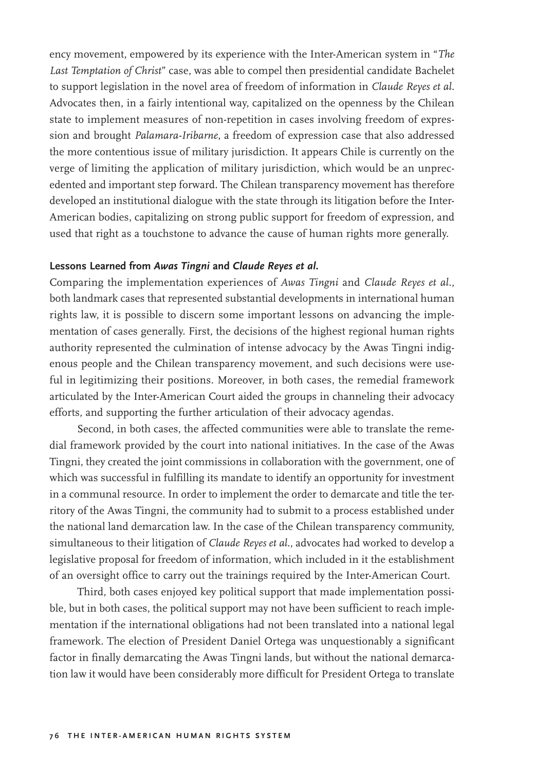ency movement, empowered by its experience with the Inter-American system in "*The Last Temptation of Christ*" case, was able to compel then presidential candidate Bachelet to support legislation in the novel area of freedom of information in *Claude Reyes et al.* Advocates then, in a fairly intentional way, capitalized on the openness by the Chilean state to implement measures of non-repetition in cases involving freedom of expression and brought *Palamara-Iribarne*, a freedom of expression case that also addressed the more contentious issue of military jurisdiction. It appears Chile is currently on the verge of limiting the application of military jurisdiction, which would be an unprecedented and important step forward. The Chilean transparency movement has therefore developed an institutional dialogue with the state through its litigation before the Inter-American bodies, capitalizing on strong public support for freedom of expression, and used that right as a touchstone to advance the cause of human rights more generally.

### Lessons Learned from *Awas Tingni* and *Claude Reyes et al.*

Comparing the implementation experiences of *Awas Tingni* and *Claude Reyes et al.*, both landmark cases that represented substantial developments in international human rights law, it is possible to discern some important lessons on advancing the implementation of cases generally. First, the decisions of the highest regional human rights authority represented the culmination of intense advocacy by the Awas Tingni indigenous people and the Chilean transparency movement, and such decisions were useful in legitimizing their positions. Moreover, in both cases, the remedial framework articulated by the Inter-American Court aided the groups in channeling their advocacy efforts, and supporting the further articulation of their advocacy agendas.

Second, in both cases, the affected communities were able to translate the remedial framework provided by the court into national initiatives. In the case of the Awas Tingni, they created the joint commissions in collaboration with the government, one of which was successful in fulfilling its mandate to identify an opportunity for investment in a communal resource. In order to implement the order to demarcate and title the territory of the Awas Tingni, the community had to submit to a process established under the national land demarcation law. In the case of the Chilean transparency community, simultaneous to their litigation of *Claude Reyes et al.*, advocates had worked to develop a legislative proposal for freedom of information, which included in it the establishment of an oversight office to carry out the trainings required by the Inter-American Court.

Third, both cases enjoyed key political support that made implementation possible, but in both cases, the political support may not have been sufficient to reach implementation if the international obligations had not been translated into a national legal framework. The election of President Daniel Ortega was unquestionably a significant factor in finally demarcating the Awas Tingni lands, but without the national demarcation law it would have been considerably more difficult for President Ortega to translate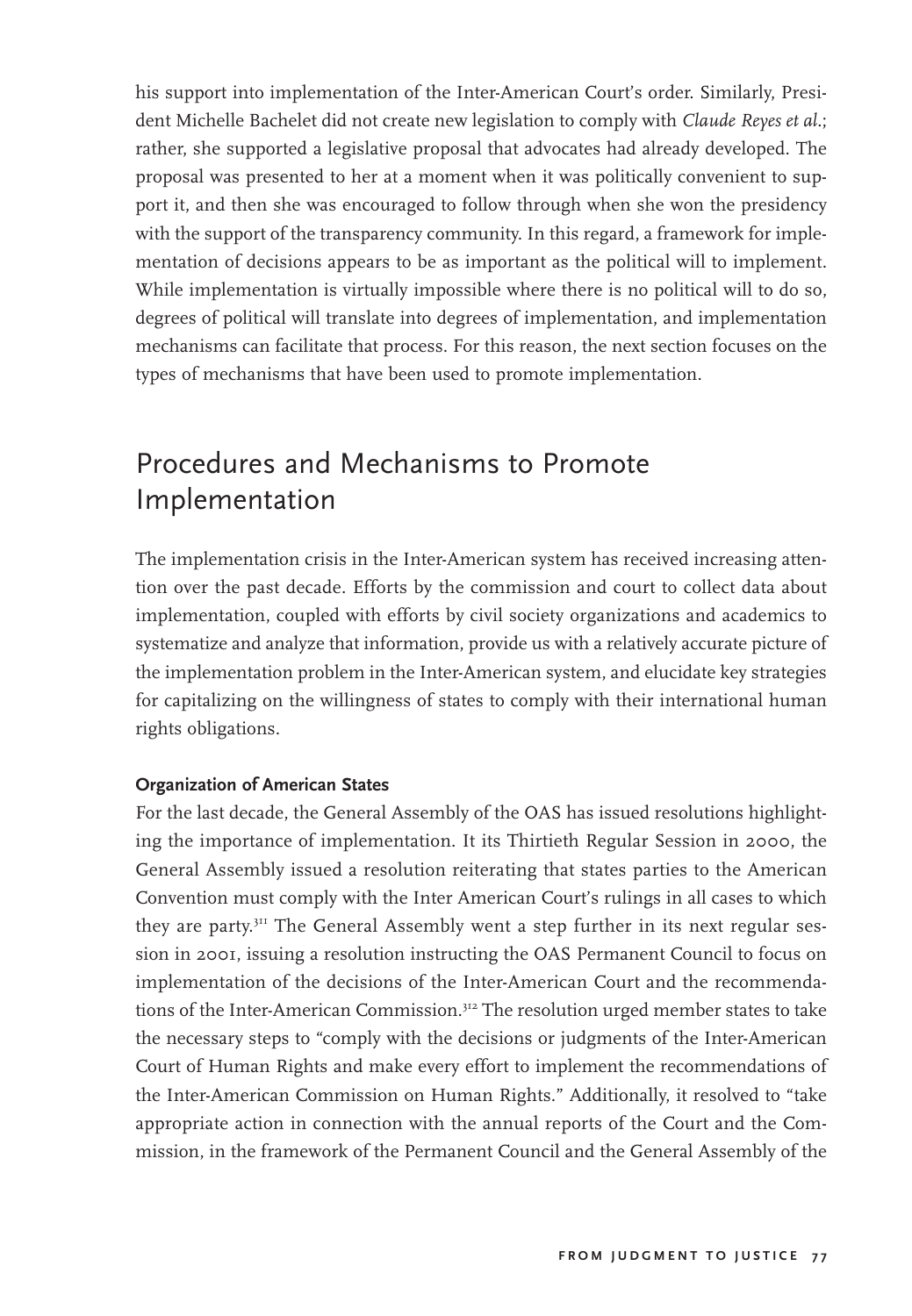his support into implementation of the Inter-American Court's order. Similarly, President Michelle Bachelet did not create new legislation to comply with *Claude Reyes et al.*; rather, she supported a legislative proposal that advocates had already developed. The proposal was presented to her at a moment when it was politically convenient to support it, and then she was encouraged to follow through when she won the presidency with the support of the transparency community. In this regard, a framework for implementation of decisions appears to be as important as the political will to implement. While implementation is virtually impossible where there is no political will to do so, degrees of political will translate into degrees of implementation, and implementation mechanisms can facilitate that process. For this reason, the next section focuses on the types of mechanisms that have been used to promote implementation.

## Procedures and Mechanisms to Promote Implementation

The implementation crisis in the Inter-American system has received increasing attention over the past decade. Efforts by the commission and court to collect data about implementation, coupled with efforts by civil society organizations and academics to systematize and analyze that information, provide us with a relatively accurate picture of the implementation problem in the Inter-American system, and elucidate key strategies for capitalizing on the willingness of states to comply with their international human rights obligations.

### Organization of American States

For the last decade, the General Assembly of the OAS has issued resolutions highlighting the importance of implementation. It its Thirtieth Regular Session in 2000, the General Assembly issued a resolution reiterating that states parties to the American Convention must comply with the Inter American Court's rulings in all cases to which they are party.[311] The General Assembly went a step further in its next regular session in 2001, issuing a resolution instructing the OAS Permanent Council to focus on implementation of the decisions of the Inter-American Court and the recommendations of the Inter-American Commission.[312] The resolution urged member states to take the necessary steps to "comply with the decisions or judgments of the Inter-American Court of Human Rights and make every effort to implement the recommendations of the Inter-American Commission on Human Rights." Additionally, it resolved to "take appropriate action in connection with the annual reports of the Court and the Commission, in the framework of the Permanent Council and the General Assembly of the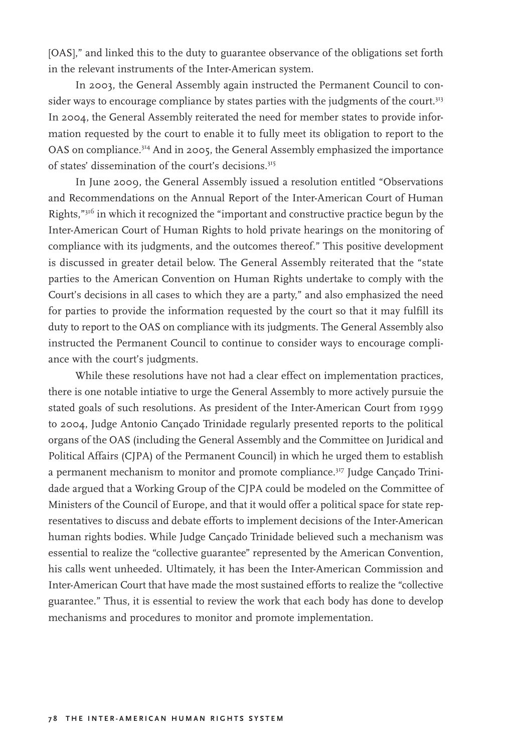[OAS]," and linked this to the duty to guarantee observance of the obligations set forth in the relevant instruments of the Inter-American system.

In 2003, the General Assembly again instructed the Permanent Council to consider ways to encourage compliance by states parties with the judgments of the court.[313] In 2004, the General Assembly reiterated the need for member states to provide information requested by the court to enable it to fully meet its obligation to report to the OAS on compliance.[314] And in 2005, the General Assembly emphasized the importance of states' dissemination of the court's decisions.[315]

In June 2009, the General Assembly issued a resolution entitled "Observations and Recommendations on the Annual Report of the Inter-American Court of Human Rights,"[316] in which it recognized the "important and constructive practice begun by the Inter-American Court of Human Rights to hold private hearings on the monitoring of compliance with its judgments, and the outcomes thereof." This positive development is discussed in greater detail below. The General Assembly reiterated that the "state parties to the American Convention on Human Rights undertake to comply with the Court's decisions in all cases to which they are a party," and also emphasized the need for parties to provide the information requested by the court so that it may fulfill its duty to report to the OAS on compliance with its judgments. The General Assembly also instructed the Permanent Council to continue to consider ways to encourage compliance with the court's judgments.

While these resolutions have not had a clear effect on implementation practices, there is one notable intiative to urge the General Assembly to more actively pursuie the stated goals of such resolutions. As president of the Inter-American Court from 1999 to 2004, Judge Antonio Cançado Trinidade regularly presented reports to the political organs of the OAS (including the General Assembly and the Committee on Juridical and Political Affairs (CJPA) of the Permanent Council) in which he urged them to establish a permanent mechanism to monitor and promote compliance.[317] Judge Cançado Trinidade argued that a Working Group of the CJPA could be modeled on the Committee of Ministers of the Council of Europe, and that it would offer a political space for state representatives to discuss and debate efforts to implement decisions of the Inter-American human rights bodies. While Judge Cançado Trinidade believed such a mechanism was essential to realize the "collective guarantee" represented by the American Convention, his calls went unheeded. Ultimately, it has been the Inter-American Commission and Inter-American Court that have made the most sustained efforts to realize the "collective guarantee." Thus, it is essential to review the work that each body has done to develop mechanisms and procedures to monitor and promote implementation.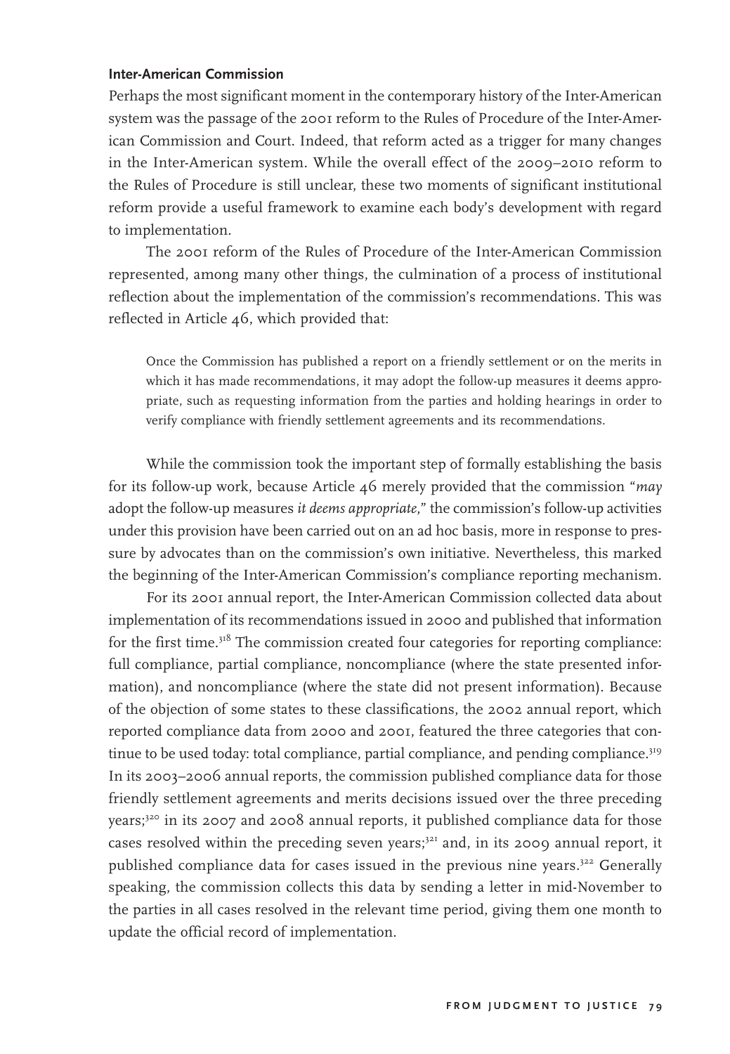### Inter-American Commission

Perhaps the most significant moment in the contemporary history of the Inter-American system was the passage of the 2001 reform to the Rules of Procedure of the Inter-American Commission and Court. Indeed, that reform acted as a trigger for many changes in the Inter-American system. While the overall effect of the 2009–2010 reform to the Rules of Procedure is still unclear, these two moments of significant institutional reform provide a useful framework to examine each body's development with regard to implementation.

The 2001 reform of the Rules of Procedure of the Inter-American Commission represented, among many other things, the culmination of a process of institutional reflection about the implementation of the commission's recommendations. This was reflected in Article 46, which provided that:

> Once the Commission has published a report on a friendly settlement or on the merits in which it has made recommendations, it may adopt the follow-up measures it deems appropriate, such as requesting information from the parties and holding hearings in order to verify compliance with friendly settlement agreements and its recommendations.

While the commission took the important step of formally establishing the basis for its follow-up work, because Article 46 merely provided that the commission "*may* adopt the follow-up measures *it deems appropriate*," the commission's follow-up activities under this provision have been carried out on an ad hoc basis, more in response to pressure by advocates than on the commission's own initiative. Nevertheless, this marked the beginning of the Inter-American Commission's compliance reporting mechanism.

For its 2001 annual report, the Inter-American Commission collected data about implementation of its recommendations issued in 2000 and published that information for the first time.[318] The commission created four categories for reporting compliance: full compliance, partial compliance, noncompliance (where the state presented information), and noncompliance (where the state did not present information). Because of the objection of some states to these classifications, the 2002 annual report, which reported compliance data from 2000 and 2001, featured the three categories that continue to be used today: total compliance, partial compliance, and pending compliance.[319] In its 2003–2006 annual reports, the commission published compliance data for those friendly settlement agreements and merits decisions issued over the three preceding years;[320] in its 2007 and 2008 annual reports, it published compliance data for those cases resolved within the preceding seven years;[321] and, in its 2009 annual report, it published compliance data for cases issued in the previous nine years.[322] Generally speaking, the commission collects this data by sending a letter in mid-November to the parties in all cases resolved in the relevant time period, giving them one month to update the official record of implementation.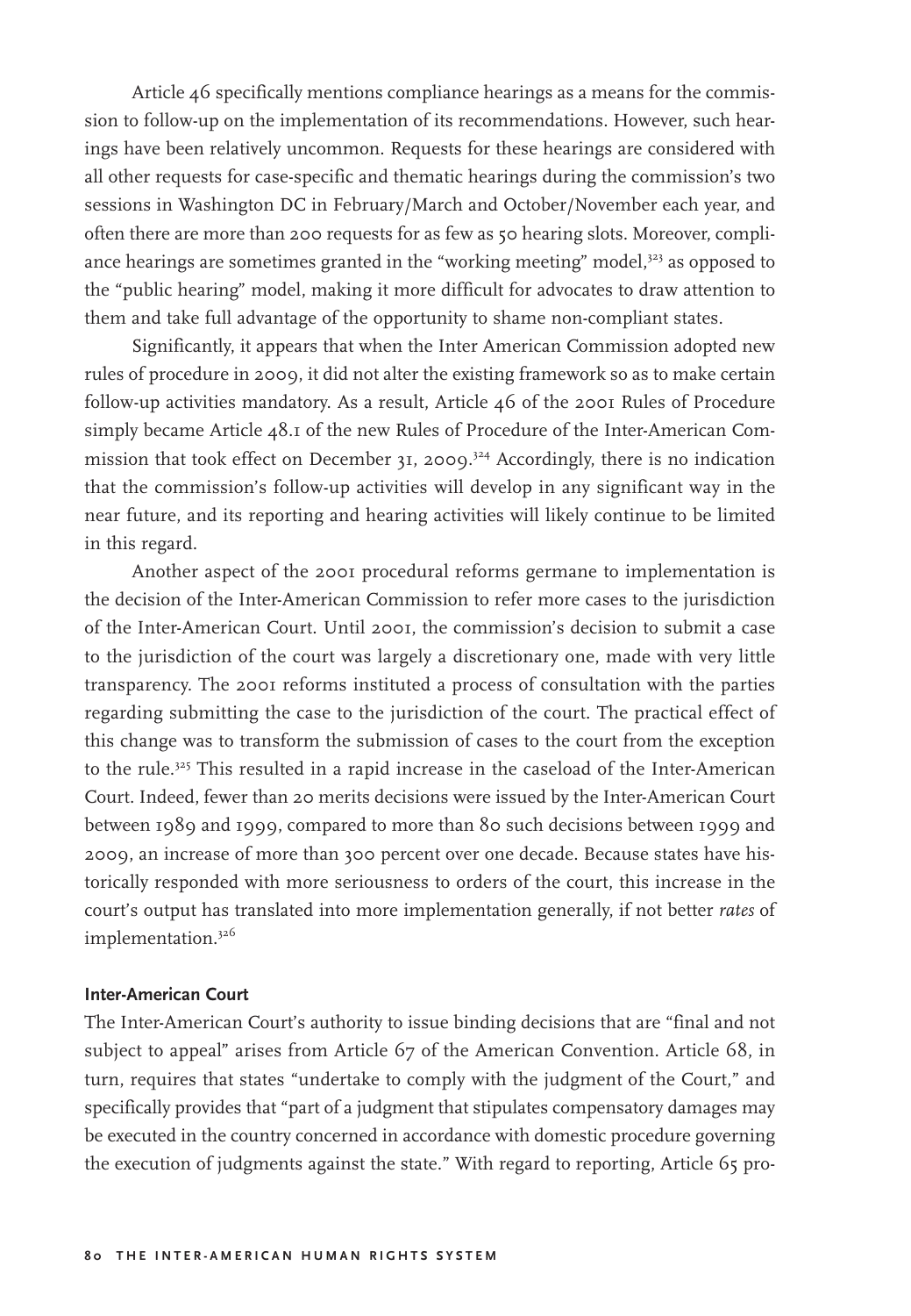Article 46 specifically mentions compliance hearings as a means for the commission to follow-up on the implementation of its recommendations. However, such hearings have been relatively uncommon. Requests for these hearings are considered with all other requests for case-specific and thematic hearings during the commission's two sessions in Washington DC in February/March and October/November each year, and often there are more than 200 requests for as few as 50 hearing slots. Moreover, compliance hearings are sometimes granted in the "working meeting" model,[323] as opposed to the "public hearing" model, making it more difficult for advocates to draw attention to them and take full advantage of the opportunity to shame non-compliant states.

Significantly, it appears that when the Inter American Commission adopted new rules of procedure in 2009, it did not alter the existing framework so as to make certain follow-up activities mandatory. As a result, Article 46 of the 2001 Rules of Procedure simply became Article 48.1 of the new Rules of Procedure of the Inter-American Commission that took effect on December 31, 2009.[324] Accordingly, there is no indication that the commission's follow-up activities will develop in any significant way in the near future, and its reporting and hearing activities will likely continue to be limited in this regard.

Another aspect of the 2001 procedural reforms germane to implementation is the decision of the Inter-American Commission to refer more cases to the jurisdiction of the Inter-American Court. Until 2001, the commission's decision to submit a case to the jurisdiction of the court was largely a discretionary one, made with very little transparency. The 2001 reforms instituted a process of consultation with the parties regarding submitting the case to the jurisdiction of the court. The practical effect of this change was to transform the submission of cases to the court from the exception to the rule.[325] This resulted in a rapid increase in the caseload of the Inter-American Court. Indeed, fewer than 20 merits decisions were issued by the Inter-American Court between 1989 and 1999, compared to more than 80 such decisions between 1999 and 2009, an increase of more than 300 percent over one decade. Because states have historically responded with more seriousness to orders of the court, this increase in the court's output has translated into more implementation generally, if not better *rates* of implementation.[326]

#### Inter-American Court

The Inter-American Court's authority to issue binding decisions that are "final and not subject to appeal" arises from Article 67 of the American Convention. Article 68, in turn, requires that states "undertake to comply with the judgment of the Court," and specifically provides that "part of a judgment that stipulates compensatory damages may be executed in the country concerned in accordance with domestic procedure governing the execution of judgments against the state." With regard to reporting, Article 65 pro-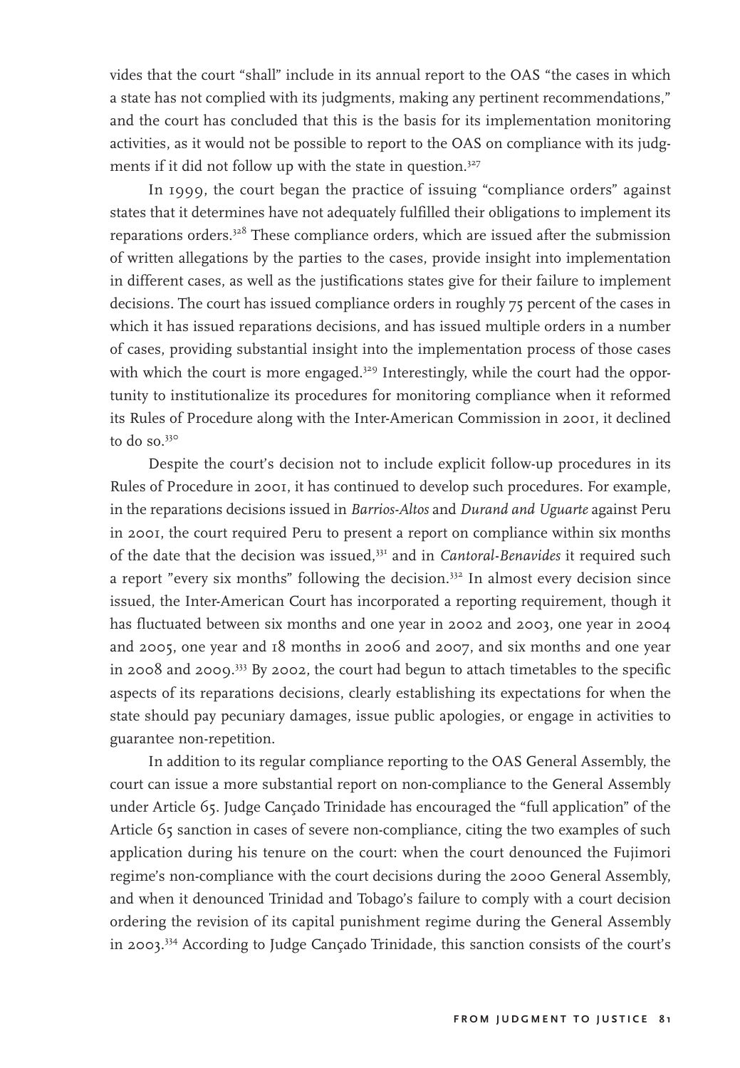vides that the court "shall" include in its annual report to the OAS "the cases in which a state has not complied with its judgments, making any pertinent recommendations," and the court has concluded that this is the basis for its implementation monitoring activities, as it would not be possible to report to the OAS on compliance with its judgments if it did not follow up with the state in question.[327]

In 1999, the court began the practice of issuing "compliance orders" against states that it determines have not adequately fulfilled their obligations to implement its reparations orders.[328] These compliance orders, which are issued after the submission of written allegations by the parties to the cases, provide insight into implementation in different cases, as well as the justifications states give for their failure to implement decisions. The court has issued compliance orders in roughly 75 percent of the cases in which it has issued reparations decisions, and has issued multiple orders in a number of cases, providing substantial insight into the implementation process of those cases with which the court is more engaged.[329] Interestingly, while the court had the opportunity to institutionalize its procedures for monitoring compliance when it reformed its Rules of Procedure along with the Inter-American Commission in 2001, it declined to do so.[330]

Despite the court's decision not to include explicit follow-up procedures in its Rules of Procedure in 2001, it has continued to develop such procedures. For example, in the reparations decisions issued in *Barrios-Altos* and *Durand and Uguarte* against Peru in 2001, the court required Peru to present a report on compliance within six months of the date that the decision was issued,[331] and in *Cantoral-Benavides* it required such a report "every six months" following the decision.[332] In almost every decision since issued, the Inter-American Court has incorporated a reporting requirement, though it has fluctuated between six months and one year in 2002 and 2003, one year in 2004 and 2005, one year and 18 months in 2006 and 2007, and six months and one year in 2008 and 2009.[333] By 2002, the court had begun to attach timetables to the specific aspects of its reparations decisions, clearly establishing its expectations for when the state should pay pecuniary damages, issue public apologies, or engage in activities to guarantee non-repetition.

In addition to its regular compliance reporting to the OAS General Assembly, the court can issue a more substantial report on non-compliance to the General Assembly under Article 65. Judge Cançado Trinidade has encouraged the "full application" of the Article 65 sanction in cases of severe non-compliance, citing the two examples of such application during his tenure on the court: when the court denounced the Fujimori regime's non-compliance with the court decisions during the 2000 General Assembly, and when it denounced Trinidad and Tobago's failure to comply with a court decision ordering the revision of its capital punishment regime during the General Assembly in 2003.[334] According to Judge Cançado Trinidade, this sanction consists of the court's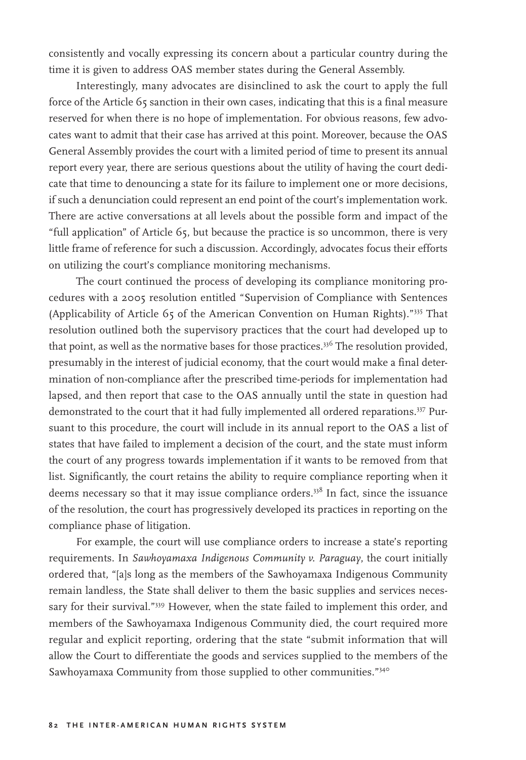consistently and vocally expressing its concern about a particular country during the time it is given to address OAS member states during the General Assembly.

Interestingly, many advocates are disinclined to ask the court to apply the full force of the Article 65 sanction in their own cases, indicating that this is a final measure reserved for when there is no hope of implementation. For obvious reasons, few advocates want to admit that their case has arrived at this point. Moreover, because the OAS General Assembly provides the court with a limited period of time to present its annual report every year, there are serious questions about the utility of having the court dedicate that time to denouncing a state for its failure to implement one or more decisions, if such a denunciation could represent an end point of the court's implementation work. There are active conversations at all levels about the possible form and impact of the "full application" of Article 65, but because the practice is so uncommon, there is very little frame of reference for such a discussion. Accordingly, advocates focus their efforts on utilizing the court's compliance monitoring mechanisms.

The court continued the process of developing its compliance monitoring procedures with a 2005 resolution entitled "Supervision of Compliance with Sentences (Applicability of Article 65 of the American Convention on Human Rights)."[335] That resolution outlined both the supervisory practices that the court had developed up to that point, as well as the normative bases for those practices.[336] The resolution provided, presumably in the interest of judicial economy, that the court would make a final determination of non-compliance after the prescribed time-periods for implementation had lapsed, and then report that case to the OAS annually until the state in question had demonstrated to the court that it had fully implemented all ordered reparations.[337] Pursuant to this procedure, the court will include in its annual report to the OAS a list of states that have failed to implement a decision of the court, and the state must inform the court of any progress towards implementation if it wants to be removed from that list. Significantly, the court retains the ability to require compliance reporting when it deems necessary so that it may issue compliance orders.[338] In fact, since the issuance of the resolution, the court has progressively developed its practices in reporting on the compliance phase of litigation.

For example, the court will use compliance orders to increase a state's reporting requirements. In *Sawhoyamaxa Indigenous Community v. Paraguay*, the court initially ordered that, "[a]s long as the members of the Sawhoyamaxa Indigenous Community remain landless, the State shall deliver to them the basic supplies and services necessary for their survival."[339] However, when the state failed to implement this order, and members of the Sawhoyamaxa Indigenous Community died, the court required more regular and explicit reporting, ordering that the state "submit information that will allow the Court to differentiate the goods and services supplied to the members of the Sawhoyamaxa Community from those supplied to other communities."[340]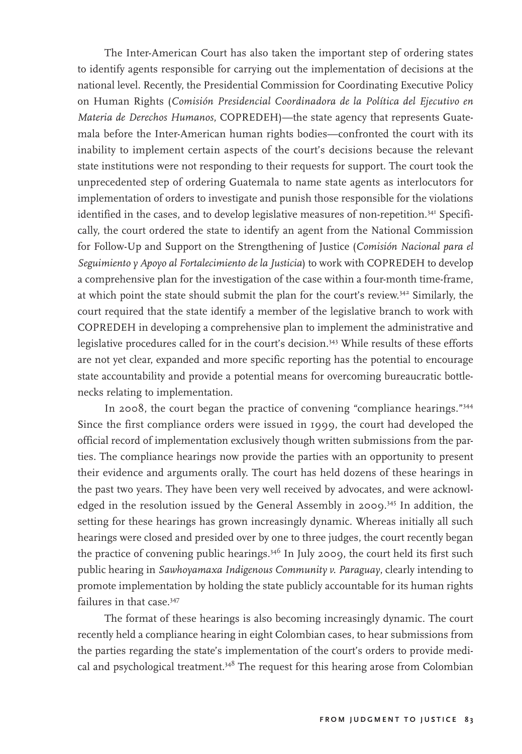The Inter-American Court has also taken the important step of ordering states to identify agents responsible for carrying out the implementation of decisions at the national level. Recently, the Presidential Commission for Coordinating Executive Policy on Human Rights (*Comisión Presidencial Coordinadora de la Política del Ejecutivo en Materia de Derechos Humanos*, COPREDEH)—the state agency that represents Guatemala before the Inter-American human rights bodies—confronted the court with its inability to implement certain aspects of the court's decisions because the relevant state institutions were not responding to their requests for support. The court took the unprecedented step of ordering Guatemala to name state agents as interlocutors for implementation of orders to investigate and punish those responsible for the violations identified in the cases, and to develop legislative measures of non-repetition.[341] Specifically, the court ordered the state to identify an agent from the National Commission for Follow-Up and Support on the Strengthening of Justice (*Comisión Nacional para el Seguimiento y Apoyo al Fortalecimiento de la Justicia*) to work with COPREDEH to develop a comprehensive plan for the investigation of the case within a four-month time-frame, at which point the state should submit the plan for the court's review.[342] Similarly, the court required that the state identify a member of the legislative branch to work with COPREDEH in developing a comprehensive plan to implement the administrative and legislative procedures called for in the court's decision.[343] While results of these efforts are not yet clear, expanded and more specific reporting has the potential to encourage state accountability and provide a potential means for overcoming bureaucratic bottlenecks relating to implementation.

In 2008, the court began the practice of convening "compliance hearings."[344] Since the first compliance orders were issued in 1999, the court had developed the official record of implementation exclusively though written submissions from the parties. The compliance hearings now provide the parties with an opportunity to present their evidence and arguments orally. The court has held dozens of these hearings in the past two years. They have been very well received by advocates, and were acknowledged in the resolution issued by the General Assembly in 2009.[345] In addition, the setting for these hearings has grown increasingly dynamic. Whereas initially all such hearings were closed and presided over by one to three judges, the court recently began the practice of convening public hearings.[346] In July 2009, the court held its first such public hearing in *Sawhoyamaxa Indigenous Community v. Paraguay*, clearly intending to promote implementation by holding the state publicly accountable for its human rights failures in that case.[347]

The format of these hearings is also becoming increasingly dynamic. The court recently held a compliance hearing in eight Colombian cases, to hear submissions from the parties regarding the state's implementation of the court's orders to provide medical and psychological treatment.[348] The request for this hearing arose from Colombian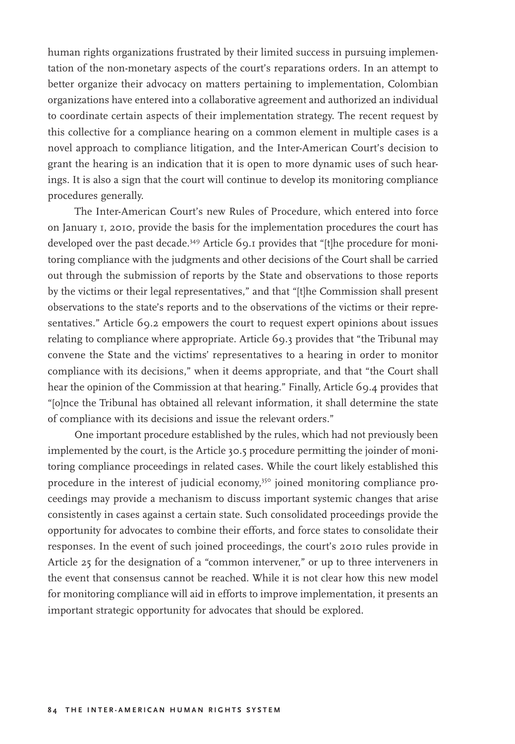human rights organizations frustrated by their limited success in pursuing implementation of the non-monetary aspects of the court's reparations orders. In an attempt to better organize their advocacy on matters pertaining to implementation, Colombian organizations have entered into a collaborative agreement and authorized an individual to coordinate certain aspects of their implementation strategy. The recent request by this collective for a compliance hearing on a common element in multiple cases is a novel approach to compliance litigation, and the Inter-American Court's decision to grant the hearing is an indication that it is open to more dynamic uses of such hearings. It is also a sign that the court will continue to develop its monitoring compliance procedures generally.

The Inter-American Court's new Rules of Procedure, which entered into force on January 1, 2010, provide the basis for the implementation procedures the court has developed over the past decade.[349] Article 69.1 provides that "[t]he procedure for monitoring compliance with the judgments and other decisions of the Court shall be carried out through the submission of reports by the State and observations to those reports by the victims or their legal representatives," and that "[t]he Commission shall present observations to the state's reports and to the observations of the victims or their representatives." Article 69.2 empowers the court to request expert opinions about issues relating to compliance where appropriate. Article 69.3 provides that "the Tribunal may convene the State and the victims' representatives to a hearing in order to monitor compliance with its decisions," when it deems appropriate, and that "the Court shall hear the opinion of the Commission at that hearing." Finally, Article 69.4 provides that "[o]nce the Tribunal has obtained all relevant information, it shall determine the state of compliance with its decisions and issue the relevant orders."

One important procedure established by the rules, which had not previously been implemented by the court, is the Article 30.5 procedure permitting the joinder of monitoring compliance proceedings in related cases. While the court likely established this procedure in the interest of judicial economy,[350] joined monitoring compliance proceedings may provide a mechanism to discuss important systemic changes that arise consistently in cases against a certain state. Such consolidated proceedings provide the opportunity for advocates to combine their efforts, and force states to consolidate their responses. In the event of such joined proceedings, the court's 2010 rules provide in Article 25 for the designation of a "common intervener," or up to three interveners in the event that consensus cannot be reached. While it is not clear how this new model for monitoring compliance will aid in efforts to improve implementation, it presents an important strategic opportunity for advocates that should be explored.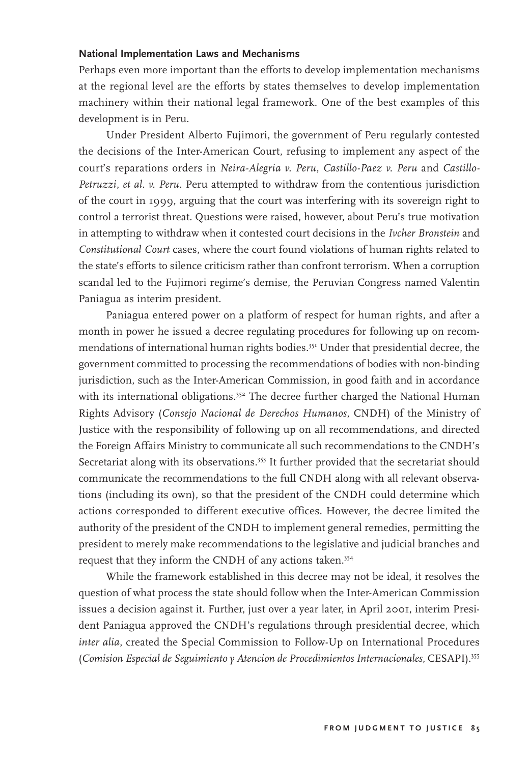### National Implementation Laws and Mechanisms

Perhaps even more important than the efforts to develop implementation mechanisms at the regional level are the efforts by states themselves to develop implementation machinery within their national legal framework. One of the best examples of this development is in Peru.

Under President Alberto Fujimori, the government of Peru regularly contested the decisions of the Inter-American Court, refusing to implement any aspect of the court's reparations orders in *Neira-Alegria v. Peru*, *Castillo-Paez v. Peru* and *Castillo-Petruzzi, et al. v. Peru*. Peru attempted to withdraw from the contentious jurisdiction of the court in 1999, arguing that the court was interfering with its sovereign right to control a terrorist threat. Questions were raised, however, about Peru's true motivation in attempting to withdraw when it contested court decisions in the *Ivcher Bronstein* and *Constitutional Court* cases, where the court found violations of human rights related to the state's efforts to silence criticism rather than confront terrorism. When a corruption scandal led to the Fujimori regime's demise, the Peruvian Congress named Valentin Paniagua as interim president.

Paniagua entered power on a platform of respect for human rights, and after a month in power he issued a decree regulating procedures for following up on recommendations of international human rights bodies.[351] Under that presidential decree, the government committed to processing the recommendations of bodies with non-binding jurisdiction, such as the Inter-American Commission, in good faith and in accordance with its international obligations.[352] The decree further charged the National Human Rights Advisory (*Consejo Nacional de Derechos Humanos*, CNDH) of the Ministry of Justice with the responsibility of following up on all recommendations, and directed the Foreign Affairs Ministry to communicate all such recommendations to the CNDH's Secretariat along with its observations.[353] It further provided that the secretariat should communicate the recommendations to the full CNDH along with all relevant observations (including its own), so that the president of the CNDH could determine which actions corresponded to different executive offices. However, the decree limited the authority of the president of the CNDH to implement general remedies, permitting the president to merely make recommendations to the legislative and judicial branches and request that they inform the CNDH of any actions taken.[354]

While the framework established in this decree may not be ideal, it resolves the question of what process the state should follow when the Inter-American Commission issues a decision against it. Further, just over a year later, in April 2001, interim President Paniagua approved the CNDH's regulations through presidential decree, which *inter alia*, created the Special Commission to Follow-Up on International Procedures (*Comision Especial de Seguimiento y Atencion de Procedimientos Internacionales*, CESAPI).[355]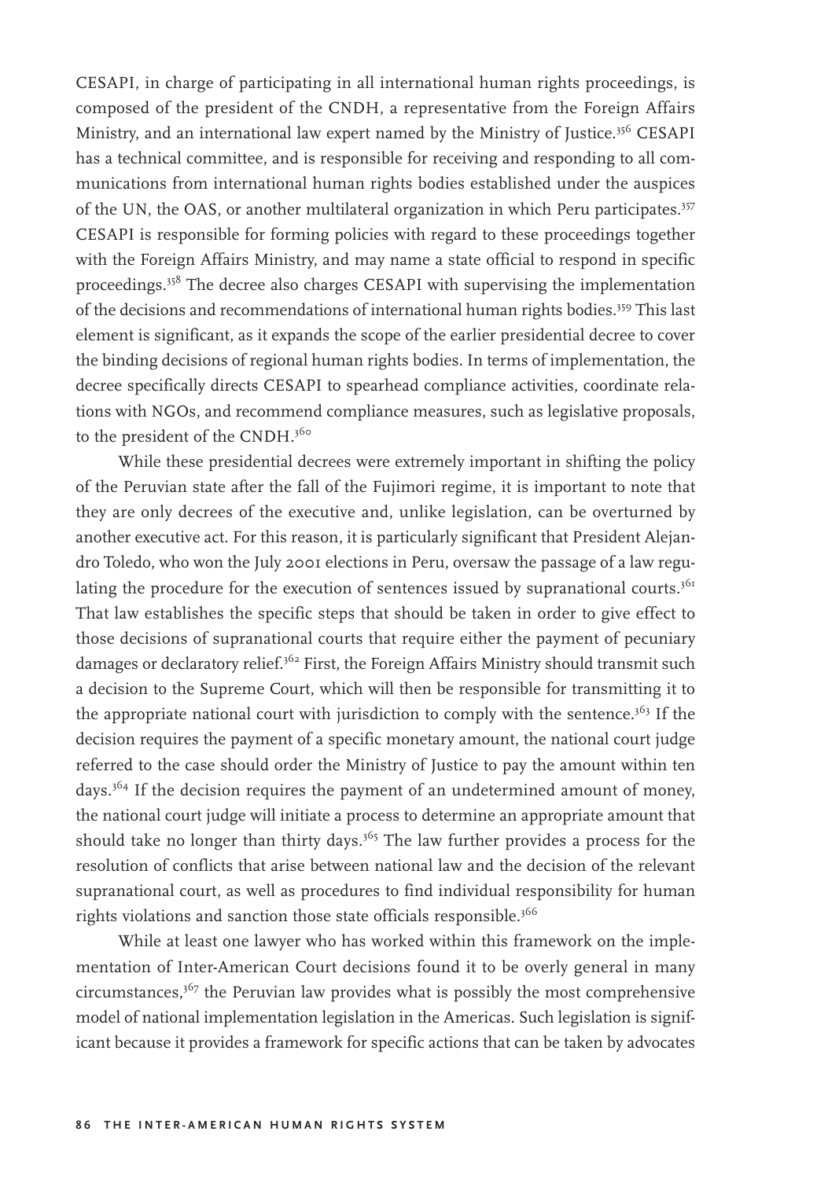CESAPI, in charge of participating in all international human rights proceedings, is composed of the president of the CNDH, a representative from the Foreign Affairs Ministry, and an international law expert named by the Ministry of Justice.[356] CESAPI has a technical committee, and is responsible for receiving and responding to all communications from international human rights bodies established under the auspices of the UN, the OAS, or another multilateral organization in which Peru participates.[357] CESAPI is responsible for forming policies with regard to these proceedings together with the Foreign Affairs Ministry, and may name a state official to respond in specific proceedings.[358] The decree also charges CESAPI with supervising the implementation of the decisions and recommendations of international human rights bodies.[359] This last element is significant, as it expands the scope of the earlier presidential decree to cover the binding decisions of regional human rights bodies. In terms of implementation, the decree specifically directs CESAPI to spearhead compliance activities, coordinate relations with NGOs, and recommend compliance measures, such as legislative proposals, to the president of the CNDH.[360]

While these presidential decrees were extremely important in shifting the policy of the Peruvian state after the fall of the Fujimori regime, it is important to note that they are only decrees of the executive and, unlike legislation, can be overturned by another executive act. For this reason, it is particularly significant that President Alejandro Toledo, who won the July 2001 elections in Peru, oversaw the passage of a law regulating the procedure for the execution of sentences issued by supranational courts.[361] That law establishes the specific steps that should be taken in order to give effect to those decisions of supranational courts that require either the payment of pecuniary damages or declaratory relief.[362] First, the Foreign Affairs Ministry should transmit such a decision to the Supreme Court, which will then be responsible for transmitting it to the appropriate national court with jurisdiction to comply with the sentence.[363] If the decision requires the payment of a specific monetary amount, the national court judge referred to the case should order the Ministry of Justice to pay the amount within ten days.[364] If the decision requires the payment of an undetermined amount of money, the national court judge will initiate a process to determine an appropriate amount that should take no longer than thirty days.[365] The law further provides a process for the resolution of conflicts that arise between national law and the decision of the relevant supranational court, as well as procedures to find individual responsibility for human rights violations and sanction those state officials responsible.[366]

While at least one lawyer who has worked within this framework on the implementation of Inter-American Court decisions found it to be overly general in many circumstances,[367] the Peruvian law provides what is possibly the most comprehensive model of national implementation legislation in the Americas. Such legislation is significant because it provides a framework for specific actions that can be taken by advocates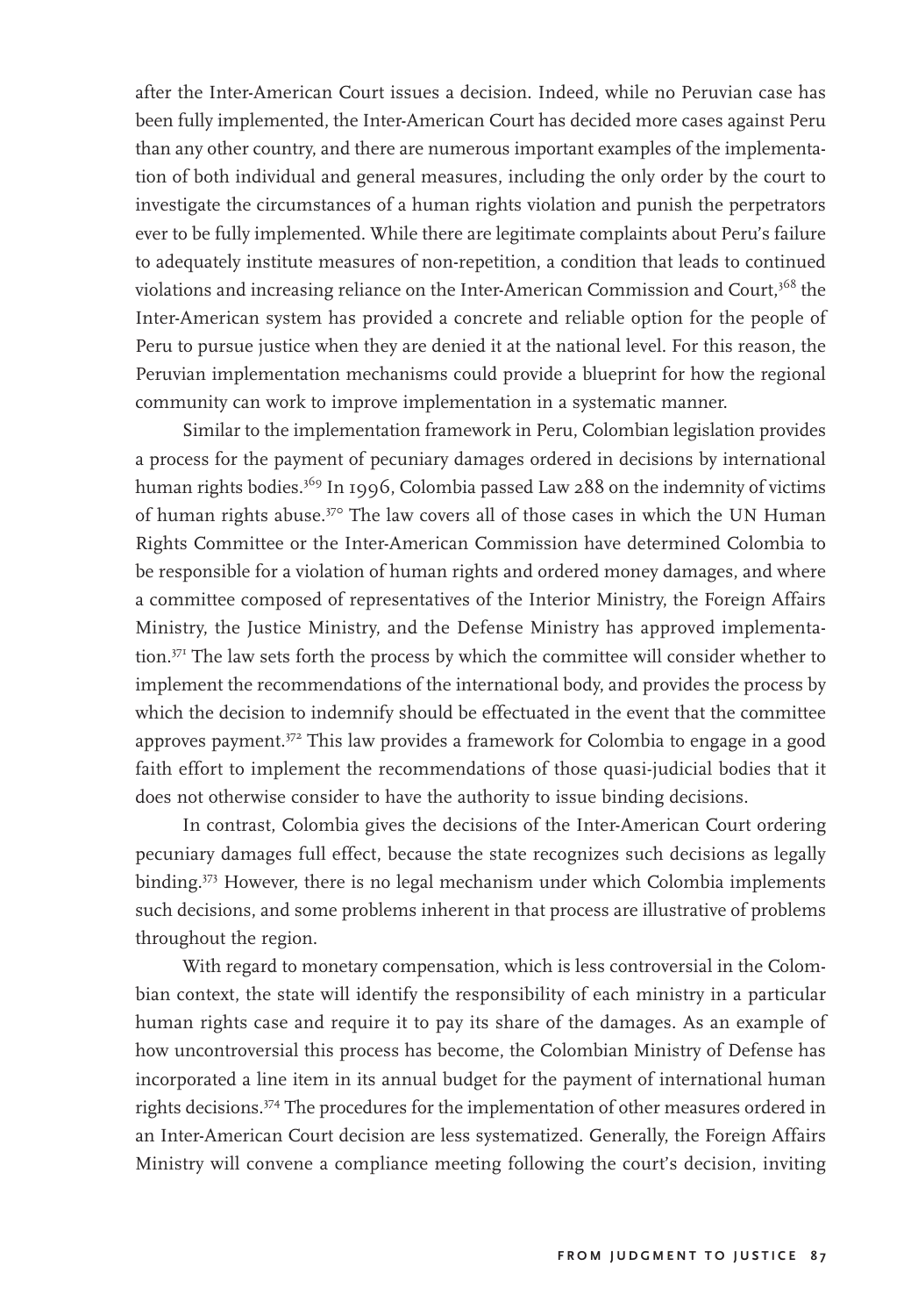after the Inter-American Court issues a decision. Indeed, while no Peruvian case has been fully implemented, the Inter-American Court has decided more cases against Peru than any other country, and there are numerous important examples of the implementation of both individual and general measures, including the only order by the court to investigate the circumstances of a human rights violation and punish the perpetrators ever to be fully implemented. While there are legitimate complaints about Peru's failure to adequately institute measures of non-repetition, a condition that leads to continued violations and increasing reliance on the Inter-American Commission and Court,[368] the Inter-American system has provided a concrete and reliable option for the people of Peru to pursue justice when they are denied it at the national level. For this reason, the Peruvian implementation mechanisms could provide a blueprint for how the regional community can work to improve implementation in a systematic manner.

Similar to the implementation framework in Peru, Colombian legislation provides a process for the payment of pecuniary damages ordered in decisions by international human rights bodies.[369] In 1996, Colombia passed Law 288 on the indemnity of victims of human rights abuse.[370] The law covers all of those cases in which the UN Human Rights Committee or the Inter-American Commission have determined Colombia to be responsible for a violation of human rights and ordered money damages, and where a committee composed of representatives of the Interior Ministry, the Foreign Affairs Ministry, the Justice Ministry, and the Defense Ministry has approved implementation.[371] The law sets forth the process by which the committee will consider whether to implement the recommendations of the international body, and provides the process by which the decision to indemnify should be effectuated in the event that the committee approves payment.[372] This law provides a framework for Colombia to engage in a good faith effort to implement the recommendations of those quasi-judicial bodies that it does not otherwise consider to have the authority to issue binding decisions.

In contrast, Colombia gives the decisions of the Inter-American Court ordering pecuniary damages full effect, because the state recognizes such decisions as legally binding.[373] However, there is no legal mechanism under which Colombia implements such decisions, and some problems inherent in that process are illustrative of problems throughout the region.

With regard to monetary compensation, which is less controversial in the Colombian context, the state will identify the responsibility of each ministry in a particular human rights case and require it to pay its share of the damages. As an example of how uncontroversial this process has become, the Colombian Ministry of Defense has incorporated a line item in its annual budget for the payment of international human rights decisions.[374] The procedures for the implementation of other measures ordered in an Inter-American Court decision are less systematized. Generally, the Foreign Affairs Ministry will convene a compliance meeting following the court's decision, inviting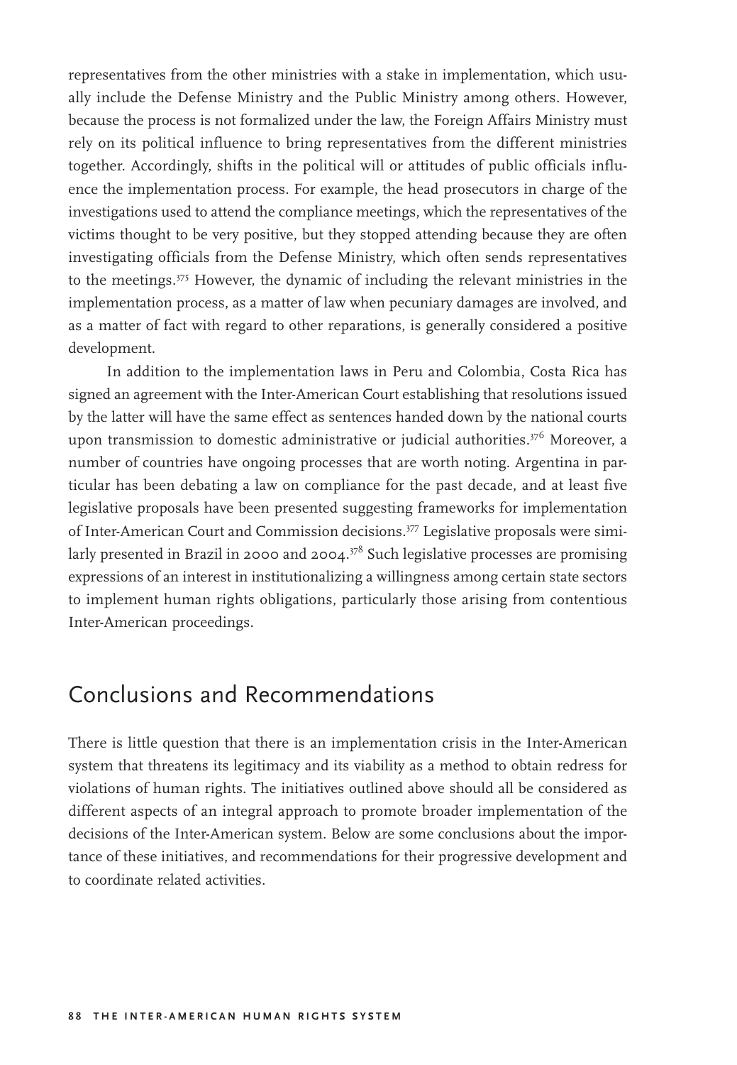representatives from the other ministries with a stake in implementation, which usually include the Defense Ministry and the Public Ministry among others. However, because the process is not formalized under the law, the Foreign Affairs Ministry must rely on its political influence to bring representatives from the different ministries together. Accordingly, shifts in the political will or attitudes of public officials influence the implementation process. For example, the head prosecutors in charge of the investigations used to attend the compliance meetings, which the representatives of the victims thought to be very positive, but they stopped attending because they are often investigating officials from the Defense Ministry, which often sends representatives to the meetings.[375] However, the dynamic of including the relevant ministries in the implementation process, as a matter of law when pecuniary damages are involved, and as a matter of fact with regard to other reparations, is generally considered a positive development.

In addition to the implementation laws in Peru and Colombia, Costa Rica has signed an agreement with the Inter-American Court establishing that resolutions issued by the latter will have the same effect as sentences handed down by the national courts upon transmission to domestic administrative or judicial authorities.[376] Moreover, a number of countries have ongoing processes that are worth noting. Argentina in particular has been debating a law on compliance for the past decade, and at least five legislative proposals have been presented suggesting frameworks for implementation of Inter-American Court and Commission decisions.[377] Legislative proposals were similarly presented in Brazil in 2000 and 2004.[378] Such legislative processes are promising expressions of an interest in institutionalizing a willingness among certain state sectors to implement human rights obligations, particularly those arising from contentious Inter-American proceedings.

## Conclusions and Recommendations

There is little question that there is an implementation crisis in the Inter-American system that threatens its legitimacy and its viability as a method to obtain redress for violations of human rights. The initiatives outlined above should all be considered as different aspects of an integral approach to promote broader implementation of the decisions of the Inter-American system. Below are some conclusions about the importance of these initiatives, and recommendations for their progressive development and to coordinate related activities.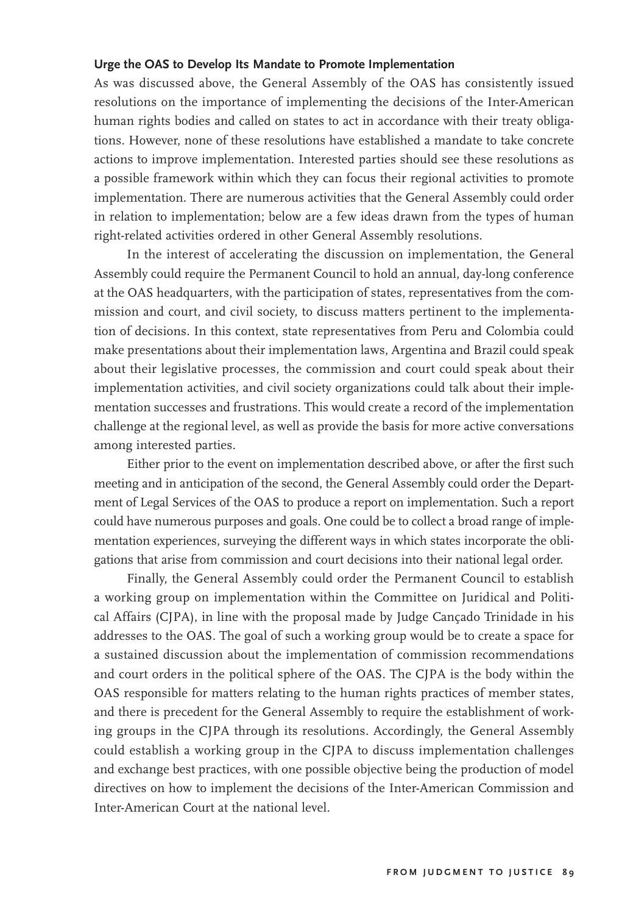### Urge the OAS to Develop Its Mandate to Promote Implementation

As was discussed above, the General Assembly of the OAS has consistently issued resolutions on the importance of implementing the decisions of the Inter-American human rights bodies and called on states to act in accordance with their treaty obligations. However, none of these resolutions have established a mandate to take concrete actions to improve implementation. Interested parties should see these resolutions as a possible framework within which they can focus their regional activities to promote implementation. There are numerous activities that the General Assembly could order in relation to implementation; below are a few ideas drawn from the types of human right-related activities ordered in other General Assembly resolutions.

In the interest of accelerating the discussion on implementation, the General Assembly could require the Permanent Council to hold an annual, day-long conference at the OAS headquarters, with the participation of states, representatives from the commission and court, and civil society, to discuss matters pertinent to the implementation of decisions. In this context, state representatives from Peru and Colombia could make presentations about their implementation laws, Argentina and Brazil could speak about their legislative processes, the commission and court could speak about their implementation activities, and civil society organizations could talk about their implementation successes and frustrations. This would create a record of the implementation challenge at the regional level, as well as provide the basis for more active conversations among interested parties.

Either prior to the event on implementation described above, or after the first such meeting and in anticipation of the second, the General Assembly could order the Department of Legal Services of the OAS to produce a report on implementation. Such a report could have numerous purposes and goals. One could be to collect a broad range of implementation experiences, surveying the different ways in which states incorporate the obligations that arise from commission and court decisions into their national legal order.

Finally, the General Assembly could order the Permanent Council to establish a working group on implementation within the Committee on Juridical and Political Affairs (CJPA), in line with the proposal made by Judge Cançado Trinidade in his addresses to the OAS. The goal of such a working group would be to create a space for a sustained discussion about the implementation of commission recommendations and court orders in the political sphere of the OAS. The CJPA is the body within the OAS responsible for matters relating to the human rights practices of member states, and there is precedent for the General Assembly to require the establishment of working groups in the CJPA through its resolutions. Accordingly, the General Assembly could establish a working group in the CJPA to discuss implementation challenges and exchange best practices, with one possible objective being the production of model directives on how to implement the decisions of the Inter-American Commission and Inter-American Court at the national level.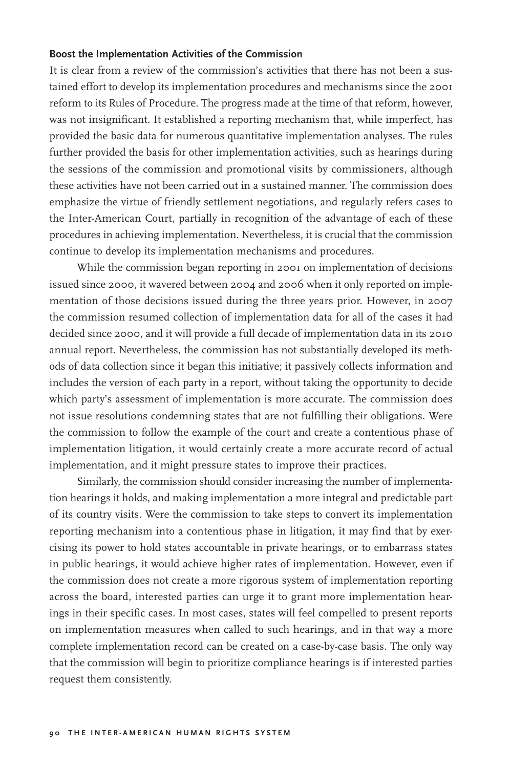### Boost the Implementation Activities of the Commission

It is clear from a review of the commission's activities that there has not been a sustained effort to develop its implementation procedures and mechanisms since the 2001 reform to its Rules of Procedure. The progress made at the time of that reform, however, was not insignificant. It established a reporting mechanism that, while imperfect, has provided the basic data for numerous quantitative implementation analyses. The rules further provided the basis for other implementation activities, such as hearings during the sessions of the commission and promotional visits by commissioners, although these activities have not been carried out in a sustained manner. The commission does emphasize the virtue of friendly settlement negotiations, and regularly refers cases to the Inter-American Court, partially in recognition of the advantage of each of these procedures in achieving implementation. Nevertheless, it is crucial that the commission continue to develop its implementation mechanisms and procedures.

While the commission began reporting in 2001 on implementation of decisions issued since 2000, it wavered between 2004 and 2006 when it only reported on implementation of those decisions issued during the three years prior. However, in 2007 the commission resumed collection of implementation data for all of the cases it had decided since 2000, and it will provide a full decade of implementation data in its 2010 annual report. Nevertheless, the commission has not substantially developed its methods of data collection since it began this initiative; it passively collects information and includes the version of each party in a report, without taking the opportunity to decide which party's assessment of implementation is more accurate. The commission does not issue resolutions condemning states that are not fulfilling their obligations. Were the commission to follow the example of the court and create a contentious phase of implementation litigation, it would certainly create a more accurate record of actual implementation, and it might pressure states to improve their practices.

Similarly, the commission should consider increasing the number of implementation hearings it holds, and making implementation a more integral and predictable part of its country visits. Were the commission to take steps to convert its implementation reporting mechanism into a contentious phase in litigation, it may find that by exercising its power to hold states accountable in private hearings, or to embarrass states in public hearings, it would achieve higher rates of implementation. However, even if the commission does not create a more rigorous system of implementation reporting across the board, interested parties can urge it to grant more implementation hearings in their specific cases. In most cases, states will feel compelled to present reports on implementation measures when called to such hearings, and in that way a more complete implementation record can be created on a case-by-case basis. The only way that the commission will begin to prioritize compliance hearings is if interested parties request them consistently.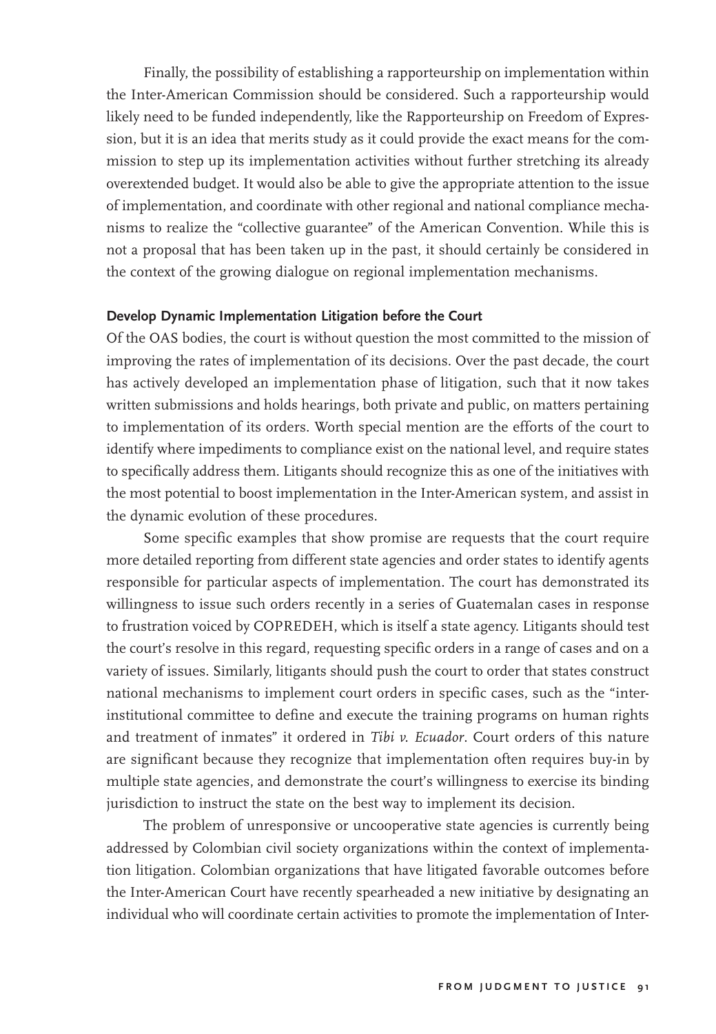Finally, the possibility of establishing a rapporteurship on implementation within the Inter-American Commission should be considered. Such a rapporteurship would likely need to be funded independently, like the Rapporteurship on Freedom of Expression, but it is an idea that merits study as it could provide the exact means for the commission to step up its implementation activities without further stretching its already overextended budget. It would also be able to give the appropriate attention to the issue of implementation, and coordinate with other regional and national compliance mechanisms to realize the "collective guarantee" of the American Convention. While this is not a proposal that has been taken up in the past, it should certainly be considered in the context of the growing dialogue on regional implementation mechanisms.

### Develop Dynamic Implementation Litigation before the Court

Of the OAS bodies, the court is without question the most committed to the mission of improving the rates of implementation of its decisions. Over the past decade, the court has actively developed an implementation phase of litigation, such that it now takes written submissions and holds hearings, both private and public, on matters pertaining to implementation of its orders. Worth special mention are the efforts of the court to identify where impediments to compliance exist on the national level, and require states to specifically address them. Litigants should recognize this as one of the initiatives with the most potential to boost implementation in the Inter-American system, and assist in the dynamic evolution of these procedures.

Some specific examples that show promise are requests that the court require more detailed reporting from different state agencies and order states to identify agents responsible for particular aspects of implementation. The court has demonstrated its willingness to issue such orders recently in a series of Guatemalan cases in response to frustration voiced by COPREDEH, which is itself a state agency. Litigants should test the court's resolve in this regard, requesting specific orders in a range of cases and on a variety of issues. Similarly, litigants should push the court to order that states construct national mechanisms to implement court orders in specific cases, such as the "inter-institutional committee to define and execute the training programs on human rights and treatment of inmates" it ordered in *Tibi v. Ecuador*. Court orders of this nature are significant because they recognize that implementation often requires buy-in by multiple state agencies, and demonstrate the court's willingness to exercise its binding jurisdiction to instruct the state on the best way to implement its decision.

The problem of unresponsive or uncooperative state agencies is currently being addressed by Colombian civil society organizations within the context of implementation litigation. Colombian organizations that have litigated favorable outcomes before the Inter-American Court have recently spearheaded a new initiative by designating an individual who will coordinate certain activities to promote the implementation of Inter-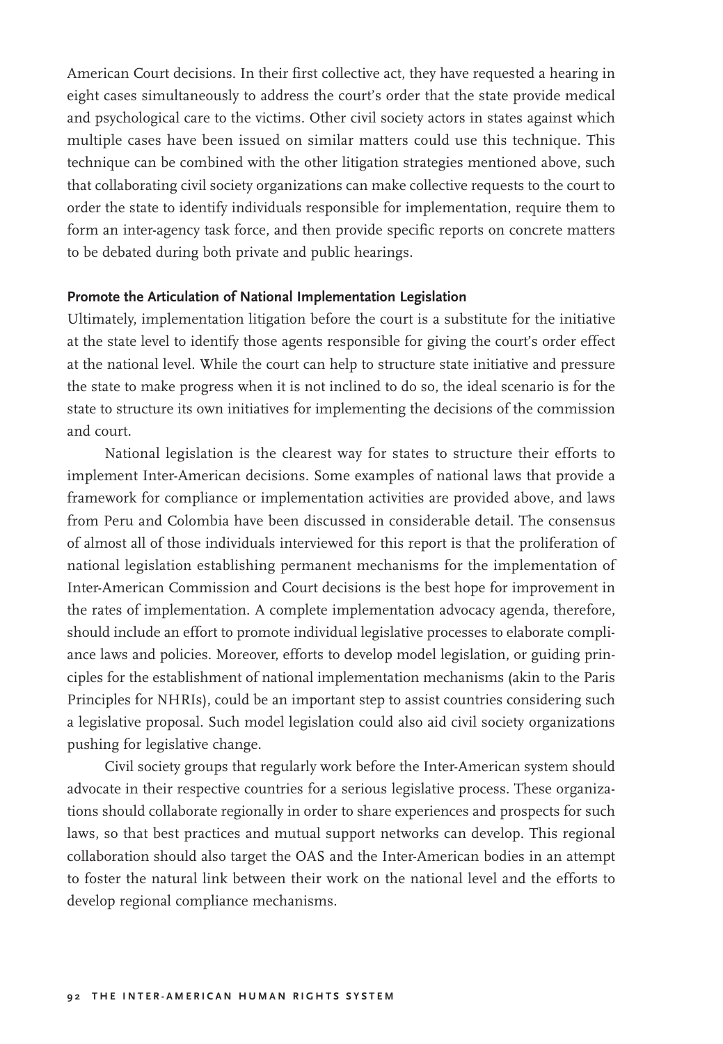American Court decisions. In their first collective act, they have requested a hearing in eight cases simultaneously to address the court's order that the state provide medical and psychological care to the victims. Other civil society actors in states against which multiple cases have been issued on similar matters could use this technique. This technique can be combined with the other litigation strategies mentioned above, such that collaborating civil society organizations can make collective requests to the court to order the state to identify individuals responsible for implementation, require them to form an inter-agency task force, and then provide specific reports on concrete matters to be debated during both private and public hearings.

### Promote the Articulation of National Implementation Legislation

Ultimately, implementation litigation before the court is a substitute for the initiative at the state level to identify those agents responsible for giving the court's order effect at the national level. While the court can help to structure state initiative and pressure the state to make progress when it is not inclined to do so, the ideal scenario is for the state to structure its own initiatives for implementing the decisions of the commission and court.

National legislation is the clearest way for states to structure their efforts to implement Inter-American decisions. Some examples of national laws that provide a framework for compliance or implementation activities are provided above, and laws from Peru and Colombia have been discussed in considerable detail. The consensus of almost all of those individuals interviewed for this report is that the proliferation of national legislation establishing permanent mechanisms for the implementation of Inter-American Commission and Court decisions is the best hope for improvement in the rates of implementation. A complete implementation advocacy agenda, therefore, should include an effort to promote individual legislative processes to elaborate compliance laws and policies. Moreover, efforts to develop model legislation, or guiding principles for the establishment of national implementation mechanisms (akin to the Paris Principles for NHRIs), could be an important step to assist countries considering such a legislative proposal. Such model legislation could also aid civil society organizations pushing for legislative change.

Civil society groups that regularly work before the Inter-American system should advocate in their respective countries for a serious legislative process. These organizations should collaborate regionally in order to share experiences and prospects for such laws, so that best practices and mutual support networks can develop. This regional collaboration should also target the OAS and the Inter-American bodies in an attempt to foster the natural link between their work on the national level and the efforts to develop regional compliance mechanisms.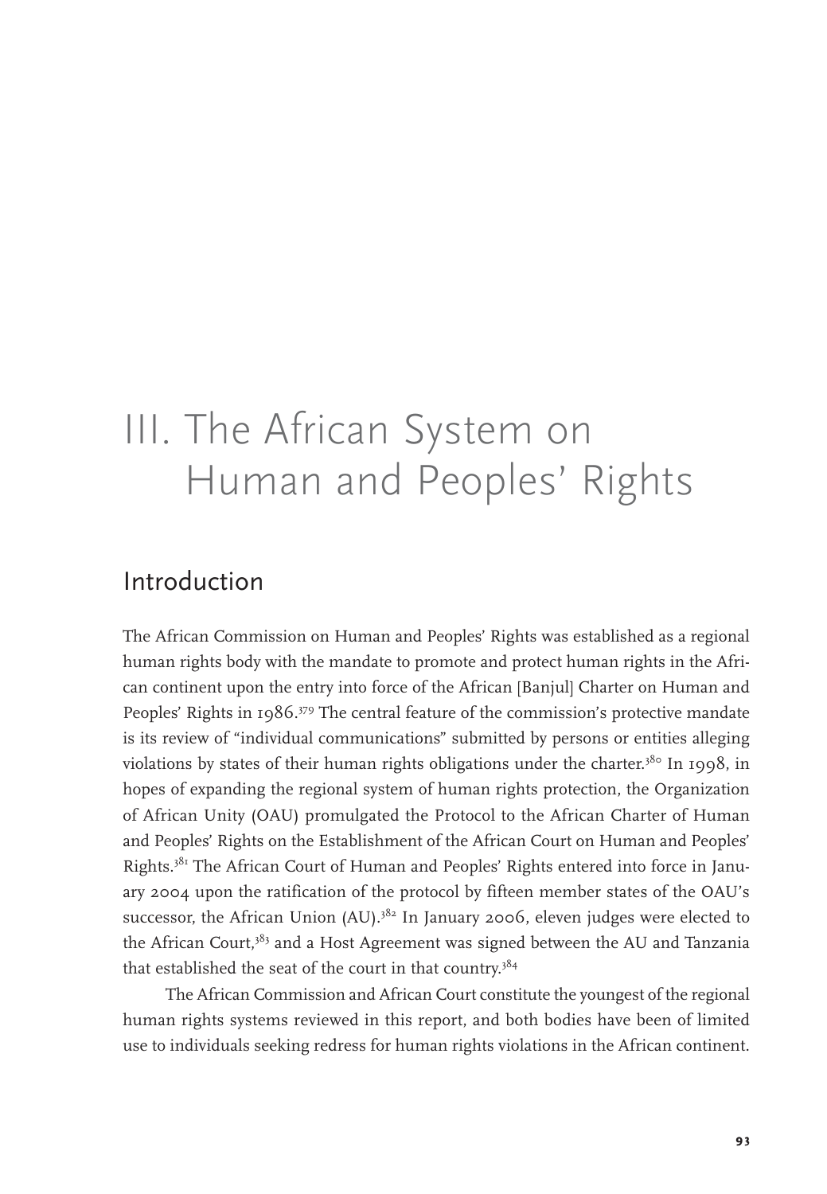# III. The African System on Human and Peoples' Rights

## Introduction

The African Commission on Human and Peoples' Rights was established as a regional human rights body with the mandate to promote and protect human rights in the African continent upon the entry into force of the African [Banjul] Charter on Human and Peoples' Rights in 1986.[379] The central feature of the commission's protective mandate is its review of "individual communications" submitted by persons or entities alleging violations by states of their human rights obligations under the charter.[380] In 1998, in hopes of expanding the regional system of human rights protection, the Organization of African Unity (OAU) promulgated the Protocol to the African Charter of Human and Peoples' Rights on the Establishment of the African Court on Human and Peoples' Rights.[381] The African Court of Human and Peoples' Rights entered into force in January 2004 upon the ratification of the protocol by fifteen member states of the OAU's successor, the African Union (AU).[382] In January 2006, eleven judges were elected to the African Court,[383] and a Host Agreement was signed between the AU and Tanzania that established the seat of the court in that country.[384]

The African Commission and African Court constitute the youngest of the regional human rights systems reviewed in this report, and both bodies have been of limited use to individuals seeking redress for human rights violations in the African continent.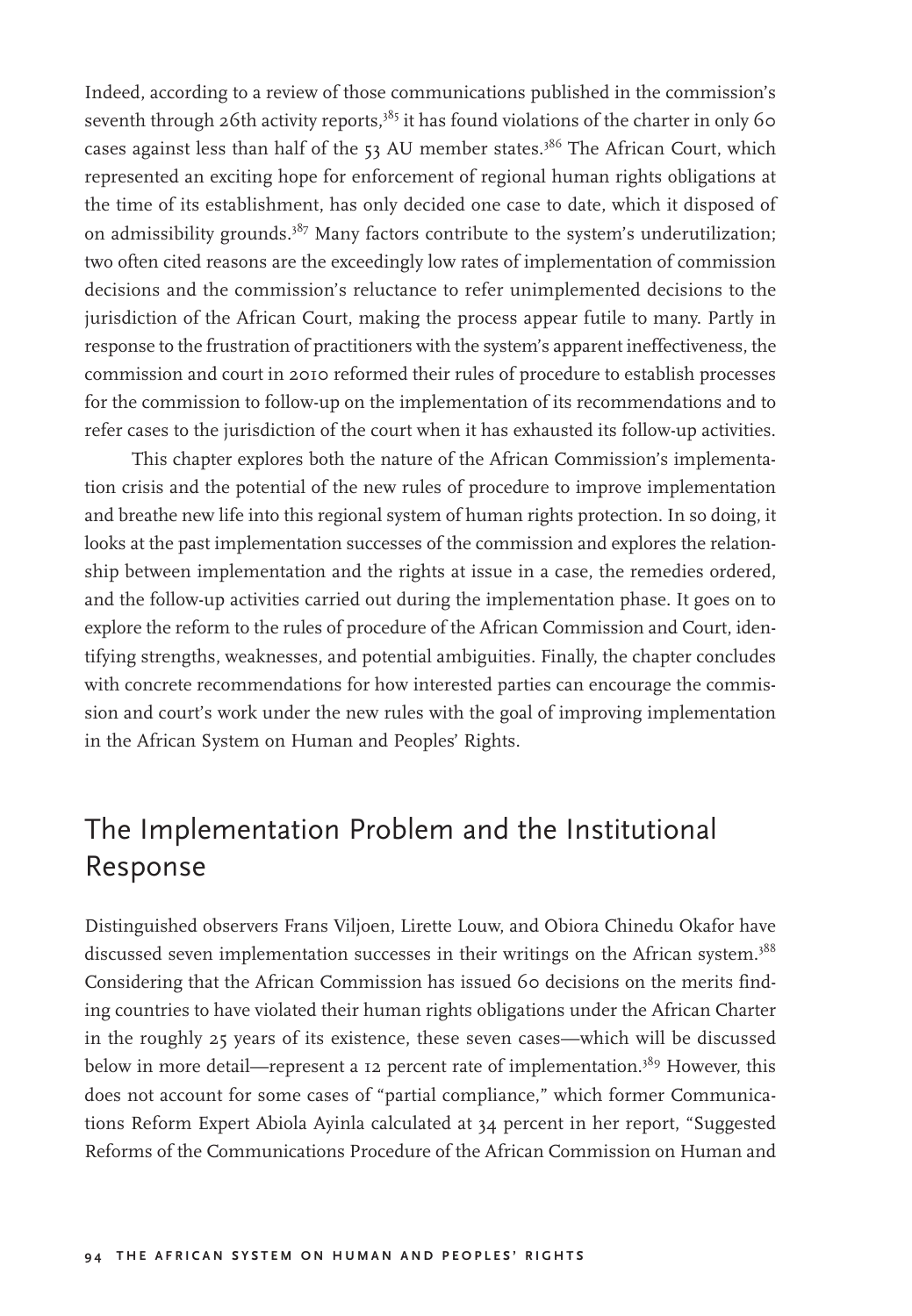Indeed, according to a review of those communications published in the commission's seventh through 26th activity reports,[385] it has found violations of the charter in only 60 cases against less than half of the 53 AU member states.[386] The African Court, which represented an exciting hope for enforcement of regional human rights obligations at the time of its establishment, has only decided one case to date, which it disposed of on admissibility grounds.[387] Many factors contribute to the system's underutilization; two often cited reasons are the exceedingly low rates of implementation of commission decisions and the commission's reluctance to refer unimplemented decisions to the jurisdiction of the African Court, making the process appear futile to many. Partly in response to the frustration of practitioners with the system's apparent ineffectiveness, the commission and court in 2010 reformed their rules of procedure to establish processes for the commission to follow-up on the implementation of its recommendations and to refer cases to the jurisdiction of the court when it has exhausted its follow-up activities.

This chapter explores both the nature of the African Commission's implementation crisis and the potential of the new rules of procedure to improve implementation and breathe new life into this regional system of human rights protection. In so doing, it looks at the past implementation successes of the commission and explores the relationship between implementation and the rights at issue in a case, the remedies ordered, and the follow-up activities carried out during the implementation phase. It goes on to explore the reform to the rules of procedure of the African Commission and Court, identifying strengths, weaknesses, and potential ambiguities. Finally, the chapter concludes with concrete recommendations for how interested parties can encourage the commission and court's work under the new rules with the goal of improving implementation in the African System on Human and Peoples' Rights.

## The Implementation Problem and the Institutional Response

Distinguished observers Frans Viljoen, Lirette Louw, and Obiora Chinedu Okafor have discussed seven implementation successes in their writings on the African system.[388] Considering that the African Commission has issued 60 decisions on the merits finding countries to have violated their human rights obligations under the African Charter in the roughly 25 years of its existence, these seven cases—which will be discussed below in more detail—represent a 12 percent rate of implementation.[389] However, this does not account for some cases of "partial compliance," which former Communications Reform Expert Abiola Ayinla calculated at 34 percent in her report, "Suggested Reforms of the Communications Procedure of the African Commission on Human and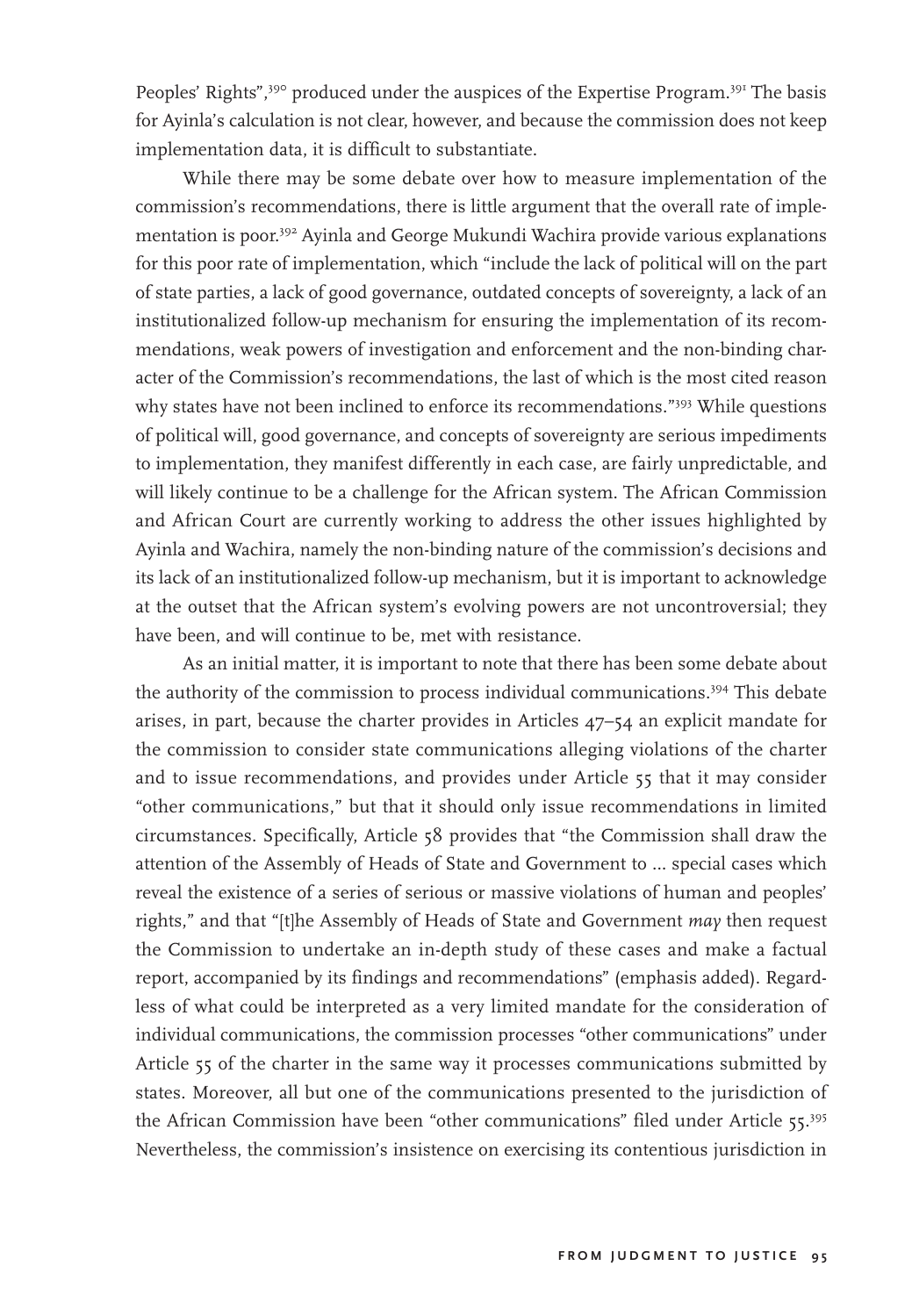Peoples' Rights",[390] produced under the auspices of the Expertise Program.[391] The basis for Ayinla's calculation is not clear, however, and because the commission does not keep implementation data, it is difficult to substantiate.

While there may be some debate over how to measure implementation of the commission's recommendations, there is little argument that the overall rate of implementation is poor.[392] Ayinla and George Mukundi Wachira provide various explanations for this poor rate of implementation, which "include the lack of political will on the part of state parties, a lack of good governance, outdated concepts of sovereignty, a lack of an institutionalized follow-up mechanism for ensuring the implementation of its recommendations, weak powers of investigation and enforcement and the non-binding character of the Commission's recommendations, the last of which is the most cited reason why states have not been inclined to enforce its recommendations."[393] While questions of political will, good governance, and concepts of sovereignty are serious impediments to implementation, they manifest differently in each case, are fairly unpredictable, and will likely continue to be a challenge for the African system. The African Commission and African Court are currently working to address the other issues highlighted by Ayinla and Wachira, namely the non-binding nature of the commission's decisions and its lack of an institutionalized follow-up mechanism, but it is important to acknowledge at the outset that the African system's evolving powers are not uncontroversial; they have been, and will continue to be, met with resistance.

As an initial matter, it is important to note that there has been some debate about the authority of the commission to process individual communications.[394] This debate arises, in part, because the charter provides in Articles 47–54 an explicit mandate for the commission to consider state communications alleging violations of the charter and to issue recommendations, and provides under Article 55 that it may consider "other communications," but that it should only issue recommendations in limited circumstances. Specifically, Article 58 provides that "the Commission shall draw the attention of the Assembly of Heads of State and Government to ... special cases which reveal the existence of a series of serious or massive violations of human and peoples' rights," and that "[t]he Assembly of Heads of State and Government *may* then request the Commission to undertake an in-depth study of these cases and make a factual report, accompanied by its findings and recommendations" (emphasis added). Regardless of what could be interpreted as a very limited mandate for the consideration of individual communications, the commission processes "other communications" under Article 55 of the charter in the same way it processes communications submitted by states. Moreover, all but one of the communications presented to the jurisdiction of the African Commission have been "other communications" filed under Article 55.[395] Nevertheless, the commission's insistence on exercising its contentious jurisdiction in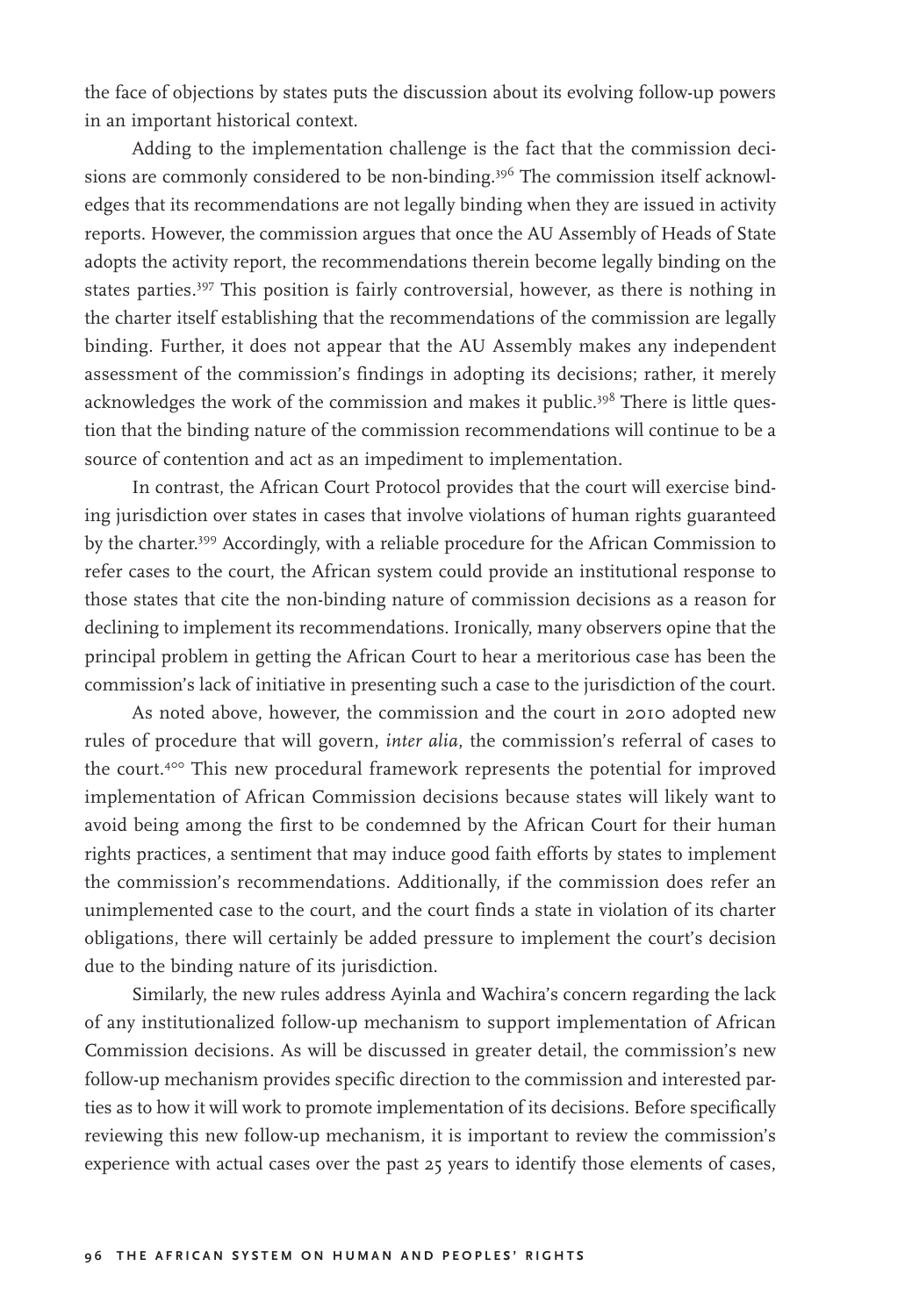the face of objections by states puts the discussion about its evolving follow-up powers in an important historical context.

Adding to the implementation challenge is the fact that the commission decisions are commonly considered to be non-binding.[396] The commission itself acknowledges that its recommendations are not legally binding when they are issued in activity reports. However, the commission argues that once the AU Assembly of Heads of State adopts the activity report, the recommendations therein become legally binding on the states parties.[397] This position is fairly controversial, however, as there is nothing in the charter itself establishing that the recommendations of the commission are legally binding. Further, it does not appear that the AU Assembly makes any independent assessment of the commission's findings in adopting its decisions; rather, it merely acknowledges the work of the commission and makes it public.[398] There is little question that the binding nature of the commission recommendations will continue to be a source of contention and act as an impediment to implementation.

In contrast, the African Court Protocol provides that the court will exercise binding jurisdiction over states in cases that involve violations of human rights guaranteed by the charter.[399] Accordingly, with a reliable procedure for the African Commission to refer cases to the court, the African system could provide an institutional response to those states that cite the non-binding nature of commission decisions as a reason for declining to implement its recommendations. Ironically, many observers opine that the principal problem in getting the African Court to hear a meritorious case has been the commission's lack of initiative in presenting such a case to the jurisdiction of the court.

As noted above, however, the commission and the court in 2010 adopted new rules of procedure that will govern, *inter alia*, the commission's referral of cases to the court.[400] This new procedural framework represents the potential for improved implementation of African Commission decisions because states will likely want to avoid being among the first to be condemned by the African Court for their human rights practices, a sentiment that may induce good faith efforts by states to implement the commission's recommendations. Additionally, if the commission does refer an unimplemented case to the court, and the court finds a state in violation of its charter obligations, there will certainly be added pressure to implement the court's decision due to the binding nature of its jurisdiction.

Similarly, the new rules address Ayinla and Wachira's concern regarding the lack of any institutionalized follow-up mechanism to support implementation of African Commission decisions. As will be discussed in greater detail, the commission's new follow-up mechanism provides specific direction to the commission and interested parties as to how it will work to promote implementation of its decisions. Before specifically reviewing this new follow-up mechanism, it is important to review the commission's experience with actual cases over the past 25 years to identify those elements of cases,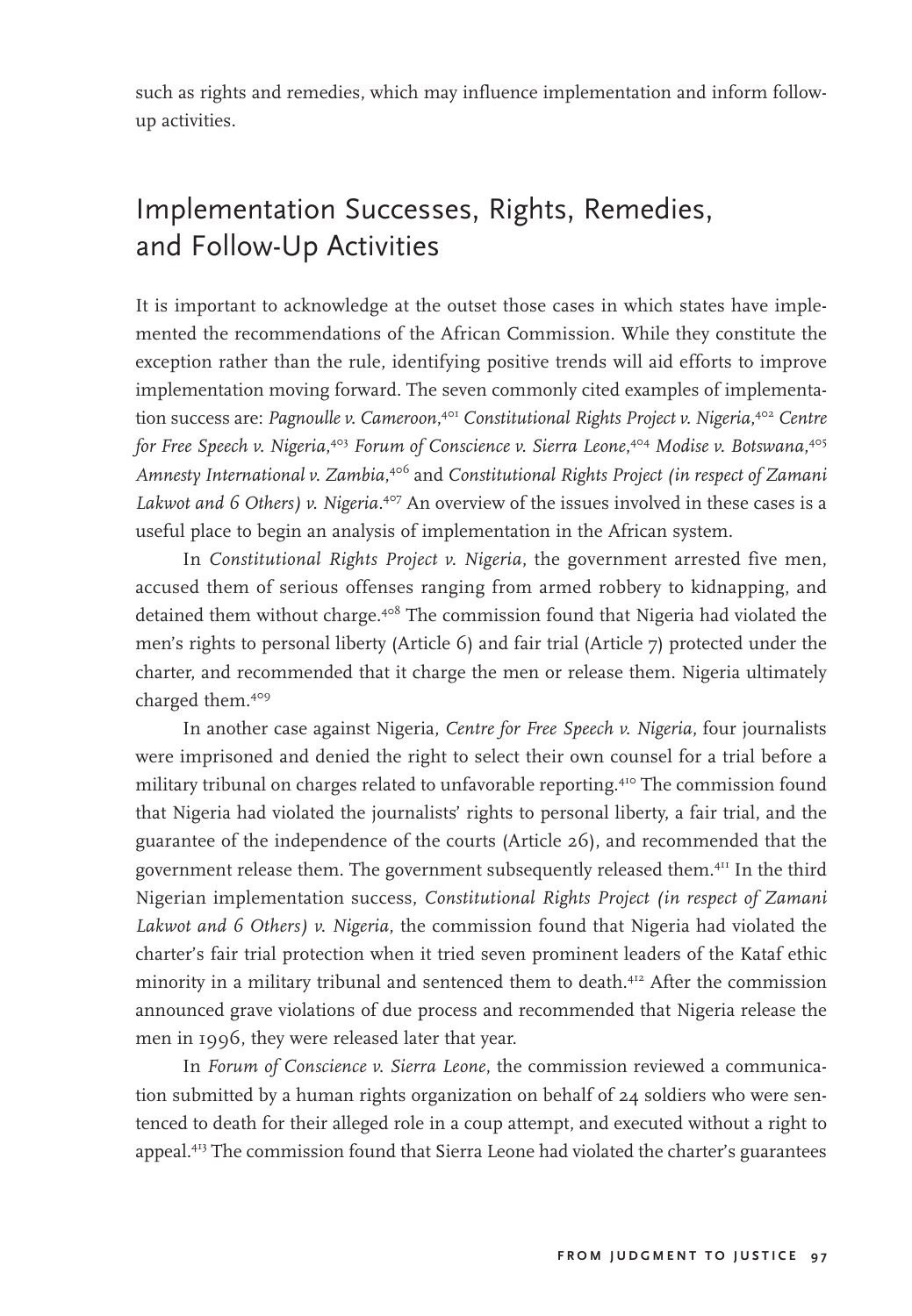such as rights and remedies, which may influence implementation and inform follow-up activities.

## Implementation Successes, Rights, Remedies, and Follow-Up Activities

It is important to acknowledge at the outset those cases in which states have implemented the recommendations of the African Commission. While they constitute the exception rather than the rule, identifying positive trends will aid efforts to improve implementation moving forward. The seven commonly cited examples of implementation success are: *Pagnoulle v. Cameroon*,[401] *Constitutional Rights Project v. Nigeria*,[402] *Centre for Free Speech v. Nigeria*,[403] *Forum of Conscience v. Sierra Leone*,[404] *Modise v. Botswana*,[405] *Amnesty International v. Zambia*,[406] and *Constitutional Rights Project (in respect of Zamani Lakwot and 6 Others) v. Nigeria*.[407] An overview of the issues involved in these cases is a useful place to begin an analysis of implementation in the African system.

In *Constitutional Rights Project v. Nigeria*, the government arrested five men, accused them of serious offenses ranging from armed robbery to kidnapping, and detained them without charge.[408] The commission found that Nigeria had violated the men's rights to personal liberty (Article 6) and fair trial (Article 7) protected under the charter, and recommended that it charge the men or release them. Nigeria ultimately charged them.[409]

In another case against Nigeria, *Centre for Free Speech v. Nigeria*, four journalists were imprisoned and denied the right to select their own counsel for a trial before a military tribunal on charges related to unfavorable reporting.[410] The commission found that Nigeria had violated the journalists' rights to personal liberty, a fair trial, and the guarantee of the independence of the courts (Article 26), and recommended that the government release them. The government subsequently released them.[411] In the third Nigerian implementation success, *Constitutional Rights Project (in respect of Zamani Lakwot and 6 Others) v. Nigeria*, the commission found that Nigeria had violated the charter's fair trial protection when it tried seven prominent leaders of the Kataf ethic minority in a military tribunal and sentenced them to death.[412] After the commission announced grave violations of due process and recommended that Nigeria release the men in 1996, they were released later that year.

In *Forum of Conscience v. Sierra Leone*, the commission reviewed a communication submitted by a human rights organization on behalf of 24 soldiers who were sentenced to death for their alleged role in a coup attempt, and executed without a right to appeal.[413] The commission found that Sierra Leone had violated the charter's guarantees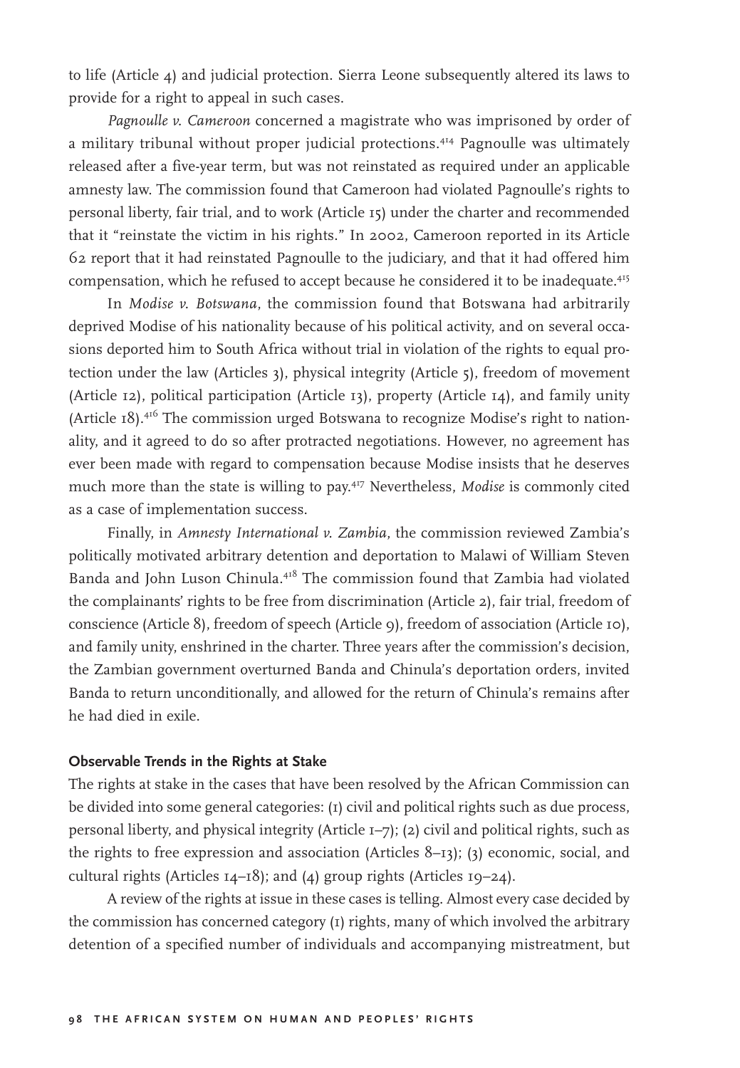to life (Article 4) and judicial protection. Sierra Leone subsequently altered its laws to provide for a right to appeal in such cases.

*Pagnoulle v. Cameroon* concerned a magistrate who was imprisoned by order of a military tribunal without proper judicial protections.[414] Pagnoulle was ultimately released after a five-year term, but was not reinstated as required under an applicable amnesty law. The commission found that Cameroon had violated Pagnoulle's rights to personal liberty, fair trial, and to work (Article 15) under the charter and recommended that it "reinstate the victim in his rights." In 2002, Cameroon reported in its Article 62 report that it had reinstated Pagnoulle to the judiciary, and that it had offered him compensation, which he refused to accept because he considered it to be inadequate.[415]

In *Modise v. Botswana*, the commission found that Botswana had arbitrarily deprived Modise of his nationality because of his political activity, and on several occasions deported him to South Africa without trial in violation of the rights to equal protection under the law (Articles 3), physical integrity (Article 5), freedom of movement (Article 12), political participation (Article 13), property (Article 14), and family unity (Article 18).[416] The commission urged Botswana to recognize Modise's right to nationality, and it agreed to do so after protracted negotiations. However, no agreement has ever been made with regard to compensation because Modise insists that he deserves much more than the state is willing to pay.[417] Nevertheless, *Modise* is commonly cited as a case of implementation success.

Finally, in *Amnesty International v. Zambia*, the commission reviewed Zambia's politically motivated arbitrary detention and deportation to Malawi of William Steven Banda and John Luson Chinula.[418] The commission found that Zambia had violated the complainants' rights to be free from discrimination (Article 2), fair trial, freedom of conscience (Article 8), freedom of speech (Article 9), freedom of association (Article 10), and family unity, enshrined in the charter. Three years after the commission's decision, the Zambian government overturned Banda and Chinula's deportation orders, invited Banda to return unconditionally, and allowed for the return of Chinula's remains after he had died in exile.

**Observable Trends in the Rights at Stake**

The rights at stake in the cases that have been resolved by the African Commission can be divided into some general categories: (1) civil and political rights such as due process, personal liberty, and physical integrity (Article 1–7); (2) civil and political rights, such as the rights to free expression and association (Articles 8–13); (3) economic, social, and cultural rights (Articles 14–18); and (4) group rights (Articles 19–24).

A review of the rights at issue in these cases is telling. Almost every case decided by the commission has concerned category (1) rights, many of which involved the arbitrary detention of a specified number of individuals and accompanying mistreatment, but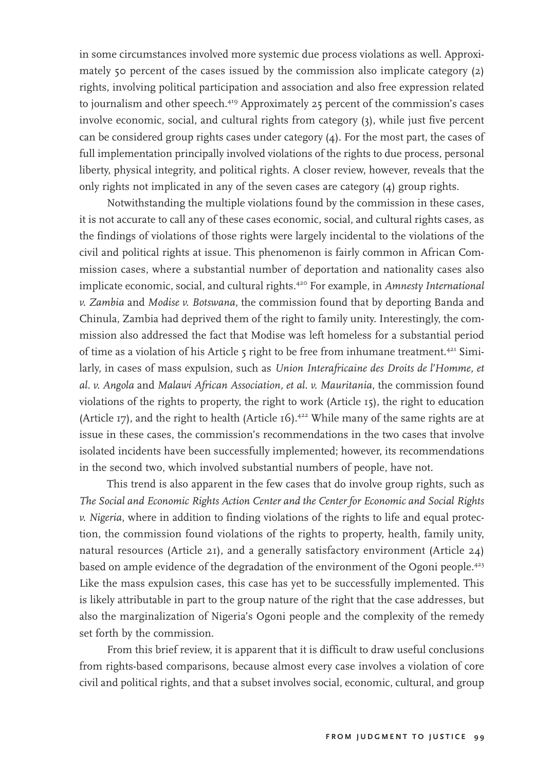in some circumstances involved more systemic due process violations as well. Approximately 50 percent of the cases issued by the commission also implicate category (2) rights, involving political participation and association and also free expression related to journalism and other speech.[419] Approximately 25 percent of the commission's cases involve economic, social, and cultural rights from category (3), while just five percent can be considered group rights cases under category (4). For the most part, the cases of full implementation principally involved violations of the rights to due process, personal liberty, physical integrity, and political rights. A closer review, however, reveals that the only rights not implicated in any of the seven cases are category (4) group rights.

Notwithstanding the multiple violations found by the commission in these cases, it is not accurate to call any of these cases economic, social, and cultural rights cases, as the findings of violations of those rights were largely incidental to the violations of the civil and political rights at issue. This phenomenon is fairly common in African Commission cases, where a substantial number of deportation and nationality cases also implicate economic, social, and cultural rights.[420] For example, in *Amnesty International v. Zambia* and *Modise v. Botswana*, the commission found that by deporting Banda and Chinula, Zambia had deprived them of the right to family unity. Interestingly, the commission also addressed the fact that Modise was left homeless for a substantial period of time as a violation of his Article 5 right to be free from inhumane treatment.[421] Similarly, in cases of mass expulsion, such as *Union Interafricaine des Droits de l'Homme, et al. v. Angola* and *Malawi African Association, et al. v. Mauritania*, the commission found violations of the rights to property, the right to work (Article 15), the right to education (Article 17), and the right to health (Article 16).[422] While many of the same rights are at issue in these cases, the commission's recommendations in the two cases that involve isolated incidents have been successfully implemented; however, its recommendations in the second two, which involved substantial numbers of people, have not.

This trend is also apparent in the few cases that do involve group rights, such as *The Social and Economic Rights Action Center and the Center for Economic and Social Rights v. Nigeria*, where in addition to finding violations of the rights to life and equal protection, the commission found violations of the rights to property, health, family unity, natural resources (Article 21), and a generally satisfactory environment (Article 24) based on ample evidence of the degradation of the environment of the Ogoni people.[423] Like the mass expulsion cases, this case has yet to be successfully implemented. This is likely attributable in part to the group nature of the right that the case addresses, but also the marginalization of Nigeria's Ogoni people and the complexity of the remedy set forth by the commission.

From this brief review, it is apparent that it is difficult to draw useful conclusions from rights-based comparisons, because almost every case involves a violation of core civil and political rights, and that a subset involves social, economic, cultural, and group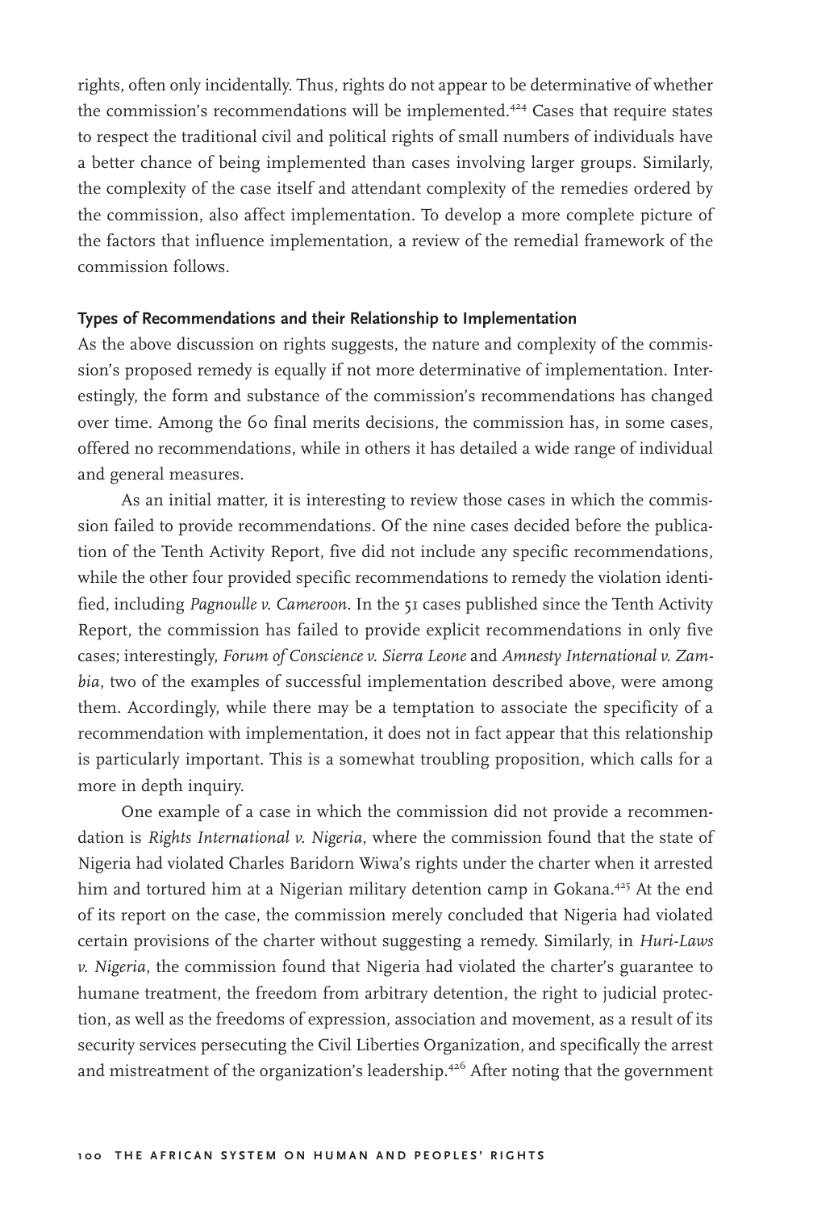rights, often only incidentally. Thus, rights do not appear to be determinative of whether the commission's recommendations will be implemented.[424] Cases that require states to respect the traditional civil and political rights of small numbers of individuals have a better chance of being implemented than cases involving larger groups. Similarly, the complexity of the case itself and attendant complexity of the remedies ordered by the commission, also affect implementation. To develop a more complete picture of the factors that influence implementation, a review of the remedial framework of the commission follows.

**Types of Recommendations and their Relationship to Implementation**

As the above discussion on rights suggests, the nature and complexity of the commission's proposed remedy is equally if not more determinative of implementation. Interestingly, the form and substance of the commission's recommendations has changed over time. Among the 60 final merits decisions, the commission has, in some cases, offered no recommendations, while in others it has detailed a wide range of individual and general measures.

As an initial matter, it is interesting to review those cases in which the commission failed to provide recommendations. Of the nine cases decided before the publication of the Tenth Activity Report, five did not include any specific recommendations, while the other four provided specific recommendations to remedy the violation identified, including *Pagnoulle v. Cameroon*. In the 51 cases published since the Tenth Activity Report, the commission has failed to provide explicit recommendations in only five cases; interestingly, *Forum of Conscience v. Sierra Leone* and *Amnesty International v. Zambia*, two of the examples of successful implementation described above, were among them. Accordingly, while there may be a temptation to associate the specificity of a recommendation with implementation, it does not in fact appear that this relationship is particularly important. This is a somewhat troubling proposition, which calls for a more in depth inquiry.

One example of a case in which the commission did not provide a recommendation is *Rights International v. Nigeria*, where the commission found that the state of Nigeria had violated Charles Baridorn Wiwa's rights under the charter when it arrested him and tortured him at a Nigerian military detention camp in Gokana.[425] At the end of its report on the case, the commission merely concluded that Nigeria had violated certain provisions of the charter without suggesting a remedy. Similarly, in *Huri-Laws v. Nigeria*, the commission found that Nigeria had violated the charter's guarantee to humane treatment, the freedom from arbitrary detention, the right to judicial protection, as well as the freedoms of expression, association and movement, as a result of its security services persecuting the Civil Liberties Organization, and specifically the arrest and mistreatment of the organization's leadership.[426] After noting that the government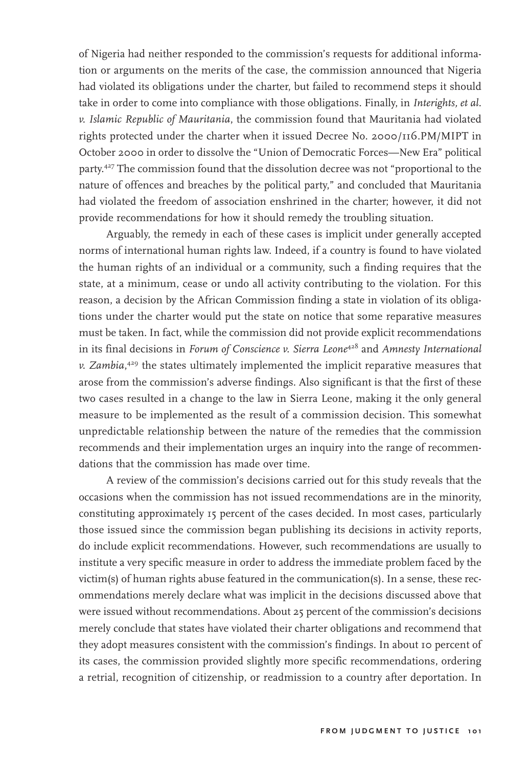of Nigeria had neither responded to the commission's requests for additional information or arguments on the merits of the case, the commission announced that Nigeria had violated its obligations under the charter, but failed to recommend steps it should take in order to come into compliance with those obligations. Finally, in *Interights, et al. v. Islamic Republic of Mauritania*, the commission found that Mauritania had violated rights protected under the charter when it issued Decree No. 2000/116.PM/MIPT in October 2000 in order to dissolve the "Union of Democratic Forces—New Era" political party.[427] The commission found that the dissolution decree was not "proportional to the nature of offences and breaches by the political party," and concluded that Mauritania had violated the freedom of association enshrined in the charter; however, it did not provide recommendations for how it should remedy the troubling situation.

Arguably, the remedy in each of these cases is implicit under generally accepted norms of international human rights law. Indeed, if a country is found to have violated the human rights of an individual or a community, such a finding requires that the state, at a minimum, cease or undo all activity contributing to the violation. For this reason, a decision by the African Commission finding a state in violation of its obligations under the charter would put the state on notice that some reparative measures must be taken. In fact, while the commission did not provide explicit recommendations in its final decisions in *Forum of Conscience v. Sierra Leone*[428] and *Amnesty International v. Zambia*,[429] the states ultimately implemented the implicit reparative measures that arose from the commission's adverse findings. Also significant is that the first of these two cases resulted in a change to the law in Sierra Leone, making it the only general measure to be implemented as the result of a commission decision. This somewhat unpredictable relationship between the nature of the remedies that the commission recommends and their implementation urges an inquiry into the range of recommendations that the commission has made over time.

A review of the commission's decisions carried out for this study reveals that the occasions when the commission has not issued recommendations are in the minority, constituting approximately 15 percent of the cases decided. In most cases, particularly those issued since the commission began publishing its decisions in activity reports, do include explicit recommendations. However, such recommendations are usually to institute a very specific measure in order to address the immediate problem faced by the victim(s) of human rights abuse featured in the communication(s). In a sense, these recommendations merely declare what was implicit in the decisions discussed above that were issued without recommendations. About 25 percent of the commission's decisions merely conclude that states have violated their charter obligations and recommend that they adopt measures consistent with the commission's findings. In about 10 percent of its cases, the commission provided slightly more specific recommendations, ordering a retrial, recognition of citizenship, or readmission to a country after deportation. In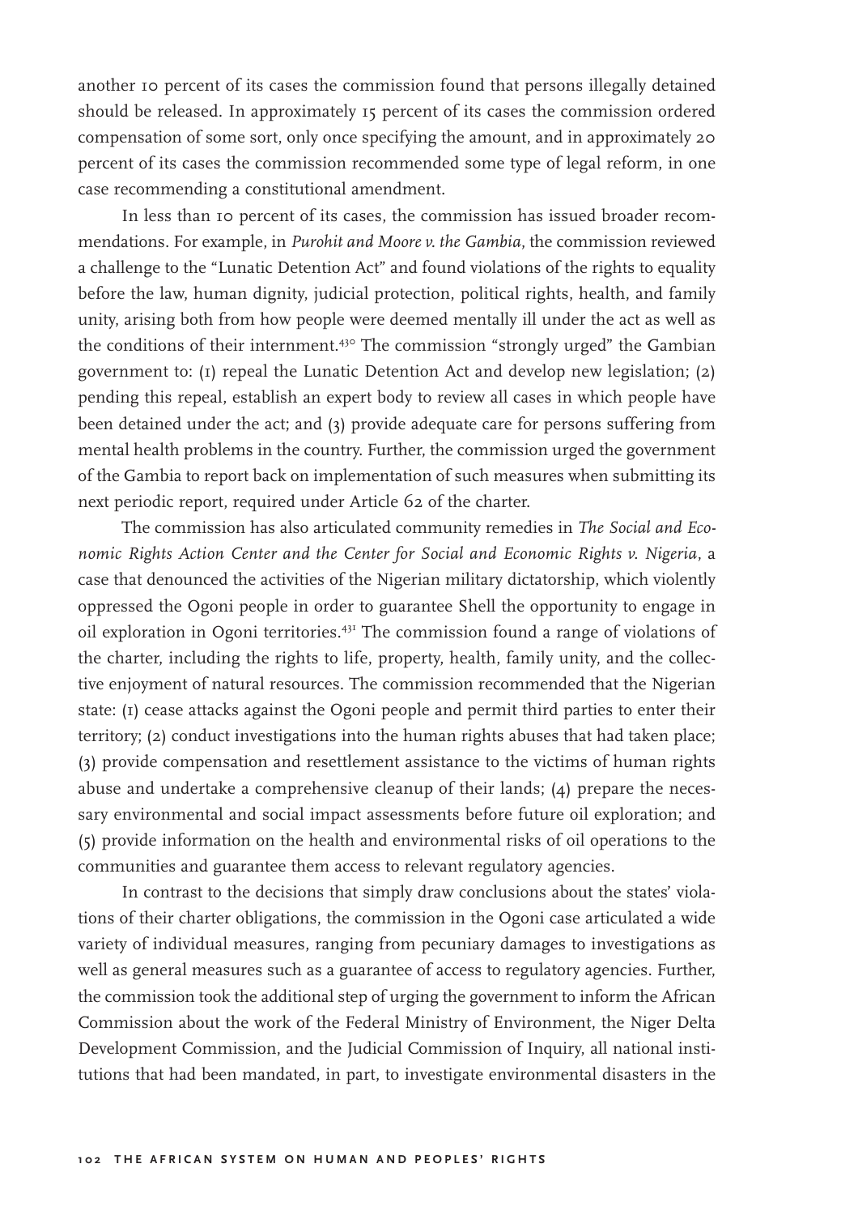another 10 percent of its cases the commission found that persons illegally detained should be released. In approximately 15 percent of its cases the commission ordered compensation of some sort, only once specifying the amount, and in approximately 20 percent of its cases the commission recommended some type of legal reform, in one case recommending a constitutional amendment.

In less than 10 percent of its cases, the commission has issued broader recommendations. For example, in *Purohit and Moore v. the Gambia*, the commission reviewed a challenge to the "Lunatic Detention Act" and found violations of the rights to equality before the law, human dignity, judicial protection, political rights, health, and family unity, arising both from how people were deemed mentally ill under the act as well as the conditions of their internment.[430] The commission "strongly urged" the Gambian government to: (1) repeal the Lunatic Detention Act and develop new legislation; (2) pending this repeal, establish an expert body to review all cases in which people have been detained under the act; and (3) provide adequate care for persons suffering from mental health problems in the country. Further, the commission urged the government of the Gambia to report back on implementation of such measures when submitting its next periodic report, required under Article 62 of the charter.

The commission has also articulated community remedies in *The Social and Economic Rights Action Center and the Center for Social and Economic Rights v. Nigeria*, a case that denounced the activities of the Nigerian military dictatorship, which violently oppressed the Ogoni people in order to guarantee Shell the opportunity to engage in oil exploration in Ogoni territories.[431] The commission found a range of violations of the charter, including the rights to life, property, health, family unity, and the collective enjoyment of natural resources. The commission recommended that the Nigerian state: (1) cease attacks against the Ogoni people and permit third parties to enter their territory; (2) conduct investigations into the human rights abuses that had taken place; (3) provide compensation and resettlement assistance to the victims of human rights abuse and undertake a comprehensive cleanup of their lands; (4) prepare the necessary environmental and social impact assessments before future oil exploration; and (5) provide information on the health and environmental risks of oil operations to the communities and guarantee them access to relevant regulatory agencies.

In contrast to the decisions that simply draw conclusions about the states' violations of their charter obligations, the commission in the Ogoni case articulated a wide variety of individual measures, ranging from pecuniary damages to investigations as well as general measures such as a guarantee of access to regulatory agencies. Further, the commission took the additional step of urging the government to inform the African Commission about the work of the Federal Ministry of Environment, the Niger Delta Development Commission, and the Judicial Commission of Inquiry, all national institutions that had been mandated, in part, to investigate environmental disasters in the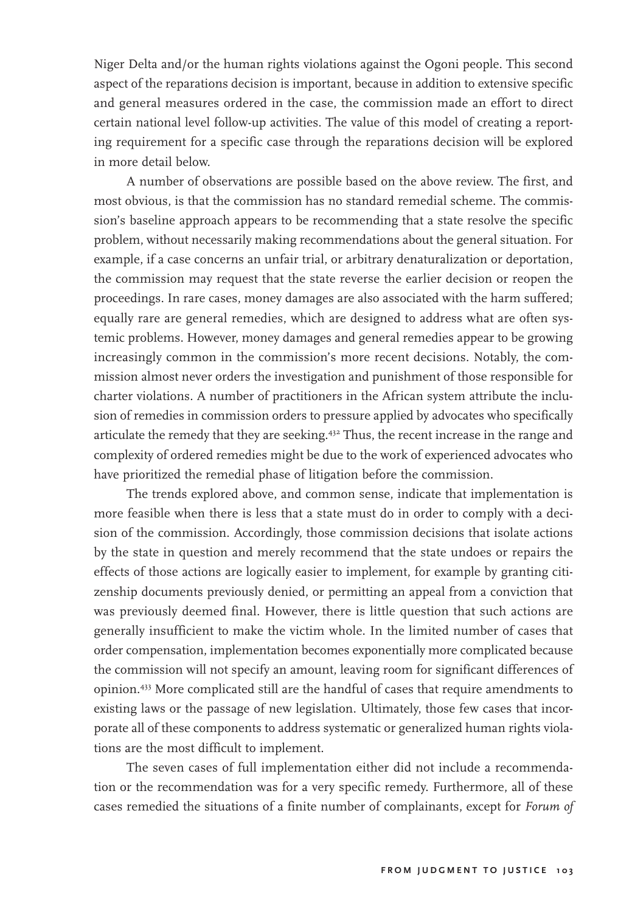Niger Delta and/or the human rights violations against the Ogoni people. This second aspect of the reparations decision is important, because in addition to extensive specific and general measures ordered in the case, the commission made an effort to direct certain national level follow-up activities. The value of this model of creating a reporting requirement for a specific case through the reparations decision will be explored in more detail below.

A number of observations are possible based on the above review. The first, and most obvious, is that the commission has no standard remedial scheme. The commission's baseline approach appears to be recommending that a state resolve the specific problem, without necessarily making recommendations about the general situation. For example, if a case concerns an unfair trial, or arbitrary denaturalization or deportation, the commission may request that the state reverse the earlier decision or reopen the proceedings. In rare cases, money damages are also associated with the harm suffered; equally rare are general remedies, which are designed to address what are often systemic problems. However, money damages and general remedies appear to be growing increasingly common in the commission's more recent decisions. Notably, the commission almost never orders the investigation and punishment of those responsible for charter violations. A number of practitioners in the African system attribute the inclusion of remedies in commission orders to pressure applied by advocates who specifically articulate the remedy that they are seeking.[432] Thus, the recent increase in the range and complexity of ordered remedies might be due to the work of experienced advocates who have prioritized the remedial phase of litigation before the commission.

The trends explored above, and common sense, indicate that implementation is more feasible when there is less that a state must do in order to comply with a decision of the commission. Accordingly, those commission decisions that isolate actions by the state in question and merely recommend that the state undoes or repairs the effects of those actions are logically easier to implement, for example by granting citizenship documents previously denied, or permitting an appeal from a conviction that was previously deemed final. However, there is little question that such actions are generally insufficient to make the victim whole. In the limited number of cases that order compensation, implementation becomes exponentially more complicated because the commission will not specify an amount, leaving room for significant differences of opinion.[433] More complicated still are the handful of cases that require amendments to existing laws or the passage of new legislation. Ultimately, those few cases that incorporate all of these components to address systematic or generalized human rights violations are the most difficult to implement.

The seven cases of full implementation either did not include a recommendation or the recommendation was for a very specific remedy. Furthermore, all of these cases remedied the situations of a finite number of complainants, except for *Forum of*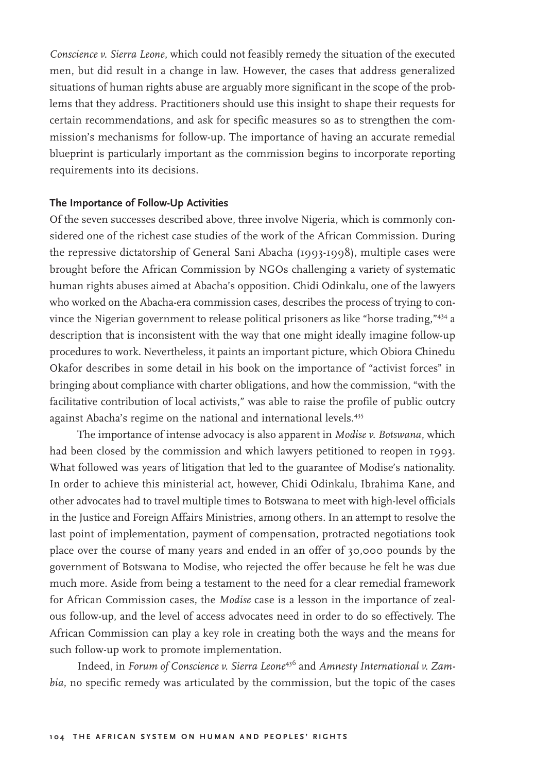*Conscience v. Sierra Leone*, which could not feasibly remedy the situation of the executed men, but did result in a change in law. However, the cases that address generalized situations of human rights abuse are arguably more significant in the scope of the problems that they address. Practitioners should use this insight to shape their requests for certain recommendations, and ask for specific measures so as to strengthen the commission's mechanisms for follow-up. The importance of having an accurate remedial blueprint is particularly important as the commission begins to incorporate reporting requirements into its decisions.

**The Importance of Follow-Up Activities**

Of the seven successes described above, three involve Nigeria, which is commonly considered one of the richest case studies of the work of the African Commission. During the repressive dictatorship of General Sani Abacha (1993-1998), multiple cases were brought before the African Commission by NGOs challenging a variety of systematic human rights abuses aimed at Abacha's opposition. Chidi Odinkalu, one of the lawyers who worked on the Abacha-era commission cases, describes the process of trying to convince the Nigerian government to release political prisoners as like "horse trading,"[434] a description that is inconsistent with the way that one might ideally imagine follow-up procedures to work. Nevertheless, it paints an important picture, which Obiora Chinedu Okafor describes in some detail in his book on the importance of "activist forces" in bringing about compliance with charter obligations, and how the commission, "with the facilitative contribution of local activists," was able to raise the profile of public outcry against Abacha's regime on the national and international levels.[435]

The importance of intense advocacy is also apparent in *Modise v. Botswana*, which had been closed by the commission and which lawyers petitioned to reopen in 1993. What followed was years of litigation that led to the guarantee of Modise's nationality. In order to achieve this ministerial act, however, Chidi Odinkalu, Ibrahima Kane, and other advocates had to travel multiple times to Botswana to meet with high-level officials in the Justice and Foreign Affairs Ministries, among others. In an attempt to resolve the last point of implementation, payment of compensation, protracted negotiations took place over the course of many years and ended in an offer of 30,000 pounds by the government of Botswana to Modise, who rejected the offer because he felt he was due much more. Aside from being a testament to the need for a clear remedial framework for African Commission cases, the *Modise* case is a lesson in the importance of zealous follow-up, and the level of access advocates need in order to do so effectively. The African Commission can play a key role in creating both the ways and the means for such follow-up work to promote implementation.

Indeed, in *Forum of Conscience v. Sierra Leone*[436] and *Amnesty International v. Zambia*, no specific remedy was articulated by the commission, but the topic of the cases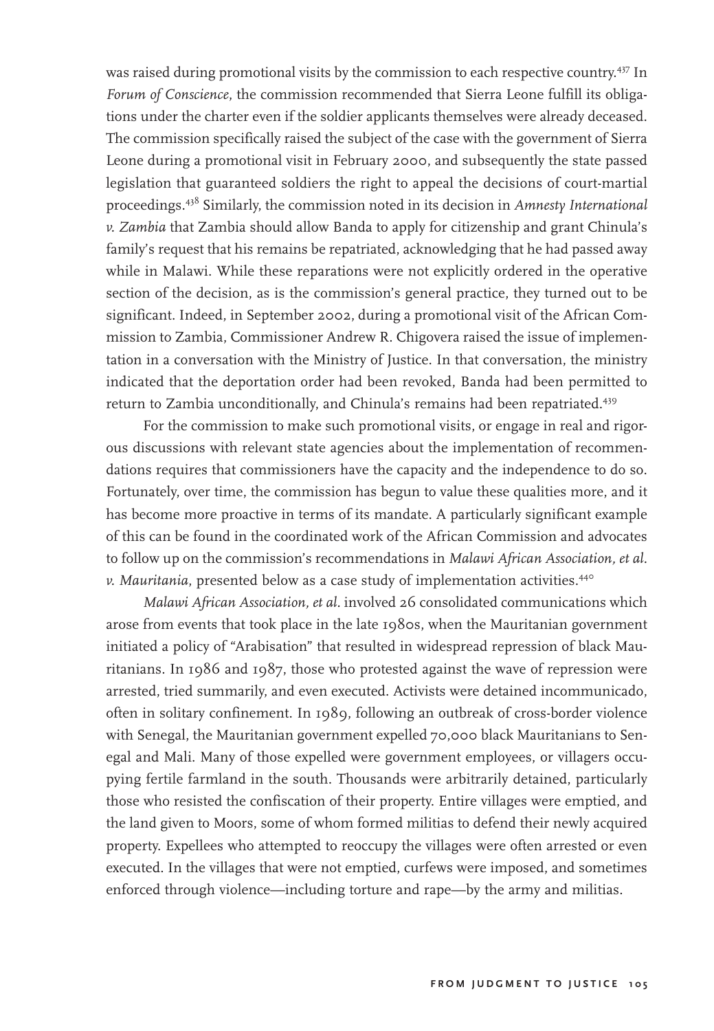was raised during promotional visits by the commission to each respective country.[437] In *Forum of Conscience*, the commission recommended that Sierra Leone fulfill its obligations under the charter even if the soldier applicants themselves were already deceased. The commission specifically raised the subject of the case with the government of Sierra Leone during a promotional visit in February 2000, and subsequently the state passed legislation that guaranteed soldiers the right to appeal the decisions of court-martial proceedings.[438] Similarly, the commission noted in its decision in *Amnesty International v. Zambia* that Zambia should allow Banda to apply for citizenship and grant Chinula's family's request that his remains be repatriated, acknowledging that he had passed away while in Malawi. While these reparations were not explicitly ordered in the operative section of the decision, as is the commission's general practice, they turned out to be significant. Indeed, in September 2002, during a promotional visit of the African Commission to Zambia, Commissioner Andrew R. Chigovera raised the issue of implementation in a conversation with the Ministry of Justice. In that conversation, the ministry indicated that the deportation order had been revoked, Banda had been permitted to return to Zambia unconditionally, and Chinula's remains had been repatriated.[439]

For the commission to make such promotional visits, or engage in real and rigorous discussions with relevant state agencies about the implementation of recommendations requires that commissioners have the capacity and the independence to do so. Fortunately, over time, the commission has begun to value these qualities more, and it has become more proactive in terms of its mandate. A particularly significant example of this can be found in the coordinated work of the African Commission and advocates to follow up on the commission's recommendations in *Malawi African Association, et al. v. Mauritania*, presented below as a case study of implementation activities.[440]

*Malawi African Association, et al.* involved 26 consolidated communications which arose from events that took place in the late 1980s, when the Mauritanian government initiated a policy of "Arabisation" that resulted in widespread repression of black Mauritanians. In 1986 and 1987, those who protested against the wave of repression were arrested, tried summarily, and even executed. Activists were detained incommunicado, often in solitary confinement. In 1989, following an outbreak of cross-border violence with Senegal, the Mauritanian government expelled 70,000 black Mauritanians to Senegal and Mali. Many of those expelled were government employees, or villagers occupying fertile farmland in the south. Thousands were arbitrarily detained, particularly those who resisted the confiscation of their property. Entire villages were emptied, and the land given to Moors, some of whom formed militias to defend their newly acquired property. Expellees who attempted to reoccupy the villages were often arrested or even executed. In the villages that were not emptied, curfews were imposed, and sometimes enforced through violence—including torture and rape—by the army and militias.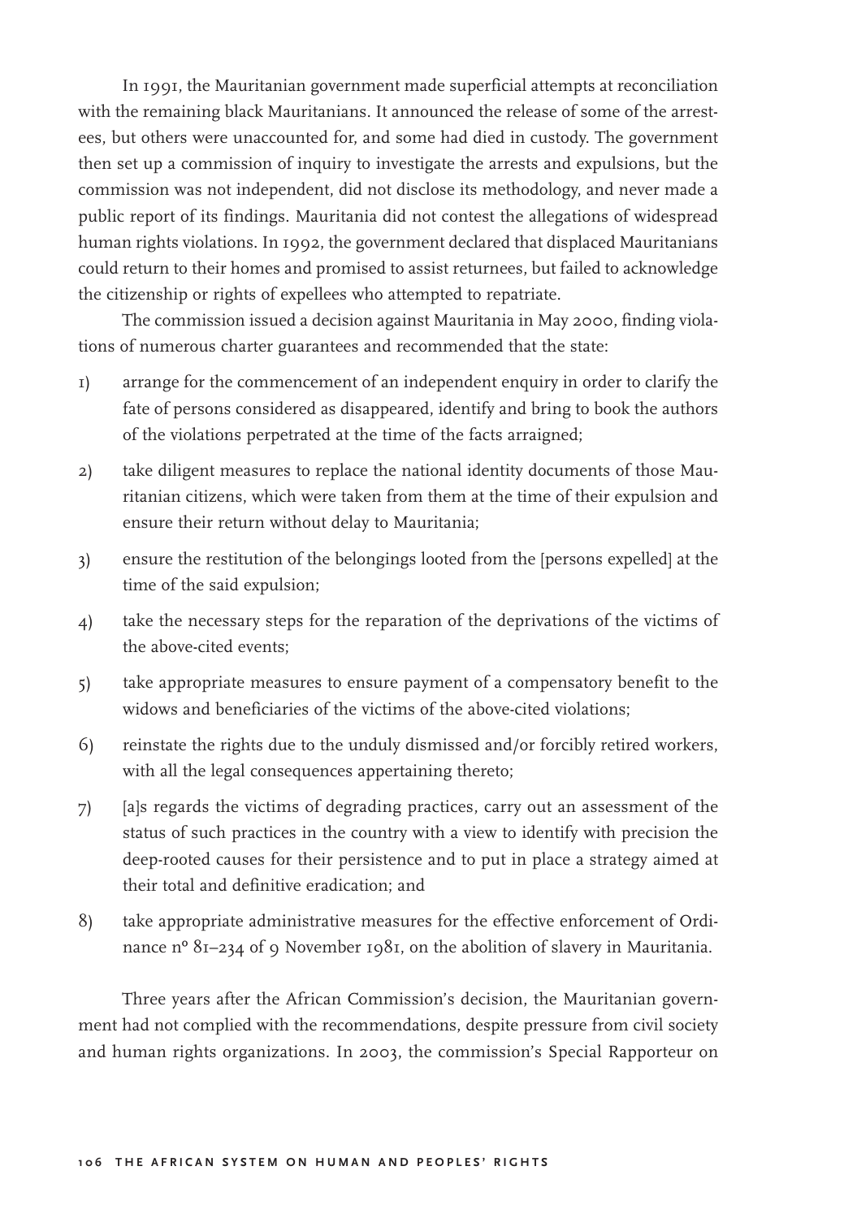In 1991, the Mauritanian government made superficial attempts at reconciliation with the remaining black Mauritanians. It announced the release of some of the arrestees, but others were unaccounted for, and some had died in custody. The government then set up a commission of inquiry to investigate the arrests and expulsions, but the commission was not independent, did not disclose its methodology, and never made a public report of its findings. Mauritania did not contest the allegations of widespread human rights violations. In 1992, the government declared that displaced Mauritanians could return to their homes and promised to assist returnees, but failed to acknowledge the citizenship or rights of expellees who attempted to repatriate.

The commission issued a decision against Mauritania in May 2000, finding violations of numerous charter guarantees and recommended that the state:

1) arrange for the commencement of an independent enquiry in order to clarify the fate of persons considered as disappeared, identify and bring to book the authors of the violations perpetrated at the time of the facts arraigned;
2) take diligent measures to replace the national identity documents of those Mauritanian citizens, which were taken from them at the time of their expulsion and ensure their return without delay to Mauritania;
3) ensure the restitution of the belongings looted from the [persons expelled] at the time of the said expulsion;
4) take the necessary steps for the reparation of the deprivations of the victims of the above-cited events;
5) take appropriate measures to ensure payment of a compensatory benefit to the widows and beneficiaries of the victims of the above-cited violations;
6) reinstate the rights due to the unduly dismissed and/or forcibly retired workers, with all the legal consequences appertaining thereto;
7) [a]s regards the victims of degrading practices, carry out an assessment of the status of such practices in the country with a view to identify with precision the deep-rooted causes for their persistence and to put in place a strategy aimed at their total and definitive eradication; and
8) take appropriate administrative measures for the effective enforcement of Ordinance nº 81–234 of 9 November 1981, on the abolition of slavery in Mauritania.

Three years after the African Commission's decision, the Mauritanian government had not complied with the recommendations, despite pressure from civil society and human rights organizations. In 2003, the commission's Special Rapporteur on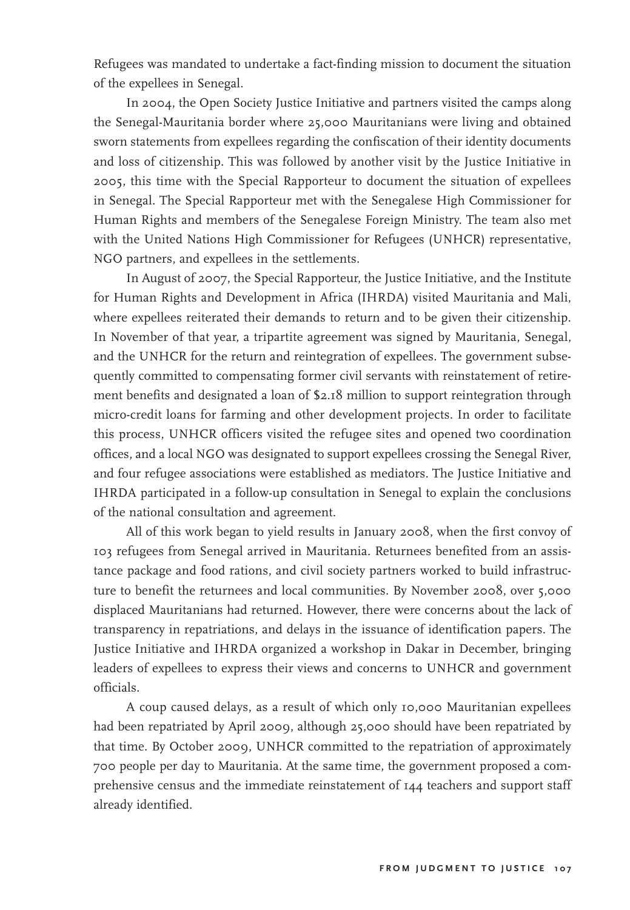Refugees was mandated to undertake a fact-finding mission to document the situation of the expellees in Senegal.

In 2004, the Open Society Justice Initiative and partners visited the camps along the Senegal-Mauritania border where 25,000 Mauritanians were living and obtained sworn statements from expellees regarding the confiscation of their identity documents and loss of citizenship. This was followed by another visit by the Justice Initiative in 2005, this time with the Special Rapporteur to document the situation of expellees in Senegal. The Special Rapporteur met with the Senegalese High Commissioner for Human Rights and members of the Senegalese Foreign Ministry. The team also met with the United Nations High Commissioner for Refugees (UNHCR) representative, NGO partners, and expellees in the settlements.

In August of 2007, the Special Rapporteur, the Justice Initiative, and the Institute for Human Rights and Development in Africa (IHRDA) visited Mauritania and Mali, where expellees reiterated their demands to return and to be given their citizenship. In November of that year, a tripartite agreement was signed by Mauritania, Senegal, and the UNHCR for the return and reintegration of expellees. The government subsequently committed to compensating former civil servants with reinstatement of retirement benefits and designated a loan of $2.18 million to support reintegration through micro-credit loans for farming and other development projects. In order to facilitate this process, UNHCR officers visited the refugee sites and opened two coordination offices, and a local NGO was designated to support expellees crossing the Senegal River, and four refugee associations were established as mediators. The Justice Initiative and IHRDA participated in a follow-up consultation in Senegal to explain the conclusions of the national consultation and agreement.

All of this work began to yield results in January 2008, when the first convoy of 103 refugees from Senegal arrived in Mauritania. Returnees benefited from an assistance package and food rations, and civil society partners worked to build infrastructure to benefit the returnees and local communities. By November 2008, over 5,000 displaced Mauritanians had returned. However, there were concerns about the lack of transparency in repatriations, and delays in the issuance of identification papers. The Justice Initiative and IHRDA organized a workshop in Dakar in December, bringing leaders of expellees to express their views and concerns to UNHCR and government officials.

A coup caused delays, as a result of which only 10,000 Mauritanian expellees had been repatriated by April 2009, although 25,000 should have been repatriated by that time. By October 2009, UNHCR committed to the repatriation of approximately 700 people per day to Mauritania. At the same time, the government proposed a comprehensive census and the immediate reinstatement of 144 teachers and support staff already identified.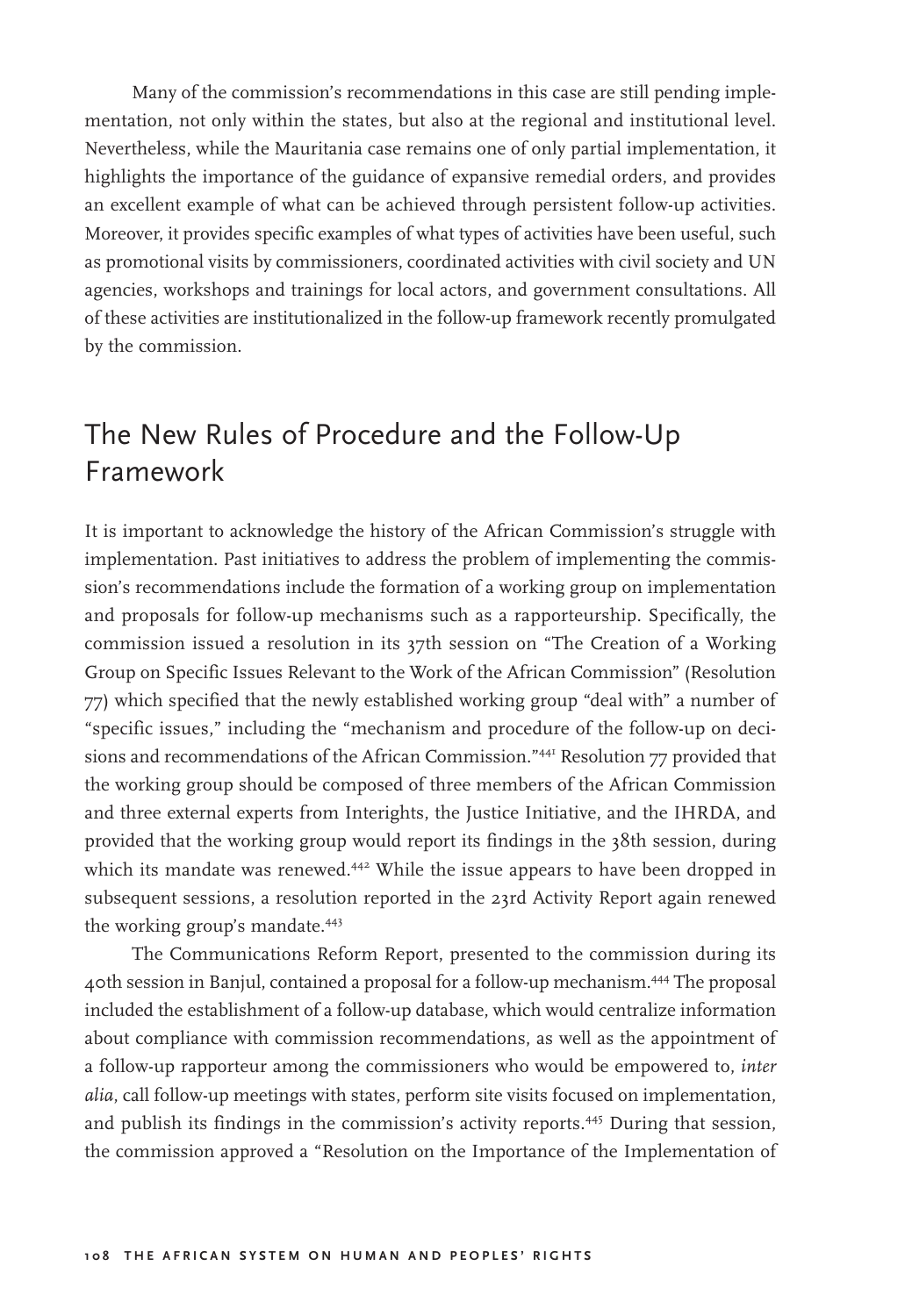Many of the commission's recommendations in this case are still pending implementation, not only within the states, but also at the regional and institutional level. Nevertheless, while the Mauritania case remains one of only partial implementation, it highlights the importance of the guidance of expansive remedial orders, and provides an excellent example of what can be achieved through persistent follow-up activities. Moreover, it provides specific examples of what types of activities have been useful, such as promotional visits by commissioners, coordinated activities with civil society and UN agencies, workshops and trainings for local actors, and government consultations. All of these activities are institutionalized in the follow-up framework recently promulgated by the commission.

## The New Rules of Procedure and the Follow-Up Framework

It is important to acknowledge the history of the African Commission's struggle with implementation. Past initiatives to address the problem of implementing the commission's recommendations include the formation of a working group on implementation and proposals for follow-up mechanisms such as a rapporteurship. Specifically, the commission issued a resolution in its 37th session on "The Creation of a Working Group on Specific Issues Relevant to the Work of the African Commission" (Resolution 77) which specified that the newly established working group "deal with" a number of "specific issues," including the "mechanism and procedure of the follow-up on decisions and recommendations of the African Commission."[441] Resolution 77 provided that the working group should be composed of three members of the African Commission and three external experts from Interights, the Justice Initiative, and the IHRDA, and provided that the working group would report its findings in the 38th session, during which its mandate was renewed.[442] While the issue appears to have been dropped in subsequent sessions, a resolution reported in the 23rd Activity Report again renewed the working group's mandate.[443]

The Communications Reform Report, presented to the commission during its 40th session in Banjul, contained a proposal for a follow-up mechanism.[444] The proposal included the establishment of a follow-up database, which would centralize information about compliance with commission recommendations, as well as the appointment of a follow-up rapporteur among the commissioners who would be empowered to, *inter alia*, call follow-up meetings with states, perform site visits focused on implementation, and publish its findings in the commission's activity reports.[445] During that session, the commission approved a "Resolution on the Importance of the Implementation of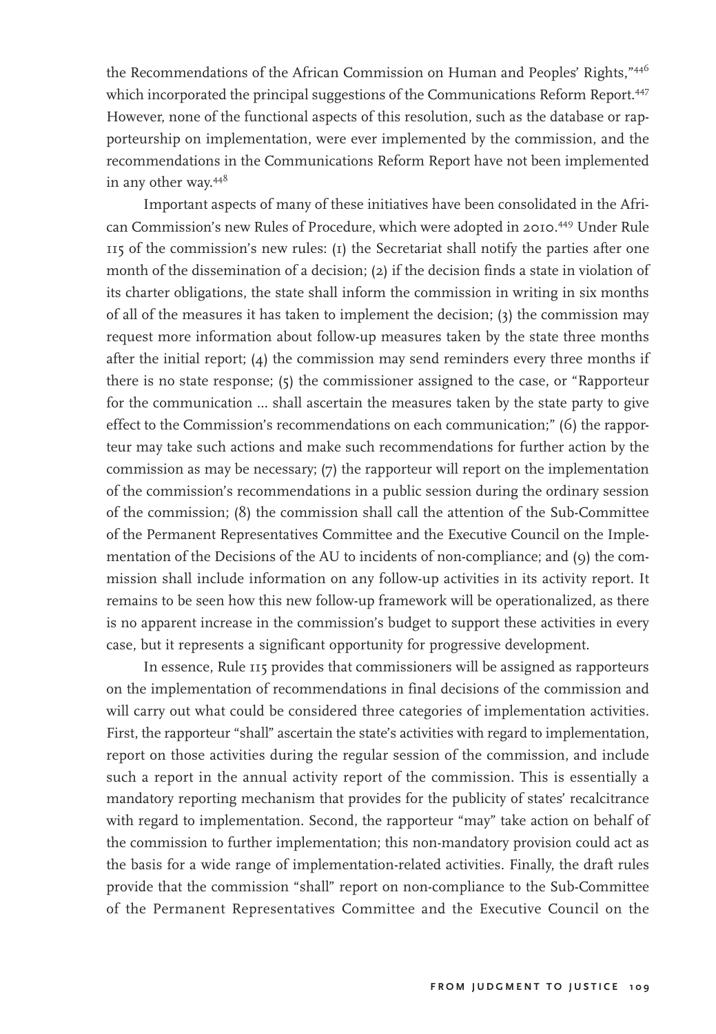the Recommendations of the African Commission on Human and Peoples' Rights,"[446] which incorporated the principal suggestions of the Communications Reform Report.[447] However, none of the functional aspects of this resolution, such as the database or rapporteurship on implementation, were ever implemented by the commission, and the recommendations in the Communications Reform Report have not been implemented in any other way.[448]

Important aspects of many of these initiatives have been consolidated in the African Commission's new Rules of Procedure, which were adopted in 2010.[449] Under Rule 115 of the commission's new rules: (1) the Secretariat shall notify the parties after one month of the dissemination of a decision; (2) if the decision finds a state in violation of its charter obligations, the state shall inform the commission in writing in six months of all of the measures it has taken to implement the decision; (3) the commission may request more information about follow-up measures taken by the state three months after the initial report; (4) the commission may send reminders every three months if there is no state response; (5) the commissioner assigned to the case, or "Rapporteur for the communication … shall ascertain the measures taken by the state party to give effect to the Commission's recommendations on each communication;" (6) the rapporteur may take such actions and make such recommendations for further action by the commission as may be necessary; (7) the rapporteur will report on the implementation of the commission's recommendations in a public session during the ordinary session of the commission; (8) the commission shall call the attention of the Sub-Committee of the Permanent Representatives Committee and the Executive Council on the Implementation of the Decisions of the AU to incidents of non-compliance; and (9) the commission shall include information on any follow-up activities in its activity report. It remains to be seen how this new follow-up framework will be operationalized, as there is no apparent increase in the commission's budget to support these activities in every case, but it represents a significant opportunity for progressive development.

In essence, Rule 115 provides that commissioners will be assigned as rapporteurs on the implementation of recommendations in final decisions of the commission and will carry out what could be considered three categories of implementation activities. First, the rapporteur "shall" ascertain the state's activities with regard to implementation, report on those activities during the regular session of the commission, and include such a report in the annual activity report of the commission. This is essentially a mandatory reporting mechanism that provides for the publicity of states' recalcitrance with regard to implementation. Second, the rapporteur "may" take action on behalf of the commission to further implementation; this non-mandatory provision could act as the basis for a wide range of implementation-related activities. Finally, the draft rules provide that the commission "shall" report on non-compliance to the Sub-Committee of the Permanent Representatives Committee and the Executive Council on the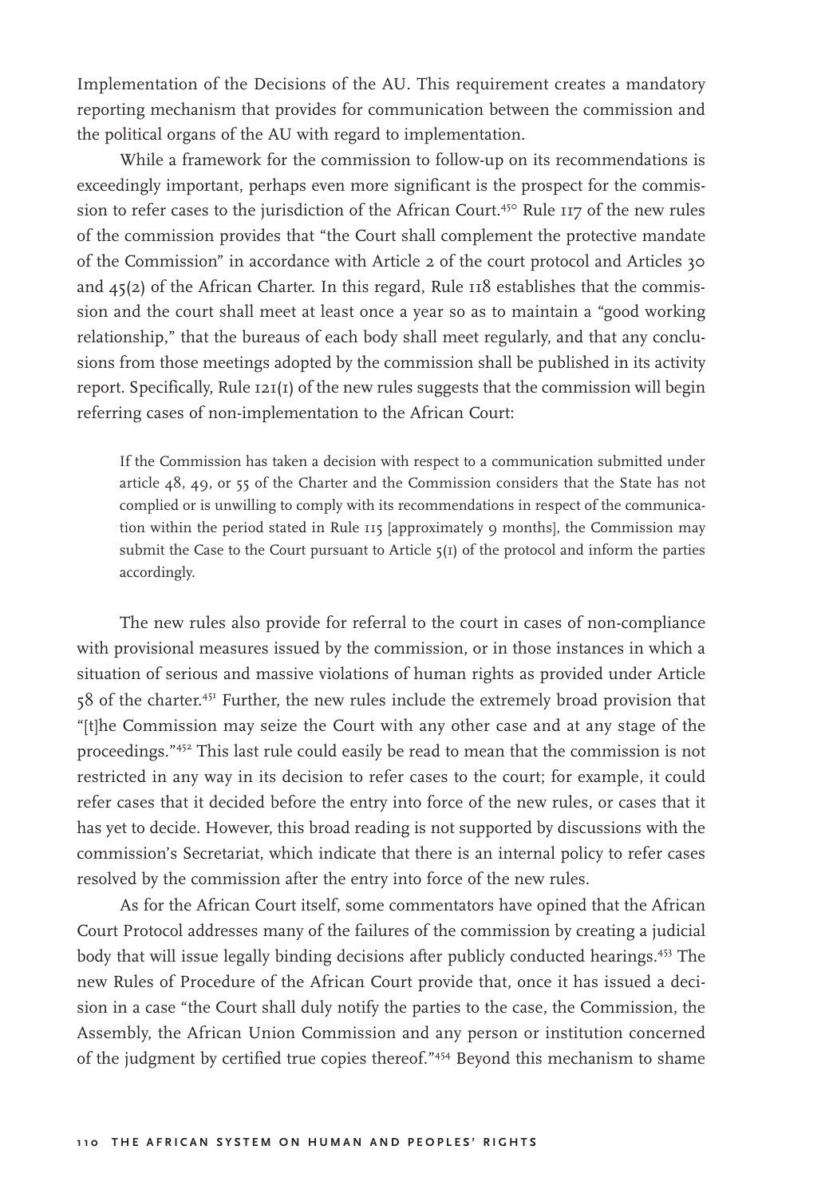Implementation of the Decisions of the AU. This requirement creates a mandatory reporting mechanism that provides for communication between the commission and the political organs of the AU with regard to implementation.

While a framework for the commission to follow-up on its recommendations is exceedingly important, perhaps even more significant is the prospect for the commission to refer cases to the jurisdiction of the African Court.[450] Rule 117 of the new rules of the commission provides that "the Court shall complement the protective mandate of the Commission" in accordance with Article 2 of the court protocol and Articles 30 and 45(2) of the African Charter. In this regard, Rule 118 establishes that the commission and the court shall meet at least once a year so as to maintain a "good working relationship," that the bureaus of each body shall meet regularly, and that any conclusions from those meetings adopted by the commission shall be published in its activity report. Specifically, Rule 121(1) of the new rules suggests that the commission will begin referring cases of non-implementation to the African Court:

> If the Commission has taken a decision with respect to a communication submitted under article 48, 49, or 55 of the Charter and the Commission considers that the State has not complied or is unwilling to comply with its recommendations in respect of the communication within the period stated in Rule 115 [approximately 9 months], the Commission may submit the Case to the Court pursuant to Article 5(1) of the protocol and inform the parties accordingly.

The new rules also provide for referral to the court in cases of non-compliance with provisional measures issued by the commission, or in those instances in which a situation of serious and massive violations of human rights as provided under Article 58 of the charter.[451] Further, the new rules include the extremely broad provision that "[t]he Commission may seize the Court with any other case and at any stage of the proceedings."[452] This last rule could easily be read to mean that the commission is not restricted in any way in its decision to refer cases to the court; for example, it could refer cases that it decided before the entry into force of the new rules, or cases that it has yet to decide. However, this broad reading is not supported by discussions with the commission's Secretariat, which indicate that there is an internal policy to refer cases resolved by the commission after the entry into force of the new rules.

As for the African Court itself, some commentators have opined that the African Court Protocol addresses many of the failures of the commission by creating a judicial body that will issue legally binding decisions after publicly conducted hearings.[453] The new Rules of Procedure of the African Court provide that, once it has issued a decision in a case "the Court shall duly notify the parties to the case, the Commission, the Assembly, the African Union Commission and any person or institution concerned of the judgment by certified true copies thereof."[454] Beyond this mechanism to shame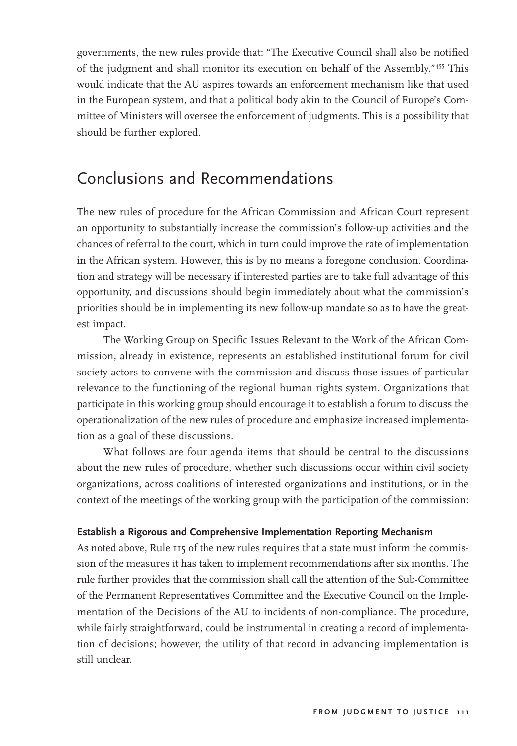governments, the new rules provide that: "The Executive Council shall also be notified of the judgment and shall monitor its execution on behalf of the Assembly."[455] This would indicate that the AU aspires towards an enforcement mechanism like that used in the European system, and that a political body akin to the Council of Europe's Committee of Ministers will oversee the enforcement of judgments. This is a possibility that should be further explored.

## Conclusions and Recommendations

The new rules of procedure for the African Commission and African Court represent an opportunity to substantially increase the commission's follow-up activities and the chances of referral to the court, which in turn could improve the rate of implementation in the African system. However, this is by no means a foregone conclusion. Coordination and strategy will be necessary if interested parties are to take full advantage of this opportunity, and discussions should begin immediately about what the commission's priorities should be in implementing its new follow-up mandate so as to have the greatest impact.

The Working Group on Specific Issues Relevant to the Work of the African Commission, already in existence, represents an established institutional forum for civil society actors to convene with the commission and discuss those issues of particular relevance to the functioning of the regional human rights system. Organizations that participate in this working group should encourage it to establish a forum to discuss the operationalization of the new rules of procedure and emphasize increased implementation as a goal of these discussions.

What follows are four agenda items that should be central to the discussions about the new rules of procedure, whether such discussions occur within civil society organizations, across coalitions of interested organizations and institutions, or in the context of the meetings of the working group with the participation of the commission:

**Establish a Rigorous and Comprehensive Implementation Reporting Mechanism**

As noted above, Rule 115 of the new rules requires that a state must inform the commission of the measures it has taken to implement recommendations after six months. The rule further provides that the commission shall call the attention of the Sub-Committee of the Permanent Representatives Committee and the Executive Council on the Implementation of the Decisions of the AU to incidents of non-compliance. The procedure, while fairly straightforward, could be instrumental in creating a record of implementation of decisions; however, the utility of that record in advancing implementation is still unclear.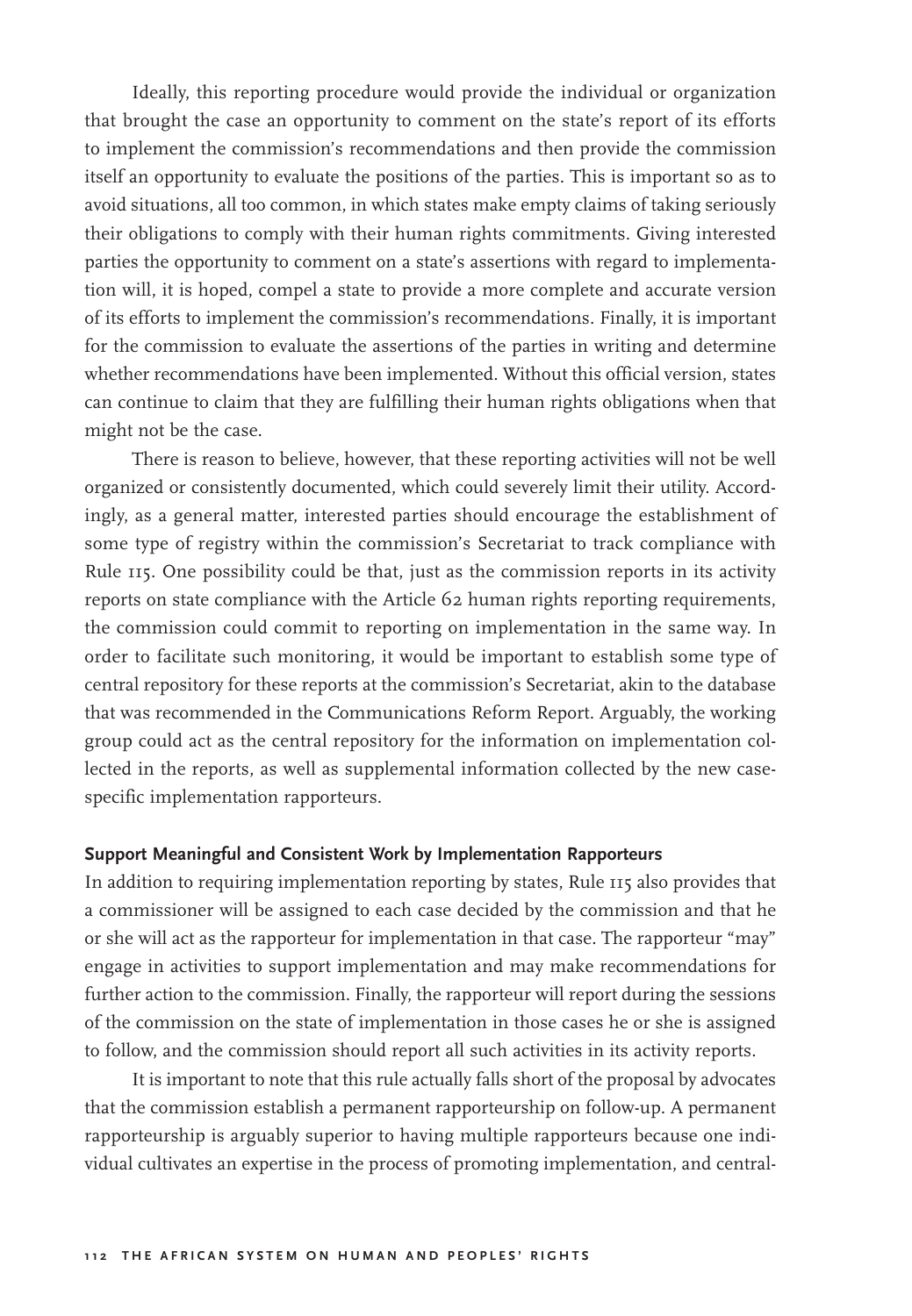Ideally, this reporting procedure would provide the individual or organization that brought the case an opportunity to comment on the state's report of its efforts to implement the commission's recommendations and then provide the commission itself an opportunity to evaluate the positions of the parties. This is important so as to avoid situations, all too common, in which states make empty claims of taking seriously their obligations to comply with their human rights commitments. Giving interested parties the opportunity to comment on a state's assertions with regard to implementation will, it is hoped, compel a state to provide a more complete and accurate version of its efforts to implement the commission's recommendations. Finally, it is important for the commission to evaluate the assertions of the parties in writing and determine whether recommendations have been implemented. Without this official version, states can continue to claim that they are fulfilling their human rights obligations when that might not be the case.

There is reason to believe, however, that these reporting activities will not be well organized or consistently documented, which could severely limit their utility. Accordingly, as a general matter, interested parties should encourage the establishment of some type of registry within the commission's Secretariat to track compliance with Rule 115. One possibility could be that, just as the commission reports in its activity reports on state compliance with the Article 62 human rights reporting requirements, the commission could commit to reporting on implementation in the same way. In order to facilitate such monitoring, it would be important to establish some type of central repository for these reports at the commission's Secretariat, akin to the database that was recommended in the Communications Reform Report. Arguably, the working group could act as the central repository for the information on implementation collected in the reports, as well as supplemental information collected by the new case-specific implementation rapporteurs.

### Support Meaningful and Consistent Work by Implementation Rapporteurs

In addition to requiring implementation reporting by states, Rule 115 also provides that a commissioner will be assigned to each case decided by the commission and that he or she will act as the rapporteur for implementation in that case. The rapporteur "may" engage in activities to support implementation and may make recommendations for further action to the commission. Finally, the rapporteur will report during the sessions of the commission on the state of implementation in those cases he or she is assigned to follow, and the commission should report all such activities in its activity reports.

It is important to note that this rule actually falls short of the proposal by advocates that the commission establish a permanent rapporteurship on follow-up. A permanent rapporteurship is arguably superior to having multiple rapporteurs because one individual cultivates an expertise in the process of promoting implementation, and central-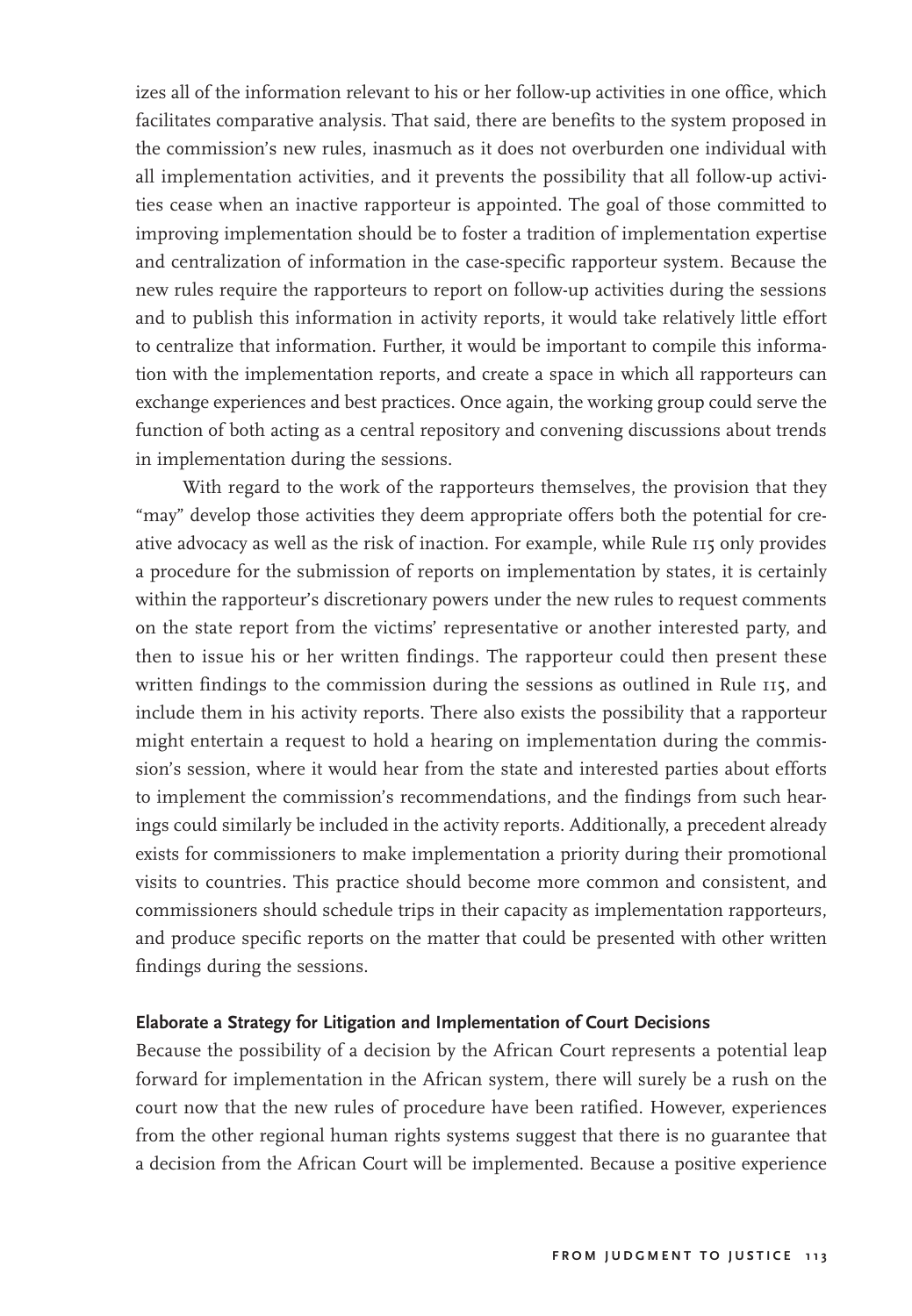izes all of the information relevant to his or her follow-up activities in one office, which facilitates comparative analysis. That said, there are benefits to the system proposed in the commission's new rules, inasmuch as it does not overburden one individual with all implementation activities, and it prevents the possibility that all follow-up activities cease when an inactive rapporteur is appointed. The goal of those committed to improving implementation should be to foster a tradition of implementation expertise and centralization of information in the case-specific rapporteur system. Because the new rules require the rapporteurs to report on follow-up activities during the sessions and to publish this information in activity reports, it would take relatively little effort to centralize that information. Further, it would be important to compile this information with the implementation reports, and create a space in which all rapporteurs can exchange experiences and best practices. Once again, the working group could serve the function of both acting as a central repository and convening discussions about trends in implementation during the sessions.

With regard to the work of the rapporteurs themselves, the provision that they "may" develop those activities they deem appropriate offers both the potential for creative advocacy as well as the risk of inaction. For example, while Rule 115 only provides a procedure for the submission of reports on implementation by states, it is certainly within the rapporteur's discretionary powers under the new rules to request comments on the state report from the victims' representative or another interested party, and then to issue his or her written findings. The rapporteur could then present these written findings to the commission during the sessions as outlined in Rule 115, and include them in his activity reports. There also exists the possibility that a rapporteur might entertain a request to hold a hearing on implementation during the commission's session, where it would hear from the state and interested parties about efforts to implement the commission's recommendations, and the findings from such hearings could similarly be included in the activity reports. Additionally, a precedent already exists for commissioners to make implementation a priority during their promotional visits to countries. This practice should become more common and consistent, and commissioners should schedule trips in their capacity as implementation rapporteurs, and produce specific reports on the matter that could be presented with other written findings during the sessions.

### Elaborate a Strategy for Litigation and Implementation of Court Decisions

Because the possibility of a decision by the African Court represents a potential leap forward for implementation in the African system, there will surely be a rush on the court now that the new rules of procedure have been ratified. However, experiences from the other regional human rights systems suggest that there is no guarantee that a decision from the African Court will be implemented. Because a positive experience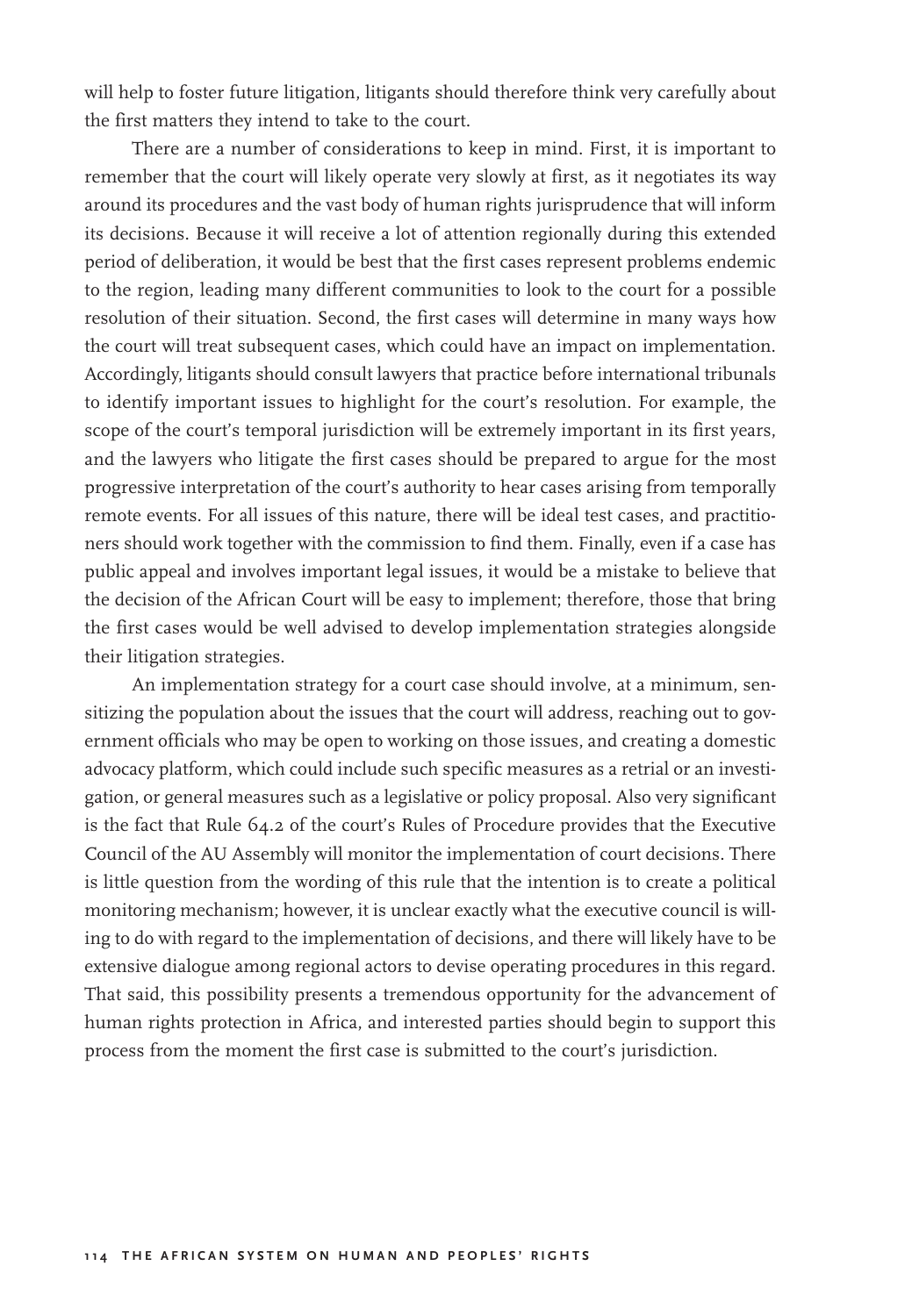will help to foster future litigation, litigants should therefore think very carefully about the first matters they intend to take to the court.

There are a number of considerations to keep in mind. First, it is important to remember that the court will likely operate very slowly at first, as it negotiates its way around its procedures and the vast body of human rights jurisprudence that will inform its decisions. Because it will receive a lot of attention regionally during this extended period of deliberation, it would be best that the first cases represent problems endemic to the region, leading many different communities to look to the court for a possible resolution of their situation. Second, the first cases will determine in many ways how the court will treat subsequent cases, which could have an impact on implementation. Accordingly, litigants should consult lawyers that practice before international tribunals to identify important issues to highlight for the court's resolution. For example, the scope of the court's temporal jurisdiction will be extremely important in its first years, and the lawyers who litigate the first cases should be prepared to argue for the most progressive interpretation of the court's authority to hear cases arising from temporally remote events. For all issues of this nature, there will be ideal test cases, and practitioners should work together with the commission to find them. Finally, even if a case has public appeal and involves important legal issues, it would be a mistake to believe that the decision of the African Court will be easy to implement; therefore, those that bring the first cases would be well advised to develop implementation strategies alongside their litigation strategies.

An implementation strategy for a court case should involve, at a minimum, sensitizing the population about the issues that the court will address, reaching out to government officials who may be open to working on those issues, and creating a domestic advocacy platform, which could include such specific measures as a retrial or an investigation, or general measures such as a legislative or policy proposal. Also very significant is the fact that Rule 64.2 of the court's Rules of Procedure provides that the Executive Council of the AU Assembly will monitor the implementation of court decisions. There is little question from the wording of this rule that the intention is to create a political monitoring mechanism; however, it is unclear exactly what the executive council is willing to do with regard to the implementation of decisions, and there will likely have to be extensive dialogue among regional actors to devise operating procedures in this regard. That said, this possibility presents a tremendous opportunity for the advancement of human rights protection in Africa, and interested parties should begin to support this process from the moment the first case is submitted to the court's jurisdiction.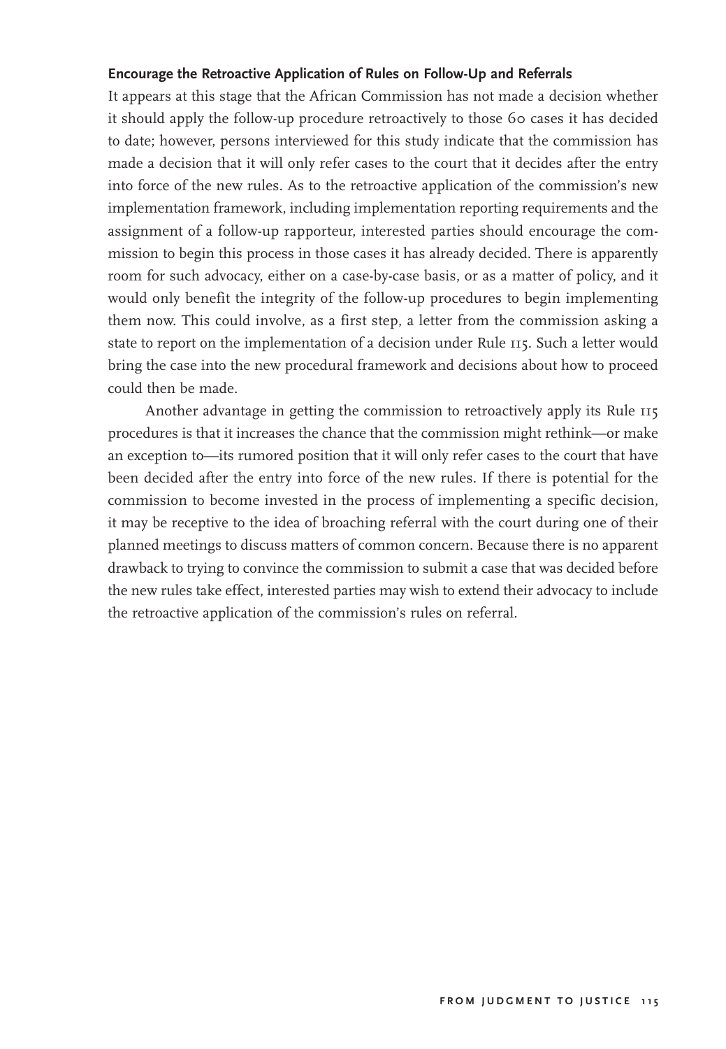### Encourage the Retroactive Application of Rules on Follow-Up and Referrals

It appears at this stage that the African Commission has not made a decision whether it should apply the follow-up procedure retroactively to those 60 cases it has decided to date; however, persons interviewed for this study indicate that the commission has made a decision that it will only refer cases to the court that it decides after the entry into force of the new rules. As to the retroactive application of the commission's new implementation framework, including implementation reporting requirements and the assignment of a follow-up rapporteur, interested parties should encourage the commission to begin this process in those cases it has already decided. There is apparently room for such advocacy, either on a case-by-case basis, or as a matter of policy, and it would only benefit the integrity of the follow-up procedures to begin implementing them now. This could involve, as a first step, a letter from the commission asking a state to report on the implementation of a decision under Rule 115. Such a letter would bring the case into the new procedural framework and decisions about how to proceed could then be made.

Another advantage in getting the commission to retroactively apply its Rule 115 procedures is that it increases the chance that the commission might rethink—or make an exception to—its rumored position that it will only refer cases to the court that have been decided after the entry into force of the new rules. If there is potential for the commission to become invested in the process of implementing a specific decision, it may be receptive to the idea of broaching referral with the court during one of their planned meetings to discuss matters of common concern. Because there is no apparent drawback to trying to convince the commission to submit a case that was decided before the new rules take effect, interested parties may wish to extend their advocacy to include the retroactive application of the commission's rules on referral.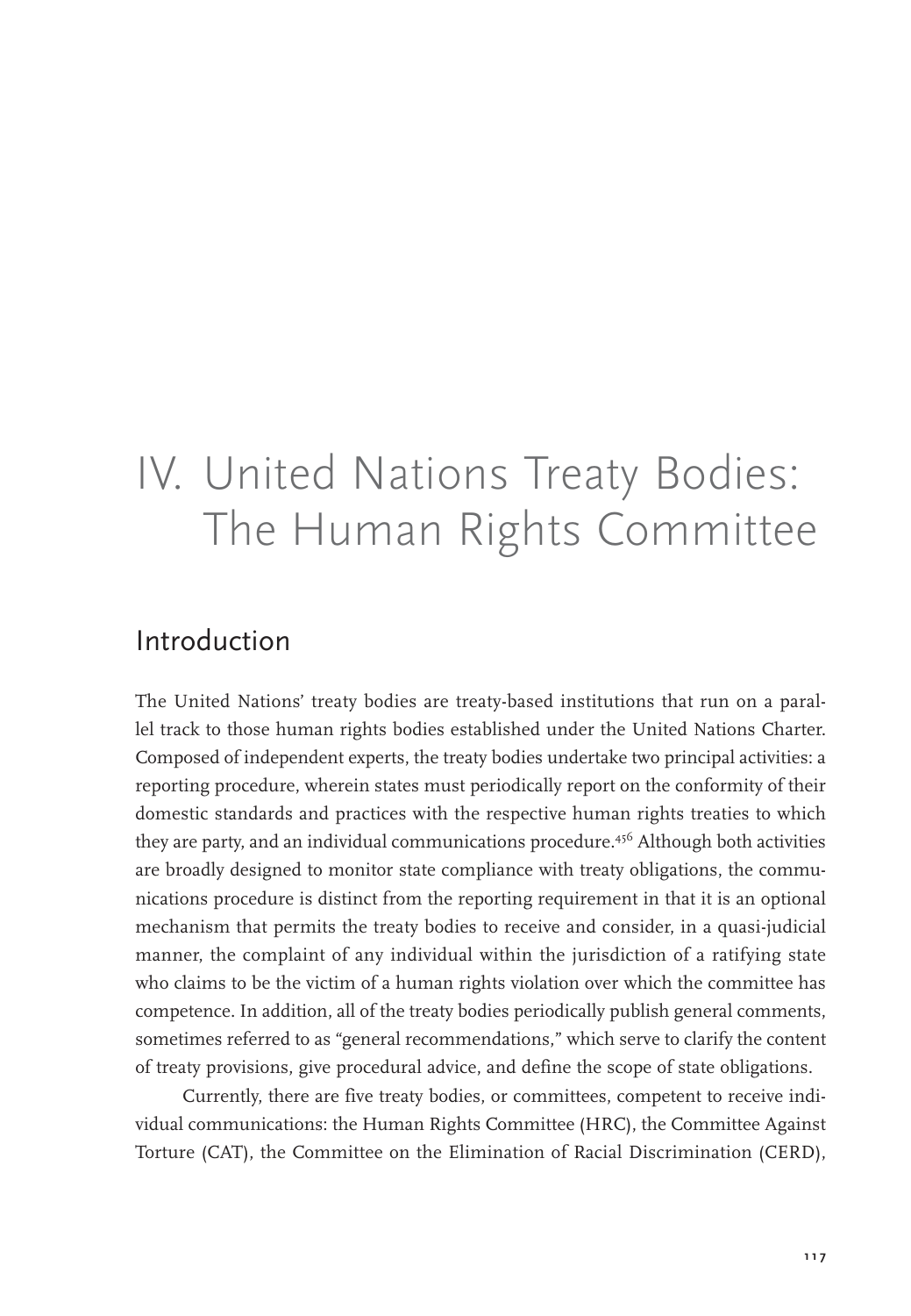# IV. United Nations Treaty Bodies: The Human Rights Committee

## Introduction

The United Nations' treaty bodies are treaty-based institutions that run on a parallel track to those human rights bodies established under the United Nations Charter. Composed of independent experts, the treaty bodies undertake two principal activities: a reporting procedure, wherein states must periodically report on the conformity of their domestic standards and practices with the respective human rights treaties to which they are party, and an individual communications procedure.[456] Although both activities are broadly designed to monitor state compliance with treaty obligations, the communications procedure is distinct from the reporting requirement in that it is an optional mechanism that permits the treaty bodies to receive and consider, in a quasi-judicial manner, the complaint of any individual within the jurisdiction of a ratifying state who claims to be the victim of a human rights violation over which the committee has competence. In addition, all of the treaty bodies periodically publish general comments, sometimes referred to as "general recommendations," which serve to clarify the content of treaty provisions, give procedural advice, and define the scope of state obligations.

Currently, there are five treaty bodies, or committees, competent to receive individual communications: the Human Rights Committee (HRC), the Committee Against Torture (CAT), the Committee on the Elimination of Racial Discrimination (CERD),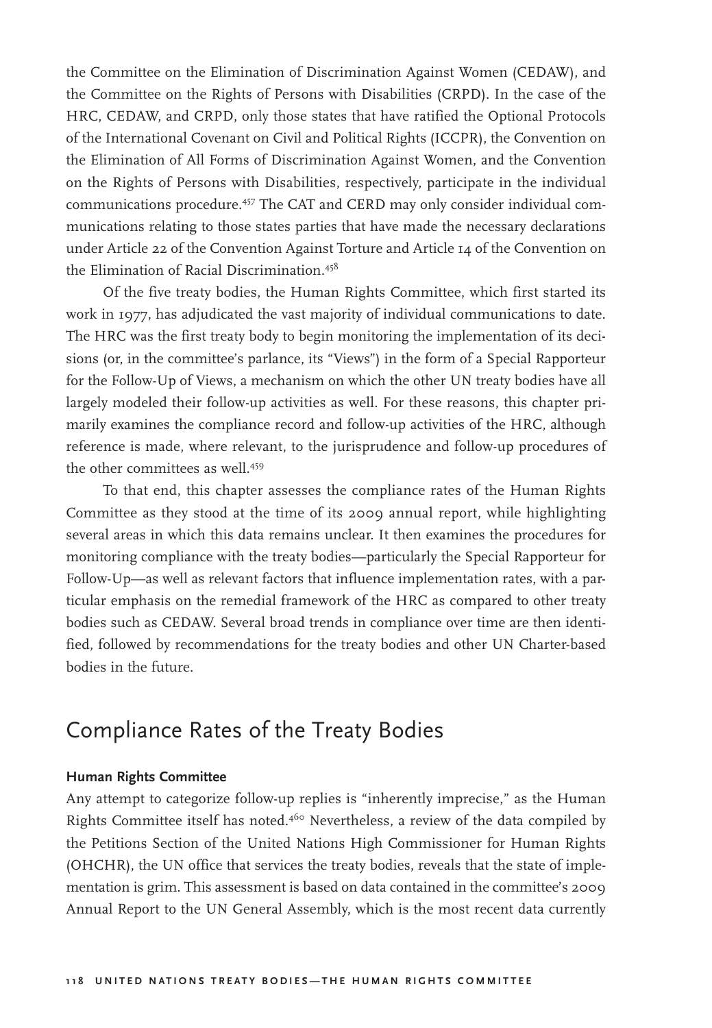the Committee on the Elimination of Discrimination Against Women (CEDAW), and the Committee on the Rights of Persons with Disabilities (CRPD). In the case of the HRC, CEDAW, and CRPD, only those states that have ratified the Optional Protocols of the International Covenant on Civil and Political Rights (ICCPR), the Convention on the Elimination of All Forms of Discrimination Against Women, and the Convention on the Rights of Persons with Disabilities, respectively, participate in the individual communications procedure.[457] The CAT and CERD may only consider individual communications relating to those states parties that have made the necessary declarations under Article 22 of the Convention Against Torture and Article 14 of the Convention on the Elimination of Racial Discrimination.[458]

Of the five treaty bodies, the Human Rights Committee, which first started its work in 1977, has adjudicated the vast majority of individual communications to date. The HRC was the first treaty body to begin monitoring the implementation of its decisions (or, in the committee's parlance, its "Views") in the form of a Special Rapporteur for the Follow-Up of Views, a mechanism on which the other UN treaty bodies have all largely modeled their follow-up activities as well. For these reasons, this chapter primarily examines the compliance record and follow-up activities of the HRC, although reference is made, where relevant, to the jurisprudence and follow-up procedures of the other committees as well.[459]

To that end, this chapter assesses the compliance rates of the Human Rights Committee as they stood at the time of its 2009 annual report, while highlighting several areas in which this data remains unclear. It then examines the procedures for monitoring compliance with the treaty bodies—particularly the Special Rapporteur for Follow-Up—as well as relevant factors that influence implementation rates, with a particular emphasis on the remedial framework of the HRC as compared to other treaty bodies such as CEDAW. Several broad trends in compliance over time are then identified, followed by recommendations for the treaty bodies and other UN Charter-based bodies in the future.

## Compliance Rates of the Treaty Bodies

### Human Rights Committee

Any attempt to categorize follow-up replies is "inherently imprecise," as the Human Rights Committee itself has noted.[460] Nevertheless, a review of the data compiled by the Petitions Section of the United Nations High Commissioner for Human Rights (OHCHR), the UN office that services the treaty bodies, reveals that the state of implementation is grim. This assessment is based on data contained in the committee's 2009 Annual Report to the UN General Assembly, which is the most recent data currently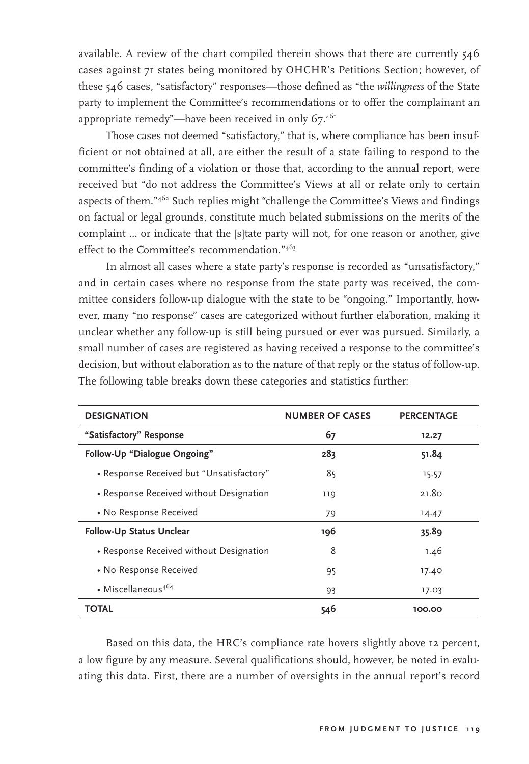available. A review of the chart compiled therein shows that there are currently 546 cases against 71 states being monitored by OHCHR's Petitions Section; however, of these 546 cases, "satisfactory" responses—those defined as "the *willingness* of the State party to implement the Committee's recommendations or to offer the complainant an appropriate remedy"—have been received in only 67.[461]

Those cases not deemed "satisfactory," that is, where compliance has been insufficient or not obtained at all, are either the result of a state failing to respond to the committee's finding of a violation or those that, according to the annual report, were received but "do not address the Committee's Views at all or relate only to certain aspects of them."[462] Such replies might "challenge the Committee's Views and findings on factual or legal grounds, constitute much belated submissions on the merits of the complaint ... or indicate that the [s]tate party will not, for one reason or another, give effect to the Committee's recommendation."[463]

In almost all cases where a state party's response is recorded as "unsatisfactory," and in certain cases where no response from the state party was received, the committee considers follow-up dialogue with the state to be "ongoing." Importantly, however, many "no response" cases are categorized without further elaboration, making it unclear whether any follow-up is still being pursued or ever was pursued. Similarly, a small number of cases are registered as having received a response to the committee's decision, but without elaboration as to the nature of that reply or the status of follow-up. The following table breaks down these categories and statistics further:

| DESIGNATION | NUMBER OF CASES | PERCENTAGE |
|---|---|---|
| **"Satisfactory" Response** | **67** | **12.27** |
| **Follow-Up "Dialogue Ongoing"** | **283** | **51.84** |
| • Response Received but "Unsatisfactory" | 85 | 15.57 |
| • Response Received without Designation | 119 | 21.80 |
| • No Response Received | 79 | 14.47 |
| **Follow-Up Status Unclear** | **196** | **35.89** |
| • Response Received without Designation | 8 | 1.46 |
| • No Response Received | 95 | 17.40 |
| • Miscellaneous[464] | 93 | 17.03 |
| **TOTAL** | **546** | **100.00** |

Based on this data, the HRC's compliance rate hovers slightly above 12 percent, a low figure by any measure. Several qualifications should, however, be noted in evaluating this data. First, there are a number of oversights in the annual report's record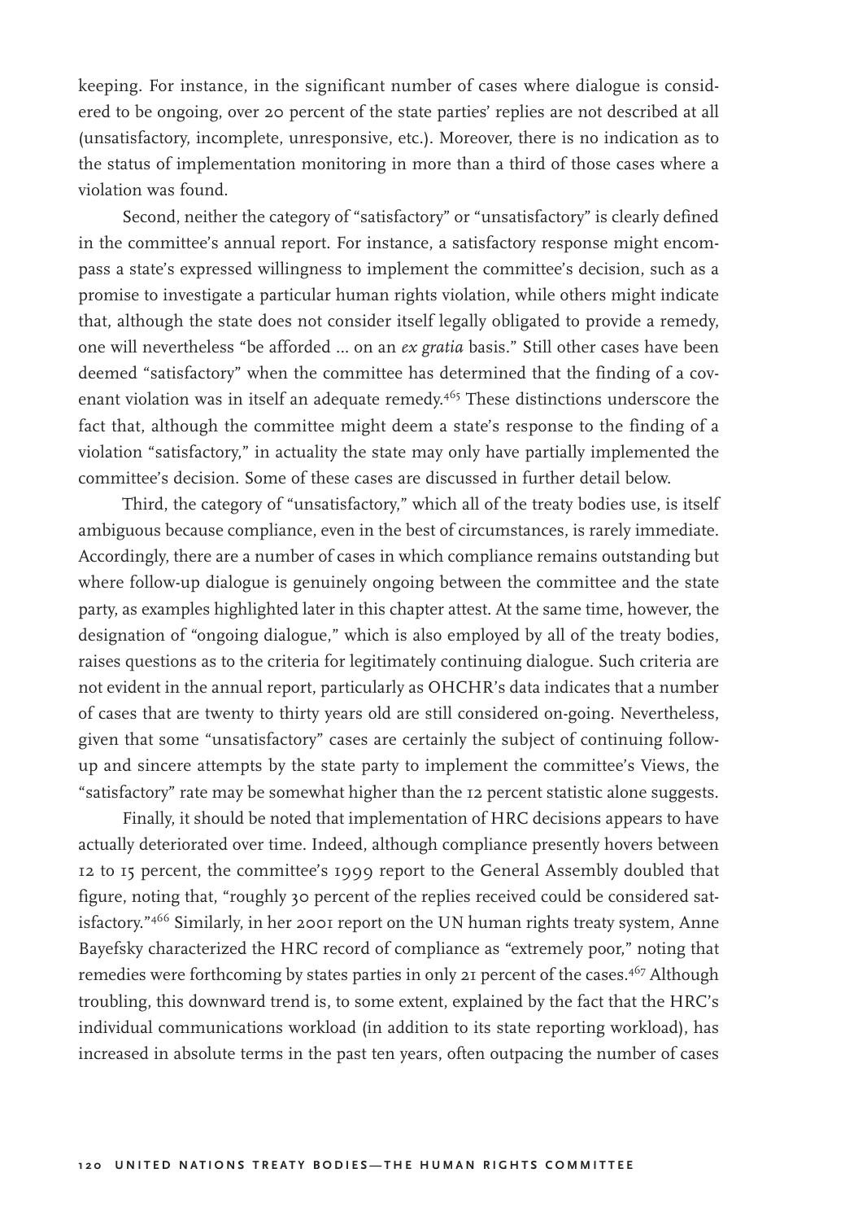keeping. For instance, in the significant number of cases where dialogue is considered to be ongoing, over 20 percent of the state parties' replies are not described at all (unsatisfactory, incomplete, unresponsive, etc.). Moreover, there is no indication as to the status of implementation monitoring in more than a third of those cases where a violation was found.

Second, neither the category of "satisfactory" or "unsatisfactory" is clearly defined in the committee's annual report. For instance, a satisfactory response might encompass a state's expressed willingness to implement the committee's decision, such as a promise to investigate a particular human rights violation, while others might indicate that, although the state does not consider itself legally obligated to provide a remedy, one will nevertheless "be afforded … on an *ex gratia* basis." Still other cases have been deemed "satisfactory" when the committee has determined that the finding of a covenant violation was in itself an adequate remedy.[465] These distinctions underscore the fact that, although the committee might deem a state's response to the finding of a violation "satisfactory," in actuality the state may only have partially implemented the committee's decision. Some of these cases are discussed in further detail below.

Third, the category of "unsatisfactory," which all of the treaty bodies use, is itself ambiguous because compliance, even in the best of circumstances, is rarely immediate. Accordingly, there are a number of cases in which compliance remains outstanding but where follow-up dialogue is genuinely ongoing between the committee and the state party, as examples highlighted later in this chapter attest. At the same time, however, the designation of "ongoing dialogue," which is also employed by all of the treaty bodies, raises questions as to the criteria for legitimately continuing dialogue. Such criteria are not evident in the annual report, particularly as OHCHR's data indicates that a number of cases that are twenty to thirty years old are still considered on-going. Nevertheless, given that some "unsatisfactory" cases are certainly the subject of continuing follow-up and sincere attempts by the state party to implement the committee's Views, the "satisfactory" rate may be somewhat higher than the 12 percent statistic alone suggests.

Finally, it should be noted that implementation of HRC decisions appears to have actually deteriorated over time. Indeed, although compliance presently hovers between 12 to 15 percent, the committee's 1999 report to the General Assembly doubled that figure, noting that, "roughly 30 percent of the replies received could be considered satisfactory."[466] Similarly, in her 2001 report on the UN human rights treaty system, Anne Bayefsky characterized the HRC record of compliance as "extremely poor," noting that remedies were forthcoming by states parties in only 21 percent of the cases.[467] Although troubling, this downward trend is, to some extent, explained by the fact that the HRC's individual communications workload (in addition to its state reporting workload), has increased in absolute terms in the past ten years, often outpacing the number of cases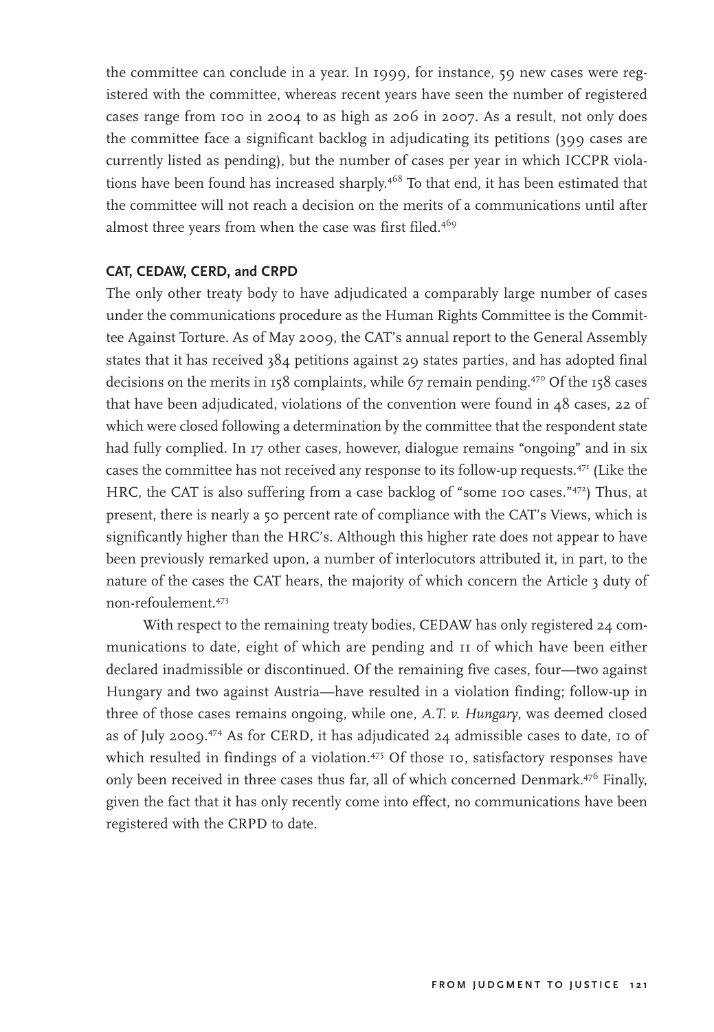the committee can conclude in a year. In 1999, for instance, 59 new cases were registered with the committee, whereas recent years have seen the number of registered cases range from 100 in 2004 to as high as 206 in 2007. As a result, not only does the committee face a significant backlog in adjudicating its petitions (399 cases are currently listed as pending), but the number of cases per year in which ICCPR violations have been found has increased sharply.[468] To that end, it has been estimated that the committee will not reach a decision on the merits of a communications until after almost three years from when the case was first filed.[469]

**CAT, CEDAW, CERD, and CRPD**

The only other treaty body to have adjudicated a comparably large number of cases under the communications procedure as the Human Rights Committee is the Committee Against Torture. As of May 2009, the CAT's annual report to the General Assembly states that it has received 384 petitions against 29 states parties, and has adopted final decisions on the merits in 158 complaints, while 67 remain pending.[470] Of the 158 cases that have been adjudicated, violations of the convention were found in 48 cases, 22 of which were closed following a determination by the committee that the respondent state had fully complied. In 17 other cases, however, dialogue remains "ongoing" and in six cases the committee has not received any response to its follow-up requests.[471] (Like the HRC, the CAT is also suffering from a case backlog of "some 100 cases."[472]) Thus, at present, there is nearly a 50 percent rate of compliance with the CAT's Views, which is significantly higher than the HRC's. Although this higher rate does not appear to have been previously remarked upon, a number of interlocutors attributed it, in part, to the nature of the cases the CAT hears, the majority of which concern the Article 3 duty of non-refoulement.[473]

With respect to the remaining treaty bodies, CEDAW has only registered 24 communications to date, eight of which are pending and 11 of which have been either declared inadmissible or discontinued. Of the remaining five cases, four—two against Hungary and two against Austria—have resulted in a violation finding; follow-up in three of those cases remains ongoing, while one, *A.T. v. Hungary*, was deemed closed as of July 2009.[474] As for CERD, it has adjudicated 24 admissible cases to date, 10 of which resulted in findings of a violation.[475] Of those 10, satisfactory responses have only been received in three cases thus far, all of which concerned Denmark.[476] Finally, given the fact that it has only recently come into effect, no communications have been registered with the CRPD to date.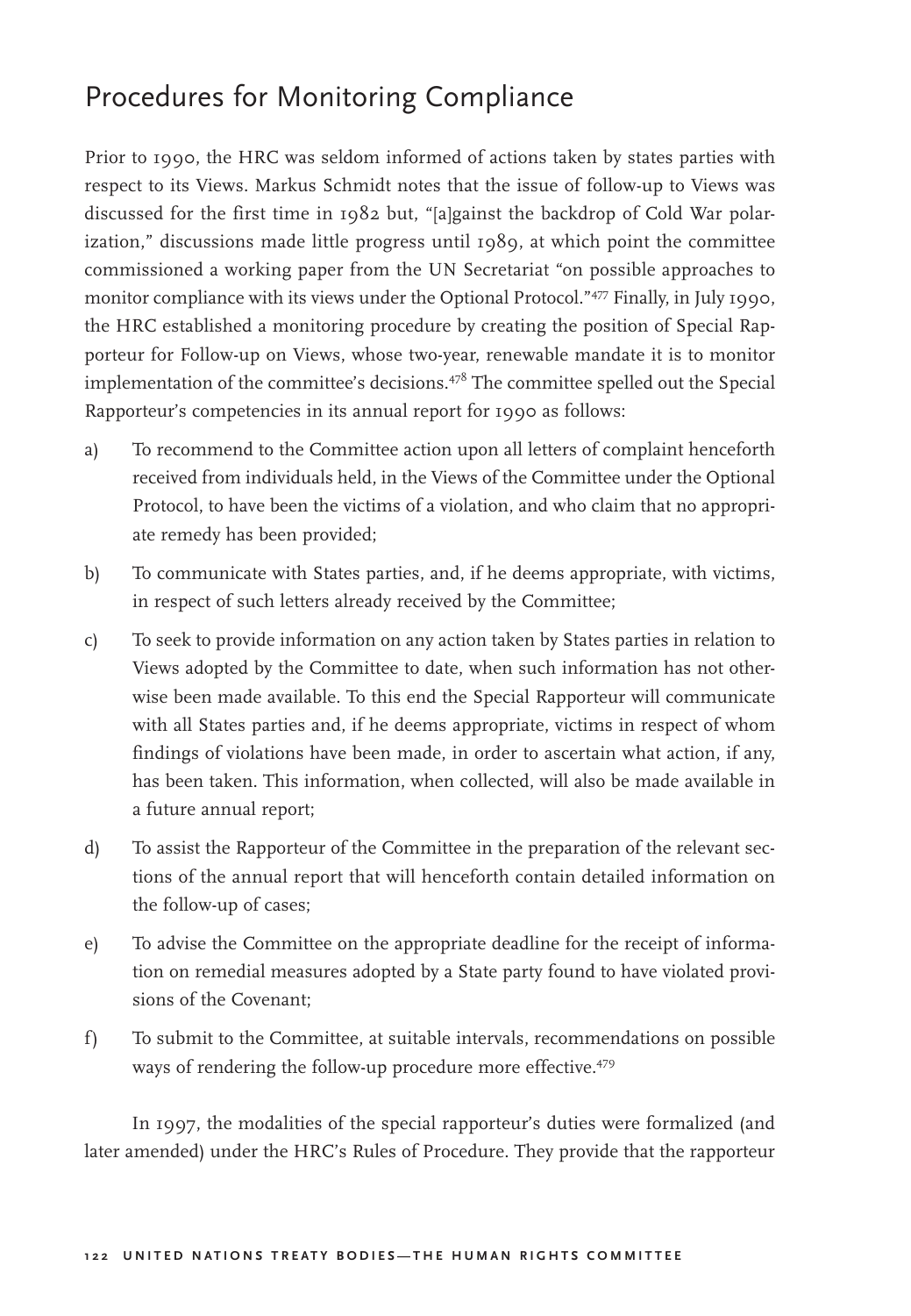## Procedures for Monitoring Compliance

Prior to 1990, the HRC was seldom informed of actions taken by states parties with respect to its Views. Markus Schmidt notes that the issue of follow-up to Views was discussed for the first time in 1982 but, "[a]gainst the backdrop of Cold War polarization," discussions made little progress until 1989, at which point the committee commissioned a working paper from the UN Secretariat "on possible approaches to monitor compliance with its views under the Optional Protocol."[477] Finally, in July 1990, the HRC established a monitoring procedure by creating the position of Special Rapporteur for Follow-up on Views, whose two-year, renewable mandate it is to monitor implementation of the committee's decisions.[478] The committee spelled out the Special Rapporteur's competencies in its annual report for 1990 as follows:

a) To recommend to the Committee action upon all letters of complaint henceforth received from individuals held, in the Views of the Committee under the Optional Protocol, to have been the victims of a violation, and who claim that no appropriate remedy has been provided;

b) To communicate with States parties, and, if he deems appropriate, with victims, in respect of such letters already received by the Committee;

c) To seek to provide information on any action taken by States parties in relation to Views adopted by the Committee to date, when such information has not otherwise been made available. To this end the Special Rapporteur will communicate with all States parties and, if he deems appropriate, victims in respect of whom findings of violations have been made, in order to ascertain what action, if any, has been taken. This information, when collected, will also be made available in a future annual report;

d) To assist the Rapporteur of the Committee in the preparation of the relevant sections of the annual report that will henceforth contain detailed information on the follow-up of cases;

e) To advise the Committee on the appropriate deadline for the receipt of information on remedial measures adopted by a State party found to have violated provisions of the Covenant;

f) To submit to the Committee, at suitable intervals, recommendations on possible ways of rendering the follow-up procedure more effective.[479]

In 1997, the modalities of the special rapporteur's duties were formalized (and later amended) under the HRC's Rules of Procedure. They provide that the rapporteur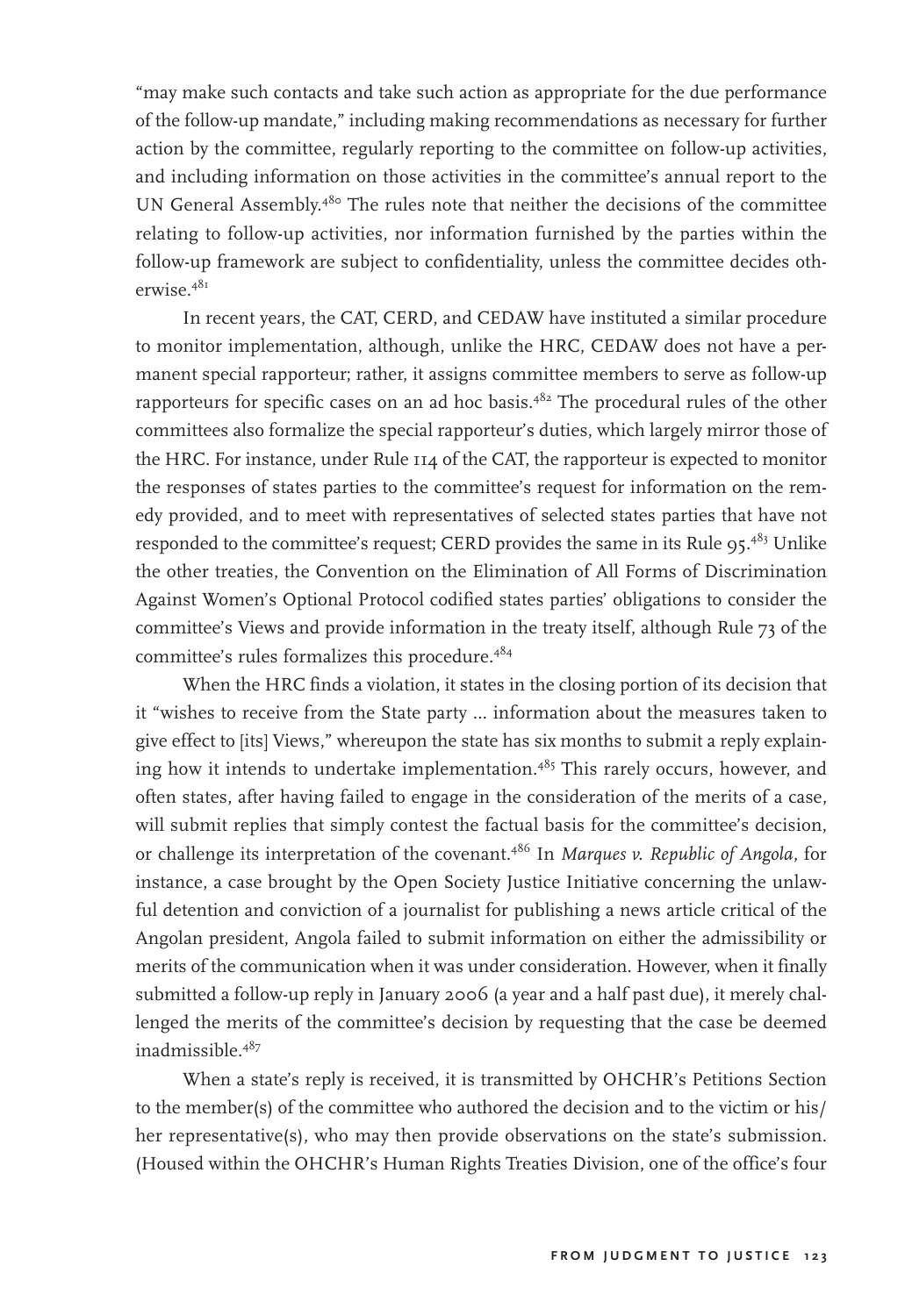"may make such contacts and take such action as appropriate for the due performance of the follow-up mandate," including making recommendations as necessary for further action by the committee, regularly reporting to the committee on follow-up activities, and including information on those activities in the committee's annual report to the UN General Assembly.[480] The rules note that neither the decisions of the committee relating to follow-up activities, nor information furnished by the parties within the follow-up framework are subject to confidentiality, unless the committee decides otherwise.[481]

In recent years, the CAT, CERD, and CEDAW have instituted a similar procedure to monitor implementation, although, unlike the HRC, CEDAW does not have a permanent special rapporteur; rather, it assigns committee members to serve as follow-up rapporteurs for specific cases on an ad hoc basis.[482] The procedural rules of the other committees also formalize the special rapporteur's duties, which largely mirror those of the HRC. For instance, under Rule 114 of the CAT, the rapporteur is expected to monitor the responses of states parties to the committee's request for information on the remedy provided, and to meet with representatives of selected states parties that have not responded to the committee's request; CERD provides the same in its Rule 95.[483] Unlike the other treaties, the Convention on the Elimination of All Forms of Discrimination Against Women's Optional Protocol codified states parties' obligations to consider the committee's Views and provide information in the treaty itself, although Rule 73 of the committee's rules formalizes this procedure.[484]

When the HRC finds a violation, it states in the closing portion of its decision that it "wishes to receive from the State party ... information about the measures taken to give effect to [its] Views," whereupon the state has six months to submit a reply explaining how it intends to undertake implementation.[485] This rarely occurs, however, and often states, after having failed to engage in the consideration of the merits of a case, will submit replies that simply contest the factual basis for the committee's decision, or challenge its interpretation of the covenant.[486] In *Marques v. Republic of Angola*, for instance, a case brought by the Open Society Justice Initiative concerning the unlawful detention and conviction of a journalist for publishing a news article critical of the Angolan president, Angola failed to submit information on either the admissibility or merits of the communication when it was under consideration. However, when it finally submitted a follow-up reply in January 2006 (a year and a half past due), it merely challenged the merits of the committee's decision by requesting that the case be deemed inadmissible.[487]

When a state's reply is received, it is transmitted by OHCHR's Petitions Section to the member(s) of the committee who authored the decision and to the victim or his/her representative(s), who may then provide observations on the state's submission. (Housed within the OHCHR's Human Rights Treaties Division, one of the office's four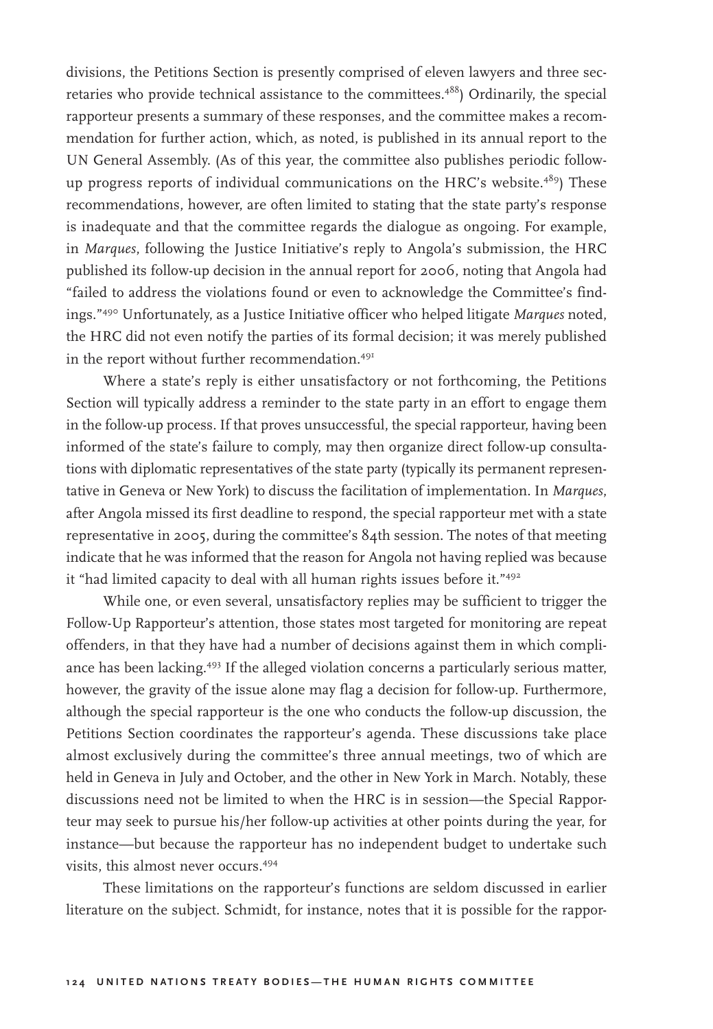divisions, the Petitions Section is presently comprised of eleven lawyers and three secretaries who provide technical assistance to the committees.[488]) Ordinarily, the special rapporteur presents a summary of these responses, and the committee makes a recommendation for further action, which, as noted, is published in its annual report to the UN General Assembly. (As of this year, the committee also publishes periodic follow-up progress reports of individual communications on the HRC's website.[489]) These recommendations, however, are often limited to stating that the state party's response is inadequate and that the committee regards the dialogue as ongoing. For example, in *Marques*, following the Justice Initiative's reply to Angola's submission, the HRC published its follow-up decision in the annual report for 2006, noting that Angola had "failed to address the violations found or even to acknowledge the Committee's findings."[490] Unfortunately, as a Justice Initiative officer who helped litigate *Marques* noted, the HRC did not even notify the parties of its formal decision; it was merely published in the report without further recommendation.[491]

Where a state's reply is either unsatisfactory or not forthcoming, the Petitions Section will typically address a reminder to the state party in an effort to engage them in the follow-up process. If that proves unsuccessful, the special rapporteur, having been informed of the state's failure to comply, may then organize direct follow-up consultations with diplomatic representatives of the state party (typically its permanent representative in Geneva or New York) to discuss the facilitation of implementation. In *Marques*, after Angola missed its first deadline to respond, the special rapporteur met with a state representative in 2005, during the committee's 84th session. The notes of that meeting indicate that he was informed that the reason for Angola not having replied was because it "had limited capacity to deal with all human rights issues before it."[492]

While one, or even several, unsatisfactory replies may be sufficient to trigger the Follow-Up Rapporteur's attention, those states most targeted for monitoring are repeat offenders, in that they have had a number of decisions against them in which compliance has been lacking.[493] If the alleged violation concerns a particularly serious matter, however, the gravity of the issue alone may flag a decision for follow-up. Furthermore, although the special rapporteur is the one who conducts the follow-up discussion, the Petitions Section coordinates the rapporteur's agenda. These discussions take place almost exclusively during the committee's three annual meetings, two of which are held in Geneva in July and October, and the other in New York in March. Notably, these discussions need not be limited to when the HRC is in session—the Special Rapporteur may seek to pursue his/her follow-up activities at other points during the year, for instance—but because the rapporteur has no independent budget to undertake such visits, this almost never occurs.[494]

These limitations on the rapporteur's functions are seldom discussed in earlier literature on the subject. Schmidt, for instance, notes that it is possible for the rappor-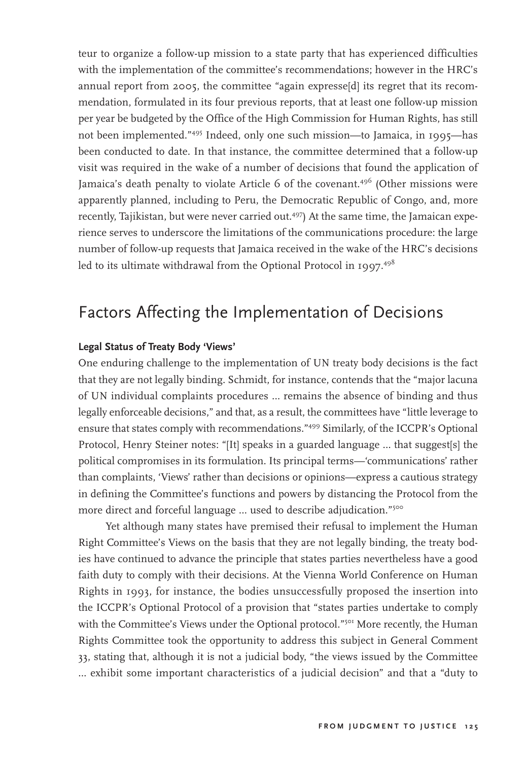teur to organize a follow-up mission to a state party that has experienced difficulties with the implementation of the committee's recommendations; however in the HRC's annual report from 2005, the committee "again expresse[d] its regret that its recommendation, formulated in its four previous reports, that at least one follow-up mission per year be budgeted by the Office of the High Commission for Human Rights, has still not been implemented."[495] Indeed, only one such mission—to Jamaica, in 1995—has been conducted to date. In that instance, the committee determined that a follow-up visit was required in the wake of a number of decisions that found the application of Jamaica's death penalty to violate Article 6 of the covenant.[496] (Other missions were apparently planned, including to Peru, the Democratic Republic of Congo, and, more recently, Tajikistan, but were never carried out.[497]) At the same time, the Jamaican experience serves to underscore the limitations of the communications procedure: the large number of follow-up requests that Jamaica received in the wake of the HRC's decisions led to its ultimate withdrawal from the Optional Protocol in 1997.[498]

## Factors Affecting the Implementation of Decisions

**Legal Status of Treaty Body 'Views'**

One enduring challenge to the implementation of UN treaty body decisions is the fact that they are not legally binding. Schmidt, for instance, contends that the "major lacuna of UN individual complaints procedures ... remains the absence of binding and thus legally enforceable decisions," and that, as a result, the committees have "little leverage to ensure that states comply with recommendations."[499] Similarly, of the ICCPR's Optional Protocol, Henry Steiner notes: "[It] speaks in a guarded language ... that suggest[s] the political compromises in its formulation. Its principal terms—'communications' rather than complaints, 'Views' rather than decisions or opinions—express a cautious strategy in defining the Committee's functions and powers by distancing the Protocol from the more direct and forceful language ... used to describe adjudication."[500]

Yet although many states have premised their refusal to implement the Human Right Committee's Views on the basis that they are not legally binding, the treaty bodies have continued to advance the principle that states parties nevertheless have a good faith duty to comply with their decisions. At the Vienna World Conference on Human Rights in 1993, for instance, the bodies unsuccessfully proposed the insertion into the ICCPR's Optional Protocol of a provision that "states parties undertake to comply with the Committee's Views under the Optional protocol."[501] More recently, the Human Rights Committee took the opportunity to address this subject in General Comment 33, stating that, although it is not a judicial body, "the views issued by the Committee ... exhibit some important characteristics of a judicial decision" and that a "duty to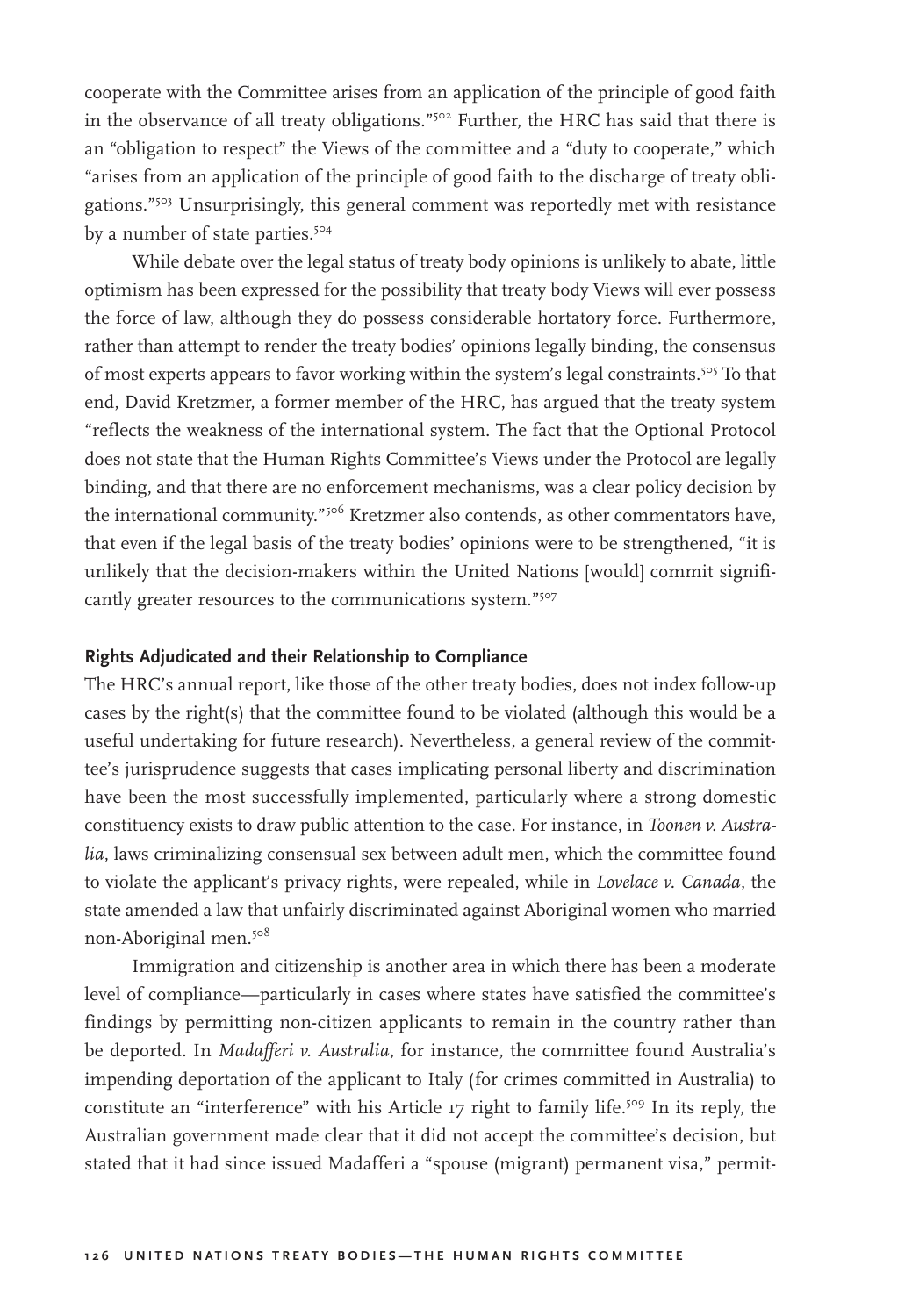cooperate with the Committee arises from an application of the principle of good faith in the observance of all treaty obligations."[502] Further, the HRC has said that there is an "obligation to respect" the Views of the committee and a "duty to cooperate," which "arises from an application of the principle of good faith to the discharge of treaty obligations."[503] Unsurprisingly, this general comment was reportedly met with resistance by a number of state parties.[504]

While debate over the legal status of treaty body opinions is unlikely to abate, little optimism has been expressed for the possibility that treaty body Views will ever possess the force of law, although they do possess considerable hortatory force. Furthermore, rather than attempt to render the treaty bodies' opinions legally binding, the consensus of most experts appears to favor working within the system's legal constraints.[505] To that end, David Kretzmer, a former member of the HRC, has argued that the treaty system "reflects the weakness of the international system. The fact that the Optional Protocol does not state that the Human Rights Committee's Views under the Protocol are legally binding, and that there are no enforcement mechanisms, was a clear policy decision by the international community."[506] Kretzmer also contends, as other commentators have, that even if the legal basis of the treaty bodies' opinions were to be strengthened, "it is unlikely that the decision-makers within the United Nations [would] commit significantly greater resources to the communications system."[507]

### Rights Adjudicated and their Relationship to Compliance

The HRC's annual report, like those of the other treaty bodies, does not index follow-up cases by the right(s) that the committee found to be violated (although this would be a useful undertaking for future research). Nevertheless, a general review of the committee's jurisprudence suggests that cases implicating personal liberty and discrimination have been the most successfully implemented, particularly where a strong domestic constituency exists to draw public attention to the case. For instance, in *Toonen v. Australia*, laws criminalizing consensual sex between adult men, which the committee found to violate the applicant's privacy rights, were repealed, while in *Lovelace v. Canada*, the state amended a law that unfairly discriminated against Aboriginal women who married non-Aboriginal men.[508]

Immigration and citizenship is another area in which there has been a moderate level of compliance—particularly in cases where states have satisfied the committee's findings by permitting non-citizen applicants to remain in the country rather than be deported. In *Madafferi v. Australia*, for instance, the committee found Australia's impending deportation of the applicant to Italy (for crimes committed in Australia) to constitute an "interference" with his Article 17 right to family life.[509] In its reply, the Australian government made clear that it did not accept the committee's decision, but stated that it had since issued Madafferi a "spouse (migrant) permanent visa," permit-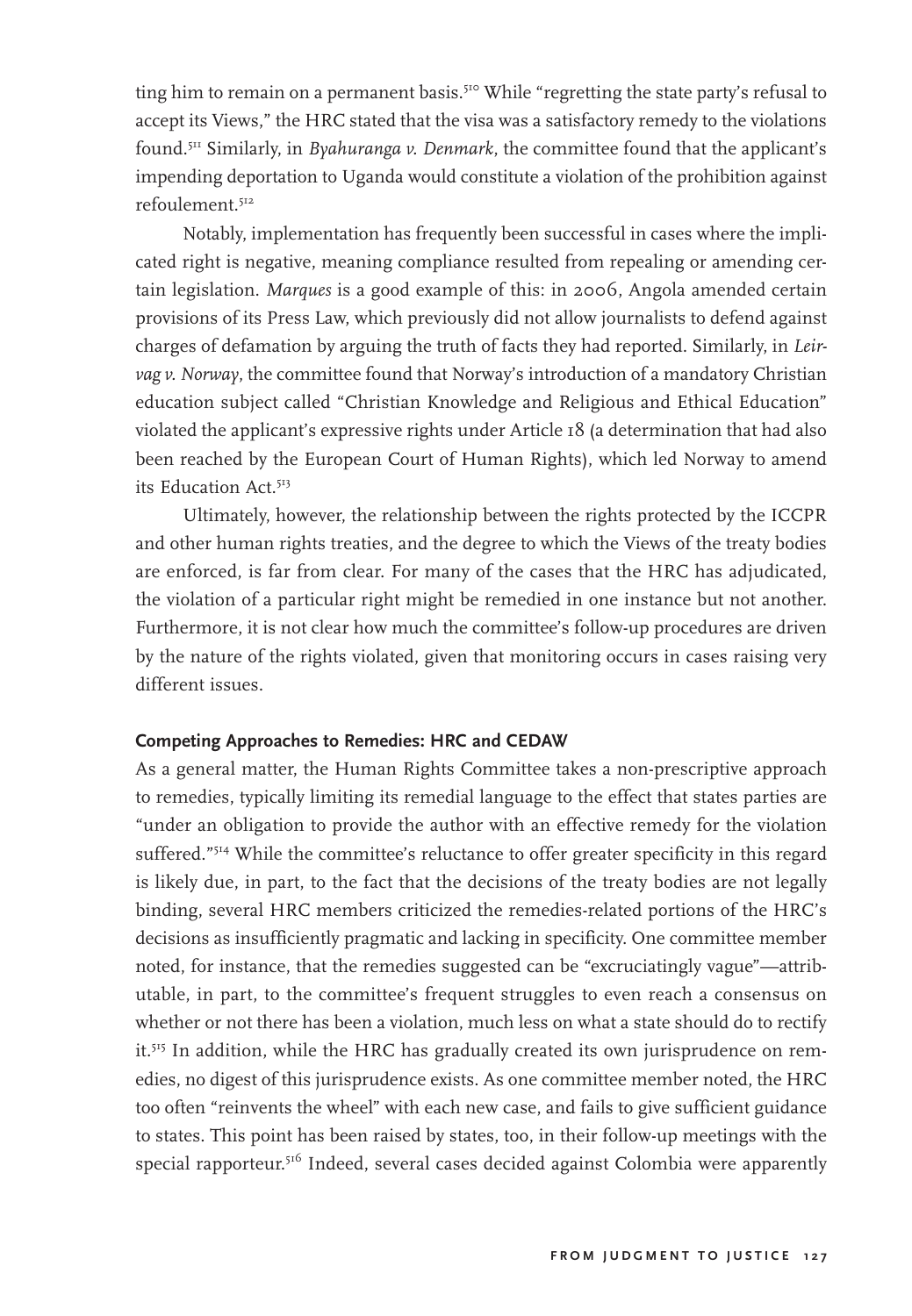ting him to remain on a permanent basis.[510] While "regretting the state party's refusal to accept its Views," the HRC stated that the visa was a satisfactory remedy to the violations found.[511] Similarly, in *Byahuranga v. Denmark*, the committee found that the applicant's impending deportation to Uganda would constitute a violation of the prohibition against refoulement.[512]

Notably, implementation has frequently been successful in cases where the implicated right is negative, meaning compliance resulted from repealing or amending certain legislation. *Marques* is a good example of this: in 2006, Angola amended certain provisions of its Press Law, which previously did not allow journalists to defend against charges of defamation by arguing the truth of facts they had reported. Similarly, in *Leirvag v. Norway*, the committee found that Norway's introduction of a mandatory Christian education subject called "Christian Knowledge and Religious and Ethical Education" violated the applicant's expressive rights under Article 18 (a determination that had also been reached by the European Court of Human Rights), which led Norway to amend its Education Act.[513]

Ultimately, however, the relationship between the rights protected by the ICCPR and other human rights treaties, and the degree to which the Views of the treaty bodies are enforced, is far from clear. For many of the cases that the HRC has adjudicated, the violation of a particular right might be remedied in one instance but not another. Furthermore, it is not clear how much the committee's follow-up procedures are driven by the nature of the rights violated, given that monitoring occurs in cases raising very different issues.

### Competing Approaches to Remedies: HRC and CEDAW

As a general matter, the Human Rights Committee takes a non-prescriptive approach to remedies, typically limiting its remedial language to the effect that states parties are "under an obligation to provide the author with an effective remedy for the violation suffered."[514] While the committee's reluctance to offer greater specificity in this regard is likely due, in part, to the fact that the decisions of the treaty bodies are not legally binding, several HRC members criticized the remedies-related portions of the HRC's decisions as insufficiently pragmatic and lacking in specificity. One committee member noted, for instance, that the remedies suggested can be "excruciatingly vague"—attributable, in part, to the committee's frequent struggles to even reach a consensus on whether or not there has been a violation, much less on what a state should do to rectify it.[515] In addition, while the HRC has gradually created its own jurisprudence on remedies, no digest of this jurisprudence exists. As one committee member noted, the HRC too often "reinvents the wheel" with each new case, and fails to give sufficient guidance to states. This point has been raised by states, too, in their follow-up meetings with the special rapporteur.[516] Indeed, several cases decided against Colombia were apparently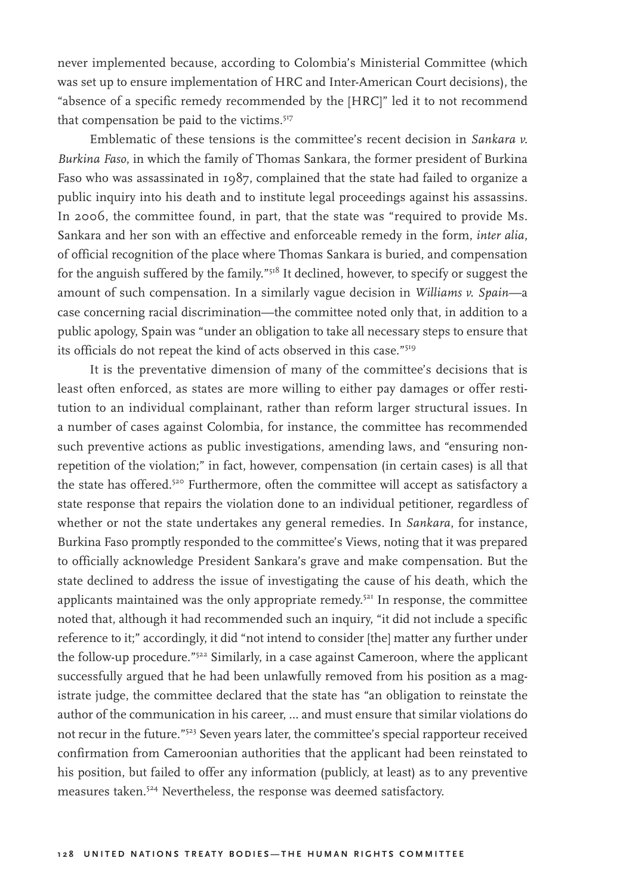never implemented because, according to Colombia's Ministerial Committee (which was set up to ensure implementation of HRC and Inter-American Court decisions), the "absence of a specific remedy recommended by the [HRC]" led it to not recommend that compensation be paid to the victims.[517]

Emblematic of these tensions is the committee's recent decision in *Sankara v. Burkina Faso*, in which the family of Thomas Sankara, the former president of Burkina Faso who was assassinated in 1987, complained that the state had failed to organize a public inquiry into his death and to institute legal proceedings against his assassins. In 2006, the committee found, in part, that the state was "required to provide Ms. Sankara and her son with an effective and enforceable remedy in the form, *inter alia*, of official recognition of the place where Thomas Sankara is buried, and compensation for the anguish suffered by the family."[518] It declined, however, to specify or suggest the amount of such compensation. In a similarly vague decision in *Williams v. Spain*—a case concerning racial discrimination—the committee noted only that, in addition to a public apology, Spain was "under an obligation to take all necessary steps to ensure that its officials do not repeat the kind of acts observed in this case."[519]

It is the preventative dimension of many of the committee's decisions that is least often enforced, as states are more willing to either pay damages or offer restitution to an individual complainant, rather than reform larger structural issues. In a number of cases against Colombia, for instance, the committee has recommended such preventive actions as public investigations, amending laws, and "ensuring non-repetition of the violation;" in fact, however, compensation (in certain cases) is all that the state has offered.[520] Furthermore, often the committee will accept as satisfactory a state response that repairs the violation done to an individual petitioner, regardless of whether or not the state undertakes any general remedies. In *Sankara*, for instance, Burkina Faso promptly responded to the committee's Views, noting that it was prepared to officially acknowledge President Sankara's grave and make compensation. But the state declined to address the issue of investigating the cause of his death, which the applicants maintained was the only appropriate remedy.[521] In response, the committee noted that, although it had recommended such an inquiry, "it did not include a specific reference to it;" accordingly, it did "not intend to consider [the] matter any further under the follow-up procedure."[522] Similarly, in a case against Cameroon, where the applicant successfully argued that he had been unlawfully removed from his position as a magistrate judge, the committee declared that the state has "an obligation to reinstate the author of the communication in his career, ... and must ensure that similar violations do not recur in the future."[523] Seven years later, the committee's special rapporteur received confirmation from Cameroonian authorities that the applicant had been reinstated to his position, but failed to offer any information (publicly, at least) as to any preventive measures taken.[524] Nevertheless, the response was deemed satisfactory.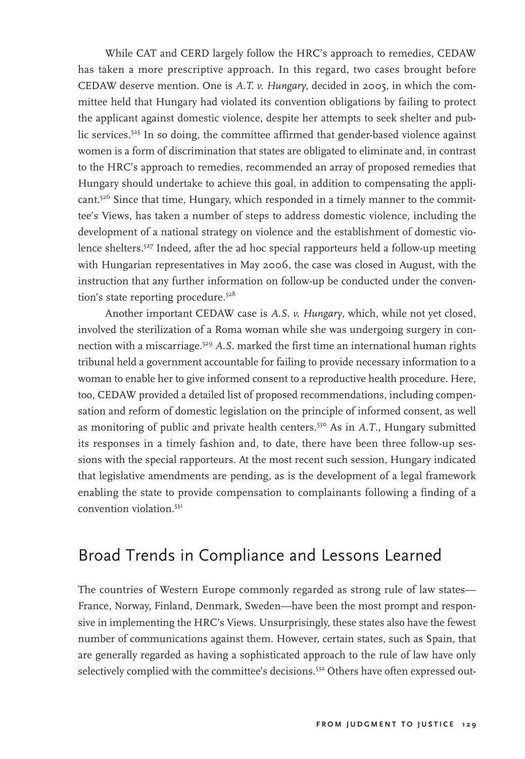While CAT and CERD largely follow the HRC's approach to remedies, CEDAW has taken a more prescriptive approach. In this regard, two cases brought before CEDAW deserve mention. One is *A.T. v. Hungary*, decided in 2005, in which the committee held that Hungary had violated its convention obligations by failing to protect the applicant against domestic violence, despite her attempts to seek shelter and public services.[525] In so doing, the committee affirmed that gender-based violence against women is a form of discrimination that states are obligated to eliminate and, in contrast to the HRC's approach to remedies, recommended an array of proposed remedies that Hungary should undertake to achieve this goal, in addition to compensating the applicant.[526] Since that time, Hungary, which responded in a timely manner to the committee's Views, has taken a number of steps to address domestic violence, including the development of a national strategy on violence and the establishment of domestic violence shelters.[527] Indeed, after the ad hoc special rapporteurs held a follow-up meeting with Hungarian representatives in May 2006, the case was closed in August, with the instruction that any further information on follow-up be conducted under the convention's state reporting procedure.[528]

Another important CEDAW case is *A.S. v. Hungary*, which, while not yet closed, involved the sterilization of a Roma woman while she was undergoing surgery in connection with a miscarriage.[529] *A.S.* marked the first time an international human rights tribunal held a government accountable for failing to provide necessary information to a woman to enable her to give informed consent to a reproductive health procedure. Here, too, CEDAW provided a detailed list of proposed recommendations, including compensation and reform of domestic legislation on the principle of informed consent, as well as monitoring of public and private health centers.[530] As in *A.T.*, Hungary submitted its responses in a timely fashion and, to date, there have been three follow-up sessions with the special rapporteurs. At the most recent such session, Hungary indicated that legislative amendments are pending, as is the development of a legal framework enabling the state to provide compensation to complainants following a finding of a convention violation.[531]

## Broad Trends in Compliance and Lessons Learned

The countries of Western Europe commonly regarded as strong rule of law states—France, Norway, Finland, Denmark, Sweden—have been the most prompt and responsive in implementing the HRC's Views. Unsurprisingly, these states also have the fewest number of communications against them. However, certain states, such as Spain, that are generally regarded as having a sophisticated approach to the rule of law have only selectively complied with the committee's decisions.[532] Others have often expressed out-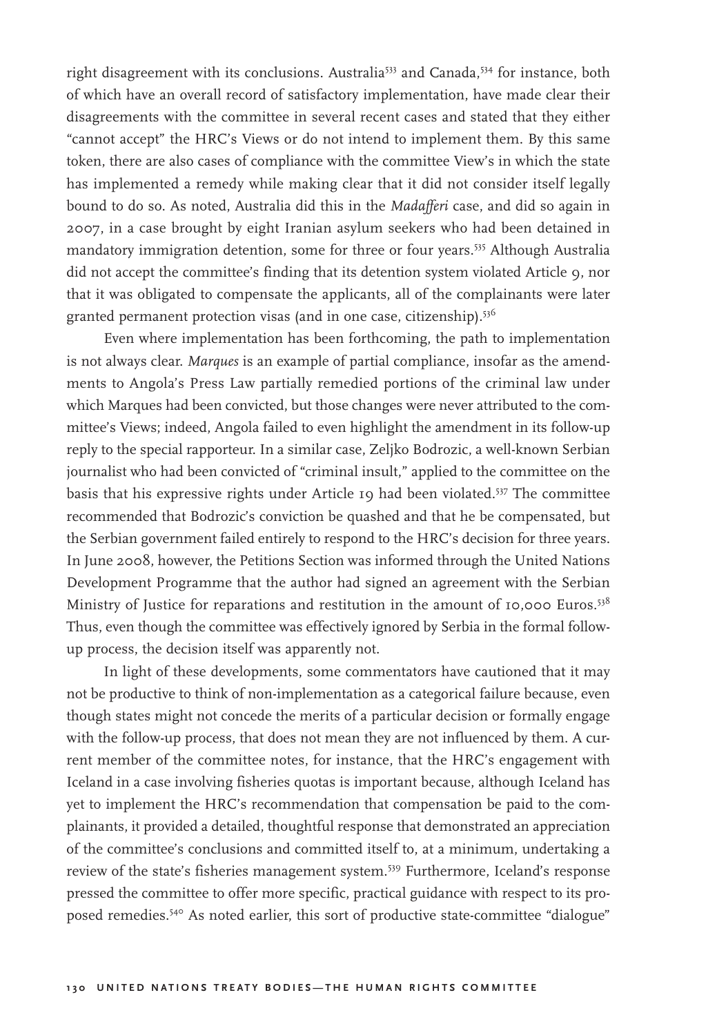right disagreement with its conclusions. Australia[533] and Canada,[534] for instance, both of which have an overall record of satisfactory implementation, have made clear their disagreements with the committee in several recent cases and stated that they either "cannot accept" the HRC's Views or do not intend to implement them. By this same token, there are also cases of compliance with the committee View's in which the state has implemented a remedy while making clear that it did not consider itself legally bound to do so. As noted, Australia did this in the *Madafferi* case, and did so again in 2007, in a case brought by eight Iranian asylum seekers who had been detained in mandatory immigration detention, some for three or four years.[535] Although Australia did not accept the committee's finding that its detention system violated Article 9, nor that it was obligated to compensate the applicants, all of the complainants were later granted permanent protection visas (and in one case, citizenship).[536]

Even where implementation has been forthcoming, the path to implementation is not always clear. *Marques* is an example of partial compliance, insofar as the amendments to Angola's Press Law partially remedied portions of the criminal law under which Marques had been convicted, but those changes were never attributed to the committee's Views; indeed, Angola failed to even highlight the amendment in its follow-up reply to the special rapporteur. In a similar case, Zeljko Bodrozic, a well-known Serbian journalist who had been convicted of "criminal insult," applied to the committee on the basis that his expressive rights under Article 19 had been violated.[537] The committee recommended that Bodrozic's conviction be quashed and that he be compensated, but the Serbian government failed entirely to respond to the HRC's decision for three years. In June 2008, however, the Petitions Section was informed through the United Nations Development Programme that the author had signed an agreement with the Serbian Ministry of Justice for reparations and restitution in the amount of 10,000 Euros.[538] Thus, even though the committee was effectively ignored by Serbia in the formal follow-up process, the decision itself was apparently not.

In light of these developments, some commentators have cautioned that it may not be productive to think of non-implementation as a categorical failure because, even though states might not concede the merits of a particular decision or formally engage with the follow-up process, that does not mean they are not influenced by them. A current member of the committee notes, for instance, that the HRC's engagement with Iceland in a case involving fisheries quotas is important because, although Iceland has yet to implement the HRC's recommendation that compensation be paid to the complainants, it provided a detailed, thoughtful response that demonstrated an appreciation of the committee's conclusions and committed itself to, at a minimum, undertaking a review of the state's fisheries management system.[539] Furthermore, Iceland's response pressed the committee to offer more specific, practical guidance with respect to its proposed remedies.[540] As noted earlier, this sort of productive state-committee "dialogue"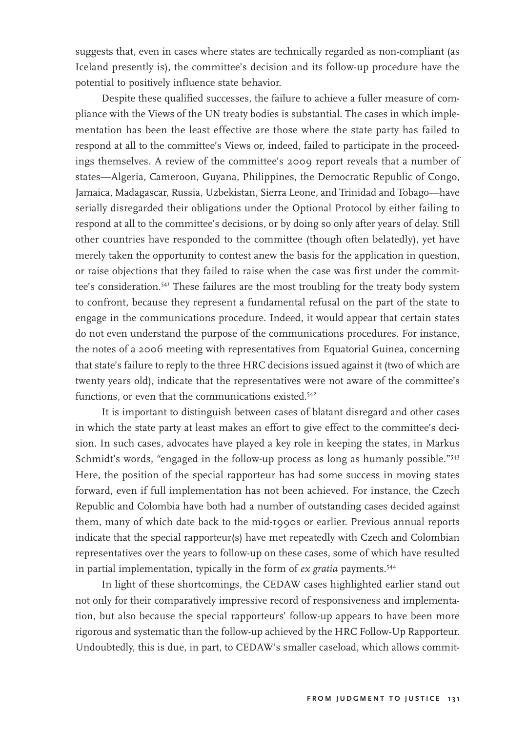suggests that, even in cases where states are technically regarded as non-compliant (as Iceland presently is), the committee's decision and its follow-up procedure have the potential to positively influence state behavior.

Despite these qualified successes, the failure to achieve a fuller measure of compliance with the Views of the UN treaty bodies is substantial. The cases in which implementation has been the least effective are those where the state party has failed to respond at all to the committee's Views or, indeed, failed to participate in the proceedings themselves. A review of the committee's 2009 report reveals that a number of states—Algeria, Cameroon, Guyana, Philippines, the Democratic Republic of Congo, Jamaica, Madagascar, Russia, Uzbekistan, Sierra Leone, and Trinidad and Tobago—have serially disregarded their obligations under the Optional Protocol by either failing to respond at all to the committee's decisions, or by doing so only after years of delay. Still other countries have responded to the committee (though often belatedly), yet have merely taken the opportunity to contest anew the basis for the application in question, or raise objections that they failed to raise when the case was first under the committee's consideration.[541] These failures are the most troubling for the treaty body system to confront, because they represent a fundamental refusal on the part of the state to engage in the communications procedure. Indeed, it would appear that certain states do not even understand the purpose of the communications procedures. For instance, the notes of a 2006 meeting with representatives from Equatorial Guinea, concerning that state's failure to reply to the three HRC decisions issued against it (two of which are twenty years old), indicate that the representatives were not aware of the committee's functions, or even that the communications existed.[542]

It is important to distinguish between cases of blatant disregard and other cases in which the state party at least makes an effort to give effect to the committee's decision. In such cases, advocates have played a key role in keeping the states, in Markus Schmidt's words, "engaged in the follow-up process as long as humanly possible."[543] Here, the position of the special rapporteur has had some success in moving states forward, even if full implementation has not been achieved. For instance, the Czech Republic and Colombia have both had a number of outstanding cases decided against them, many of which date back to the mid-1990s or earlier. Previous annual reports indicate that the special rapporteur(s) have met repeatedly with Czech and Colombian representatives over the years to follow-up on these cases, some of which have resulted in partial implementation, typically in the form of *ex gratia* payments.[544]

In light of these shortcomings, the CEDAW cases highlighted earlier stand out not only for their comparatively impressive record of responsiveness and implementation, but also because the special rapporteurs' follow-up appears to have been more rigorous and systematic than the follow-up achieved by the HRC Follow-Up Rapporteur. Undoubtedly, this is due, in part, to CEDAW's smaller caseload, which allows commit-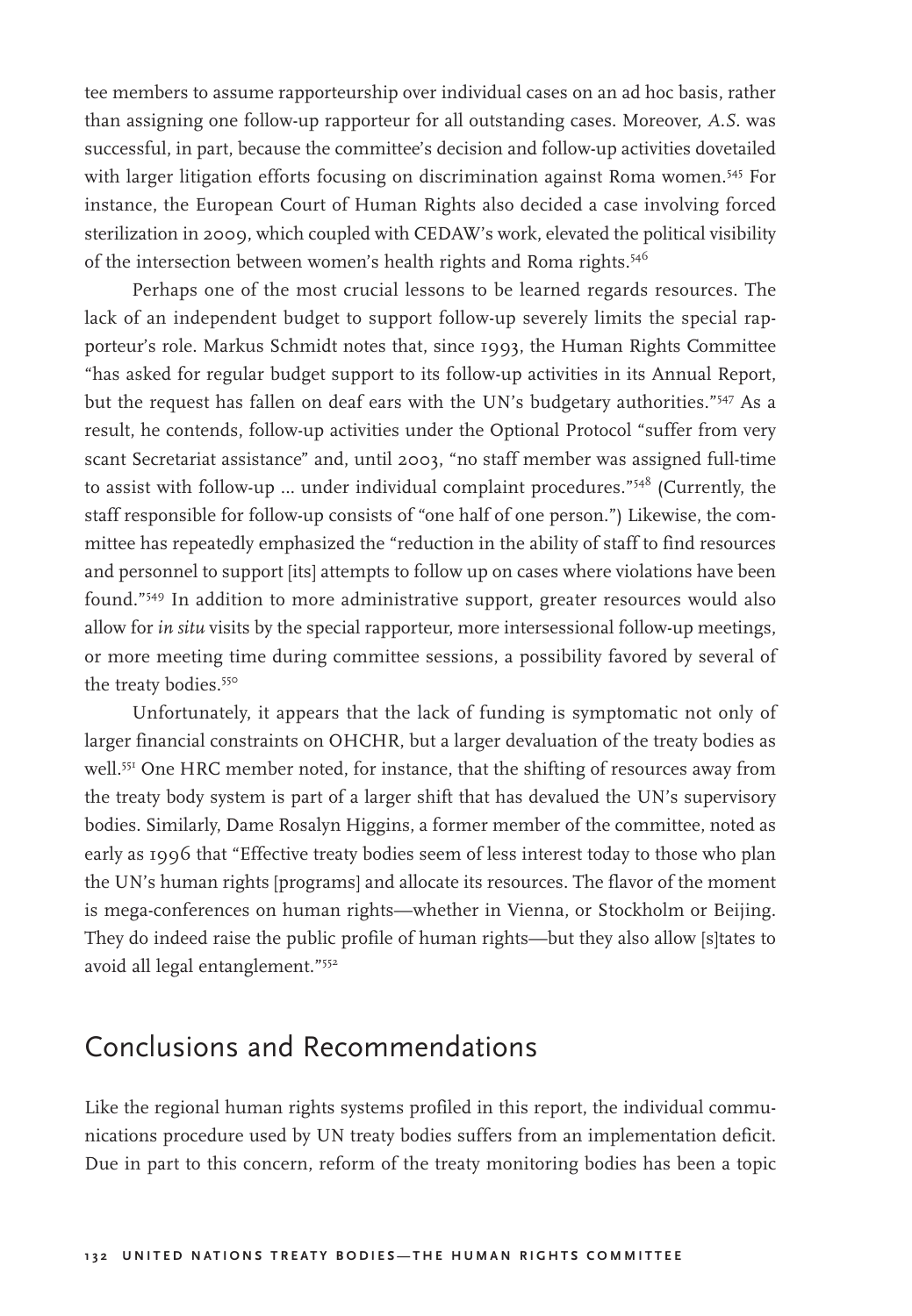tee members to assume rapporteurship over individual cases on an ad hoc basis, rather than assigning one follow-up rapporteur for all outstanding cases. Moreover, *A.S.* was successful, in part, because the committee's decision and follow-up activities dovetailed with larger litigation efforts focusing on discrimination against Roma women.[545] For instance, the European Court of Human Rights also decided a case involving forced sterilization in 2009, which coupled with CEDAW's work, elevated the political visibility of the intersection between women's health rights and Roma rights.[546]

Perhaps one of the most crucial lessons to be learned regards resources. The lack of an independent budget to support follow-up severely limits the special rapporteur's role. Markus Schmidt notes that, since 1993, the Human Rights Committee "has asked for regular budget support to its follow-up activities in its Annual Report, but the request has fallen on deaf ears with the UN's budgetary authorities."[547] As a result, he contends, follow-up activities under the Optional Protocol "suffer from very scant Secretariat assistance" and, until 2003, "no staff member was assigned full-time to assist with follow-up ... under individual complaint procedures."[548] (Currently, the staff responsible for follow-up consists of "one half of one person.") Likewise, the committee has repeatedly emphasized the "reduction in the ability of staff to find resources and personnel to support [its] attempts to follow up on cases where violations have been found."[549] In addition to more administrative support, greater resources would also allow for *in situ* visits by the special rapporteur, more intersessional follow-up meetings, or more meeting time during committee sessions, a possibility favored by several of the treaty bodies.[550]

Unfortunately, it appears that the lack of funding is symptomatic not only of larger financial constraints on OHCHR, but a larger devaluation of the treaty bodies as well.[551] One HRC member noted, for instance, that the shifting of resources away from the treaty body system is part of a larger shift that has devalued the UN's supervisory bodies. Similarly, Dame Rosalyn Higgins, a former member of the committee, noted as early as 1996 that "Effective treaty bodies seem of less interest today to those who plan the UN's human rights [programs] and allocate its resources. The flavor of the moment is mega-conferences on human rights—whether in Vienna, or Stockholm or Beijing. They do indeed raise the public profile of human rights—but they also allow [s]tates to avoid all legal entanglement."[552]

## Conclusions and Recommendations

Like the regional human rights systems profiled in this report, the individual communications procedure used by UN treaty bodies suffers from an implementation deficit. Due in part to this concern, reform of the treaty monitoring bodies has been a topic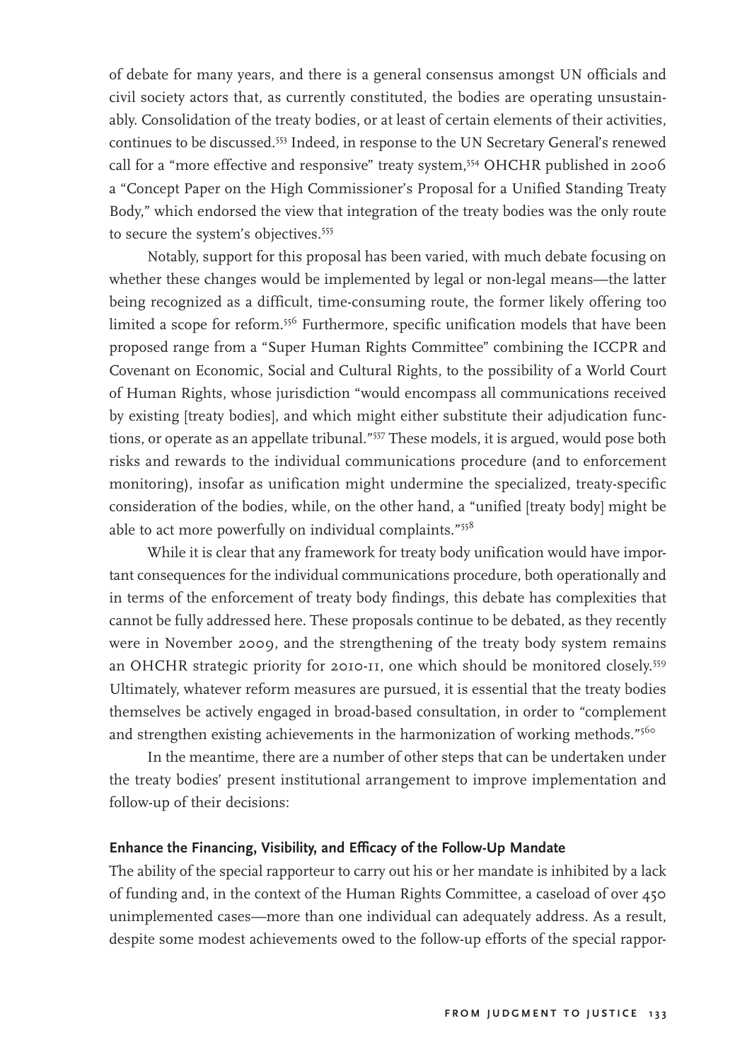of debate for many years, and there is a general consensus amongst UN officials and civil society actors that, as currently constituted, the bodies are operating unsustainably. Consolidation of the treaty bodies, or at least of certain elements of their activities, continues to be discussed.[553] Indeed, in response to the UN Secretary General's renewed call for a "more effective and responsive" treaty system,[554] OHCHR published in 2006 a "Concept Paper on the High Commissioner's Proposal for a Unified Standing Treaty Body," which endorsed the view that integration of the treaty bodies was the only route to secure the system's objectives.[555]

Notably, support for this proposal has been varied, with much debate focusing on whether these changes would be implemented by legal or non-legal means—the latter being recognized as a difficult, time-consuming route, the former likely offering too limited a scope for reform.[556] Furthermore, specific unification models that have been proposed range from a "Super Human Rights Committee" combining the ICCPR and Covenant on Economic, Social and Cultural Rights, to the possibility of a World Court of Human Rights, whose jurisdiction "would encompass all communications received by existing [treaty bodies], and which might either substitute their adjudication functions, or operate as an appellate tribunal."[557] These models, it is argued, would pose both risks and rewards to the individual communications procedure (and to enforcement monitoring), insofar as unification might undermine the specialized, treaty-specific consideration of the bodies, while, on the other hand, a "unified [treaty body] might be able to act more powerfully on individual complaints."[558]

While it is clear that any framework for treaty body unification would have important consequences for the individual communications procedure, both operationally and in terms of the enforcement of treaty body findings, this debate has complexities that cannot be fully addressed here. These proposals continue to be debated, as they recently were in November 2009, and the strengthening of the treaty body system remains an OHCHR strategic priority for 2010-11, one which should be monitored closely.[559] Ultimately, whatever reform measures are pursued, it is essential that the treaty bodies themselves be actively engaged in broad-based consultation, in order to "complement and strengthen existing achievements in the harmonization of working methods."[560]

In the meantime, there are a number of other steps that can be undertaken under the treaty bodies' present institutional arrangement to improve implementation and follow-up of their decisions:

#### Enhance the Financing, Visibility, and Efficacy of the Follow-Up Mandate

The ability of the special rapporteur to carry out his or her mandate is inhibited by a lack of funding and, in the context of the Human Rights Committee, a caseload of over 450 unimplemented cases—more than one individual can adequately address. As a result, despite some modest achievements owed to the follow-up efforts of the special rappor-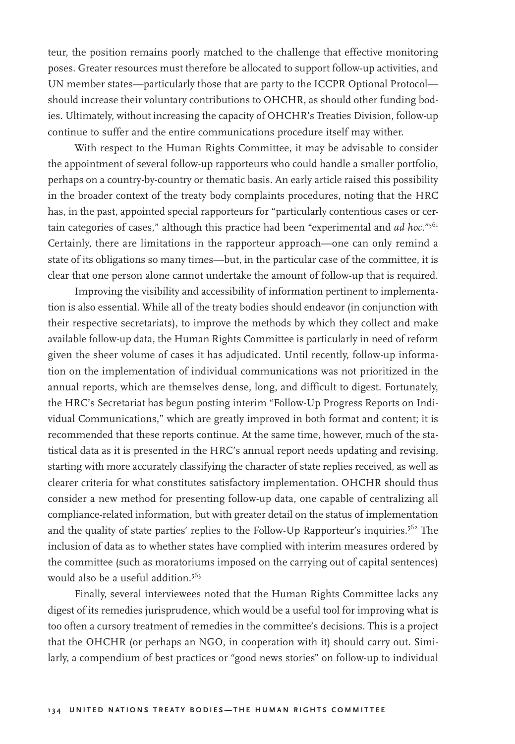teur, the position remains poorly matched to the challenge that effective monitoring poses. Greater resources must therefore be allocated to support follow-up activities, and UN member states—particularly those that are party to the ICCPR Optional Protocol—should increase their voluntary contributions to OHCHR, as should other funding bodies. Ultimately, without increasing the capacity of OHCHR's Treaties Division, follow-up continue to suffer and the entire communications procedure itself may wither.

With respect to the Human Rights Committee, it may be advisable to consider the appointment of several follow-up rapporteurs who could handle a smaller portfolio, perhaps on a country-by-country or thematic basis. An early article raised this possibility in the broader context of the treaty body complaints procedures, noting that the HRC has, in the past, appointed special rapporteurs for "particularly contentious cases or certain categories of cases," although this practice had been "experimental and *ad hoc*."[561] Certainly, there are limitations in the rapporteur approach—one can only remind a state of its obligations so many times—but, in the particular case of the committee, it is clear that one person alone cannot undertake the amount of follow-up that is required.

Improving the visibility and accessibility of information pertinent to implementation is also essential. While all of the treaty bodies should endeavor (in conjunction with their respective secretariats), to improve the methods by which they collect and make available follow-up data, the Human Rights Committee is particularly in need of reform given the sheer volume of cases it has adjudicated. Until recently, follow-up information on the implementation of individual communications was not prioritized in the annual reports, which are themselves dense, long, and difficult to digest. Fortunately, the HRC's Secretariat has begun posting interim "Follow-Up Progress Reports on Individual Communications," which are greatly improved in both format and content; it is recommended that these reports continue. At the same time, however, much of the statistical data as it is presented in the HRC's annual report needs updating and revising, starting with more accurately classifying the character of state replies received, as well as clearer criteria for what constitutes satisfactory implementation. OHCHR should thus consider a new method for presenting follow-up data, one capable of centralizing all compliance-related information, but with greater detail on the status of implementation and the quality of state parties' replies to the Follow-Up Rapporteur's inquiries.[562] The inclusion of data as to whether states have complied with interim measures ordered by the committee (such as moratoriums imposed on the carrying out of capital sentences) would also be a useful addition.[563]

Finally, several interviewees noted that the Human Rights Committee lacks any digest of its remedies jurisprudence, which would be a useful tool for improving what is too often a cursory treatment of remedies in the committee's decisions. This is a project that the OHCHR (or perhaps an NGO, in cooperation with it) should carry out. Similarly, a compendium of best practices or "good news stories" on follow-up to individual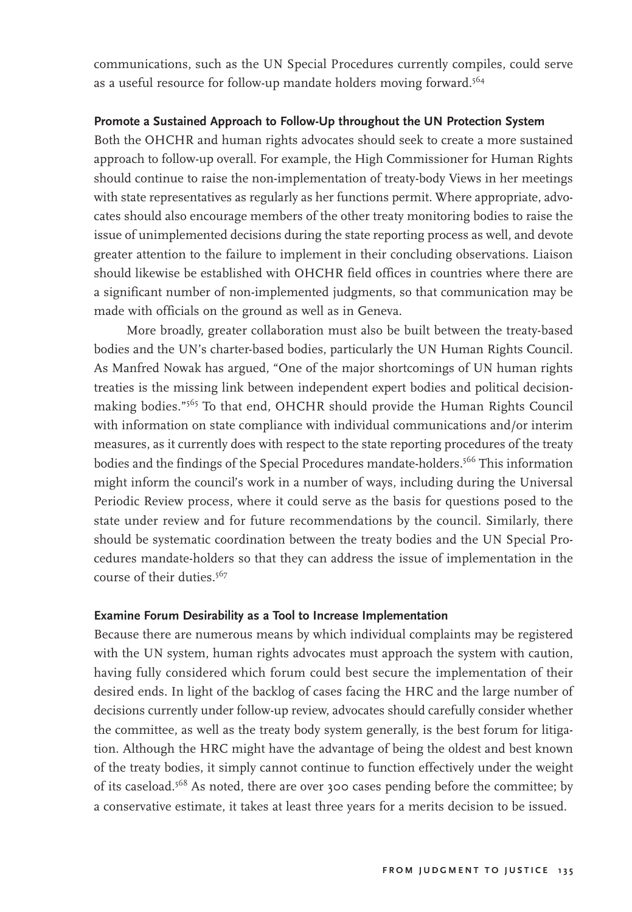communications, such as the UN Special Procedures currently compiles, could serve as a useful resource for follow-up mandate holders moving forward.[564]

### Promote a Sustained Approach to Follow-Up throughout the UN Protection System

Both the OHCHR and human rights advocates should seek to create a more sustained approach to follow-up overall. For example, the High Commissioner for Human Rights should continue to raise the non-implementation of treaty-body Views in her meetings with state representatives as regularly as her functions permit. Where appropriate, advocates should also encourage members of the other treaty monitoring bodies to raise the issue of unimplemented decisions during the state reporting process as well, and devote greater attention to the failure to implement in their concluding observations. Liaison should likewise be established with OHCHR field offices in countries where there are a significant number of non-implemented judgments, so that communication may be made with officials on the ground as well as in Geneva.

More broadly, greater collaboration must also be built between the treaty-based bodies and the UN's charter-based bodies, particularly the UN Human Rights Council. As Manfred Nowak has argued, "One of the major shortcomings of UN human rights treaties is the missing link between independent expert bodies and political decision-making bodies."[565] To that end, OHCHR should provide the Human Rights Council with information on state compliance with individual communications and/or interim measures, as it currently does with respect to the state reporting procedures of the treaty bodies and the findings of the Special Procedures mandate-holders.[566] This information might inform the council's work in a number of ways, including during the Universal Periodic Review process, where it could serve as the basis for questions posed to the state under review and for future recommendations by the council. Similarly, there should be systematic coordination between the treaty bodies and the UN Special Procedures mandate-holders so that they can address the issue of implementation in the course of their duties.[567]

### Examine Forum Desirability as a Tool to Increase Implementation

Because there are numerous means by which individual complaints may be registered with the UN system, human rights advocates must approach the system with caution, having fully considered which forum could best secure the implementation of their desired ends. In light of the backlog of cases facing the HRC and the large number of decisions currently under follow-up review, advocates should carefully consider whether the committee, as well as the treaty body system generally, is the best forum for litigation. Although the HRC might have the advantage of being the oldest and best known of the treaty bodies, it simply cannot continue to function effectively under the weight of its caseload.[568] As noted, there are over 300 cases pending before the committee; by a conservative estimate, it takes at least three years for a merits decision to be issued.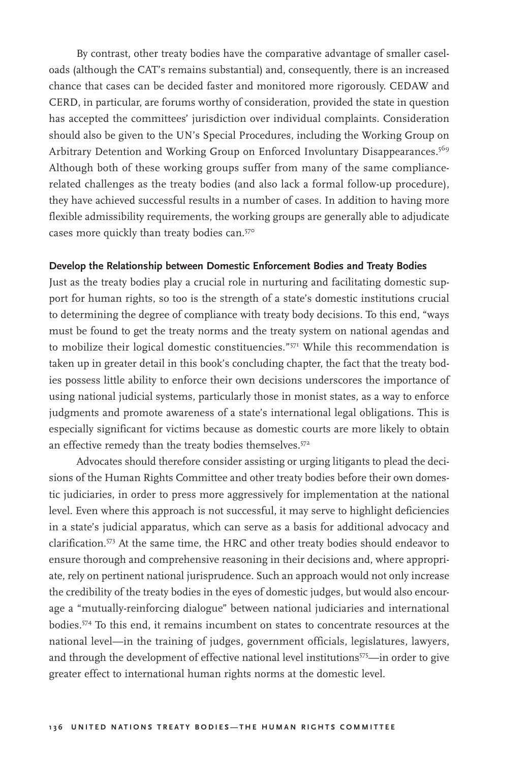By contrast, other treaty bodies have the comparative advantage of smaller caseloads (although the CAT's remains substantial) and, consequently, there is an increased chance that cases can be decided faster and monitored more rigorously. CEDAW and CERD, in particular, are forums worthy of consideration, provided the state in question has accepted the committees' jurisdiction over individual complaints. Consideration should also be given to the UN's Special Procedures, including the Working Group on Arbitrary Detention and Working Group on Enforced Involuntary Disappearances.[569] Although both of these working groups suffer from many of the same compliance-related challenges as the treaty bodies (and also lack a formal follow-up procedure), they have achieved successful results in a number of cases. In addition to having more flexible admissibility requirements, the working groups are generally able to adjudicate cases more quickly than treaty bodies can.[570]

**Develop the Relationship between Domestic Enforcement Bodies and Treaty Bodies**

Just as the treaty bodies play a crucial role in nurturing and facilitating domestic support for human rights, so too is the strength of a state's domestic institutions crucial to determining the degree of compliance with treaty body decisions. To this end, "ways must be found to get the treaty norms and the treaty system on national agendas and to mobilize their logical domestic constituencies."[571] While this recommendation is taken up in greater detail in this book's concluding chapter, the fact that the treaty bodies possess little ability to enforce their own decisions underscores the importance of using national judicial systems, particularly those in monist states, as a way to enforce judgments and promote awareness of a state's international legal obligations. This is especially significant for victims because as domestic courts are more likely to obtain an effective remedy than the treaty bodies themselves.[572]

Advocates should therefore consider assisting or urging litigants to plead the decisions of the Human Rights Committee and other treaty bodies before their own domestic judiciaries, in order to press more aggressively for implementation at the national level. Even where this approach is not successful, it may serve to highlight deficiencies in a state's judicial apparatus, which can serve as a basis for additional advocacy and clarification.[573] At the same time, the HRC and other treaty bodies should endeavor to ensure thorough and comprehensive reasoning in their decisions and, where appropriate, rely on pertinent national jurisprudence. Such an approach would not only increase the credibility of the treaty bodies in the eyes of domestic judges, but would also encourage a "mutually-reinforcing dialogue" between national judiciaries and international bodies.[574] To this end, it remains incumbent on states to concentrate resources at the national level—in the training of judges, government officials, legislatures, lawyers, and through the development of effective national level institutions[575]—in order to give greater effect to international human rights norms at the domestic level.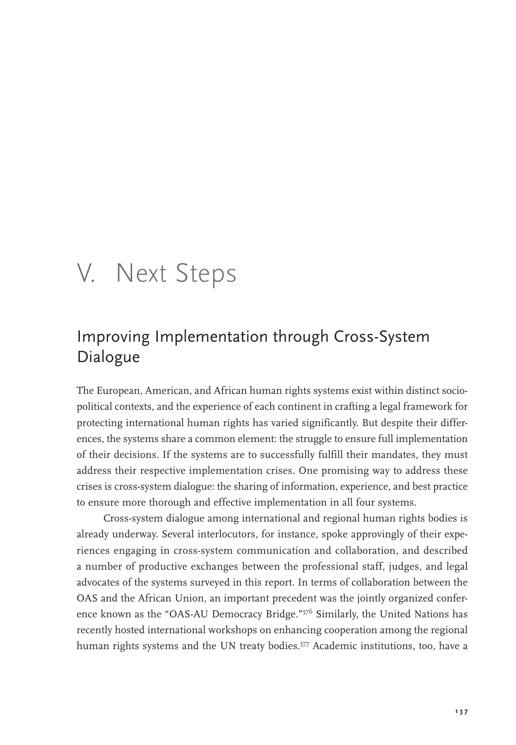# V. Next Steps

## Improving Implementation through Cross-System Dialogue

The European, American, and African human rights systems exist within distinct socio-political contexts, and the experience of each continent in crafting a legal framework for protecting international human rights has varied significantly. But despite their differences, the systems share a common element: the struggle to ensure full implementation of their decisions. If the systems are to successfully fulfill their mandates, they must address their respective implementation crises. One promising way to address these crises is cross-system dialogue: the sharing of information, experience, and best practice to ensure more thorough and effective implementation in all four systems.

Cross-system dialogue among international and regional human rights bodies is already underway. Several interlocutors, for instance, spoke approvingly of their experiences engaging in cross-system communication and collaboration, and described a number of productive exchanges between the professional staff, judges, and legal advocates of the systems surveyed in this report. In terms of collaboration between the OAS and the African Union, an important precedent was the jointly organized conference known as the "OAS-AU Democracy Bridge."[576] Similarly, the United Nations has recently hosted international workshops on enhancing cooperation among the regional human rights systems and the UN treaty bodies.[577] Academic institutions, too, have a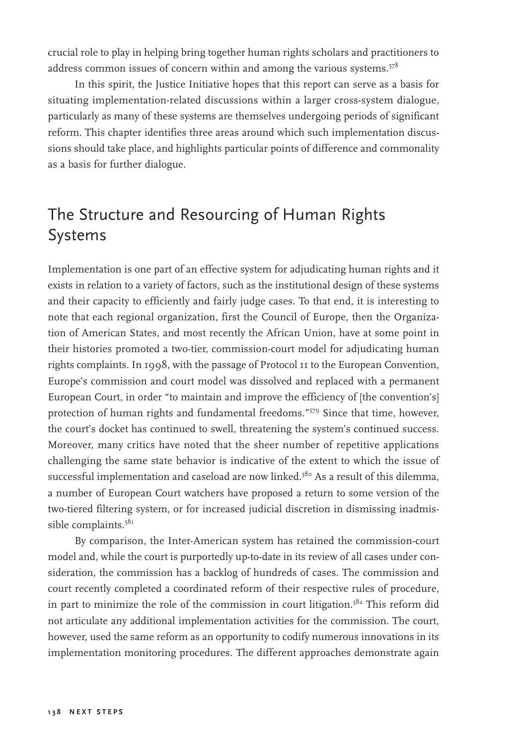crucial role to play in helping bring together human rights scholars and practitioners to address common issues of concern within and among the various systems.[578]

In this spirit, the Justice Initiative hopes that this report can serve as a basis for situating implementation-related discussions within a larger cross-system dialogue, particularly as many of these systems are themselves undergoing periods of significant reform. This chapter identifies three areas around which such implementation discussions should take place, and highlights particular points of difference and commonality as a basis for further dialogue.

## The Structure and Resourcing of Human Rights Systems

Implementation is one part of an effective system for adjudicating human rights and it exists in relation to a variety of factors, such as the institutional design of these systems and their capacity to efficiently and fairly judge cases. To that end, it is interesting to note that each regional organization, first the Council of Europe, then the Organization of American States, and most recently the African Union, have at some point in their histories promoted a two-tier, commission-court model for adjudicating human rights complaints. In 1998, with the passage of Protocol 11 to the European Convention, Europe's commission and court model was dissolved and replaced with a permanent European Court, in order "to maintain and improve the efficiency of [the convention's] protection of human rights and fundamental freedoms."[579] Since that time, however, the court's docket has continued to swell, threatening the system's continued success. Moreover, many critics have noted that the sheer number of repetitive applications challenging the same state behavior is indicative of the extent to which the issue of successful implementation and caseload are now linked.[580] As a result of this dilemma, a number of European Court watchers have proposed a return to some version of the two-tiered filtering system, or for increased judicial discretion in dismissing inadmissible complaints.[581]

By comparison, the Inter-American system has retained the commission-court model and, while the court is purportedly up-to-date in its review of all cases under consideration, the commission has a backlog of hundreds of cases. The commission and court recently completed a coordinated reform of their respective rules of procedure, in part to minimize the role of the commission in court litigation.[582] This reform did not articulate any additional implementation activities for the commission. The court, however, used the same reform as an opportunity to codify numerous innovations in its implementation monitoring procedures. The different approaches demonstrate again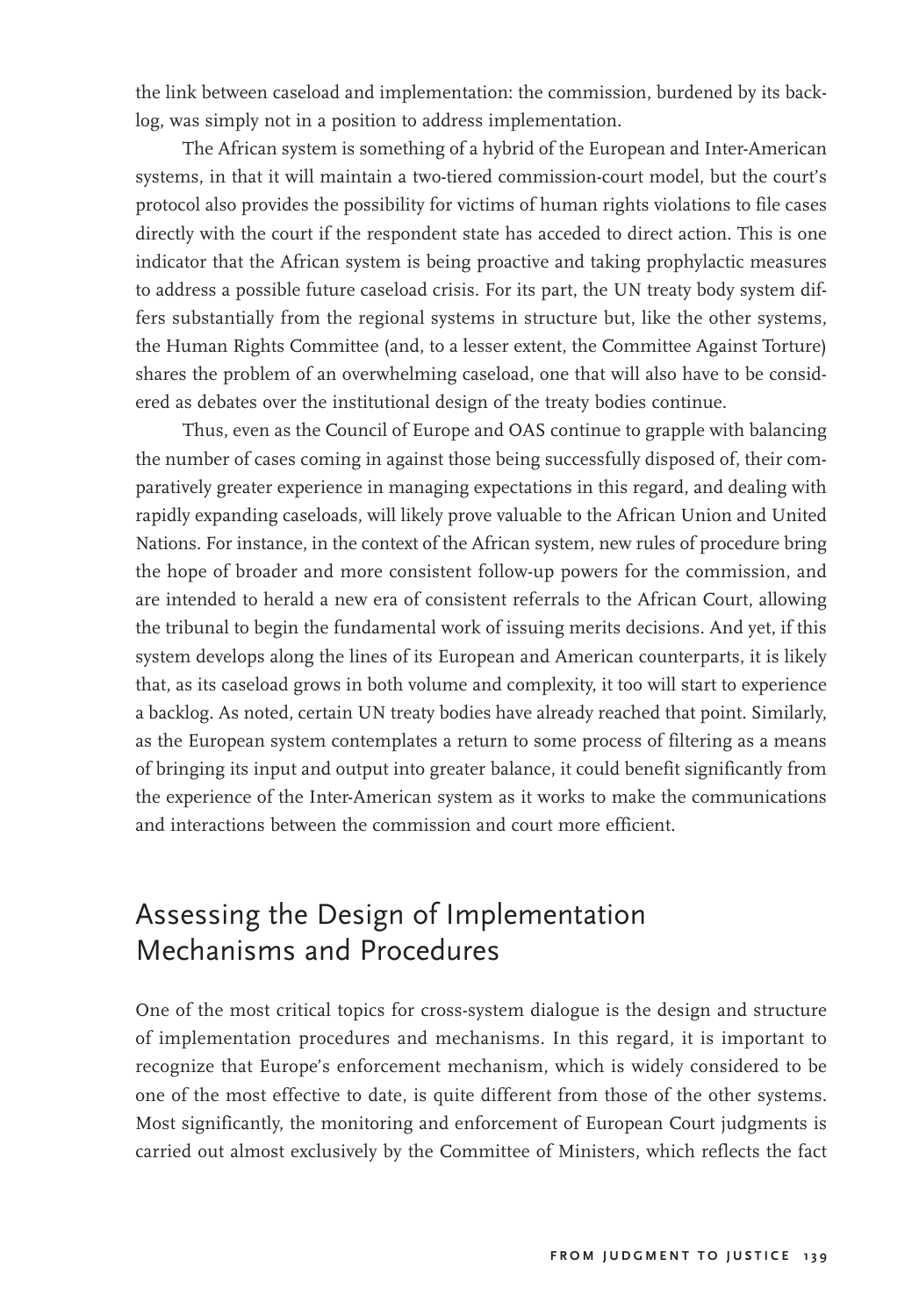the link between caseload and implementation: the commission, burdened by its backlog, was simply not in a position to address implementation.

The African system is something of a hybrid of the European and Inter-American systems, in that it will maintain a two-tiered commission-court model, but the court's protocol also provides the possibility for victims of human rights violations to file cases directly with the court if the respondent state has acceded to direct action. This is one indicator that the African system is being proactive and taking prophylactic measures to address a possible future caseload crisis. For its part, the UN treaty body system differs substantially from the regional systems in structure but, like the other systems, the Human Rights Committee (and, to a lesser extent, the Committee Against Torture) shares the problem of an overwhelming caseload, one that will also have to be considered as debates over the institutional design of the treaty bodies continue.

Thus, even as the Council of Europe and OAS continue to grapple with balancing the number of cases coming in against those being successfully disposed of, their comparatively greater experience in managing expectations in this regard, and dealing with rapidly expanding caseloads, will likely prove valuable to the African Union and United Nations. For instance, in the context of the African system, new rules of procedure bring the hope of broader and more consistent follow-up powers for the commission, and are intended to herald a new era of consistent referrals to the African Court, allowing the tribunal to begin the fundamental work of issuing merits decisions. And yet, if this system develops along the lines of its European and American counterparts, it is likely that, as its caseload grows in both volume and complexity, it too will start to experience a backlog. As noted, certain UN treaty bodies have already reached that point. Similarly, as the European system contemplates a return to some process of filtering as a means of bringing its input and output into greater balance, it could benefit significantly from the experience of the Inter-American system as it works to make the communications and interactions between the commission and court more efficient.

## Assessing the Design of Implementation Mechanisms and Procedures

One of the most critical topics for cross-system dialogue is the design and structure of implementation procedures and mechanisms. In this regard, it is important to recognize that Europe's enforcement mechanism, which is widely considered to be one of the most effective to date, is quite different from those of the other systems. Most significantly, the monitoring and enforcement of European Court judgments is carried out almost exclusively by the Committee of Ministers, which reflects the fact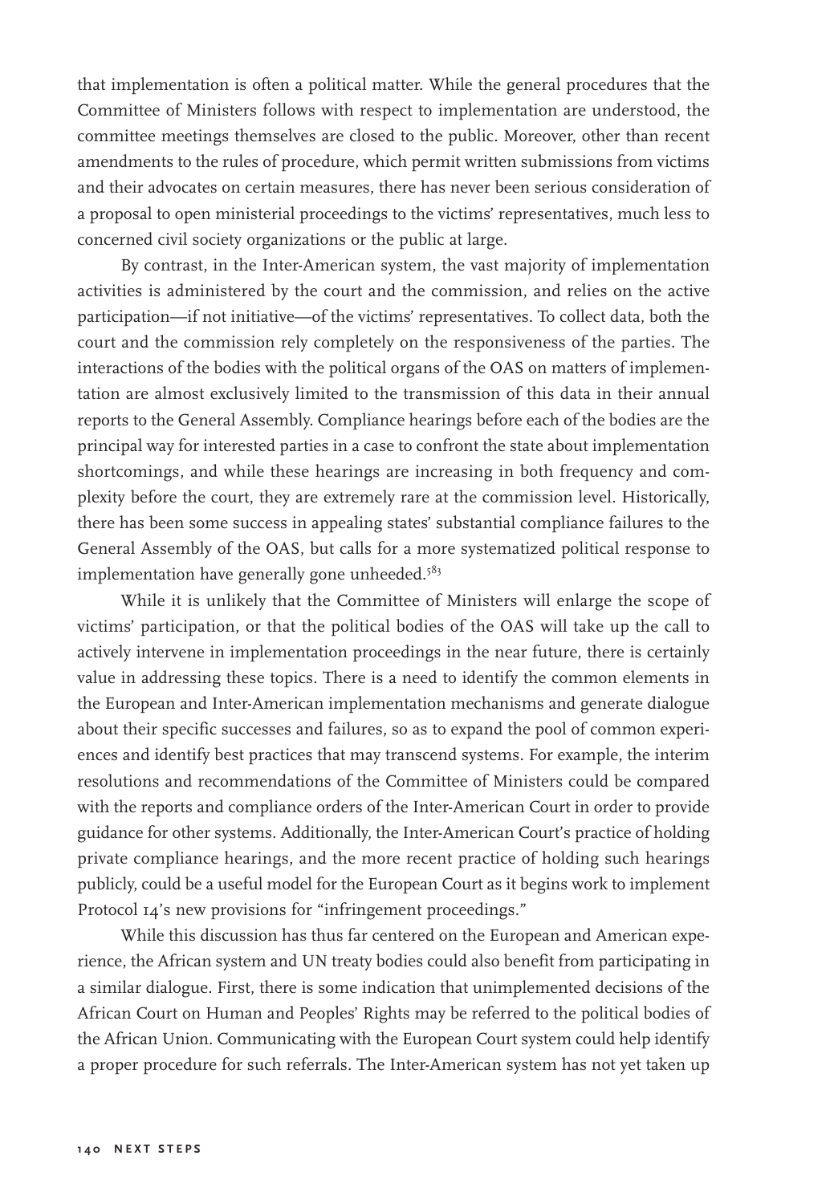that implementation is often a political matter. While the general procedures that the Committee of Ministers follows with respect to implementation are understood, the committee meetings themselves are closed to the public. Moreover, other than recent amendments to the rules of procedure, which permit written submissions from victims and their advocates on certain measures, there has never been serious consideration of a proposal to open ministerial proceedings to the victims' representatives, much less to concerned civil society organizations or the public at large.

By contrast, in the Inter-American system, the vast majority of implementation activities is administered by the court and the commission, and relies on the active participation—if not initiative—of the victims' representatives. To collect data, both the court and the commission rely completely on the responsiveness of the parties. The interactions of the bodies with the political organs of the OAS on matters of implementation are almost exclusively limited to the transmission of this data in their annual reports to the General Assembly. Compliance hearings before each of the bodies are the principal way for interested parties in a case to confront the state about implementation shortcomings, and while these hearings are increasing in both frequency and complexity before the court, they are extremely rare at the commission level. Historically, there has been some success in appealing states' substantial compliance failures to the General Assembly of the OAS, but calls for a more systematized political response to implementation have generally gone unheeded.[583]

While it is unlikely that the Committee of Ministers will enlarge the scope of victims' participation, or that the political bodies of the OAS will take up the call to actively intervene in implementation proceedings in the near future, there is certainly value in addressing these topics. There is a need to identify the common elements in the European and Inter-American implementation mechanisms and generate dialogue about their specific successes and failures, so as to expand the pool of common experiences and identify best practices that may transcend systems. For example, the interim resolutions and recommendations of the Committee of Ministers could be compared with the reports and compliance orders of the Inter-American Court in order to provide guidance for other systems. Additionally, the Inter-American Court's practice of holding private compliance hearings, and the more recent practice of holding such hearings publicly, could be a useful model for the European Court as it begins work to implement Protocol 14's new provisions for "infringement proceedings."

While this discussion has thus far centered on the European and American experience, the African system and UN treaty bodies could also benefit from participating in a similar dialogue. First, there is some indication that unimplemented decisions of the African Court on Human and Peoples' Rights may be referred to the political bodies of the African Union. Communicating with the European Court system could help identify a proper procedure for such referrals. The Inter-American system has not yet taken up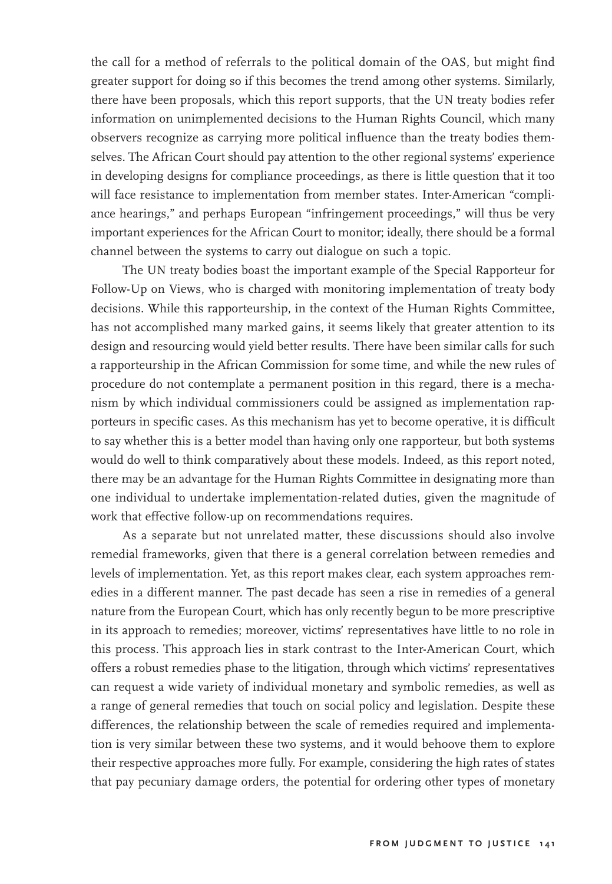the call for a method of referrals to the political domain of the OAS, but might find greater support for doing so if this becomes the trend among other systems. Similarly, there have been proposals, which this report supports, that the UN treaty bodies refer information on unimplemented decisions to the Human Rights Council, which many observers recognize as carrying more political influence than the treaty bodies themselves. The African Court should pay attention to the other regional systems' experience in developing designs for compliance proceedings, as there is little question that it too will face resistance to implementation from member states. Inter-American "compliance hearings," and perhaps European "infringement proceedings," will thus be very important experiences for the African Court to monitor; ideally, there should be a formal channel between the systems to carry out dialogue on such a topic.

The UN treaty bodies boast the important example of the Special Rapporteur for Follow-Up on Views, who is charged with monitoring implementation of treaty body decisions. While this rapporteurship, in the context of the Human Rights Committee, has not accomplished many marked gains, it seems likely that greater attention to its design and resourcing would yield better results. There have been similar calls for such a rapporteurship in the African Commission for some time, and while the new rules of procedure do not contemplate a permanent position in this regard, there is a mechanism by which individual commissioners could be assigned as implementation rapporteurs in specific cases. As this mechanism has yet to become operative, it is difficult to say whether this is a better model than having only one rapporteur, but both systems would do well to think comparatively about these models. Indeed, as this report noted, there may be an advantage for the Human Rights Committee in designating more than one individual to undertake implementation-related duties, given the magnitude of work that effective follow-up on recommendations requires.

As a separate but not unrelated matter, these discussions should also involve remedial frameworks, given that there is a general correlation between remedies and levels of implementation. Yet, as this report makes clear, each system approaches remedies in a different manner. The past decade has seen a rise in remedies of a general nature from the European Court, which has only recently begun to be more prescriptive in its approach to remedies; moreover, victims' representatives have little to no role in this process. This approach lies in stark contrast to the Inter-American Court, which offers a robust remedies phase to the litigation, through which victims' representatives can request a wide variety of individual monetary and symbolic remedies, as well as a range of general remedies that touch on social policy and legislation. Despite these differences, the relationship between the scale of remedies required and implementation is very similar between these two systems, and it would behoove them to explore their respective approaches more fully. For example, considering the high rates of states that pay pecuniary damage orders, the potential for ordering other types of monetary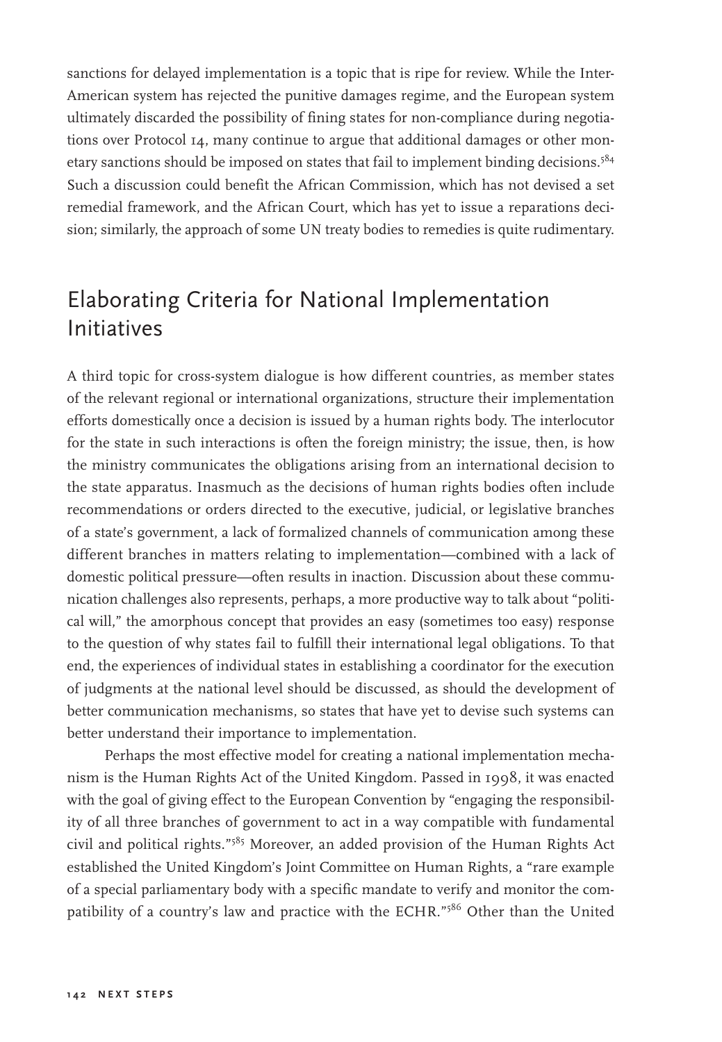sanctions for delayed implementation is a topic that is ripe for review. While the Inter-American system has rejected the punitive damages regime, and the European system ultimately discarded the possibility of fining states for non-compliance during negotiations over Protocol 14, many continue to argue that additional damages or other monetary sanctions should be imposed on states that fail to implement binding decisions.[584] Such a discussion could benefit the African Commission, which has not devised a set remedial framework, and the African Court, which has yet to issue a reparations decision; similarly, the approach of some UN treaty bodies to remedies is quite rudimentary.

## Elaborating Criteria for National Implementation Initiatives

A third topic for cross-system dialogue is how different countries, as member states of the relevant regional or international organizations, structure their implementation efforts domestically once a decision is issued by a human rights body. The interlocutor for the state in such interactions is often the foreign ministry; the issue, then, is how the ministry communicates the obligations arising from an international decision to the state apparatus. Inasmuch as the decisions of human rights bodies often include recommendations or orders directed to the executive, judicial, or legislative branches of a state's government, a lack of formalized channels of communication among these different branches in matters relating to implementation—combined with a lack of domestic political pressure—often results in inaction. Discussion about these communication challenges also represents, perhaps, a more productive way to talk about "political will," the amorphous concept that provides an easy (sometimes too easy) response to the question of why states fail to fulfill their international legal obligations. To that end, the experiences of individual states in establishing a coordinator for the execution of judgments at the national level should be discussed, as should the development of better communication mechanisms, so states that have yet to devise such systems can better understand their importance to implementation.

Perhaps the most effective model for creating a national implementation mechanism is the Human Rights Act of the United Kingdom. Passed in 1998, it was enacted with the goal of giving effect to the European Convention by "engaging the responsibility of all three branches of government to act in a way compatible with fundamental civil and political rights."[585] Moreover, an added provision of the Human Rights Act established the United Kingdom's Joint Committee on Human Rights, a "rare example of a special parliamentary body with a specific mandate to verify and monitor the compatibility of a country's law and practice with the ECHR."[586] Other than the United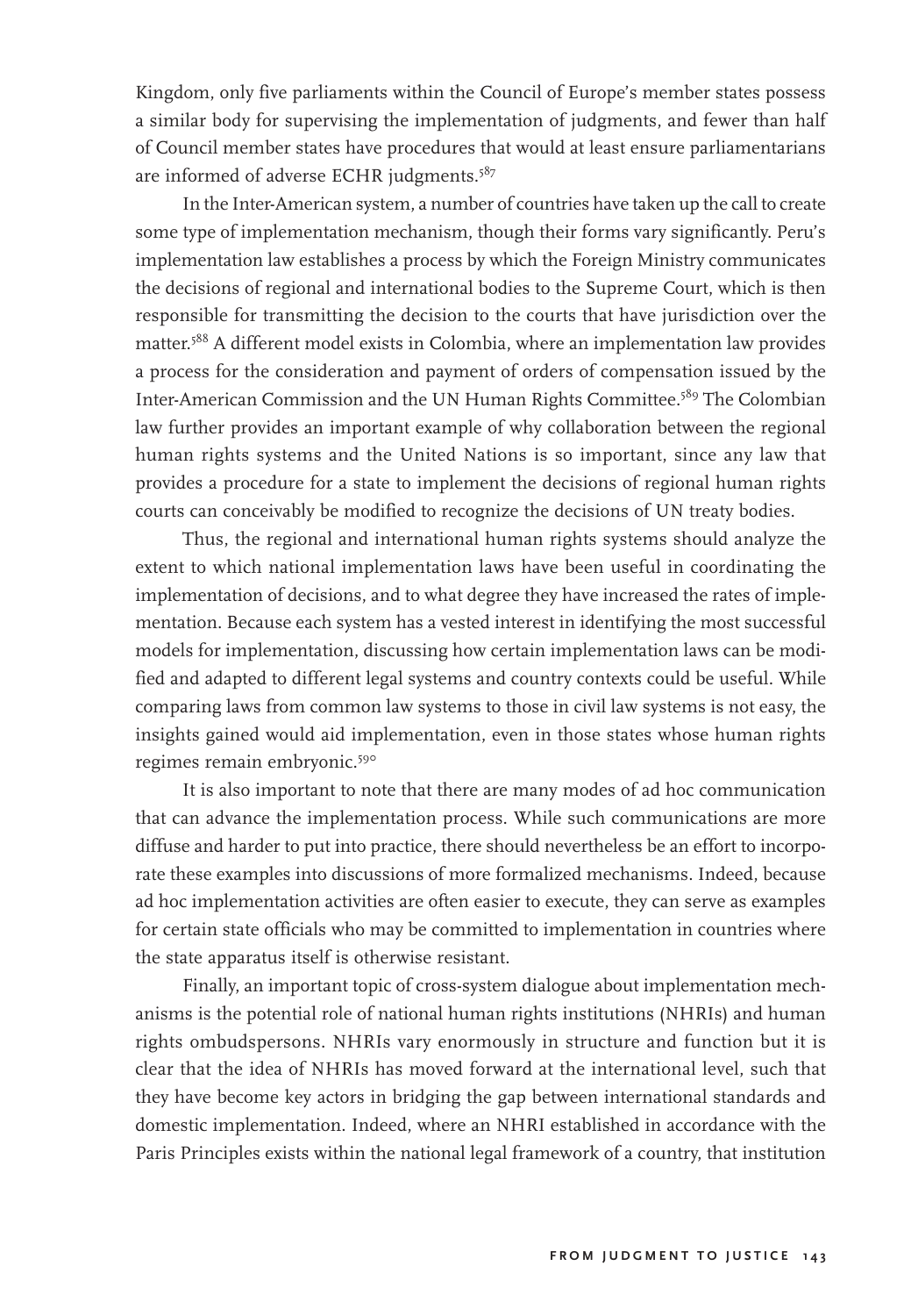Kingdom, only five parliaments within the Council of Europe's member states possess a similar body for supervising the implementation of judgments, and fewer than half of Council member states have procedures that would at least ensure parliamentarians are informed of adverse ECHR judgments.[587]

In the Inter-American system, a number of countries have taken up the call to create some type of implementation mechanism, though their forms vary significantly. Peru's implementation law establishes a process by which the Foreign Ministry communicates the decisions of regional and international bodies to the Supreme Court, which is then responsible for transmitting the decision to the courts that have jurisdiction over the matter.[588] A different model exists in Colombia, where an implementation law provides a process for the consideration and payment of orders of compensation issued by the Inter-American Commission and the UN Human Rights Committee.[589] The Colombian law further provides an important example of why collaboration between the regional human rights systems and the United Nations is so important, since any law that provides a procedure for a state to implement the decisions of regional human rights courts can conceivably be modified to recognize the decisions of UN treaty bodies.

Thus, the regional and international human rights systems should analyze the extent to which national implementation laws have been useful in coordinating the implementation of decisions, and to what degree they have increased the rates of implementation. Because each system has a vested interest in identifying the most successful models for implementation, discussing how certain implementation laws can be modified and adapted to different legal systems and country contexts could be useful. While comparing laws from common law systems to those in civil law systems is not easy, the insights gained would aid implementation, even in those states whose human rights regimes remain embryonic.[590]

It is also important to note that there are many modes of ad hoc communication that can advance the implementation process. While such communications are more diffuse and harder to put into practice, there should nevertheless be an effort to incorporate these examples into discussions of more formalized mechanisms. Indeed, because ad hoc implementation activities are often easier to execute, they can serve as examples for certain state officials who may be committed to implementation in countries where the state apparatus itself is otherwise resistant.

Finally, an important topic of cross-system dialogue about implementation mechanisms is the potential role of national human rights institutions (NHRIs) and human rights ombudspersons. NHRIs vary enormously in structure and function but it is clear that the idea of NHRIs has moved forward at the international level, such that they have become key actors in bridging the gap between international standards and domestic implementation. Indeed, where an NHRI established in accordance with the Paris Principles exists within the national legal framework of a country, that institution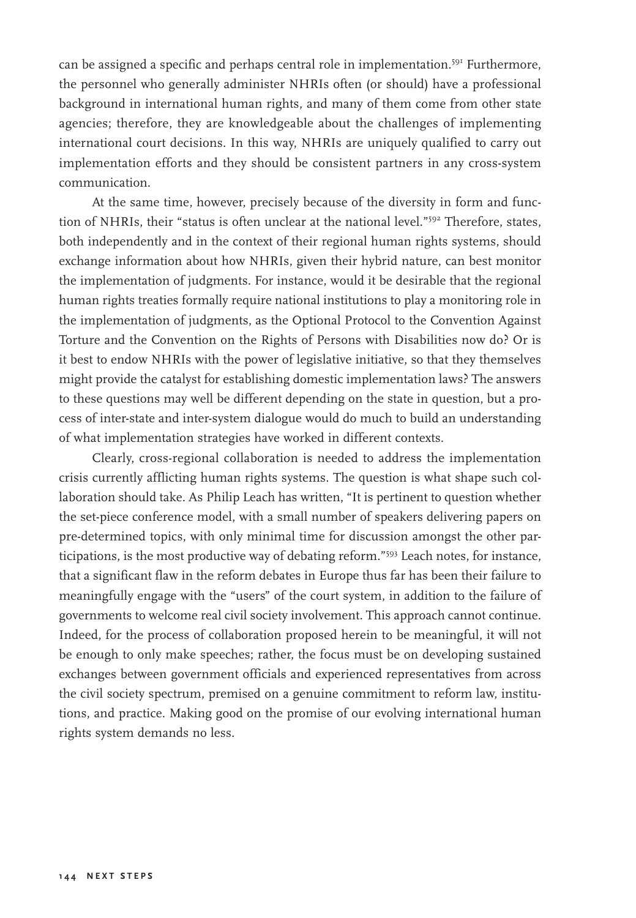can be assigned a specific and perhaps central role in implementation.[591] Furthermore, the personnel who generally administer NHRIs often (or should) have a professional background in international human rights, and many of them come from other state agencies; therefore, they are knowledgeable about the challenges of implementing international court decisions. In this way, NHRIs are uniquely qualified to carry out implementation efforts and they should be consistent partners in any cross-system communication.

At the same time, however, precisely because of the diversity in form and function of NHRIs, their "status is often unclear at the national level."[592] Therefore, states, both independently and in the context of their regional human rights systems, should exchange information about how NHRIs, given their hybrid nature, can best monitor the implementation of judgments. For instance, would it be desirable that the regional human rights treaties formally require national institutions to play a monitoring role in the implementation of judgments, as the Optional Protocol to the Convention Against Torture and the Convention on the Rights of Persons with Disabilities now do? Or is it best to endow NHRIs with the power of legislative initiative, so that they themselves might provide the catalyst for establishing domestic implementation laws? The answers to these questions may well be different depending on the state in question, but a process of inter-state and inter-system dialogue would do much to build an understanding of what implementation strategies have worked in different contexts.

Clearly, cross-regional collaboration is needed to address the implementation crisis currently afflicting human rights systems. The question is what shape such collaboration should take. As Philip Leach has written, "It is pertinent to question whether the set-piece conference model, with a small number of speakers delivering papers on pre-determined topics, with only minimal time for discussion amongst the other participations, is the most productive way of debating reform."[593] Leach notes, for instance, that a significant flaw in the reform debates in Europe thus far has been their failure to meaningfully engage with the "users" of the court system, in addition to the failure of governments to welcome real civil society involvement. This approach cannot continue. Indeed, for the process of collaboration proposed herein to be meaningful, it will not be enough to only make speeches; rather, the focus must be on developing sustained exchanges between government officials and experienced representatives from across the civil society spectrum, premised on a genuine commitment to reform law, institutions, and practice. Making good on the promise of our evolving international human rights system demands no less.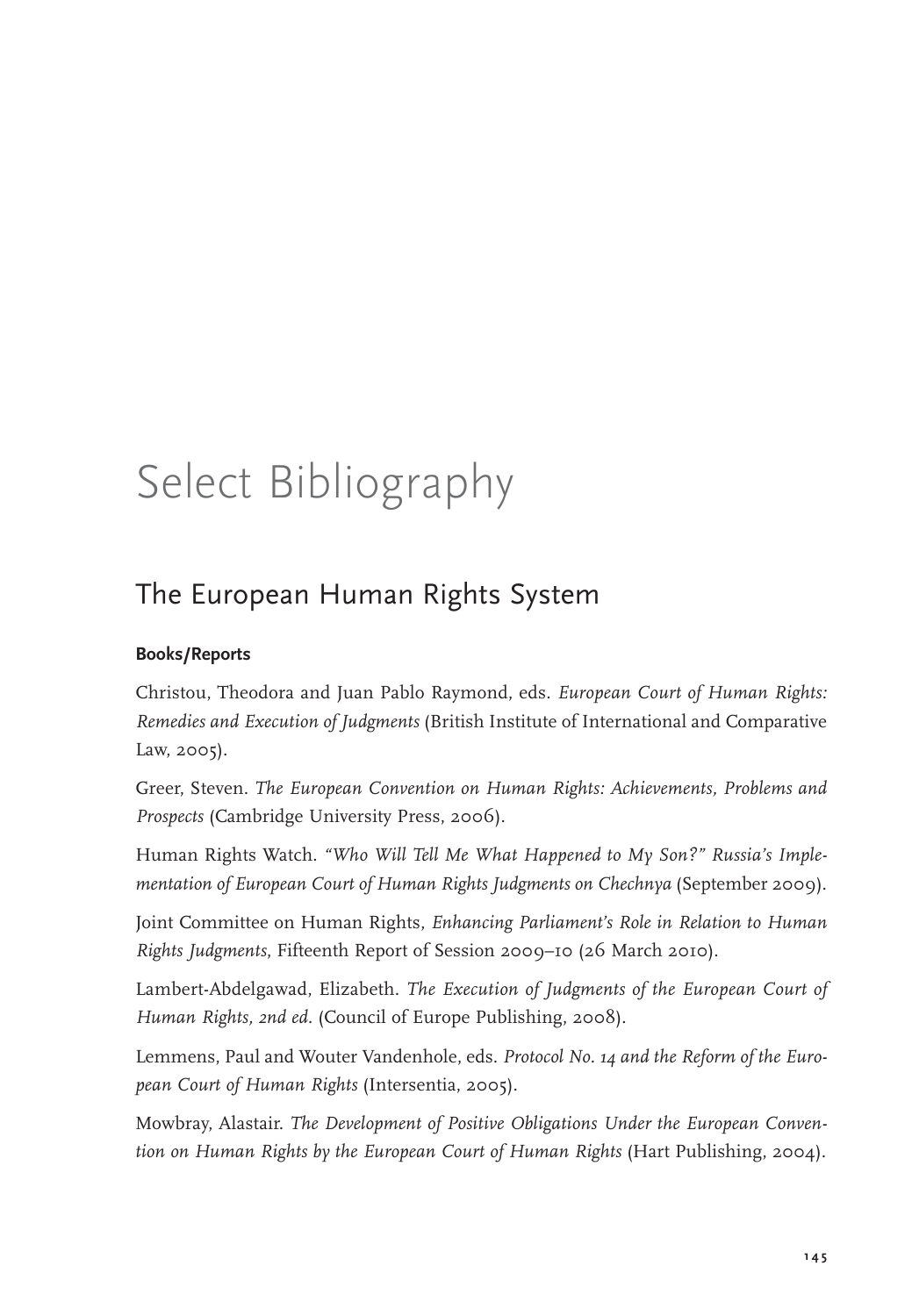# Select Bibliography

## The European Human Rights System

**Books/Reports**

Christou, Theodora and Juan Pablo Raymond, eds. *European Court of Human Rights: Remedies and Execution of Judgments* (British Institute of International and Comparative Law, 2005).

Greer, Steven. *The European Convention on Human Rights: Achievements, Problems and Prospects* (Cambridge University Press, 2006).

Human Rights Watch. *"Who Will Tell Me What Happened to My Son?" Russia's Implementation of European Court of Human Rights Judgments on Chechnya* (September 2009).

Joint Committee on Human Rights, *Enhancing Parliament's Role in Relation to Human Rights Judgments*, Fifteenth Report of Session 2009–10 (26 March 2010).

Lambert-Abdelgawad, Elizabeth. *The Execution of Judgments of the European Court of Human Rights, 2nd ed.* (Council of Europe Publishing, 2008).

Lemmens, Paul and Wouter Vandenhole, eds. *Protocol No. 14 and the Reform of the European Court of Human Rights* (Intersentia, 2005).

Mowbray, Alastair. *The Development of Positive Obligations Under the European Convention on Human Rights by the European Court of Human Rights* (Hart Publishing, 2004).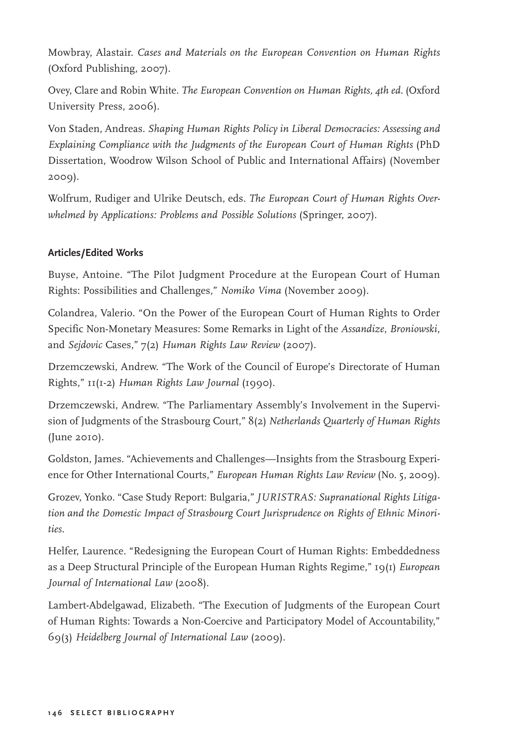Mowbray, Alastair. *Cases and Materials on the European Convention on Human Rights* (Oxford Publishing, 2007).

Ovey, Clare and Robin White. *The European Convention on Human Rights, 4th ed*. (Oxford University Press, 2006).

Von Staden, Andreas. *Shaping Human Rights Policy in Liberal Democracies: Assessing and Explaining Compliance with the Judgments of the European Court of Human Rights* (PhD Dissertation, Woodrow Wilson School of Public and International Affairs) (November 2009).

Wolfrum, Rudiger and Ulrike Deutsch, eds. *The European Court of Human Rights Overwhelmed by Applications: Problems and Possible Solutions* (Springer, 2007).

**Articles/Edited Works**

Buyse, Antoine. "The Pilot Judgment Procedure at the European Court of Human Rights: Possibilities and Challenges," *Nomiko Vima* (November 2009).

Colandrea, Valerio. "On the Power of the European Court of Human Rights to Order Specific Non-Monetary Measures: Some Remarks in Light of the *Assandize, Broniowski*, and *Sejdovic* Cases," 7(2) *Human Rights Law Review* (2007).

Drzemczewski, Andrew. "The Work of the Council of Europe's Directorate of Human Rights," 11(1-2) *Human Rights Law Journal* (1990).

Drzemczewski, Andrew. "The Parliamentary Assembly's Involvement in the Supervision of Judgments of the Strasbourg Court," 8(2) *Netherlands Quarterly of Human Rights* (June 2010).

Goldston, James. "Achievements and Challenges—Insights from the Strasbourg Experience for Other International Courts," *European Human Rights Law Review* (No. 5, 2009).

Grozev, Yonko. "Case Study Report: Bulgaria," *JURISTRAS: Supranational Rights Litigation and the Domestic Impact of Strasbourg Court Jurisprudence on Rights of Ethnic Minorities*.

Helfer, Laurence. "Redesigning the European Court of Human Rights: Embeddedness as a Deep Structural Principle of the European Human Rights Regime," 19(1) *European Journal of International Law* (2008).

Lambert-Abdelgawad, Elizabeth. "The Execution of Judgments of the European Court of Human Rights: Towards a Non-Coercive and Participatory Model of Accountability," 69(3) *Heidelberg Journal of International Law* (2009).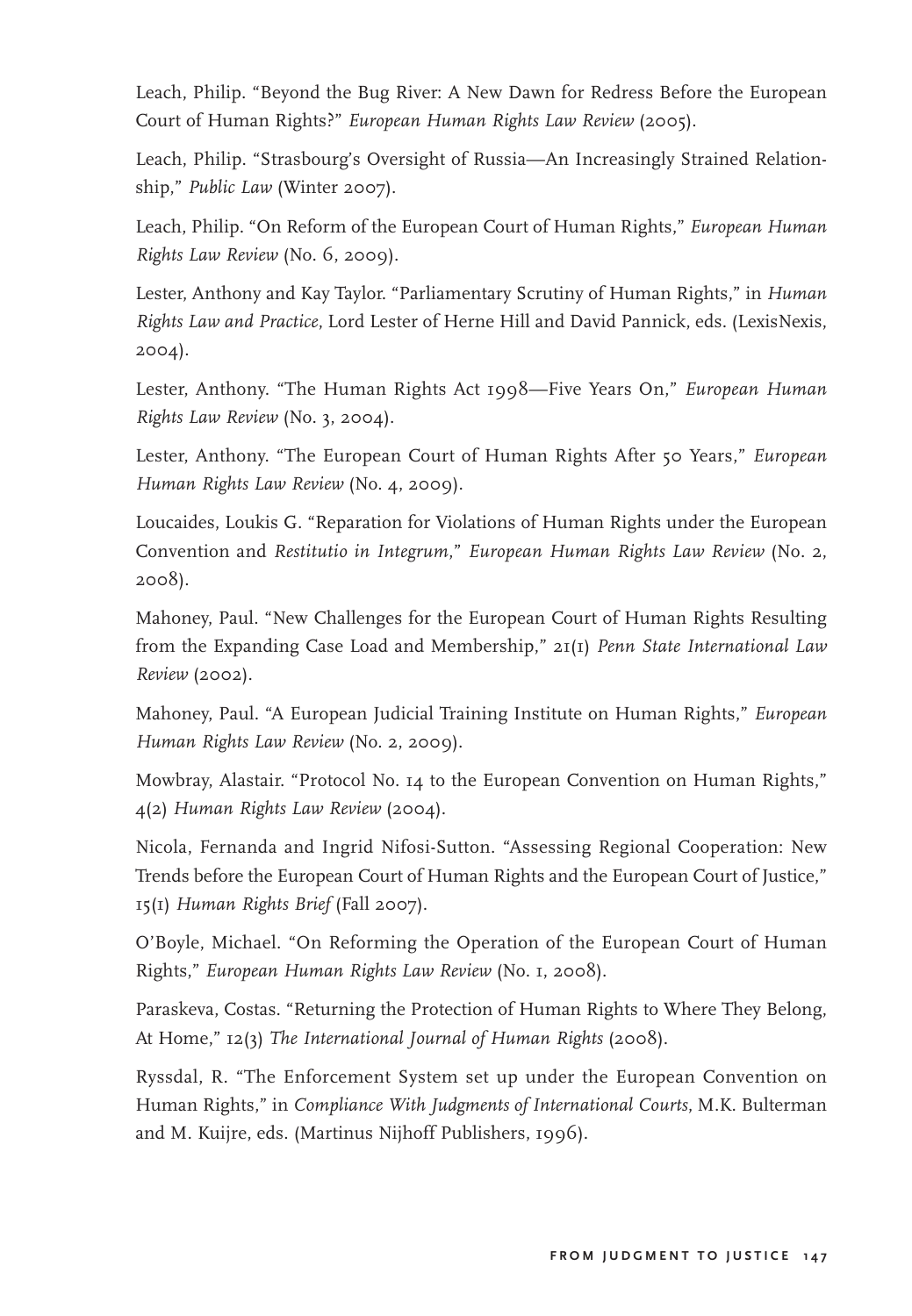Leach, Philip. "Beyond the Bug River: A New Dawn for Redress Before the European Court of Human Rights?" *European Human Rights Law Review* (2005).

Leach, Philip. "Strasbourg's Oversight of Russia—An Increasingly Strained Relationship," *Public Law* (Winter 2007).

Leach, Philip. "On Reform of the European Court of Human Rights," *European Human Rights Law Review* (No. 6, 2009).

Lester, Anthony and Kay Taylor. "Parliamentary Scrutiny of Human Rights," in *Human Rights Law and Practice*, Lord Lester of Herne Hill and David Pannick, eds. (LexisNexis, 2004).

Lester, Anthony. "The Human Rights Act 1998—Five Years On," *European Human Rights Law Review* (No. 3, 2004).

Lester, Anthony. "The European Court of Human Rights After 50 Years," *European Human Rights Law Review* (No. 4, 2009).

Loucaides, Loukis G. "Reparation for Violations of Human Rights under the European Convention and *Restitutio in Integrum*," *European Human Rights Law Review* (No. 2, 2008).

Mahoney, Paul. "New Challenges for the European Court of Human Rights Resulting from the Expanding Case Load and Membership," 21(1) *Penn State International Law Review* (2002).

Mahoney, Paul. "A European Judicial Training Institute on Human Rights," *European Human Rights Law Review* (No. 2, 2009).

Mowbray, Alastair. "Protocol No. 14 to the European Convention on Human Rights," 4(2) *Human Rights Law Review* (2004).

Nicola, Fernanda and Ingrid Nifosi-Sutton. "Assessing Regional Cooperation: New Trends before the European Court of Human Rights and the European Court of Justice," 15(1) *Human Rights Brief* (Fall 2007).

O'Boyle, Michael. "On Reforming the Operation of the European Court of Human Rights," *European Human Rights Law Review* (No. 1, 2008).

Paraskeva, Costas. "Returning the Protection of Human Rights to Where They Belong, At Home," 12(3) *The International Journal of Human Rights* (2008).

Ryssdal, R. "The Enforcement System set up under the European Convention on Human Rights," in *Compliance With Judgments of International Courts*, M.K. Bulterman and M. Kuijre, eds. (Martinus Nijhoff Publishers, 1996).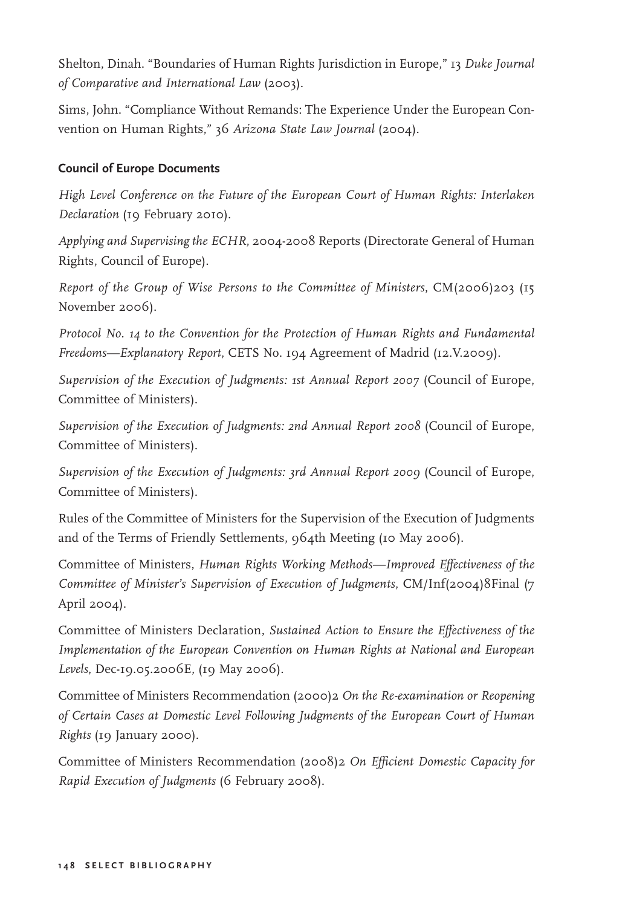Shelton, Dinah. "Boundaries of Human Rights Jurisdiction in Europe," 13 *Duke Journal of Comparative and International Law* (2003).

Sims, John. "Compliance Without Remands: The Experience Under the European Convention on Human Rights," 36 *Arizona State Law Journal* (2004).

### Council of Europe Documents

*High Level Conference on the Future of the European Court of Human Rights: Interlaken Declaration* (19 February 2010).

*Applying and Supervising the ECHR*, 2004-2008 Reports (Directorate General of Human Rights, Council of Europe).

*Report of the Group of Wise Persons to the Committee of Ministers*, CM(2006)203 (15 November 2006).

*Protocol No. 14 to the Convention for the Protection of Human Rights and Fundamental Freedoms—Explanatory Report,* CETS No. 194 Agreement of Madrid (12.V.2009).

*Supervision of the Execution of Judgments: 1st Annual Report 2007* (Council of Europe, Committee of Ministers).

*Supervision of the Execution of Judgments: 2nd Annual Report 2008* (Council of Europe, Committee of Ministers).

*Supervision of the Execution of Judgments: 3rd Annual Report 2009* (Council of Europe, Committee of Ministers).

Rules of the Committee of Ministers for the Supervision of the Execution of Judgments and of the Terms of Friendly Settlements, 964th Meeting (10 May 2006).

Committee of Ministers, *Human Rights Working Methods—Improved Effectiveness of the Committee of Minister's Supervision of Execution of Judgments*, CM/Inf(2004)8Final (7 April 2004).

Committee of Ministers Declaration, *Sustained Action to Ensure the Effectiveness of the Implementation of the European Convention on Human Rights at National and European Levels*, Dec-19.05.2006E, (19 May 2006).

Committee of Ministers Recommendation (2000)2 *On the Re-examination or Reopening of Certain Cases at Domestic Level Following Judgments of the European Court of Human Rights* (19 January 2000).

Committee of Ministers Recommendation (2008)2 *On Efficient Domestic Capacity for Rapid Execution of Judgments* (6 February 2008).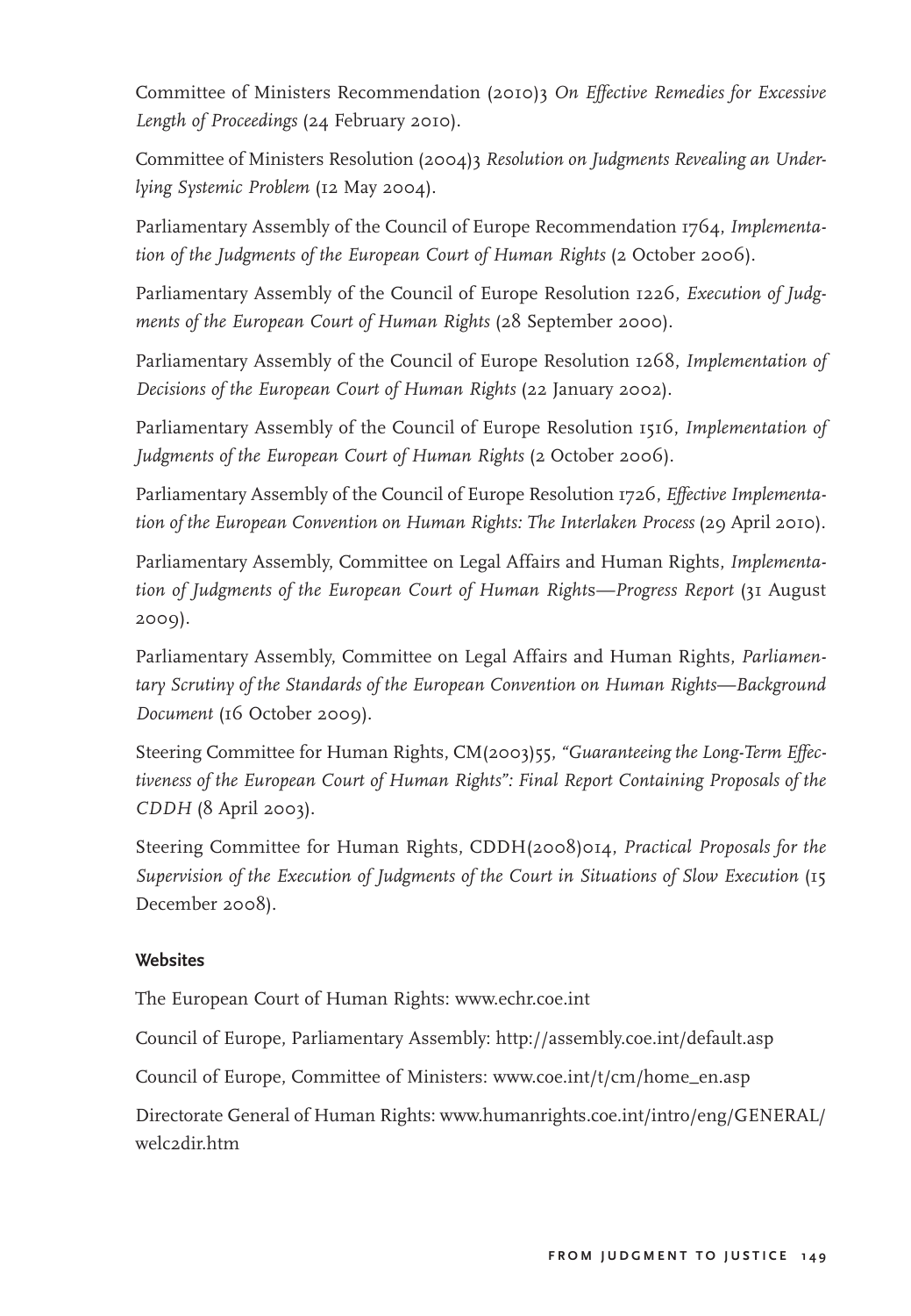Committee of Ministers Recommendation (2010)3 *On Effective Remedies for Excessive Length of Proceedings* (24 February 2010).

Committee of Ministers Resolution (2004)3 *Resolution on Judgments Revealing an Underlying Systemic Problem* (12 May 2004).

Parliamentary Assembly of the Council of Europe Recommendation 1764, *Implementation of the Judgments of the European Court of Human Rights* (2 October 2006).

Parliamentary Assembly of the Council of Europe Resolution 1226, *Execution of Judgments of the European Court of Human Rights* (28 September 2000).

Parliamentary Assembly of the Council of Europe Resolution 1268, *Implementation of Decisions of the European Court of Human Rights* (22 January 2002).

Parliamentary Assembly of the Council of Europe Resolution 1516, *Implementation of Judgments of the European Court of Human Rights* (2 October 2006).

Parliamentary Assembly of the Council of Europe Resolution 1726, *Effective Implementation of the European Convention on Human Rights: The Interlaken Process* (29 April 2010).

Parliamentary Assembly, Committee on Legal Affairs and Human Rights, *Implementation of Judgments of the European Court of Human Rights—Progress Report* (31 August 2009).

Parliamentary Assembly, Committee on Legal Affairs and Human Rights, *Parliamentary Scrutiny of the Standards of the European Convention on Human Rights—Background Document* (16 October 2009).

Steering Committee for Human Rights, CM(2003)55, *"Guaranteeing the Long-Term Effectiveness of the European Court of Human Rights": Final Report Containing Proposals of the CDDH* (8 April 2003).

Steering Committee for Human Rights, CDDH(2008)014, *Practical Proposals for the Supervision of the Execution of Judgments of the Court in Situations of Slow Execution* (15 December 2008).

**Websites**

The European Court of Human Rights: www.echr.coe.int

Council of Europe, Parliamentary Assembly: http://assembly.coe.int/default.asp

Council of Europe, Committee of Ministers: www.coe.int/t/cm/home_en.asp

Directorate General of Human Rights: www.humanrights.coe.int/intro/eng/GENERAL/welc2dir.htm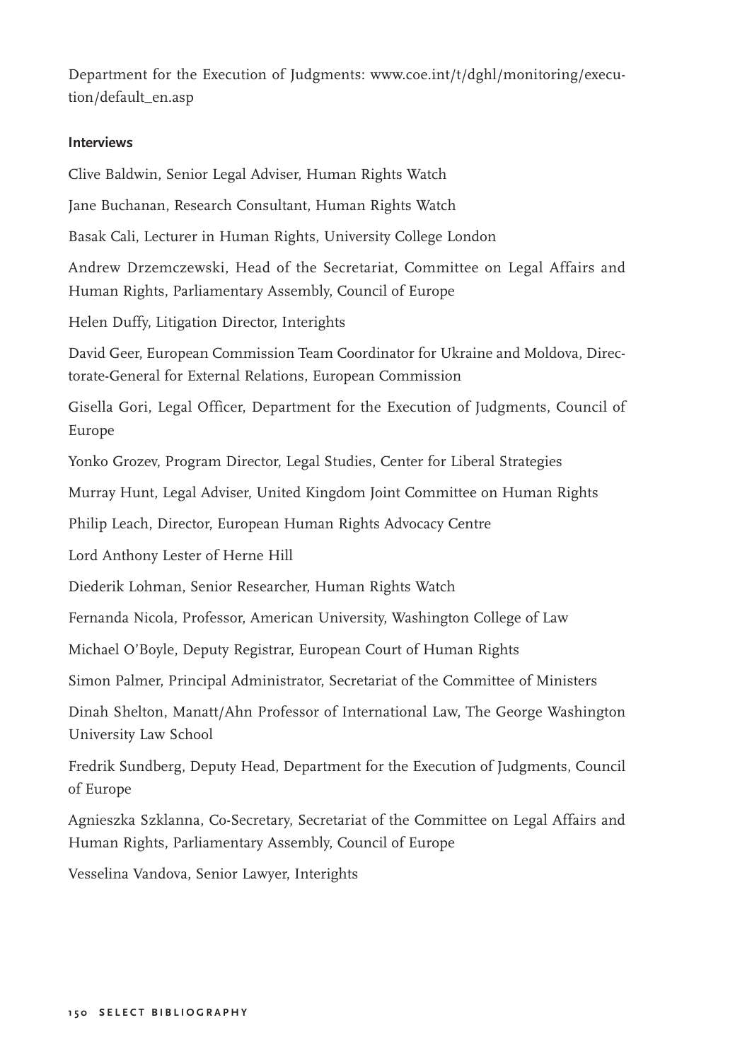Department for the Execution of Judgments: www.coe.int/t/dghl/monitoring/execution/default_en.asp

**Interviews**

Clive Baldwin, Senior Legal Adviser, Human Rights Watch

Jane Buchanan, Research Consultant, Human Rights Watch

Basak Cali, Lecturer in Human Rights, University College London

Andrew Drzemczewski, Head of the Secretariat, Committee on Legal Affairs and Human Rights, Parliamentary Assembly, Council of Europe

Helen Duffy, Litigation Director, Interights

David Geer, European Commission Team Coordinator for Ukraine and Moldova, Directorate-General for External Relations, European Commission

Gisella Gori, Legal Officer, Department for the Execution of Judgments, Council of Europe

Yonko Grozev, Program Director, Legal Studies, Center for Liberal Strategies

Murray Hunt, Legal Adviser, United Kingdom Joint Committee on Human Rights

Philip Leach, Director, European Human Rights Advocacy Centre

Lord Anthony Lester of Herne Hill

Diederik Lohman, Senior Researcher, Human Rights Watch

Fernanda Nicola, Professor, American University, Washington College of Law

Michael O'Boyle, Deputy Registrar, European Court of Human Rights

Simon Palmer, Principal Administrator, Secretariat of the Committee of Ministers

Dinah Shelton, Manatt/Ahn Professor of International Law, The George Washington University Law School

Fredrik Sundberg, Deputy Head, Department for the Execution of Judgments, Council of Europe

Agnieszka Szklanna, Co-Secretary, Secretariat of the Committee on Legal Affairs and Human Rights, Parliamentary Assembly, Council of Europe

Vesselina Vandova, Senior Lawyer, Interights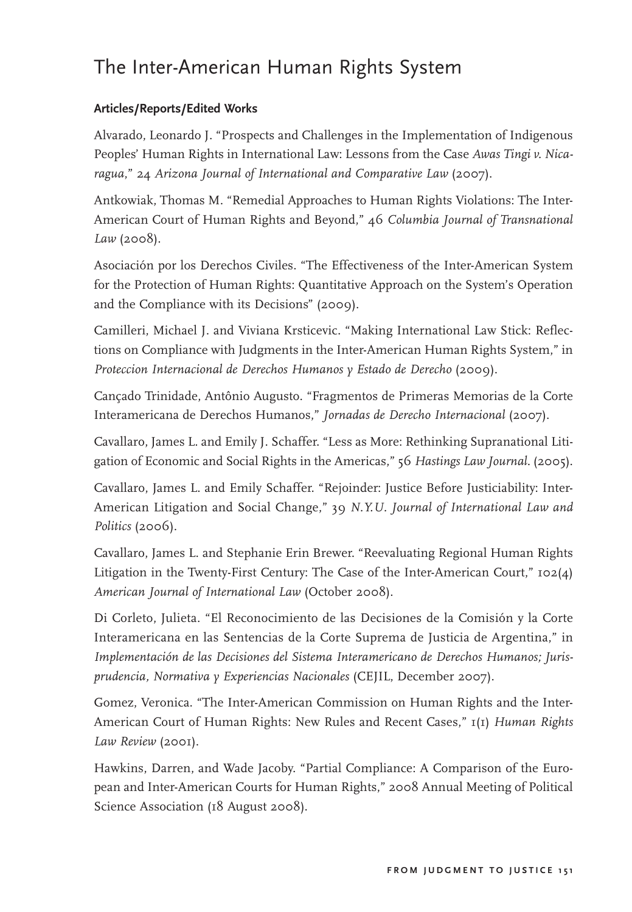# The Inter-American Human Rights System

**Articles/Reports/Edited Works**

Alvarado, Leonardo J. "Prospects and Challenges in the Implementation of Indigenous Peoples' Human Rights in International Law: Lessons from the Case *Awas Tingi v. Nicaragua*," 24 *Arizona Journal of International and Comparative Law* (2007).

Antkowiak, Thomas M. "Remedial Approaches to Human Rights Violations: The Inter-American Court of Human Rights and Beyond," 46 *Columbia Journal of Transnational Law* (2008).

Asociación por los Derechos Civiles. "The Effectiveness of the Inter-American System for the Protection of Human Rights: Quantitative Approach on the System's Operation and the Compliance with its Decisions" (2009).

Camilleri, Michael J. and Viviana Krsticevic. "Making International Law Stick: Reflections on Compliance with Judgments in the Inter-American Human Rights System," in *Proteccion Internacional de Derechos Humanos y Estado de Derecho* (2009).

Cançado Trinidade, Antônio Augusto. "Fragmentos de Primeras Memorias de la Corte Interamericana de Derechos Humanos," *Jornadas de Derecho Internacional* (2007).

Cavallaro, James L. and Emily J. Schaffer. "Less as More: Rethinking Supranational Litigation of Economic and Social Rights in the Americas," 56 *Hastings Law Journal*. (2005).

Cavallaro, James L. and Emily Schaffer. "Rejoinder: Justice Before Justiciability: Inter-American Litigation and Social Change," 39 *N.Y.U. Journal of International Law and Politics* (2006).

Cavallaro, James L. and Stephanie Erin Brewer. "Reevaluating Regional Human Rights Litigation in the Twenty-First Century: The Case of the Inter-American Court," 102(4) *American Journal of International Law* (October 2008).

Di Corleto, Julieta. "El Reconocimiento de las Decisiones de la Comisión y la Corte Interamericana en las Sentencias de la Corte Suprema de Justicia de Argentina," in *Implementación de las Decisiones del Sistema Interamericano de Derechos Humanos; Jurisprudencia, Normativa y Experiencias Nacionales* (CEJIL, December 2007).

Gomez, Veronica. "The Inter-American Commission on Human Rights and the Inter-American Court of Human Rights: New Rules and Recent Cases," 1(1) *Human Rights Law Review* (2001).

Hawkins, Darren, and Wade Jacoby. "Partial Compliance: A Comparison of the European and Inter-American Courts for Human Rights," 2008 Annual Meeting of Political Science Association (18 August 2008).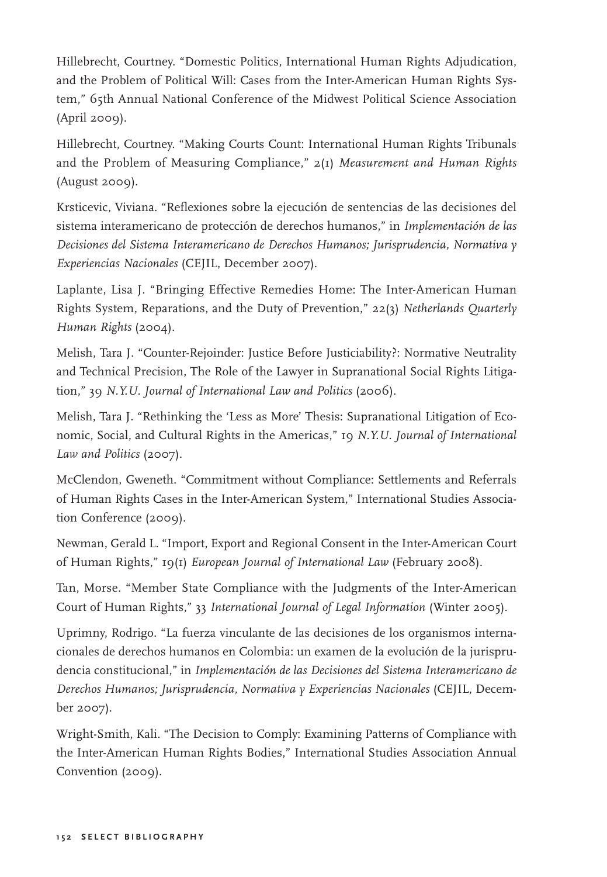Hillebrecht, Courtney. “Domestic Politics, International Human Rights Adjudication, and the Problem of Political Will: Cases from the Inter-American Human Rights System,” 65th Annual National Conference of the Midwest Political Science Association (April 2009).

Hillebrecht, Courtney. “Making Courts Count: International Human Rights Tribunals and the Problem of Measuring Compliance,” 2(1) *Measurement and Human Rights* (August 2009).

Krsticevic, Viviana. “Reflexiones sobre la ejecución de sentencias de las decisiones del sistema interamericano de protección de derechos humanos,” in *Implementación de las Decisiones del Sistema Interamericano de Derechos Humanos; Jurisprudencia, Normativa y Experiencias Nacionales* (CEJIL, December 2007).

Laplante, Lisa J. “Bringing Effective Remedies Home: The Inter-American Human Rights System, Reparations, and the Duty of Prevention,” 22(3) *Netherlands Quarterly Human Rights* (2004).

Melish, Tara J. “Counter-Rejoinder: Justice Before Justiciability?: Normative Neutrality and Technical Precision, The Role of the Lawyer in Supranational Social Rights Litigation,” 39 *N.Y.U. Journal of International Law and Politics* (2006).

Melish, Tara J. “Rethinking the ‘Less as More’ Thesis: Supranational Litigation of Economic, Social, and Cultural Rights in the Americas,” 19 *N.Y.U. Journal of International Law and Politics* (2007).

McClendon, Gweneth. “Commitment without Compliance: Settlements and Referrals of Human Rights Cases in the Inter-American System,” International Studies Association Conference (2009).

Newman, Gerald L. “Import, Export and Regional Consent in the Inter-American Court of Human Rights,” 19(1) *European Journal of International Law* (February 2008).

Tan, Morse. “Member State Compliance with the Judgments of the Inter-American Court of Human Rights,” 33 *International Journal of Legal Information* (Winter 2005).

Uprimny, Rodrigo. “La fuerza vinculante de las decisiones de los organismos internacionales de derechos humanos en Colombia: un examen de la evolución de la jurisprudencia constitucional,” in *Implementación de las Decisiones del Sistema Interamericano de Derechos Humanos; Jurisprudencia, Normativa y Experiencias Nacionales* (CEJIL, December 2007).

Wright-Smith, Kali. “The Decision to Comply: Examining Patterns of Compliance with the Inter-American Human Rights Bodies,” International Studies Association Annual Convention (2009).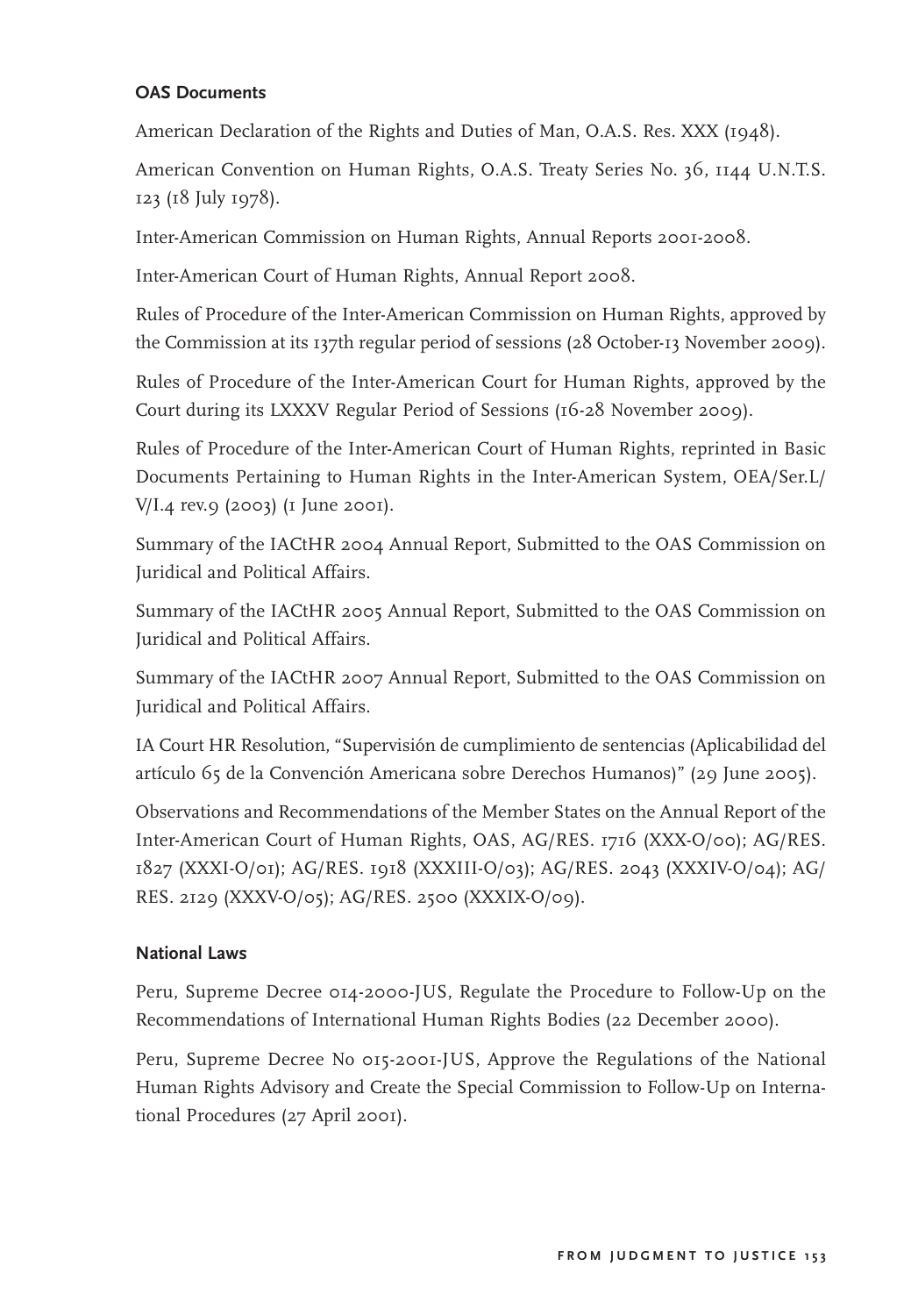#### OAS Documents

American Declaration of the Rights and Duties of Man, O.A.S. Res. XXX (1948).

American Convention on Human Rights, O.A.S. Treaty Series No. 36, 1144 U.N.T.S. 123 (18 July 1978).

Inter-American Commission on Human Rights, Annual Reports 2001-2008.

Inter-American Court of Human Rights, Annual Report 2008.

Rules of Procedure of the Inter-American Commission on Human Rights, approved by the Commission at its 137th regular period of sessions (28 October-13 November 2009).

Rules of Procedure of the Inter-American Court for Human Rights, approved by the Court during its LXXXV Regular Period of Sessions (16-28 November 2009).

Rules of Procedure of the Inter-American Court of Human Rights, reprinted in Basic Documents Pertaining to Human Rights in the Inter-American System, OEA/Ser.L/V/I.4 rev.9 (2003) (1 June 2001).

Summary of the IACtHR 2004 Annual Report, Submitted to the OAS Commission on Juridical and Political Affairs.

Summary of the IACtHR 2005 Annual Report, Submitted to the OAS Commission on Juridical and Political Affairs.

Summary of the IACtHR 2007 Annual Report, Submitted to the OAS Commission on Juridical and Political Affairs.

IA Court HR Resolution, "Supervisión de cumplimiento de sentencias (Aplicabilidad del artículo 65 de la Convención Americana sobre Derechos Humanos)" (29 June 2005).

Observations and Recommendations of the Member States on the Annual Report of the Inter-American Court of Human Rights, OAS, AG/RES. 1716 (XXX-O/00); AG/RES. 1827 (XXXI-O/01); AG/RES. 1918 (XXXIII-O/03); AG/RES. 2043 (XXXIV-O/04); AG/RES. 2129 (XXXV-O/05); AG/RES. 2500 (XXXIX-O/09).

#### National Laws

Peru, Supreme Decree 014-2000-JUS, Regulate the Procedure to Follow-Up on the Recommendations of International Human Rights Bodies (22 December 2000).

Peru, Supreme Decree No 015-2001-JUS, Approve the Regulations of the National Human Rights Advisory and Create the Special Commission to Follow-Up on International Procedures (27 April 2001).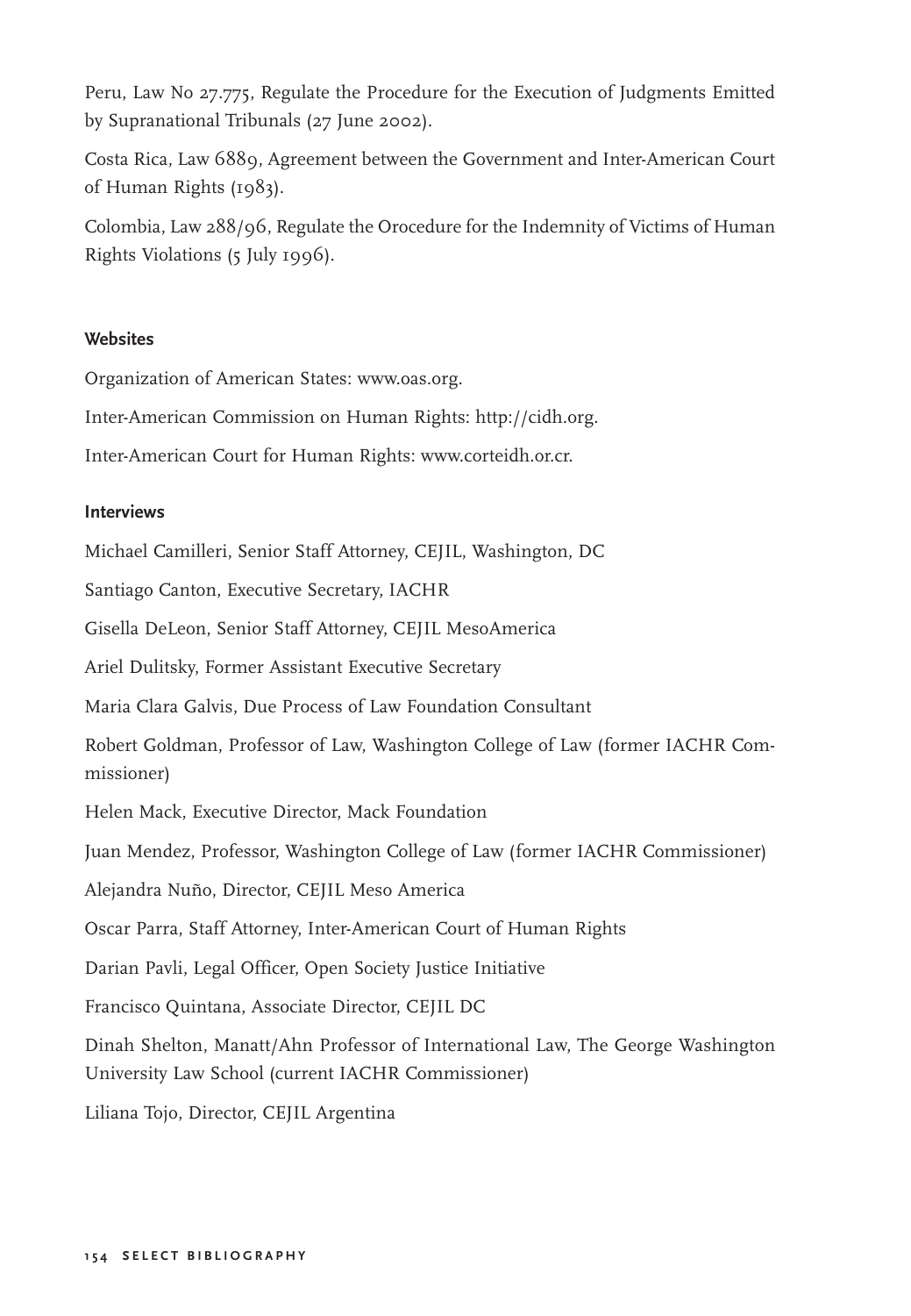Peru, Law No 27.775, Regulate the Procedure for the Execution of Judgments Emitted by Supranational Tribunals (27 June 2002).

Costa Rica, Law 6889, Agreement between the Government and Inter-American Court of Human Rights (1983).

Colombia, Law 288/96, Regulate the Orocedure for the Indemnity of Victims of Human Rights Violations (5 July 1996).

#### Websites

Organization of American States: www.oas.org.

Inter-American Commission on Human Rights: http://cidh.org.

Inter-American Court for Human Rights: www.corteidh.or.cr.

#### Interviews

Michael Camilleri, Senior Staff Attorney, CEJIL, Washington, DC

Santiago Canton, Executive Secretary, IACHR

Gisella DeLeon, Senior Staff Attorney, CEJIL MesoAmerica

Ariel Dulitsky, Former Assistant Executive Secretary

Maria Clara Galvis, Due Process of Law Foundation Consultant

Robert Goldman, Professor of Law, Washington College of Law (former IACHR Commissioner)

Helen Mack, Executive Director, Mack Foundation

Juan Mendez, Professor, Washington College of Law (former IACHR Commissioner)

Alejandra Nuño, Director, CEJIL Meso America

Oscar Parra, Staff Attorney, Inter-American Court of Human Rights

Darian Pavli, Legal Officer, Open Society Justice Initiative

Francisco Quintana, Associate Director, CEJIL DC

Dinah Shelton, Manatt/Ahn Professor of International Law, The George Washington University Law School (current IACHR Commissioner)

Liliana Tojo, Director, CEJIL Argentina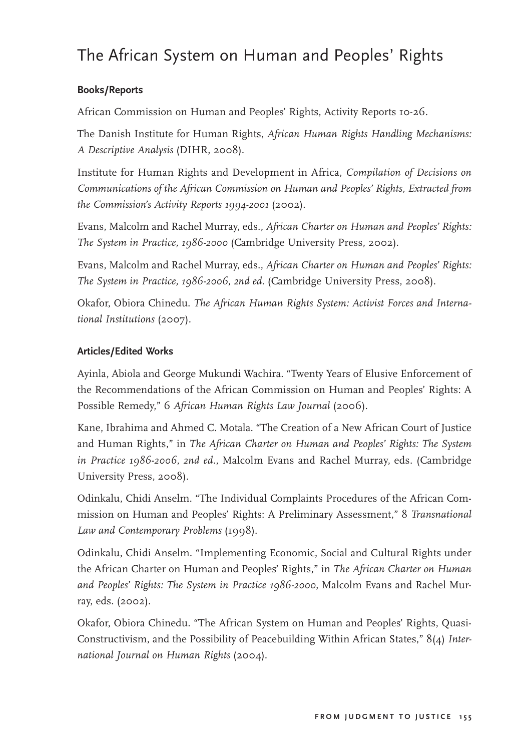# The African System on Human and Peoples' Rights

### Books/Reports

African Commission on Human and Peoples' Rights, Activity Reports 10-26.

The Danish Institute for Human Rights, *African Human Rights Handling Mechanisms: A Descriptive Analysis* (DIHR, 2008).

Institute for Human Rights and Development in Africa, *Compilation of Decisions on Communications of the African Commission on Human and Peoples' Rights, Extracted from the Commission's Activity Reports 1994-2001* (2002).

Evans, Malcolm and Rachel Murray, eds., *African Charter on Human and Peoples' Rights: The System in Practice, 1986-2000* (Cambridge University Press, 2002).

Evans, Malcolm and Rachel Murray, eds., *African Charter on Human and Peoples' Rights: The System in Practice, 1986-2006, 2nd ed.* (Cambridge University Press, 2008).

Okafor, Obiora Chinedu. *The African Human Rights System: Activist Forces and International Institutions* (2007).

### Articles/Edited Works

Ayinla, Abiola and George Mukundi Wachira. "Twenty Years of Elusive Enforcement of the Recommendations of the African Commission on Human and Peoples' Rights: A Possible Remedy," 6 *African Human Rights Law Journal* (2006).

Kane, Ibrahima and Ahmed C. Motala. "The Creation of a New African Court of Justice and Human Rights," in *The African Charter on Human and Peoples' Rights: The System in Practice 1986-2006, 2nd ed.*, Malcolm Evans and Rachel Murray, eds. (Cambridge University Press, 2008).

Odinkalu, Chidi Anselm. "The Individual Complaints Procedures of the African Commission on Human and Peoples' Rights: A Preliminary Assessment," 8 *Transnational Law and Contemporary Problems* (1998).

Odinkalu, Chidi Anselm. "Implementing Economic, Social and Cultural Rights under the African Charter on Human and Peoples' Rights," in *The African Charter on Human and Peoples' Rights: The System in Practice 1986-2000*, Malcolm Evans and Rachel Murray, eds. (2002).

Okafor, Obiora Chinedu. "The African System on Human and Peoples' Rights, Quasi-Constructivism, and the Possibility of Peacebuilding Within African States," 8(4) *International Journal on Human Rights* (2004).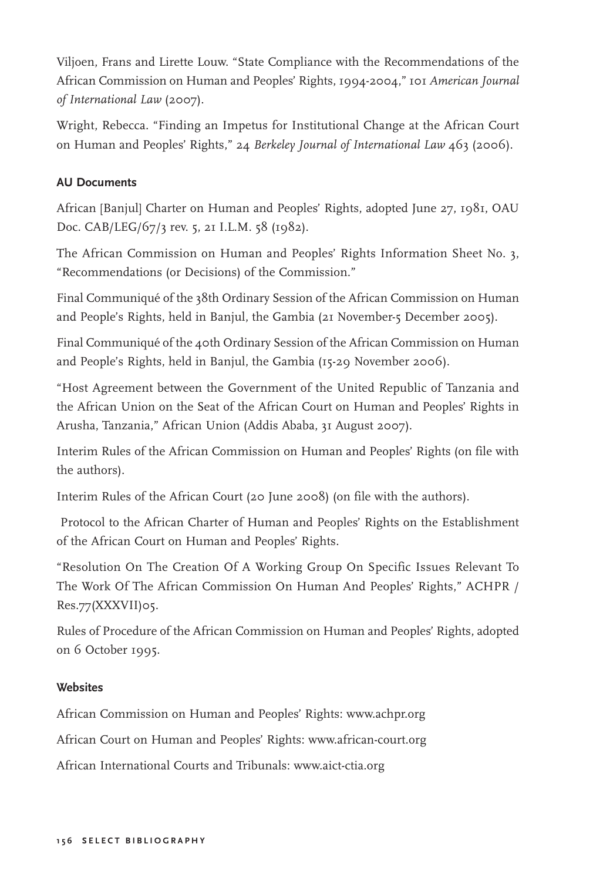Viljoen, Frans and Lirette Louw. "State Compliance with the Recommendations of the African Commission on Human and Peoples' Rights, 1994-2004," 101 *American Journal of International Law* (2007).

Wright, Rebecca. "Finding an Impetus for Institutional Change at the African Court on Human and Peoples' Rights," 24 *Berkeley Journal of International Law* 463 (2006).

### AU Documents

African [Banjul] Charter on Human and Peoples' Rights, adopted June 27, 1981, OAU Doc. CAB/LEG/67/3 rev. 5, 21 I.L.M. 58 (1982).

The African Commission on Human and Peoples' Rights Information Sheet No. 3, "Recommendations (or Decisions) of the Commission."

Final Communiqué of the 38th Ordinary Session of the African Commission on Human and People's Rights, held in Banjul, the Gambia (21 November-5 December 2005).

Final Communiqué of the 40th Ordinary Session of the African Commission on Human and People's Rights, held in Banjul, the Gambia (15-29 November 2006).

"Host Agreement between the Government of the United Republic of Tanzania and the African Union on the Seat of the African Court on Human and Peoples' Rights in Arusha, Tanzania," African Union (Addis Ababa, 31 August 2007).

Interim Rules of the African Commission on Human and Peoples' Rights (on file with the authors).

Interim Rules of the African Court (20 June 2008) (on file with the authors).

Protocol to the African Charter of Human and Peoples' Rights on the Establishment of the African Court on Human and Peoples' Rights.

"Resolution On The Creation Of A Working Group On Specific Issues Relevant To The Work Of The African Commission On Human And Peoples' Rights," ACHPR / Res.77(XXXVII)05.

Rules of Procedure of the African Commission on Human and Peoples' Rights, adopted on 6 October 1995.

### Websites

African Commission on Human and Peoples' Rights: www.achpr.org

African Court on Human and Peoples' Rights: www.african-court.org

African International Courts and Tribunals: www.aict-ctia.org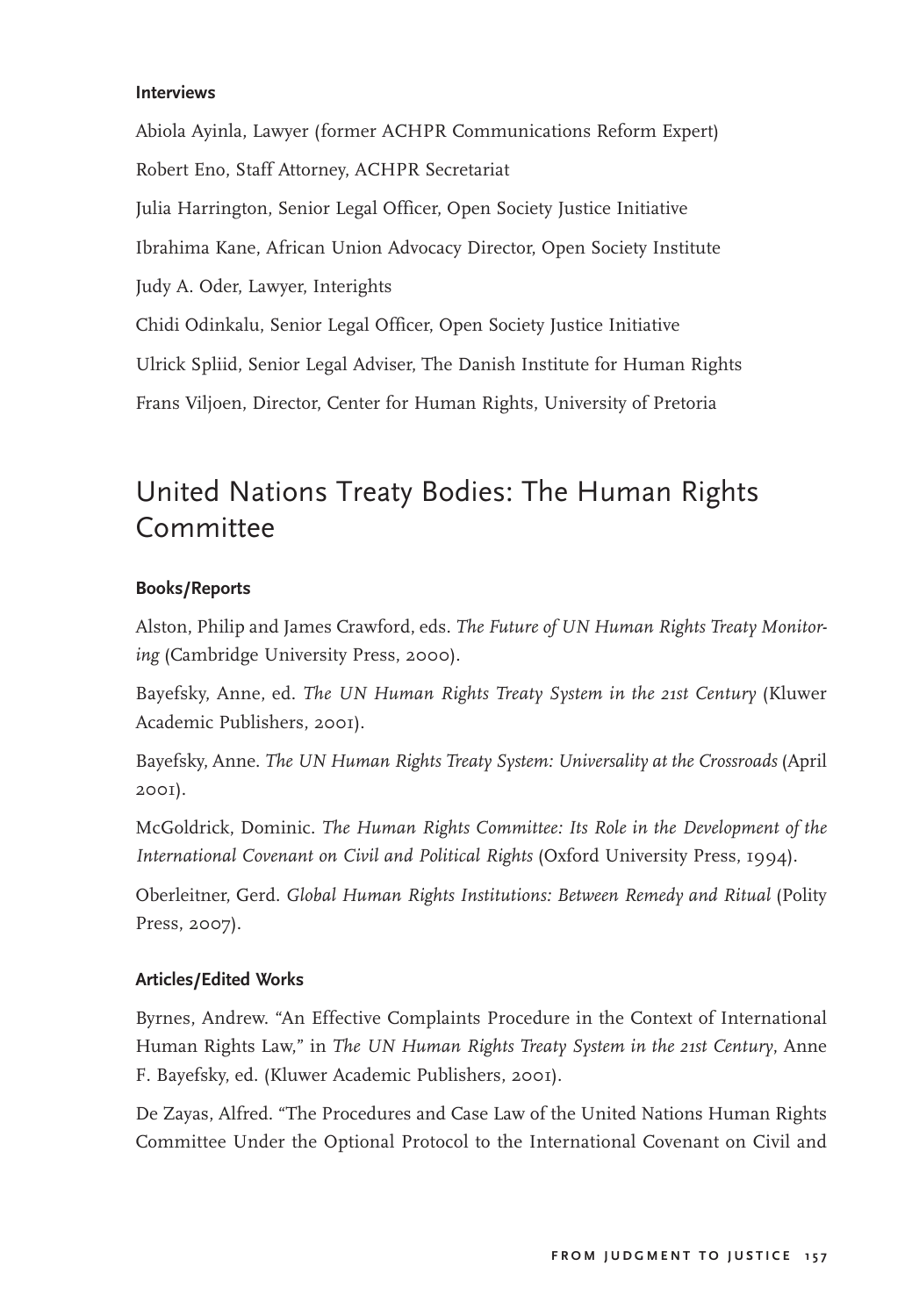### Interviews

Abiola Ayinla, Lawyer (former ACHPR Communications Reform Expert)

Robert Eno, Staff Attorney, ACHPR Secretariat

Julia Harrington, Senior Legal Officer, Open Society Justice Initiative

Ibrahima Kane, African Union Advocacy Director, Open Society Institute

Judy A. Oder, Lawyer, Interights

Chidi Odinkalu, Senior Legal Officer, Open Society Justice Initiative

Ulrick Spliid, Senior Legal Adviser, The Danish Institute for Human Rights

Frans Viljoen, Director, Center for Human Rights, University of Pretoria

## United Nations Treaty Bodies: The Human Rights Committee

### Books/Reports

Alston, Philip and James Crawford, eds. *The Future of UN Human Rights Treaty Monitoring* (Cambridge University Press, 2000).

Bayefsky, Anne, ed. *The UN Human Rights Treaty System in the 21st Century* (Kluwer Academic Publishers, 2001).

Bayefsky, Anne. *The UN Human Rights Treaty System: Universality at the Crossroads* (April 2001).

McGoldrick, Dominic. *The Human Rights Committee: Its Role in the Development of the International Covenant on Civil and Political Rights* (Oxford University Press, 1994).

Oberleitner, Gerd. *Global Human Rights Institutions: Between Remedy and Ritual* (Polity Press, 2007).

### Articles/Edited Works

Byrnes, Andrew. "An Effective Complaints Procedure in the Context of International Human Rights Law," in *The UN Human Rights Treaty System in the 21st Century*, Anne F. Bayefsky, ed. (Kluwer Academic Publishers, 2001).

De Zayas, Alfred. "The Procedures and Case Law of the United Nations Human Rights Committee Under the Optional Protocol to the International Covenant on Civil and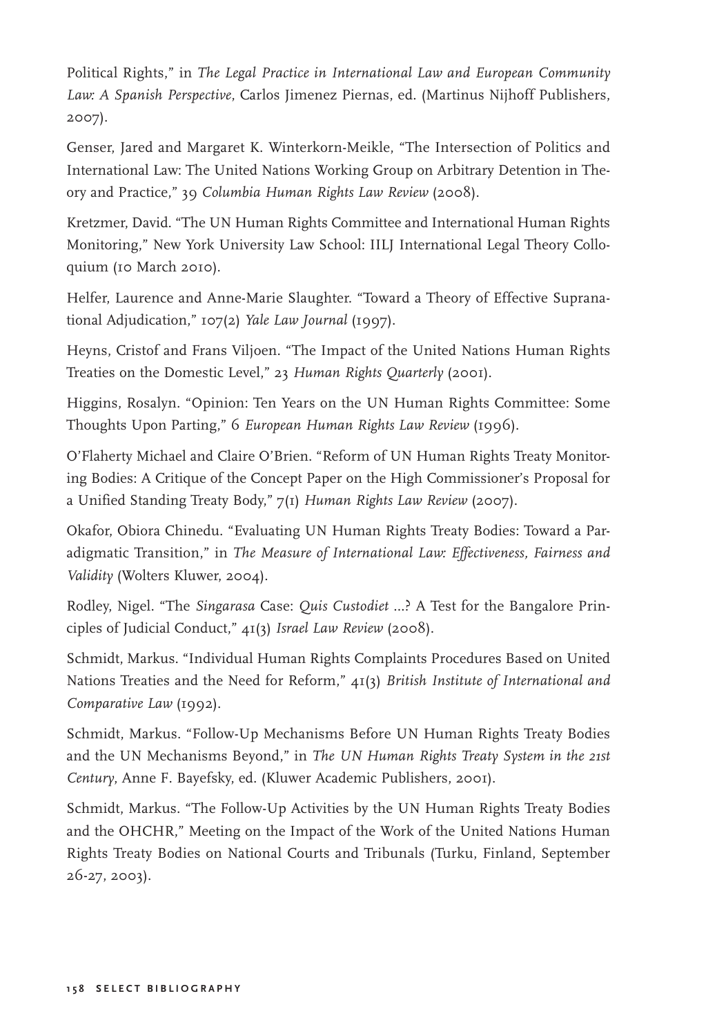Political Rights," in *The Legal Practice in International Law and European Community Law: A Spanish Perspective*, Carlos Jimenez Piernas, ed. (Martinus Nijhoff Publishers, 2007).

Genser, Jared and Margaret K. Winterkorn-Meikle, "The Intersection of Politics and International Law: The United Nations Working Group on Arbitrary Detention in Theory and Practice," 39 *Columbia Human Rights Law Review* (2008).

Kretzmer, David. "The UN Human Rights Committee and International Human Rights Monitoring," New York University Law School: IILJ International Legal Theory Colloquium (10 March 2010).

Helfer, Laurence and Anne-Marie Slaughter. "Toward a Theory of Effective Supranational Adjudication," 107(2) *Yale Law Journal* (1997).

Heyns, Cristof and Frans Viljoen. "The Impact of the United Nations Human Rights Treaties on the Domestic Level," 23 *Human Rights Quarterly* (2001).

Higgins, Rosalyn. "Opinion: Ten Years on the UN Human Rights Committee: Some Thoughts Upon Parting," 6 *European Human Rights Law Review* (1996).

O'Flaherty Michael and Claire O'Brien. "Reform of UN Human Rights Treaty Monitoring Bodies: A Critique of the Concept Paper on the High Commissioner's Proposal for a Unified Standing Treaty Body," 7(1) *Human Rights Law Review* (2007).

Okafor, Obiora Chinedu. "Evaluating UN Human Rights Treaty Bodies: Toward a Paradigmatic Transition," in *The Measure of International Law: Effectiveness, Fairness and Validity* (Wolters Kluwer, 2004).

Rodley, Nigel. "The *Singarasa* Case: *Quis Custodiet* ...? A Test for the Bangalore Principles of Judicial Conduct," 41(3) *Israel Law Review* (2008).

Schmidt, Markus. "Individual Human Rights Complaints Procedures Based on United Nations Treaties and the Need for Reform," 41(3) *British Institute of International and Comparative Law* (1992).

Schmidt, Markus. "Follow-Up Mechanisms Before UN Human Rights Treaty Bodies and the UN Mechanisms Beyond," in *The UN Human Rights Treaty System in the 21st Century*, Anne F. Bayefsky, ed. (Kluwer Academic Publishers, 2001).

Schmidt, Markus. "The Follow-Up Activities by the UN Human Rights Treaty Bodies and the OHCHR," Meeting on the Impact of the Work of the United Nations Human Rights Treaty Bodies on National Courts and Tribunals (Turku, Finland, September 26-27, 2003).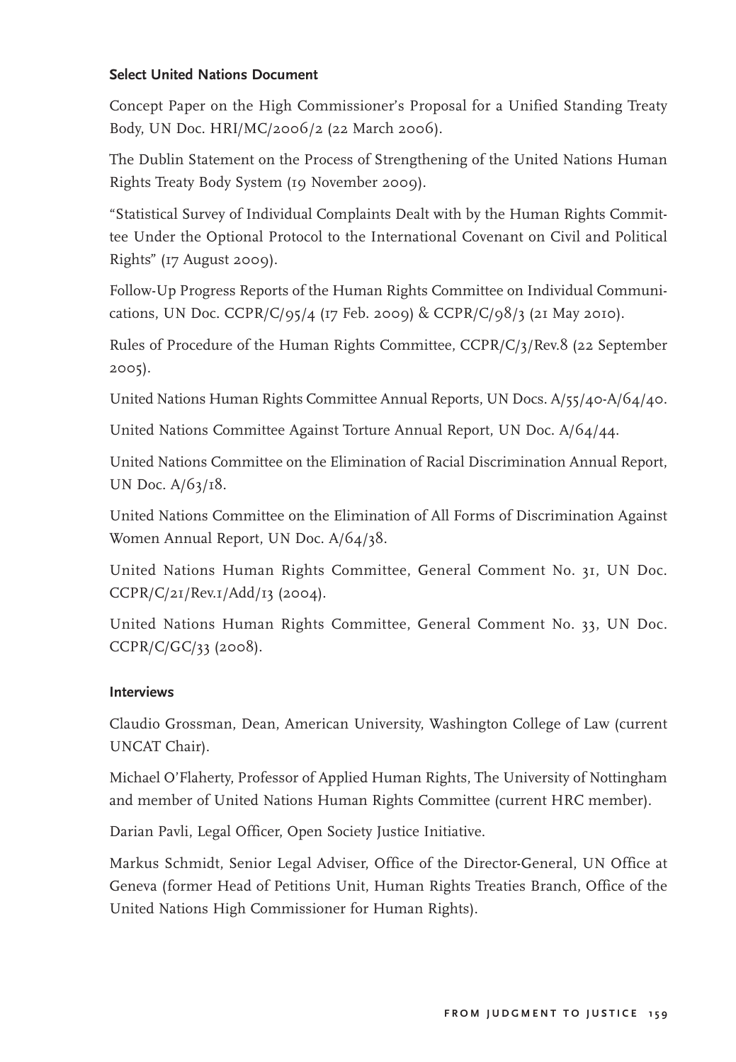### Select United Nations Document

Concept Paper on the High Commissioner's Proposal for a Unified Standing Treaty Body, UN Doc. HRI/MC/2006/2 (22 March 2006).

The Dublin Statement on the Process of Strengthening of the United Nations Human Rights Treaty Body System (19 November 2009).

"Statistical Survey of Individual Complaints Dealt with by the Human Rights Committee Under the Optional Protocol to the International Covenant on Civil and Political Rights" (17 August 2009).

Follow-Up Progress Reports of the Human Rights Committee on Individual Communications, UN Doc. CCPR/C/95/4 (17 Feb. 2009) & CCPR/C/98/3 (21 May 2010).

Rules of Procedure of the Human Rights Committee, CCPR/C/3/Rev.8 (22 September 2005).

United Nations Human Rights Committee Annual Reports, UN Docs. A/55/40-A/64/40.

United Nations Committee Against Torture Annual Report, UN Doc. A/64/44.

United Nations Committee on the Elimination of Racial Discrimination Annual Report, UN Doc. A/63/18.

United Nations Committee on the Elimination of All Forms of Discrimination Against Women Annual Report, UN Doc. A/64/38.

United Nations Human Rights Committee, General Comment No. 31, UN Doc. CCPR/C/21/Rev.1/Add/13 (2004).

United Nations Human Rights Committee, General Comment No. 33, UN Doc. CCPR/C/GC/33 (2008).

### Interviews

Claudio Grossman, Dean, American University, Washington College of Law (current UNCAT Chair).

Michael O'Flaherty, Professor of Applied Human Rights, The University of Nottingham and member of United Nations Human Rights Committee (current HRC member).

Darian Pavli, Legal Officer, Open Society Justice Initiative.

Markus Schmidt, Senior Legal Adviser, Office of the Director-General, UN Office at Geneva (former Head of Petitions Unit, Human Rights Treaties Branch, Office of the United Nations High Commissioner for Human Rights).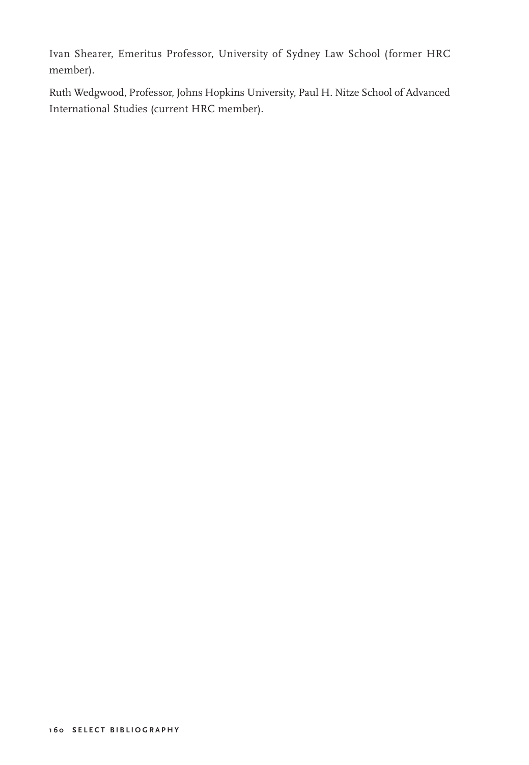Ivan Shearer, Emeritus Professor, University of Sydney Law School (former HRC member).

Ruth Wedgwood, Professor, Johns Hopkins University, Paul H. Nitze School of Advanced International Studies (current HRC member).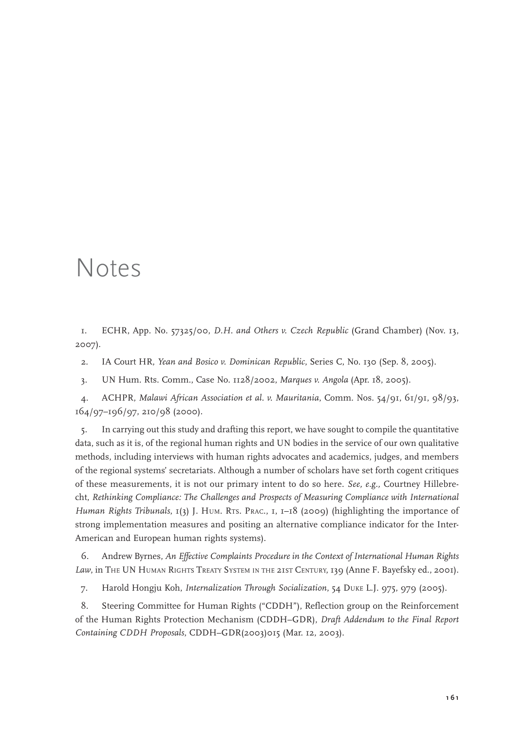# Notes

1. ECHR, App. No. 57325/00, *D.H. and Others v. Czech Republic* (Grand Chamber) (Nov. 13, 2007).

2. IA Court HR, *Yean and Bosico v. Dominican Republic*, Series C, No. 130 (Sep. 8, 2005).

3. UN Hum. Rts. Comm., Case No. 1128/2002, *Marques v. Angola* (Apr. 18, 2005).

4. ACHPR, *Malawi African Association et al. v. Mauritania*, Comm. Nos. 54/91, 61/91, 98/93, 164/97–196/97, 210/98 (2000).

5. In carrying out this study and drafting this report, we have sought to compile the quantitative data, such as it is, of the regional human rights and UN bodies in the service of our own qualitative methods, including interviews with human rights advocates and academics, judges, and members of the regional systems' secretariats. Although a number of scholars have set forth cogent critiques of these measurements, it is not our primary intent to do so here. *See, e.g.,* Courtney Hillebrecht, *Rethinking Compliance: The Challenges and Prospects of Measuring Compliance with International Human Rights Tribunals*, 1(3) J. Hum. Rts. Prac., 1, 1–18 (2009) (highlighting the importance of strong implementation measures and positing an alternative compliance indicator for the Inter-American and European human rights systems).

6. Andrew Byrnes, *An Effective Complaints Procedure in the Context of International Human Rights Law*, in The UN Human Rights Treaty System in the 21st Century, 139 (Anne F. Bayefsky ed., 2001).

7. Harold Hongju Koh, *Internalization Through Socialization*, 54 Duke L.J. 975, 979 (2005).

8. Steering Committee for Human Rights ("CDDH"), Reflection group on the Reinforcement of the Human Rights Protection Mechanism (CDDH–GDR), *Draft Addendum to the Final Report Containing CDDH Proposals*, CDDH–GDR(2003)015 (Mar. 12, 2003).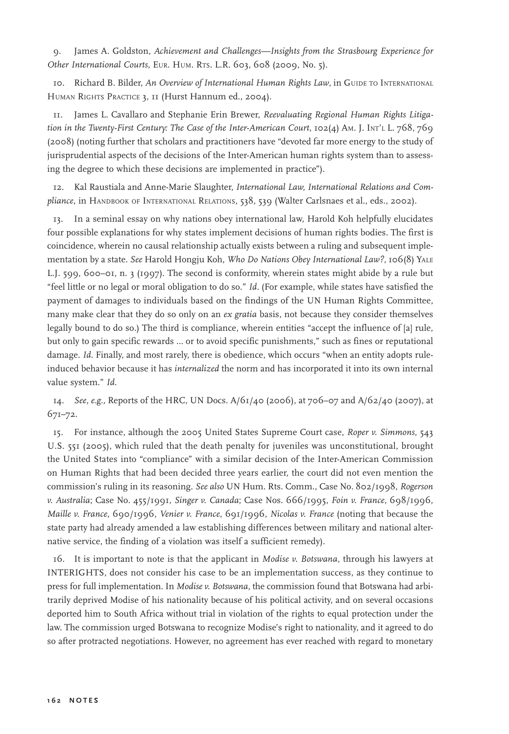9. James A. Goldston, *Achievement and Challenges—Insights from the Strasbourg Experience for Other International Courts*, Eur. Hum. Rts. L.R. 603, 608 (2009, No. 5).

10. Richard B. Bilder, *An Overview of International Human Rights Law*, in Guide to International Human Rights Practice 3, 11 (Hurst Hannum ed., 2004).

11. James L. Cavallaro and Stephanie Erin Brewer, *Reevaluating Regional Human Rights Litigation in the Twenty-First Century: The Case of the Inter-American Court*, 102(4) Am. J. Int'l L. 768, 769 (2008) (noting further that scholars and practitioners have "devoted far more energy to the study of jurisprudential aspects of the decisions of the Inter-American human rights system than to assessing the degree to which these decisions are implemented in practice").

12. Kal Raustiala and Anne-Marie Slaughter, *International Law, International Relations and Compliance*, in Handbook of International Relations, 538, 539 (Walter Carlsnaes et al., eds., 2002).

13. In a seminal essay on why nations obey international law, Harold Koh helpfully elucidates four possible explanations for why states implement decisions of human rights bodies. The first is coincidence, wherein no causal relationship actually exists between a ruling and subsequent implementation by a state. *See* Harold Hongju Koh, *Who Do Nations Obey International Law?*, 106(8) Yale L.J. 599, 600–01, n. 3 (1997). The second is conformity, wherein states might abide by a rule but "feel little or no legal or moral obligation to do so." *Id*. (For example, while states have satisfied the payment of damages to individuals based on the findings of the UN Human Rights Committee, many make clear that they do so only on an *ex gratia* basis, not because they consider themselves legally bound to do so.) The third is compliance, wherein entities "accept the influence of [a] rule, but only to gain specific rewards ... or to avoid specific punishments," such as fines or reputational damage. *Id*. Finally, and most rarely, there is obedience, which occurs "when an entity adopts rule-induced behavior because it has *internalized* the norm and has incorporated it into its own internal value system." *Id.*

14. *See, e.g.,* Reports of the HRC, UN Docs. A/61/40 (2006), at 706–07 and A/62/40 (2007), at 671–72.

15. For instance, although the 2005 United States Supreme Court case, *Roper v. Simmons*, 543 U.S. 551 (2005), which ruled that the death penalty for juveniles was unconstitutional, brought the United States into "compliance" with a similar decision of the Inter-American Commission on Human Rights that had been decided three years earlier, the court did not even mention the commission's ruling in its reasoning. *See also* UN Hum. Rts. Comm., Case No. 802/1998, *Rogerson v. Australia*; Case No. 455/1991, *Singer v. Canada*; Case Nos. 666/1995, *Foin v. France*, 698/1996, *Maille v. France*, 690/1996, *Venier v. France*, 691/1996, *Nicolas v. France* (noting that because the state party had already amended a law establishing differences between military and national alternative service, the finding of a violation was itself a sufficient remedy).

16. It is important to note is that the applicant in *Modise v. Botswana*, through his lawyers at INTERIGHTS, does not consider his case to be an implementation success, as they continue to press for full implementation. In *Modise v. Botswana*, the commission found that Botswana had arbitrarily deprived Modise of his nationality because of his political activity, and on several occasions deported him to South Africa without trial in violation of the rights to equal protection under the law. The commission urged Botswana to recognize Modise's right to nationality, and it agreed to do so after protracted negotiations. However, no agreement has ever reached with regard to monetary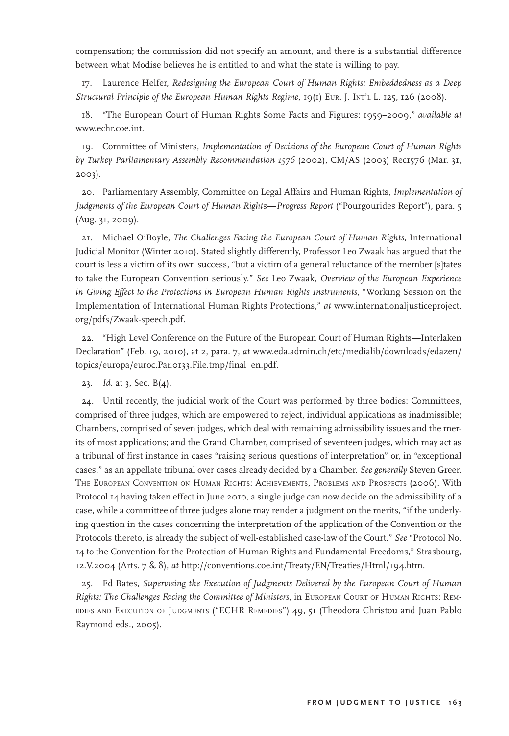compensation; the commission did not specify an amount, and there is a substantial difference between what Modise believes he is entitled to and what the state is willing to pay.

17. Laurence Helfer, *Redesigning the European Court of Human Rights: Embeddedness as a Deep Structural Principle of the European Human Rights Regime*, 19(1) Eur. J. Int'l L. 125, 126 (2008).

18. "The European Court of Human Rights Some Facts and Figures: 1959–2009," *available at* www.echr.coe.int.

19. Committee of Ministers, *Implementation of Decisions of the European Court of Human Rights by Turkey Parliamentary Assembly Recommendation 1576* (2002), CM/AS (2003) Rec1576 (Mar. 31, 2003).

20. Parliamentary Assembly, Committee on Legal Affairs and Human Rights, *Implementation of Judgments of the European Court of Human Rights—Progress Report* ("Pourgourides Report"), para. 5 (Aug. 31, 2009).

21. Michael O'Boyle, *The Challenges Facing the European Court of Human Rights*, International Judicial Monitor (Winter 2010). Stated slightly differently, Professor Leo Zwaak has argued that the court is less a victim of its own success, "but a victim of a general reluctance of the member [s]tates to take the European Convention seriously." *See* Leo Zwaak, *Overview of the European Experience in Giving Effect to the Protections in European Human Rights Instruments*, "Working Session on the Implementation of International Human Rights Protections," *at* www.internationaljusticeproject.org/pdfs/Zwaak-speech.pdf.

22. "High Level Conference on the Future of the European Court of Human Rights—Interlaken Declaration" (Feb. 19, 2010), at 2, para. 7, *at* www.eda.admin.ch/etc/medialib/downloads/edazen/topics/europa/euroc.Par.0133.File.tmp/final_en.pdf.

23. *Id.* at 3, Sec. B(4).

24. Until recently, the judicial work of the Court was performed by three bodies: Committees, comprised of three judges, which are empowered to reject, individual applications as inadmissible; Chambers, comprised of seven judges, which deal with remaining admissibility issues and the merits of most applications; and the Grand Chamber, comprised of seventeen judges, which may act as a tribunal of first instance in cases "raising serious questions of interpretation" or, in "exceptional cases," as an appellate tribunal over cases already decided by a Chamber. *See generally* Steven Greer, The European Convention on Human Rights: Achievements, Problems and Prospects (2006). With Protocol 14 having taken effect in June 2010, a single judge can now decide on the admissibility of a case, while a committee of three judges alone may render a judgment on the merits, "if the underlying question in the cases concerning the interpretation of the application of the Convention or the Protocols thereto, is already the subject of well-established case-law of the Court." *See* "Protocol No. 14 to the Convention for the Protection of Human Rights and Fundamental Freedoms," Strasbourg, 12.V.2004 (Arts. 7 & 8), *at* http://conventions.coe.int/Treaty/EN/Treaties/Html/194.htm.

25. Ed Bates, *Supervising the Execution of Judgments Delivered by the European Court of Human Rights: The Challenges Facing the Committee of Ministers*, in European Court of Human Rights: Remedies and Execution of Judgments ("ECHR Remedies") 49, 51 (Theodora Christou and Juan Pablo Raymond eds., 2005).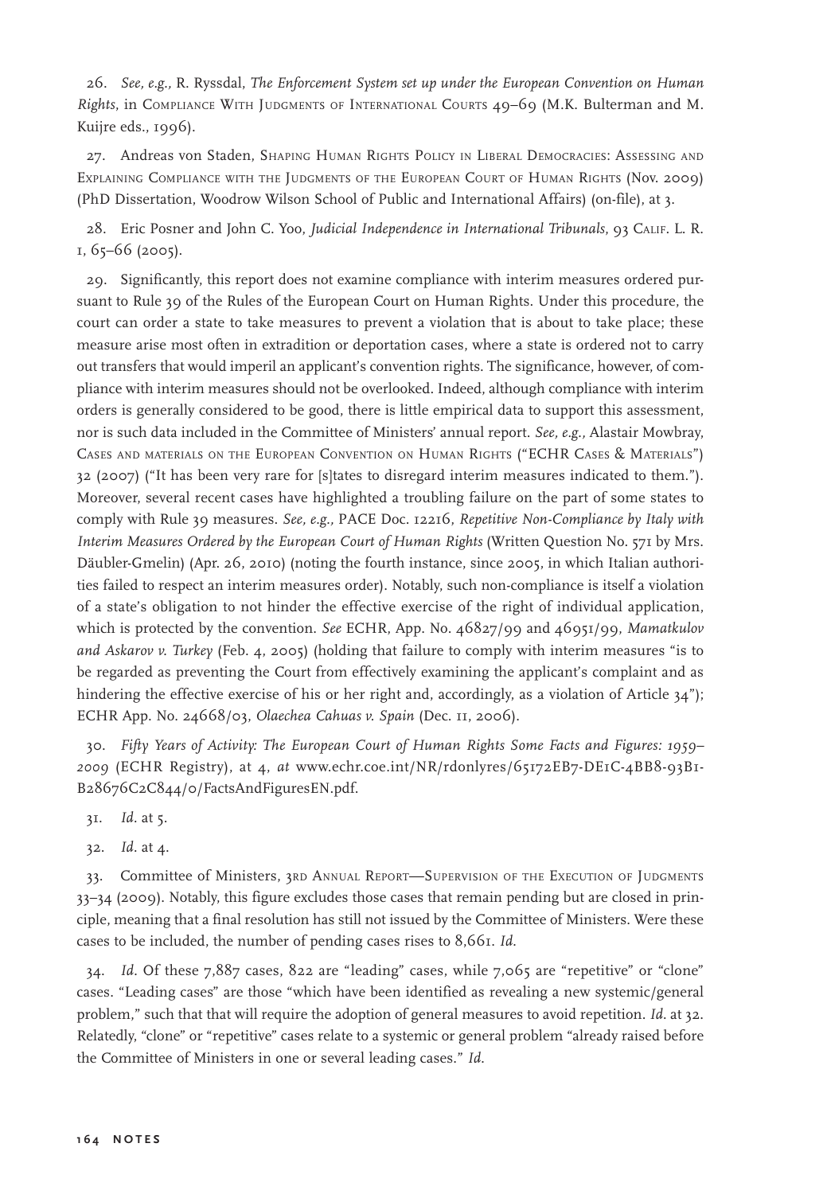26. *See, e.g.*, R. Ryssdal, *The Enforcement System set up under the European Convention on Human Rights*, in Compliance With Judgments of International Courts 49–69 (M.K. Bulterman and M. Kuijre eds., 1996).

27. Andreas von Staden, Shaping Human Rights Policy in Liberal Democracies: Assessing and Explaining Compliance with the Judgments of the European Court of Human Rights (Nov. 2009) (PhD Dissertation, Woodrow Wilson School of Public and International Affairs) (on-file), at 3.

28. Eric Posner and John C. Yoo, *Judicial Independence in International Tribunals*, 93 Calif. L. R. 1, 65–66 (2005).

29. Significantly, this report does not examine compliance with interim measures ordered pursuant to Rule 39 of the Rules of the European Court on Human Rights. Under this procedure, the court can order a state to take measures to prevent a violation that is about to take place; these measure arise most often in extradition or deportation cases, where a state is ordered not to carry out transfers that would imperil an applicant's convention rights. The significance, however, of compliance with interim measures should not be overlooked. Indeed, although compliance with interim orders is generally considered to be good, there is little empirical data to support this assessment, nor is such data included in the Committee of Ministers' annual report. *See, e.g.*, Alastair Mowbray, Cases and materials on the European Convention on Human Rights ("ECHR Cases & Materials") 32 (2007) ("It has been very rare for [s]tates to disregard interim measures indicated to them."). Moreover, several recent cases have highlighted a troubling failure on the part of some states to comply with Rule 39 measures. *See, e.g.*, PACE Doc. 12216, *Repetitive Non-Compliance by Italy with Interim Measures Ordered by the European Court of Human Rights* (Written Question No. 571 by Mrs. Däubler-Gmelin) (Apr. 26, 2010) (noting the fourth instance, since 2005, in which Italian authorities failed to respect an interim measures order). Notably, such non-compliance is itself a violation of a state's obligation to not hinder the effective exercise of the right of individual application, which is protected by the convention. *See* ECHR, App. No. 46827/99 and 46951/99, *Mamatkulov and Askarov v. Turkey* (Feb. 4, 2005) (holding that failure to comply with interim measures "is to be regarded as preventing the Court from effectively examining the applicant's complaint and as hindering the effective exercise of his or her right and, accordingly, as a violation of Article 34"); ECHR App. No. 24668/03, *Olaechea Cahuas v. Spain* (Dec. 11, 2006).

30. *Fifty Years of Activity: The European Court of Human Rights Some Facts and Figures: 1959–2009* (ECHR Registry), at 4, *at* www.echr.coe.int/NR/rdonlyres/65172EB7-DE1C-4BB8-93B1-B28676C2C844/0/FactsAndFiguresEN.pdf.

31. *Id.* at 5.

32. *Id.* at 4.

33. Committee of Ministers, 3rd Annual Report—Supervision of the Execution of Judgments 33–34 (2009). Notably, this figure excludes those cases that remain pending but are closed in principle, meaning that a final resolution has still not issued by the Committee of Ministers. Were these cases to be included, the number of pending cases rises to 8,661. *Id.*

34. *Id.* Of these 7,887 cases, 822 are "leading" cases, while 7,065 are "repetitive" or "clone" cases. "Leading cases" are those "which have been identified as revealing a new systemic/general problem," such that that will require the adoption of general measures to avoid repetition. *Id.* at 32. Relatedly, "clone" or "repetitive" cases relate to a systemic or general problem "already raised before the Committee of Ministers in one or several leading cases." *Id.*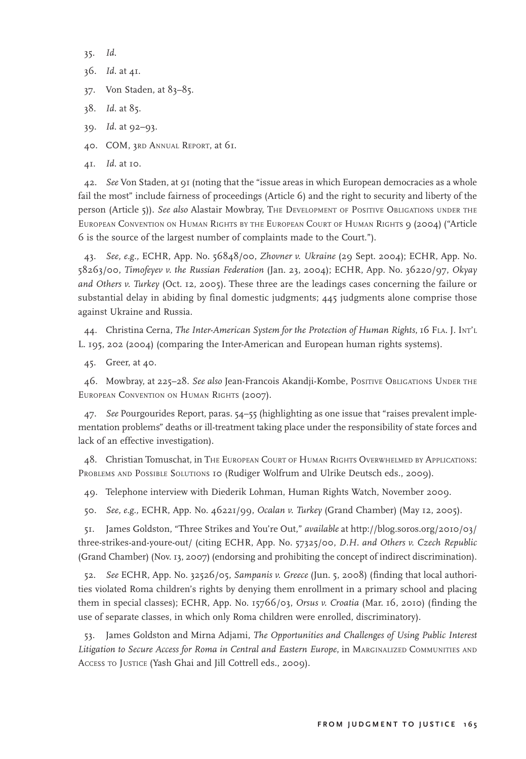35. *Id.*

36. *Id.* at 41.

37. Von Staden, at 83–85.

38. *Id.* at 85.

39. *Id.* at 92–93.

40. COM, 3RD ANNUAL REPORT, at 61.

41. *Id.* at 10.

42. *See* Von Staden, at 91 (noting that the "issue areas in which European democracies as a whole fail the most" include fairness of proceedings (Article 6) and the right to security and liberty of the person (Article 5)). *See also* Alastair Mowbray, THE DEVELOPMENT OF POSITIVE OBLIGATIONS UNDER THE EUROPEAN CONVENTION ON HUMAN RIGHTS BY THE EUROPEAN COURT OF HUMAN RIGHTS 9 (2004) ("Article 6 is the source of the largest number of complaints made to the Court.").

43. *See, e.g.,* ECHR, App. No. 56848/00, *Zhovner v. Ukraine* (29 Sept. 2004); ECHR, App. No. 58263/00, *Timofeyev v. the Russian Federation* (Jan. 23, 2004); ECHR, App. No. 36220/97, *Okyay and Others v. Turkey* (Oct. 12, 2005). These three are the leadings cases concerning the failure or substantial delay in abiding by final domestic judgments; 445 judgments alone comprise those against Ukraine and Russia.

44. Christina Cerna, *The Inter-American System for the Protection of Human Rights*, 16 FLA. J. INT'L L. 195, 202 (2004) (comparing the Inter-American and European human rights systems).

45. Greer, at 40.

46. Mowbray, at 225–28. *See also* Jean-Francois Akandji-Kombe, POSITIVE OBLIGATIONS UNDER THE EUROPEAN CONVENTION ON HUMAN RIGHTS (2007).

47. *See* Pourgourides Report, paras. 54–55 (highlighting as one issue that "raises prevalent implementation problems" deaths or ill-treatment taking place under the responsibility of state forces and lack of an effective investigation).

48. Christian Tomuschat, in THE EUROPEAN COURT OF HUMAN RIGHTS OVERWHELMED BY APPLICATIONS: PROBLEMS AND POSSIBLE SOLUTIONS 10 (Rudiger Wolfrum and Ulrike Deutsch eds., 2009).

49. Telephone interview with Diederik Lohman, Human Rights Watch, November 2009.

50. *See, e.g.,* ECHR, App. No. 46221/99, *Ocalan v. Turkey* (Grand Chamber) (May 12, 2005).

51. James Goldston, "Three Strikes and You're Out," *available* at http://blog.soros.org/2010/03/three-strikes-and-youre-out/ (citing ECHR, App. No. 57325/00, *D.H. and Others v. Czech Republic* (Grand Chamber) (Nov. 13, 2007) (endorsing and prohibiting the concept of indirect discrimination).

52. *See* ECHR, App. No. 32526/05, *Sampanis v. Greece* (Jun. 5, 2008) (finding that local authorities violated Roma children's rights by denying them enrollment in a primary school and placing them in special classes); ECHR, App. No. 15766/03, *Orsus v. Croatia* (Mar. 16, 2010) (finding the use of separate classes, in which only Roma children were enrolled, discriminatory).

53. James Goldston and Mirna Adjami, *The Opportunities and Challenges of Using Public Interest Litigation to Secure Access for Roma in Central and Eastern Europe*, in MARGINALIZED COMMUNITIES AND ACCESS TO JUSTICE (Yash Ghai and Jill Cottrell eds., 2009).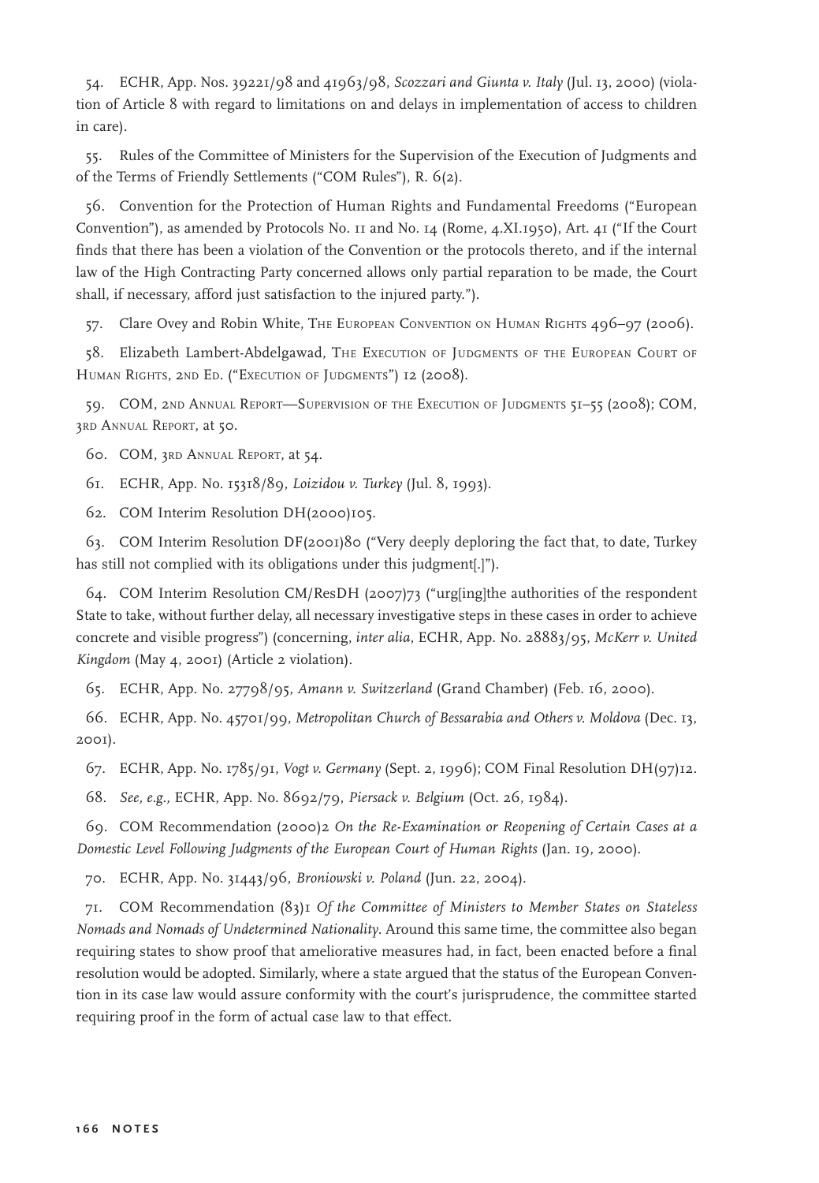54. ECHR, App. Nos. 39221/98 and 41963/98, *Scozzari and Giunta v. Italy* (Jul. 13, 2000) (violation of Article 8 with regard to limitations on and delays in implementation of access to children in care).

55. Rules of the Committee of Ministers for the Supervision of the Execution of Judgments and of the Terms of Friendly Settlements ("COM Rules"), R. 6(2).

56. Convention for the Protection of Human Rights and Fundamental Freedoms ("European Convention"), as amended by Protocols No. 11 and No. 14 (Rome, 4.XI.1950), Art. 41 ("If the Court finds that there has been a violation of the Convention or the protocols thereto, and if the internal law of the High Contracting Party concerned allows only partial reparation to be made, the Court shall, if necessary, afford just satisfaction to the injured party.").

57. Clare Ovey and Robin White, THE EUROPEAN CONVENTION ON HUMAN RIGHTS 496–97 (2006).

58. Elizabeth Lambert-Abdelgawad, THE EXECUTION OF JUDGMENTS OF THE EUROPEAN COURT OF HUMAN RIGHTS, 2ND ED. ("EXECUTION OF JUDGMENTS") 12 (2008).

59. COM, 2ND ANNUAL REPORT—SUPERVISION OF THE EXECUTION OF JUDGMENTS 51–55 (2008); COM, 3RD ANNUAL REPORT, at 50.

60. COM, 3RD ANNUAL REPORT, at 54.

61. ECHR, App. No. 15318/89, *Loizidou v. Turkey* (Jul. 8, 1993).

62. COM Interim Resolution DH(2000)105.

63. COM Interim Resolution DF(2001)80 ("Very deeply deploring the fact that, to date, Turkey has still not complied with its obligations under this judgment[.]").

64. COM Interim Resolution CM/ResDH (2007)73 ("urg[ing]the authorities of the respondent State to take, without further delay, all necessary investigative steps in these cases in order to achieve concrete and visible progress") (concerning, *inter alia*, ECHR, App. No. 28883/95, *McKerr v. United Kingdom* (May 4, 2001) (Article 2 violation).

65. ECHR, App. No. 27798/95, *Amann v. Switzerland* (Grand Chamber) (Feb. 16, 2000).

66. ECHR, App. No. 45701/99, *Metropolitan Church of Bessarabia and Others v. Moldova* (Dec. 13, 2001).

67. ECHR, App. No. 1785/91, *Vogt v. Germany* (Sept. 2, 1996); COM Final Resolution DH(97)12.

68. *See, e.g.,* ECHR, App. No. 8692/79, *Piersack v. Belgium* (Oct. 26, 1984).

69. COM Recommendation (2000)2 *On the Re-Examination or Reopening of Certain Cases at a Domestic Level Following Judgments of the European Court of Human Rights* (Jan. 19, 2000).

70. ECHR, App. No. 31443/96, *Broniowski v. Poland* (Jun. 22, 2004).

71. COM Recommendation (83)1 *Of the Committee of Ministers to Member States on Stateless Nomads and Nomads of Undetermined Nationality*. Around this same time, the committee also began requiring states to show proof that ameliorative measures had, in fact, been enacted before a final resolution would be adopted. Similarly, where a state argued that the status of the European Convention in its case law would assure conformity with the court's jurisprudence, the committee started requiring proof in the form of actual case law to that effect.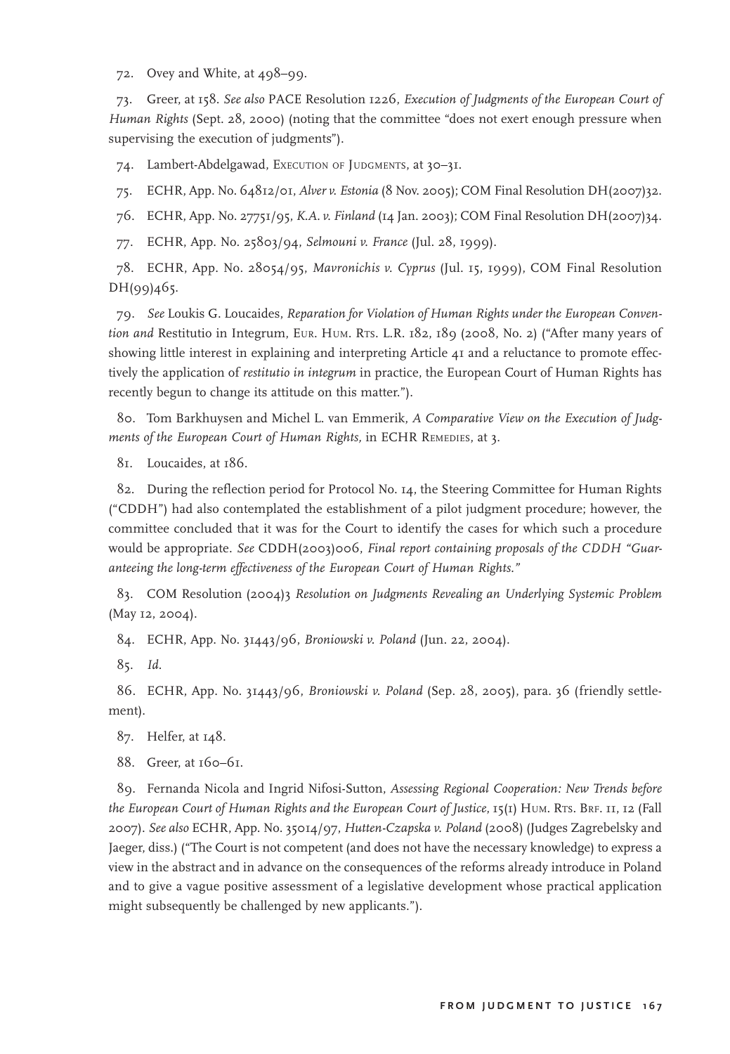72. Ovey and White, at 498–99.

73. Greer, at 158. *See also* PACE Resolution 1226, *Execution of Judgments of the European Court of Human Rights* (Sept. 28, 2000) (noting that the committee "does not exert enough pressure when supervising the execution of judgments").

74. Lambert-Abdelgawad, Execution of Judgments, at 30–31.

75. ECHR, App. No. 64812/01, *Alver v. Estonia* (8 Nov. 2005); COM Final Resolution DH(2007)32.

76. ECHR, App. No. 27751/95, *K.A. v. Finland* (14 Jan. 2003); COM Final Resolution DH(2007)34.

77. ECHR, App. No. 25803/94, *Selmouni v. France* (Jul. 28, 1999).

78. ECHR, App. No. 28054/95, *Mavronichis v. Cyprus* (Jul. 15, 1999), COM Final Resolution DH(99)465.

79. *See* Loukis G. Loucaides, *Reparation for Violation of Human Rights under the European Convention and* Restitutio in Integrum, Eur. Hum. Rts. L.R. 182, 189 (2008, No. 2) ("After many years of showing little interest in explaining and interpreting Article 41 and a reluctance to promote effectively the application of *restitutio in integrum* in practice, the European Court of Human Rights has recently begun to change its attitude on this matter.").

80. Tom Barkhuysen and Michel L. van Emmerik, *A Comparative View on the Execution of Judgments of the European Court of Human Rights*, in ECHR Remedies, at 3.

81. Loucaides, at 186.

82. During the reflection period for Protocol No. 14, the Steering Committee for Human Rights ("CDDH") had also contemplated the establishment of a pilot judgment procedure; however, the committee concluded that it was for the Court to identify the cases for which such a procedure would be appropriate. *See* CDDH(2003)006, *Final report containing proposals of the CDDH "Guaranteeing the long-term effectiveness of the European Court of Human Rights."*

83. COM Resolution (2004)3 *Resolution on Judgments Revealing an Underlying Systemic Problem* (May 12, 2004).

84. ECHR, App. No. 31443/96, *Broniowski v. Poland* (Jun. 22, 2004).

85. *Id.*

86. ECHR, App. No. 31443/96, *Broniowski v. Poland* (Sep. 28, 2005), para. 36 (friendly settlement).

87. Helfer, at 148.

88. Greer, at 160–61.

89. Fernanda Nicola and Ingrid Nifosi-Sutton, *Assessing Regional Cooperation: New Trends before the European Court of Human Rights and the European Court of Justice*, 15(1) Hum. Rts. Brf. 11, 12 (Fall 2007). *See also* ECHR, App. No. 35014/97, *Hutten-Czapska v. Poland* (2008) (Judges Zagrebelsky and Jaeger, diss.) ("The Court is not competent (and does not have the necessary knowledge) to express a view in the abstract and in advance on the consequences of the reforms already introduce in Poland and to give a vague positive assessment of a legislative development whose practical application might subsequently be challenged by new applicants.").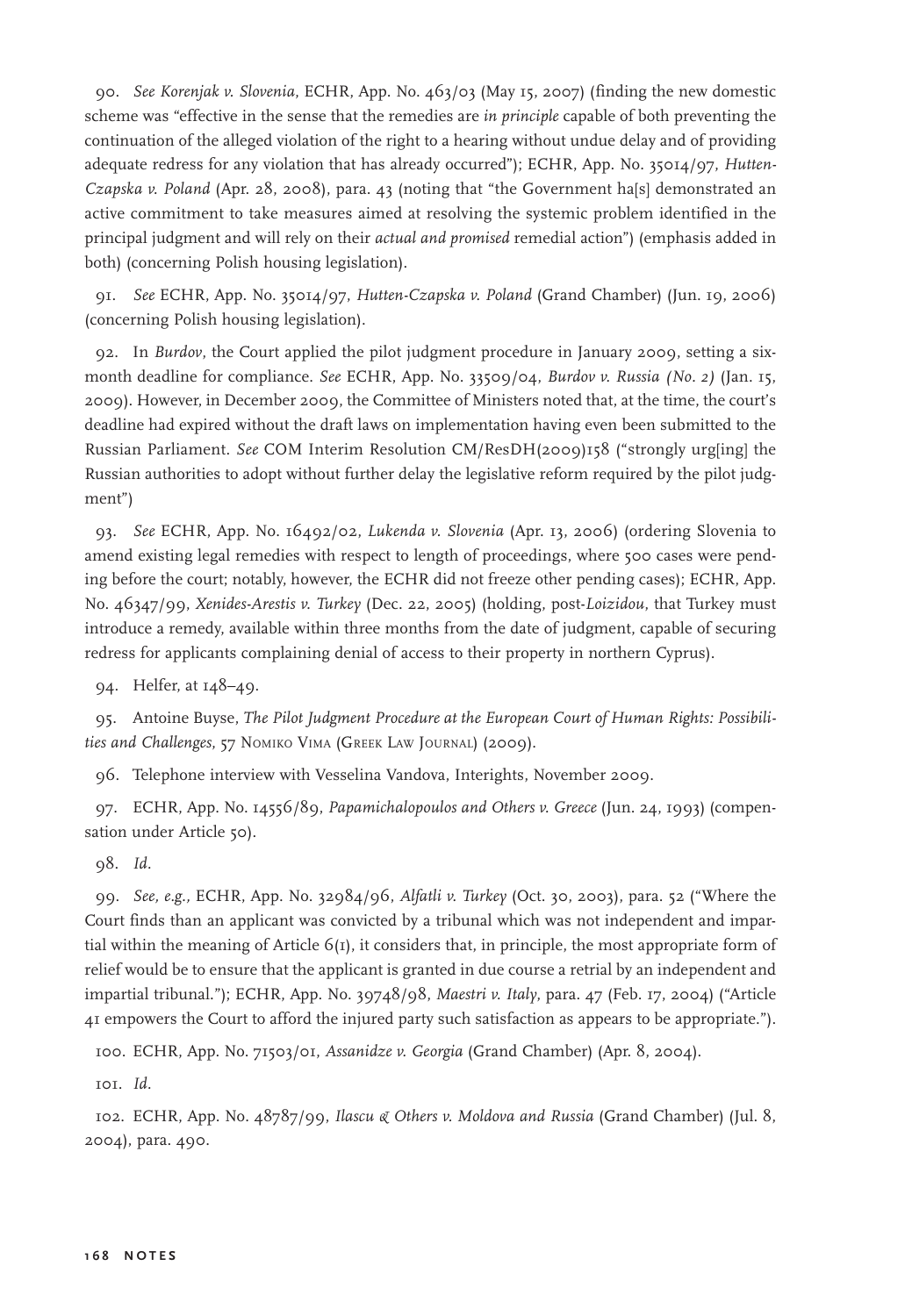90. *See Korenjak v. Slovenia*, ECHR, App. No. 463/03 (May 15, 2007) (finding the new domestic scheme was "effective in the sense that the remedies are *in principle* capable of both preventing the continuation of the alleged violation of the right to a hearing without undue delay and of providing adequate redress for any violation that has already occurred"); ECHR, App. No. 35014/97, *Hutten-Czapska v. Poland* (Apr. 28, 2008), para. 43 (noting that "the Government ha[s] demonstrated an active commitment to take measures aimed at resolving the systemic problem identified in the principal judgment and will rely on their *actual and promised* remedial action") (emphasis added in both) (concerning Polish housing legislation).

91. *See* ECHR, App. No. 35014/97, *Hutten-Czapska v. Poland* (Grand Chamber) (Jun. 19, 2006) (concerning Polish housing legislation).

92. In *Burdov*, the Court applied the pilot judgment procedure in January 2009, setting a six-month deadline for compliance. *See* ECHR, App. No. 33509/04, *Burdov v. Russia (No. 2)* (Jan. 15, 2009). However, in December 2009, the Committee of Ministers noted that, at the time, the court's deadline had expired without the draft laws on implementation having even been submitted to the Russian Parliament. *See* COM Interim Resolution CM/ResDH(2009)158 ("strongly urg[ing] the Russian authorities to adopt without further delay the legislative reform required by the pilot judgment")

93. *See* ECHR, App. No. 16492/02, *Lukenda v. Slovenia* (Apr. 13, 2006) (ordering Slovenia to amend existing legal remedies with respect to length of proceedings, where 500 cases were pending before the court; notably, however, the ECHR did not freeze other pending cases); ECHR, App. No. 46347/99, *Xenides-Arestis v. Turkey* (Dec. 22, 2005) (holding, post-*Loizidou*, that Turkey must introduce a remedy, available within three months from the date of judgment, capable of securing redress for applicants complaining denial of access to their property in northern Cyprus).

94. Helfer, at 148–49.

95. Antoine Buyse, *The Pilot Judgment Procedure at the European Court of Human Rights: Possibilities and Challenges*, 57 Nomiko Vima (Greek Law Journal) (2009).

96. Telephone interview with Vesselina Vandova, Interights, November 2009.

97. ECHR, App. No. 14556/89, *Papamichalopoulos and Others v. Greece* (Jun. 24, 1993) (compensation under Article 50).

98. *Id.*

99. *See, e.g.*, ECHR, App. No. 32984/96, *Alfatli v. Turkey* (Oct. 30, 2003), para. 52 ("Where the Court finds than an applicant was convicted by a tribunal which was not independent and impartial within the meaning of Article 6(1), it considers that, in principle, the most appropriate form of relief would be to ensure that the applicant is granted in due course a retrial by an independent and impartial tribunal."); ECHR, App. No. 39748/98, *Maestri v. Italy*, para. 47 (Feb. 17, 2004) ("Article 41 empowers the Court to afford the injured party such satisfaction as appears to be appropriate.").

100. ECHR, App. No. 71503/01, *Assanidze v. Georgia* (Grand Chamber) (Apr. 8, 2004).

101. *Id.*

102. ECHR, App. No. 48787/99, *Ilascu & Others v. Moldova and Russia* (Grand Chamber) (Jul. 8, 2004), para. 490.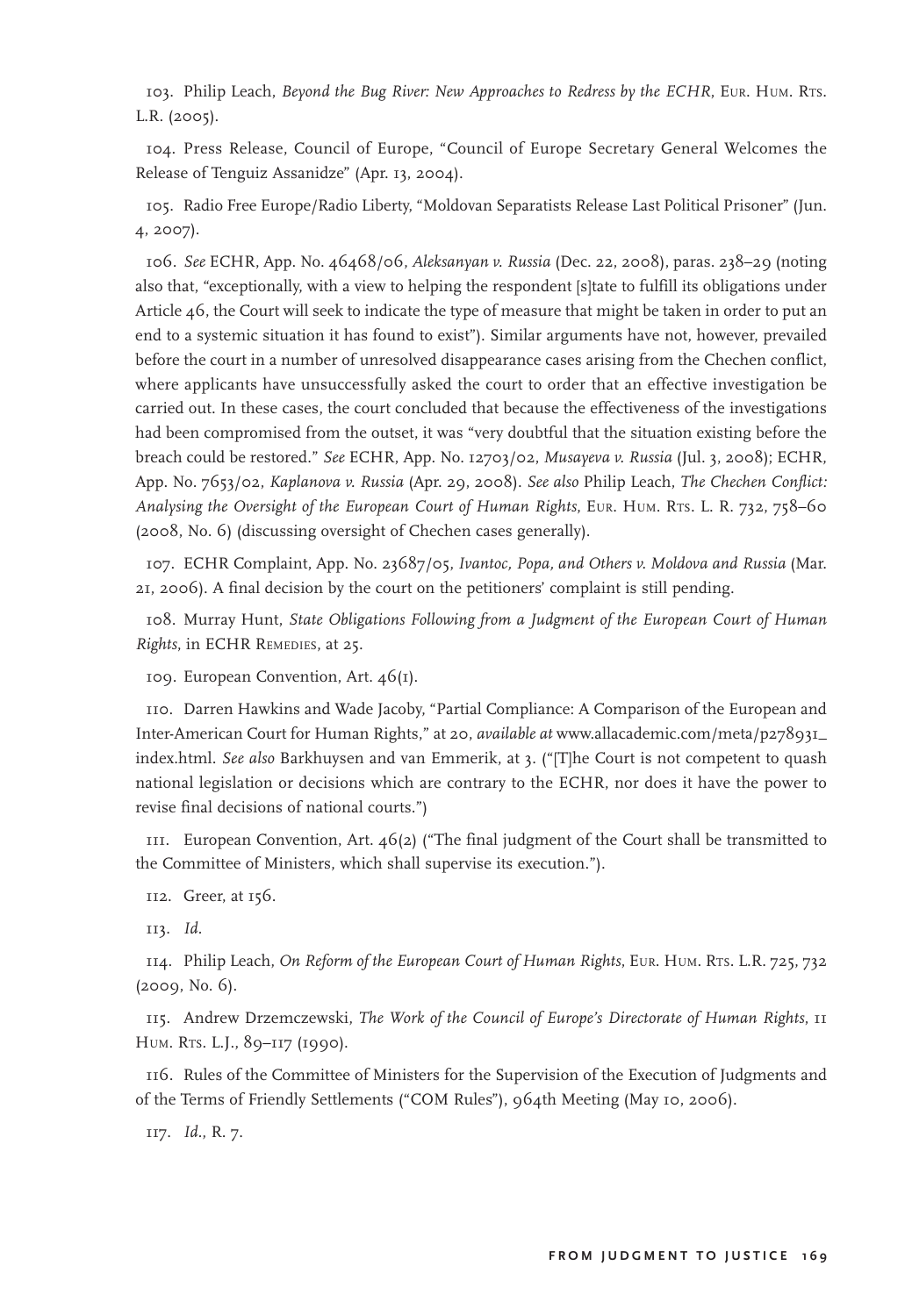103. Philip Leach, *Beyond the Bug River: New Approaches to Redress by the ECHR*, Eur. Hum. Rts. L.R. (2005).

104. Press Release, Council of Europe, "Council of Europe Secretary General Welcomes the Release of Tenguiz Assanidze" (Apr. 13, 2004).

105. Radio Free Europe/Radio Liberty, "Moldovan Separatists Release Last Political Prisoner" (Jun. 4, 2007).

106. *See* ECHR, App. No. 46468/06, *Aleksanyan v. Russia* (Dec. 22, 2008), paras. 238–29 (noting also that, "exceptionally, with a view to helping the respondent [s]tate to fulfill its obligations under Article 46, the Court will seek to indicate the type of measure that might be taken in order to put an end to a systemic situation it has found to exist"). Similar arguments have not, however, prevailed before the court in a number of unresolved disappearance cases arising from the Chechen conflict, where applicants have unsuccessfully asked the court to order that an effective investigation be carried out. In these cases, the court concluded that because the effectiveness of the investigations had been compromised from the outset, it was "very doubtful that the situation existing before the breach could be restored." *See* ECHR, App. No. 12703/02, *Musayeva v. Russia* (Jul. 3, 2008); ECHR, App. No. 7653/02, *Kaplanova v. Russia* (Apr. 29, 2008). *See also* Philip Leach, *The Chechen Conflict: Analysing the Oversight of the European Court of Human Rights*, Eur. Hum. Rts. L. R. 732, 758–60 (2008, No. 6) (discussing oversight of Chechen cases generally).

107. ECHR Complaint, App. No. 23687/05, *Ivantoc, Popa, and Others v. Moldova and Russia* (Mar. 21, 2006). A final decision by the court on the petitioners' complaint is still pending.

108. Murray Hunt, *State Obligations Following from a Judgment of the European Court of Human Rights*, in ECHR Remedies, at 25.

109. European Convention, Art. 46(1).

110. Darren Hawkins and Wade Jacoby, "Partial Compliance: A Comparison of the European and Inter-American Court for Human Rights," at 20, *available at* www.allacademic.com/meta/p278931_index.html. *See also* Barkhuysen and van Emmerik, at 3. ("[T]he Court is not competent to quash national legislation or decisions which are contrary to the ECHR, nor does it have the power to revise final decisions of national courts.")

111. European Convention, Art. 46(2) ("The final judgment of the Court shall be transmitted to the Committee of Ministers, which shall supervise its execution.").

112. Greer, at 156.

113. *Id.*

114. Philip Leach, *On Reform of the European Court of Human Rights*, Eur. Hum. Rts. L.R. 725, 732 (2009, No. 6).

115. Andrew Drzemczewski, *The Work of the Council of Europe's Directorate of Human Rights*, 11 Hum. Rts. L.J., 89–117 (1990).

116. Rules of the Committee of Ministers for the Supervision of the Execution of Judgments and of the Terms of Friendly Settlements ("COM Rules"), 964th Meeting (May 10, 2006).

117. *Id.*, R. 7.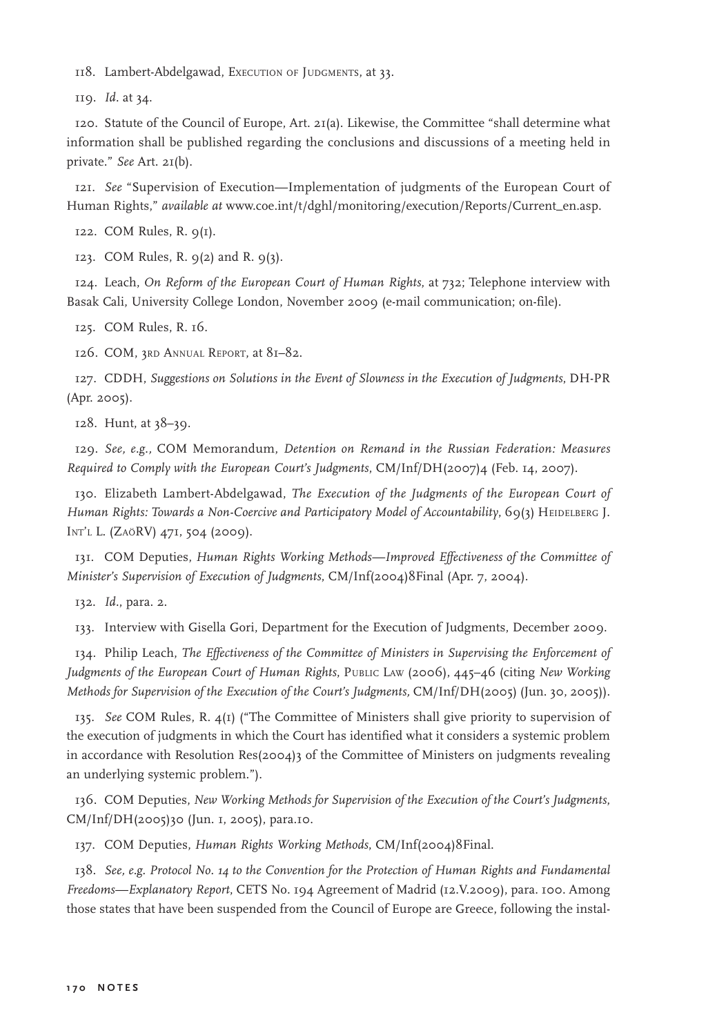118. Lambert-Abdelgawad, Execution of Judgments, at 33.

119. *Id.* at 34.

120. Statute of the Council of Europe, Art. 21(a). Likewise, the Committee "shall determine what information shall be published regarding the conclusions and discussions of a meeting held in private." *See* Art. 21(b).

121. *See* "Supervision of Execution—Implementation of judgments of the European Court of Human Rights," *available at* www.coe.int/t/dghl/monitoring/execution/Reports/Current_en.asp.

122. COM Rules, R. 9(1).

123. COM Rules, R. 9(2) and R. 9(3).

124. Leach, *On Reform of the European Court of Human Rights*, at 732; Telephone interview with Basak Cali, University College London, November 2009 (e-mail communication; on-file).

125. COM Rules, R. 16.

126. COM, 3rd Annual Report, at 81–82.

127. CDDH, *Suggestions on Solutions in the Event of Slowness in the Execution of Judgments*, DH-PR (Apr. 2005).

128. Hunt, at 38–39.

129. *See, e.g.*, COM Memorandum, *Detention on Remand in the Russian Federation: Measures Required to Comply with the European Court's Judgments*, CM/Inf/DH(2007)4 (Feb. 14, 2007).

130. Elizabeth Lambert-Abdelgawad, *The Execution of the Judgments of the European Court of Human Rights: Towards a Non-Coercive and Participatory Model of Accountability*, 69(3) Heidelberg J. Int'l L. (ZaöRV) 471, 504 (2009).

131. COM Deputies, *Human Rights Working Methods—Improved Effectiveness of the Committee of Minister's Supervision of Execution of Judgments*, CM/Inf(2004)8Final (Apr. 7, 2004).

132. *Id.*, para. 2.

133. Interview with Gisella Gori, Department for the Execution of Judgments, December 2009.

134. Philip Leach, *The Effectiveness of the Committee of Ministers in Supervising the Enforcement of Judgments of the European Court of Human Rights*, Public Law (2006), 445–46 (citing *New Working Methods for Supervision of the Execution of the Court's Judgments,* CM/Inf/DH(2005) (Jun. 30, 2005)).

135. *See* COM Rules, R. 4(1) ("The Committee of Ministers shall give priority to supervision of the execution of judgments in which the Court has identified what it considers a systemic problem in accordance with Resolution Res(2004)3 of the Committee of Ministers on judgments revealing an underlying systemic problem.").

136. COM Deputies, *New Working Methods for Supervision of the Execution of the Court's Judgments*, CM/Inf/DH(2005)30 (Jun. 1, 2005), para.10.

137. COM Deputies, *Human Rights Working Methods*, CM/Inf(2004)8Final.

138. *See, e.g. Protocol No. 14 to the Convention for the Protection of Human Rights and Fundamental Freedoms—Explanatory Report*, CETS No. 194 Agreement of Madrid (12.V.2009), para. 100. Among those states that have been suspended from the Council of Europe are Greece, following the instal-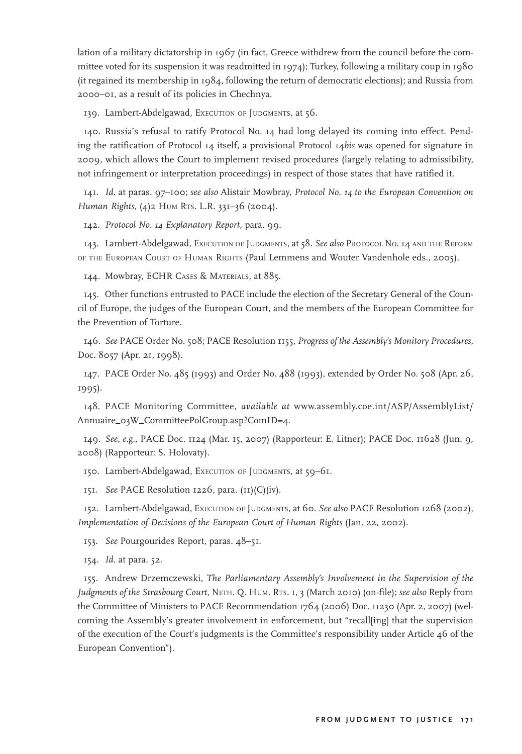lation of a military dictatorship in 1967 (in fact, Greece withdrew from the council before the committee voted for its suspension it was readmitted in 1974); Turkey, following a military coup in 1980 (it regained its membership in 1984, following the return of democratic elections); and Russia from 2000–01, as a result of its policies in Chechnya.

139. Lambert-Abdelgawad, EXECUTION OF JUDGMENTS, at 56.

140. Russia's refusal to ratify Protocol No. 14 had long delayed its coming into effect. Pending the ratification of Protocol 14 itself, a provisional Protocol 14*bis* was opened for signature in 2009, which allows the Court to implement revised procedures (largely relating to admissibility, not infringement or interpretation proceedings) in respect of those states that have ratified it.

141. *Id.* at paras. 97–100; *see also* Alistair Mowbray, *Protocol No. 14 to the European Convention on Human Rights*, (4)2 HUM RTS. L.R. 331–36 (2004).

142. *Protocol No. 14 Explanatory Report*, para. 99.

143. Lambert-Abdelgawad, EXECUTION OF JUDGMENTS, at 58. *See also* PROTOCOL NO. 14 AND THE REFORM OF THE EUROPEAN COURT OF HUMAN RIGHTS (Paul Lemmens and Wouter Vandenhole eds., 2005).

144. Mowbray, ECHR CASES & MATERIALS, at 885.

145. Other functions entrusted to PACE include the election of the Secretary General of the Council of Europe, the judges of the European Court, and the members of the European Committee for the Prevention of Torture.

146. *See* PACE Order No. 508; PACE Resolution 1155, *Progress of the Assembly's Monitory Procedures*, Doc. 8057 (Apr. 21, 1998).

147. PACE Order No. 485 (1993) and Order No. 488 (1993), extended by Order No. 508 (Apr. 26, 1995).

148. PACE Monitoring Committee, *available at* www.assembly.coe.int/ASP/AssemblyList/Annuaire_03W_CommitteePolGroup.asp?ComID=4.

149. *See, e.g.,* PACE Doc. 1124 (Mar. 15, 2007) (Rapporteur: E. Litner); PACE Doc. 11628 (Jun. 9, 2008) (Rapporteur: S. Holovaty).

150. Lambert-Abdelgawad, EXECUTION OF JUDGMENTS, at 59–61.

151. *See* PACE Resolution 1226, para. (II)(C)(iv).

152. Lambert-Abdelgawad, EXECUTION OF JUDGMENTS, at 60. *See also* PACE Resolution 1268 (2002), *Implementation of Decisions of the European Court of Human Rights* (Jan. 22, 2002).

153. *See* Pourgourides Report, paras. 48–51.

154. *Id.* at para. 52.

155. Andrew Drzemczewski, *The Parliamentary Assembly's Involvement in the Supervision of the Judgments of the Strasbourg Court*, NETH. Q. HUM. RTS. 1, 3 (March 2010) (on-file); *see also* Reply from the Committee of Ministers to PACE Recommendation 1764 (2006) Doc. 11230 (Apr. 2, 2007) (welcoming the Assembly's greater involvement in enforcement, but "recall[ing] that the supervision of the execution of the Court's judgments is the Committee's responsibility under Article 46 of the European Convention").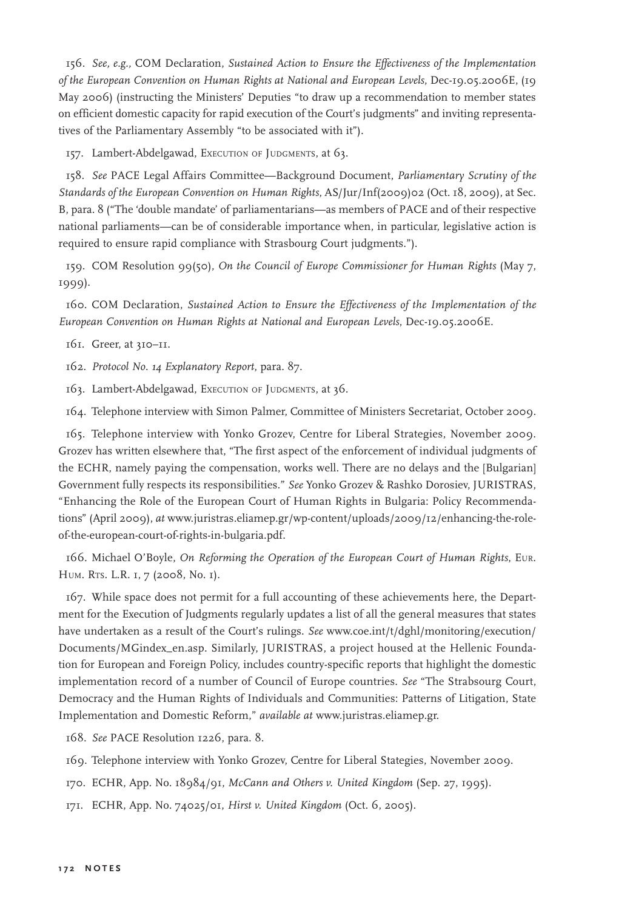156. *See, e.g.,* COM Declaration, *Sustained Action to Ensure the Effectiveness of the Implementation of the European Convention on Human Rights at National and European Levels*, Dec-19.05.2006E, (19 May 2006) (instructing the Ministers' Deputies "to draw up a recommendation to member states on efficient domestic capacity for rapid execution of the Court's judgments" and inviting representatives of the Parliamentary Assembly "to be associated with it").

157. Lambert-Abdelgawad, EXECUTION OF JUDGMENTS, at 63.

158. *See* PACE Legal Affairs Committee—Background Document, *Parliamentary Scrutiny of the Standards of the European Convention on Human Rights*, AS/Jur/Inf(2009)02 (Oct. 18, 2009), at Sec. B, para. 8 ("The 'double mandate' of parliamentarians—as members of PACE and of their respective national parliaments—can be of considerable importance when, in particular, legislative action is required to ensure rapid compliance with Strasbourg Court judgments.").

159. COM Resolution 99(50), *On the Council of Europe Commissioner for Human Rights* (May 7, 1999).

160. COM Declaration, *Sustained Action to Ensure the Effectiveness of the Implementation of the European Convention on Human Rights at National and European Levels*, Dec-19.05.2006E.

161. Greer, at 310–11.

162. *Protocol No. 14 Explanatory Report*, para. 87.

163. Lambert-Abdelgawad, EXECUTION OF JUDGMENTS, at 36.

164. Telephone interview with Simon Palmer, Committee of Ministers Secretariat, October 2009.

165. Telephone interview with Yonko Grozev, Centre for Liberal Strategies, November 2009. Grozev has written elsewhere that, "The first aspect of the enforcement of individual judgments of the ECHR, namely paying the compensation, works well. There are no delays and the [Bulgarian] Government fully respects its responsibilities." *See* Yonko Grozev & Rashko Dorosiev, JURISTRAS, "Enhancing the Role of the European Court of Human Rights in Bulgaria: Policy Recommendations" (April 2009), *at* www.juristras.eliamep.gr/wp-content/uploads/2009/12/enhancing-the-role-of-the-european-court-of-rights-in-bulgaria.pdf.

166. Michael O'Boyle, *On Reforming the Operation of the European Court of Human Rights*, EUR. HUM. RTS. L.R. 1, 7 (2008, No. 1).

167. While space does not permit for a full accounting of these achievements here, the Department for the Execution of Judgments regularly updates a list of all the general measures that states have undertaken as a result of the Court's rulings. *See* www.coe.int/t/dghl/monitoring/execution/Documents/MGindex_en.asp. Similarly, JURISTRAS, a project housed at the Hellenic Foundation for European and Foreign Policy, includes country-specific reports that highlight the domestic implementation record of a number of Council of Europe countries. *See* "The Strabsourg Court, Democracy and the Human Rights of Individuals and Communities: Patterns of Litigation, State Implementation and Domestic Reform," *available at* www.juristras.eliamep.gr.

168. *See* PACE Resolution 1226, para. 8.

169. Telephone interview with Yonko Grozev, Centre for Liberal Stategies, November 2009.

170. ECHR, App. No. 18984/91, *McCann and Others v. United Kingdom* (Sep. 27, 1995).

171. ECHR, App. No. 74025/01, *Hirst v. United Kingdom* (Oct. 6, 2005).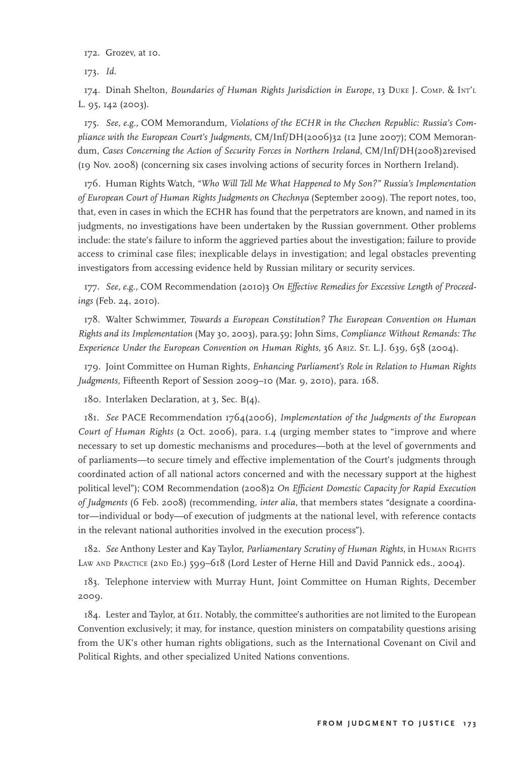172. Grozev, at 10.

173. *Id.*

174. Dinah Shelton, *Boundaries of Human Rights Jurisdiction in Europe*, 13 Duke J. Comp. & Int'l L. 95, 142 (2003).

175. *See, e.g.*, COM Memorandum, *Violations of the ECHR in the Chechen Republic: Russia's Compliance with the European Court's Judgments*, CM/Inf/DH(2006)32 (12 June 2007); COM Memorandum, *Cases Concerning the Action of Security Forces in Northern Ireland*, CM/Inf/DH(2008)2revised (19 Nov. 2008) (concerning six cases involving actions of security forces in Northern Ireland).

176. Human Rights Watch, *"Who Will Tell Me What Happened to My Son?" Russia's Implementation of European Court of Human Rights Judgments on Chechnya* (September 2009). The report notes, too, that, even in cases in which the ECHR has found that the perpetrators are known, and named in its judgments, no investigations have been undertaken by the Russian government. Other problems include: the state's failure to inform the aggrieved parties about the investigation; failure to provide access to criminal case files; inexplicable delays in investigation; and legal obstacles preventing investigators from accessing evidence held by Russian military or security services.

177. *See, e.g.*, COM Recommendation (2010)3 *On Effective Remedies for Excessive Length of Proceedings* (Feb. 24, 2010).

178. Walter Schwimmer, *Towards a European Constitution? The European Convention on Human Rights and its Implementation* (May 30, 2003), para.59; John Sims, *Compliance Without Remands: The Experience Under the European Convention on Human Rights*, 36 Ariz. St. L.J. 639, 658 (2004).

179. Joint Committee on Human Rights, *Enhancing Parliament's Role in Relation to Human Rights Judgments*, Fifteenth Report of Session 2009–10 (Mar. 9, 2010), para. 168.

180. Interlaken Declaration, at 3, Sec. B(4).

181. *See* PACE Recommendation 1764(2006), *Implementation of the Judgments of the European Court of Human Rights* (2 Oct. 2006), para. 1.4 (urging member states to "improve and where necessary to set up domestic mechanisms and procedures—both at the level of governments and of parliaments—to secure timely and effective implementation of the Court's judgments through coordinated action of all national actors concerned and with the necessary support at the highest political level"); COM Recommendation (2008)2 *On Efficient Domestic Capacity for Rapid Execution of Judgments* (6 Feb. 2008) (recommending, *inter alia*, that members states "designate a coordinator—individual or body—of execution of judgments at the national level, with reference contacts in the relevant national authorities involved in the execution process").

182. *See* Anthony Lester and Kay Taylor, *Parliamentary Scrutiny of Human Rights*, in Human Rights Law and Practice (2nd Ed.) 599–618 (Lord Lester of Herne Hill and David Pannick eds., 2004).

183. Telephone interview with Murray Hunt, Joint Committee on Human Rights, December 2009.

184. Lester and Taylor, at 611. Notably, the committee's authorities are not limited to the European Convention exclusively; it may, for instance, question ministers on compatability questions arising from the UK's other human rights obligations, such as the International Covenant on Civil and Political Rights, and other specialized United Nations conventions.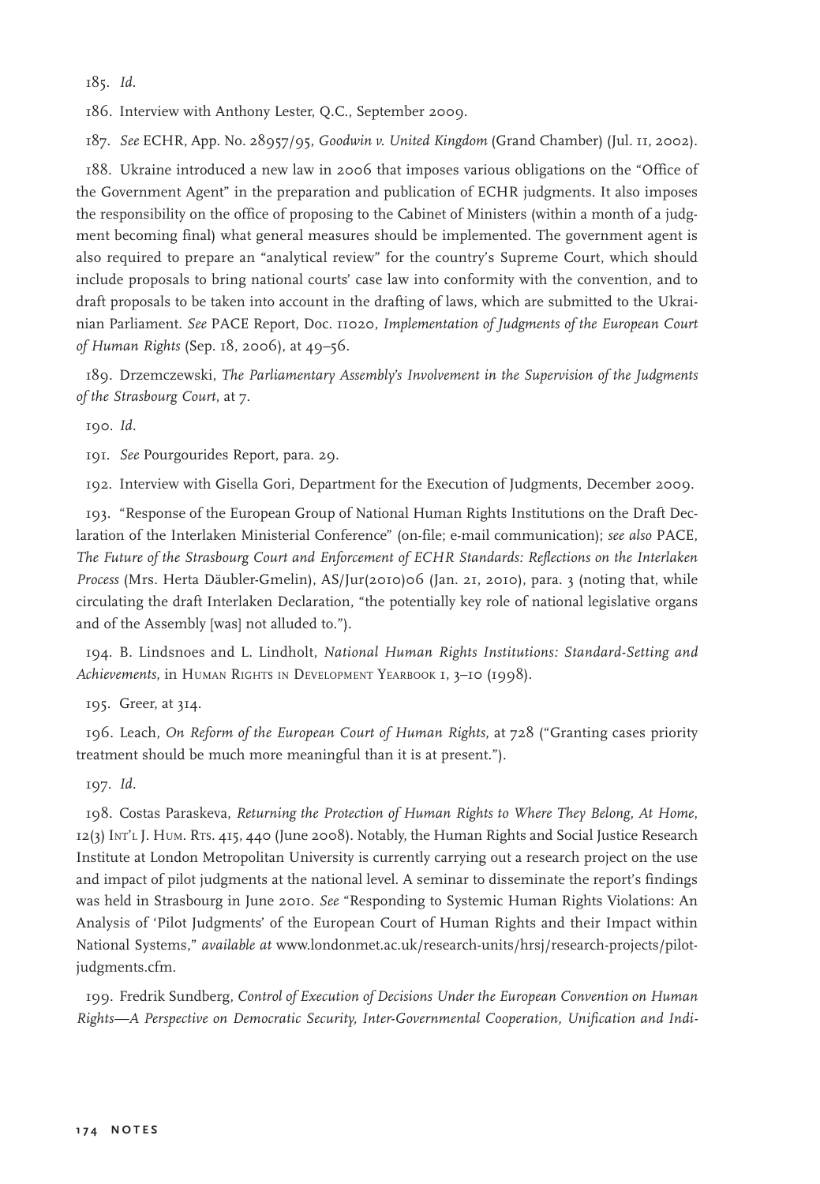185. *Id.*

186. Interview with Anthony Lester, Q.C., September 2009.

187. *See* ECHR, App. No. 28957/95, *Goodwin v. United Kingdom* (Grand Chamber) (Jul. 11, 2002).

188. Ukraine introduced a new law in 2006 that imposes various obligations on the "Office of the Government Agent" in the preparation and publication of ECHR judgments. It also imposes the responsibility on the office of proposing to the Cabinet of Ministers (within a month of a judgment becoming final) what general measures should be implemented. The government agent is also required to prepare an "analytical review" for the country's Supreme Court, which should include proposals to bring national courts' case law into conformity with the convention, and to draft proposals to be taken into account in the drafting of laws, which are submitted to the Ukrainian Parliament. *See* PACE Report, Doc. 11020, *Implementation of Judgments of the European Court of Human Rights* (Sep. 18, 2006), at 49–56.

189. Drzemczewski, *The Parliamentary Assembly's Involvement in the Supervision of the Judgments of the Strasbourg Court*, at 7.

190. *Id.*

191. *See* Pourgourides Report, para. 29.

192. Interview with Gisella Gori, Department for the Execution of Judgments, December 2009.

193. "Response of the European Group of National Human Rights Institutions on the Draft Declaration of the Interlaken Ministerial Conference" (on-file; e-mail communication); *see also* PACE, *The Future of the Strasbourg Court and Enforcement of ECHR Standards: Reflections on the Interlaken Process* (Mrs. Herta Däubler-Gmelin), AS/Jur(2010)06 (Jan. 21, 2010), para. 3 (noting that, while circulating the draft Interlaken Declaration, "the potentially key role of national legislative organs and of the Assembly [was] not alluded to.").

194. B. Lindsnoes and L. Lindholt, *National Human Rights Institutions: Standard-Setting and Achievements*, in Human Rights in Development Yearbook 1, 3–10 (1998).

195. Greer, at 314.

196. Leach, *On Reform of the European Court of Human Rights*, at 728 ("Granting cases priority treatment should be much more meaningful than it is at present.").

197. *Id.*

198. Costas Paraskeva, *Returning the Protection of Human Rights to Where They Belong, At Home*, 12(3) Int'l J. Hum. Rts. 415, 440 (June 2008). Notably, the Human Rights and Social Justice Research Institute at London Metropolitan University is currently carrying out a research project on the use and impact of pilot judgments at the national level. A seminar to disseminate the report's findings was held in Strasbourg in June 2010. *See* "Responding to Systemic Human Rights Violations: An Analysis of 'Pilot Judgments' of the European Court of Human Rights and their Impact within National Systems," *available at* www.londonmet.ac.uk/research-units/hrsj/research-projects/pilot-judgments.cfm.

199. Fredrik Sundberg, *Control of Execution of Decisions Under the European Convention on Human Rights—A Perspective on Democratic Security, Inter-Governmental Cooperation, Unification and Indi-*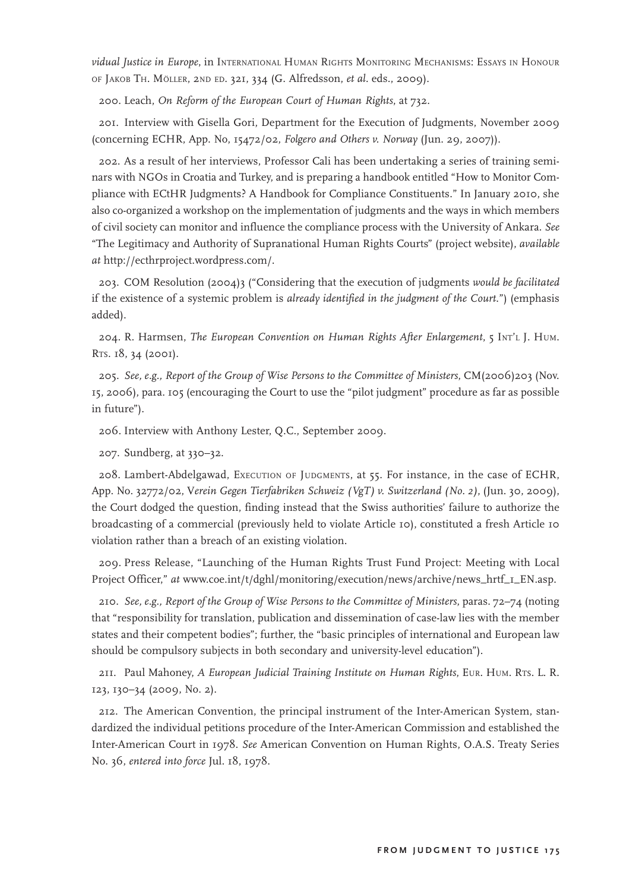*vidual Justice in Europe*, in International Human Rights Monitoring Mechanisms: Essays in Honour of Jakob Th. Möller, 2nd ed. 321, 334 (G. Alfredsson, *et al*. eds., 2009).

200. Leach, *On Reform of the European Court of Human Rights*, at 732.

201. Interview with Gisella Gori, Department for the Execution of Judgments, November 2009 (concerning ECHR, App. No, 15472/02, *Folgero and Others v. Norway* (Jun. 29, 2007)).

202. As a result of her interviews, Professor Cali has been undertaking a series of training seminars with NGOs in Croatia and Turkey, and is preparing a handbook entitled "How to Monitor Compliance with ECtHR Judgments? A Handbook for Compliance Constituents." In January 2010, she also co-organized a workshop on the implementation of judgments and the ways in which members of civil society can monitor and influence the compliance process with the University of Ankara. *See* "The Legitimacy and Authority of Supranational Human Rights Courts" (project website), *available at* http://ecthrproject.wordpress.com/.

203. COM Resolution (2004)3 ("Considering that the execution of judgments *would be facilitated* if the existence of a systemic problem is *already identified in the judgment of the Court*.") (emphasis added).

204. R. Harmsen, *The European Convention on Human Rights After Enlargement*, 5 Int'l J. Hum. Rts. 18, 34 (2001).

205. *See, e.g., Report of the Group of Wise Persons to the Committee of Ministers*, CM(2006)203 (Nov. 15, 2006), para. 105 (encouraging the Court to use the "pilot judgment" procedure as far as possible in future").

206. Interview with Anthony Lester, Q.C., September 2009.

207. Sundberg, at 330–32.

208. Lambert-Abdelgawad, Execution of Judgments, at 55. For instance, in the case of ECHR, App. No. 32772/02, V*erein Gegen Tierfabriken Schweiz (VgT) v. Switzerland (No. 2)*, (Jun. 30, 2009), the Court dodged the question, finding instead that the Swiss authorities' failure to authorize the broadcasting of a commercial (previously held to violate Article 10), constituted a fresh Article 10 violation rather than a breach of an existing violation.

209. Press Release, "Launching of the Human Rights Trust Fund Project: Meeting with Local Project Officer," *at* www.coe.int/t/dghl/monitoring/execution/news/archive/news_hrtf_1_EN.asp.

210. *See, e.g., Report of the Group of Wise Persons to the Committee of Ministers*, paras. 72–74 (noting that "responsibility for translation, publication and dissemination of case-law lies with the member states and their competent bodies"; further, the "basic principles of international and European law should be compulsory subjects in both secondary and university-level education").

211. Paul Mahoney, *A European Judicial Training Institute on Human Rights*, Eur. Hum. Rts. L. R. 123, 130–34 (2009, No. 2).

212. The American Convention, the principal instrument of the Inter-American System, standardized the individual petitions procedure of the Inter-American Commission and established the Inter-American Court in 1978. *See* American Convention on Human Rights, O.A.S. Treaty Series No. 36, *entered into force* Jul. 18, 1978.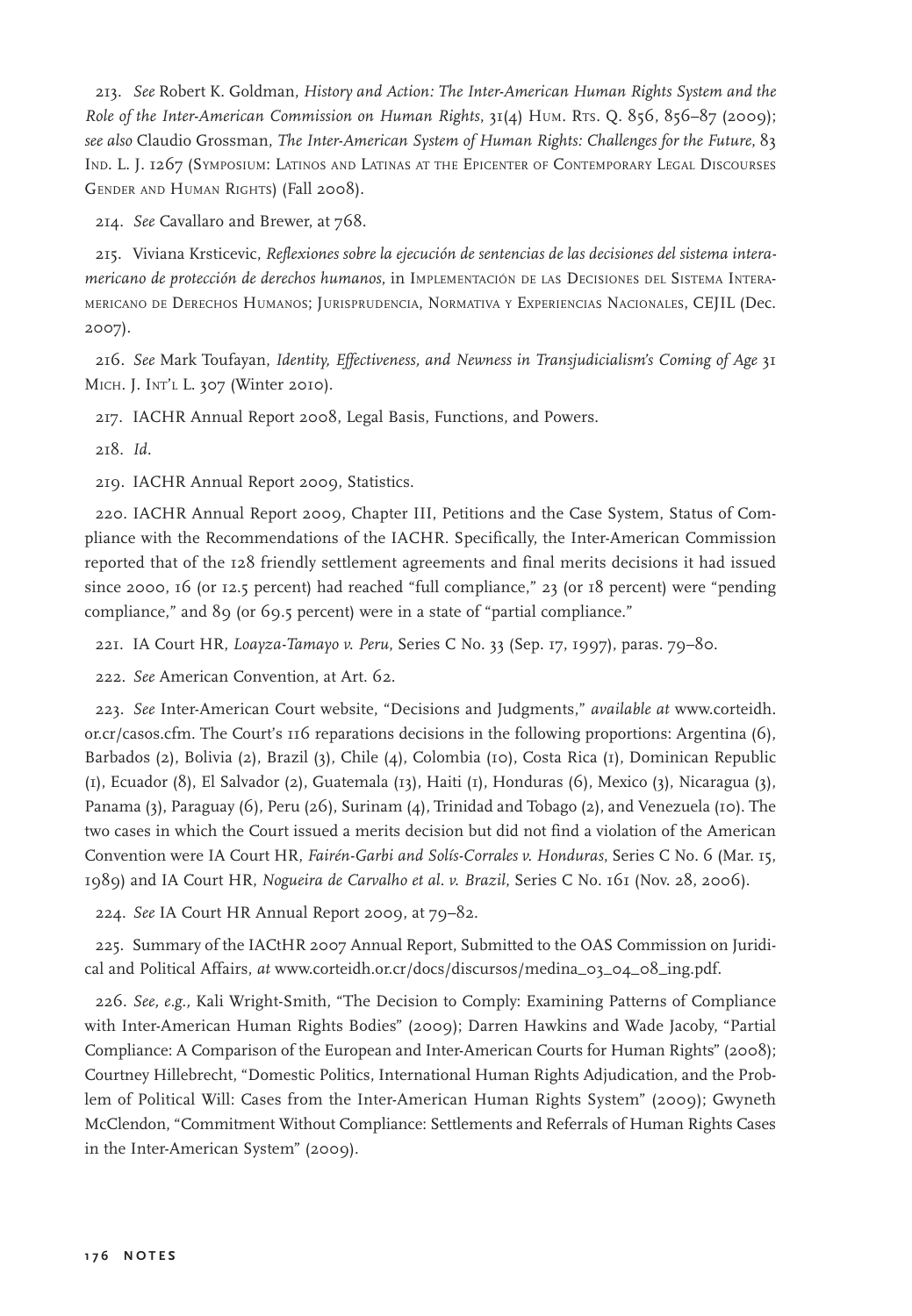213. *See* Robert K. Goldman, *History and Action: The Inter-American Human Rights System and the Role of the Inter-American Commission on Human Rights*, 31(4) Hum. Rts. Q. 856, 856–87 (2009); *see also* Claudio Grossman, *The Inter-American System of Human Rights: Challenges for the Future*, 83 Ind. L. J. 1267 (Symposium: Latinos and Latinas at the Epicenter of Contemporary Legal Discourses Gender and Human Rights) (Fall 2008).

214. *See* Cavallaro and Brewer, at 768.

215. Viviana Krsticevic, *Reflexiones sobre la ejecución de sentencias de las decisiones del sistema interamericano de protección de derechos humanos*, in Implementación de las Decisiones del Sistema Interamericano de Derechos Humanos; Jurisprudencia, Normativa y Experiencias Nacionales, CEJIL (Dec. 2007).

216. *See* Mark Toufayan, *Identity, Effectiveness, and Newness in Transjudicialism's Coming of Age* 31 Mich. J. Int'l L. 307 (Winter 2010).

217. IACHR Annual Report 2008, Legal Basis, Functions, and Powers.

218. *Id.*

219. IACHR Annual Report 2009, Statistics.

220. IACHR Annual Report 2009, Chapter III, Petitions and the Case System, Status of Compliance with the Recommendations of the IACHR. Specifically, the Inter-American Commission reported that of the 128 friendly settlement agreements and final merits decisions it had issued since 2000, 16 (or 12.5 percent) had reached "full compliance," 23 (or 18 percent) were "pending compliance," and 89 (or 69.5 percent) were in a state of "partial compliance."

221. IA Court HR, *Loayza-Tamayo v. Peru*, Series C No. 33 (Sep. 17, 1997), paras. 79–80.

222. *See* American Convention, at Art. 62.

223. *See* Inter-American Court website, "Decisions and Judgments," *available at* www.corteidh.or.cr/casos.cfm. The Court's 116 reparations decisions in the following proportions: Argentina (6), Barbados (2), Bolivia (2), Brazil (3), Chile (4), Colombia (10), Costa Rica (1), Dominican Republic (1), Ecuador (8), El Salvador (2), Guatemala (13), Haiti (1), Honduras (6), Mexico (3), Nicaragua (3), Panama (3), Paraguay (6), Peru (26), Surinam (4), Trinidad and Tobago (2), and Venezuela (10). The two cases in which the Court issued a merits decision but did not find a violation of the American Convention were IA Court HR, *Fairén-Garbi and Solís-Corrales v. Honduras*, Series C No. 6 (Mar. 15, 1989) and IA Court HR, *Nogueira de Carvalho et al. v. Brazil*, Series C No. 161 (Nov. 28, 2006).

224. *See* IA Court HR Annual Report 2009, at 79–82.

225. Summary of the IACtHR 2007 Annual Report, Submitted to the OAS Commission on Juridical and Political Affairs, *at* www.corteidh.or.cr/docs/discursos/medina_03_04_08_ing.pdf.

226. *See, e.g.,* Kali Wright-Smith, "The Decision to Comply: Examining Patterns of Compliance with Inter-American Human Rights Bodies" (2009); Darren Hawkins and Wade Jacoby, "Partial Compliance: A Comparison of the European and Inter-American Courts for Human Rights" (2008); Courtney Hillebrecht, "Domestic Politics, International Human Rights Adjudication, and the Problem of Political Will: Cases from the Inter-American Human Rights System" (2009); Gwyneth McClendon, "Commitment Without Compliance: Settlements and Referrals of Human Rights Cases in the Inter-American System" (2009).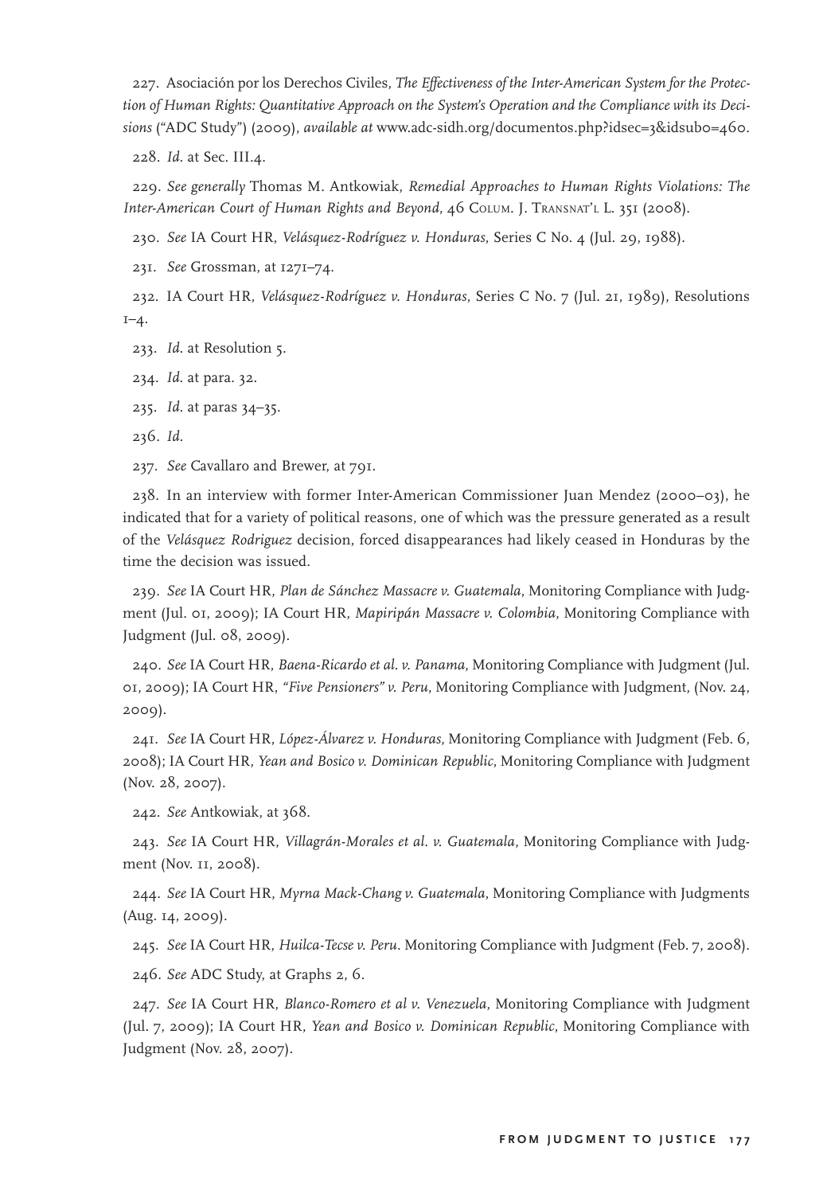227. Asociación por los Derechos Civiles, *The Effectiveness of the Inter-American System for the Protection of Human Rights: Quantitative Approach on the System's Operation and the Compliance with its Decisions* ("ADC Study") (2009), *available at* www.adc-sidh.org/documentos.php?idsec=3&idsub0=460.

228. *Id.* at Sec. III.4.

229. *See generally* Thomas M. Antkowiak, *Remedial Approaches to Human Rights Violations: The Inter-American Court of Human Rights and Beyond*, 46 Colum. J. Transnat'l L. 351 (2008).

230. *See* IA Court HR, *Velásquez-Rodríguez v. Honduras*, Series C No. 4 (Jul. 29, 1988).

231. *See* Grossman, at 1271–74.

232. IA Court HR, *Velásquez-Rodríguez v. Honduras*, Series C No. 7 (Jul. 21, 1989), Resolutions 1–4.

233. *Id.* at Resolution 5.

234. *Id.* at para. 32.

235. *Id.* at paras 34–35.

236. *Id.*

237. *See* Cavallaro and Brewer, at 791.

238. In an interview with former Inter-American Commissioner Juan Mendez (2000–03), he indicated that for a variety of political reasons, one of which was the pressure generated as a result of the *Velásquez Rodriguez* decision, forced disappearances had likely ceased in Honduras by the time the decision was issued.

239. *See* IA Court HR, *Plan de Sánchez Massacre v. Guatemala*, Monitoring Compliance with Judgment (Jul. 01, 2009); IA Court HR, *Mapiripán Massacre v. Colombia*, Monitoring Compliance with Judgment (Jul. 08, 2009).

240. *See* IA Court HR, *Baena-Ricardo et al. v. Panama*, Monitoring Compliance with Judgment (Jul. 01, 2009); IA Court HR, *"Five Pensioners" v. Peru*, Monitoring Compliance with Judgment, (Nov. 24, 2009).

241. *See* IA Court HR, *López-Álvarez v. Honduras*, Monitoring Compliance with Judgment (Feb. 6, 2008); IA Court HR, *Yean and Bosico v. Dominican Republic*, Monitoring Compliance with Judgment (Nov. 28, 2007).

242. *See* Antkowiak, at 368.

243. *See* IA Court HR, *Villagrán-Morales et al. v. Guatemala*, Monitoring Compliance with Judgment (Nov. 11, 2008).

244. *See* IA Court HR, *Myrna Mack-Chang v. Guatemala*, Monitoring Compliance with Judgments (Aug. 14, 2009).

245. *See* IA Court HR, *Huilca-Tecse v. Peru*. Monitoring Compliance with Judgment (Feb. 7, 2008).

246. *See* ADC Study, at Graphs 2, 6.

247. *See* IA Court HR, *Blanco-Romero et al v. Venezuela*, Monitoring Compliance with Judgment (Jul. 7, 2009); IA Court HR, *Yean and Bosico v. Dominican Republic*, Monitoring Compliance with Judgment (Nov. 28, 2007).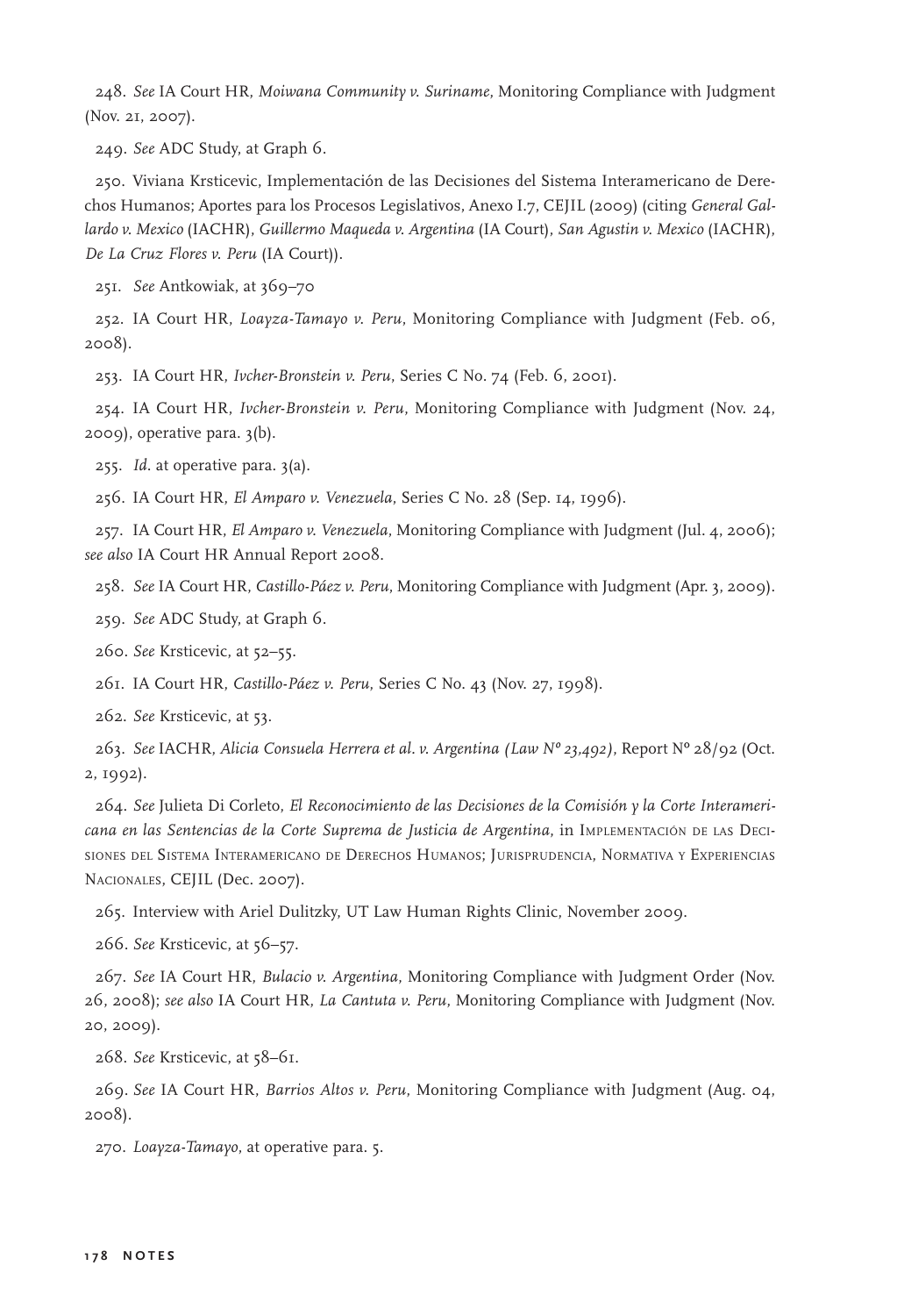248. *See* IA Court HR, *Moiwana Community v. Suriname*, Monitoring Compliance with Judgment (Nov. 21, 2007).

249. *See* ADC Study, at Graph 6.

250. Viviana Krsticevic, Implementación de las Decisiones del Sistema Interamericano de Derechos Humanos; Aportes para los Procesos Legislativos, Anexo I.7, CEJIL (2009) (citing *General Gallardo v. Mexico* (IACHR), *Guillermo Maqueda v. Argentina* (IA Court), *San Agustin v. Mexico* (IACHR), *De La Cruz Flores v. Peru* (IA Court)).

251. *See* Antkowiak, at 369–70

252. IA Court HR, *Loayza-Tamayo v. Peru*, Monitoring Compliance with Judgment (Feb. 06, 2008).

253. IA Court HR, *Ivcher-Bronstein v. Peru*, Series C No. 74 (Feb. 6, 2001).

254. IA Court HR, *Ivcher-Bronstein v. Peru*, Monitoring Compliance with Judgment (Nov. 24, 2009), operative para. 3(b).

255. *Id.* at operative para. 3(a).

256. IA Court HR, *El Amparo v. Venezuela*, Series C No. 28 (Sep. 14, 1996).

257. IA Court HR, *El Amparo v. Venezuela*, Monitoring Compliance with Judgment (Jul. 4, 2006); *see also* IA Court HR Annual Report 2008.

258. *See* IA Court HR, *Castillo-Páez v. Peru*, Monitoring Compliance with Judgment (Apr. 3, 2009).

259. *See* ADC Study, at Graph 6.

260. *See* Krsticevic, at 52–55.

261. IA Court HR, *Castillo-Páez v. Peru*, Series C No. 43 (Nov. 27, 1998).

262. *See* Krsticevic, at 53.

263. *See* IACHR, *Alicia Consuela Herrera et al. v. Argentina (Law Nº 23,492)*, Report Nº 28/92 (Oct. 2, 1992).

264. *See* Julieta Di Corleto, *El Reconocimiento de las Decisiones de la Comisión y la Corte Interamericana en las Sentencias de la Corte Suprema de Justicia de Argentina*, in Implementación de las Decisiones del Sistema Interamericano de Derechos Humanos; Jurisprudencia, Normativa y Experiencias Nacionales, CEJIL (Dec. 2007).

265. Interview with Ariel Dulitzky, UT Law Human Rights Clinic, November 2009.

266. *See* Krsticevic, at 56–57.

267. *See* IA Court HR, *Bulacio v. Argentina*, Monitoring Compliance with Judgment Order (Nov. 26, 2008); *see also* IA Court HR, *La Cantuta v. Peru*, Monitoring Compliance with Judgment (Nov. 20, 2009).

268. *See* Krsticevic, at 58–61.

269. *See* IA Court HR, *Barrios Altos v. Peru*, Monitoring Compliance with Judgment (Aug. 04, 2008).

270. *Loayza-Tamayo*, at operative para. 5.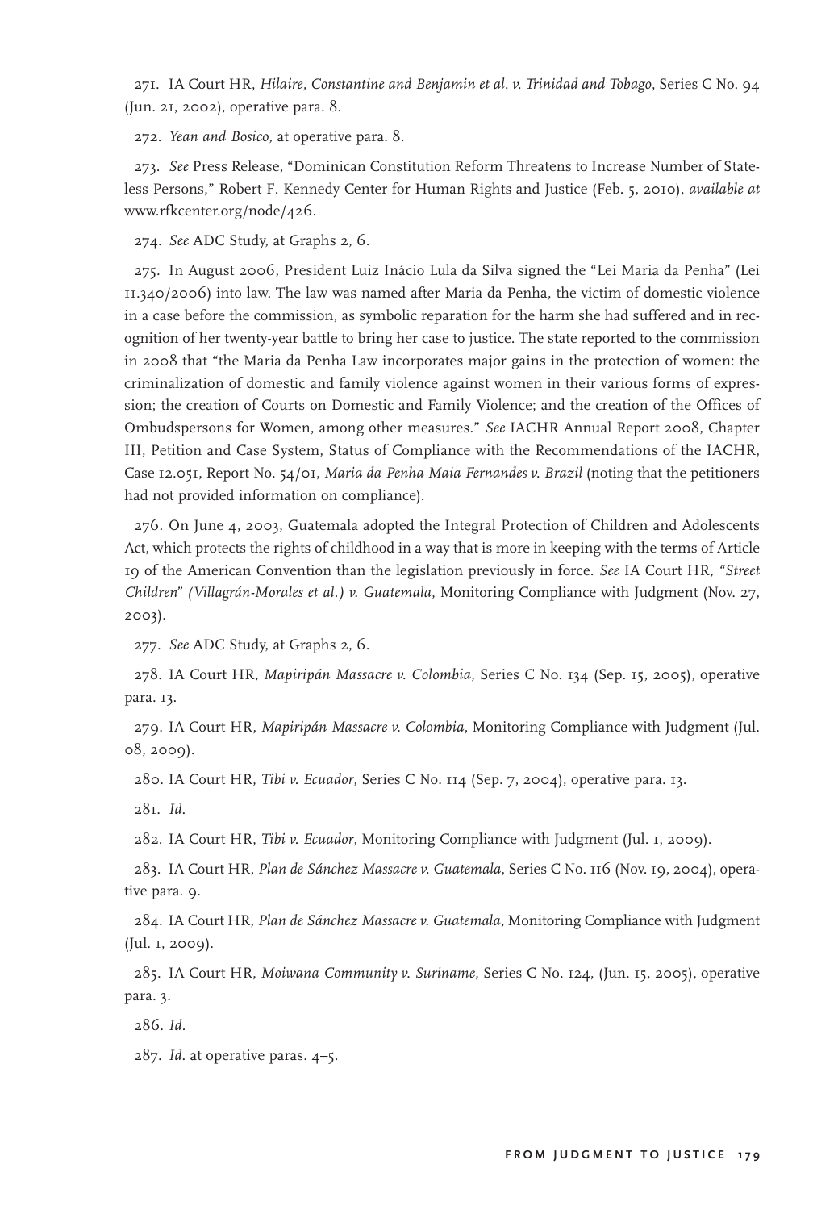271. IA Court HR, *Hilaire, Constantine and Benjamin et al. v. Trinidad and Tobago*, Series C No. 94 (Jun. 21, 2002), operative para. 8.

272. *Yean and Bosico*, at operative para. 8.

273. *See* Press Release, "Dominican Constitution Reform Threatens to Increase Number of Stateless Persons," Robert F. Kennedy Center for Human Rights and Justice (Feb. 5, 2010), *available at* www.rfkcenter.org/node/426.

274. *See* ADC Study, at Graphs 2, 6.

275. In August 2006, President Luiz Inácio Lula da Silva signed the "Lei Maria da Penha" (Lei 11.340/2006) into law. The law was named after Maria da Penha, the victim of domestic violence in a case before the commission, as symbolic reparation for the harm she had suffered and in recognition of her twenty-year battle to bring her case to justice. The state reported to the commission in 2008 that "the Maria da Penha Law incorporates major gains in the protection of women: the criminalization of domestic and family violence against women in their various forms of expression; the creation of Courts on Domestic and Family Violence; and the creation of the Offices of Ombudspersons for Women, among other measures." *See* IACHR Annual Report 2008, Chapter III, Petition and Case System, Status of Compliance with the Recommendations of the IACHR, Case 12.051, Report No. 54/01, *Maria da Penha Maia Fernandes v. Brazil* (noting that the petitioners had not provided information on compliance).

276. On June 4, 2003, Guatemala adopted the Integral Protection of Children and Adolescents Act, which protects the rights of childhood in a way that is more in keeping with the terms of Article 19 of the American Convention than the legislation previously in force. *See* IA Court HR, *"Street Children" (Villagrán-Morales et al.) v. Guatemala*, Monitoring Compliance with Judgment (Nov. 27, 2003).

277. *See* ADC Study, at Graphs 2, 6.

278. IA Court HR, *Mapiripán Massacre v. Colombia*, Series C No. 134 (Sep. 15, 2005), operative para. 13.

279. IA Court HR, *Mapiripán Massacre v. Colombia*, Monitoring Compliance with Judgment (Jul. 08, 2009).

280. IA Court HR, *Tibi v. Ecuador*, Series C No. 114 (Sep. 7, 2004), operative para. 13.

281. *Id.*

282. IA Court HR, *Tibi v. Ecuador*, Monitoring Compliance with Judgment (Jul. 1, 2009).

283. IA Court HR, *Plan de Sánchez Massacre v. Guatemala*, Series C No. 116 (Nov. 19, 2004), operative para. 9.

284. IA Court HR, *Plan de Sánchez Massacre v. Guatemala*, Monitoring Compliance with Judgment (Jul. 1, 2009).

285. IA Court HR, *Moiwana Community v. Suriname*, Series C No. 124, (Jun. 15, 2005), operative para. 3.

286. *Id.*

287. *Id.* at operative paras. 4–5.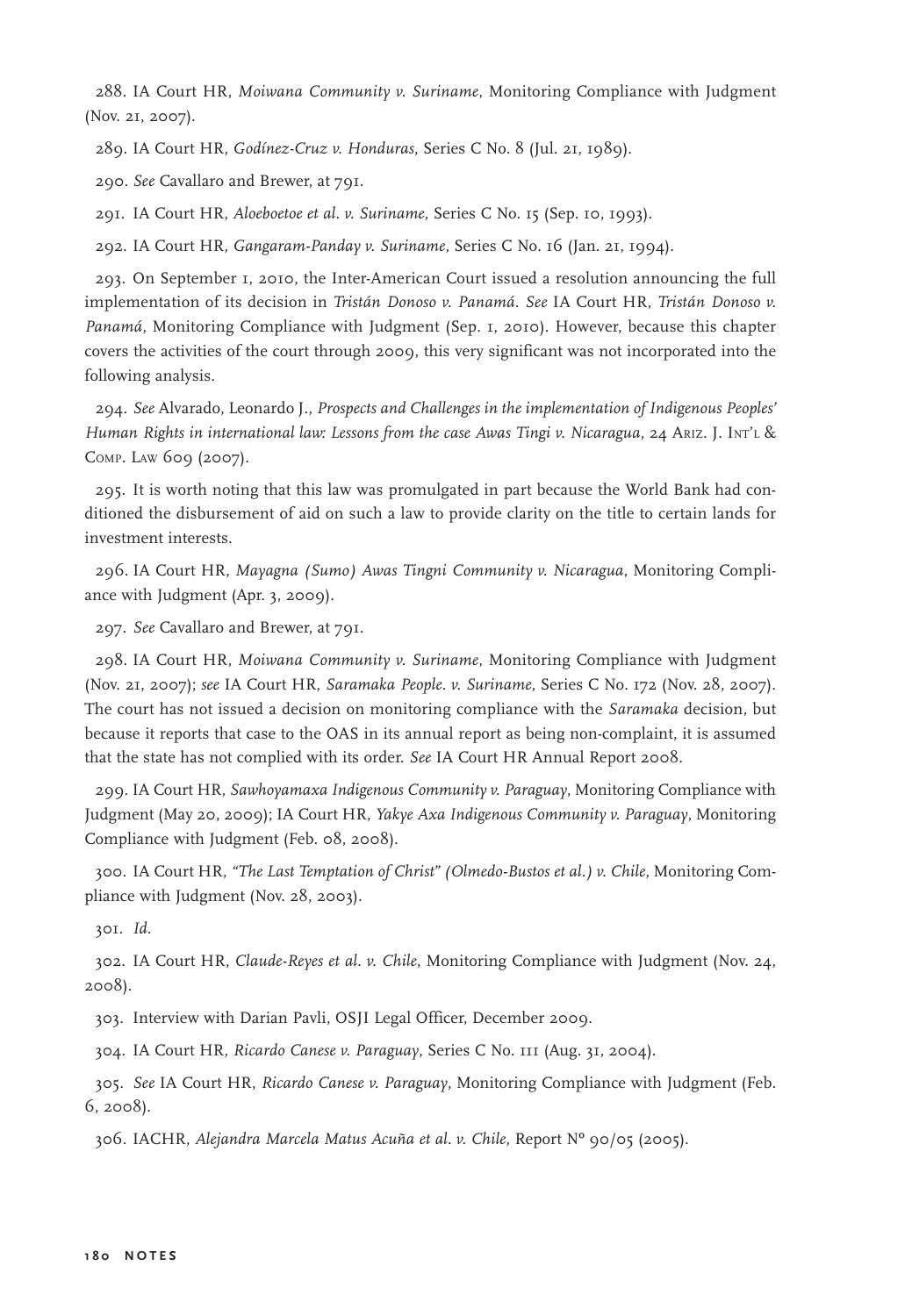288. IA Court HR, *Moiwana Community v. Suriname*, Monitoring Compliance with Judgment (Nov. 21, 2007).

289. IA Court HR, *Godínez-Cruz v. Honduras*, Series C No. 8 (Jul. 21, 1989).

290. *See* Cavallaro and Brewer, at 791.

291. IA Court HR, *Aloeboetoe et al. v. Suriname*, Series C No. 15 (Sep. 10, 1993).

292. IA Court HR, *Gangaram-Panday v. Suriname*, Series C No. 16 (Jan. 21, 1994).

293. On September 1, 2010, the Inter-American Court issued a resolution announcing the full implementation of its decision in *Tristán Donoso v. Panamá*. *See* IA Court HR, *Tristán Donoso v. Panamá*, Monitoring Compliance with Judgment (Sep. 1, 2010). However, because this chapter covers the activities of the court through 2009, this very significant was not incorporated into the following analysis.

294. *See* Alvarado, Leonardo J., *Prospects and Challenges in the implementation of Indigenous Peoples' Human Rights in international law: Lessons from the case Awas Tingi v. Nicaragua*, 24 Ariz. J. Int'l & Comp. Law 609 (2007).

295. It is worth noting that this law was promulgated in part because the World Bank had conditioned the disbursement of aid on such a law to provide clarity on the title to certain lands for investment interests.

296. IA Court HR, *Mayagna (Sumo) Awas Tingni Community v. Nicaragua*, Monitoring Compliance with Judgment (Apr. 3, 2009).

297. *See* Cavallaro and Brewer, at 791.

298. IA Court HR, *Moiwana Community v. Suriname*, Monitoring Compliance with Judgment (Nov. 21, 2007); *see* IA Court HR, *Saramaka People. v. Suriname*, Series C No. 172 (Nov. 28, 2007). The court has not issued a decision on monitoring compliance with the *Saramaka* decision, but because it reports that case to the OAS in its annual report as being non-complaint, it is assumed that the state has not complied with its order. *See* IA Court HR Annual Report 2008.

299. IA Court HR, *Sawhoyamaxa Indigenous Community v. Paraguay*, Monitoring Compliance with Judgment (May 20, 2009); IA Court HR, *Yakye Axa Indigenous Community v. Paraguay*, Monitoring Compliance with Judgment (Feb. 08, 2008).

300. IA Court HR, *"The Last Temptation of Christ" (Olmedo-Bustos et al.) v. Chile*, Monitoring Compliance with Judgment (Nov. 28, 2003).

301. *Id.*

302. IA Court HR, *Claude-Reyes et al. v. Chile*, Monitoring Compliance with Judgment (Nov. 24, 2008).

303. Interview with Darian Pavli, OSJI Legal Officer, December 2009.

304. IA Court HR, *Ricardo Canese v. Paraguay*, Series C No. 111 (Aug. 31, 2004).

305. *See* IA Court HR, *Ricardo Canese v. Paraguay*, Monitoring Compliance with Judgment (Feb. 6, 2008).

306. IACHR, *Alejandra Marcela Matus Acuña et al. v. Chile*, Report Nº 90/05 (2005).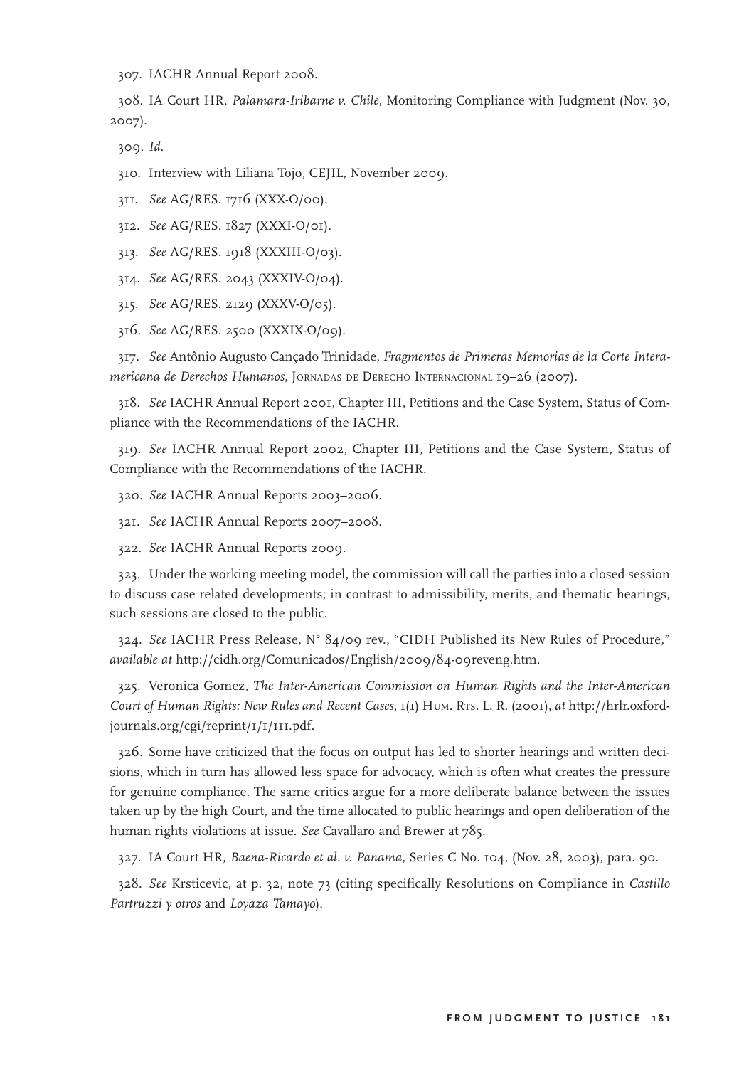307. IACHR Annual Report 2008.

308. IA Court HR, *Palamara-Iribarne v. Chile*, Monitoring Compliance with Judgment (Nov. 30, 2007).

309. *Id.*

310. Interview with Liliana Tojo, CEJIL, November 2009.

311. *See* AG/RES. 1716 (XXX-O/00).

312. *See* AG/RES. 1827 (XXXI-O/01).

313. *See* AG/RES. 1918 (XXXIII-O/03).

314. *See* AG/RES. 2043 (XXXIV-O/04).

315. *See* AG/RES. 2129 (XXXV-O/05).

316. *See* AG/RES. 2500 (XXXIX-O/09).

317. *See* Antônio Augusto Cançado Trinidade, *Fragmentos de Primeras Memorias de la Corte Interamericana de Derechos Humanos*, Jornadas de Derecho Internacional 19–26 (2007).

318. *See* IACHR Annual Report 2001, Chapter III, Petitions and the Case System, Status of Compliance with the Recommendations of the IACHR.

319. *See* IACHR Annual Report 2002, Chapter III, Petitions and the Case System, Status of Compliance with the Recommendations of the IACHR.

320. *See* IACHR Annual Reports 2003–2006.

321. *See* IACHR Annual Reports 2007–2008.

322. *See* IACHR Annual Reports 2009.

323. Under the working meeting model, the commission will call the parties into a closed session to discuss case related developments; in contrast to admissibility, merits, and thematic hearings, such sessions are closed to the public.

324. *See* IACHR Press Release, N° 84/09 rev., "CIDH Published its New Rules of Procedure," *available at* http://cidh.org/Comunicados/English/2009/84-09reveng.htm.

325. Veronica Gomez, *The Inter-American Commission on Human Rights and the Inter-American Court of Human Rights: New Rules and Recent Cases*, 1(1) Hum. Rts. L. R. (2001), *at* http://hrlr.oxfordjournals.org/cgi/reprint/1/1/111.pdf.

326. Some have criticized that the focus on output has led to shorter hearings and written decisions, which in turn has allowed less space for advocacy, which is often what creates the pressure for genuine compliance. The same critics argue for a more deliberate balance between the issues taken up by the high Court, and the time allocated to public hearings and open deliberation of the human rights violations at issue. *See* Cavallaro and Brewer at 785.

327. IA Court HR, *Baena-Ricardo et al. v. Panama*, Series C No. 104, (Nov. 28, 2003), para. 90.

328. *See* Krsticevic, at p. 32, note 73 (citing specifically Resolutions on Compliance in *Castillo Partruzzi y otros* and *Loyaza Tamayo*).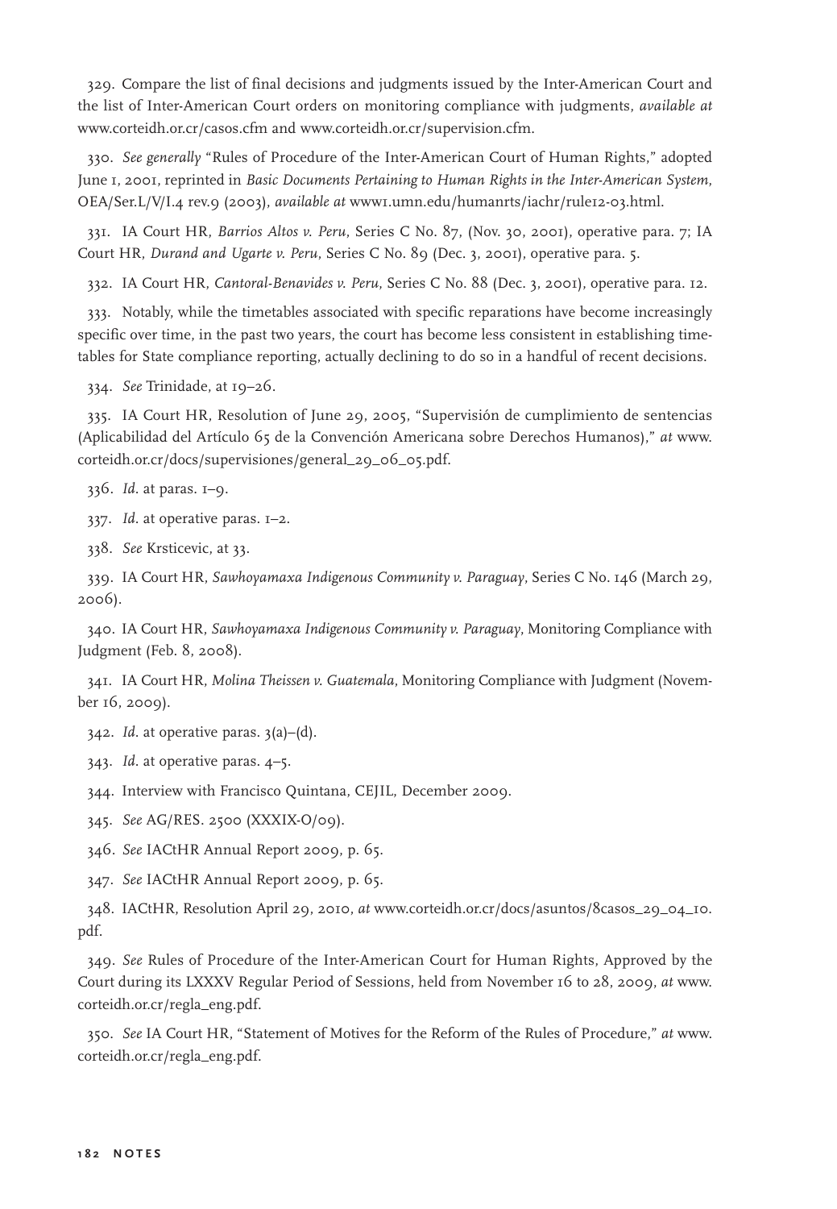329. Compare the list of final decisions and judgments issued by the Inter-American Court and the list of Inter-American Court orders on monitoring compliance with judgments, *available at* www.corteidh.or.cr/casos.cfm and www.corteidh.or.cr/supervision.cfm.

330. *See generally* "Rules of Procedure of the Inter-American Court of Human Rights," adopted June 1, 2001, reprinted in *Basic Documents Pertaining to Human Rights in the Inter-American System*, OEA/Ser.L/V/I.4 rev.9 (2003), *available at* www1.umn.edu/humanrts/iachr/rule12-03.html.

331. IA Court HR, *Barrios Altos v. Peru*, Series C No. 87, (Nov. 30, 2001), operative para. 7; IA Court HR, *Durand and Ugarte v. Peru*, Series C No. 89 (Dec. 3, 2001), operative para. 5.

332. IA Court HR, *Cantoral-Benavides v. Peru*, Series C No. 88 (Dec. 3, 2001), operative para. 12.

333. Notably, while the timetables associated with specific reparations have become increasingly specific over time, in the past two years, the court has become less consistent in establishing timetables for State compliance reporting, actually declining to do so in a handful of recent decisions.

334. *See* Trinidade, at 19–26.

335. IA Court HR, Resolution of June 29, 2005, "Supervisión de cumplimiento de sentencias (Aplicabilidad del Artículo 65 de la Convención Americana sobre Derechos Humanos)," *at* www.corteidh.or.cr/docs/supervisiones/general_29_06_05.pdf.

336. *Id*. at paras. 1–9.

337. *Id*. at operative paras. 1–2.

338. *See* Krsticevic, at 33.

339. IA Court HR, *Sawhoyamaxa Indigenous Community v. Paraguay*, Series C No. 146 (March 29, 2006).

340. IA Court HR, *Sawhoyamaxa Indigenous Community v. Paraguay*, Monitoring Compliance with Judgment (Feb. 8, 2008).

341. IA Court HR, *Molina Theissen v. Guatemala*, Monitoring Compliance with Judgment (November 16, 2009).

342. *Id*. at operative paras. 3(a)–(d).

343. *Id*. at operative paras. 4–5.

344. Interview with Francisco Quintana, CEJIL, December 2009.

345. *See* AG/RES. 2500 (XXXIX-O/09).

346. *See* IACtHR Annual Report 2009, p. 65.

347. *See* IACtHR Annual Report 2009, p. 65.

348. IACtHR, Resolution April 29, 2010, *at* www.corteidh.or.cr/docs/asuntos/8casos_29_04_10.pdf.

349. *See* Rules of Procedure of the Inter-American Court for Human Rights, Approved by the Court during its LXXXV Regular Period of Sessions, held from November 16 to 28, 2009, *at* www.corteidh.or.cr/regla_eng.pdf.

350. *See* IA Court HR, "Statement of Motives for the Reform of the Rules of Procedure," *at* www.corteidh.or.cr/regla_eng.pdf.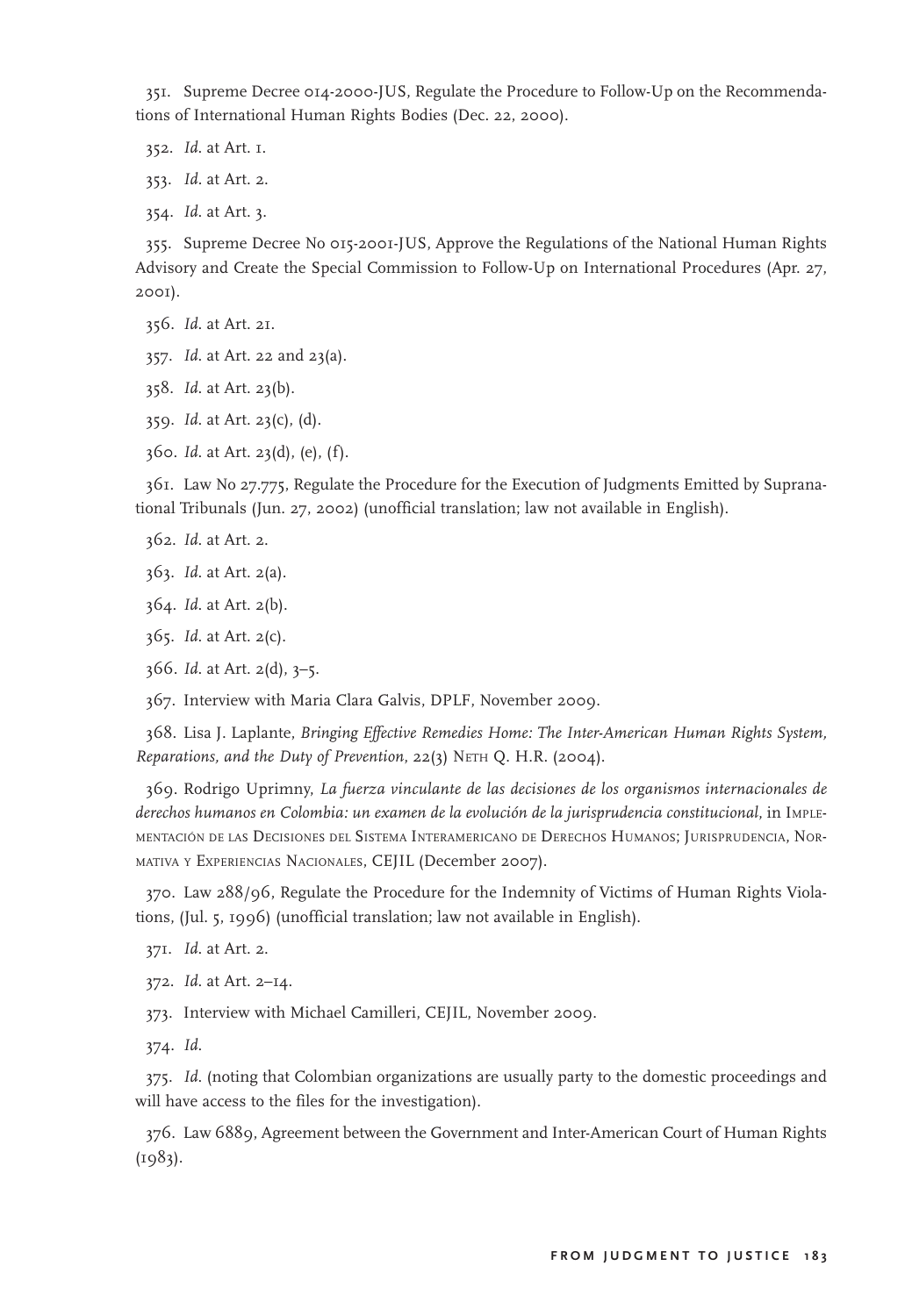351. Supreme Decree 014-2000-JUS, Regulate the Procedure to Follow-Up on the Recommendations of International Human Rights Bodies (Dec. 22, 2000).

352. *Id*. at Art. 1.

353. *Id*. at Art. 2.

354. *Id*. at Art. 3.

355. Supreme Decree No 015-2001-JUS, Approve the Regulations of the National Human Rights Advisory and Create the Special Commission to Follow-Up on International Procedures (Apr. 27, 2001).

356. *Id*. at Art. 21.

357. *Id*. at Art. 22 and 23(a).

358. *Id*. at Art. 23(b).

359. *Id*. at Art. 23(c), (d).

360. *Id*. at Art. 23(d), (e), (f).

361. Law No 27.775, Regulate the Procedure for the Execution of Judgments Emitted by Supranational Tribunals (Jun. 27, 2002) (unofficial translation; law not available in English).

362. *Id*. at Art. 2.

363. *Id*. at Art. 2(a).

364. *Id*. at Art. 2(b).

365. *Id*. at Art. 2(c).

366. *Id*. at Art. 2(d), 3–5.

367. Interview with Maria Clara Galvis, DPLF, November 2009.

368. Lisa J. Laplante, *Bringing Effective Remedies Home: The Inter-American Human Rights System, Reparations, and the Duty of Prevention*, 22(3) Neth Q. H.R. (2004).

369. Rodrigo Uprimny, *La fuerza vinculante de las decisiones de los organismos internacionales de derechos humanos en Colombia: un examen de la evolución de la jurisprudencia constitucional*, in Implementación de las Decisiones del Sistema Interamericano de Derechos Humanos; Jurisprudencia, Normativa y Experiencias Nacionales, CEJIL (December 2007).

370. Law 288/96, Regulate the Procedure for the Indemnity of Victims of Human Rights Violations, (Jul. 5, 1996) (unofficial translation; law not available in English).

371. *Id*. at Art. 2.

372. *Id*. at Art. 2–14.

373. Interview with Michael Camilleri, CEJIL, November 2009.

374. *Id*.

375. *Id*. (noting that Colombian organizations are usually party to the domestic proceedings and will have access to the files for the investigation).

376. Law 6889, Agreement between the Government and Inter-American Court of Human Rights (1983).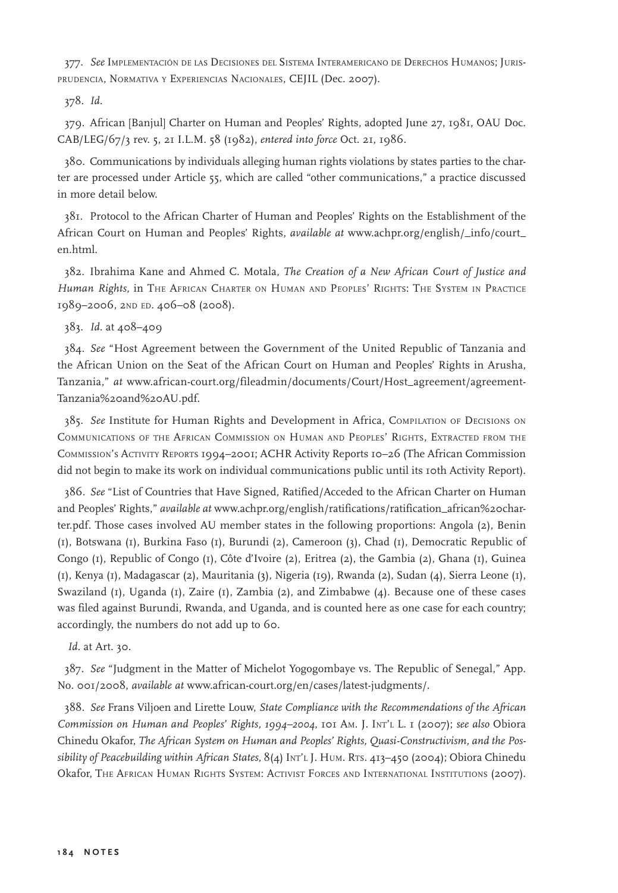377. *See* Implementación de las Decisiones del Sistema Interamericano de Derechos Humanos; Jurisprudencia, Normativa y Experiencias Nacionales, CEJIL (Dec. 2007).

378. *Id.*

379. African [Banjul] Charter on Human and Peoples' Rights, adopted June 27, 1981, OAU Doc. CAB/LEG/67/3 rev. 5, 21 I.L.M. 58 (1982), *entered into force* Oct. 21, 1986.

380. Communications by individuals alleging human rights violations by states parties to the charter are processed under Article 55, which are called "other communications," a practice discussed in more detail below.

381. Protocol to the African Charter of Human and Peoples' Rights on the Establishment of the African Court on Human and Peoples' Rights, *available at* www.achpr.org/english/_info/court_en.html.

382. Ibrahima Kane and Ahmed C. Motala, *The Creation of a New African Court of Justice and Human Rights*, in The African Charter on Human and Peoples' Rights: The System in Practice 1989–2006, 2nd ed. 406–08 (2008).

383. *Id.* at 408–409

384. *See* "Host Agreement between the Government of the United Republic of Tanzania and the African Union on the Seat of the African Court on Human and Peoples' Rights in Arusha, Tanzania," *at* www.african-court.org/fileadmin/documents/Court/Host_agreement/agreement-Tanzania%20and%20AU.pdf.

385. *See* Institute for Human Rights and Development in Africa, Compilation of Decisions on Communications of the African Commission on Human and Peoples' Rights, Extracted from the Commission's Activity Reports 1994–2001; ACHR Activity Reports 10–26 (The African Commission did not begin to make its work on individual communications public until its 10th Activity Report).

386. *See* "List of Countries that Have Signed, Ratified/Acceded to the African Charter on Human and Peoples' Rights," *available at* www.achpr.org/english/ratifications/ratification_african%20charter.pdf. Those cases involved AU member states in the following proportions: Angola (2), Benin (1), Botswana (1), Burkina Faso (1), Burundi (2), Cameroon (3), Chad (1), Democratic Republic of Congo (1), Republic of Congo (1), Côte d'Ivoire (2), Eritrea (2), the Gambia (2), Ghana (1), Guinea (1), Kenya (1), Madagascar (2), Mauritania (3), Nigeria (19), Rwanda (2), Sudan (4), Sierra Leone (1), Swaziland (1), Uganda (1), Zaire (1), Zambia (2), and Zimbabwe (4). Because one of these cases was filed against Burundi, Rwanda, and Uganda, and is counted here as one case for each country; accordingly, the numbers do not add up to 60.

*Id.* at Art. 30.

387. *See* "Judgment in the Matter of Michelot Yogogombaye vs. The Republic of Senegal," App. No. 001/2008, *available at* www.african-court.org/en/cases/latest-judgments/.

388. *See* Frans Viljoen and Lirette Louw, *State Compliance with the Recommendations of the African Commission on Human and Peoples' Rights, 1994–2004*, 101 Am. J. Int'l L. 1 (2007); *see also* Obiora Chinedu Okafor, *The African System on Human and Peoples' Rights, Quasi-Constructivism, and the Possibility of Peacebuilding within African States*, 8(4) Int'l J. Hum. Rts. 413–450 (2004); Obiora Chinedu Okafor, The African Human Rights System: Activist Forces and International Institutions (2007).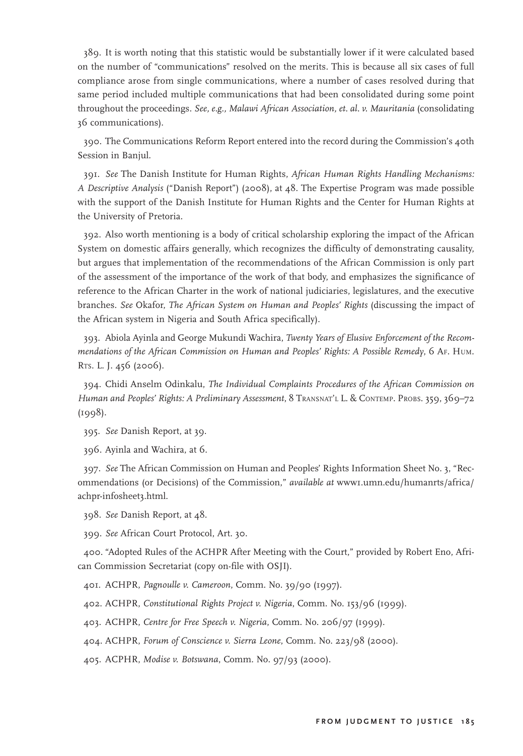389. It is worth noting that this statistic would be substantially lower if it were calculated based on the number of "communications" resolved on the merits. This is because all six cases of full compliance arose from single communications, where a number of cases resolved during that same period included multiple communications that had been consolidated during some point throughout the proceedings. *See, e.g., Malawi African Association, et. al. v. Mauritania* (consolidating 36 communications).

390. The Communications Reform Report entered into the record during the Commission's 40th Session in Banjul.

391. *See* The Danish Institute for Human Rights, *African Human Rights Handling Mechanisms: A Descriptive Analysis* ("Danish Report") (2008), at 48. The Expertise Program was made possible with the support of the Danish Institute for Human Rights and the Center for Human Rights at the University of Pretoria.

392. Also worth mentioning is a body of critical scholarship exploring the impact of the African System on domestic affairs generally, which recognizes the difficulty of demonstrating causality, but argues that implementation of the recommendations of the African Commission is only part of the assessment of the importance of the work of that body, and emphasizes the significance of reference to the African Charter in the work of national judiciaries, legislatures, and the executive branches. *See* Okafor, *The African System on Human and Peoples' Rights* (discussing the impact of the African system in Nigeria and South Africa specifically).

393. Abiola Ayinla and George Mukundi Wachira, *Twenty Years of Elusive Enforcement of the Recommendations of the African Commission on Human and Peoples' Rights: A Possible Remedy*, 6 Af. Hum. Rts. L. J. 456 (2006).

394. Chidi Anselm Odinkalu, *The Individual Complaints Procedures of the African Commission on Human and Peoples' Rights: A Preliminary Assessment*, 8 Transnat'l L. & Contemp. Probs. 359, 369–72 (1998).

395. *See* Danish Report, at 39.

396. Ayinla and Wachira, at 6.

397. *See* The African Commission on Human and Peoples' Rights Information Sheet No. 3, "Recommendations (or Decisions) of the Commission," *available at* www1.umn.edu/humanrts/africa/achpr-infosheet3.html.

398. *See* Danish Report, at 48.

399. *See* African Court Protocol, Art. 30.

400. "Adopted Rules of the ACHPR After Meeting with the Court," provided by Robert Eno, African Commission Secretariat (copy on-file with OSJI).

401. ACHPR, *Pagnoulle v. Cameroon*, Comm. No. 39/90 (1997).

402. ACHPR, *Constitutional Rights Project v. Nigeria*, Comm. No. 153/96 (1999).

403. ACHPR, *Centre for Free Speech v. Nigeria*, Comm. No. 206/97 (1999).

404. ACHPR, *Forum of Conscience v. Sierra Leone*, Comm. No. 223/98 (2000).

405. ACPHR, *Modise v. Botswana*, Comm. No. 97/93 (2000).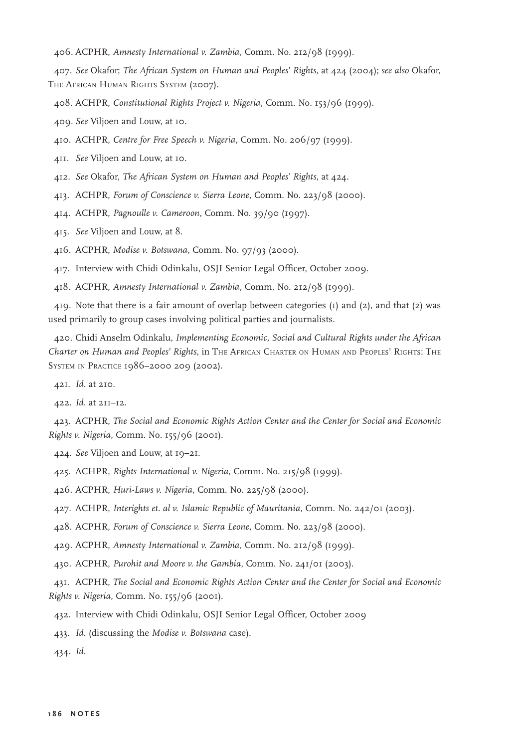406. ACPHR, *Amnesty International v. Zambia*, Comm. No. 212/98 (1999).

407. *See* Okafor; *The African System on Human and Peoples' Rights*, at 424 (2004); *see also* Okafor, The African Human Rights System (2007).

408. ACHPR, *Constitutional Rights Project v. Nigeria*, Comm. No. 153/96 (1999).

409. *See* Viljoen and Louw, at 10.

410. ACHPR, *Centre for Free Speech v. Nigeria*, Comm. No. 206/97 (1999).

411. *See* Viljoen and Louw, at 10.

412. *See* Okafor, *The African System on Human and Peoples' Rights*, at 424.

413. ACHPR, *Forum of Conscience v. Sierra Leone*, Comm. No. 223/98 (2000).

414. ACHPR, *Pagnoulle v. Cameroon*, Comm. No. 39/90 (1997).

415. *See* Viljoen and Louw, at 8.

416. ACPHR, *Modise v. Botswana*, Comm. No. 97/93 (2000).

417. Interview with Chidi Odinkalu, OSJI Senior Legal Officer, October 2009.

418. ACPHR, *Amnesty International v. Zambia*, Comm. No. 212/98 (1999).

419. Note that there is a fair amount of overlap between categories (1) and (2), and that (2) was used primarily to group cases involving political parties and journalists.

420. Chidi Anselm Odinkalu, *Implementing Economic, Social and Cultural Rights under the African Charter on Human and Peoples' Rights*, in The African Charter on Human and Peoples' Rights: The System in Practice 1986–2000 209 (2002).

421. *Id.* at 210.

422. *Id.* at 211–12.

423. ACPHR, *The Social and Economic Rights Action Center and the Center for Social and Economic Rights v. Nigeria*, Comm. No. 155/96 (2001).

424. *See* Viljoen and Louw, at 19–21.

425. ACPHR, *Rights International v. Nigeria*, Comm. No. 215/98 (1999).

426. ACPHR, *Huri-Laws v. Nigeria*, Comm. No. 225/98 (2000).

427. ACHPR, *Interights et. al v. Islamic Republic of Mauritania*, Comm. No. 242/01 (2003).

428. ACPHR, *Forum of Conscience v. Sierra Leone*, Comm. No. 223/98 (2000).

429. ACPHR, *Amnesty International v. Zambia*, Comm. No. 212/98 (1999).

430. ACPHR, *Purohit and Moore v. the Gambia*, Comm. No. 241/01 (2003).

431. ACPHR, *The Social and Economic Rights Action Center and the Center for Social and Economic Rights v. Nigeria*, Comm. No. 155/96 (2001).

432. Interview with Chidi Odinkalu, OSJI Senior Legal Officer, October 2009

433. *Id.* (discussing the *Modise v. Botswana* case).

434. *Id.*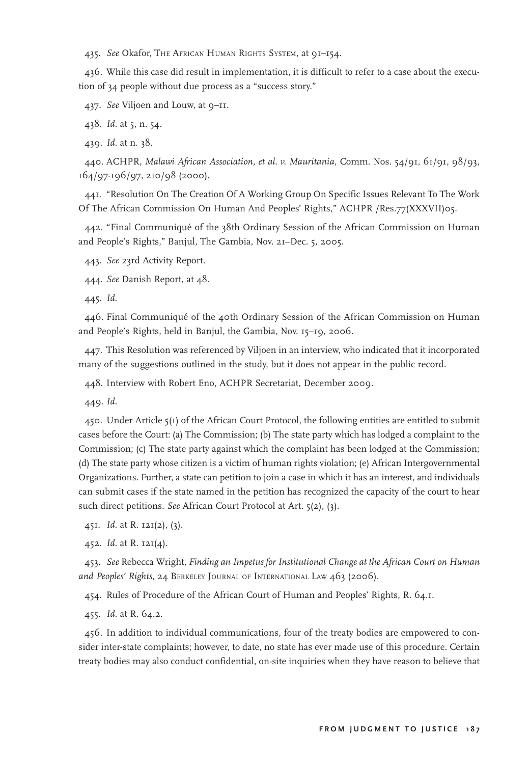435. *See* Okafor, The African Human Rights System, at 91–154.

436. While this case did result in implementation, it is difficult to refer to a case about the execution of 34 people without due process as a "success story."

437. *See* Viljoen and Louw, at 9–11.

438. *Id*. at 5, n. 54.

439. *Id*. at n. 38.

440. ACHPR, *Malawi African Association, et al. v. Mauritania*, Comm. Nos. 54/91, 61/91, 98/93, 164/97-196/97, 210/98 (2000).

441. "Resolution On The Creation Of A Working Group On Specific Issues Relevant To The Work Of The African Commission On Human And Peoples' Rights," ACHPR /Res.77(XXXVII)05.

442. "Final Communiqué of the 38th Ordinary Session of the African Commission on Human and People's Rights," Banjul, The Gambia, Nov. 21–Dec. 5, 2005.

443. *See* 23rd Activity Report.

444. *See* Danish Report, at 48.

445. *Id*.

446. Final Communiqué of the 40th Ordinary Session of the African Commission on Human and People's Rights, held in Banjul, the Gambia, Nov. 15–19, 2006.

447. This Resolution was referenced by Viljoen in an interview, who indicated that it incorporated many of the suggestions outlined in the study, but it does not appear in the public record.

448. Interview with Robert Eno, ACHPR Secretariat, December 2009.

449. *Id*.

450. Under Article 5(1) of the African Court Protocol, the following entities are entitled to submit cases before the Court: (a) The Commission; (b) The state party which has lodged a complaint to the Commission; (c) The state party against which the complaint has been lodged at the Commission; (d) The state party whose citizen is a victim of human rights violation; (e) African Intergovernmental Organizations. Further, a state can petition to join a case in which it has an interest, and individuals can submit cases if the state named in the petition has recognized the capacity of the court to hear such direct petitions. *See* African Court Protocol at Art. 5(2), (3).

451. *Id*. at R. 121(2), (3).

452. *Id*. at R. 121(4).

453. *See* Rebecca Wright, *Finding an Impetus for Institutional Change at the African Court on Human and Peoples' Rights*, 24 Berkeley Journal of International Law 463 (2006).

454. Rules of Procedure of the African Court of Human and Peoples' Rights, R. 64.1.

455. *Id*. at R. 64.2.

456. In addition to individual communications, four of the treaty bodies are empowered to consider inter-state complaints; however, to date, no state has ever made use of this procedure. Certain treaty bodies may also conduct confidential, on-site inquiries when they have reason to believe that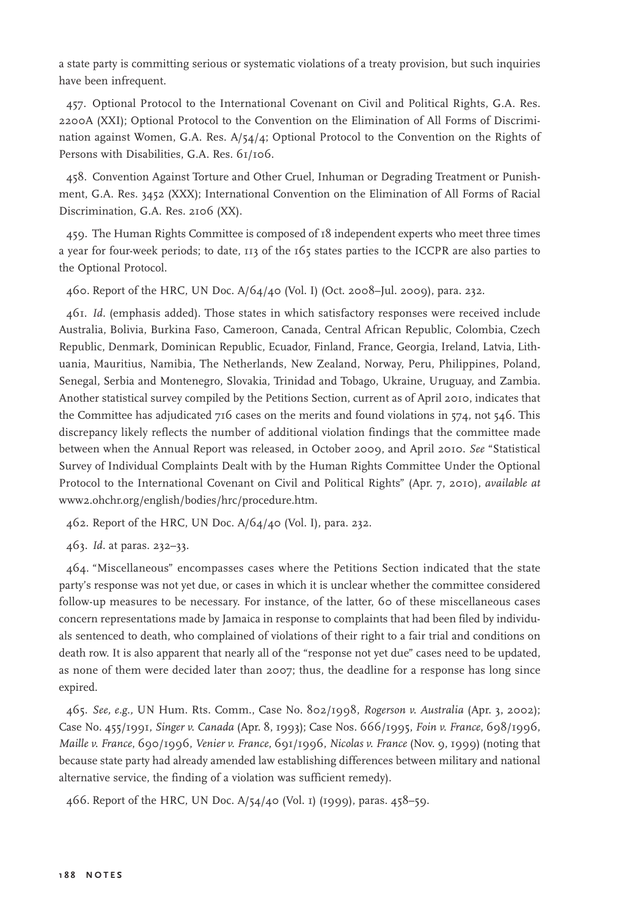a state party is committing serious or systematic violations of a treaty provision, but such inquiries have been infrequent.

457. Optional Protocol to the International Covenant on Civil and Political Rights, G.A. Res. 2200A (XXI); Optional Protocol to the Convention on the Elimination of All Forms of Discrimination against Women, G.A. Res. A/54/4; Optional Protocol to the Convention on the Rights of Persons with Disabilities, G.A. Res. 61/106.

458. Convention Against Torture and Other Cruel, Inhuman or Degrading Treatment or Punishment, G.A. Res. 3452 (XXX); International Convention on the Elimination of All Forms of Racial Discrimination, G.A. Res. 2106 (XX).

459. The Human Rights Committee is composed of 18 independent experts who meet three times a year for four-week periods; to date, 113 of the 165 states parties to the ICCPR are also parties to the Optional Protocol.

460. Report of the HRC, UN Doc. A/64/40 (Vol. I) (Oct. 2008–Jul. 2009), para. 232.

461. *Id*. (emphasis added). Those states in which satisfactory responses were received include Australia, Bolivia, Burkina Faso, Cameroon, Canada, Central African Republic, Colombia, Czech Republic, Denmark, Dominican Republic, Ecuador, Finland, France, Georgia, Ireland, Latvia, Lithuania, Mauritius, Namibia, The Netherlands, New Zealand, Norway, Peru, Philippines, Poland, Senegal, Serbia and Montenegro, Slovakia, Trinidad and Tobago, Ukraine, Uruguay, and Zambia. Another statistical survey compiled by the Petitions Section, current as of April 2010, indicates that the Committee has adjudicated 716 cases on the merits and found violations in 574, not 546. This discrepancy likely reflects the number of additional violation findings that the committee made between when the Annual Report was released, in October 2009, and April 2010. *See* "Statistical Survey of Individual Complaints Dealt with by the Human Rights Committee Under the Optional Protocol to the International Covenant on Civil and Political Rights" (Apr. 7, 2010), *available at* www2.ohchr.org/english/bodies/hrc/procedure.htm.

462. Report of the HRC, UN Doc. A/64/40 (Vol. I), para. 232.

463. *Id*. at paras. 232–33.

464. "Miscellaneous" encompasses cases where the Petitions Section indicated that the state party's response was not yet due, or cases in which it is unclear whether the committee considered follow-up measures to be necessary. For instance, of the latter, 60 of these miscellaneous cases concern representations made by Jamaica in response to complaints that had been filed by individuals sentenced to death, who complained of violations of their right to a fair trial and conditions on death row. It is also apparent that nearly all of the "response not yet due" cases need to be updated, as none of them were decided later than 2007; thus, the deadline for a response has long since expired.

465. *See, e.g.,* UN Hum. Rts. Comm., Case No. 802/1998, *Rogerson v. Australia* (Apr. 3, 2002); Case No. 455/1991, *Singer v. Canada* (Apr. 8, 1993); Case Nos. 666/1995, *Foin v. France*, 698/1996, *Maille v. France*, 690/1996, *Venier v. France*, 691/1996, *Nicolas v. France* (Nov. 9, 1999) (noting that because state party had already amended law establishing differences between military and national alternative service, the finding of a violation was sufficient remedy).

466. Report of the HRC, UN Doc. A/54/40 (Vol. 1) (1999), paras. 458–59.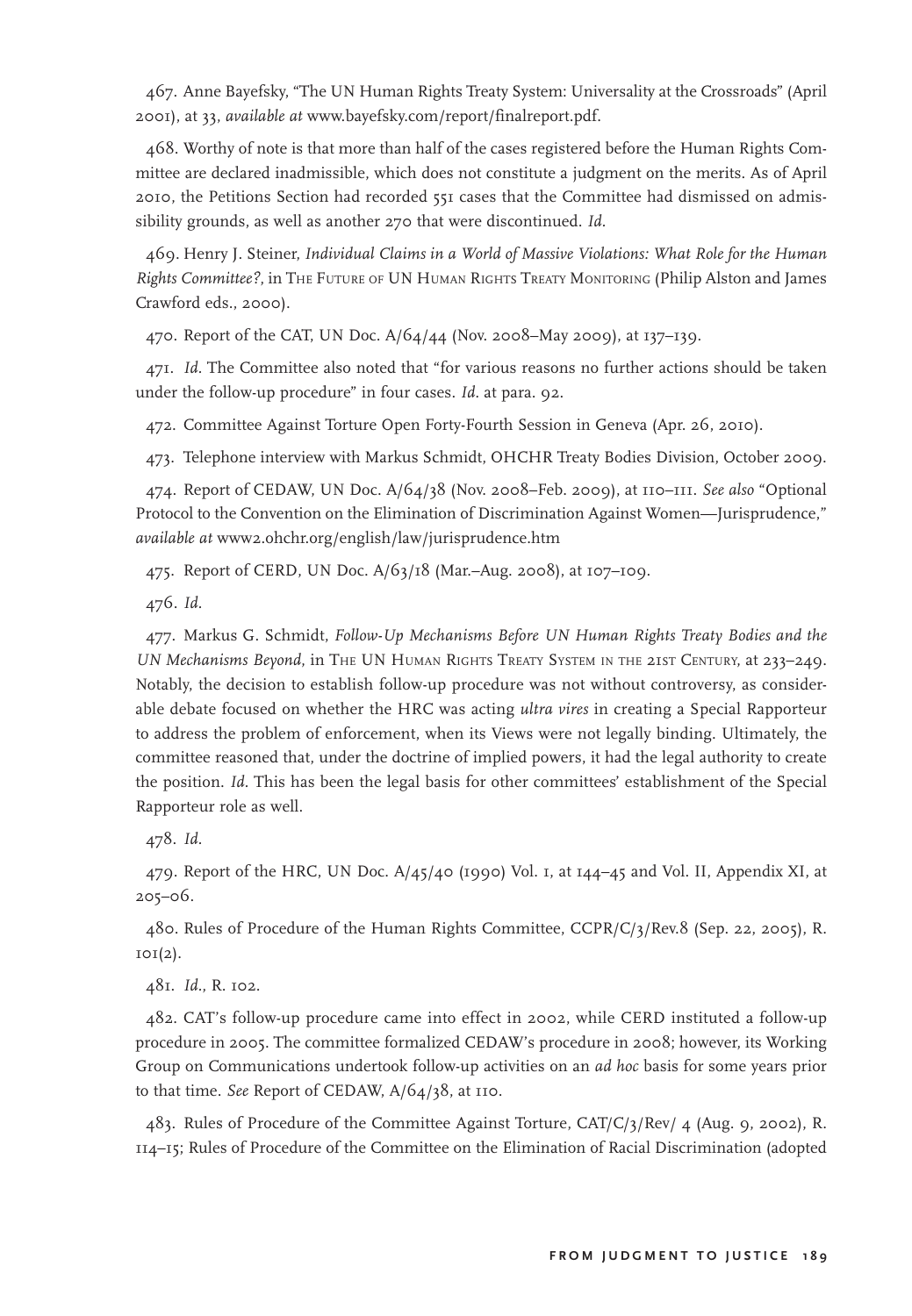467. Anne Bayefsky, "The UN Human Rights Treaty System: Universality at the Crossroads" (April 2001), at 33, *available at* www.bayefsky.com/report/finalreport.pdf.

468. Worthy of note is that more than half of the cases registered before the Human Rights Committee are declared inadmissible, which does not constitute a judgment on the merits. As of April 2010, the Petitions Section had recorded 551 cases that the Committee had dismissed on admissibility grounds, as well as another 270 that were discontinued. *Id.*

469. Henry J. Steiner, *Individual Claims in a World of Massive Violations: What Role for the Human Rights Committee?*, in The Future of UN Human Rights Treaty Monitoring (Philip Alston and James Crawford eds., 2000).

470. Report of the CAT, UN Doc. A/64/44 (Nov. 2008–May 2009), at 137–139.

471. *Id.* The Committee also noted that "for various reasons no further actions should be taken under the follow-up procedure" in four cases. *Id.* at para. 92.

472. Committee Against Torture Open Forty-Fourth Session in Geneva (Apr. 26, 2010).

473. Telephone interview with Markus Schmidt, OHCHR Treaty Bodies Division, October 2009.

474. Report of CEDAW, UN Doc. A/64/38 (Nov. 2008–Feb. 2009), at 110–111. *See also* "Optional Protocol to the Convention on the Elimination of Discrimination Against Women—Jurisprudence," *available at* www2.ohchr.org/english/law/jurisprudence.htm

475. Report of CERD, UN Doc. A/63/18 (Mar.–Aug. 2008), at 107–109.

476. *Id.*

477. Markus G. Schmidt, *Follow-Up Mechanisms Before UN Human Rights Treaty Bodies and the UN Mechanisms Beyond*, in The UN Human Rights Treaty System in the 21st Century, at 233–249. Notably, the decision to establish follow-up procedure was not without controversy, as considerable debate focused on whether the HRC was acting *ultra vires* in creating a Special Rapporteur to address the problem of enforcement, when its Views were not legally binding. Ultimately, the committee reasoned that, under the doctrine of implied powers, it had the legal authority to create the position. *Id*. This has been the legal basis for other committees' establishment of the Special Rapporteur role as well.

478. *Id.*

479. Report of the HRC, UN Doc. A/45/40 (1990) Vol. 1, at 144–45 and Vol. II, Appendix XI, at 205–06.

480. Rules of Procedure of the Human Rights Committee, CCPR/C/3/Rev.8 (Sep. 22, 2005), R. 101(2).

481. *Id.*, R. 102.

482. CAT's follow-up procedure came into effect in 2002, while CERD instituted a follow-up procedure in 2005. The committee formalized CEDAW's procedure in 2008; however, its Working Group on Communications undertook follow-up activities on an *ad hoc* basis for some years prior to that time. *See* Report of CEDAW, A/64/38, at 110.

483. Rules of Procedure of the Committee Against Torture, CAT/C/3/Rev/ 4 (Aug. 9, 2002), R. 114–15; Rules of Procedure of the Committee on the Elimination of Racial Discrimination (adopted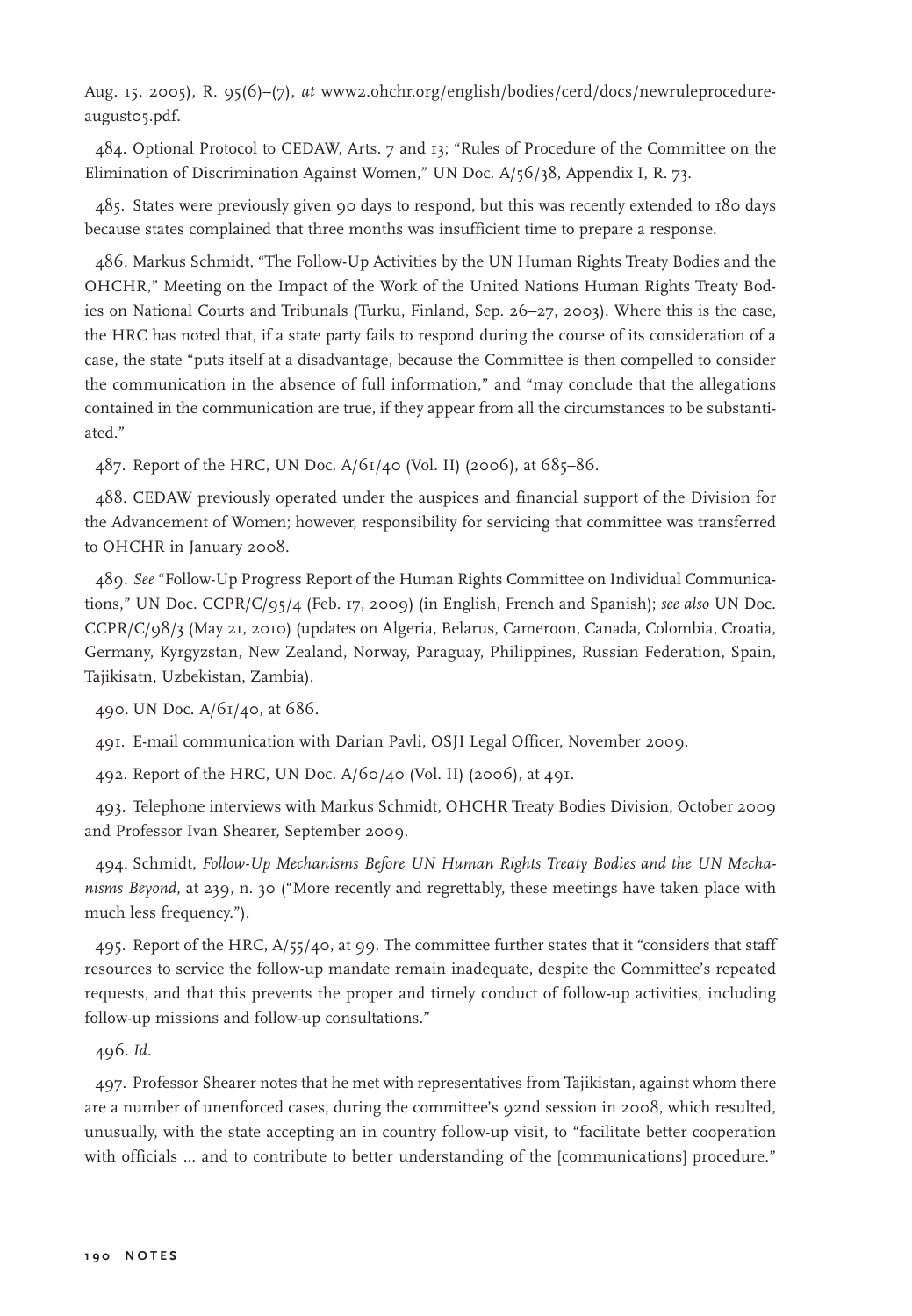Aug. 15, 2005), R. 95(6)–(7), *at* www2.ohchr.org/english/bodies/cerd/docs/newruleprocedure-august05.pdf.

484. Optional Protocol to CEDAW, Arts. 7 and 13; "Rules of Procedure of the Committee on the Elimination of Discrimination Against Women," UN Doc. A/56/38, Appendix I, R. 73.

485. States were previously given 90 days to respond, but this was recently extended to 180 days because states complained that three months was insufficient time to prepare a response.

486. Markus Schmidt, "The Follow-Up Activities by the UN Human Rights Treaty Bodies and the OHCHR," Meeting on the Impact of the Work of the United Nations Human Rights Treaty Bodies on National Courts and Tribunals (Turku, Finland, Sep. 26–27, 2003). Where this is the case, the HRC has noted that, if a state party fails to respond during the course of its consideration of a case, the state "puts itself at a disadvantage, because the Committee is then compelled to consider the communication in the absence of full information," and "may conclude that the allegations contained in the communication are true, if they appear from all the circumstances to be substantiated."

487. Report of the HRC, UN Doc. A/61/40 (Vol. II) (2006), at 685–86.

488. CEDAW previously operated under the auspices and financial support of the Division for the Advancement of Women; however, responsibility for servicing that committee was transferred to OHCHR in January 2008.

489. *See* "Follow-Up Progress Report of the Human Rights Committee on Individual Communications," UN Doc. CCPR/C/95/4 (Feb. 17, 2009) (in English, French and Spanish); *see also* UN Doc. CCPR/C/98/3 (May 21, 2010) (updates on Algeria, Belarus, Cameroon, Canada, Colombia, Croatia, Germany, Kyrgyzstan, New Zealand, Norway, Paraguay, Philippines, Russian Federation, Spain, Tajikisatn, Uzbekistan, Zambia).

490. UN Doc. A/61/40, at 686.

491. E-mail communication with Darian Pavli, OSJI Legal Officer, November 2009.

492. Report of the HRC, UN Doc. A/60/40 (Vol. II) (2006), at 491.

493. Telephone interviews with Markus Schmidt, OHCHR Treaty Bodies Division, October 2009 and Professor Ivan Shearer, September 2009.

494. Schmidt, *Follow-Up Mechanisms Before UN Human Rights Treaty Bodies and the UN Mechanisms Beyond*, at 239, n. 30 ("More recently and regrettably, these meetings have taken place with much less frequency.").

495. Report of the HRC, A/55/40, at 99. The committee further states that it "considers that staff resources to service the follow-up mandate remain inadequate, despite the Committee's repeated requests, and that this prevents the proper and timely conduct of follow-up activities, including follow-up missions and follow-up consultations."

496. *Id.*

497. Professor Shearer notes that he met with representatives from Tajikistan, against whom there are a number of unenforced cases, during the committee's 92nd session in 2008, which resulted, unusually, with the state accepting an in country follow-up visit, to "facilitate better cooperation with officials ... and to contribute to better understanding of the [communications] procedure."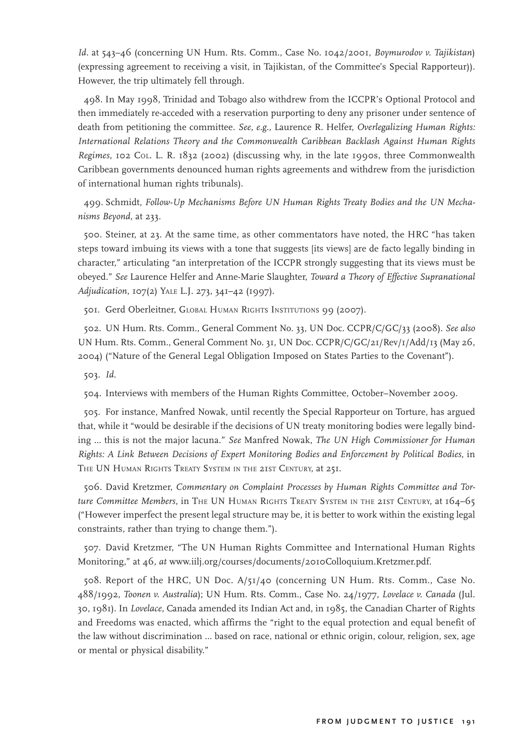*Id*. at 543–46 (concerning UN Hum. Rts. Comm., Case No. 1042/2001, *Boymurodov v. Tajikistan*) (expressing agreement to receiving a visit, in Tajikistan, of the Committee's Special Rapporteur)). However, the trip ultimately fell through.

498. In May 1998, Trinidad and Tobago also withdrew from the ICCPR's Optional Protocol and then immediately re-acceded with a reservation purporting to deny any prisoner under sentence of death from petitioning the committee. *See, e.g.,* Laurence R. Helfer, *Overlegalizing Human Rights: International Relations Theory and the Commonwealth Caribbean Backlash Against Human Rights Regimes*, 102 Col. L. R. 1832 (2002) (discussing why, in the late 1990s, three Commonwealth Caribbean governments denounced human rights agreements and withdrew from the jurisdiction of international human rights tribunals).

499. Schmidt, *Follow-Up Mechanisms Before UN Human Rights Treaty Bodies and the UN Mechanisms Beyond*, at 233.

500. Steiner, at 23. At the same time, as other commentators have noted, the HRC "has taken steps toward imbuing its views with a tone that suggests [its views] are de facto legally binding in character," articulating "an interpretation of the ICCPR strongly suggesting that its views must be obeyed." *See* Laurence Helfer and Anne-Marie Slaughter, *Toward a Theory of Effective Supranational Adjudication*, 107(2) Yale L.J. 273, 341–42 (1997).

501. Gerd Oberleitner, Global Human Rights Institutions 99 (2007).

502. UN Hum. Rts. Comm., General Comment No. 33, UN Doc. CCPR/C/GC/33 (2008). *See also* UN Hum. Rts. Comm., General Comment No. 31, UN Doc. CCPR/C/GC/21/Rev/1/Add/13 (May 26, 2004) ("Nature of the General Legal Obligation Imposed on States Parties to the Covenant").

503. *Id.*

504. Interviews with members of the Human Rights Committee, October–November 2009.

505. For instance, Manfred Nowak, until recently the Special Rapporteur on Torture, has argued that, while it "would be desirable if the decisions of UN treaty monitoring bodies were legally binding … this is not the major lacuna." *See* Manfred Nowak, *The UN High Commissioner for Human Rights: A Link Between Decisions of Expert Monitoring Bodies and Enforcement by Political Bodies*, in The UN Human Rights Treaty System in the 21st Century, at 251.

506. David Kretzmer, *Commentary on Complaint Processes by Human Rights Committee and Torture Committee Members*, in The UN Human Rights Treaty System in the 21st Century, at 164–65 ("However imperfect the present legal structure may be, it is better to work within the existing legal constraints, rather than trying to change them.").

507. David Kretzmer, "The UN Human Rights Committee and International Human Rights Monitoring," at 46, *at* www.iilj.org/courses/documents/2010Colloquium.Kretzmer.pdf.

508. Report of the HRC, UN Doc. A/51/40 (concerning UN Hum. Rts. Comm., Case No. 488/1992, *Toonen v. Australia*); UN Hum. Rts. Comm., Case No. 24/1977, *Lovelace v. Canada* (Jul. 30, 1981). In *Lovelace,* Canada amended its Indian Act and, in 1985, the Canadian Charter of Rights and Freedoms was enacted, which affirms the "right to the equal protection and equal benefit of the law without discrimination … based on race, national or ethnic origin, colour, religion, sex, age or mental or physical disability."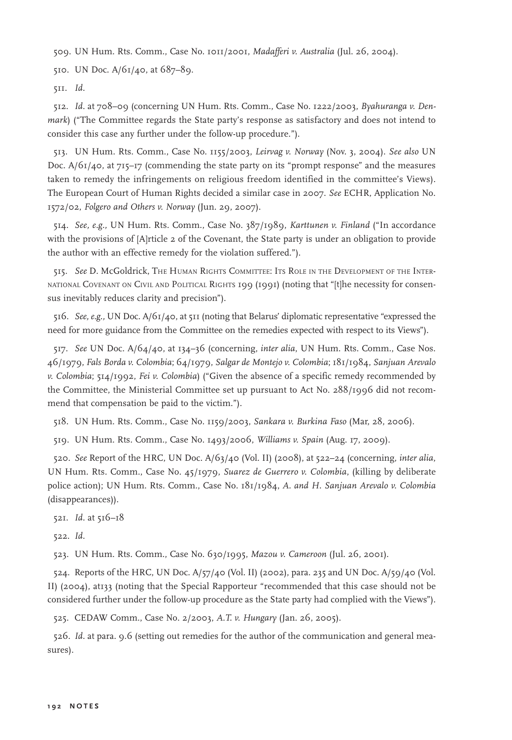509. UN Hum. Rts. Comm., Case No. 1011/2001, *Madafferi v. Australia* (Jul. 26, 2004).

510. UN Doc. A/61/40, at 687–89.

511. *Id.*

512. *Id.* at 708–09 (concerning UN Hum. Rts. Comm., Case No. 1222/2003, *Byahuranga v. Denmark*) ("The Committee regards the State party's response as satisfactory and does not intend to consider this case any further under the follow-up procedure.").

513. UN Hum. Rts. Comm., Case No. 1155/2003, *Leirvag v. Norway* (Nov. 3, 2004). *See also* UN Doc. A/61/40, at 715–17 (commending the state party on its "prompt response" and the measures taken to remedy the infringements on religious freedom identified in the committee's Views). The European Court of Human Rights decided a similar case in 2007. *See* ECHR, Application No. 1572/02, *Folgero and Others v. Norway* (Jun. 29, 2007).

514. *See, e.g.,* UN Hum. Rts. Comm., Case No. 387/1989, *Karttunen v. Finland* ("In accordance with the provisions of [A]rticle 2 of the Covenant, the State party is under an obligation to provide the author with an effective remedy for the violation suffered.").

515. *See* D. McGoldrick, The Human Rights Committee: Its Role in the Development of the International Covenant on Civil and Political Rights 199 (1991) (noting that "[t]he necessity for consensus inevitably reduces clarity and precision").

516. *See, e.g.,* UN Doc. A/61/40, at 511 (noting that Belarus' diplomatic representative "expressed the need for more guidance from the Committee on the remedies expected with respect to its Views").

517. *See* UN Doc. A/64/40, at 134–36 (concerning, *inter alia*, UN Hum. Rts. Comm., Case Nos. 46/1979, *Fals Borda v. Colombia*; 64/1979, *Salgar de Montejo v. Colombia*; 181/1984, *Sanjuan Arevalo v. Colombia*; 514/1992, *Fei v. Colombia*) ("Given the absence of a specific remedy recommended by the Committee, the Ministerial Committee set up pursuant to Act No. 288/1996 did not recommend that compensation be paid to the victim.").

518. UN Hum. Rts. Comm., Case No. 1159/2003, *Sankara v. Burkina Faso* (Mar, 28, 2006).

519. UN Hum. Rts. Comm., Case No. 1493/2006, *Williams v. Spain* (Aug. 17, 2009).

520. *See* Report of the HRC, UN Doc. A/63/40 (Vol. II) (2008), at 522–24 (concerning, *inter alia*, UN Hum. Rts. Comm., Case No. 45/1979, *Suarez de Guerrero v. Colombia*, (killing by deliberate police action); UN Hum. Rts. Comm., Case No. 181/1984, *A. and H. Sanjuan Arevalo v. Colombia* (disappearances)).

521. *Id.* at 516–18

522. *Id.*

523. UN Hum. Rts. Comm., Case No. 630/1995, *Mazou v. Cameroon* (Jul. 26, 2001).

524. Reports of the HRC, UN Doc. A/57/40 (Vol. II) (2002), para. 235 and UN Doc. A/59/40 (Vol. II) (2004), at133 (noting that the Special Rapporteur "recommended that this case should not be considered further under the follow-up procedure as the State party had complied with the Views").

525. CEDAW Comm., Case No. 2/2003, *A.T. v. Hungary* (Jan. 26, 2005).

526. *Id.* at para. 9.6 (setting out remedies for the author of the communication and general measures).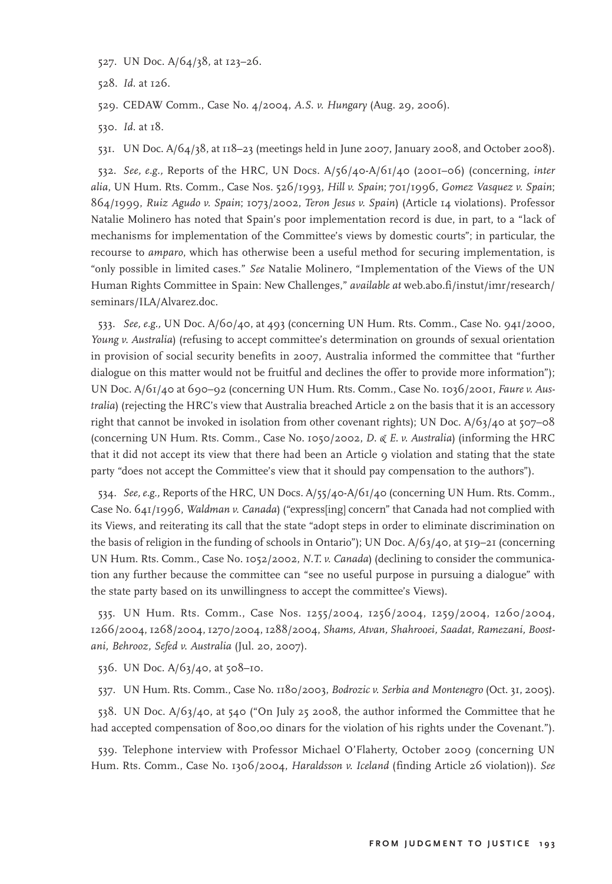527. UN Doc. A/64/38, at 123–26.

528. *Id.* at 126.

529. CEDAW Comm., Case No. 4/2004, *A.S. v. Hungary* (Aug. 29, 2006).

530. *Id.* at 18.

531. UN Doc. A/64/38, at 118–23 (meetings held in June 2007, January 2008, and October 2008).

532. *See, e.g.,* Reports of the HRC, UN Docs. A/56/40-A/61/40 (2001–06) (concerning, *inter alia*, UN Hum. Rts. Comm., Case Nos. 526/1993, *Hill v. Spain*; 701/1996, *Gomez Vasquez v. Spain*; 864/1999, *Ruiz Agudo v. Spain*; 1073/2002, *Teron Jesus v. Spain*) (Article 14 violations). Professor Natalie Molinero has noted that Spain's poor implementation record is due, in part, to a "lack of mechanisms for implementation of the Committee's views by domestic courts"; in particular, the recourse to *amparo*, which has otherwise been a useful method for securing implementation, is "only possible in limited cases." *See* Natalie Molinero, "Implementation of the Views of the UN Human Rights Committee in Spain: New Challenges," *available at* web.abo.fi/instut/imr/research/seminars/ILA/Alvarez.doc.

533. *See, e.g.,* UN Doc. A/60/40, at 493 (concerning UN Hum. Rts. Comm., Case No. 941/2000, *Young v. Australia*) (refusing to accept committee's determination on grounds of sexual orientation in provision of social security benefits in 2007, Australia informed the committee that "further dialogue on this matter would not be fruitful and declines the offer to provide more information"); UN Doc. A/61/40 at 690–92 (concerning UN Hum. Rts. Comm., Case No. 1036/2001, *Faure v. Australia*) (rejecting the HRC's view that Australia breached Article 2 on the basis that it is an accessory right that cannot be invoked in isolation from other covenant rights); UN Doc. A/63/40 at 507–08 (concerning UN Hum. Rts. Comm., Case No. 1050/2002, *D. & E. v. Australia*) (informing the HRC that it did not accept its view that there had been an Article 9 violation and stating that the state party "does not accept the Committee's view that it should pay compensation to the authors").

534. *See, e.g.,* Reports of the HRC, UN Docs. A/55/40-A/61/40 (concerning UN Hum. Rts. Comm., Case No. 641/1996, *Waldman v. Canada*) ("express[ing] concern" that Canada had not complied with its Views, and reiterating its call that the state "adopt steps in order to eliminate discrimination on the basis of religion in the funding of schools in Ontario"); UN Doc. A/63/40, at 519–21 (concerning UN Hum. Rts. Comm., Case No. 1052/2002, *N.T. v. Canada*) (declining to consider the communication any further because the committee can "see no useful purpose in pursuing a dialogue" with the state party based on its unwillingness to accept the committee's Views).

535. UN Hum. Rts. Comm., Case Nos. 1255/2004, 1256/2004, 1259/2004, 1260/2004, 1266/2004, 1268/2004, 1270/2004, 1288/2004, *Shams, Atvan, Shahrooei, Saadat, Ramezani, Boostani, Behrooz, Sefed v. Australia* (Jul. 20, 2007).

536. UN Doc. A/63/40, at 508–10.

537. UN Hum. Rts. Comm., Case No. 1180/2003, *Bodrozic v. Serbia and Montenegro* (Oct. 31, 2005).

538. UN Doc. A/63/40, at 540 ("On July 25 2008, the author informed the Committee that he had accepted compensation of 800,00 dinars for the violation of his rights under the Covenant.").

539. Telephone interview with Professor Michael O'Flaherty, October 2009 (concerning UN Hum. Rts. Comm., Case No. 1306/2004, *Haraldsson v. Iceland* (finding Article 26 violation)). *See*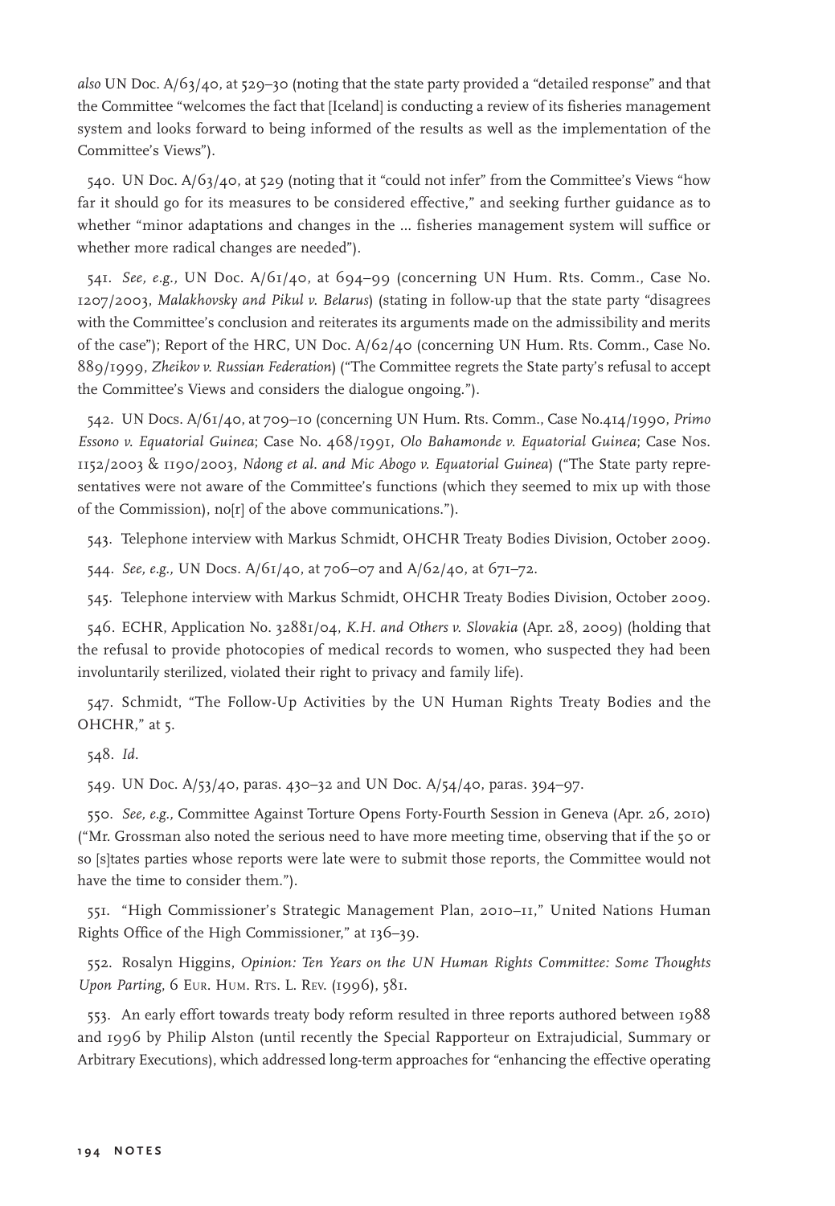*also* UN Doc. A/63/40, at 529–30 (noting that the state party provided a "detailed response" and that the Committee "welcomes the fact that [Iceland] is conducting a review of its fisheries management system and looks forward to being informed of the results as well as the implementation of the Committee's Views").

540. UN Doc. A/63/40, at 529 (noting that it "could not infer" from the Committee's Views "how far it should go for its measures to be considered effective," and seeking further guidance as to whether "minor adaptations and changes in the ... fisheries management system will suffice or whether more radical changes are needed").

541. *See, e.g.,* UN Doc. A/61/40, at 694–99 (concerning UN Hum. Rts. Comm., Case No. 1207/2003, *Malakhovsky and Pikul v. Belarus*) (stating in follow-up that the state party "disagrees with the Committee's conclusion and reiterates its arguments made on the admissibility and merits of the case"); Report of the HRC, UN Doc. A/62/40 (concerning UN Hum. Rts. Comm., Case No. 889/1999, *Zheikov v. Russian Federation*) ("The Committee regrets the State party's refusal to accept the Committee's Views and considers the dialogue ongoing.").

542. UN Docs. A/61/40, at 709–10 (concerning UN Hum. Rts. Comm., Case No.414/1990, *Primo Essono v. Equatorial Guinea*; Case No. 468/1991, *Olo Bahamonde v. Equatorial Guinea*; Case Nos. 1152/2003 & 1190/2003, *Ndong et al. and Mic Abogo v. Equatorial Guinea*) ("The State party representatives were not aware of the Committee's functions (which they seemed to mix up with those of the Commission), no[r] of the above communications.").

543. Telephone interview with Markus Schmidt, OHCHR Treaty Bodies Division, October 2009.

544. *See, e.g.,* UN Docs. A/61/40, at 706–07 and A/62/40, at 671–72.

545. Telephone interview with Markus Schmidt, OHCHR Treaty Bodies Division, October 2009.

546. ECHR, Application No. 32881/04, *K.H. and Others v. Slovakia* (Apr. 28, 2009) (holding that the refusal to provide photocopies of medical records to women, who suspected they had been involuntarily sterilized, violated their right to privacy and family life).

547. Schmidt, "The Follow-Up Activities by the UN Human Rights Treaty Bodies and the OHCHR," at 5.

548. *Id.*

549. UN Doc. A/53/40, paras. 430–32 and UN Doc. A/54/40, paras. 394–97.

550. *See, e.g.,* Committee Against Torture Opens Forty-Fourth Session in Geneva (Apr. 26, 2010) ("Mr. Grossman also noted the serious need to have more meeting time, observing that if the 50 or so [s]tates parties whose reports were late were to submit those reports, the Committee would not have the time to consider them.").

551. "High Commissioner's Strategic Management Plan, 2010–11," United Nations Human Rights Office of the High Commissioner," at 136–39.

552. Rosalyn Higgins, *Opinion: Ten Years on the UN Human Rights Committee: Some Thoughts Upon Parting*, 6 Eur. Hum. Rts. L. Rev. (1996), 581.

553. An early effort towards treaty body reform resulted in three reports authored between 1988 and 1996 by Philip Alston (until recently the Special Rapporteur on Extrajudicial, Summary or Arbitrary Executions), which addressed long-term approaches for "enhancing the effective operating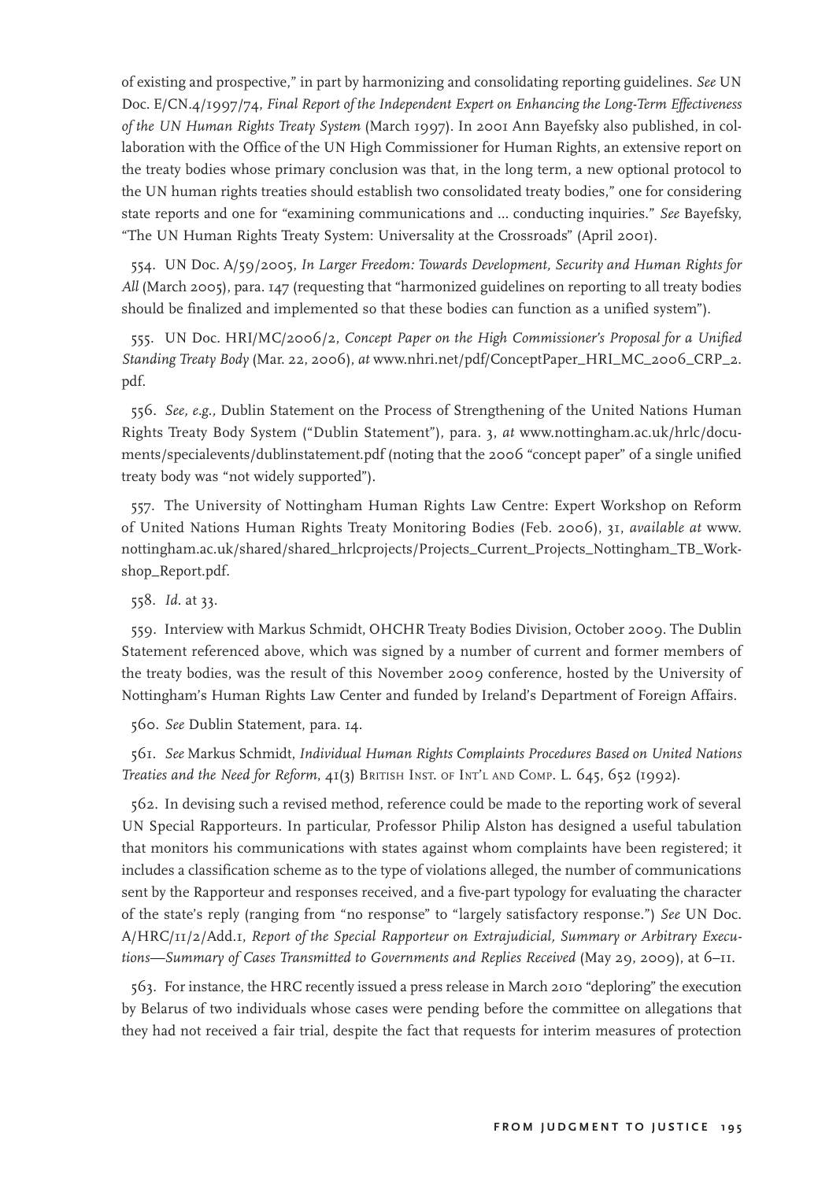of existing and prospective," in part by harmonizing and consolidating reporting guidelines. *See* UN Doc. E/CN.4/1997/74, *Final Report of the Independent Expert on Enhancing the Long-Term Effectiveness of the UN Human Rights Treaty System* (March 1997). In 2001 Ann Bayefsky also published, in collaboration with the Office of the UN High Commissioner for Human Rights, an extensive report on the treaty bodies whose primary conclusion was that, in the long term, a new optional protocol to the UN human rights treaties should establish two consolidated treaty bodies," one for considering state reports and one for "examining communications and ... conducting inquiries." *See* Bayefsky, "The UN Human Rights Treaty System: Universality at the Crossroads" (April 2001).

554. UN Doc. A/59/2005, *In Larger Freedom: Towards Development, Security and Human Rights for All* (March 2005), para. 147 (requesting that "harmonized guidelines on reporting to all treaty bodies should be finalized and implemented so that these bodies can function as a unified system").

555. UN Doc. HRI/MC/2006/2, *Concept Paper on the High Commissioner's Proposal for a Unified Standing Treaty Body* (Mar. 22, 2006), *at* www.nhri.net/pdf/ConceptPaper_HRI_MC_2006_CRP_2.pdf.

556. *See, e.g.,* Dublin Statement on the Process of Strengthening of the United Nations Human Rights Treaty Body System ("Dublin Statement"), para. 3, *at* www.nottingham.ac.uk/hrlc/documents/specialevents/dublinstatement.pdf (noting that the 2006 "concept paper" of a single unified treaty body was "not widely supported").

557. The University of Nottingham Human Rights Law Centre: Expert Workshop on Reform of United Nations Human Rights Treaty Monitoring Bodies (Feb. 2006), 31, *available at* www.nottingham.ac.uk/shared/shared_hrlcprojects/Projects_Current_Projects_Nottingham_TB_Workshop_Report.pdf.

558. *Id.* at 33.

559. Interview with Markus Schmidt, OHCHR Treaty Bodies Division, October 2009. The Dublin Statement referenced above, which was signed by a number of current and former members of the treaty bodies, was the result of this November 2009 conference, hosted by the University of Nottingham's Human Rights Law Center and funded by Ireland's Department of Foreign Affairs.

560. *See* Dublin Statement, para. 14.

561. *See* Markus Schmidt, *Individual Human Rights Complaints Procedures Based on United Nations Treaties and the Need for Reform*, 41(3) British Inst. of Int'l and Comp. L. 645, 652 (1992).

562. In devising such a revised method, reference could be made to the reporting work of several UN Special Rapporteurs. In particular, Professor Philip Alston has designed a useful tabulation that monitors his communications with states against whom complaints have been registered; it includes a classification scheme as to the type of violations alleged, the number of communications sent by the Rapporteur and responses received, and a five-part typology for evaluating the character of the state's reply (ranging from "no response" to "largely satisfactory response.") *See* UN Doc. A/HRC/11/2/Add.1, *Report of the Special Rapporteur on Extrajudicial, Summary or Arbitrary Executions—Summary of Cases Transmitted to Governments and Replies Received* (May 29, 2009), at 6–11.

563. For instance, the HRC recently issued a press release in March 2010 "deploring" the execution by Belarus of two individuals whose cases were pending before the committee on allegations that they had not received a fair trial, despite the fact that requests for interim measures of protection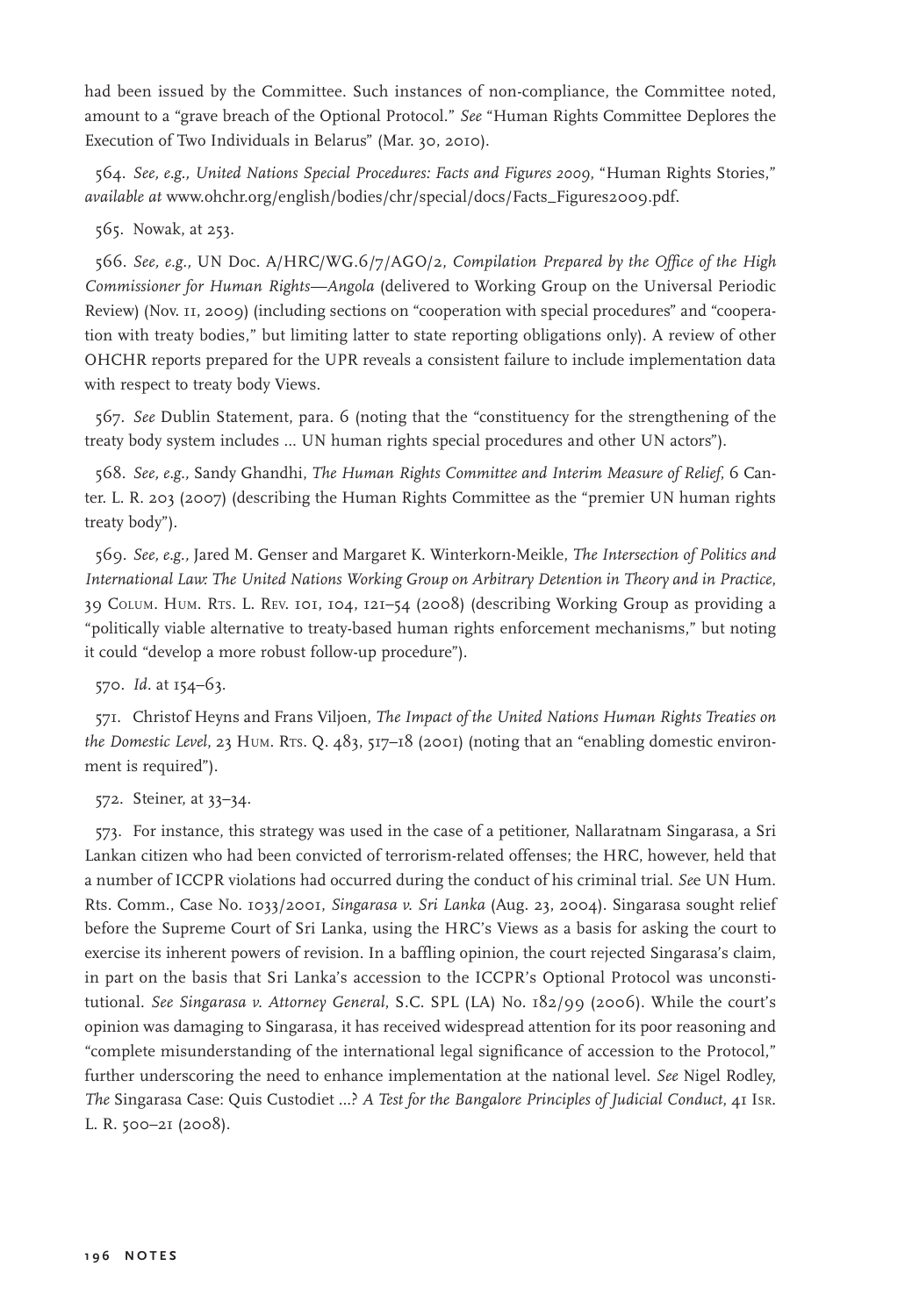had been issued by the Committee. Such instances of non-compliance, the Committee noted, amount to a "grave breach of the Optional Protocol." *See* "Human Rights Committee Deplores the Execution of Two Individuals in Belarus" (Mar. 30, 2010).

564. *See, e.g., United Nations Special Procedures: Facts and Figures 2009*, "Human Rights Stories," *available at* www.ohchr.org/english/bodies/chr/special/docs/Facts_Figures2009.pdf.

565. Nowak, at 253.

566. *See, e.g.,* UN Doc. A/HRC/WG.6/7/AGO/2, *Compilation Prepared by the Office of the High Commissioner for Human Rights—Angola* (delivered to Working Group on the Universal Periodic Review) (Nov. 11, 2009) (including sections on "cooperation with special procedures" and "cooperation with treaty bodies," but limiting latter to state reporting obligations only). A review of other OHCHR reports prepared for the UPR reveals a consistent failure to include implementation data with respect to treaty body Views.

567. *See* Dublin Statement, para. 6 (noting that the "constituency for the strengthening of the treaty body system includes ... UN human rights special procedures and other UN actors").

568. *See, e.g.,* Sandy Ghandhi, *The Human Rights Committee and Interim Measure of Relief*, 6 Canter. L. R. 203 (2007) (describing the Human Rights Committee as the "premier UN human rights treaty body").

569. *See, e.g.,* Jared M. Genser and Margaret K. Winterkorn-Meikle, *The Intersection of Politics and International Law: The United Nations Working Group on Arbitrary Detention in Theory and in Practice*, 39 Colum. Hum. Rts. L. Rev. 101, 104, 121–54 (2008) (describing Working Group as providing a "politically viable alternative to treaty-based human rights enforcement mechanisms," but noting it could "develop a more robust follow-up procedure").

570. *Id.* at 154–63.

571. Christof Heyns and Frans Viljoen, *The Impact of the United Nations Human Rights Treaties on the Domestic Level*, 23 Hum. Rts. Q. 483, 517–18 (2001) (noting that an "enabling domestic environment is required").

572. Steiner, at 33–34.

573. For instance, this strategy was used in the case of a petitioner, Nallaratnam Singarasa, a Sri Lankan citizen who had been convicted of terrorism-related offenses; the HRC, however, held that a number of ICCPR violations had occurred during the conduct of his criminal trial. *See* UN Hum. Rts. Comm., Case No. 1033/2001, *Singarasa v. Sri Lanka* (Aug. 23, 2004). Singarasa sought relief before the Supreme Court of Sri Lanka, using the HRC's Views as a basis for asking the court to exercise its inherent powers of revision. In a baffling opinion, the court rejected Singarasa's claim, in part on the basis that Sri Lanka's accession to the ICCPR's Optional Protocol was unconstitutional. *See Singarasa v. Attorney General*, S.C. SPL (LA) No. 182/99 (2006). While the court's opinion was damaging to Singarasa, it has received widespread attention for its poor reasoning and "complete misunderstanding of the international legal significance of accession to the Protocol," further underscoring the need to enhance implementation at the national level. *See* Nigel Rodley, *The* Singarasa Case: Quis Custodiet ...? *A Test for the Bangalore Principles of Judicial Conduct*, 41 Isr. L. R. 500–21 (2008).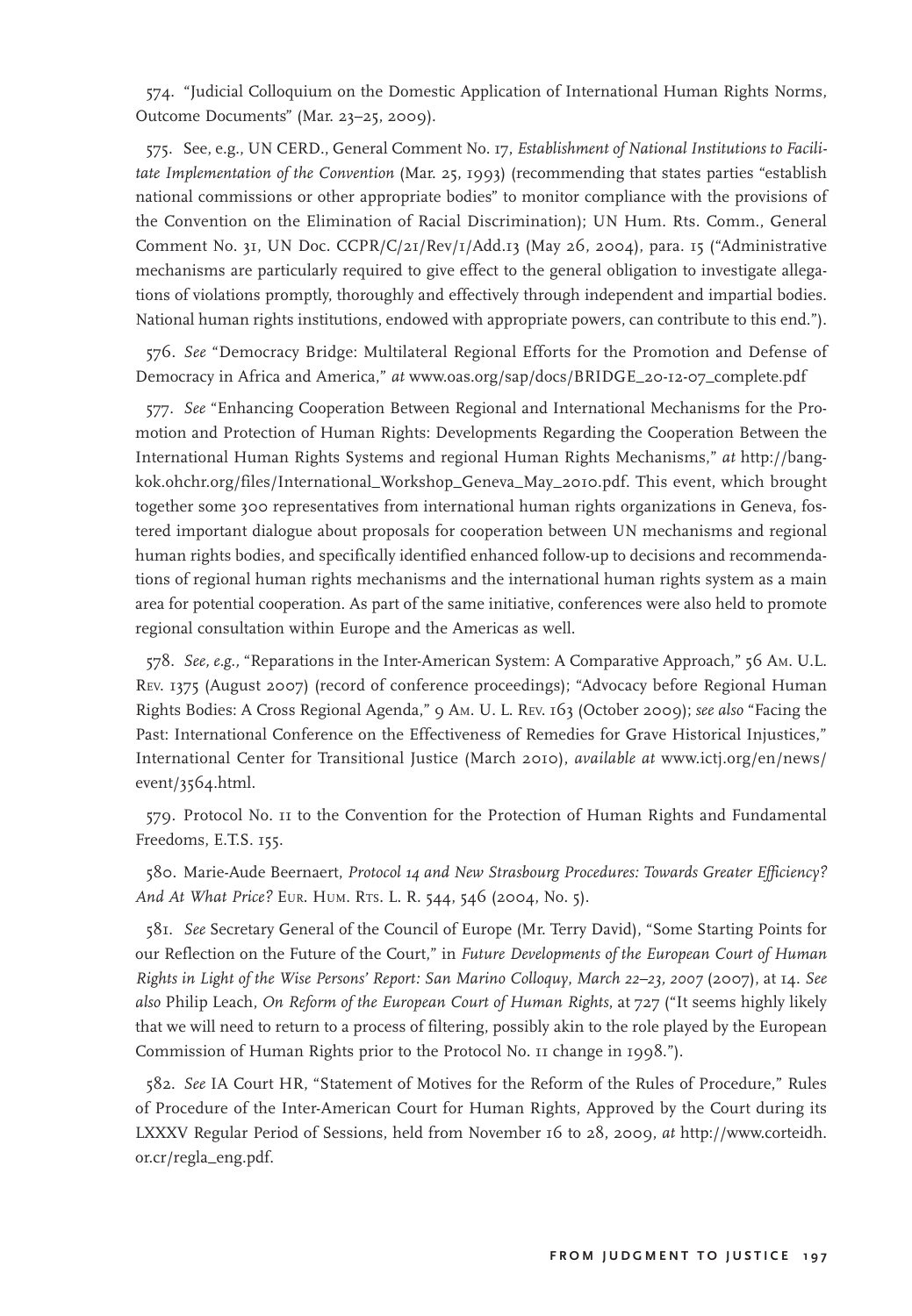574. "Judicial Colloquium on the Domestic Application of International Human Rights Norms, Outcome Documents" (Mar. 23–25, 2009).

575. See, e.g., UN CERD., General Comment No. 17, *Establishment of National Institutions to Facilitate Implementation of the Convention* (Mar. 25, 1993) (recommending that states parties "establish national commissions or other appropriate bodies" to monitor compliance with the provisions of the Convention on the Elimination of Racial Discrimination); UN Hum. Rts. Comm., General Comment No. 31, UN Doc. CCPR/C/21/Rev/1/Add.13 (May 26, 2004), para. 15 ("Administrative mechanisms are particularly required to give effect to the general obligation to investigate allegations of violations promptly, thoroughly and effectively through independent and impartial bodies. National human rights institutions, endowed with appropriate powers, can contribute to this end.").

576. *See* "Democracy Bridge: Multilateral Regional Efforts for the Promotion and Defense of Democracy in Africa and America," *at* www.oas.org/sap/docs/BRIDGE_20-12-07_complete.pdf

577. *See* "Enhancing Cooperation Between Regional and International Mechanisms for the Promotion and Protection of Human Rights: Developments Regarding the Cooperation Between the International Human Rights Systems and regional Human Rights Mechanisms," *at* http://bangkok.ohchr.org/files/International_Workshop_Geneva_May_2010.pdf. This event, which brought together some 300 representatives from international human rights organizations in Geneva, fostered important dialogue about proposals for cooperation between UN mechanisms and regional human rights bodies, and specifically identified enhanced follow-up to decisions and recommendations of regional human rights mechanisms and the international human rights system as a main area for potential cooperation. As part of the same initiative, conferences were also held to promote regional consultation within Europe and the Americas as well.

578. *See, e.g.,* "Reparations in the Inter-American System: A Comparative Approach," 56 Am. U.L. Rev. 1375 (August 2007) (record of conference proceedings); "Advocacy before Regional Human Rights Bodies: A Cross Regional Agenda," 9 Am. U. L. Rev. 163 (October 2009); *see also* "Facing the Past: International Conference on the Effectiveness of Remedies for Grave Historical Injustices," International Center for Transitional Justice (March 2010), *available at* www.ictj.org/en/news/event/3564.html.

579. Protocol No. 11 to the Convention for the Protection of Human Rights and Fundamental Freedoms, E.T.S. 155.

580. Marie-Aude Beernaert, *Protocol 14 and New Strasbourg Procedures: Towards Greater Efficiency? And At What Price?* Eur. Hum. Rts. L. R. 544, 546 (2004, No. 5).

581. *See* Secretary General of the Council of Europe (Mr. Terry David), "Some Starting Points for our Reflection on the Future of the Court," in *Future Developments of the European Court of Human Rights in Light of the Wise Persons' Report: San Marino Colloquy, March 22–23, 2007* (2007), at 14. *See also* Philip Leach, *On Reform of the European Court of Human Rights*, at 727 ("It seems highly likely that we will need to return to a process of filtering, possibly akin to the role played by the European Commission of Human Rights prior to the Protocol No. 11 change in 1998.").

582. *See* IA Court HR, "Statement of Motives for the Reform of the Rules of Procedure," Rules of Procedure of the Inter-American Court for Human Rights, Approved by the Court during its LXXXV Regular Period of Sessions, held from November 16 to 28, 2009, *at* http://www.corteidh.or.cr/regla_eng.pdf.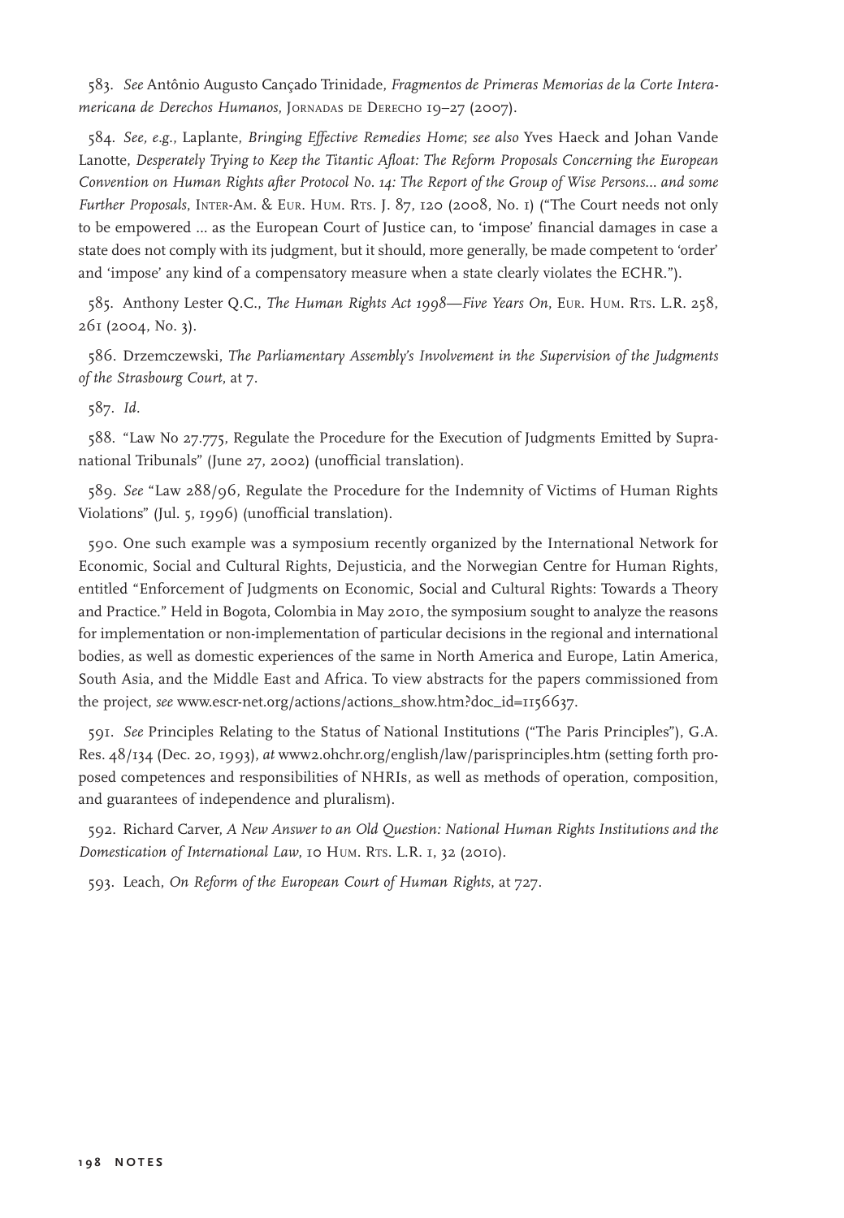583. *See* Antônio Augusto Cançado Trinidade, *Fragmentos de Primeras Memorias de la Corte Interamericana de Derechos Humanos*, Jornadas de Derecho 19–27 (2007).

584. *See, e.g.*, Laplante, *Bringing Effective Remedies Home*; *see also* Yves Haeck and Johan Vande Lanotte, *Desperately Trying to Keep the Titantic Afloat: The Reform Proposals Concerning the European Convention on Human Rights after Protocol No. 14: The Report of the Group of Wise Persons... and some Further Proposals*, Inter-Am. & Eur. Hum. Rts. J. 87, 120 (2008, No. 1) ("The Court needs not only to be empowered ... as the European Court of Justice can, to 'impose' financial damages in case a state does not comply with its judgment, but it should, more generally, be made competent to 'order' and 'impose' any kind of a compensatory measure when a state clearly violates the ECHR.").

585. Anthony Lester Q.C., *The Human Rights Act 1998—Five Years On*, Eur. Hum. Rts. L.R. 258, 261 (2004, No. 3).

586. Drzemczewski, *The Parliamentary Assembly's Involvement in the Supervision of the Judgments of the Strasbourg Court*, at 7.

587. *Id.*

588. "Law No 27.775, Regulate the Procedure for the Execution of Judgments Emitted by Supranational Tribunals" (June 27, 2002) (unofficial translation).

589. *See* "Law 288/96, Regulate the Procedure for the Indemnity of Victims of Human Rights Violations" (Jul. 5, 1996) (unofficial translation).

590. One such example was a symposium recently organized by the International Network for Economic, Social and Cultural Rights, Dejusticia, and the Norwegian Centre for Human Rights, entitled "Enforcement of Judgments on Economic, Social and Cultural Rights: Towards a Theory and Practice." Held in Bogota, Colombia in May 2010, the symposium sought to analyze the reasons for implementation or non-implementation of particular decisions in the regional and international bodies, as well as domestic experiences of the same in North America and Europe, Latin America, South Asia, and the Middle East and Africa. To view abstracts for the papers commissioned from the project, *see* www.escr-net.org/actions/actions_show.htm?doc_id=1156637.

591. *See* Principles Relating to the Status of National Institutions ("The Paris Principles"), G.A. Res. 48/134 (Dec. 20, 1993), *at* www2.ohchr.org/english/law/parisprinciples.htm (setting forth proposed competences and responsibilities of NHRIs, as well as methods of operation, composition, and guarantees of independence and pluralism).

592. Richard Carver, *A New Answer to an Old Question: National Human Rights Institutions and the Domestication of International Law*, 10 Hum. Rts. L.R. 1, 32 (2010).

593. Leach, *On Reform of the European Court of Human Rights*, at 727.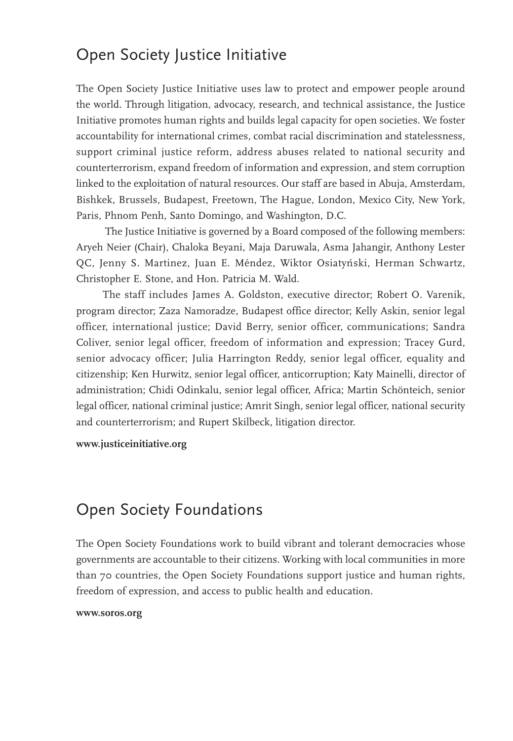## Open Society Justice Initiative

The Open Society Justice Initiative uses law to protect and empower people around the world. Through litigation, advocacy, research, and technical assistance, the Justice Initiative promotes human rights and builds legal capacity for open societies. We foster accountability for international crimes, combat racial discrimination and statelessness, support criminal justice reform, address abuses related to national security and counterterrorism, expand freedom of information and expression, and stem corruption linked to the exploitation of natural resources. Our staff are based in Abuja, Amsterdam, Bishkek, Brussels, Budapest, Freetown, The Hague, London, Mexico City, New York, Paris, Phnom Penh, Santo Domingo, and Washington, D.C.

The Justice Initiative is governed by a Board composed of the following members: Aryeh Neier (Chair), Chaloka Beyani, Maja Daruwala, Asma Jahangir, Anthony Lester QC, Jenny S. Martinez, Juan E. Méndez, Wiktor Osiatyński, Herman Schwartz, Christopher E. Stone, and Hon. Patricia M. Wald.

The staff includes James A. Goldston, executive director; Robert O. Varenik, program director; Zaza Namoradze, Budapest office director; Kelly Askin, senior legal officer, international justice; David Berry, senior officer, communications; Sandra Coliver, senior legal officer, freedom of information and expression; Tracey Gurd, senior advocacy officer; Julia Harrington Reddy, senior legal officer, equality and citizenship; Ken Hurwitz, senior legal officer, anticorruption; Katy Mainelli, director of administration; Chidi Odinkalu, senior legal officer, Africa; Martin Schönteich, senior legal officer, national criminal justice; Amrit Singh, senior legal officer, national security and counterterrorism; and Rupert Skilbeck, litigation director.

**www.justiceinitiative.org**

## Open Society Foundations

The Open Society Foundations work to build vibrant and tolerant democracies whose governments are accountable to their citizens. Working with local communities in more than 70 countries, the Open Society Foundations support justice and human rights, freedom of expression, and access to public health and education.

**www.soros.org**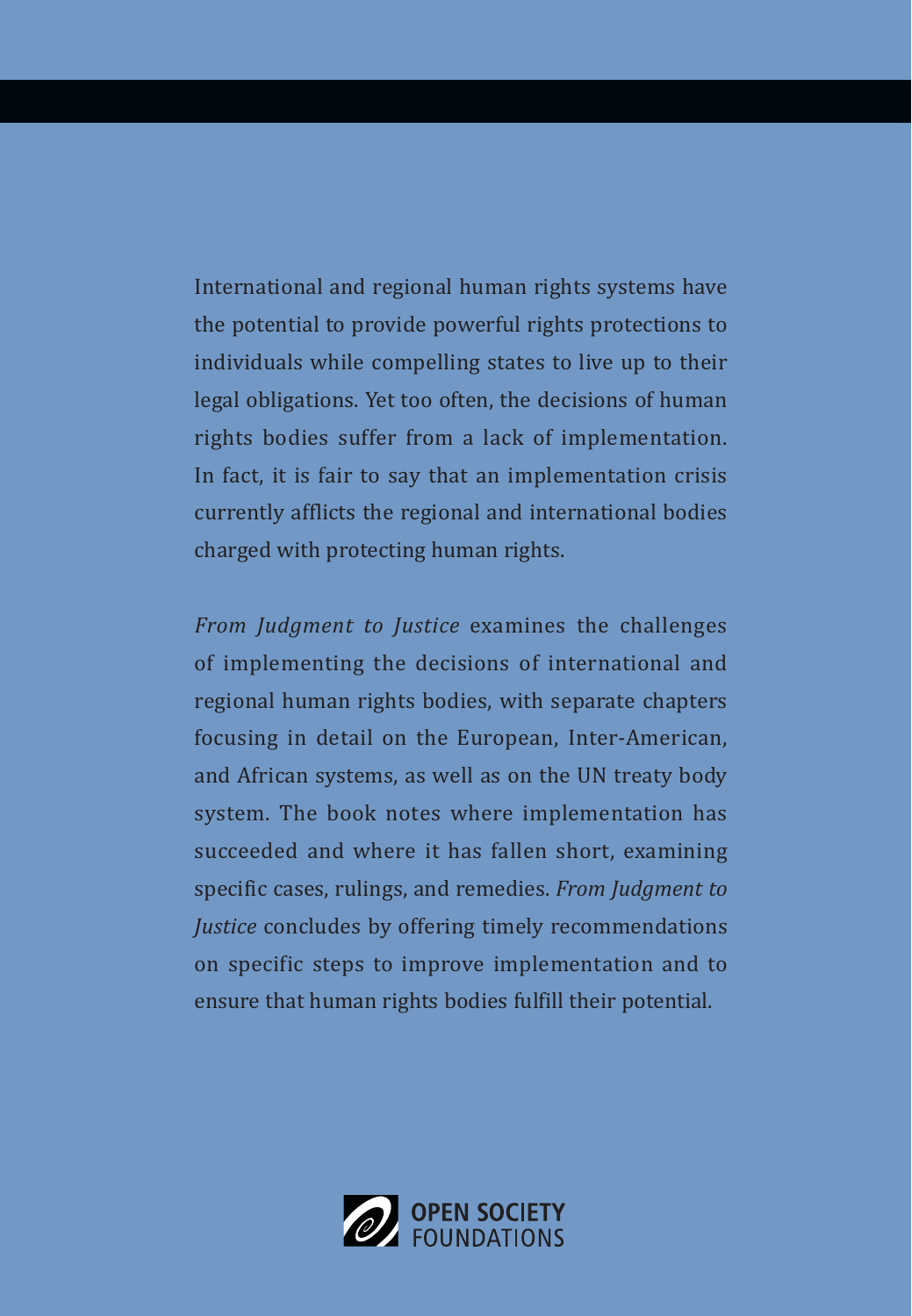International and regional human rights systems have the potential to provide powerful rights protections to individuals while compelling states to live up to their legal obligations. Yet too often, the decisions of human rights bodies suffer from a lack of implementation. In fact, it is fair to say that an implementation crisis currently afflicts the regional and international bodies charged with protecting human rights.

*From Judgment to Justice* examines the challenges of implementing the decisions of international and regional human rights bodies, with separate chapters focusing in detail on the European, Inter-American, and African systems, as well as on the UN treaty body system. The book notes where implementation has succeeded and where it has fallen short, examining specific cases, rulings, and remedies. *From Judgment to Justice* concludes by offering timely recommendations on specific steps to improve implementation and to ensure that human rights bodies fulfill their potential.

OPEN SOCIETY FOUNDATIONS